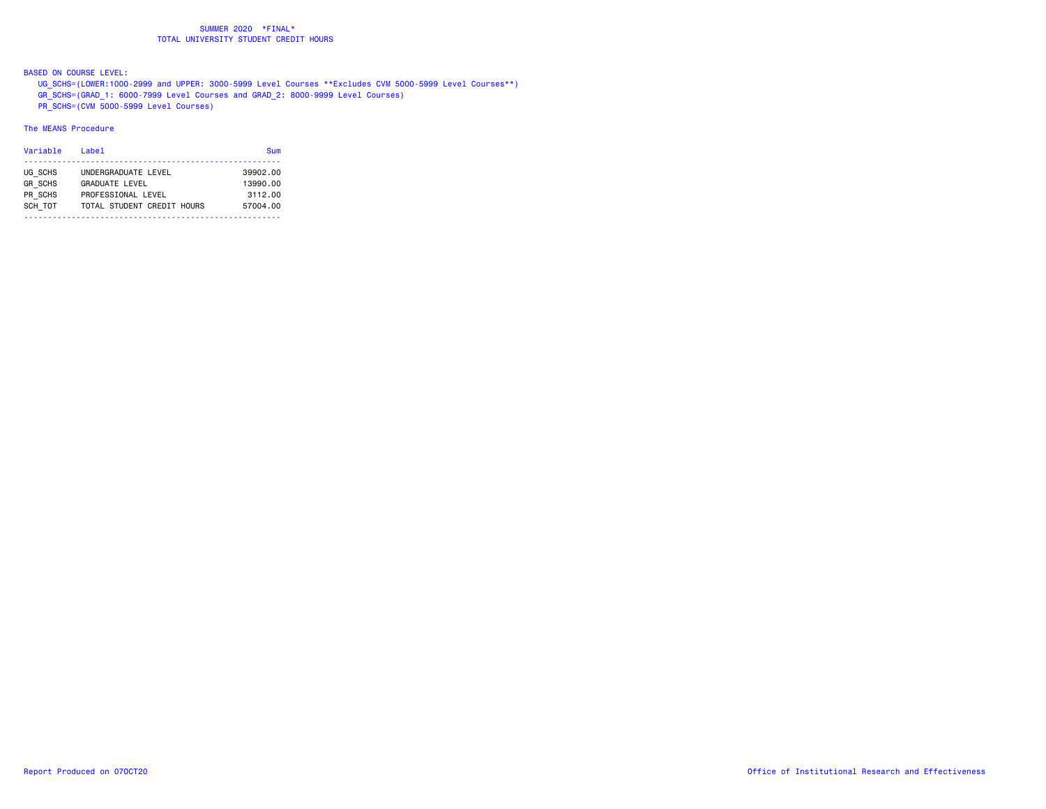# SUMMER 2020 *FINAL*

## TOTAL UNIVERSITY STUDENT CREDIT HOURS

BASED ON COURSE LEVEL:

UG_SCHS=(LOWER:1000-2999 and UPPER: 3000-5999 Level Courses **Excludes CVM 5000-5999 Level Courses**)

GR_SCHS=(GRAD_1: 6000-7999 Level Courses and GRAD_2: 8000-9999 Level Courses)

PR_SCHS=(CVM 5000-5999 Level Courses)

The MEANS Procedure

| Variable | Label | Sum |
|---|---|---|
| UG_SCHS | UNDERGRADUATE LEVEL | 39902.00 |
| GR_SCHS | GRADUATE LEVEL | 13990.00 |
| PR_SCHS | PROFESSIONAL LEVEL | 3112.00 |
| SCH_TOT | TOTAL STUDENT CREDIT HOURS | 57004.00 |

Report Produced on 07OCT20

Office of Institutional Research and Effectiveness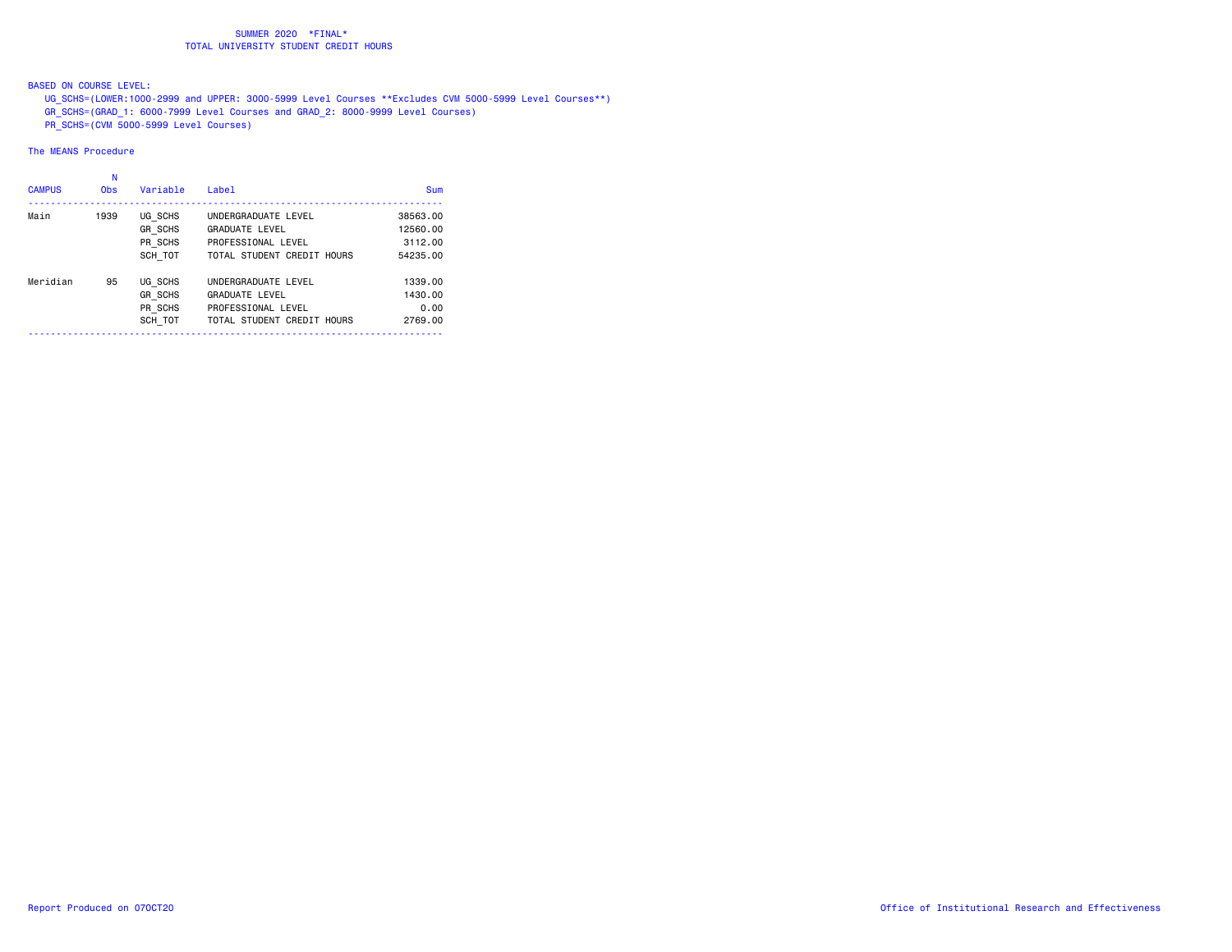SUMMER 2020 *FINAL*
TOTAL UNIVERSITY STUDENT CREDIT HOURS

BASED ON COURSE LEVEL:
UG_SCHS=(LOWER:1000-2999 and UPPER: 3000-5999 Level Courses **Excludes CVM 5000-5999 Level Courses**)
GR_SCHS=(GRAD_1: 6000-7999 Level Courses and GRAD_2: 8000-9999 Level Courses)
PR_SCHS=(CVM 5000-5999 Level Courses)

The MEANS Procedure

| CAMPUS | N Obs | Variable | Label | Sum |
|---|---|---|---|---|
| Main | 1939 | UG_SCHS | UNDERGRADUATE LEVEL | 38563.00 |
| | | GR_SCHS | GRADUATE LEVEL | 12560.00 |
| | | PR_SCHS | PROFESSIONAL LEVEL | 3112.00 |
| | | SCH_TOT | TOTAL STUDENT CREDIT HOURS | 54235.00 |
| Meridian | 95 | UG_SCHS | UNDERGRADUATE LEVEL | 1339.00 |
| | | GR_SCHS | GRADUATE LEVEL | 1430.00 |
| | | PR_SCHS | PROFESSIONAL LEVEL | 0.00 |
| | | SCH_TOT | TOTAL STUDENT CREDIT HOURS | 2769.00 |

Report Produced on 07OCT20

Office of Institutional Research and Effectiveness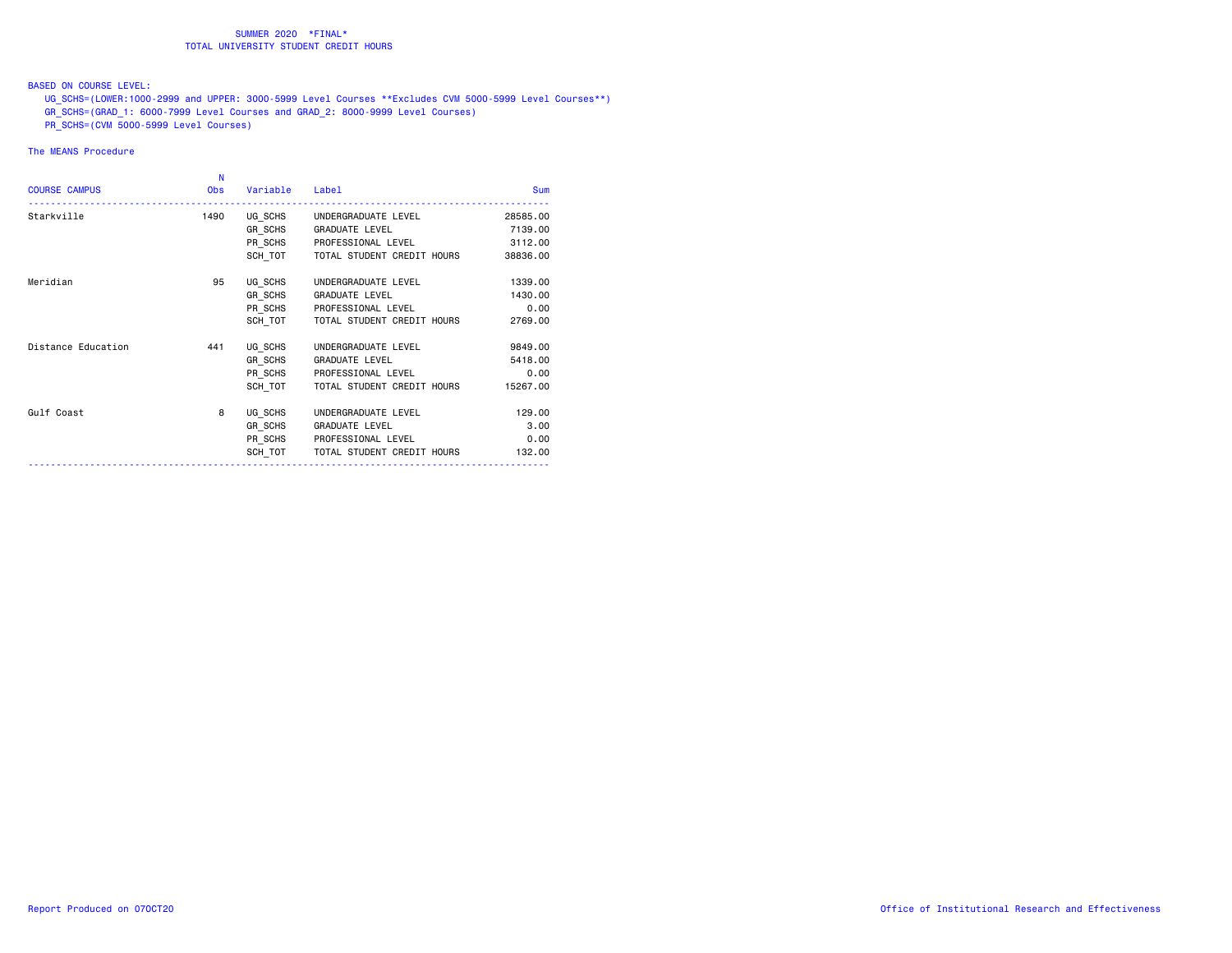# SUMMER 2020 *FINAL*
## TOTAL UNIVERSITY STUDENT CREDIT HOURS

BASED ON COURSE LEVEL:

UG_SCHS=(LOWER:1000-2999 and UPPER: 3000-5999 Level Courses **Excludes CVM 5000-5999 Level Courses**)
GR_SCHS=(GRAD_1: 6000-7999 Level Courses and GRAD_2: 8000-9999 Level Courses)
PR_SCHS=(CVM 5000-5999 Level Courses)

The MEANS Procedure

| COURSE CAMPUS | N Obs | Variable | Label | Sum |
|---|---|---|---|---|
| Starkville | 1490 | UG_SCHS | UNDERGRADUATE LEVEL | 28585.00 |
| | | GR_SCHS | GRADUATE LEVEL | 7139.00 |
| | | PR_SCHS | PROFESSIONAL LEVEL | 3112.00 |
| | | SCH_TOT | TOTAL STUDENT CREDIT HOURS | 38836.00 |
| Meridian | 95 | UG_SCHS | UNDERGRADUATE LEVEL | 1339.00 |
| | | GR_SCHS | GRADUATE LEVEL | 1430.00 |
| | | PR_SCHS | PROFESSIONAL LEVEL | 0.00 |
| | | SCH_TOT | TOTAL STUDENT CREDIT HOURS | 2769.00 |
| Distance Education | 441 | UG_SCHS | UNDERGRADUATE LEVEL | 9849.00 |
| | | GR_SCHS | GRADUATE LEVEL | 5418.00 |
| | | PR_SCHS | PROFESSIONAL LEVEL | 0.00 |
| | | SCH_TOT | TOTAL STUDENT CREDIT HOURS | 15267.00 |
| Gulf Coast | 8 | UG_SCHS | UNDERGRADUATE LEVEL | 129.00 |
| | | GR_SCHS | GRADUATE LEVEL | 3.00 |
| | | PR_SCHS | PROFESSIONAL LEVEL | 0.00 |
| | | SCH_TOT | TOTAL STUDENT CREDIT HOURS | 132.00 |

Report Produced on 07OCT20

Office of Institutional Research and Effectiveness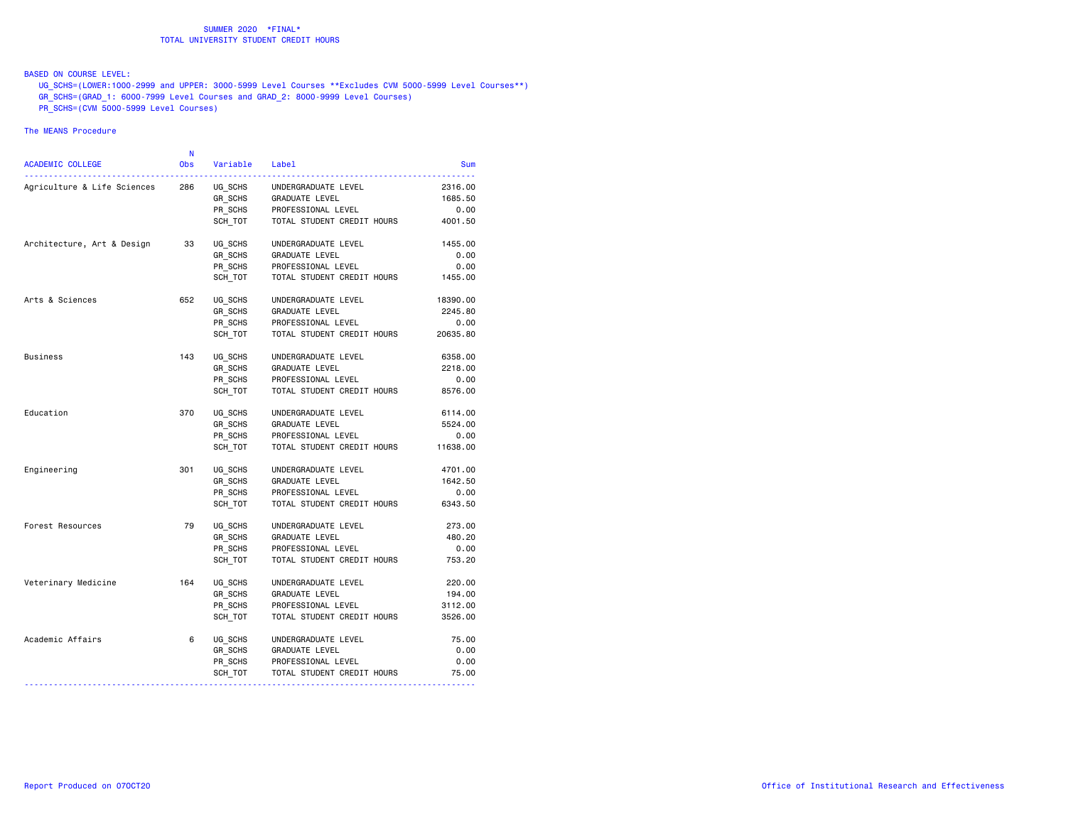SUMMER 2020 *FINAL*
TOTAL UNIVERSITY STUDENT CREDIT HOURS

BASED ON COURSE LEVEL:
UG_SCHS=(LOWER:1000-2999 and UPPER: 3000-5999 Level Courses **Excludes CVM 5000-5999 Level Courses**)
GR_SCHS=(GRAD_1: 6000-7999 Level Courses and GRAD_2: 8000-9999 Level Courses)
PR_SCHS=(CVM 5000-5999 Level Courses)

The MEANS Procedure

| ACADEMIC COLLEGE | N Obs | Variable | Label | Sum |
|---|---|---|---|---|
| Agriculture & Life Sciences | 286 | UG_SCHS | UNDERGRADUATE LEVEL | 2316.00 |
| | | GR_SCHS | GRADUATE LEVEL | 1685.50 |
| | | PR_SCHS | PROFESSIONAL LEVEL | 0.00 |
| | | SCH_TOT | TOTAL STUDENT CREDIT HOURS | 4001.50 |
| Architecture, Art & Design | 33 | UG_SCHS | UNDERGRADUATE LEVEL | 1455.00 |
| | | GR_SCHS | GRADUATE LEVEL | 0.00 |
| | | PR_SCHS | PROFESSIONAL LEVEL | 0.00 |
| | | SCH_TOT | TOTAL STUDENT CREDIT HOURS | 1455.00 |
| Arts & Sciences | 652 | UG_SCHS | UNDERGRADUATE LEVEL | 18390.00 |
| | | GR_SCHS | GRADUATE LEVEL | 2245.80 |
| | | PR_SCHS | PROFESSIONAL LEVEL | 0.00 |
| | | SCH_TOT | TOTAL STUDENT CREDIT HOURS | 20635.80 |
| Business | 143 | UG_SCHS | UNDERGRADUATE LEVEL | 6358.00 |
| | | GR_SCHS | GRADUATE LEVEL | 2218.00 |
| | | PR_SCHS | PROFESSIONAL LEVEL | 0.00 |
| | | SCH_TOT | TOTAL STUDENT CREDIT HOURS | 8576.00 |
| Education | 370 | UG_SCHS | UNDERGRADUATE LEVEL | 6114.00 |
| | | GR_SCHS | GRADUATE LEVEL | 5524.00 |
| | | PR_SCHS | PROFESSIONAL LEVEL | 0.00 |
| | | SCH_TOT | TOTAL STUDENT CREDIT HOURS | 11638.00 |
| Engineering | 301 | UG_SCHS | UNDERGRADUATE LEVEL | 4701.00 |
| | | GR_SCHS | GRADUATE LEVEL | 1642.50 |
| | | PR_SCHS | PROFESSIONAL LEVEL | 0.00 |
| | | SCH_TOT | TOTAL STUDENT CREDIT HOURS | 6343.50 |
| Forest Resources | 79 | UG_SCHS | UNDERGRADUATE LEVEL | 273.00 |
| | | GR_SCHS | GRADUATE LEVEL | 480.20 |
| | | PR_SCHS | PROFESSIONAL LEVEL | 0.00 |
| | | SCH_TOT | TOTAL STUDENT CREDIT HOURS | 753.20 |
| Veterinary Medicine | 164 | UG_SCHS | UNDERGRADUATE LEVEL | 220.00 |
| | | GR_SCHS | GRADUATE LEVEL | 194.00 |
| | | PR_SCHS | PROFESSIONAL LEVEL | 3112.00 |
| | | SCH_TOT | TOTAL STUDENT CREDIT HOURS | 3526.00 |
| Academic Affairs | 6 | UG_SCHS | UNDERGRADUATE LEVEL | 75.00 |
| | | GR_SCHS | GRADUATE LEVEL | 0.00 |
| | | PR_SCHS | PROFESSIONAL LEVEL | 0.00 |
| | | SCH_TOT | TOTAL STUDENT CREDIT HOURS | 75.00 |

Report Produced on 07OCT20

Office of Institutional Research and Effectiveness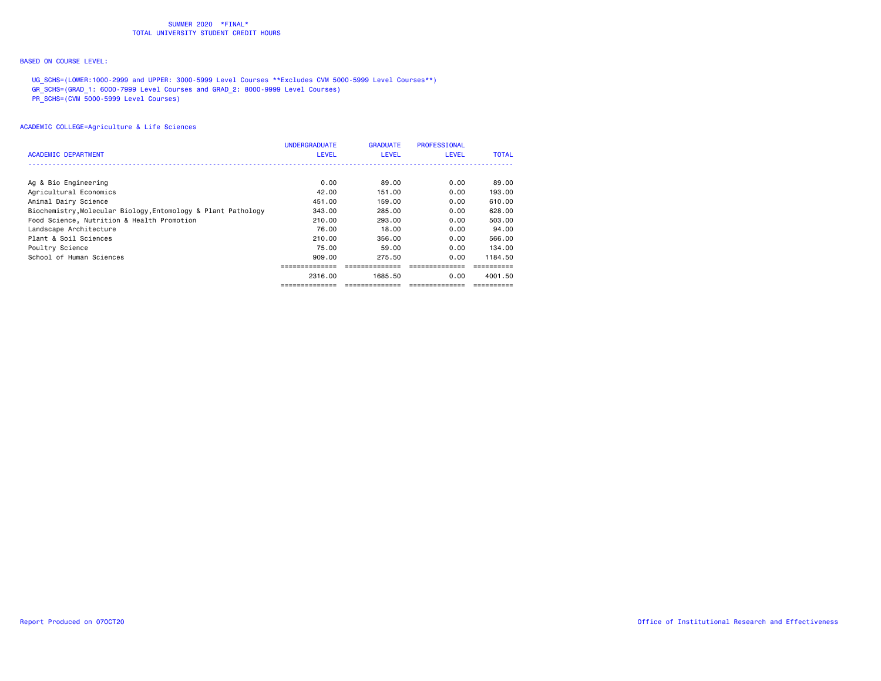SUMMER 2020 *FINAL*
TOTAL UNIVERSITY STUDENT CREDIT HOURS

BASED ON COURSE LEVEL:

UG_SCHS=(LOWER:1000-2999 and UPPER: 3000-5999 Level Courses **Excludes CVM 5000-5999 Level Courses**)
GR_SCHS=(GRAD_1: 6000-7999 Level Courses and GRAD_2: 8000-9999 Level Courses)
PR_SCHS=(CVM 5000-5999 Level Courses)

ACADEMIC COLLEGE=Agriculture & Life Sciences

| ACADEMIC DEPARTMENT | UNDERGRADUATE LEVEL | GRADUATE LEVEL | PROFESSIONAL LEVEL | TOTAL |
|---|---|---|---|---|
| Ag & Bio Engineering | 0.00 | 89.00 | 0.00 | 89.00 |
| Agricultural Economics | 42.00 | 151.00 | 0.00 | 193.00 |
| Animal Dairy Science | 451.00 | 159.00 | 0.00 | 610.00 |
| Biochemistry,Molecular Biology,Entomology & Plant Pathology | 343.00 | 285.00 | 0.00 | 628.00 |
| Food Science, Nutrition & Health Promotion | 210.00 | 293.00 | 0.00 | 503.00 |
| Landscape Architecture | 76.00 | 18.00 | 0.00 | 94.00 |
| Plant & Soil Sciences | 210.00 | 356.00 | 0.00 | 566.00 |
| Poultry Science | 75.00 | 59.00 | 0.00 | 134.00 |
| School of Human Sciences | 909.00 | 275.50 | 0.00 | 1184.50 |
| | 2316.00 | 1685.50 | 0.00 | 4001.50 |

Report Produced on 07OCT20

Office of Institutional Research and Effectiveness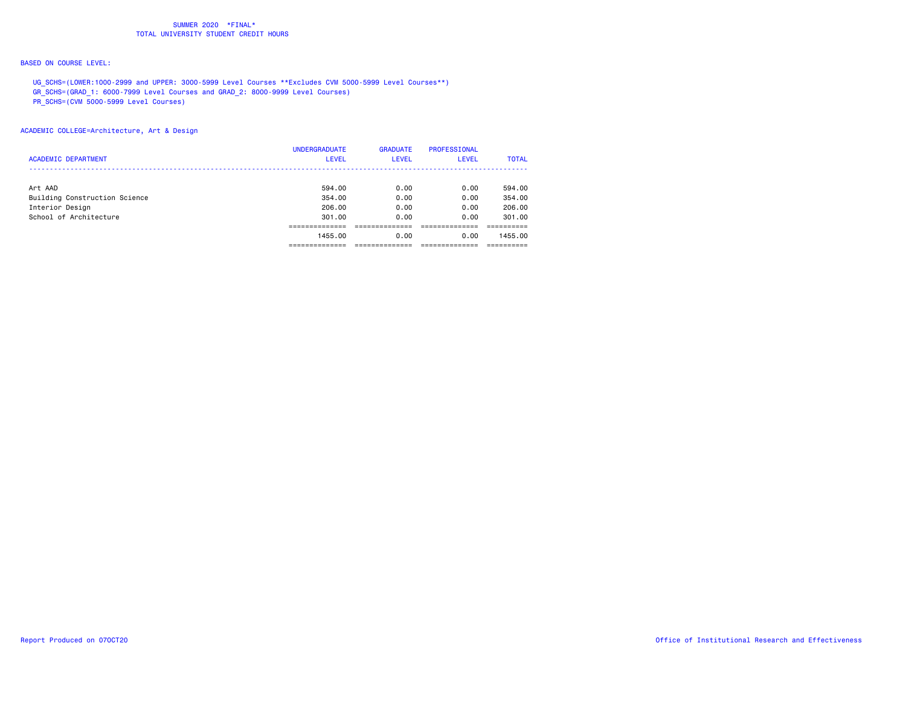SUMMER 2020 *FINAL*
TOTAL UNIVERSITY STUDENT CREDIT HOURS

BASED ON COURSE LEVEL:

UG_SCHS=(LOWER:1000-2999 and UPPER: 3000-5999 Level Courses **Excludes CVM 5000-5999 Level Courses**)
GR_SCHS=(GRAD_1: 6000-7999 Level Courses and GRAD_2: 8000-9999 Level Courses)
PR_SCHS=(CVM 5000-5999 Level Courses)

ACADEMIC COLLEGE=Architecture, Art & Design

| ACADEMIC DEPARTMENT | UNDERGRADUATE LEVEL | GRADUATE LEVEL | PROFESSIONAL LEVEL | TOTAL |
|---|---|---|---|---|
| Art AAD | 594.00 | 0.00 | 0.00 | 594.00 |
| Building Construction Science | 354.00 | 0.00 | 0.00 | 354.00 |
| Interior Design | 206.00 | 0.00 | 0.00 | 206.00 |
| School of Architecture | 301.00 | 0.00 | 0.00 | 301.00 |
| | 1455.00 | 0.00 | 0.00 | 1455.00 |

Report Produced on 07OCT20

Office of Institutional Research and Effectiveness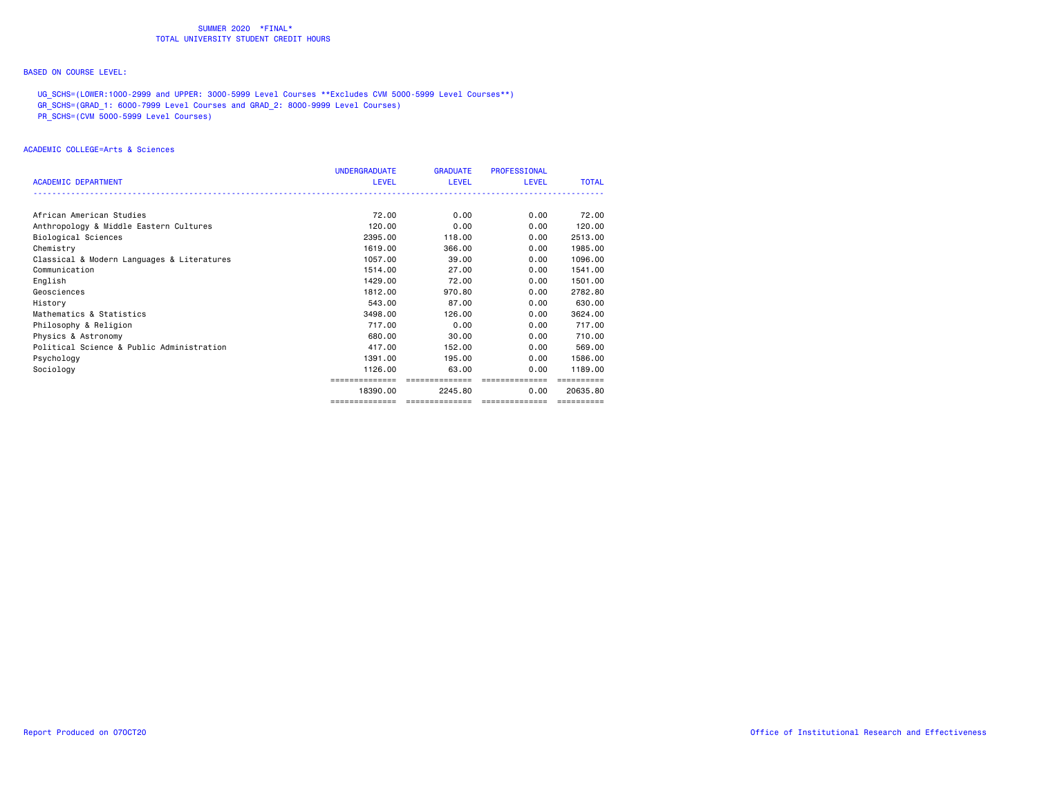SUMMER 2020 *FINAL*
TOTAL UNIVERSITY STUDENT CREDIT HOURS

BASED ON COURSE LEVEL:

UG_SCHS=(LOWER:1000-2999 and UPPER: 3000-5999 Level Courses **Excludes CVM 5000-5999 Level Courses**)
GR_SCHS=(GRAD_1: 6000-7999 Level Courses and GRAD_2: 8000-9999 Level Courses)
PR_SCHS=(CVM 5000-5999 Level Courses)

ACADEMIC COLLEGE=Arts & Sciences

| ACADEMIC DEPARTMENT | UNDERGRADUATE LEVEL | GRADUATE LEVEL | PROFESSIONAL LEVEL | TOTAL |
|---|---|---|---|---|
| African American Studies | 72.00 | 0.00 | 0.00 | 72.00 |
| Anthropology & Middle Eastern Cultures | 120.00 | 0.00 | 0.00 | 120.00 |
| Biological Sciences | 2395.00 | 118.00 | 0.00 | 2513.00 |
| Chemistry | 1619.00 | 366.00 | 0.00 | 1985.00 |
| Classical & Modern Languages & Literatures | 1057.00 | 39.00 | 0.00 | 1096.00 |
| Communication | 1514.00 | 27.00 | 0.00 | 1541.00 |
| English | 1429.00 | 72.00 | 0.00 | 1501.00 |
| Geosciences | 1812.00 | 970.80 | 0.00 | 2782.80 |
| History | 543.00 | 87.00 | 0.00 | 630.00 |
| Mathematics & Statistics | 3498.00 | 126.00 | 0.00 | 3624.00 |
| Philosophy & Religion | 717.00 | 0.00 | 0.00 | 717.00 |
| Physics & Astronomy | 680.00 | 30.00 | 0.00 | 710.00 |
| Political Science & Public Administration | 417.00 | 152.00 | 0.00 | 569.00 |
| Psychology | 1391.00 | 195.00 | 0.00 | 1586.00 |
| Sociology | 1126.00 | 63.00 | 0.00 | 1189.00 |
| | 18390.00 | 2245.80 | 0.00 | 20635.80 |

Report Produced on 07OCT20

Office of Institutional Research and Effectiveness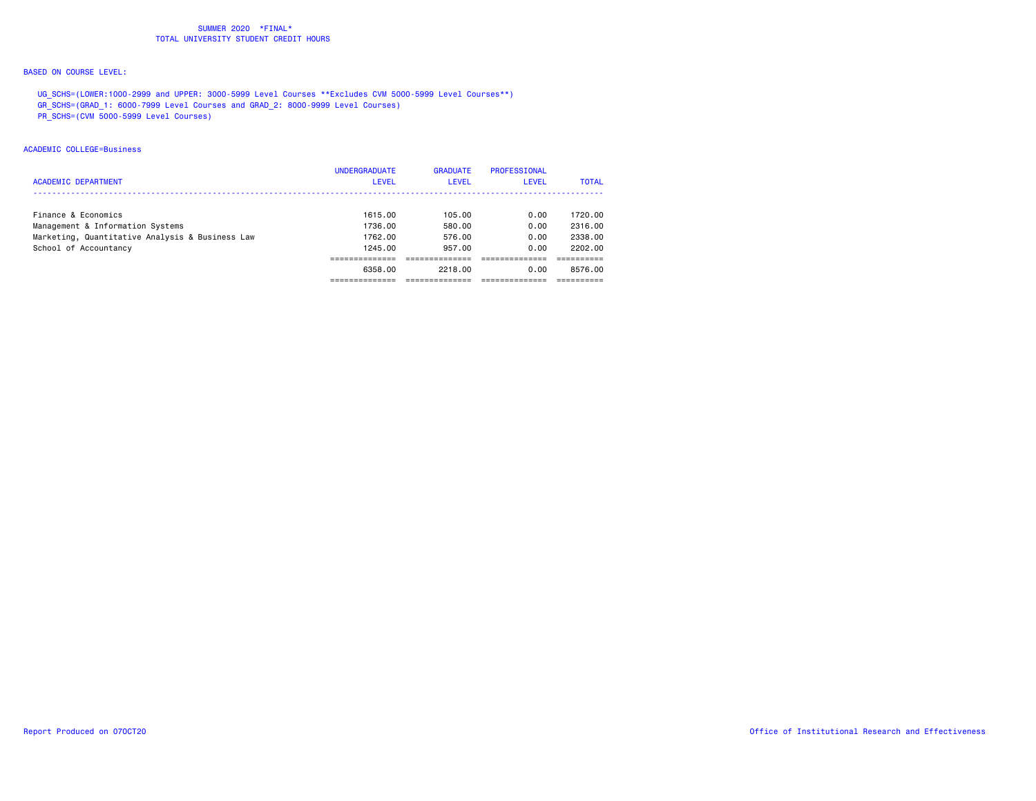SUMMER 2020 *FINAL*
TOTAL UNIVERSITY STUDENT CREDIT HOURS

BASED ON COURSE LEVEL:

UG_SCHS=(LOWER:1000-2999 and UPPER: 3000-5999 Level Courses **Excludes CVM 5000-5999 Level Courses**)
GR_SCHS=(GRAD_1: 6000-7999 Level Courses and GRAD_2: 8000-9999 Level Courses)
PR_SCHS=(CVM 5000-5999 Level Courses)

ACADEMIC COLLEGE=Business

| ACADEMIC DEPARTMENT | UNDERGRADUATE LEVEL | GRADUATE LEVEL | PROFESSIONAL LEVEL | TOTAL |
|---|---|---|---|---|
| Finance & Economics | 1615.00 | 105.00 | 0.00 | 1720.00 |
| Management & Information Systems | 1736.00 | 580.00 | 0.00 | 2316.00 |
| Marketing, Quantitative Analysis & Business Law | 1762.00 | 576.00 | 0.00 | 2338.00 |
| School of Accountancy | 1245.00 | 957.00 | 0.00 | 2202.00 |
| | 6358.00 | 2218.00 | 0.00 | 8576.00 |

Report Produced on 07OCT20

Office of Institutional Research and Effectiveness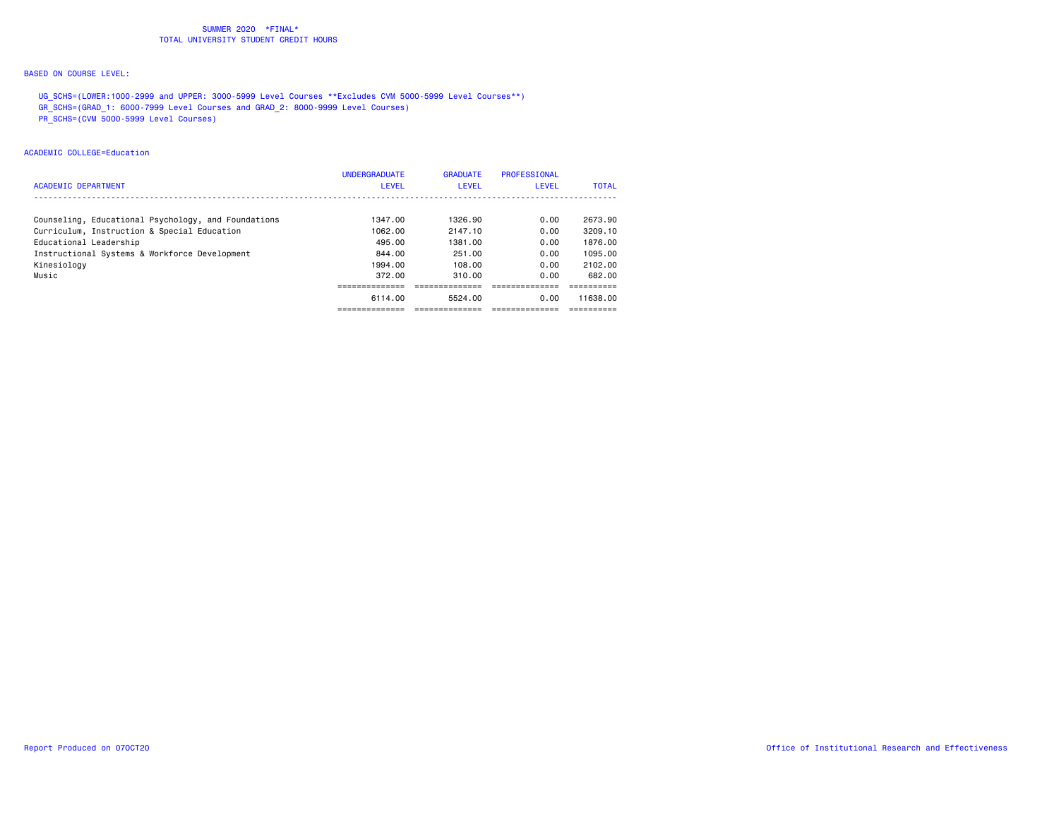SUMMER 2020 *FINAL*
TOTAL UNIVERSITY STUDENT CREDIT HOURS

BASED ON COURSE LEVEL:

UG_SCHS=(LOWER:1000-2999 and UPPER: 3000-5999 Level Courses **Excludes CVM 5000-5999 Level Courses**)
GR_SCHS=(GRAD_1: 6000-7999 Level Courses and GRAD_2: 8000-9999 Level Courses)
PR_SCHS=(CVM 5000-5999 Level Courses)

ACADEMIC COLLEGE=Education

| ACADEMIC DEPARTMENT | UNDERGRADUATE LEVEL | GRADUATE LEVEL | PROFESSIONAL LEVEL | TOTAL |
|---|---|---|---|---|
| Counseling, Educational Psychology, and Foundations | 1347.00 | 1326.90 | 0.00 | 2673.90 |
| Curriculum, Instruction & Special Education | 1062.00 | 2147.10 | 0.00 | 3209.10 |
| Educational Leadership | 495.00 | 1381.00 | 0.00 | 1876.00 |
| Instructional Systems & Workforce Development | 844.00 | 251.00 | 0.00 | 1095.00 |
| Kinesiology | 1994.00 | 108.00 | 0.00 | 2102.00 |
| Music | 372.00 | 310.00 | 0.00 | 682.00 |
| | 6114.00 | 5524.00 | 0.00 | 11638.00 |

Report Produced on 07OCT20

Office of Institutional Research and Effectiveness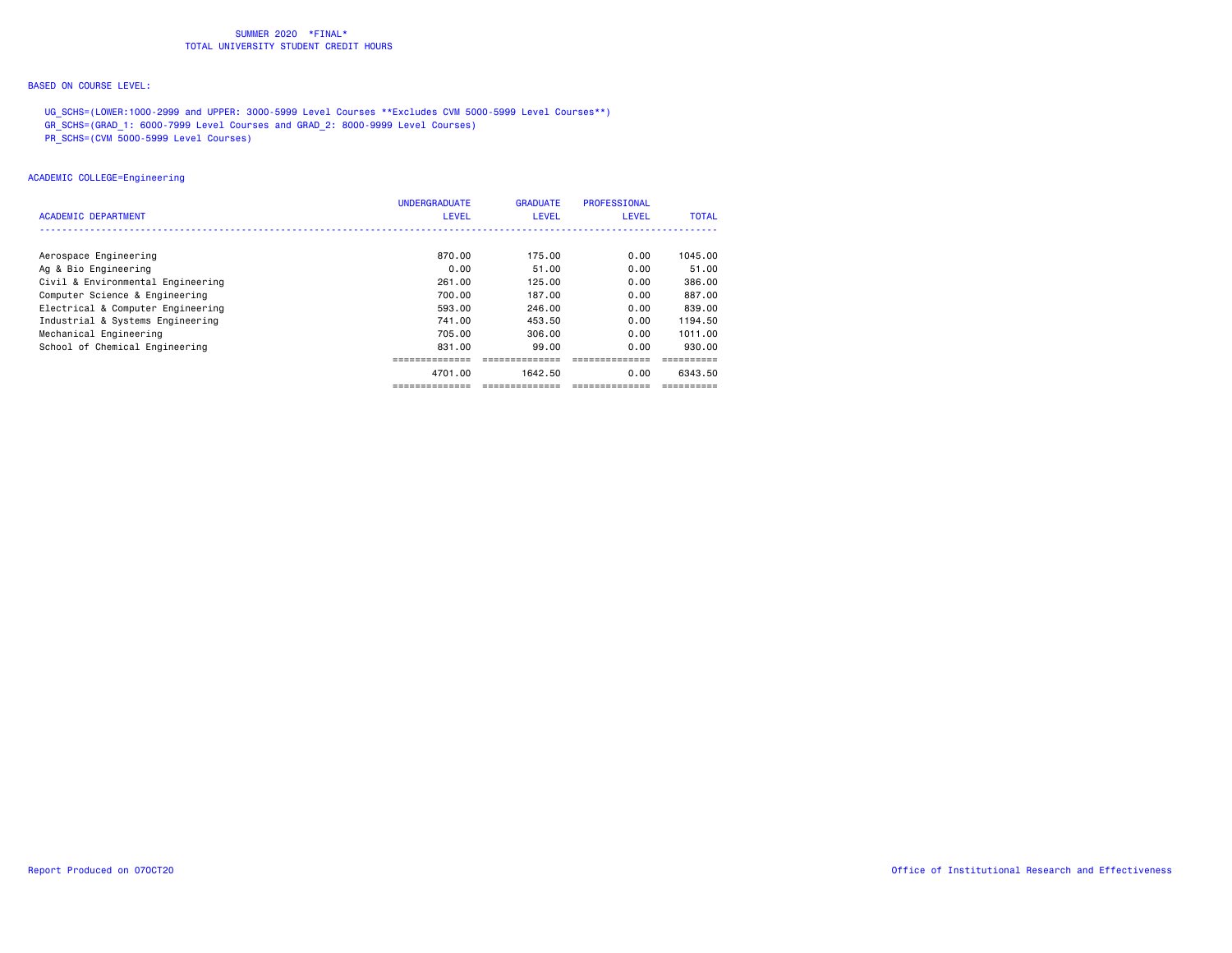SUMMER 2020 *FINAL*
TOTAL UNIVERSITY STUDENT CREDIT HOURS

BASED ON COURSE LEVEL:

UG_SCHS=(LOWER:1000-2999 and UPPER: 3000-5999 Level Courses **Excludes CVM 5000-5999 Level Courses**)
GR_SCHS=(GRAD_1: 6000-7999 Level Courses and GRAD_2: 8000-9999 Level Courses)
PR_SCHS=(CVM 5000-5999 Level Courses)

ACADEMIC COLLEGE=Engineering

| ACADEMIC DEPARTMENT | UNDERGRADUATE LEVEL | GRADUATE LEVEL | PROFESSIONAL LEVEL | TOTAL |
|---|---|---|---|---|
| Aerospace Engineering | 870.00 | 175.00 | 0.00 | 1045.00 |
| Ag & Bio Engineering | 0.00 | 51.00 | 0.00 | 51.00 |
| Civil & Environmental Engineering | 261.00 | 125.00 | 0.00 | 386.00 |
| Computer Science & Engineering | 700.00 | 187.00 | 0.00 | 887.00 |
| Electrical & Computer Engineering | 593.00 | 246.00 | 0.00 | 839.00 |
| Industrial & Systems Engineering | 741.00 | 453.50 | 0.00 | 1194.50 |
| Mechanical Engineering | 705.00 | 306.00 | 0.00 | 1011.00 |
| School of Chemical Engineering | 831.00 | 99.00 | 0.00 | 930.00 |
| | 4701.00 | 1642.50 | 0.00 | 6343.50 |

Report Produced on 07OCT20

Office of Institutional Research and Effectiveness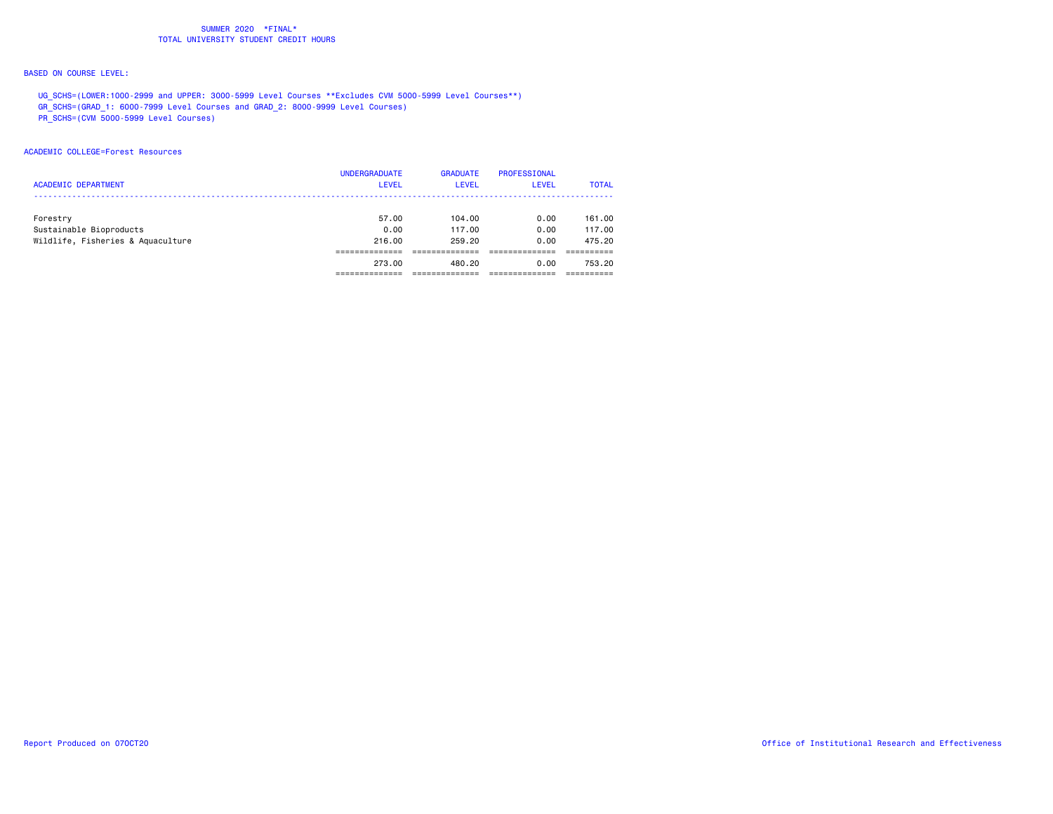SUMMER 2020 *FINAL*
TOTAL UNIVERSITY STUDENT CREDIT HOURS

BASED ON COURSE LEVEL:

UG_SCHS=(LOWER:1000-2999 and UPPER: 3000-5999 Level Courses **Excludes CVM 5000-5999 Level Courses**)
GR_SCHS=(GRAD_1: 6000-7999 Level Courses and GRAD_2: 8000-9999 Level Courses)
PR_SCHS=(CVM 5000-5999 Level Courses)

ACADEMIC COLLEGE=Forest Resources

| ACADEMIC DEPARTMENT | UNDERGRADUATE LEVEL | GRADUATE LEVEL | PROFESSIONAL LEVEL | TOTAL |
|---|---|---|---|---|
| Forestry | 57.00 | 104.00 | 0.00 | 161.00 |
| Sustainable Bioproducts | 0.00 | 117.00 | 0.00 | 117.00 |
| Wildlife, Fisheries & Aquaculture | 216.00 | 259.20 | 0.00 | 475.20 |
| | 273.00 | 480.20 | 0.00 | 753.20 |

Report Produced on 07OCT20

Office of Institutional Research and Effectiveness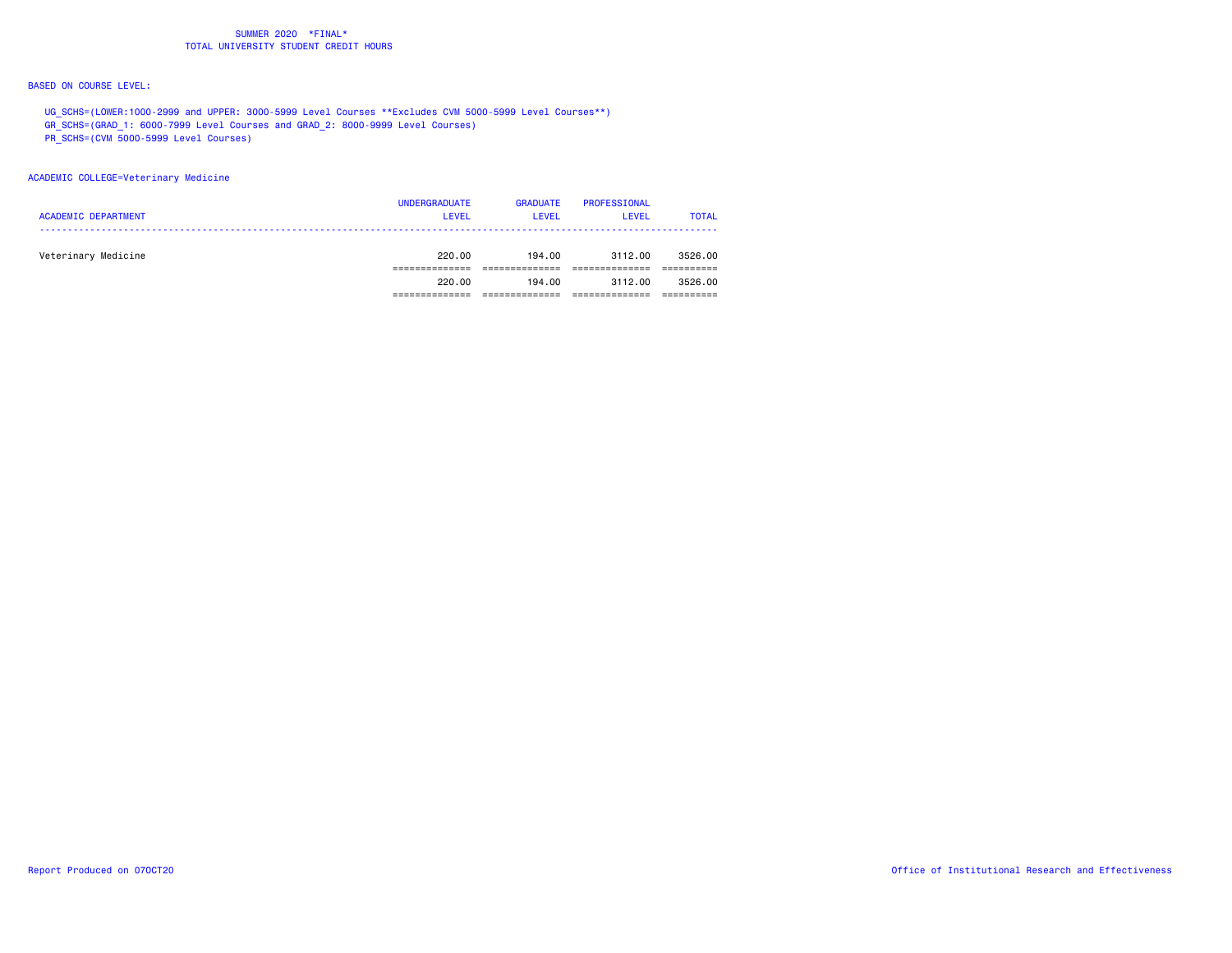SUMMER 2020 *FINAL*
TOTAL UNIVERSITY STUDENT CREDIT HOURS

BASED ON COURSE LEVEL:

UG_SCHS=(LOWER:1000-2999 and UPPER: 3000-5999 Level Courses **Excludes CVM 5000-5999 Level Courses**)
GR_SCHS=(GRAD_1: 6000-7999 Level Courses and GRAD_2: 8000-9999 Level Courses)
PR_SCHS=(CVM 5000-5999 Level Courses)

ACADEMIC COLLEGE=Veterinary Medicine

| ACADEMIC DEPARTMENT | UNDERGRADUATE LEVEL | GRADUATE LEVEL | PROFESSIONAL LEVEL | TOTAL |
|---|---|---|---|---|
| Veterinary Medicine | 220.00 | 194.00 | 3112.00 | 3526.00 |
| | 220.00 | 194.00 | 3112.00 | 3526.00 |

Report Produced on 07OCT20

Office of Institutional Research and Effectiveness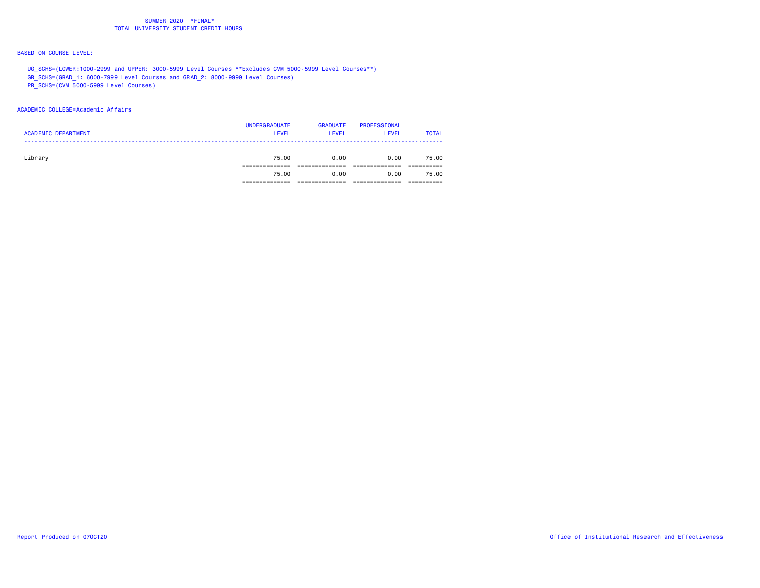SUMMER 2020 *FINAL*
TOTAL UNIVERSITY STUDENT CREDIT HOURS

BASED ON COURSE LEVEL:

UG_SCHS=(LOWER:1000-2999 and UPPER: 3000-5999 Level Courses **Excludes CVM 5000-5999 Level Courses**)
GR_SCHS=(GRAD_1: 6000-7999 Level Courses and GRAD_2: 8000-9999 Level Courses)
PR_SCHS=(CVM 5000-5999 Level Courses)

ACADEMIC COLLEGE=Academic Affairs

| ACADEMIC DEPARTMENT | UNDERGRADUATE LEVEL | GRADUATE LEVEL | PROFESSIONAL LEVEL | TOTAL |
|---|---|---|---|---|
| Library | 75.00 | 0.00 | 0.00 | 75.00 |
| | 75.00 | 0.00 | 0.00 | 75.00 |

Report Produced on 07OCT20

Office of Institutional Research and Effectiveness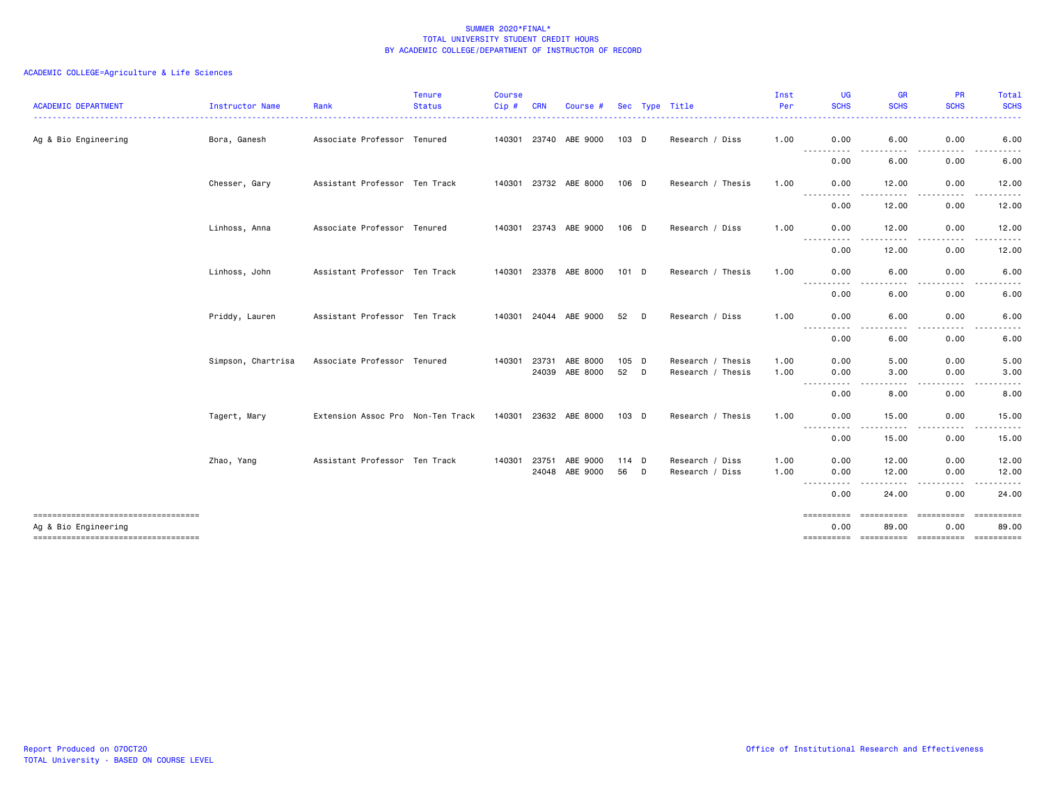SUMMER 2020*FINAL*
TOTAL UNIVERSITY STUDENT CREDIT HOURS
BY ACADEMIC COLLEGE/DEPARTMENT OF INSTRUCTOR OF RECORD

ACADEMIC COLLEGE=Agriculture & Life Sciences

| ACADEMIC DEPARTMENT | Instructor Name | Rank | Tenure Status | Course Cip # | CRN | Course # | Sec | Type | Title | Inst Per | UG SCHS | GR SCHS | PR SCHS | Total SCHS |
|---|---|---|---|---|---|---|---|---|---|---|---|---|---|---|
| Ag & Bio Engineering | Bora, Ganesh | Associate Professor | Tenured | 140301 | 23740 | ABE 9000 | 103 | D | Research / Diss | 1.00 | 0.00 | 6.00 | 0.00 | 6.00 |
| | | | | | | | | | | | 0.00 | 6.00 | 0.00 | 6.00 |
| | Chesser, Gary | Assistant Professor | Ten Track | 140301 | 23732 | ABE 8000 | 106 | D | Research / Thesis | 1.00 | 0.00 | 12.00 | 0.00 | 12.00 |
| | | | | | | | | | | | 0.00 | 12.00 | 0.00 | 12.00 |
| | Linhoss, Anna | Associate Professor | Tenured | 140301 | 23743 | ABE 9000 | 106 | D | Research / Diss | 1.00 | 0.00 | 12.00 | 0.00 | 12.00 |
| | | | | | | | | | | | 0.00 | 12.00 | 0.00 | 12.00 |
| | Linhoss, John | Assistant Professor | Ten Track | 140301 | 23378 | ABE 8000 | 101 | D | Research / Thesis | 1.00 | 0.00 | 6.00 | 0.00 | 6.00 |
| | | | | | | | | | | | 0.00 | 6.00 | 0.00 | 6.00 |
| | Priddy, Lauren | Assistant Professor | Ten Track | 140301 | 24044 | ABE 9000 | 52 | D | Research / Diss | 1.00 | 0.00 | 6.00 | 0.00 | 6.00 |
| | | | | | | | | | | | 0.00 | 6.00 | 0.00 | 6.00 |
| | Simpson, Chartrisa | Associate Professor | Tenured | 140301 | 23731 | ABE 8000 | 105 | D | Research / Thesis | 1.00 | 0.00 | 5.00 | 0.00 | 5.00 |
| | | | | | 24039 | ABE 8000 | 52 | D | Research / Thesis | 1.00 | 0.00 | 3.00 | 0.00 | 3.00 |
| | | | | | | | | | | | 0.00 | 8.00 | 0.00 | 8.00 |
| | Tagert, Mary | Extension Assoc Pro | Non-Ten Track | 140301 | 23632 | ABE 8000 | 103 | D | Research / Thesis | 1.00 | 0.00 | 15.00 | 0.00 | 15.00 |
| | | | | | | | | | | | 0.00 | 15.00 | 0.00 | 15.00 |
| | Zhao, Yang | Assistant Professor | Ten Track | 140301 | 23751 | ABE 9000 | 114 | D | Research / Diss | 1.00 | 0.00 | 12.00 | 0.00 | 12.00 |
| | | | | | 24048 | ABE 9000 | 56 | D | Research / Diss | 1.00 | 0.00 | 12.00 | 0.00 | 12.00 |
| | | | | | | | | | | | 0.00 | 24.00 | 0.00 | 24.00 |
| Ag & Bio Engineering | | | | | | | | | | | 0.00 | 89.00 | 0.00 | 89.00 |

Report Produced on 07OCT20
TOTAL University - BASED ON COURSE LEVEL

Office of Institutional Research and Effectiveness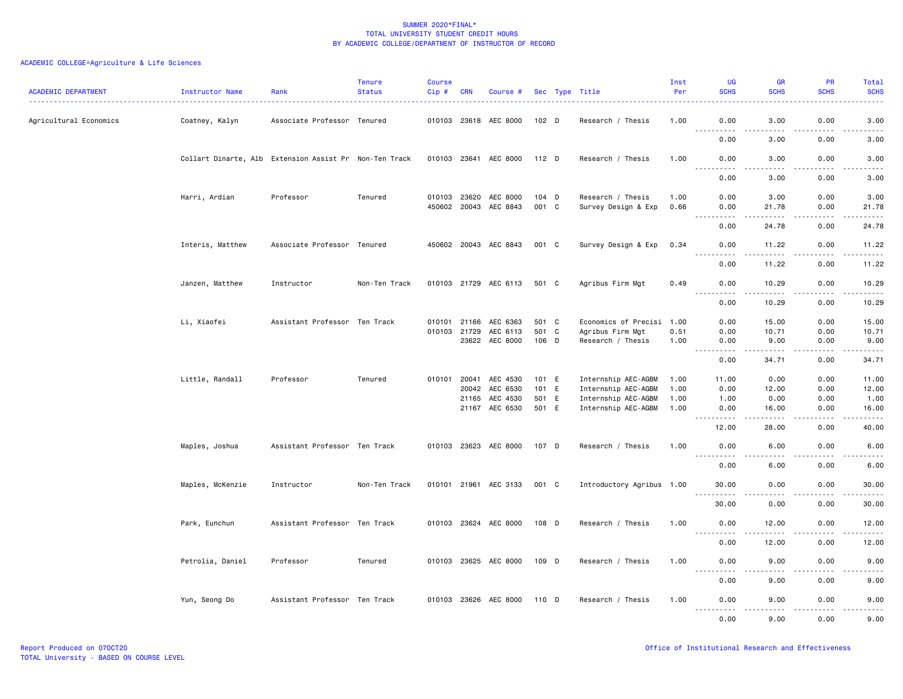SUMMER 2020*FINAL*
TOTAL UNIVERSITY STUDENT CREDIT HOURS
BY ACADEMIC COLLEGE/DEPARTMENT OF INSTRUCTOR OF RECORD

ACADEMIC COLLEGE=Agriculture & Life Sciences

| ACADEMIC DEPARTMENT | Instructor Name | Rank | Tenure Status | Course Cip # | CRN | Course # | Sec | Type | Title | Inst Per | UG SCHS | GR SCHS | PR SCHS | Total SCHS |
|---|---|---|---|---|---|---|---|---|---|---|---|---|---|---|
| Agricultural Economics | Coatney, Kalyn | Associate Professor | Tenured | 010103 | 23618 | AEC 8000 | 102 | D | Research / Thesis | 1.00 | 0.00 | 3.00 | 0.00 | 3.00 |
| | | | | | | | | | | | 0.00 | 3.00 | 0.00 | 3.00 |
| | Collart Dinarte, Alb | Extension Assist Pr | Non-Ten Track | 010103 | 23641 | AEC 8000 | 112 | D | Research / Thesis | 1.00 | 0.00 | 3.00 | 0.00 | 3.00 |
| | | | | | | | | | | | 0.00 | 3.00 | 0.00 | 3.00 |
| | Harri, Ardian | Professor | Tenured | 010103 | 23620 | AEC 8000 | 104 | D | Research / Thesis | 1.00 | 0.00 | 3.00 | 0.00 | 3.00 |
| | | | | 450602 | 20043 | AEC 8843 | 001 | C | Survey Design & Exp | 0.66 | 0.00 | 21.78 | 0.00 | 21.78 |
| | | | | | | | | | | | 0.00 | 24.78 | 0.00 | 24.78 |
| | Interis, Matthew | Associate Professor | Tenured | 450602 | 20043 | AEC 8843 | 001 | C | Survey Design & Exp | 0.34 | 0.00 | 11.22 | 0.00 | 11.22 |
| | | | | | | | | | | | 0.00 | 11.22 | 0.00 | 11.22 |
| | Janzen, Matthew | Instructor | Non-Ten Track | 010103 | 21729 | AEC 6113 | 501 | C | Agribus Firm Mgt | 0.49 | 0.00 | 10.29 | 0.00 | 10.29 |
| | | | | | | | | | | | 0.00 | 10.29 | 0.00 | 10.29 |
| | Li, Xiaofei | Assistant Professor | Ten Track | 010101 | 21166 | AEC 6363 | 501 | C | Economics of Precisi | 1.00 | 0.00 | 15.00 | 0.00 | 15.00 |
| | | | | 010103 | 21729 | AEC 6113 | 501 | C | Agribus Firm Mgt | 0.51 | 0.00 | 10.71 | 0.00 | 10.71 |
| | | | | | 23622 | AEC 8000 | 106 | D | Research / Thesis | 1.00 | 0.00 | 9.00 | 0.00 | 9.00 |
| | | | | | | | | | | | 0.00 | 34.71 | 0.00 | 34.71 |
| | Little, Randall | Professor | Tenured | 010101 | 20041 | AEC 4530 | 101 | E | Internship AEC-AGBM | 1.00 | 11.00 | 0.00 | 0.00 | 11.00 |
| | | | | | 20042 | AEC 6530 | 101 | E | Internship AEC-AGBM | 1.00 | 0.00 | 12.00 | 0.00 | 12.00 |
| | | | | | 21165 | AEC 4530 | 501 | E | Internship AEC-AGBM | 1.00 | 1.00 | 0.00 | 0.00 | 1.00 |
| | | | | | 21167 | AEC 6530 | 501 | E | Internship AEC-AGBM | 1.00 | 0.00 | 16.00 | 0.00 | 16.00 |
| | | | | | | | | | | | 12.00 | 28.00 | 0.00 | 40.00 |
| | Maples, Joshua | Assistant Professor | Ten Track | 010103 | 23623 | AEC 8000 | 107 | D | Research / Thesis | 1.00 | 0.00 | 6.00 | 0.00 | 6.00 |
| | | | | | | | | | | | 0.00 | 6.00 | 0.00 | 6.00 |
| | Maples, McKenzie | Instructor | Non-Ten Track | 010101 | 21961 | AEC 3133 | 001 | C | Introductory Agribus | 1.00 | 30.00 | 0.00 | 0.00 | 30.00 |
| | | | | | | | | | | | 30.00 | 0.00 | 0.00 | 30.00 |
| | Park, Eunchun | Assistant Professor | Ten Track | 010103 | 23624 | AEC 8000 | 108 | D | Research / Thesis | 1.00 | 0.00 | 12.00 | 0.00 | 12.00 |
| | | | | | | | | | | | 0.00 | 12.00 | 0.00 | 12.00 |
| | Petrolia, Daniel | Professor | Tenured | 010103 | 23625 | AEC 8000 | 109 | D | Research / Thesis | 1.00 | 0.00 | 9.00 | 0.00 | 9.00 |
| | | | | | | | | | | | 0.00 | 9.00 | 0.00 | 9.00 |
| | Yun, Seong Do | Assistant Professor | Ten Track | 010103 | 23626 | AEC 8000 | 110 | D | Research / Thesis | 1.00 | 0.00 | 9.00 | 0.00 | 9.00 |
| | | | | | | | | | | | 0.00 | 9.00 | 0.00 | 9.00 |

Report Produced on 07OCT20
TOTAL University - BASED ON COURSE LEVEL

Office of Institutional Research and Effectiveness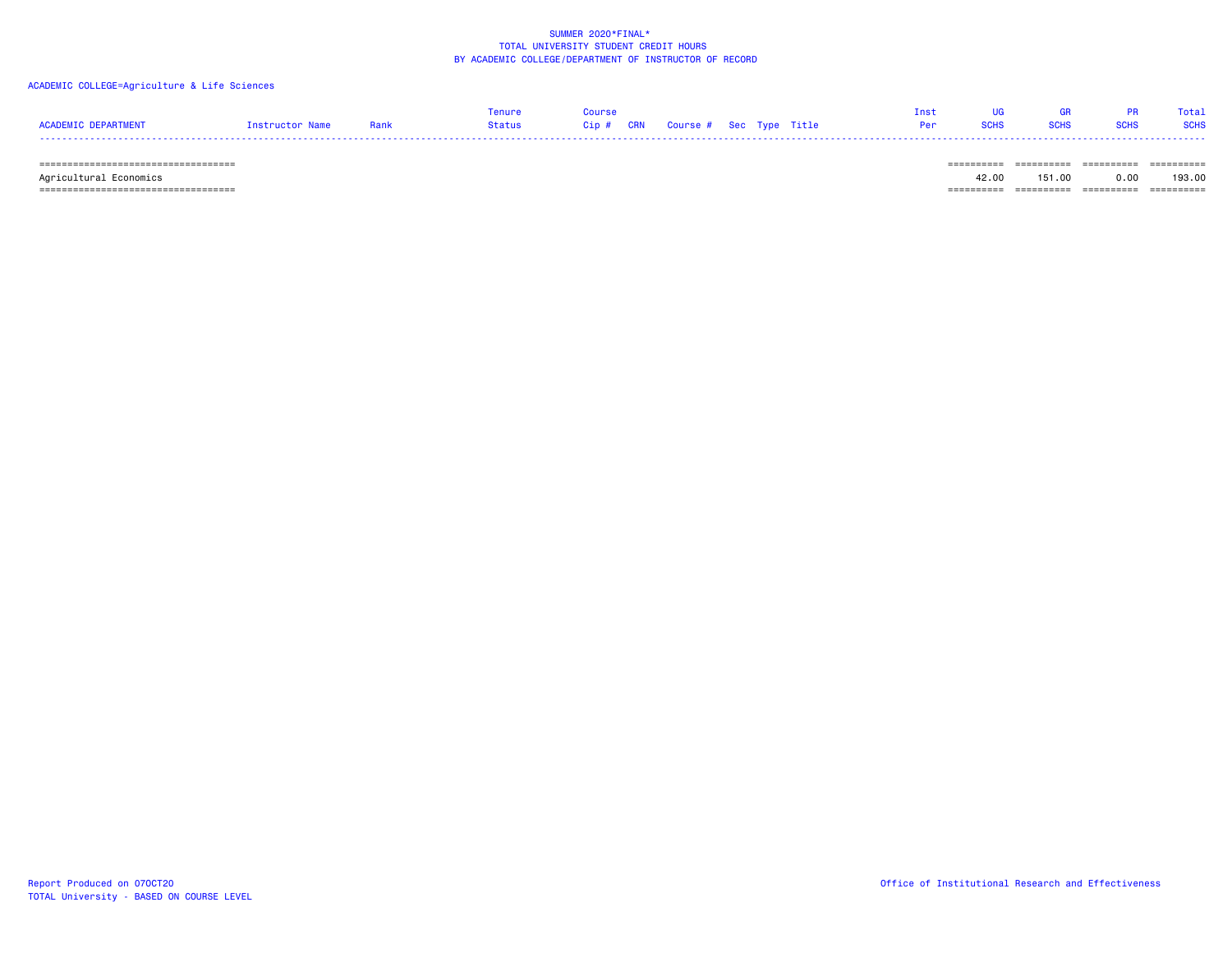SUMMER 2020*FINAL*
TOTAL UNIVERSITY STUDENT CREDIT HOURS
BY ACADEMIC COLLEGE/DEPARTMENT OF INSTRUCTOR OF RECORD

ACADEMIC COLLEGE=Agriculture & Life Sciences

| ACADEMIC DEPARTMENT | Instructor Name | Rank | Tenure Status | Course Cip # | CRN | Course # | Sec | Type | Title | Inst Per | UG SCHS | GR SCHS | PR SCHS | Total SCHS |
|---|---|---|---|---|---|---|---|---|---|---|---|---|---|---|
| Agricultural Economics | | | | | | | | | | | 42.00 | 151.00 | 0.00 | 193.00 |

Report Produced on 07OCT20
TOTAL University - BASED ON COURSE LEVEL

Office of Institutional Research and Effectiveness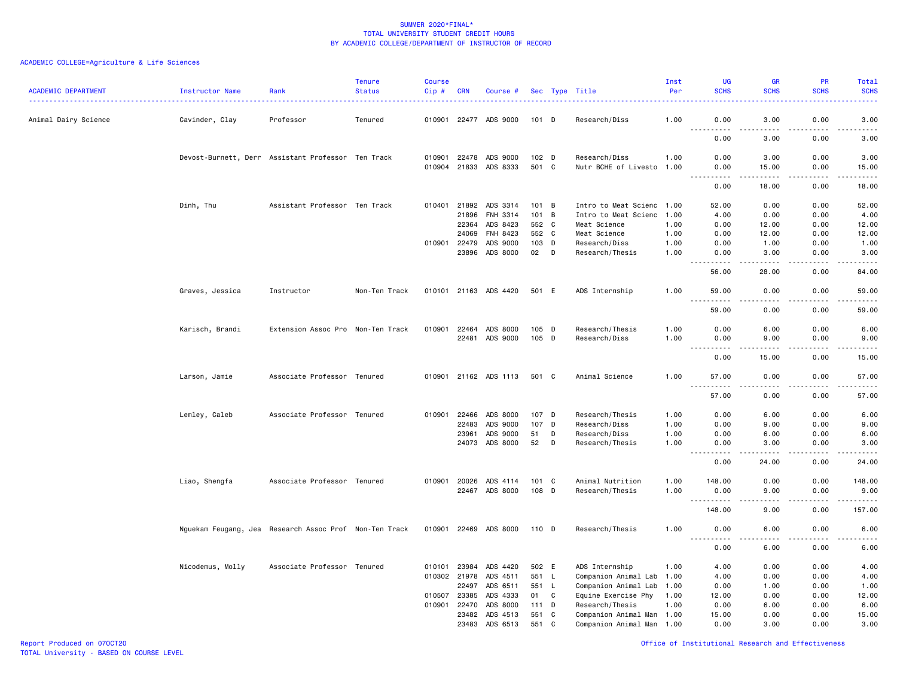SUMMER 2020*FINAL*
TOTAL UNIVERSITY STUDENT CREDIT HOURS
BY ACADEMIC COLLEGE/DEPARTMENT OF INSTRUCTOR OF RECORD

ACADEMIC COLLEGE=Agriculture & Life Sciences

| ACADEMIC DEPARTMENT | Instructor Name | Rank | Tenure Status | Course Cip # | CRN | Course # | Sec | Type | Title | Inst Per | UG SCHS | GR SCHS | PR SCHS | Total SCHS |
|---|---|---|---|---|---|---|---|---|---|---|---|---|---|---|
| Animal Dairy Science | Cavinder, Clay | Professor | Tenured | 010901 | 22477 | ADS 9000 | 101 | D | Research/Diss | 1.00 | 0.00 | 3.00 | 0.00 | 3.00 |
| | | | | | | | | | | | 0.00 | 3.00 | 0.00 | 3.00 |
| | Devost-Burnett, Derr | Assistant Professor | Ten Track | 010901 | 22478 | ADS 9000 | 102 | D | Research/Diss | 1.00 | 0.00 | 3.00 | 0.00 | 3.00 |
| | | | | 010904 | 21833 | ADS 8333 | 501 | C | Nutr BCHE of Livesto | 1.00 | 0.00 | 15.00 | 0.00 | 15.00 |
| | | | | | | | | | | | 0.00 | 18.00 | 0.00 | 18.00 |
| | Dinh, Thu | Assistant Professor | Ten Track | 010401 | 21892 | ADS 3314 | 101 | B | Intro to Meat Scienc | 1.00 | 52.00 | 0.00 | 0.00 | 52.00 |
| | | | | | 21896 | FNH 3314 | 101 | B | Intro to Meat Scienc | 1.00 | 4.00 | 0.00 | 0.00 | 4.00 |
| | | | | | 22364 | ADS 8423 | 552 | C | Meat Science | 1.00 | 0.00 | 12.00 | 0.00 | 12.00 |
| | | | | | 24069 | FNH 8423 | 552 | C | Meat Science | 1.00 | 0.00 | 12.00 | 0.00 | 12.00 |
| | | | | 010901 | 22479 | ADS 9000 | 103 | D | Research/Diss | 1.00 | 0.00 | 1.00 | 0.00 | 1.00 |
| | | | | | 23896 | ADS 8000 | 02 | D | Research/Thesis | 1.00 | 0.00 | 3.00 | 0.00 | 3.00 |
| | | | | | | | | | | | 56.00 | 28.00 | 0.00 | 84.00 |
| | Graves, Jessica | Instructor | Non-Ten Track | 010101 | 21163 | ADS 4420 | 501 | E | ADS Internship | 1.00 | 59.00 | 0.00 | 0.00 | 59.00 |
| | | | | | | | | | | | 59.00 | 0.00 | 0.00 | 59.00 |
| | Karisch, Brandi | Extension Assoc Pro | Non-Ten Track | 010901 | 22464 | ADS 8000 | 105 | D | Research/Thesis | 1.00 | 0.00 | 6.00 | 0.00 | 6.00 |
| | | | | | 22481 | ADS 9000 | 105 | D | Research/Diss | 1.00 | 0.00 | 9.00 | 0.00 | 9.00 |
| | | | | | | | | | | | 0.00 | 15.00 | 0.00 | 15.00 |
| | Larson, Jamie | Associate Professor | Tenured | 010901 | 21162 | ADS 1113 | 501 | C | Animal Science | 1.00 | 57.00 | 0.00 | 0.00 | 57.00 |
| | | | | | | | | | | | 57.00 | 0.00 | 0.00 | 57.00 |
| | Lemley, Caleb | Associate Professor | Tenured | 010901 | 22466 | ADS 8000 | 107 | D | Research/Thesis | 1.00 | 0.00 | 6.00 | 0.00 | 6.00 |
| | | | | | 22483 | ADS 9000 | 107 | D | Research/Diss | 1.00 | 0.00 | 9.00 | 0.00 | 9.00 |
| | | | | | 23961 | ADS 9000 | 51 | D | Research/Diss | 1.00 | 0.00 | 6.00 | 0.00 | 6.00 |
| | | | | | 24073 | ADS 8000 | 52 | D | Research/Thesis | 1.00 | 0.00 | 3.00 | 0.00 | 3.00 |
| | | | | | | | | | | | 0.00 | 24.00 | 0.00 | 24.00 |
| | Liao, Shengfa | Associate Professor | Tenured | 010901 | 20026 | ADS 4114 | 101 | C | Animal Nutrition | 1.00 | 148.00 | 0.00 | 0.00 | 148.00 |
| | | | | | 22467 | ADS 8000 | 108 | D | Research/Thesis | 1.00 | 0.00 | 9.00 | 0.00 | 9.00 |
| | | | | | | | | | | | 148.00 | 9.00 | 0.00 | 157.00 |
| | Nguekam Feugang, Jea | Research Assoc Prof | Non-Ten Track | 010901 | 22469 | ADS 8000 | 110 | D | Research/Thesis | 1.00 | 0.00 | 6.00 | 0.00 | 6.00 |
| | | | | | | | | | | | 0.00 | 6.00 | 0.00 | 6.00 |
| | Nicodemus, Molly | Associate Professor | Tenured | 010101 | 23984 | ADS 4420 | 502 | E | ADS Internship | 1.00 | 4.00 | 0.00 | 0.00 | 4.00 |
| | | | | 010302 | 21978 | ADS 4511 | 551 | L | Companion Animal Lab | 1.00 | 4.00 | 0.00 | 0.00 | 4.00 |
| | | | | | 22497 | ADS 6511 | 551 | L | Companion Animal Lab | 1.00 | 0.00 | 1.00 | 0.00 | 1.00 |
| | | | | 010507 | 23385 | ADS 4333 | 01 | C | Equine Exercise Phy | 1.00 | 12.00 | 0.00 | 0.00 | 12.00 |
| | | | | 010901 | 22470 | ADS 8000 | 111 | D | Research/Thesis | 1.00 | 0.00 | 6.00 | 0.00 | 6.00 |
| | | | | | 23482 | ADS 4513 | 551 | C | Companion Animal Man | 1.00 | 15.00 | 0.00 | 0.00 | 15.00 |
| | | | | | 23483 | ADS 6513 | 551 | C | Companion Animal Man | 1.00 | 0.00 | 3.00 | 0.00 | 3.00 |

Report Produced on 07OCT20
TOTAL University - BASED ON COURSE LEVEL

Office of Institutional Research and Effectiveness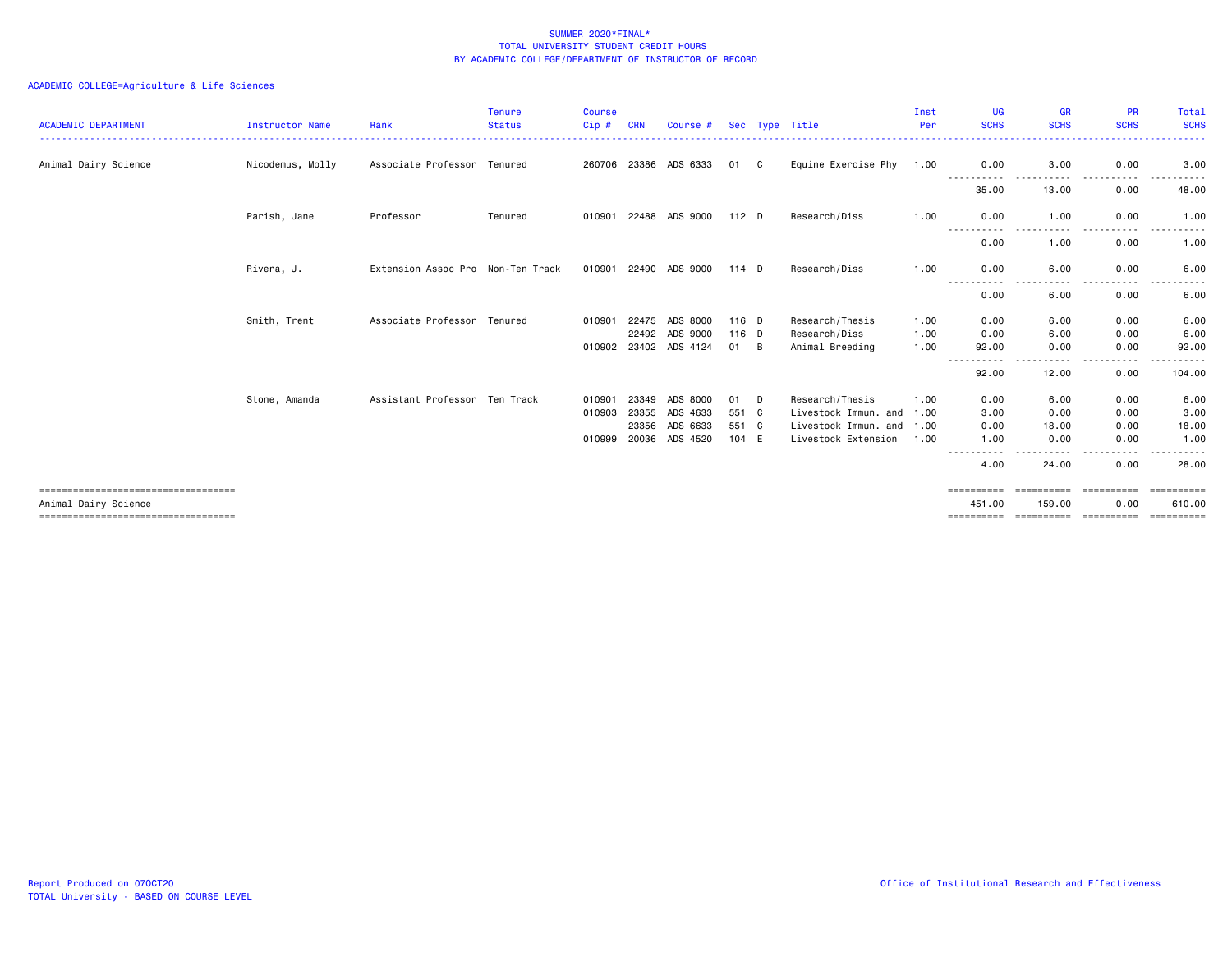SUMMER 2020*FINAL*
TOTAL UNIVERSITY STUDENT CREDIT HOURS
BY ACADEMIC COLLEGE/DEPARTMENT OF INSTRUCTOR OF RECORD

ACADEMIC COLLEGE=Agriculture & Life Sciences

| ACADEMIC DEPARTMENT | Instructor Name | Rank | Tenure Status | Course Cip # | CRN | Course # | Sec | Type | Title | Inst Per | UG SCHS | GR SCHS | PR SCHS | Total SCHS |
|---|---|---|---|---|---|---|---|---|---|---|---|---|---|---|
| Animal Dairy Science | Nicodemus, Molly | Associate Professor | Tenured | 260706 | 23386 | ADS 6333 | 01 | C | Equine Exercise Phy | 1.00 | 0.00 | 3.00 | 0.00 | 3.00 |
| | | | | | | | | | | | 35.00 | 13.00 | 0.00 | 48.00 |
| | Parish, Jane | Professor | Tenured | 010901 | 22488 | ADS 9000 | 112 | D | Research/Diss | 1.00 | 0.00 | 1.00 | 0.00 | 1.00 |
| | | | | | | | | | | | 0.00 | 1.00 | 0.00 | 1.00 |
| | Rivera, J. | Extension Assoc Pro | Non-Ten Track | 010901 | 22490 | ADS 9000 | 114 | D | Research/Diss | 1.00 | 0.00 | 6.00 | 0.00 | 6.00 |
| | | | | | | | | | | | 0.00 | 6.00 | 0.00 | 6.00 |
| | Smith, Trent | Associate Professor | Tenured | 010901 | 22475 | ADS 8000 | 116 | D | Research/Thesis | 1.00 | 0.00 | 6.00 | 0.00 | 6.00 |
| | | | | | 22492 | ADS 9000 | 116 | D | Research/Diss | 1.00 | 0.00 | 6.00 | 0.00 | 6.00 |
| | | | | 010902 | 23402 | ADS 4124 | 01 | B | Animal Breeding | 1.00 | 92.00 | 0.00 | 0.00 | 92.00 |
| | | | | | | | | | | | 92.00 | 12.00 | 0.00 | 104.00 |
| | Stone, Amanda | Assistant Professor | Ten Track | 010901 | 23349 | ADS 8000 | 01 | D | Research/Thesis | 1.00 | 0.00 | 6.00 | 0.00 | 6.00 |
| | | | | 010903 | 23355 | ADS 4633 | 551 | C | Livestock Immun. and | 1.00 | 3.00 | 0.00 | 0.00 | 3.00 |
| | | | | | 23356 | ADS 6633 | 551 | C | Livestock Immun. and | 1.00 | 0.00 | 18.00 | 0.00 | 18.00 |
| | | | | 010999 | 20036 | ADS 4520 | 104 | E | Livestock Extension | 1.00 | 1.00 | 0.00 | 0.00 | 1.00 |
| | | | | | | | | | | | 4.00 | 24.00 | 0.00 | 28.00 |
| Animal Dairy Science | | | | | | | | | | | 451.00 | 159.00 | 0.00 | 610.00 |

Report Produced on 07OCT20
TOTAL University - BASED ON COURSE LEVEL

Office of Institutional Research and Effectiveness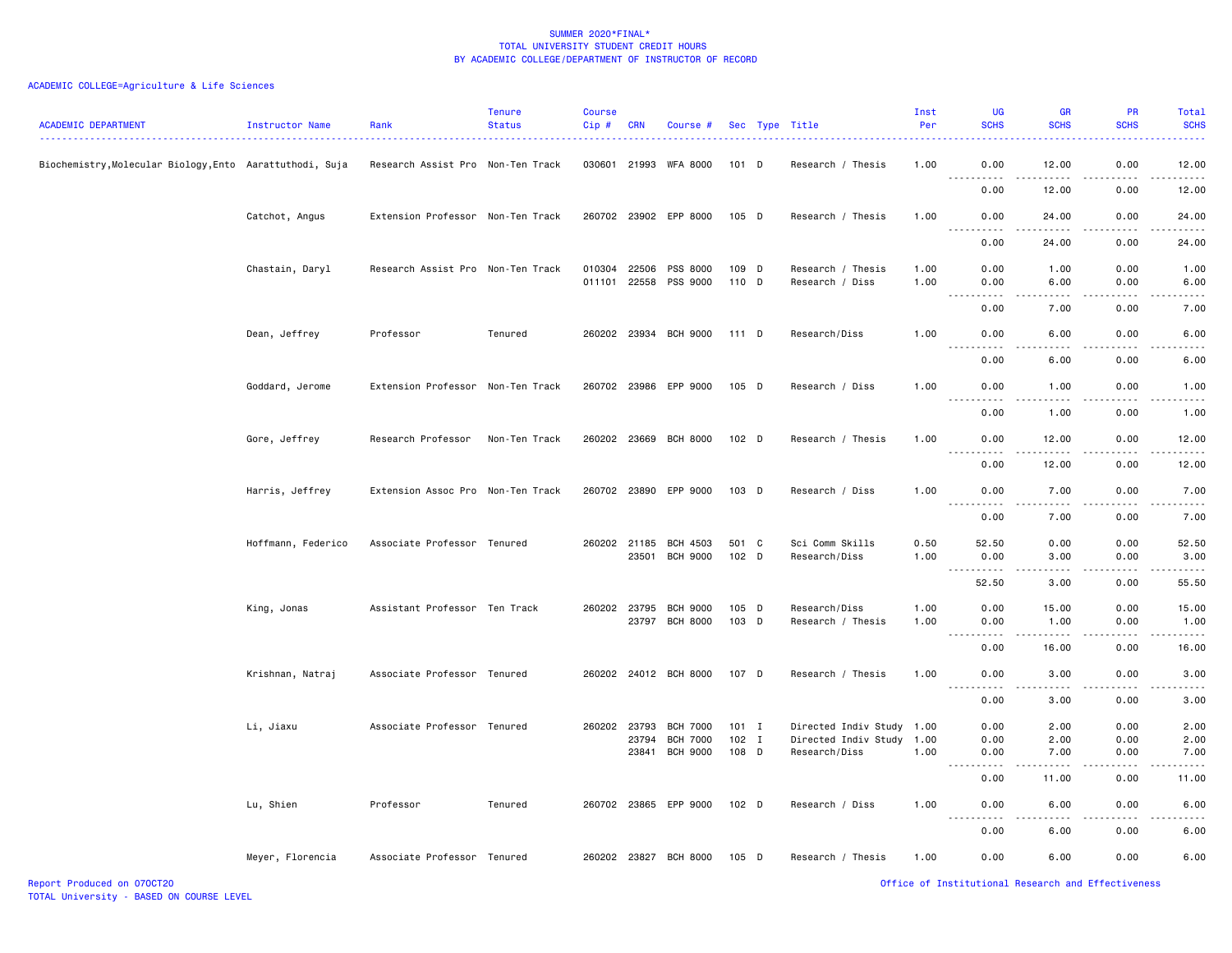SUMMER 2020*FINAL*
TOTAL UNIVERSITY STUDENT CREDIT HOURS
BY ACADEMIC COLLEGE/DEPARTMENT OF INSTRUCTOR OF RECORD

ACADEMIC COLLEGE=Agriculture & Life Sciences

| ACADEMIC DEPARTMENT | Instructor Name | Rank | Tenure Status | Course Cip # | CRN | Course # | Sec | Type | Title | Inst Per | UG SCHS | GR SCHS | PR SCHS | Total SCHS |
|---|---|---|---|---|---|---|---|---|---|---|---|---|---|---|
| Biochemistry,Molecular Biology,Ento | Aarattuthodi, Suja | Research Assist Pro | Non-Ten Track | 030601 | 21993 | WFA 8000 | 101 | D | Research / Thesis | 1.00 | 0.00 | 12.00 | 0.00 | 12.00 |
| | | | | | | | | | | | 0.00 | 12.00 | 0.00 | 12.00 |
| | Catchot, Angus | Extension Professor | Non-Ten Track | 260702 | 23902 | EPP 8000 | 105 | D | Research / Thesis | 1.00 | 0.00 | 24.00 | 0.00 | 24.00 |
| | | | | | | | | | | | 0.00 | 24.00 | 0.00 | 24.00 |
| | Chastain, Daryl | Research Assist Pro | Non-Ten Track | 010304 | 22506 | PSS 8000 | 109 | D | Research / Thesis | 1.00 | 0.00 | 1.00 | 0.00 | 1.00 |
| | | | | 011101 | 22558 | PSS 9000 | 110 | D | Research / Diss | 1.00 | 0.00 | 6.00 | 0.00 | 6.00 |
| | | | | | | | | | | | 0.00 | 7.00 | 0.00 | 7.00 |
| | Dean, Jeffrey | Professor | Tenured | 260202 | 23934 | BCH 9000 | 111 | D | Research/Diss | 1.00 | 0.00 | 6.00 | 0.00 | 6.00 |
| | | | | | | | | | | | 0.00 | 6.00 | 0.00 | 6.00 |
| | Goddard, Jerome | Extension Professor | Non-Ten Track | 260702 | 23986 | EPP 9000 | 105 | D | Research / Diss | 1.00 | 0.00 | 1.00 | 0.00 | 1.00 |
| | | | | | | | | | | | 0.00 | 1.00 | 0.00 | 1.00 |
| | Gore, Jeffrey | Research Professor | Non-Ten Track | 260202 | 23669 | BCH 8000 | 102 | D | Research / Thesis | 1.00 | 0.00 | 12.00 | 0.00 | 12.00 |
| | | | | | | | | | | | 0.00 | 12.00 | 0.00 | 12.00 |
| | Harris, Jeffrey | Extension Assoc Pro | Non-Ten Track | 260702 | 23890 | EPP 9000 | 103 | D | Research / Diss | 1.00 | 0.00 | 7.00 | 0.00 | 7.00 |
| | | | | | | | | | | | 0.00 | 7.00 | 0.00 | 7.00 |
| | Hoffmann, Federico | Associate Professor | Tenured | 260202 | 21185 | BCH 4503 | 501 | C | Sci Comm Skills | 0.50 | 52.50 | 0.00 | 0.00 | 52.50 |
| | | | | | 23501 | BCH 9000 | 102 | D | Research/Diss | 1.00 | 0.00 | 3.00 | 0.00 | 3.00 |
| | | | | | | | | | | | 52.50 | 3.00 | 0.00 | 55.50 |
| | King, Jonas | Assistant Professor | Ten Track | 260202 | 23795 | BCH 9000 | 105 | D | Research/Diss | 1.00 | 0.00 | 15.00 | 0.00 | 15.00 |
| | | | | | 23797 | BCH 8000 | 103 | D | Research / Thesis | 1.00 | 0.00 | 1.00 | 0.00 | 1.00 |
| | | | | | | | | | | | 0.00 | 16.00 | 0.00 | 16.00 |
| | Krishnan, Natraj | Associate Professor | Tenured | 260202 | 24012 | BCH 8000 | 107 | D | Research / Thesis | 1.00 | 0.00 | 3.00 | 0.00 | 3.00 |
| | | | | | | | | | | | 0.00 | 3.00 | 0.00 | 3.00 |
| | Li, Jiaxu | Associate Professor | Tenured | 260202 | 23793 | BCH 7000 | 101 | I | Directed Indiv Study | 1.00 | 0.00 | 2.00 | 0.00 | 2.00 |
| | | | | | 23794 | BCH 7000 | 102 | I | Directed Indiv Study | 1.00 | 0.00 | 2.00 | 0.00 | 2.00 |
| | | | | | 23841 | BCH 9000 | 108 | D | Research/Diss | 1.00 | 0.00 | 7.00 | 0.00 | 7.00 |
| | | | | | | | | | | | 0.00 | 11.00 | 0.00 | 11.00 |
| | Lu, Shien | Professor | Tenured | 260702 | 23865 | EPP 9000 | 102 | D | Research / Diss | 1.00 | 0.00 | 6.00 | 0.00 | 6.00 |
| | | | | | | | | | | | 0.00 | 6.00 | 0.00 | 6.00 |
| | Meyer, Florencia | Associate Professor | Tenured | 260202 | 23827 | BCH 8000 | 105 | D | Research / Thesis | 1.00 | 0.00 | 6.00 | 0.00 | 6.00 |

Report Produced on 07OCT20
TOTAL University - BASED ON COURSE LEVEL
Office of Institutional Research and Effectiveness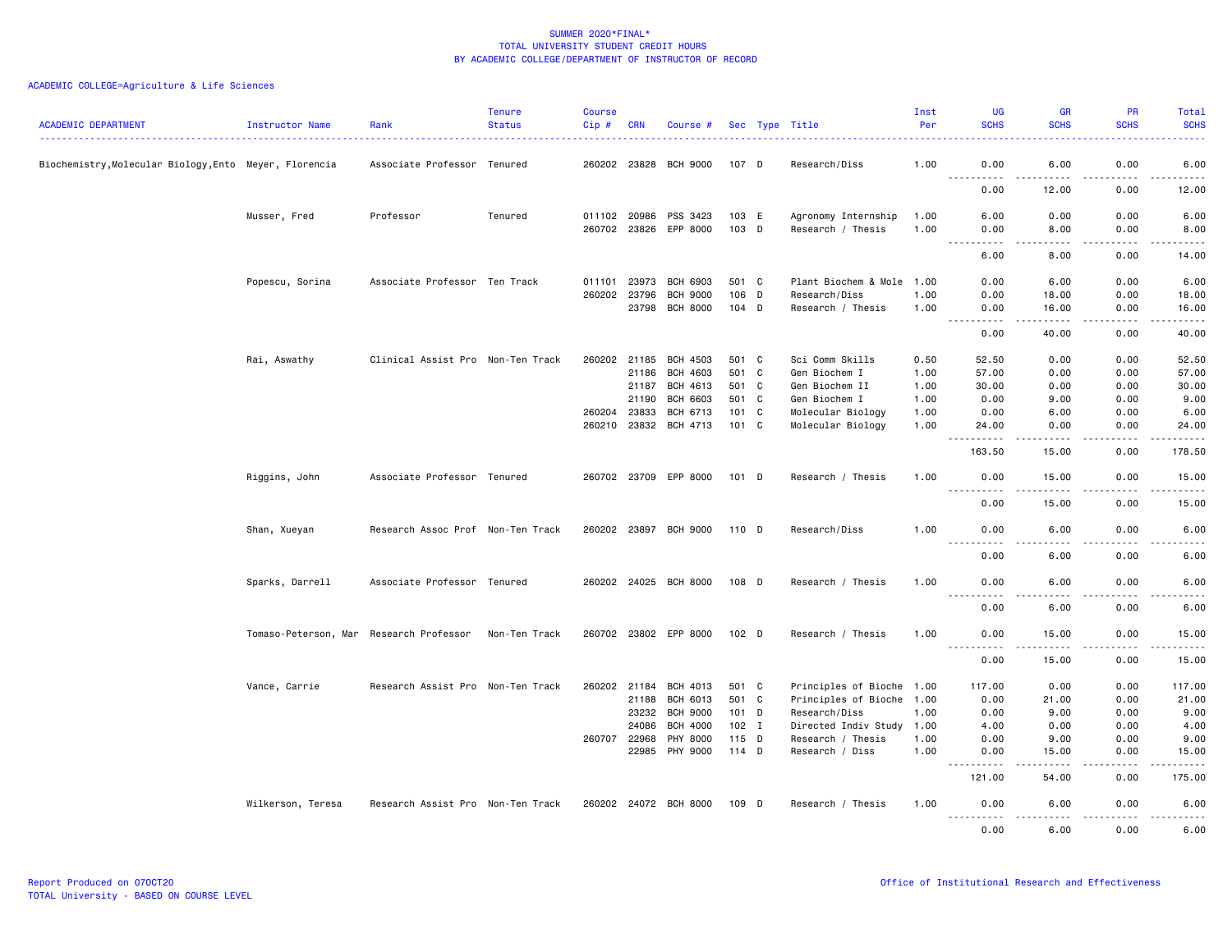SUMMER 2020*FINAL*
TOTAL UNIVERSITY STUDENT CREDIT HOURS
BY ACADEMIC COLLEGE/DEPARTMENT OF INSTRUCTOR OF RECORD

ACADEMIC COLLEGE=Agriculture & Life Sciences

| ACADEMIC DEPARTMENT | Instructor Name | Rank | Tenure Status | Course Cip # | CRN | Course # | Sec | Type | Title | Inst Per | UG SCHS | GR SCHS | PR SCHS | Total SCHS |
|---|---|---|---|---|---|---|---|---|---|---|---|---|---|---|
| Biochemistry,Molecular Biology,Ento | Meyer, Florencia | Associate Professor | Tenured | 260202 | 23828 | BCH 9000 | 107 | D | Research/Diss | 1.00 | 0.00 | 6.00 | 0.00 | 6.00 |
| | | | | | | | | | | | 0.00 | 12.00 | 0.00 | 12.00 |
| | Musser, Fred | Professor | Tenured | 011102 | 20986 | PSS 3423 | 103 | E | Agronomy Internship | 1.00 | 6.00 | 0.00 | 0.00 | 6.00 |
| | | | | 260702 | 23826 | EPP 8000 | 103 | D | Research / Thesis | 1.00 | 0.00 | 8.00 | 0.00 | 8.00 |
| | | | | | | | | | | | 6.00 | 8.00 | 0.00 | 14.00 |
| | Popescu, Sorina | Associate Professor | Ten Track | 011101 | 23973 | BCH 6903 | 501 | C | Plant Biochem & Mole | 1.00 | 0.00 | 6.00 | 0.00 | 6.00 |
| | | | | 260202 | 23796 | BCH 9000 | 106 | D | Research/Diss | 1.00 | 0.00 | 18.00 | 0.00 | 18.00 |
| | | | | | 23798 | BCH 8000 | 104 | D | Research / Thesis | 1.00 | 0.00 | 16.00 | 0.00 | 16.00 |
| | | | | | | | | | | | 0.00 | 40.00 | 0.00 | 40.00 |
| | Rai, Aswathy | Clinical Assist Pro | Non-Ten Track | 260202 | 21185 | BCH 4503 | 501 | C | Sci Comm Skills | 0.50 | 52.50 | 0.00 | 0.00 | 52.50 |
| | | | | | 21186 | BCH 4603 | 501 | C | Gen Biochem I | 1.00 | 57.00 | 0.00 | 0.00 | 57.00 |
| | | | | | 21187 | BCH 4613 | 501 | C | Gen Biochem II | 1.00 | 30.00 | 0.00 | 0.00 | 30.00 |
| | | | | | 21190 | BCH 6603 | 501 | C | Gen Biochem I | 1.00 | 0.00 | 9.00 | 0.00 | 9.00 |
| | | | | 260204 | 23833 | BCH 6713 | 101 | C | Molecular Biology | 1.00 | 0.00 | 6.00 | 0.00 | 6.00 |
| | | | | 260210 | 23832 | BCH 4713 | 101 | C | Molecular Biology | 1.00 | 24.00 | 0.00 | 0.00 | 24.00 |
| | | | | | | | | | | | 163.50 | 15.00 | 0.00 | 178.50 |
| | Riggins, John | Associate Professor | Tenured | 260702 | 23709 | EPP 8000 | 101 | D | Research / Thesis | 1.00 | 0.00 | 15.00 | 0.00 | 15.00 |
| | | | | | | | | | | | 0.00 | 15.00 | 0.00 | 15.00 |
| | Shan, Xueyan | Research Assoc Prof | Non-Ten Track | 260202 | 23897 | BCH 9000 | 110 | D | Research/Diss | 1.00 | 0.00 | 6.00 | 0.00 | 6.00 |
| | | | | | | | | | | | 0.00 | 6.00 | 0.00 | 6.00 |
| | Sparks, Darrell | Associate Professor | Tenured | 260202 | 24025 | BCH 8000 | 108 | D | Research / Thesis | 1.00 | 0.00 | 6.00 | 0.00 | 6.00 |
| | | | | | | | | | | | 0.00 | 6.00 | 0.00 | 6.00 |
| | Tomaso-Peterson, Mar | Research Professor | Non-Ten Track | 260702 | 23802 | EPP 8000 | 102 | D | Research / Thesis | 1.00 | 0.00 | 15.00 | 0.00 | 15.00 |
| | | | | | | | | | | | 0.00 | 15.00 | 0.00 | 15.00 |
| | Vance, Carrie | Research Assist Pro | Non-Ten Track | 260202 | 21184 | BCH 4013 | 501 | C | Principles of Bioche | 1.00 | 117.00 | 0.00 | 0.00 | 117.00 |
| | | | | | 21188 | BCH 6013 | 501 | C | Principles of Bioche | 1.00 | 0.00 | 21.00 | 0.00 | 21.00 |
| | | | | | 23232 | BCH 9000 | 101 | D | Research/Diss | 1.00 | 0.00 | 9.00 | 0.00 | 9.00 |
| | | | | | 24086 | BCH 4000 | 102 | I | Directed Indiv Study | 1.00 | 4.00 | 0.00 | 0.00 | 4.00 |
| | | | | 260707 | 22968 | PHY 8000 | 115 | D | Research / Thesis | 1.00 | 0.00 | 9.00 | 0.00 | 9.00 |
| | | | | | 22985 | PHY 9000 | 114 | D | Research / Diss | 1.00 | 0.00 | 15.00 | 0.00 | 15.00 |
| | | | | | | | | | | | 121.00 | 54.00 | 0.00 | 175.00 |
| | Wilkerson, Teresa | Research Assist Pro | Non-Ten Track | 260202 | 24072 | BCH 8000 | 109 | D | Research / Thesis | 1.00 | 0.00 | 6.00 | 0.00 | 6.00 |
| | | | | | | | | | | | 0.00 | 6.00 | 0.00 | 6.00 |

Report Produced on 07OCT20
TOTAL University - BASED ON COURSE LEVEL

Office of Institutional Research and Effectiveness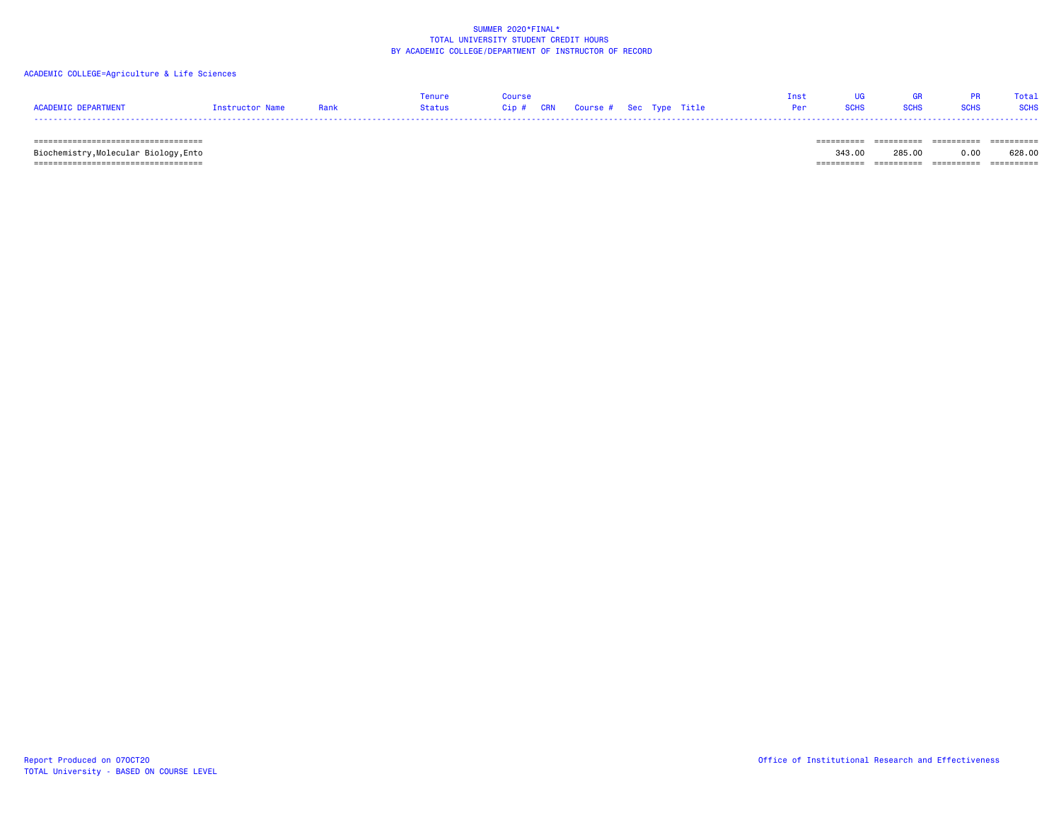# SUMMER 2020*FINAL*
## TOTAL UNIVERSITY STUDENT CREDIT HOURS
## BY ACADEMIC COLLEGE/DEPARTMENT OF INSTRUCTOR OF RECORD

ACADEMIC COLLEGE=Agriculture & Life Sciences

| ACADEMIC DEPARTMENT | Instructor Name | Rank | Tenure Status | Course Cip # | CRN | Course # | Sec | Type | Title | Inst Per | UG SCHS | GR SCHS | PR SCHS | Total SCHS |
|---|---|---|---|---|---|---|---|---|---|---|---|---|---|---|
| Biochemistry,Molecular Biology,Ento | | | | | | | | | | | 343.00 | 285.00 | 0.00 | 628.00 |

Report Produced on 07OCT20
TOTAL University - BASED ON COURSE LEVEL

Office of Institutional Research and Effectiveness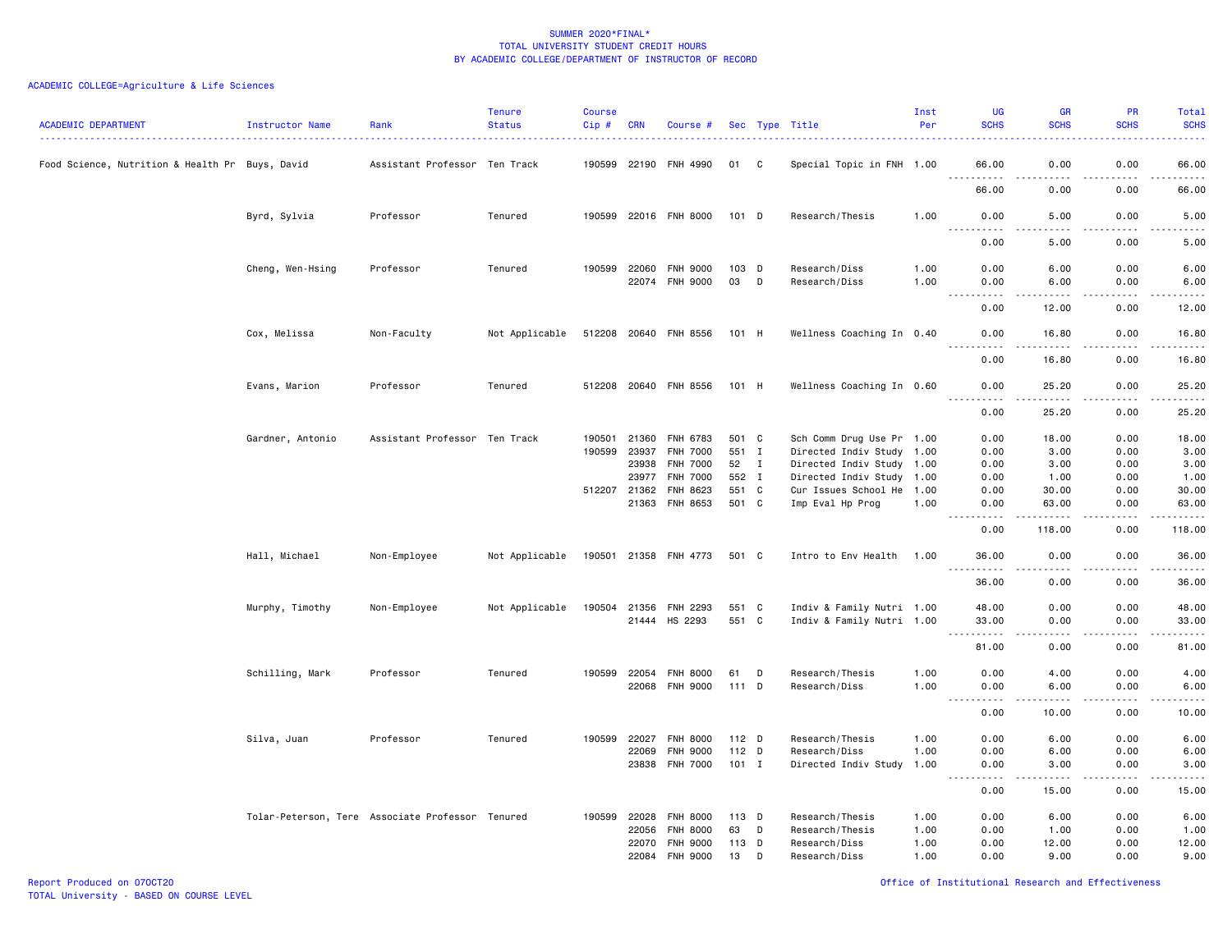# SUMMER 2020*FINAL*
## TOTAL UNIVERSITY STUDENT CREDIT HOURS
## BY ACADEMIC COLLEGE/DEPARTMENT OF INSTRUCTOR OF RECORD

ACADEMIC COLLEGE=Agriculture & Life Sciences

| ACADEMIC DEPARTMENT | Instructor Name | Rank | Tenure Status | Course Cip # | CRN | Course # | Sec | Type | Title | Inst Per | UG SCHS | GR SCHS | PR SCHS | Total SCHS |
|---|---|---|---|---|---|---|---|---|---|---|---|---|---|---|
| Food Science, Nutrition & Health Pr | Buys, David | Assistant Professor | Ten Track | 190599 | 22190 | FNH 4990 | 01 | C | Special Topic in FNH | 1.00 | 66.00 | 0.00 | 0.00 | 66.00 |
| | | | | | | | | | | | 66.00 | 0.00 | 0.00 | 66.00 |
| | Byrd, Sylvia | Professor | Tenured | 190599 | 22016 | FNH 8000 | 101 | D | Research/Thesis | 1.00 | 0.00 | 5.00 | 0.00 | 5.00 |
| | | | | | | | | | | | 0.00 | 5.00 | 0.00 | 5.00 |
| | Cheng, Wen-Hsing | Professor | Tenured | 190599 | 22060 | FNH 9000 | 103 | D | Research/Diss | 1.00 | 0.00 | 6.00 | 0.00 | 6.00 |
| | | | | | 22074 | FNH 9000 | 03 | D | Research/Diss | 1.00 | 0.00 | 6.00 | 0.00 | 6.00 |
| | | | | | | | | | | | 0.00 | 12.00 | 0.00 | 12.00 |
| | Cox, Melissa | Non-Faculty | Not Applicable | 512208 | 20640 | FNH 8556 | 101 | H | Wellness Coaching In | 0.40 | 0.00 | 16.80 | 0.00 | 16.80 |
| | | | | | | | | | | | 0.00 | 16.80 | 0.00 | 16.80 |
| | Evans, Marion | Professor | Tenured | 512208 | 20640 | FNH 8556 | 101 | H | Wellness Coaching In | 0.60 | 0.00 | 25.20 | 0.00 | 25.20 |
| | | | | | | | | | | | 0.00 | 25.20 | 0.00 | 25.20 |
| | Gardner, Antonio | Assistant Professor | Ten Track | 190501 | 21360 | FNH 6783 | 501 | C | Sch Comm Drug Use Pr | 1.00 | 0.00 | 18.00 | 0.00 | 18.00 |
| | | | | 190599 | 23937 | FNH 7000 | 551 | I | Directed Indiv Study | 1.00 | 0.00 | 3.00 | 0.00 | 3.00 |
| | | | | | 23938 | FNH 7000 | 52 | I | Directed Indiv Study | 1.00 | 0.00 | 3.00 | 0.00 | 3.00 |
| | | | | | 23977 | FNH 7000 | 552 | I | Directed Indiv Study | 1.00 | 0.00 | 1.00 | 0.00 | 1.00 |
| | | | | 512207 | 21362 | FNH 8623 | 551 | C | Cur Issues School He | 1.00 | 0.00 | 30.00 | 0.00 | 30.00 |
| | | | | | 21363 | FNH 8653 | 501 | C | Imp Eval Hp Prog | 1.00 | 0.00 | 63.00 | 0.00 | 63.00 |
| | | | | | | | | | | | 0.00 | 118.00 | 0.00 | 118.00 |
| | Hall, Michael | Non-Employee | Not Applicable | 190501 | 21358 | FNH 4773 | 501 | C | Intro to Env Health | 1.00 | 36.00 | 0.00 | 0.00 | 36.00 |
| | | | | | | | | | | | 36.00 | 0.00 | 0.00 | 36.00 |
| | Murphy, Timothy | Non-Employee | Not Applicable | 190504 | 21356 | FNH 2293 | 551 | C | Indiv & Family Nutri | 1.00 | 48.00 | 0.00 | 0.00 | 48.00 |
| | | | | | 21444 | HS 2293 | 551 | C | Indiv & Family Nutri | 1.00 | 33.00 | 0.00 | 0.00 | 33.00 |
| | | | | | | | | | | | 81.00 | 0.00 | 0.00 | 81.00 |
| | Schilling, Mark | Professor | Tenured | 190599 | 22054 | FNH 8000 | 61 | D | Research/Thesis | 1.00 | 0.00 | 4.00 | 0.00 | 4.00 |
| | | | | | 22068 | FNH 9000 | 111 | D | Research/Diss | 1.00 | 0.00 | 6.00 | 0.00 | 6.00 |
| | | | | | | | | | | | 0.00 | 10.00 | 0.00 | 10.00 |
| | Silva, Juan | Professor | Tenured | 190599 | 22027 | FNH 8000 | 112 | D | Research/Thesis | 1.00 | 0.00 | 6.00 | 0.00 | 6.00 |
| | | | | | 22069 | FNH 9000 | 112 | D | Research/Diss | 1.00 | 0.00 | 6.00 | 0.00 | 6.00 |
| | | | | | 23838 | FNH 7000 | 101 | I | Directed Indiv Study | 1.00 | 0.00 | 3.00 | 0.00 | 3.00 |
| | | | | | | | | | | | 0.00 | 15.00 | 0.00 | 15.00 |
| | Tolar-Peterson, Tere | Associate Professor | Tenured | 190599 | 22028 | FNH 8000 | 113 | D | Research/Thesis | 1.00 | 0.00 | 6.00 | 0.00 | 6.00 |
| | | | | | 22056 | FNH 8000 | 63 | D | Research/Thesis | 1.00 | 0.00 | 1.00 | 0.00 | 1.00 |
| | | | | | 22070 | FNH 9000 | 113 | D | Research/Diss | 1.00 | 0.00 | 12.00 | 0.00 | 12.00 |
| | | | | | 22084 | FNH 9000 | 13 | D | Research/Diss | 1.00 | 0.00 | 9.00 | 0.00 | 9.00 |

Report Produced on 07OCT20
TOTAL University - BASED ON COURSE LEVEL

Office of Institutional Research and Effectiveness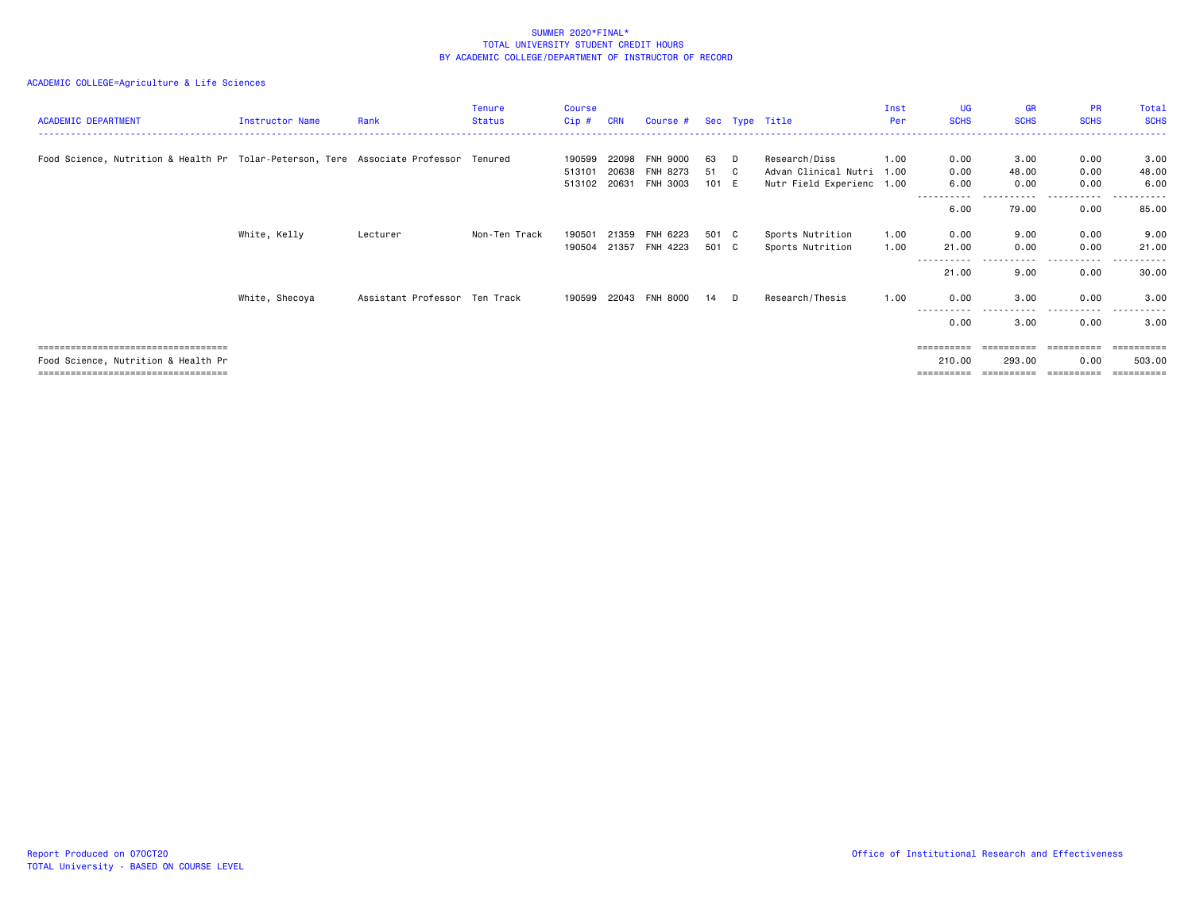SUMMER 2020*FINAL*
TOTAL UNIVERSITY STUDENT CREDIT HOURS
BY ACADEMIC COLLEGE/DEPARTMENT OF INSTRUCTOR OF RECORD

ACADEMIC COLLEGE=Agriculture & Life Sciences

| ACADEMIC DEPARTMENT | Instructor Name | Rank | Tenure Status | Course Cip # | CRN | Course # | Sec | Type | Title | Inst Per | UG SCHS | GR SCHS | PR SCHS | Total SCHS |
|---|---|---|---|---|---|---|---|---|---|---|---|---|---|---|
| Food Science, Nutrition & Health Pr | Tolar-Peterson, Tere | Associate Professor | Tenured | 190599 | 22098 | FNH 9000 | 63 | D | Research/Diss | 1.00 | 0.00 | 3.00 | 0.00 | 3.00 |
| | | | | 513101 | 20638 | FNH 8273 | 51 | C | Advan Clinical Nutri | 1.00 | 0.00 | 48.00 | 0.00 | 48.00 |
| | | | | 513102 | 20631 | FNH 3003 | 101 | E | Nutr Field Experienc | 1.00 | 6.00 | 0.00 | 0.00 | 6.00 |
| | | | | | | | | | | | 6.00 | 79.00 | 0.00 | 85.00 |
| | White, Kelly | Lecturer | Non-Ten Track | 190501 | 21359 | FNH 6223 | 501 | C | Sports Nutrition | 1.00 | 0.00 | 9.00 | 0.00 | 9.00 |
| | | | | 190504 | 21357 | FNH 4223 | 501 | C | Sports Nutrition | 1.00 | 21.00 | 0.00 | 0.00 | 21.00 |
| | | | | | | | | | | | 21.00 | 9.00 | 0.00 | 30.00 |
| | White, Shecoya | Assistant Professor | Ten Track | 190599 | 22043 | FNH 8000 | 14 | D | Research/Thesis | 1.00 | 0.00 | 3.00 | 0.00 | 3.00 |
| | | | | | | | | | | | 0.00 | 3.00 | 0.00 | 3.00 |
| Food Science, Nutrition & Health Pr | | | | | | | | | | | 210.00 | 293.00 | 0.00 | 503.00 |

Report Produced on 07OCT20
TOTAL University - BASED ON COURSE LEVEL

Office of Institutional Research and Effectiveness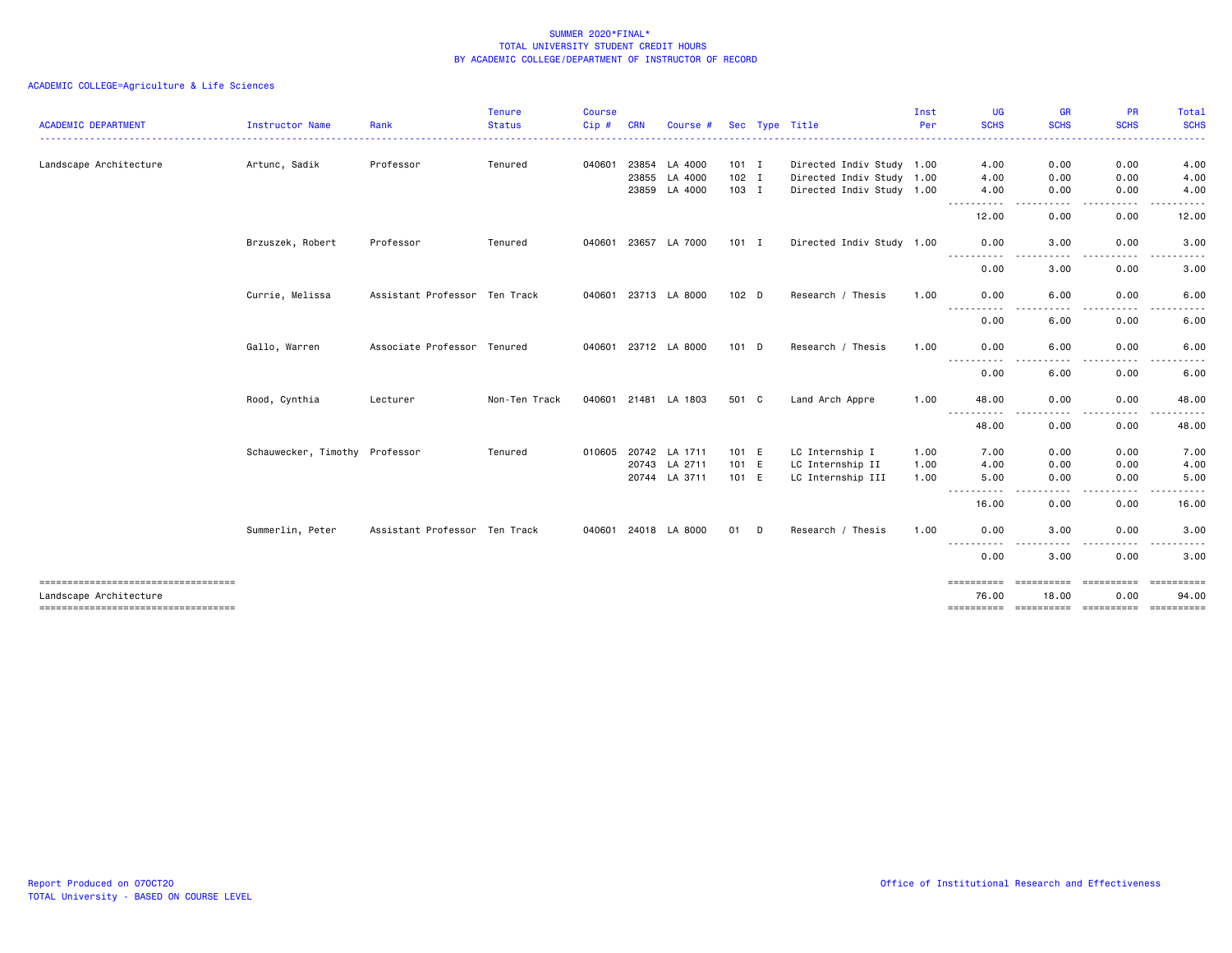SUMMER 2020*FINAL*
TOTAL UNIVERSITY STUDENT CREDIT HOURS
BY ACADEMIC COLLEGE/DEPARTMENT OF INSTRUCTOR OF RECORD

ACADEMIC COLLEGE=Agriculture & Life Sciences

| ACADEMIC DEPARTMENT | Instructor Name | Rank | Tenure Status | Course Cip # | CRN | Course # | Sec | Type | Title | Inst Per | UG SCHS | GR SCHS | PR SCHS | Total SCHS |
|---|---|---|---|---|---|---|---|---|---|---|---|---|---|---|
| Landscape Architecture | Artunc, Sadik | Professor | Tenured | 040601 | 23854 | LA 4000 | 101 | I | Directed Indiv Study | 1.00 | 4.00 | 0.00 | 0.00 | 4.00 |
| | | | | | 23855 | LA 4000 | 102 | I | Directed Indiv Study | 1.00 | 4.00 | 0.00 | 0.00 | 4.00 |
| | | | | | 23859 | LA 4000 | 103 | I | Directed Indiv Study | 1.00 | 4.00 | 0.00 | 0.00 | 4.00 |
| | | | | | | | | | | | 12.00 | 0.00 | 0.00 | 12.00 |
| | Brzuszek, Robert | Professor | Tenured | 040601 | 23657 | LA 7000 | 101 | I | Directed Indiv Study | 1.00 | 0.00 | 3.00 | 0.00 | 3.00 |
| | | | | | | | | | | | 0.00 | 3.00 | 0.00 | 3.00 |
| | Currie, Melissa | Assistant Professor | Ten Track | 040601 | 23713 | LA 8000 | 102 | D | Research / Thesis | 1.00 | 0.00 | 6.00 | 0.00 | 6.00 |
| | | | | | | | | | | | 0.00 | 6.00 | 0.00 | 6.00 |
| | Gallo, Warren | Associate Professor | Tenured | 040601 | 23712 | LA 8000 | 101 | D | Research / Thesis | 1.00 | 0.00 | 6.00 | 0.00 | 6.00 |
| | | | | | | | | | | | 0.00 | 6.00 | 0.00 | 6.00 |
| | Rood, Cynthia | Lecturer | Non-Ten Track | 040601 | 21481 | LA 1803 | 501 | C | Land Arch Appre | 1.00 | 48.00 | 0.00 | 0.00 | 48.00 |
| | | | | | | | | | | | 48.00 | 0.00 | 0.00 | 48.00 |
| | Schauwecker, Timothy | Professor | Tenured | 010605 | 20742 | LA 1711 | 101 | E | LC Internship I | 1.00 | 7.00 | 0.00 | 0.00 | 7.00 |
| | | | | | 20743 | LA 2711 | 101 | E | LC Internship II | 1.00 | 4.00 | 0.00 | 0.00 | 4.00 |
| | | | | | 20744 | LA 3711 | 101 | E | LC Internship III | 1.00 | 5.00 | 0.00 | 0.00 | 5.00 |
| | | | | | | | | | | | 16.00 | 0.00 | 0.00 | 16.00 |
| | Summerlin, Peter | Assistant Professor | Ten Track | 040601 | 24018 | LA 8000 | 01 | D | Research / Thesis | 1.00 | 0.00 | 3.00 | 0.00 | 3.00 |
| | | | | | | | | | | | 0.00 | 3.00 | 0.00 | 3.00 |
| Landscape Architecture | | | | | | | | | | | 76.00 | 18.00 | 0.00 | 94.00 |

Report Produced on 07OCT20
TOTAL University - BASED ON COURSE LEVEL

Office of Institutional Research and Effectiveness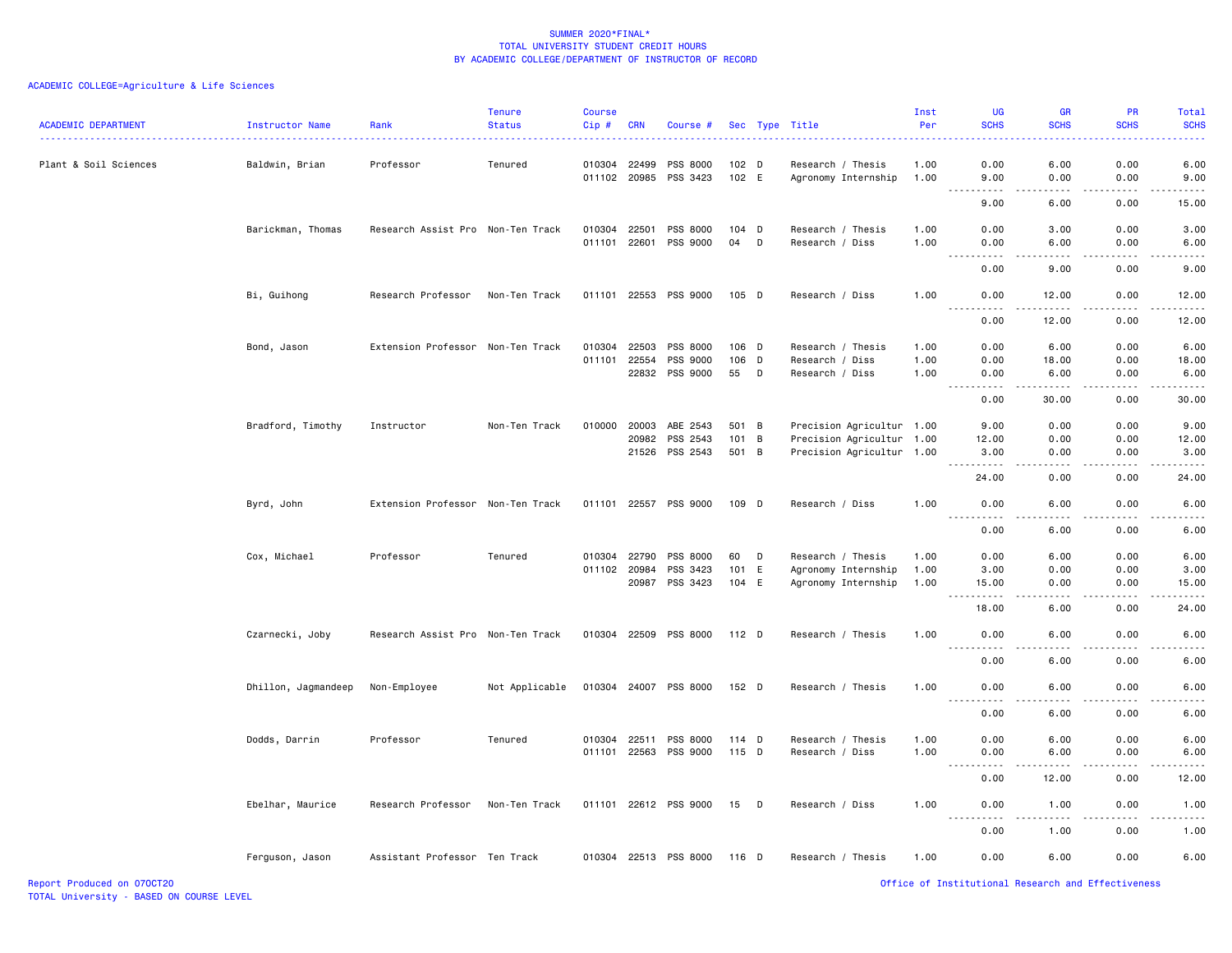SUMMER 2020*FINAL*
TOTAL UNIVERSITY STUDENT CREDIT HOURS
BY ACADEMIC COLLEGE/DEPARTMENT OF INSTRUCTOR OF RECORD

ACADEMIC COLLEGE=Agriculture & Life Sciences

| ACADEMIC DEPARTMENT | Instructor Name | Rank | Tenure Status | Course Cip # | CRN | Course # | Sec | Type | Title | Inst Per | UG SCHS | GR SCHS | PR SCHS | Total SCHS |
|---|---|---|---|---|---|---|---|---|---|---|---|---|---|---|
| Plant & Soil Sciences | Baldwin, Brian | Professor | Tenured | 010304 | 22499 | PSS 8000 | 102 | D | Research / Thesis | 1.00 | 0.00 | 6.00 | 0.00 | 6.00 |
| | | | | 011102 | 20985 | PSS 3423 | 102 | E | Agronomy Internship | 1.00 | 9.00 | 0.00 | 0.00 | 9.00 |
| | | | | | | | | | | | 9.00 | 6.00 | 0.00 | 15.00 |
| | Barickman, Thomas | Research Assist Pro | Non-Ten Track | 010304 | 22501 | PSS 8000 | 104 | D | Research / Thesis | 1.00 | 0.00 | 3.00 | 0.00 | 3.00 |
| | | | | 011101 | 22601 | PSS 9000 | 04 | D | Research / Diss | 1.00 | 0.00 | 6.00 | 0.00 | 6.00 |
| | | | | | | | | | | | 0.00 | 9.00 | 0.00 | 9.00 |
| | Bi, Guihong | Research Professor | Non-Ten Track | 011101 | 22553 | PSS 9000 | 105 | D | Research / Diss | 1.00 | 0.00 | 12.00 | 0.00 | 12.00 |
| | | | | | | | | | | | 0.00 | 12.00 | 0.00 | 12.00 |
| | Bond, Jason | Extension Professor | Non-Ten Track | 010304 | 22503 | PSS 8000 | 106 | D | Research / Thesis | 1.00 | 0.00 | 6.00 | 0.00 | 6.00 |
| | | | | 011101 | 22554 | PSS 9000 | 106 | D | Research / Diss | 1.00 | 0.00 | 18.00 | 0.00 | 18.00 |
| | | | | | 22832 | PSS 9000 | 55 | D | Research / Diss | 1.00 | 0.00 | 6.00 | 0.00 | 6.00 |
| | | | | | | | | | | | 0.00 | 30.00 | 0.00 | 30.00 |
| | Bradford, Timothy | Instructor | Non-Ten Track | 010000 | 20003 | ABE 2543 | 501 | B | Precision Agricultur | 1.00 | 9.00 | 0.00 | 0.00 | 9.00 |
| | | | | | 20982 | PSS 2543 | 101 | B | Precision Agricultur | 1.00 | 12.00 | 0.00 | 0.00 | 12.00 |
| | | | | | 21526 | PSS 2543 | 501 | B | Precision Agricultur | 1.00 | 3.00 | 0.00 | 0.00 | 3.00 |
| | | | | | | | | | | | 24.00 | 0.00 | 0.00 | 24.00 |
| | Byrd, John | Extension Professor | Non-Ten Track | 011101 | 22557 | PSS 9000 | 109 | D | Research / Diss | 1.00 | 0.00 | 6.00 | 0.00 | 6.00 |
| | | | | | | | | | | | 0.00 | 6.00 | 0.00 | 6.00 |
| | Cox, Michael | Professor | Tenured | 010304 | 22790 | PSS 8000 | 60 | D | Research / Thesis | 1.00 | 0.00 | 6.00 | 0.00 | 6.00 |
| | | | | 011102 | 20984 | PSS 3423 | 101 | E | Agronomy Internship | 1.00 | 3.00 | 0.00 | 0.00 | 3.00 |
| | | | | | 20987 | PSS 3423 | 104 | E | Agronomy Internship | 1.00 | 15.00 | 0.00 | 0.00 | 15.00 |
| | | | | | | | | | | | 18.00 | 6.00 | 0.00 | 24.00 |
| | Czarnecki, Joby | Research Assist Pro | Non-Ten Track | 010304 | 22509 | PSS 8000 | 112 | D | Research / Thesis | 1.00 | 0.00 | 6.00 | 0.00 | 6.00 |
| | | | | | | | | | | | 0.00 | 6.00 | 0.00 | 6.00 |
| | Dhillon, Jagmandeep | Non-Employee | Not Applicable | 010304 | 24007 | PSS 8000 | 152 | D | Research / Thesis | 1.00 | 0.00 | 6.00 | 0.00 | 6.00 |
| | | | | | | | | | | | 0.00 | 6.00 | 0.00 | 6.00 |
| | Dodds, Darrin | Professor | Tenured | 010304 | 22511 | PSS 8000 | 114 | D | Research / Thesis | 1.00 | 0.00 | 6.00 | 0.00 | 6.00 |
| | | | | 011101 | 22563 | PSS 9000 | 115 | D | Research / Diss | 1.00 | 0.00 | 6.00 | 0.00 | 6.00 |
| | | | | | | | | | | | 0.00 | 12.00 | 0.00 | 12.00 |
| | Ebelhar, Maurice | Research Professor | Non-Ten Track | 011101 | 22612 | PSS 9000 | 15 | D | Research / Diss | 1.00 | 0.00 | 1.00 | 0.00 | 1.00 |
| | | | | | | | | | | | 0.00 | 1.00 | 0.00 | 1.00 |
| | Ferguson, Jason | Assistant Professor | Ten Track | 010304 | 22513 | PSS 8000 | 116 | D | Research / Thesis | 1.00 | 0.00 | 6.00 | 0.00 | 6.00 |

Report Produced on 07OCT20
TOTAL University - BASED ON COURSE LEVEL

Office of Institutional Research and Effectiveness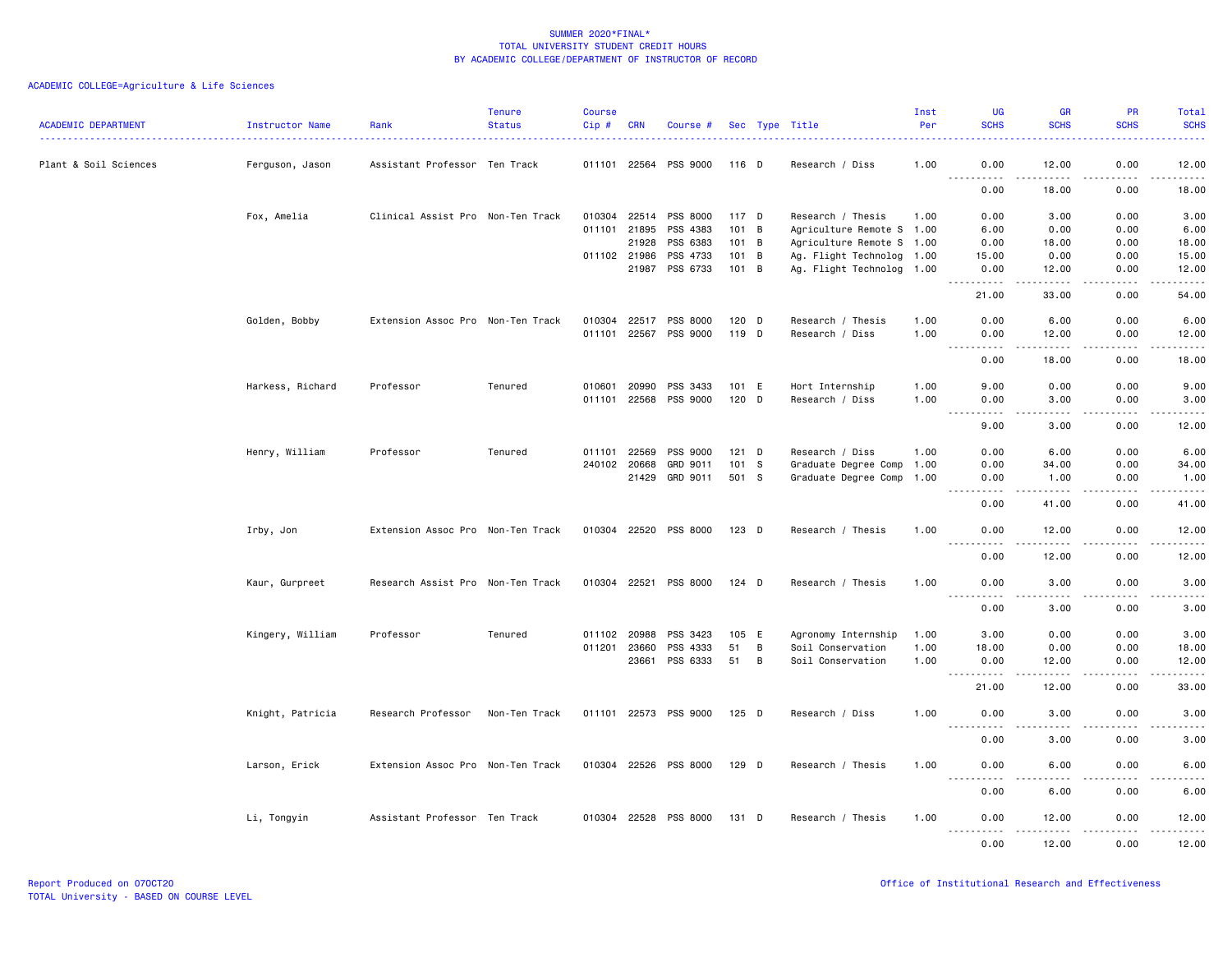SUMMER 2020*FINAL*
TOTAL UNIVERSITY STUDENT CREDIT HOURS
BY ACADEMIC COLLEGE/DEPARTMENT OF INSTRUCTOR OF RECORD

ACADEMIC COLLEGE=Agriculture & Life Sciences

| ACADEMIC DEPARTMENT | Instructor Name | Rank | Tenure Status | Course Cip # | CRN | Course # | Sec | Type | Title | Inst Per | UG SCHS | GR SCHS | PR SCHS | Total SCHS |
|---|---|---|---|---|---|---|---|---|---|---|---|---|---|---|
| Plant & Soil Sciences | Ferguson, Jason | Assistant Professor | Ten Track | 011101 | 22564 | PSS 9000 | 116 | D | Research / Diss | 1.00 | 0.00 | 12.00 | 0.00 | 12.00 |
| | | | | | | | | | | | 0.00 | 18.00 | 0.00 | 18.00 |
| | Fox, Amelia | Clinical Assist Pro | Non-Ten Track | 010304 | 22514 | PSS 8000 | 117 | D | Research / Thesis | 1.00 | 0.00 | 3.00 | 0.00 | 3.00 |
| | | | | 011101 | 21895 | PSS 4383 | 101 | B | Agriculture Remote S | 1.00 | 6.00 | 0.00 | 0.00 | 6.00 |
| | | | | | 21928 | PSS 6383 | 101 | B | Agriculture Remote S | 1.00 | 0.00 | 18.00 | 0.00 | 18.00 |
| | | | | 011102 | 21986 | PSS 4733 | 101 | B | Ag. Flight Technolog | 1.00 | 15.00 | 0.00 | 0.00 | 15.00 |
| | | | | | 21987 | PSS 6733 | 101 | B | Ag. Flight Technolog | 1.00 | 0.00 | 12.00 | 0.00 | 12.00 |
| | | | | | | | | | | | 21.00 | 33.00 | 0.00 | 54.00 |
| | Golden, Bobby | Extension Assoc Pro | Non-Ten Track | 010304 | 22517 | PSS 8000 | 120 | D | Research / Thesis | 1.00 | 0.00 | 6.00 | 0.00 | 6.00 |
| | | | | 011101 | 22567 | PSS 9000 | 119 | D | Research / Diss | 1.00 | 0.00 | 12.00 | 0.00 | 12.00 |
| | | | | | | | | | | | 0.00 | 18.00 | 0.00 | 18.00 |
| | Harkess, Richard | Professor | Tenured | 010601 | 20990 | PSS 3433 | 101 | E | Hort Internship | 1.00 | 9.00 | 0.00 | 0.00 | 9.00 |
| | | | | 011101 | 22568 | PSS 9000 | 120 | D | Research / Diss | 1.00 | 0.00 | 3.00 | 0.00 | 3.00 |
| | | | | | | | | | | | 9.00 | 3.00 | 0.00 | 12.00 |
| | Henry, William | Professor | Tenured | 011101 | 22569 | PSS 9000 | 121 | D | Research / Diss | 1.00 | 0.00 | 6.00 | 0.00 | 6.00 |
| | | | | 240102 | 20668 | GRD 9011 | 101 | S | Graduate Degree Comp | 1.00 | 0.00 | 34.00 | 0.00 | 34.00 |
| | | | | | 21429 | GRD 9011 | 501 | S | Graduate Degree Comp | 1.00 | 0.00 | 1.00 | 0.00 | 1.00 |
| | | | | | | | | | | | 0.00 | 41.00 | 0.00 | 41.00 |
| | Irby, Jon | Extension Assoc Pro | Non-Ten Track | 010304 | 22520 | PSS 8000 | 123 | D | Research / Thesis | 1.00 | 0.00 | 12.00 | 0.00 | 12.00 |
| | | | | | | | | | | | 0.00 | 12.00 | 0.00 | 12.00 |
| | Kaur, Gurpreet | Research Assist Pro | Non-Ten Track | 010304 | 22521 | PSS 8000 | 124 | D | Research / Thesis | 1.00 | 0.00 | 3.00 | 0.00 | 3.00 |
| | | | | | | | | | | | 0.00 | 3.00 | 0.00 | 3.00 |
| | Kingery, William | Professor | Tenured | 011102 | 20988 | PSS 3423 | 105 | E | Agronomy Internship | 1.00 | 3.00 | 0.00 | 0.00 | 3.00 |
| | | | | 011201 | 23660 | PSS 4333 | 51 | B | Soil Conservation | 1.00 | 18.00 | 0.00 | 0.00 | 18.00 |
| | | | | | 23661 | PSS 6333 | 51 | B | Soil Conservation | 1.00 | 0.00 | 12.00 | 0.00 | 12.00 |
| | | | | | | | | | | | 21.00 | 12.00 | 0.00 | 33.00 |
| | Knight, Patricia | Research Professor | Non-Ten Track | 011101 | 22573 | PSS 9000 | 125 | D | Research / Diss | 1.00 | 0.00 | 3.00 | 0.00 | 3.00 |
| | | | | | | | | | | | 0.00 | 3.00 | 0.00 | 3.00 |
| | Larson, Erick | Extension Assoc Pro | Non-Ten Track | 010304 | 22526 | PSS 8000 | 129 | D | Research / Thesis | 1.00 | 0.00 | 6.00 | 0.00 | 6.00 |
| | | | | | | | | | | | 0.00 | 6.00 | 0.00 | 6.00 |
| | Li, Tongyin | Assistant Professor | Ten Track | 010304 | 22528 | PSS 8000 | 131 | D | Research / Thesis | 1.00 | 0.00 | 12.00 | 0.00 | 12.00 |
| | | | | | | | | | | | 0.00 | 12.00 | 0.00 | 12.00 |

Report Produced on 07OCT20
TOTAL University - BASED ON COURSE LEVEL
Office of Institutional Research and Effectiveness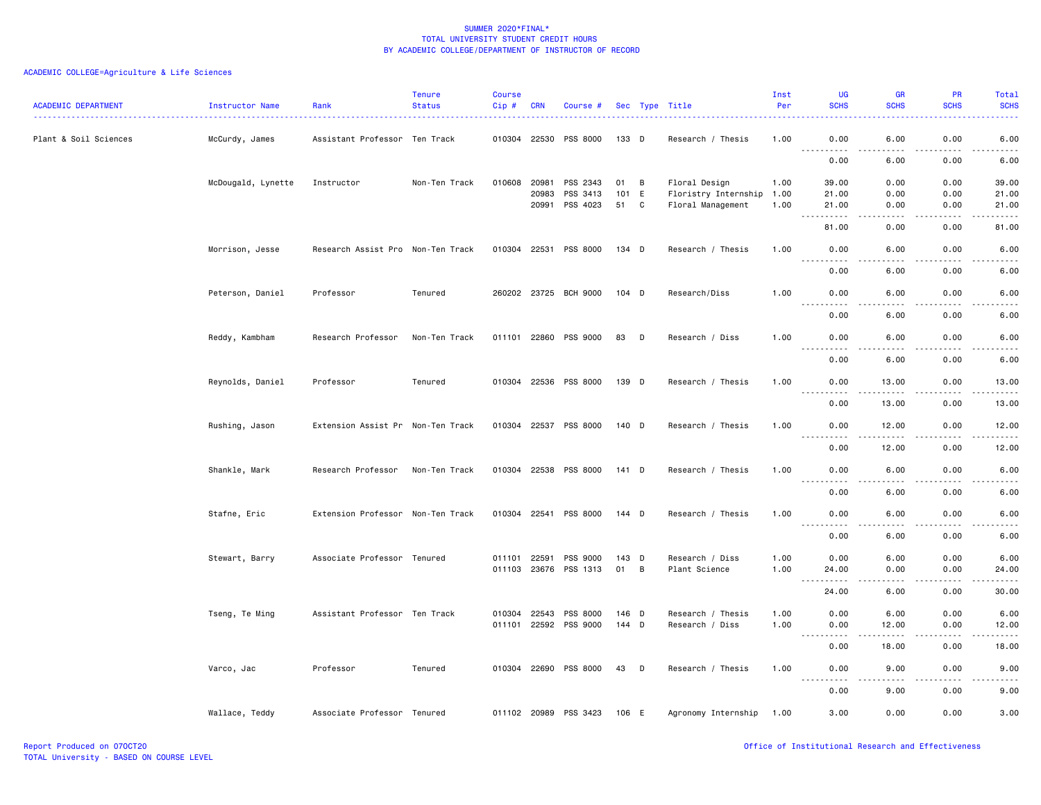SUMMER 2020*FINAL*
TOTAL UNIVERSITY STUDENT CREDIT HOURS
BY ACADEMIC COLLEGE/DEPARTMENT OF INSTRUCTOR OF RECORD

ACADEMIC COLLEGE=Agriculture & Life Sciences

| ACADEMIC DEPARTMENT | Instructor Name | Rank | Tenure Status | Course Cip # | CRN | Course # | Sec | Type | Title | Inst Per | UG SCHS | GR SCHS | PR SCHS | Total SCHS |
|---|---|---|---|---|---|---|---|---|---|---|---|---|---|---|
| Plant & Soil Sciences | McCurdy, James | Assistant Professor | Ten Track | 010304 | 22530 | PSS 8000 | 133 | D | Research / Thesis | 1.00 | 0.00 | 6.00 | 0.00 | 6.00 |
| | | | | | | | | | | | 0.00 | 6.00 | 0.00 | 6.00 |
| | McDougald, Lynette | Instructor | Non-Ten Track | 010608 | 20981 | PSS 2343 | 01 | B | Floral Design | 1.00 | 39.00 | 0.00 | 0.00 | 39.00 |
| | | | | | 20983 | PSS 3413 | 101 | E | Floristry Internship | 1.00 | 21.00 | 0.00 | 0.00 | 21.00 |
| | | | | | 20991 | PSS 4023 | 51 | C | Floral Management | 1.00 | 21.00 | 0.00 | 0.00 | 21.00 |
| | | | | | | | | | | | 81.00 | 0.00 | 0.00 | 81.00 |
| | Morrison, Jesse | Research Assist Pro | Non-Ten Track | 010304 | 22531 | PSS 8000 | 134 | D | Research / Thesis | 1.00 | 0.00 | 6.00 | 0.00 | 6.00 |
| | | | | | | | | | | | 0.00 | 6.00 | 0.00 | 6.00 |
| | Peterson, Daniel | Professor | Tenured | 260202 | 23725 | BCH 9000 | 104 | D | Research/Diss | 1.00 | 0.00 | 6.00 | 0.00 | 6.00 |
| | | | | | | | | | | | 0.00 | 6.00 | 0.00 | 6.00 |
| | Reddy, Kambham | Research Professor | Non-Ten Track | 011101 | 22860 | PSS 9000 | 83 | D | Research / Diss | 1.00 | 0.00 | 6.00 | 0.00 | 6.00 |
| | | | | | | | | | | | 0.00 | 6.00 | 0.00 | 6.00 |
| | Reynolds, Daniel | Professor | Tenured | 010304 | 22536 | PSS 8000 | 139 | D | Research / Thesis | 1.00 | 0.00 | 13.00 | 0.00 | 13.00 |
| | | | | | | | | | | | 0.00 | 13.00 | 0.00 | 13.00 |
| | Rushing, Jason | Extension Assist Pr | Non-Ten Track | 010304 | 22537 | PSS 8000 | 140 | D | Research / Thesis | 1.00 | 0.00 | 12.00 | 0.00 | 12.00 |
| | | | | | | | | | | | 0.00 | 12.00 | 0.00 | 12.00 |
| | Shankle, Mark | Research Professor | Non-Ten Track | 010304 | 22538 | PSS 8000 | 141 | D | Research / Thesis | 1.00 | 0.00 | 6.00 | 0.00 | 6.00 |
| | | | | | | | | | | | 0.00 | 6.00 | 0.00 | 6.00 |
| | Stafne, Eric | Extension Professor | Non-Ten Track | 010304 | 22541 | PSS 8000 | 144 | D | Research / Thesis | 1.00 | 0.00 | 6.00 | 0.00 | 6.00 |
| | | | | | | | | | | | 0.00 | 6.00 | 0.00 | 6.00 |
| | Stewart, Barry | Associate Professor | Tenured | 011101 | 22591 | PSS 9000 | 143 | D | Research / Diss | 1.00 | 0.00 | 6.00 | 0.00 | 6.00 |
| | | | | 011103 | 23676 | PSS 1313 | 01 | B | Plant Science | 1.00 | 24.00 | 0.00 | 0.00 | 24.00 |
| | | | | | | | | | | | 24.00 | 6.00 | 0.00 | 30.00 |
| | Tseng, Te Ming | Assistant Professor | Ten Track | 010304 | 22543 | PSS 8000 | 146 | D | Research / Thesis | 1.00 | 0.00 | 6.00 | 0.00 | 6.00 |
| | | | | 011101 | 22592 | PSS 9000 | 144 | D | Research / Diss | 1.00 | 0.00 | 12.00 | 0.00 | 12.00 |
| | | | | | | | | | | | 0.00 | 18.00 | 0.00 | 18.00 |
| | Varco, Jac | Professor | Tenured | 010304 | 22690 | PSS 8000 | 43 | D | Research / Thesis | 1.00 | 0.00 | 9.00 | 0.00 | 9.00 |
| | | | | | | | | | | | 0.00 | 9.00 | 0.00 | 9.00 |
| | Wallace, Teddy | Associate Professor | Tenured | 011102 | 20989 | PSS 3423 | 106 | E | Agronomy Internship | 1.00 | 3.00 | 0.00 | 0.00 | 3.00 |

Report Produced on 07OCT20
TOTAL University - BASED ON COURSE LEVEL

Office of Institutional Research and Effectiveness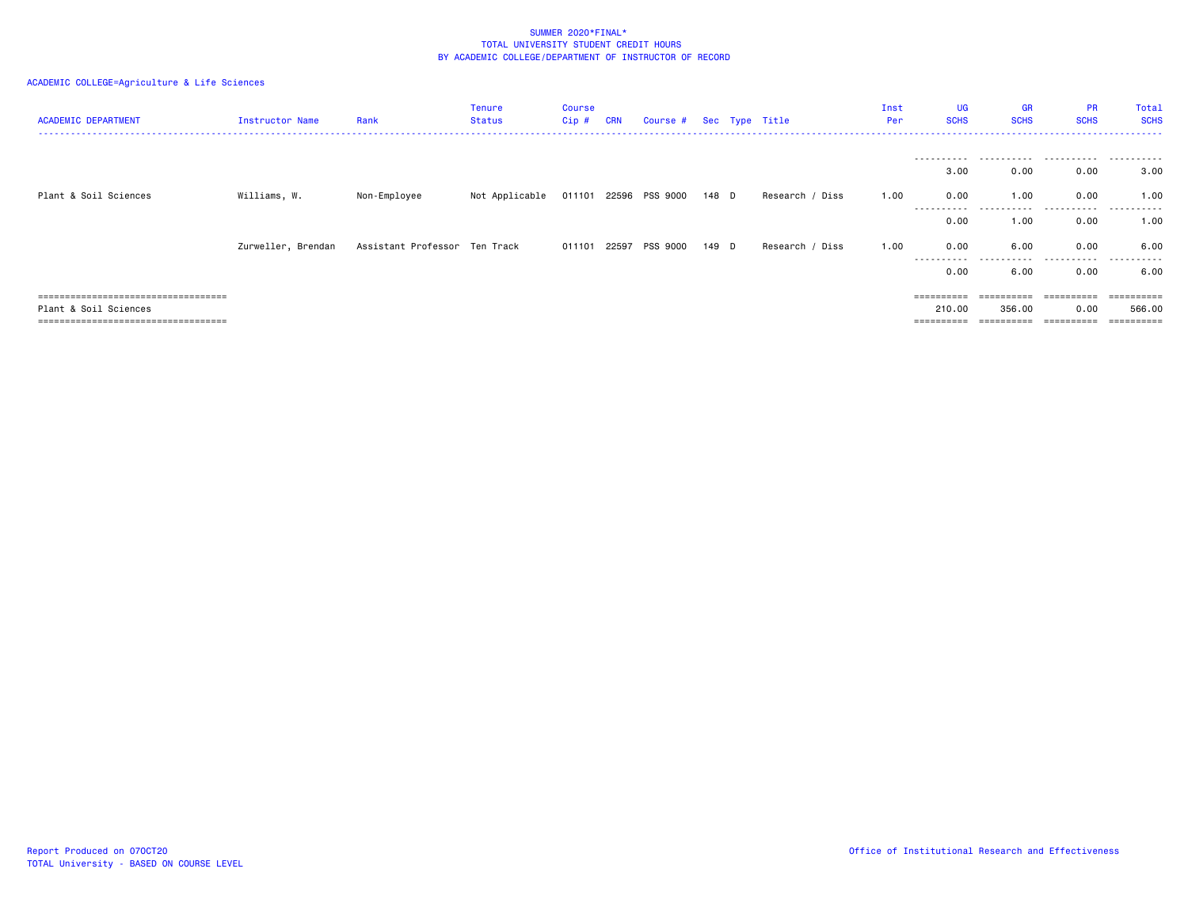SUMMER 2020*FINAL*
TOTAL UNIVERSITY STUDENT CREDIT HOURS
BY ACADEMIC COLLEGE/DEPARTMENT OF INSTRUCTOR OF RECORD

ACADEMIC COLLEGE=Agriculture & Life Sciences

| ACADEMIC DEPARTMENT | Instructor Name | Rank | Tenure Status | Course Cip # | CRN | Course # | Sec | Type | Title | Inst Per | UG SCHS | GR SCHS | PR SCHS | Total SCHS |
|---|---|---|---|---|---|---|---|---|---|---|---|---|---|---|
| | | | | | | | | | | | 3.00 | 0.00 | 0.00 | 3.00 |
| Plant & Soil Sciences | Williams, W. | Non-Employee | Not Applicable | 011101 | 22596 | PSS 9000 | 148 | D | Research / Diss | 1.00 | 0.00 | 1.00 | 0.00 | 1.00 |
| | | | | | | | | | | | 0.00 | 1.00 | 0.00 | 1.00 |
| | Zurweller, Brendan | Assistant Professor | Ten Track | 011101 | 22597 | PSS 9000 | 149 | D | Research / Diss | 1.00 | 0.00 | 6.00 | 0.00 | 6.00 |
| | | | | | | | | | | | 0.00 | 6.00 | 0.00 | 6.00 |
| Plant & Soil Sciences | | | | | | | | | | | 210.00 | 356.00 | 0.00 | 566.00 |

Report Produced on 07OCT20
TOTAL University - BASED ON COURSE LEVEL

Office of Institutional Research and Effectiveness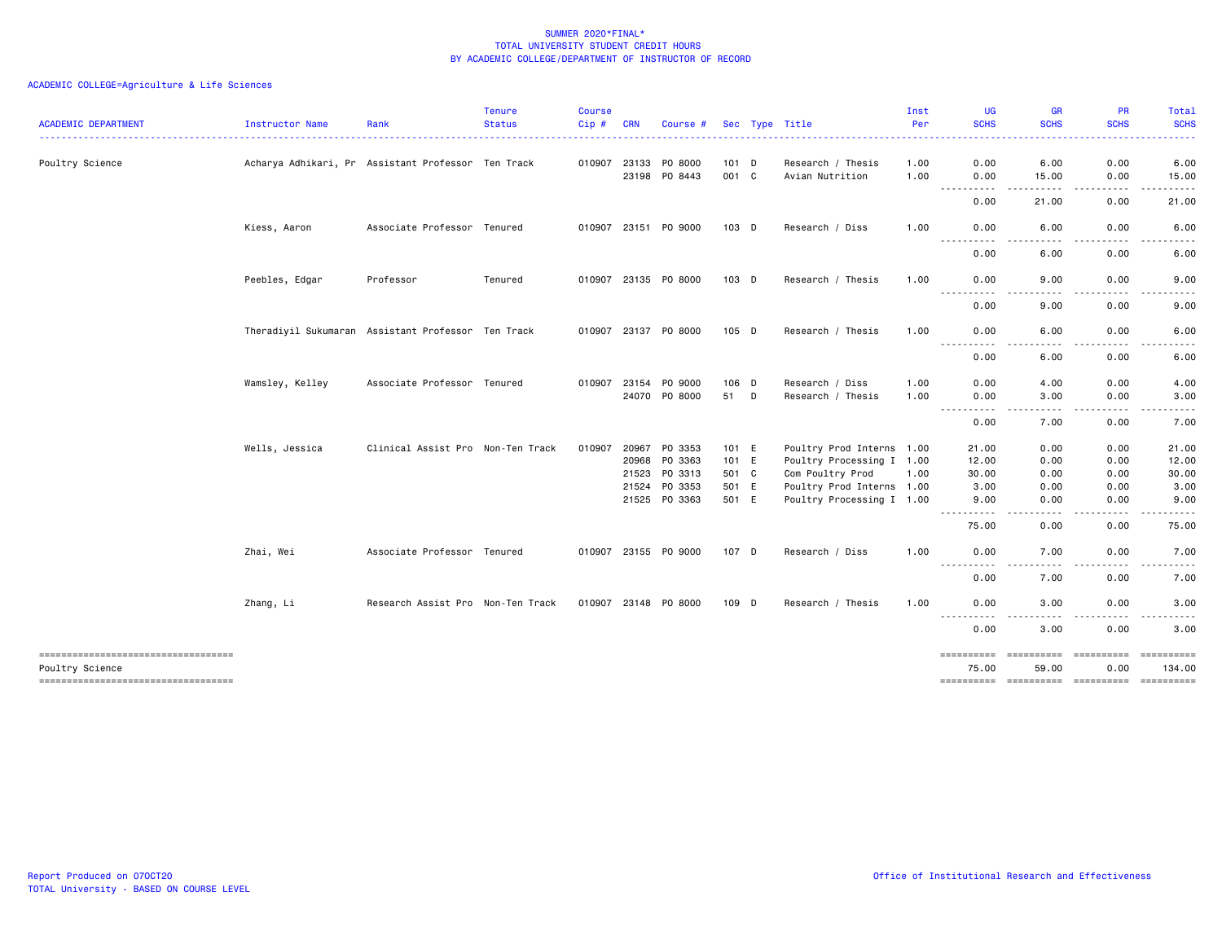# SUMMER 2020*FINAL*
## TOTAL UNIVERSITY STUDENT CREDIT HOURS
## BY ACADEMIC COLLEGE/DEPARTMENT OF INSTRUCTOR OF RECORD

ACADEMIC COLLEGE=Agriculture & Life Sciences

| ACADEMIC DEPARTMENT | Instructor Name | Rank | Tenure Status | Course Cip # | CRN | Course # | Sec | Type | Title | Inst Per | UG SCHS | GR SCHS | PR SCHS | Total SCHS |
|---|---|---|---|---|---|---|---|---|---|---|---|---|---|---|
| Poultry Science | Acharya Adhikari, Pr | Assistant Professor | Ten Track | 010907 | 23133 | PO 8000 | 101 | D | Research / Thesis | 1.00 | 0.00 | 6.00 | 0.00 | 6.00 |
| | | | | | 23198 | PO 8443 | 001 | C | Avian Nutrition | 1.00 | 0.00 | 15.00 | 0.00 | 15.00 |
| | | | | | | | | | | | 0.00 | 21.00 | 0.00 | 21.00 |
| | Kiess, Aaron | Associate Professor | Tenured | 010907 | 23151 | PO 9000 | 103 | D | Research / Diss | 1.00 | 0.00 | 6.00 | 0.00 | 6.00 |
| | | | | | | | | | | | 0.00 | 6.00 | 0.00 | 6.00 |
| | Peebles, Edgar | Professor | Tenured | 010907 | 23135 | PO 8000 | 103 | D | Research / Thesis | 1.00 | 0.00 | 9.00 | 0.00 | 9.00 |
| | | | | | | | | | | | 0.00 | 9.00 | 0.00 | 9.00 |
| | Theradiyil Sukumaran | Assistant Professor | Ten Track | 010907 | 23137 | PO 8000 | 105 | D | Research / Thesis | 1.00 | 0.00 | 6.00 | 0.00 | 6.00 |
| | | | | | | | | | | | 0.00 | 6.00 | 0.00 | 6.00 |
| | Wamsley, Kelley | Associate Professor | Tenured | 010907 | 23154 | PO 9000 | 106 | D | Research / Diss | 1.00 | 0.00 | 4.00 | 0.00 | 4.00 |
| | | | | | 24070 | PO 8000 | 51 | D | Research / Thesis | 1.00 | 0.00 | 3.00 | 0.00 | 3.00 |
| | | | | | | | | | | | 0.00 | 7.00 | 0.00 | 7.00 |
| | Wells, Jessica | Clinical Assist Pro | Non-Ten Track | 010907 | 20967 | PO 3353 | 101 | E | Poultry Prod Interns | 1.00 | 21.00 | 0.00 | 0.00 | 21.00 |
| | | | | | 20968 | PO 3363 | 101 | E | Poultry Processing I | 1.00 | 12.00 | 0.00 | 0.00 | 12.00 |
| | | | | | 21523 | PO 3313 | 501 | C | Com Poultry Prod | 1.00 | 30.00 | 0.00 | 0.00 | 30.00 |
| | | | | | 21524 | PO 3353 | 501 | E | Poultry Prod Interns | 1.00 | 3.00 | 0.00 | 0.00 | 3.00 |
| | | | | | 21525 | PO 3363 | 501 | E | Poultry Processing I | 1.00 | 9.00 | 0.00 | 0.00 | 9.00 |
| | | | | | | | | | | | 75.00 | 0.00 | 0.00 | 75.00 |
| | Zhai, Wei | Associate Professor | Tenured | 010907 | 23155 | PO 9000 | 107 | D | Research / Diss | 1.00 | 0.00 | 7.00 | 0.00 | 7.00 |
| | | | | | | | | | | | 0.00 | 7.00 | 0.00 | 7.00 |
| | Zhang, Li | Research Assist Pro | Non-Ten Track | 010907 | 23148 | PO 8000 | 109 | D | Research / Thesis | 1.00 | 0.00 | 3.00 | 0.00 | 3.00 |
| | | | | | | | | | | | 0.00 | 3.00 | 0.00 | 3.00 |
| Poultry Science | | | | | | | | | | | 75.00 | 59.00 | 0.00 | 134.00 |

Report Produced on 07OCT20
TOTAL University - BASED ON COURSE LEVEL

Office of Institutional Research and Effectiveness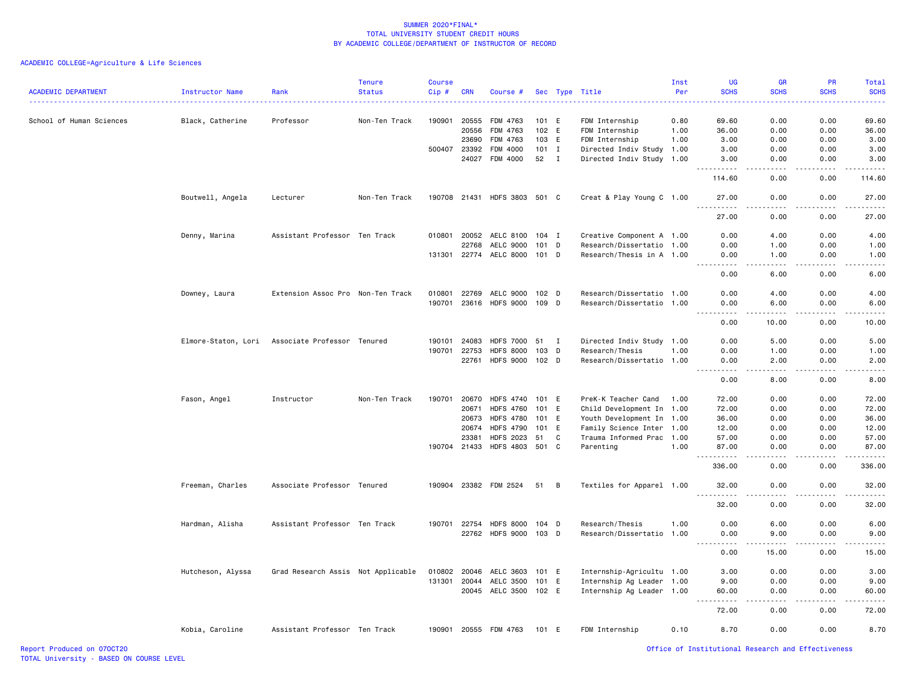SUMMER 2020*FINAL*
TOTAL UNIVERSITY STUDENT CREDIT HOURS
BY ACADEMIC COLLEGE/DEPARTMENT OF INSTRUCTOR OF RECORD

ACADEMIC COLLEGE=Agriculture & Life Sciences

| ACADEMIC DEPARTMENT | Instructor Name | Rank | Tenure Status | Course Cip # | CRN | Course # | Sec | Type | Title | Inst Per | UG SCHS | GR SCHS | PR SCHS | Total SCHS |
|---|---|---|---|---|---|---|---|---|---|---|---|---|---|---|
| School of Human Sciences | Black, Catherine | Professor | Non-Ten Track | 190901 | 20555 | FDM 4763 | 101 | E | FDM Internship | 0.80 | 69.60 | 0.00 | 0.00 | 69.60 |
| | | | | | 20556 | FDM 4763 | 102 | E | FDM Internship | 1.00 | 36.00 | 0.00 | 0.00 | 36.00 |
| | | | | | 23690 | FDM 4763 | 103 | E | FDM Internship | 1.00 | 3.00 | 0.00 | 0.00 | 3.00 |
| | | | | 500407 | 23392 | FDM 4000 | 101 | I | Directed Indiv Study | 1.00 | 3.00 | 0.00 | 0.00 | 3.00 |
| | | | | | 24027 | FDM 4000 | 52 | I | Directed Indiv Study | 1.00 | 3.00 | 0.00 | 0.00 | 3.00 |
| | | | | | | | | | | | 114.60 | 0.00 | 0.00 | 114.60 |
| | Boutwell, Angela | Lecturer | Non-Ten Track | 190708 | 21431 | HDFS 3803 | 501 | C | Creat & Play Young C | 1.00 | 27.00 | 0.00 | 0.00 | 27.00 |
| | | | | | | | | | | | 27.00 | 0.00 | 0.00 | 27.00 |
| | Denny, Marina | Assistant Professor | Ten Track | 010801 | 20052 | AELC 8100 | 104 | I | Creative Component A | 1.00 | 0.00 | 4.00 | 0.00 | 4.00 |
| | | | | | 22768 | AELC 9000 | 101 | D | Research/Dissertatio | 1.00 | 0.00 | 1.00 | 0.00 | 1.00 |
| | | | | 131301 | 22774 | AELC 8000 | 101 | D | Research/Thesis in A | 1.00 | 0.00 | 1.00 | 0.00 | 1.00 |
| | | | | | | | | | | | 0.00 | 6.00 | 0.00 | 6.00 |
| | Downey, Laura | Extension Assoc Pro | Non-Ten Track | 010801 | 22769 | AELC 9000 | 102 | D | Research/Dissertatio | 1.00 | 0.00 | 4.00 | 0.00 | 4.00 |
| | | | | 190701 | 23616 | HDFS 9000 | 109 | D | Research/Dissertatio | 1.00 | 0.00 | 6.00 | 0.00 | 6.00 |
| | | | | | | | | | | | 0.00 | 10.00 | 0.00 | 10.00 |
| | Elmore-Staton, Lori | Associate Professor | Tenured | 190101 | 24083 | HDFS 7000 | 51 | I | Directed Indiv Study | 1.00 | 0.00 | 5.00 | 0.00 | 5.00 |
| | | | | 190701 | 22753 | HDFS 8000 | 103 | D | Research/Thesis | 1.00 | 0.00 | 1.00 | 0.00 | 1.00 |
| | | | | | 22761 | HDFS 9000 | 102 | D | Research/Dissertatio | 1.00 | 0.00 | 2.00 | 0.00 | 2.00 |
| | | | | | | | | | | | 0.00 | 8.00 | 0.00 | 8.00 |
| | Fason, Angel | Instructor | Non-Ten Track | 190701 | 20670 | HDFS 4740 | 101 | E | PreK-K Teacher Cand | 1.00 | 72.00 | 0.00 | 0.00 | 72.00 |
| | | | | | 20671 | HDFS 4760 | 101 | E | Child Development In | 1.00 | 72.00 | 0.00 | 0.00 | 72.00 |
| | | | | | 20673 | HDFS 4780 | 101 | E | Youth Development In | 1.00 | 36.00 | 0.00 | 0.00 | 36.00 |
| | | | | | 20674 | HDFS 4790 | 101 | E | Family Science Inter | 1.00 | 12.00 | 0.00 | 0.00 | 12.00 |
| | | | | | 23381 | HDFS 2023 | 51 | C | Trauma Informed Prac | 1.00 | 57.00 | 0.00 | 0.00 | 57.00 |
| | | | | 190704 | 21433 | HDFS 4803 | 501 | C | Parenting | 1.00 | 87.00 | 0.00 | 0.00 | 87.00 |
| | | | | | | | | | | | 336.00 | 0.00 | 0.00 | 336.00 |
| | Freeman, Charles | Associate Professor | Tenured | 190904 | 23382 | FDM 2524 | 51 | B | Textiles for Apparel | 1.00 | 32.00 | 0.00 | 0.00 | 32.00 |
| | | | | | | | | | | | 32.00 | 0.00 | 0.00 | 32.00 |
| | Hardman, Alisha | Assistant Professor | Ten Track | 190701 | 22754 | HDFS 8000 | 104 | D | Research/Thesis | 1.00 | 0.00 | 6.00 | 0.00 | 6.00 |
| | | | | | 22762 | HDFS 9000 | 103 | D | Research/Dissertatio | 1.00 | 0.00 | 9.00 | 0.00 | 9.00 |
| | | | | | | | | | | | 0.00 | 15.00 | 0.00 | 15.00 |
| | Hutcheson, Alyssa | Grad Research Assis | Not Applicable | 010802 | 20046 | AELC 3603 | 101 | E | Internship-Agricultu | 1.00 | 3.00 | 0.00 | 0.00 | 3.00 |
| | | | | 131301 | 20044 | AELC 3500 | 101 | E | Internship Ag Leader | 1.00 | 9.00 | 0.00 | 0.00 | 9.00 |
| | | | | | 20045 | AELC 3500 | 102 | E | Internship Ag Leader | 1.00 | 60.00 | 0.00 | 0.00 | 60.00 |
| | | | | | | | | | | | 72.00 | 0.00 | 0.00 | 72.00 |
| | Kobia, Caroline | Assistant Professor | Ten Track | 190901 | 20555 | FDM 4763 | 101 | E | FDM Internship | 0.10 | 8.70 | 0.00 | 0.00 | 8.70 |

Report Produced on 07OCT20 — Office of Institutional Research and Effectiveness
TOTAL University - BASED ON COURSE LEVEL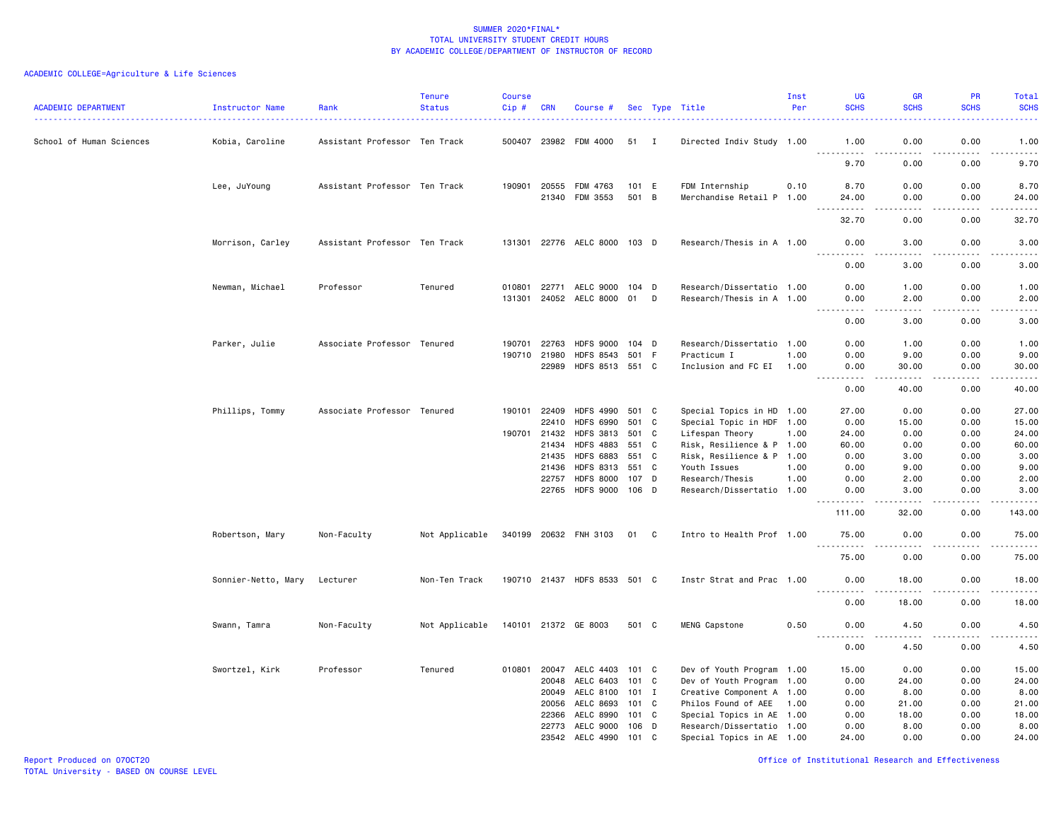SUMMER 2020*FINAL*
TOTAL UNIVERSITY STUDENT CREDIT HOURS
BY ACADEMIC COLLEGE/DEPARTMENT OF INSTRUCTOR OF RECORD

ACADEMIC COLLEGE=Agriculture & Life Sciences

| ACADEMIC DEPARTMENT | Instructor Name | Rank | Tenure Status | Course Cip # | CRN | Course # | Sec | Type | Title | Inst Per | UG SCHS | GR SCHS | PR SCHS | Total SCHS |
|---|---|---|---|---|---|---|---|---|---|---|---|---|---|---|
| School of Human Sciences | Kobia, Caroline | Assistant Professor | Ten Track | 500407 | 23982 | FDM 4000 | 51 | I | Directed Indiv Study | 1.00 | 1.00 | 0.00 | 0.00 | 1.00 |
| | | | | | | | | | | | 9.70 | 0.00 | 0.00 | 9.70 |
| | Lee, JuYoung | Assistant Professor | Ten Track | 190901 | 20555 | FDM 4763 | 101 | E | FDM Internship | 0.10 | 8.70 | 0.00 | 0.00 | 8.70 |
| | | | | | 21340 | FDM 3553 | 501 | B | Merchandise Retail P | 1.00 | 24.00 | 0.00 | 0.00 | 24.00 |
| | | | | | | | | | | | 32.70 | 0.00 | 0.00 | 32.70 |
| | Morrison, Carley | Assistant Professor | Ten Track | 131301 | 22776 | AELC 8000 | 103 | D | Research/Thesis in A | 1.00 | 0.00 | 3.00 | 0.00 | 3.00 |
| | | | | | | | | | | | 0.00 | 3.00 | 0.00 | 3.00 |
| | Newman, Michael | Professor | Tenured | 010801 | 22771 | AELC 9000 | 104 | D | Research/Dissertatio | 1.00 | 0.00 | 1.00 | 0.00 | 1.00 |
| | | | | 131301 | 24052 | AELC 8000 | 01 | D | Research/Thesis in A | 1.00 | 0.00 | 2.00 | 0.00 | 2.00 |
| | | | | | | | | | | | 0.00 | 3.00 | 0.00 | 3.00 |
| | Parker, Julie | Associate Professor | Tenured | 190701 | 22763 | HDFS 9000 | 104 | D | Research/Dissertatio | 1.00 | 0.00 | 1.00 | 0.00 | 1.00 |
| | | | | 190710 | 21980 | HDFS 8543 | 501 | F | Practicum I | 1.00 | 0.00 | 9.00 | 0.00 | 9.00 |
| | | | | | 22989 | HDFS 8513 | 551 | C | Inclusion and FC EI | 1.00 | 0.00 | 30.00 | 0.00 | 30.00 |
| | | | | | | | | | | | 0.00 | 40.00 | 0.00 | 40.00 |
| | Phillips, Tommy | Associate Professor | Tenured | 190101 | 22409 | HDFS 4990 | 501 | C | Special Topics in HD | 1.00 | 27.00 | 0.00 | 0.00 | 27.00 |
| | | | | | 22410 | HDFS 6990 | 501 | C | Special Topic in HDF | 1.00 | 0.00 | 15.00 | 0.00 | 15.00 |
| | | | | 190701 | 21432 | HDFS 3813 | 501 | C | Lifespan Theory | 1.00 | 24.00 | 0.00 | 0.00 | 24.00 |
| | | | | | 21434 | HDFS 4883 | 551 | C | Risk, Resilience & P | 1.00 | 60.00 | 0.00 | 0.00 | 60.00 |
| | | | | | 21435 | HDFS 6883 | 551 | C | Risk, Resilience & P | 1.00 | 0.00 | 3.00 | 0.00 | 3.00 |
| | | | | | 21436 | HDFS 8313 | 551 | C | Youth Issues | 1.00 | 0.00 | 9.00 | 0.00 | 9.00 |
| | | | | | 22757 | HDFS 8000 | 107 | D | Research/Thesis | 1.00 | 0.00 | 2.00 | 0.00 | 2.00 |
| | | | | | 22765 | HDFS 9000 | 106 | D | Research/Dissertatio | 1.00 | 0.00 | 3.00 | 0.00 | 3.00 |
| | | | | | | | | | | | 111.00 | 32.00 | 0.00 | 143.00 |
| | Robertson, Mary | Non-Faculty | Not Applicable | 340199 | 20632 | FNH 3103 | 01 | C | Intro to Health Prof | 1.00 | 75.00 | 0.00 | 0.00 | 75.00 |
| | | | | | | | | | | | 75.00 | 0.00 | 0.00 | 75.00 |
| | Sonnier-Netto, Mary | Lecturer | Non-Ten Track | 190710 | 21437 | HDFS 8533 | 501 | C | Instr Strat and Prac | 1.00 | 0.00 | 18.00 | 0.00 | 18.00 |
| | | | | | | | | | | | 0.00 | 18.00 | 0.00 | 18.00 |
| | Swann, Tamra | Non-Faculty | Not Applicable | 140101 | 21372 | GE 8003 | 501 | C | MENG Capstone | 0.50 | 0.00 | 4.50 | 0.00 | 4.50 |
| | | | | | | | | | | | 0.00 | 4.50 | 0.00 | 4.50 |
| | Swortzel, Kirk | Professor | Tenured | 010801 | 20047 | AELC 4403 | 101 | C | Dev of Youth Program | 1.00 | 15.00 | 0.00 | 0.00 | 15.00 |
| | | | | | 20048 | AELC 6403 | 101 | C | Dev of Youth Program | 1.00 | 0.00 | 24.00 | 0.00 | 24.00 |
| | | | | | 20049 | AELC 8100 | 101 | I | Creative Component A | 1.00 | 0.00 | 8.00 | 0.00 | 8.00 |
| | | | | | 20056 | AELC 8693 | 101 | C | Philos Found of AEE | 1.00 | 0.00 | 21.00 | 0.00 | 21.00 |
| | | | | | 22366 | AELC 8990 | 101 | C | Special Topics in AE | 1.00 | 0.00 | 18.00 | 0.00 | 18.00 |
| | | | | | 22773 | AELC 9000 | 106 | D | Research/Dissertatio | 1.00 | 0.00 | 8.00 | 0.00 | 8.00 |
| | | | | | 23542 | AELC 4990 | 101 | C | Special Topics in AE | 1.00 | 24.00 | 0.00 | 0.00 | 24.00 |

Report Produced on 07OCT20
TOTAL University - BASED ON COURSE LEVEL

Office of Institutional Research and Effectiveness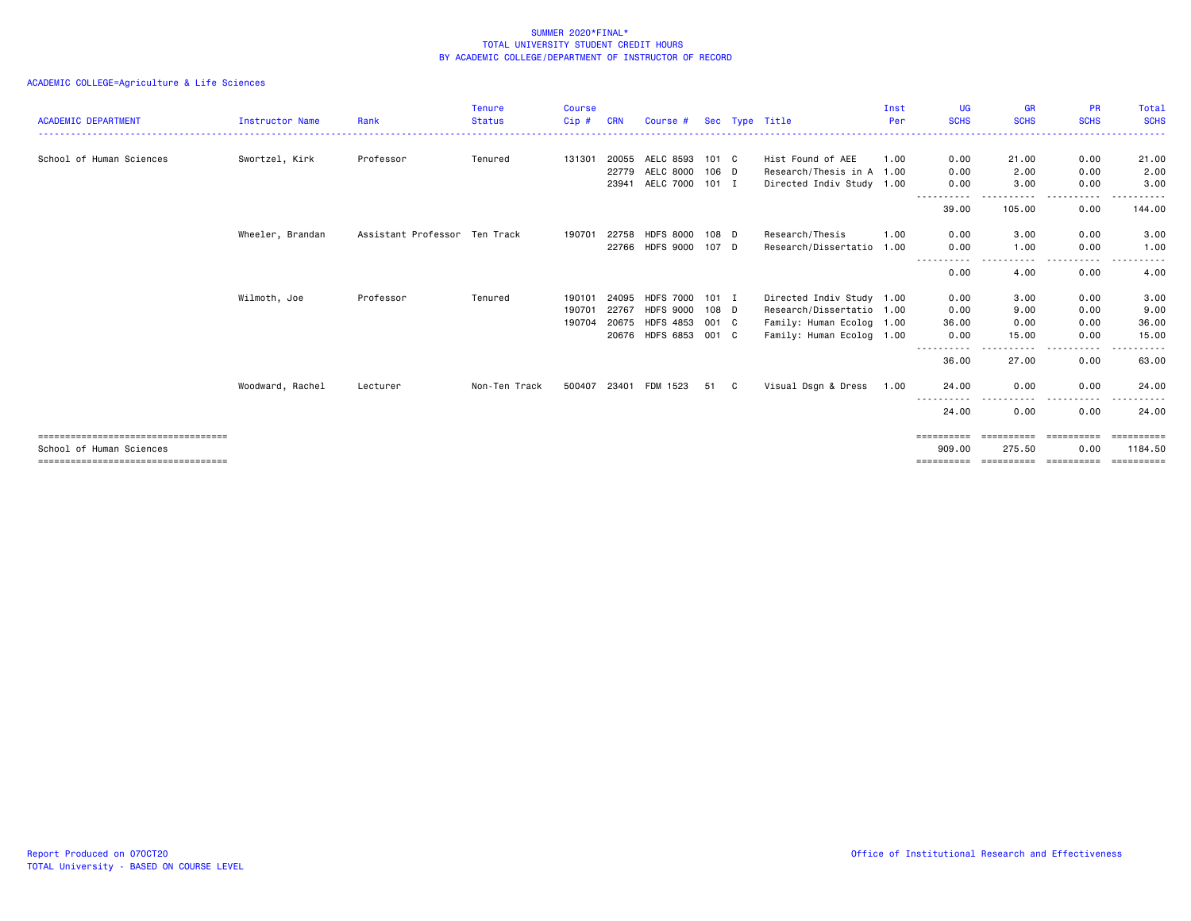SUMMER 2020*FINAL*
TOTAL UNIVERSITY STUDENT CREDIT HOURS
BY ACADEMIC COLLEGE/DEPARTMENT OF INSTRUCTOR OF RECORD

ACADEMIC COLLEGE=Agriculture & Life Sciences

| ACADEMIC DEPARTMENT | Instructor Name | Rank | Tenure Status | Course Cip # | CRN | Course # | Sec | Type | Title | Inst Per | UG SCHS | GR SCHS | PR SCHS | Total SCHS |
|---|---|---|---|---|---|---|---|---|---|---|---|---|---|---|
| School of Human Sciences | Swortzel, Kirk | Professor | Tenured | 131301 | 20055 | AELC 8593 | 101 | C | Hist Found of AEE | 1.00 | 0.00 | 21.00 | 0.00 | 21.00 |
| | | | | | 22779 | AELC 8000 | 106 | D | Research/Thesis in A | 1.00 | 0.00 | 2.00 | 0.00 | 2.00 |
| | | | | | 23941 | AELC 7000 | 101 | I | Directed Indiv Study | 1.00 | 0.00 | 3.00 | 0.00 | 3.00 |
| | | | | | | | | | | | 39.00 | 105.00 | 0.00 | 144.00 |
| | Wheeler, Brandan | Assistant Professor | Ten Track | 190701 | 22758 | HDFS 8000 | 108 | D | Research/Thesis | 1.00 | 0.00 | 3.00 | 0.00 | 3.00 |
| | | | | | 22766 | HDFS 9000 | 107 | D | Research/Dissertatio | 1.00 | 0.00 | 1.00 | 0.00 | 1.00 |
| | | | | | | | | | | | 0.00 | 4.00 | 0.00 | 4.00 |
| | Wilmoth, Joe | Professor | Tenured | 190101 | 24095 | HDFS 7000 | 101 | I | Directed Indiv Study | 1.00 | 0.00 | 3.00 | 0.00 | 3.00 |
| | | | | 190701 | 22767 | HDFS 9000 | 108 | D | Research/Dissertatio | 1.00 | 0.00 | 9.00 | 0.00 | 9.00 |
| | | | | 190704 | 20675 | HDFS 4853 | 001 | C | Family: Human Ecolog | 1.00 | 36.00 | 0.00 | 0.00 | 36.00 |
| | | | | | 20676 | HDFS 6853 | 001 | C | Family: Human Ecolog | 1.00 | 0.00 | 15.00 | 0.00 | 15.00 |
| | | | | | | | | | | | 36.00 | 27.00 | 0.00 | 63.00 |
| | Woodward, Rachel | Lecturer | Non-Ten Track | 500407 | 23401 | FDM 1523 | 51 | C | Visual Dsgn & Dress | 1.00 | 24.00 | 0.00 | 0.00 | 24.00 |
| | | | | | | | | | | | 24.00 | 0.00 | 0.00 | 24.00 |
| School of Human Sciences | | | | | | | | | | | 909.00 | 275.50 | 0.00 | 1184.50 |

Report Produced on 07OCT20
TOTAL University - BASED ON COURSE LEVEL

Office of Institutional Research and Effectiveness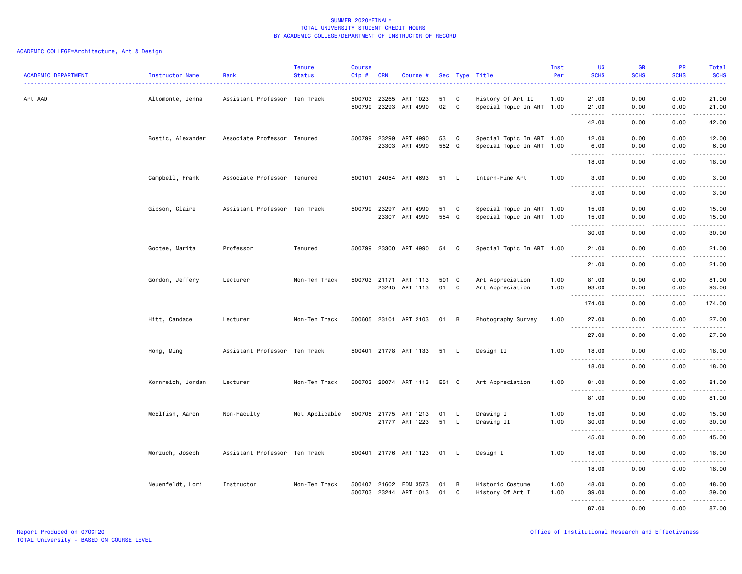SUMMER 2020*FINAL*
TOTAL UNIVERSITY STUDENT CREDIT HOURS
BY ACADEMIC COLLEGE/DEPARTMENT OF INSTRUCTOR OF RECORD

ACADEMIC COLLEGE=Architecture, Art & Design

| ACADEMIC DEPARTMENT | Instructor Name | Rank | Tenure Status | Course Cip # | CRN | Course # | Sec | Type | Title | Inst Per | UG SCHS | GR SCHS | PR SCHS | Total SCHS |
|---|---|---|---|---|---|---|---|---|---|---|---|---|---|---|
| Art AAD | Altomonte, Jenna | Assistant Professor | Ten Track | 500703 | 23265 | ART 1023 | 51 | C | History Of Art II | 1.00 | 21.00 | 0.00 | 0.00 | 21.00 |
| | | | | 500799 | 23293 | ART 4990 | 02 | C | Special Topic In ART | 1.00 | 21.00 | 0.00 | 0.00 | 21.00 |
| | | | | | | | | | | | 42.00 | 0.00 | 0.00 | 42.00 |
| | Bostic, Alexander | Associate Professor | Tenured | 500799 | 23299 | ART 4990 | 53 | Q | Special Topic In ART | 1.00 | 12.00 | 0.00 | 0.00 | 12.00 |
| | | | | | 23303 | ART 4990 | 552 | Q | Special Topic In ART | 1.00 | 6.00 | 0.00 | 0.00 | 6.00 |
| | | | | | | | | | | | 18.00 | 0.00 | 0.00 | 18.00 |
| | Campbell, Frank | Associate Professor | Tenured | 500101 | 24054 | ART 4693 | 51 | L | Intern-Fine Art | 1.00 | 3.00 | 0.00 | 0.00 | 3.00 |
| | | | | | | | | | | | 3.00 | 0.00 | 0.00 | 3.00 |
| | Gipson, Claire | Assistant Professor | Ten Track | 500799 | 23297 | ART 4990 | 51 | C | Special Topic In ART | 1.00 | 15.00 | 0.00 | 0.00 | 15.00 |
| | | | | | 23307 | ART 4990 | 554 | Q | Special Topic In ART | 1.00 | 15.00 | 0.00 | 0.00 | 15.00 |
| | | | | | | | | | | | 30.00 | 0.00 | 0.00 | 30.00 |
| | Gootee, Marita | Professor | Tenured | 500799 | 23300 | ART 4990 | 54 | Q | Special Topic In ART | 1.00 | 21.00 | 0.00 | 0.00 | 21.00 |
| | | | | | | | | | | | 21.00 | 0.00 | 0.00 | 21.00 |
| | Gordon, Jeffery | Lecturer | Non-Ten Track | 500703 | 21171 | ART 1113 | 501 | C | Art Appreciation | 1.00 | 81.00 | 0.00 | 0.00 | 81.00 |
| | | | | | 23245 | ART 1113 | 01 | C | Art Appreciation | 1.00 | 93.00 | 0.00 | 0.00 | 93.00 |
| | | | | | | | | | | | 174.00 | 0.00 | 0.00 | 174.00 |
| | Hitt, Candace | Lecturer | Non-Ten Track | 500605 | 23101 | ART 2103 | 01 | B | Photography Survey | 1.00 | 27.00 | 0.00 | 0.00 | 27.00 |
| | | | | | | | | | | | 27.00 | 0.00 | 0.00 | 27.00 |
| | Hong, Ming | Assistant Professor | Ten Track | 500401 | 21778 | ART 1133 | 51 | L | Design II | 1.00 | 18.00 | 0.00 | 0.00 | 18.00 |
| | | | | | | | | | | | 18.00 | 0.00 | 0.00 | 18.00 |
| | Kornreich, Jordan | Lecturer | Non-Ten Track | 500703 | 20074 | ART 1113 | E51 | C | Art Appreciation | 1.00 | 81.00 | 0.00 | 0.00 | 81.00 |
| | | | | | | | | | | | 81.00 | 0.00 | 0.00 | 81.00 |
| | McElfish, Aaron | Non-Faculty | Not Applicable | 500705 | 21775 | ART 1213 | 01 | L | Drawing I | 1.00 | 15.00 | 0.00 | 0.00 | 15.00 |
| | | | | | 21777 | ART 1223 | 51 | L | Drawing II | 1.00 | 30.00 | 0.00 | 0.00 | 30.00 |
| | | | | | | | | | | | 45.00 | 0.00 | 0.00 | 45.00 |
| | Morzuch, Joseph | Assistant Professor | Ten Track | 500401 | 21776 | ART 1123 | 01 | L | Design I | 1.00 | 18.00 | 0.00 | 0.00 | 18.00 |
| | | | | | | | | | | | 18.00 | 0.00 | 0.00 | 18.00 |
| | Neuenfeldt, Lori | Instructor | Non-Ten Track | 500407 | 21602 | FDM 3573 | 01 | B | Historic Costume | 1.00 | 48.00 | 0.00 | 0.00 | 48.00 |
| | | | | 500703 | 23244 | ART 1013 | 01 | C | History Of Art I | 1.00 | 39.00 | 0.00 | 0.00 | 39.00 |
| | | | | | | | | | | | 87.00 | 0.00 | 0.00 | 87.00 |

Report Produced on 07OCT20
TOTAL University - BASED ON COURSE LEVEL

Office of Institutional Research and Effectiveness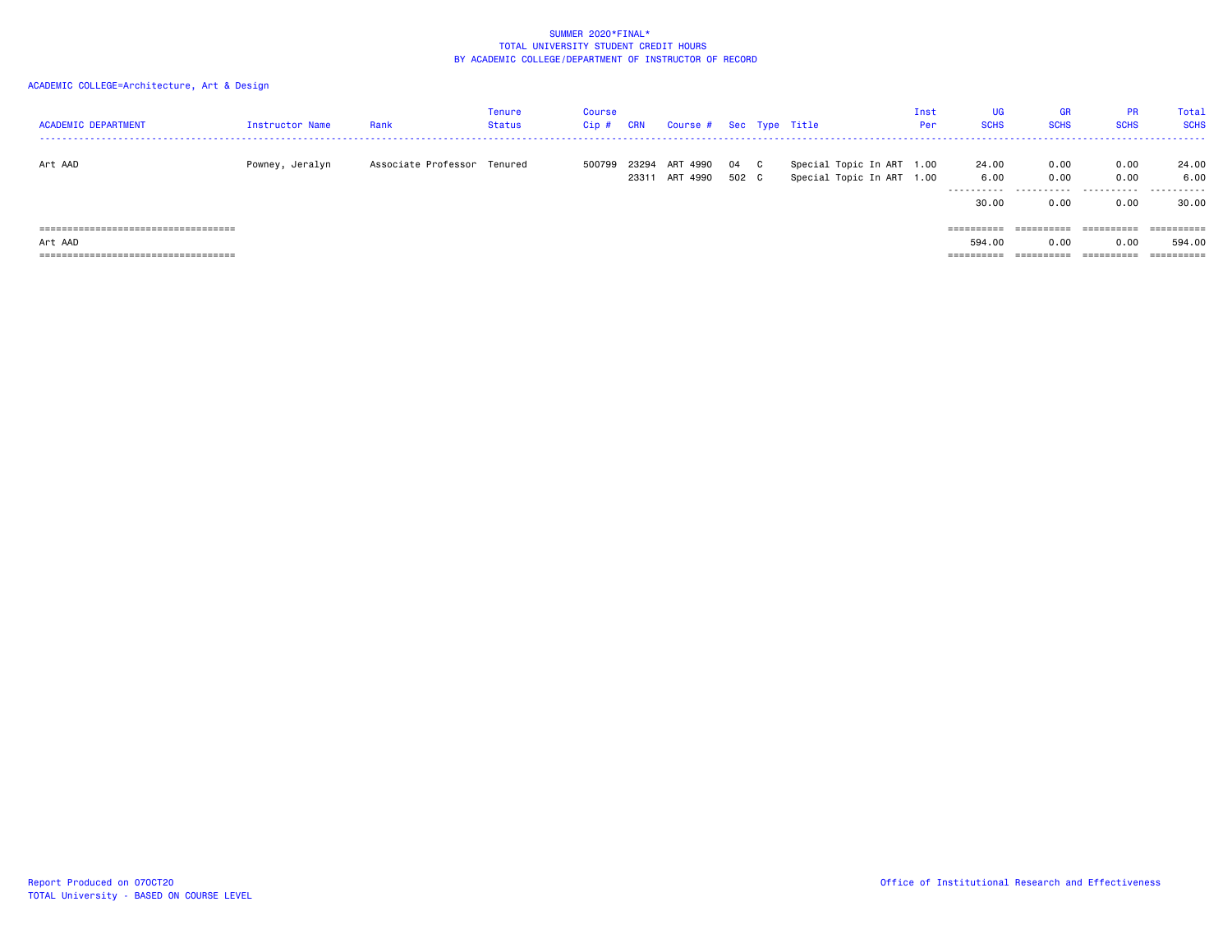SUMMER 2020*FINAL*
TOTAL UNIVERSITY STUDENT CREDIT HOURS
BY ACADEMIC COLLEGE/DEPARTMENT OF INSTRUCTOR OF RECORD

ACADEMIC COLLEGE=Architecture, Art & Design

| ACADEMIC DEPARTMENT | Instructor Name | Rank | Tenure Status | Course Cip # | CRN | Course # | Sec | Type | Title | Inst Per | UG SCHS | GR SCHS | PR SCHS | Total SCHS |
|---|---|---|---|---|---|---|---|---|---|---|---|---|---|---|
| Art AAD | Powney, Jeralyn | Associate Professor | Tenured | 500799 | 23294 | ART 4990 | 04 | C | Special Topic In ART | 1.00 | 24.00 | 0.00 | 0.00 | 24.00 |
| | | | | | 23311 | ART 4990 | 502 | C | Special Topic In ART | 1.00 | 6.00 | 0.00 | 0.00 | 6.00 |
| | | | | | | | | | | | 30.00 | 0.00 | 0.00 | 30.00 |
| Art AAD | | | | | | | | | | | 594.00 | 0.00 | 0.00 | 594.00 |

Report Produced on 07OCT20
TOTAL University - BASED ON COURSE LEVEL

Office of Institutional Research and Effectiveness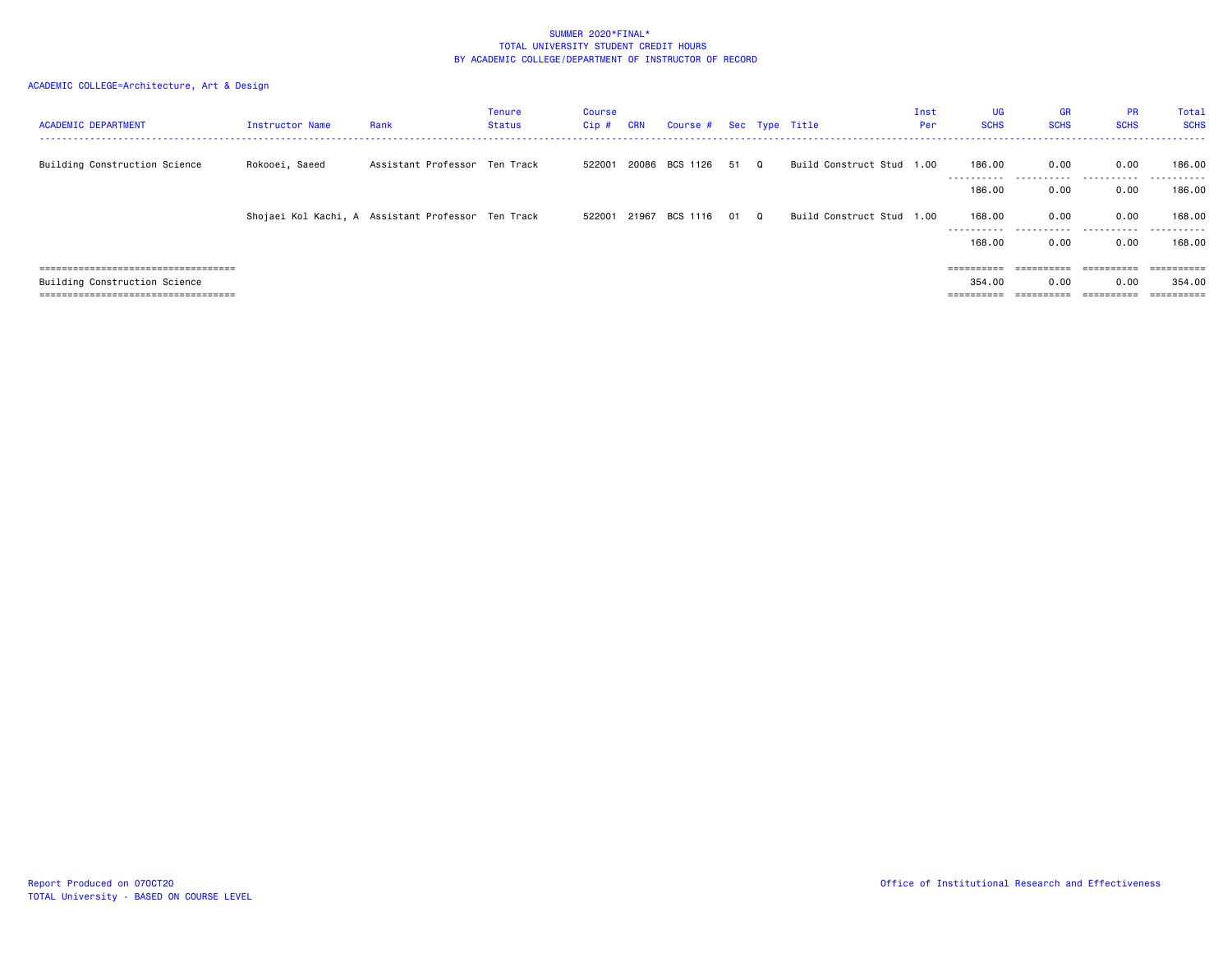SUMMER 2020*FINAL*
TOTAL UNIVERSITY STUDENT CREDIT HOURS
BY ACADEMIC COLLEGE/DEPARTMENT OF INSTRUCTOR OF RECORD

ACADEMIC COLLEGE=Architecture, Art & Design

| ACADEMIC DEPARTMENT | Instructor Name | Rank | Tenure Status | Course Cip # | CRN | Course # | Sec | Type | Title | Inst Per | UG SCHS | GR SCHS | PR SCHS | Total SCHS |
|---|---|---|---|---|---|---|---|---|---|---|---|---|---|---|
| Building Construction Science | Rokooei, Saeed | Assistant Professor | Ten Track | 522001 | 20086 | BCS 1126 | 51 | Q | Build Construct Stud | 1.00 | 186.00 | 0.00 | 0.00 | 186.00 |
| | | | | | | | | | | | 186.00 | 0.00 | 0.00 | 186.00 |
| | Shojaei Kol Kachi, A | Assistant Professor | Ten Track | 522001 | 21967 | BCS 1116 | 01 | Q | Build Construct Stud | 1.00 | 168.00 | 0.00 | 0.00 | 168.00 |
| | | | | | | | | | | | 168.00 | 0.00 | 0.00 | 168.00 |
| Building Construction Science | | | | | | | | | | | 354.00 | 0.00 | 0.00 | 354.00 |

Report Produced on 07OCT20
TOTAL University - BASED ON COURSE LEVEL

Office of Institutional Research and Effectiveness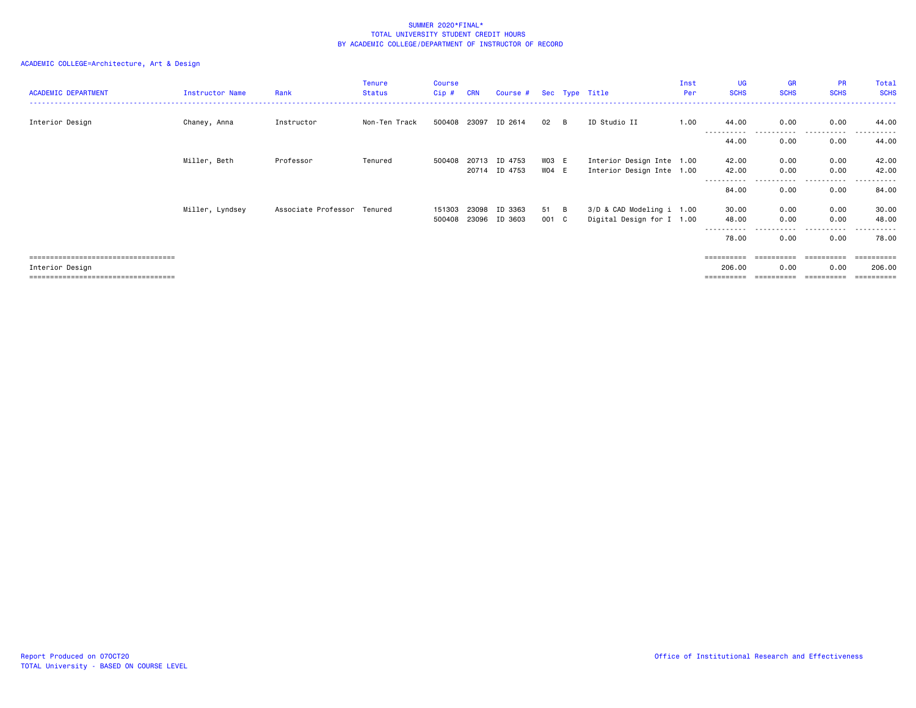SUMMER 2020*FINAL*
TOTAL UNIVERSITY STUDENT CREDIT HOURS
BY ACADEMIC COLLEGE/DEPARTMENT OF INSTRUCTOR OF RECORD

ACADEMIC COLLEGE=Architecture, Art & Design

| ACADEMIC DEPARTMENT | Instructor Name | Rank | Tenure Status | Course Cip # | CRN | Course # | Sec | Type | Title | Inst Per | UG SCHS | GR SCHS | PR SCHS | Total SCHS |
|---|---|---|---|---|---|---|---|---|---|---|---|---|---|---|
| Interior Design | Chaney, Anna | Instructor | Non-Ten Track | 500408 | 23097 | ID 2614 | 02 | B | ID Studio II | 1.00 | 44.00 | 0.00 | 0.00 | 44.00 |
| | | | | | | | | | | | 44.00 | 0.00 | 0.00 | 44.00 |
| | Miller, Beth | Professor | Tenured | 500408 | 20713 | ID 4753 | W03 | E | Interior Design Inte | 1.00 | 42.00 | 0.00 | 0.00 | 42.00 |
| | | | | | 20714 | ID 4753 | W04 | E | Interior Design Inte | 1.00 | 42.00 | 0.00 | 0.00 | 42.00 |
| | | | | | | | | | | | 84.00 | 0.00 | 0.00 | 84.00 |
| | Miller, Lyndsey | Associate Professor | Tenured | 151303 | 23098 | ID 3363 | 51 | B | 3/D & CAD Modeling i | 1.00 | 30.00 | 0.00 | 0.00 | 30.00 |
| | | | | 500408 | 23096 | ID 3603 | 001 | C | Digital Design for I | 1.00 | 48.00 | 0.00 | 0.00 | 48.00 |
| | | | | | | | | | | | 78.00 | 0.00 | 0.00 | 78.00 |
| Interior Design | | | | | | | | | | | 206.00 | 0.00 | 0.00 | 206.00 |

Report Produced on 07OCT20
TOTAL University - BASED ON COURSE LEVEL

Office of Institutional Research and Effectiveness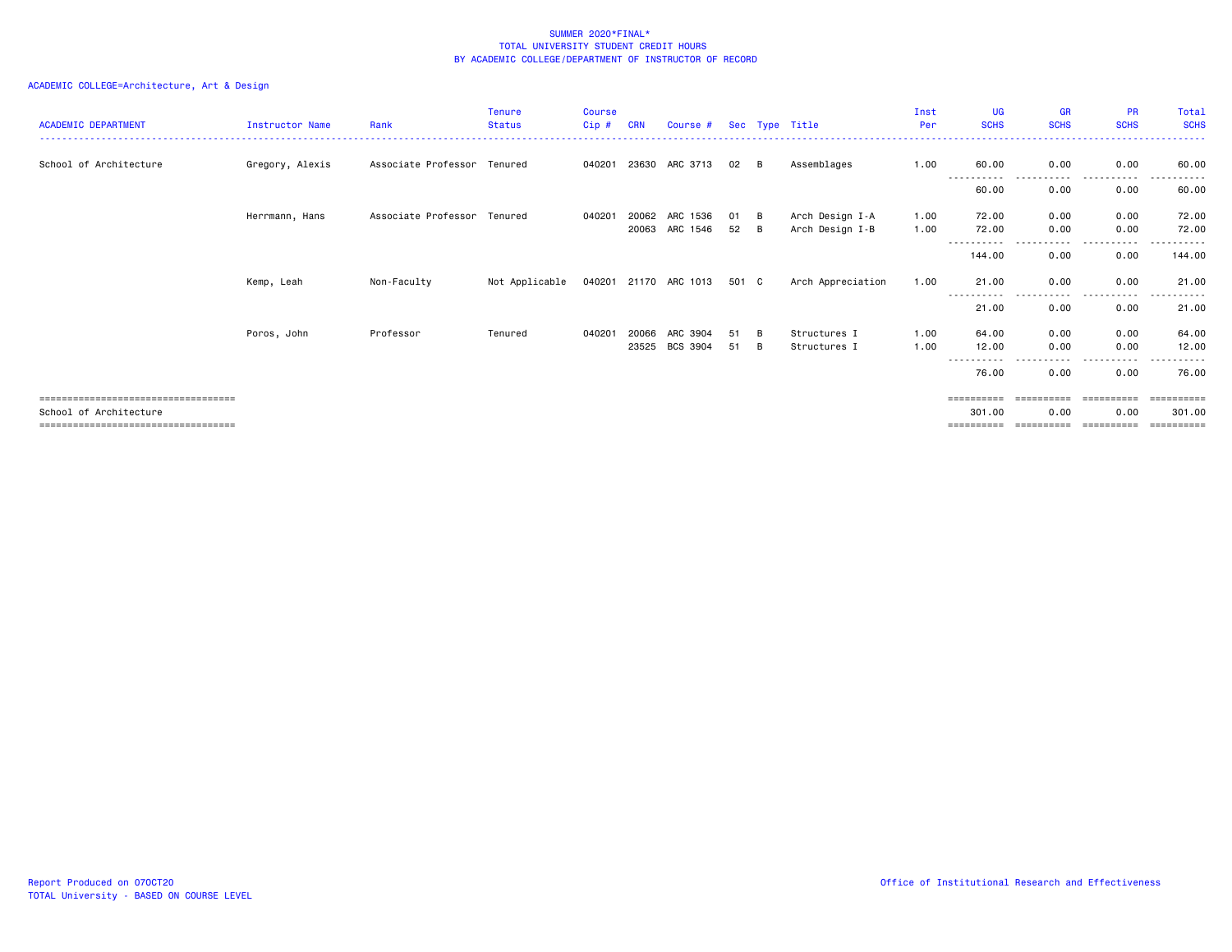SUMMER 2020*FINAL*
TOTAL UNIVERSITY STUDENT CREDIT HOURS
BY ACADEMIC COLLEGE/DEPARTMENT OF INSTRUCTOR OF RECORD

ACADEMIC COLLEGE=Architecture, Art & Design

| ACADEMIC DEPARTMENT | Instructor Name | Rank | Tenure Status | Course Cip # | CRN | Course # | Sec | Type | Title | Inst Per | UG SCHS | GR SCHS | PR SCHS | Total SCHS |
|---|---|---|---|---|---|---|---|---|---|---|---|---|---|---|
| School of Architecture | Gregory, Alexis | Associate Professor | Tenured | 040201 | 23630 | ARC 3713 | 02 | B | Assemblages | 1.00 | 60.00 | 0.00 | 0.00 | 60.00 |
| | | | | | | | | | | | 60.00 | 0.00 | 0.00 | 60.00 |
| | Herrmann, Hans | Associate Professor | Tenured | 040201 | 20062 | ARC 1536 | 01 | B | Arch Design I-A | 1.00 | 72.00 | 0.00 | 0.00 | 72.00 |
| | | | | | 20063 | ARC 1546 | 52 | B | Arch Design I-B | 1.00 | 72.00 | 0.00 | 0.00 | 72.00 |
| | | | | | | | | | | | 144.00 | 0.00 | 0.00 | 144.00 |
| | Kemp, Leah | Non-Faculty | Not Applicable | 040201 | 21170 | ARC 1013 | 501 | C | Arch Appreciation | 1.00 | 21.00 | 0.00 | 0.00 | 21.00 |
| | | | | | | | | | | | 21.00 | 0.00 | 0.00 | 21.00 |
| | Poros, John | Professor | Tenured | 040201 | 20066 | ARC 3904 | 51 | B | Structures I | 1.00 | 64.00 | 0.00 | 0.00 | 64.00 |
| | | | | | 23525 | BCS 3904 | 51 | B | Structures I | 1.00 | 12.00 | 0.00 | 0.00 | 12.00 |
| | | | | | | | | | | | 76.00 | 0.00 | 0.00 | 76.00 |
| School of Architecture | | | | | | | | | | | 301.00 | 0.00 | 0.00 | 301.00 |

Report Produced on 07OCT20
TOTAL University - BASED ON COURSE LEVEL

Office of Institutional Research and Effectiveness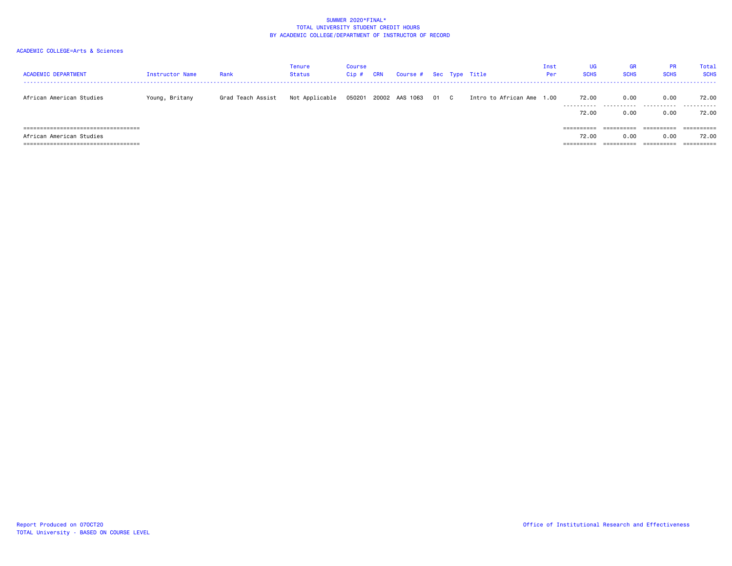SUMMER 2020*FINAL*
TOTAL UNIVERSITY STUDENT CREDIT HOURS
BY ACADEMIC COLLEGE/DEPARTMENT OF INSTRUCTOR OF RECORD

ACADEMIC COLLEGE=Arts & Sciences

| ACADEMIC DEPARTMENT | Instructor Name | Rank | Tenure Status | Course Cip # | CRN | Course # | Sec | Type | Title | Inst Per | UG SCHS | GR SCHS | PR SCHS | Total SCHS |
|---|---|---|---|---|---|---|---|---|---|---|---|---|---|---|
| African American Studies | Young, Britany | Grad Teach Assist | Not Applicable | 050201 | 20002 | AAS 1063 | 01 | C | Intro to African Ame | 1.00 | 72.00 | 0.00 | 0.00 | 72.00 |
| | | | | | | | | | | | 72.00 | 0.00 | 0.00 | 72.00 |
| African American Studies | | | | | | | | | | | 72.00 | 0.00 | 0.00 | 72.00 |

Report Produced on 07OCT20
TOTAL University - BASED ON COURSE LEVEL

Office of Institutional Research and Effectiveness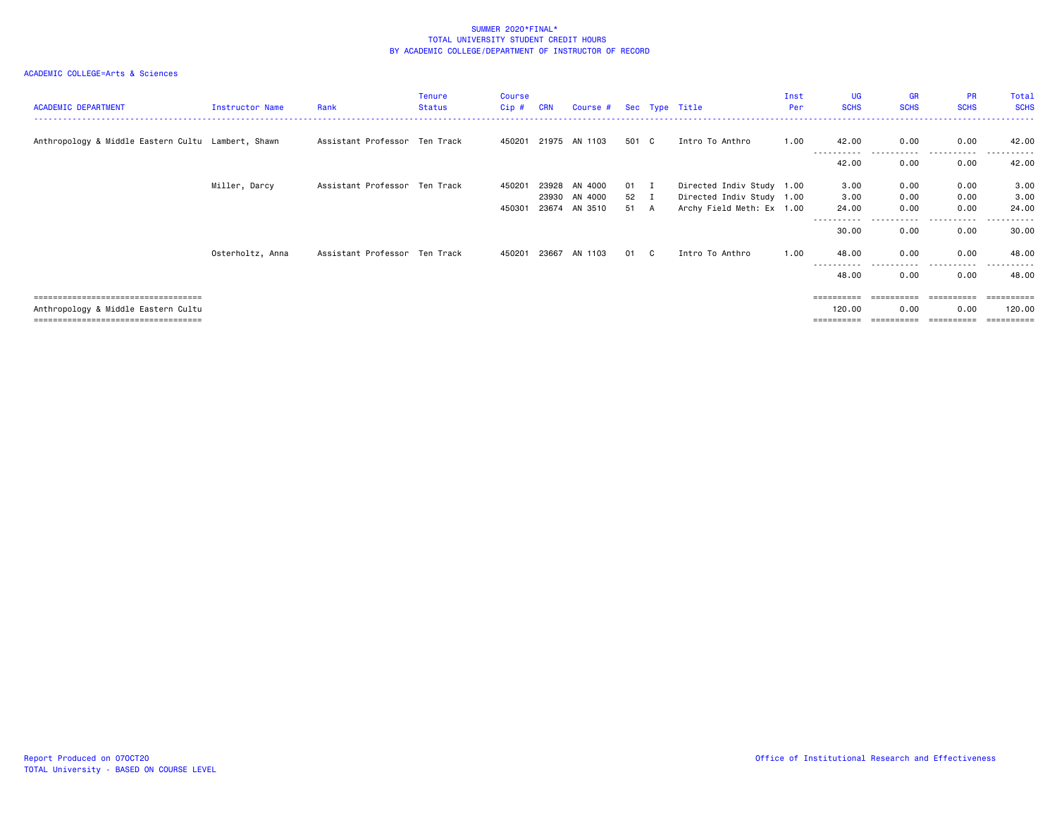# SUMMER 2020*FINAL*
## TOTAL UNIVERSITY STUDENT CREDIT HOURS
## BY ACADEMIC COLLEGE/DEPARTMENT OF INSTRUCTOR OF RECORD

ACADEMIC COLLEGE=Arts & Sciences

| ACADEMIC DEPARTMENT | Instructor Name | Rank | Tenure Status | Course Cip # | CRN | Course # | Sec | Type | Title | Inst Per | UG SCHS | GR SCHS | PR SCHS | Total SCHS |
|---|---|---|---|---|---|---|---|---|---|---|---|---|---|---|
| Anthropology & Middle Eastern Cultu | Lambert, Shawn | Assistant Professor | Ten Track | 450201 | 21975 | AN 1103 | 501 | C | Intro To Anthro | 1.00 | 42.00 | 0.00 | 0.00 | 42.00 |
| | | | | | | | | | | | 42.00 | 0.00 | 0.00 | 42.00 |
| | Miller, Darcy | Assistant Professor | Ten Track | 450201 | 23928 | AN 4000 | 01 | I | Directed Indiv Study | 1.00 | 3.00 | 0.00 | 0.00 | 3.00 |
| | | | | | 23930 | AN 4000 | 52 | I | Directed Indiv Study | 1.00 | 3.00 | 0.00 | 0.00 | 3.00 |
| | | | | 450301 | 23674 | AN 3510 | 51 | A | Archy Field Meth: Ex | 1.00 | 24.00 | 0.00 | 0.00 | 24.00 |
| | | | | | | | | | | | 30.00 | 0.00 | 0.00 | 30.00 |
| | Osterholtz, Anna | Assistant Professor | Ten Track | 450201 | 23667 | AN 1103 | 01 | C | Intro To Anthro | 1.00 | 48.00 | 0.00 | 0.00 | 48.00 |
| | | | | | | | | | | | 48.00 | 0.00 | 0.00 | 48.00 |
| Anthropology & Middle Eastern Cultu | | | | | | | | | | | 120.00 | 0.00 | 0.00 | 120.00 |

Report Produced on 07OCT20
TOTAL University - BASED ON COURSE LEVEL

Office of Institutional Research and Effectiveness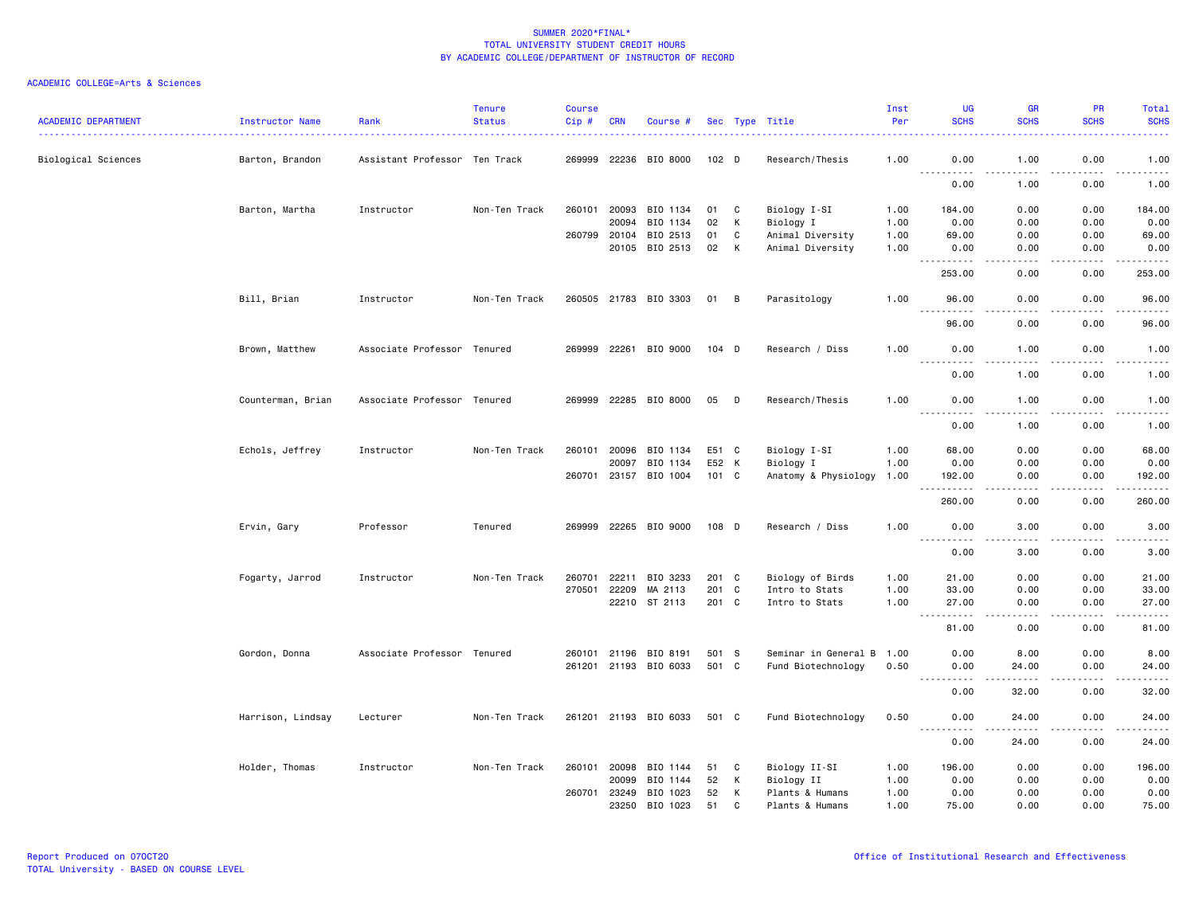SUMMER 2020*FINAL*
TOTAL UNIVERSITY STUDENT CREDIT HOURS
BY ACADEMIC COLLEGE/DEPARTMENT OF INSTRUCTOR OF RECORD

ACADEMIC COLLEGE=Arts & Sciences

| ACADEMIC DEPARTMENT | Instructor Name | Rank | Tenure Status | Course Cip # | CRN | Course # | Sec | Type | Title | Inst Per | UG SCHS | GR SCHS | PR SCHS | Total SCHS |
|---|---|---|---|---|---|---|---|---|---|---|---|---|---|---|
| Biological Sciences | Barton, Brandon | Assistant Professor | Ten Track | 269999 | 22236 | BIO 8000 | 102 | D | Research/Thesis | 1.00 | 0.00 | 1.00 | 0.00 | 1.00 |
| | | | | | | | | | | | 0.00 | 1.00 | 0.00 | 1.00 |
| | Barton, Martha | Instructor | Non-Ten Track | 260101 | 20093 | BIO 1134 | 01 | C | Biology I-SI | 1.00 | 184.00 | 0.00 | 0.00 | 184.00 |
| | | | | | 20094 | BIO 1134 | 02 | K | Biology I | 1.00 | 0.00 | 0.00 | 0.00 | 0.00 |
| | | | | 260799 | 20104 | BIO 2513 | 01 | C | Animal Diversity | 1.00 | 69.00 | 0.00 | 0.00 | 69.00 |
| | | | | | 20105 | BIO 2513 | 02 | K | Animal Diversity | 1.00 | 0.00 | 0.00 | 0.00 | 0.00 |
| | | | | | | | | | | | 253.00 | 0.00 | 0.00 | 253.00 |
| | Bill, Brian | Instructor | Non-Ten Track | 260505 | 21783 | BIO 3303 | 01 | B | Parasitology | 1.00 | 96.00 | 0.00 | 0.00 | 96.00 |
| | | | | | | | | | | | 96.00 | 0.00 | 0.00 | 96.00 |
| | Brown, Matthew | Associate Professor | Tenured | 269999 | 22261 | BIO 9000 | 104 | D | Research / Diss | 1.00 | 0.00 | 1.00 | 0.00 | 1.00 |
| | | | | | | | | | | | 0.00 | 1.00 | 0.00 | 1.00 |
| | Counterman, Brian | Associate Professor | Tenured | 269999 | 22285 | BIO 8000 | 05 | D | Research/Thesis | 1.00 | 0.00 | 1.00 | 0.00 | 1.00 |
| | | | | | | | | | | | 0.00 | 1.00 | 0.00 | 1.00 |
| | Echols, Jeffrey | Instructor | Non-Ten Track | 260101 | 20096 | BIO 1134 | E51 | C | Biology I-SI | 1.00 | 68.00 | 0.00 | 0.00 | 68.00 |
| | | | | | 20097 | BIO 1134 | E52 | K | Biology I | 1.00 | 0.00 | 0.00 | 0.00 | 0.00 |
| | | | | 260701 | 23157 | BIO 1004 | 101 | C | Anatomy & Physiology | 1.00 | 192.00 | 0.00 | 0.00 | 192.00 |
| | | | | | | | | | | | 260.00 | 0.00 | 0.00 | 260.00 |
| | Ervin, Gary | Professor | Tenured | 269999 | 22265 | BIO 9000 | 108 | D | Research / Diss | 1.00 | 0.00 | 3.00 | 0.00 | 3.00 |
| | | | | | | | | | | | 0.00 | 3.00 | 0.00 | 3.00 |
| | Fogarty, Jarrod | Instructor | Non-Ten Track | 260701 | 22211 | BIO 3233 | 201 | C | Biology of Birds | 1.00 | 21.00 | 0.00 | 0.00 | 21.00 |
| | | | | 270501 | 22209 | MA 2113 | 201 | C | Intro to Stats | 1.00 | 33.00 | 0.00 | 0.00 | 33.00 |
| | | | | | 22210 | ST 2113 | 201 | C | Intro to Stats | 1.00 | 27.00 | 0.00 | 0.00 | 27.00 |
| | | | | | | | | | | | 81.00 | 0.00 | 0.00 | 81.00 |
| | Gordon, Donna | Associate Professor | Tenured | 260101 | 21196 | BIO 8191 | 501 | S | Seminar in General B | 1.00 | 0.00 | 8.00 | 0.00 | 8.00 |
| | | | | 261201 | 21193 | BIO 6033 | 501 | C | Fund Biotechnology | 0.50 | 0.00 | 24.00 | 0.00 | 24.00 |
| | | | | | | | | | | | 0.00 | 32.00 | 0.00 | 32.00 |
| | Harrison, Lindsay | Lecturer | Non-Ten Track | 261201 | 21193 | BIO 6033 | 501 | C | Fund Biotechnology | 0.50 | 0.00 | 24.00 | 0.00 | 24.00 |
| | | | | | | | | | | | 0.00 | 24.00 | 0.00 | 24.00 |
| | Holder, Thomas | Instructor | Non-Ten Track | 260101 | 20098 | BIO 1144 | 51 | C | Biology II-SI | 1.00 | 196.00 | 0.00 | 0.00 | 196.00 |
| | | | | | 20099 | BIO 1144 | 52 | K | Biology II | 1.00 | 0.00 | 0.00 | 0.00 | 0.00 |
| | | | | 260701 | 23249 | BIO 1023 | 52 | K | Plants & Humans | 1.00 | 0.00 | 0.00 | 0.00 | 0.00 |
| | | | | | 23250 | BIO 1023 | 51 | C | Plants & Humans | 1.00 | 75.00 | 0.00 | 0.00 | 75.00 |

Report Produced on 07OCT20
TOTAL University - BASED ON COURSE LEVEL
Office of Institutional Research and Effectiveness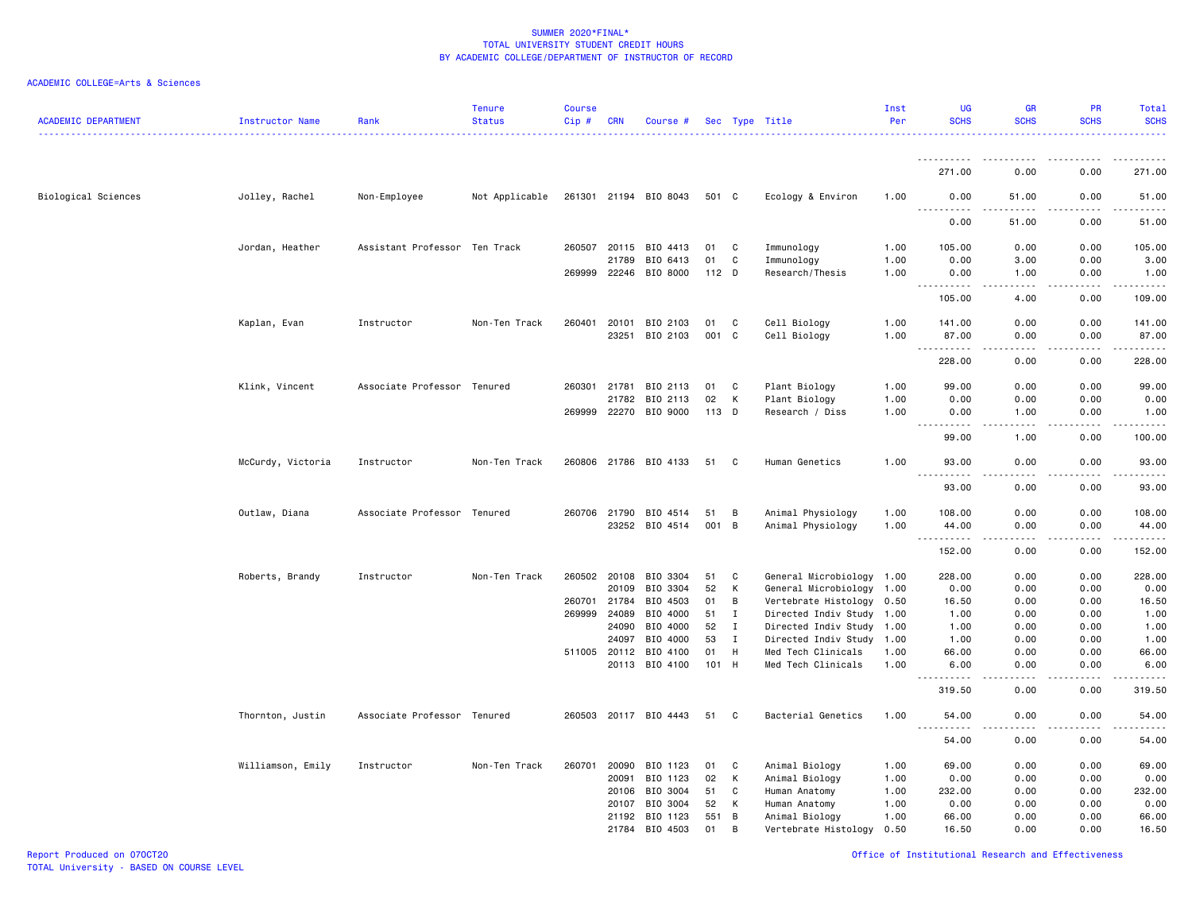# SUMMER 2020*FINAL*
## TOTAL UNIVERSITY STUDENT CREDIT HOURS
## BY ACADEMIC COLLEGE/DEPARTMENT OF INSTRUCTOR OF RECORD

ACADEMIC COLLEGE=Arts & Sciences

| ACADEMIC DEPARTMENT | Instructor Name | Rank | Tenure Status | Course Cip # | CRN | Course # | Sec | Type | Title | Inst Per | UG SCHS | GR SCHS | PR SCHS | Total SCHS |
|---|---|---|---|---|---|---|---|---|---|---|---|---|---|---|
| | | | | | | | | | | | 271.00 | 0.00 | 0.00 | 271.00 |
| Biological Sciences | Jolley, Rachel | Non-Employee | Not Applicable | 261301 | 21194 | BIO 8043 | 501 | C | Ecology & Environ | 1.00 | 0.00 | 51.00 | 0.00 | 51.00 |
| | | | | | | | | | | | 0.00 | 51.00 | 0.00 | 51.00 |
| | Jordan, Heather | Assistant Professor | Ten Track | 260507 | 20115 | BIO 4413 | 01 | C | Immunology | 1.00 | 105.00 | 0.00 | 0.00 | 105.00 |
| | | | | | 21789 | BIO 6413 | 01 | C | Immunology | 1.00 | 0.00 | 3.00 | 0.00 | 3.00 |
| | | | | 269999 | 22246 | BIO 8000 | 112 | D | Research/Thesis | 1.00 | 0.00 | 1.00 | 0.00 | 1.00 |
| | | | | | | | | | | | 105.00 | 4.00 | 0.00 | 109.00 |
| | Kaplan, Evan | Instructor | Non-Ten Track | 260401 | 20101 | BIO 2103 | 01 | C | Cell Biology | 1.00 | 141.00 | 0.00 | 0.00 | 141.00 |
| | | | | | 23251 | BIO 2103 | 001 | C | Cell Biology | 1.00 | 87.00 | 0.00 | 0.00 | 87.00 |
| | | | | | | | | | | | 228.00 | 0.00 | 0.00 | 228.00 |
| | Klink, Vincent | Associate Professor | Tenured | 260301 | 21781 | BIO 2113 | 01 | C | Plant Biology | 1.00 | 99.00 | 0.00 | 0.00 | 99.00 |
| | | | | | 21782 | BIO 2113 | 02 | K | Plant Biology | 1.00 | 0.00 | 0.00 | 0.00 | 0.00 |
| | | | | 269999 | 22270 | BIO 9000 | 113 | D | Research / Diss | 1.00 | 0.00 | 1.00 | 0.00 | 1.00 |
| | | | | | | | | | | | 99.00 | 1.00 | 0.00 | 100.00 |
| | McCurdy, Victoria | Instructor | Non-Ten Track | 260806 | 21786 | BIO 4133 | 51 | C | Human Genetics | 1.00 | 93.00 | 0.00 | 0.00 | 93.00 |
| | | | | | | | | | | | 93.00 | 0.00 | 0.00 | 93.00 |
| | Outlaw, Diana | Associate Professor | Tenured | 260706 | 21790 | BIO 4514 | 51 | B | Animal Physiology | 1.00 | 108.00 | 0.00 | 0.00 | 108.00 |
| | | | | | 23252 | BIO 4514 | 001 | B | Animal Physiology | 1.00 | 44.00 | 0.00 | 0.00 | 44.00 |
| | | | | | | | | | | | 152.00 | 0.00 | 0.00 | 152.00 |
| | Roberts, Brandy | Instructor | Non-Ten Track | 260502 | 20108 | BIO 3304 | 51 | C | General Microbiology | 1.00 | 228.00 | 0.00 | 0.00 | 228.00 |
| | | | | | 20109 | BIO 3304 | 52 | K | General Microbiology | 1.00 | 0.00 | 0.00 | 0.00 | 0.00 |
| | | | | 260701 | 21784 | BIO 4503 | 01 | B | Vertebrate Histology | 0.50 | 16.50 | 0.00 | 0.00 | 16.50 |
| | | | | 269999 | 24089 | BIO 4000 | 51 | I | Directed Indiv Study | 1.00 | 1.00 | 0.00 | 0.00 | 1.00 |
| | | | | | 24090 | BIO 4000 | 52 | I | Directed Indiv Study | 1.00 | 1.00 | 0.00 | 0.00 | 1.00 |
| | | | | | 24097 | BIO 4000 | 53 | I | Directed Indiv Study | 1.00 | 1.00 | 0.00 | 0.00 | 1.00 |
| | | | | 511005 | 20112 | BIO 4100 | 01 | H | Med Tech Clinicals | 1.00 | 66.00 | 0.00 | 0.00 | 66.00 |
| | | | | | 20113 | BIO 4100 | 101 | H | Med Tech Clinicals | 1.00 | 6.00 | 0.00 | 0.00 | 6.00 |
| | | | | | | | | | | | 319.50 | 0.00 | 0.00 | 319.50 |
| | Thornton, Justin | Associate Professor | Tenured | 260503 | 20117 | BIO 4443 | 51 | C | Bacterial Genetics | 1.00 | 54.00 | 0.00 | 0.00 | 54.00 |
| | | | | | | | | | | | 54.00 | 0.00 | 0.00 | 54.00 |
| | Williamson, Emily | Instructor | Non-Ten Track | 260701 | 20090 | BIO 1123 | 01 | C | Animal Biology | 1.00 | 69.00 | 0.00 | 0.00 | 69.00 |
| | | | | | 20091 | BIO 1123 | 02 | K | Animal Biology | 1.00 | 0.00 | 0.00 | 0.00 | 0.00 |
| | | | | | 20106 | BIO 3004 | 51 | C | Human Anatomy | 1.00 | 232.00 | 0.00 | 0.00 | 232.00 |
| | | | | | 20107 | BIO 3004 | 52 | K | Human Anatomy | 1.00 | 0.00 | 0.00 | 0.00 | 0.00 |
| | | | | | 21192 | BIO 1123 | 551 | B | Animal Biology | 1.00 | 66.00 | 0.00 | 0.00 | 66.00 |
| | | | | | 21784 | BIO 4503 | 01 | B | Vertebrate Histology | 0.50 | 16.50 | 0.00 | 0.00 | 16.50 |

Report Produced on 07OCT20
TOTAL University - BASED ON COURSE LEVEL

Office of Institutional Research and Effectiveness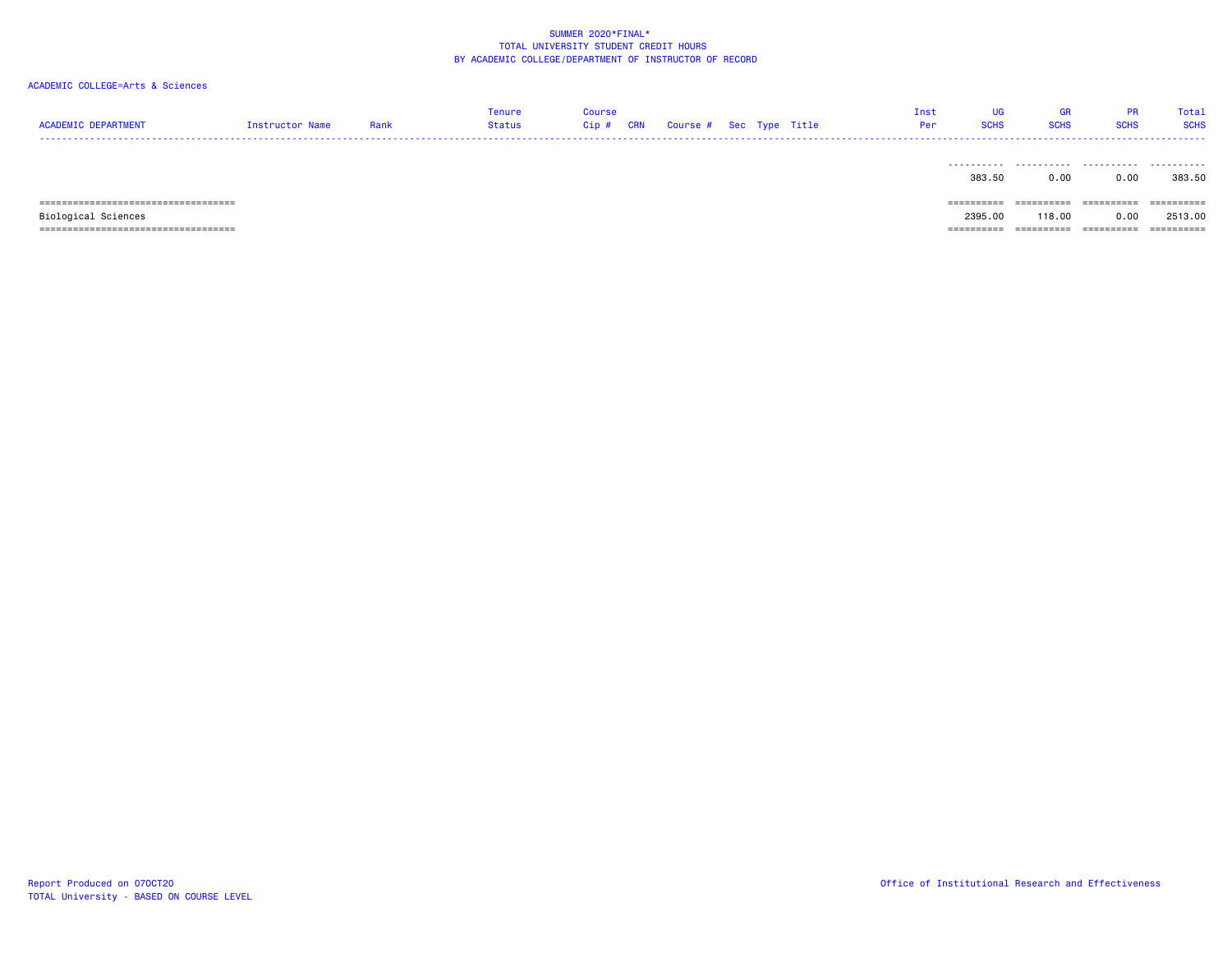SUMMER 2020*FINAL*
TOTAL UNIVERSITY STUDENT CREDIT HOURS
BY ACADEMIC COLLEGE/DEPARTMENT OF INSTRUCTOR OF RECORD

ACADEMIC COLLEGE=Arts & Sciences

| ACADEMIC DEPARTMENT | Instructor Name | Rank | Tenure Status | Course Cip # | CRN | Course # | Sec | Type | Title | Inst Per | UG SCHS | GR SCHS | PR SCHS | Total SCHS |
|---|---|---|---|---|---|---|---|---|---|---|---|---|---|---|
| | | | | | | | | | | | 383.50 | 0.00 | 0.00 | 383.50 |
| Biological Sciences | | | | | | | | | | | 2395.00 | 118.00 | 0.00 | 2513.00 |

Report Produced on 07OCT20
TOTAL University - BASED ON COURSE LEVEL

Office of Institutional Research and Effectiveness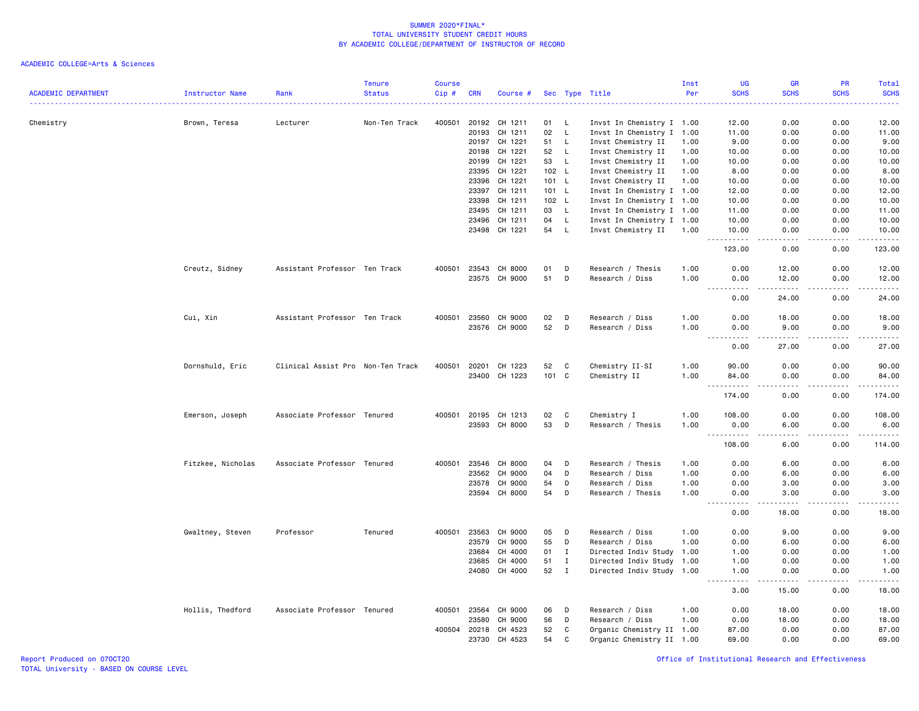SUMMER 2020*FINAL*
TOTAL UNIVERSITY STUDENT CREDIT HOURS
BY ACADEMIC COLLEGE/DEPARTMENT OF INSTRUCTOR OF RECORD

ACADEMIC COLLEGE=Arts & Sciences

| ACADEMIC DEPARTMENT | Instructor Name | Rank | Tenure Status | Course Cip # | CRN | Course # | Sec | Type | Title | Inst Per | UG SCHS | GR SCHS | PR SCHS | Total SCHS |
|---|---|---|---|---|---|---|---|---|---|---|---|---|---|---|
| Chemistry | Brown, Teresa | Lecturer | Non-Ten Track | 400501 | 20192 | CH 1211 | 01 | L | Invst In Chemistry I | 1.00 | 12.00 | 0.00 | 0.00 | 12.00 |
| | | | | | 20193 | CH 1211 | 02 | L | Invst In Chemistry I | 1.00 | 11.00 | 0.00 | 0.00 | 11.00 |
| | | | | | 20197 | CH 1221 | 51 | L | Invst Chemistry II | 1.00 | 9.00 | 0.00 | 0.00 | 9.00 |
| | | | | | 20198 | CH 1221 | 52 | L | Invst Chemistry II | 1.00 | 10.00 | 0.00 | 0.00 | 10.00 |
| | | | | | 20199 | CH 1221 | 53 | L | Invst Chemistry II | 1.00 | 10.00 | 0.00 | 0.00 | 10.00 |
| | | | | | 23395 | CH 1221 | 102 | L | Invst Chemistry II | 1.00 | 8.00 | 0.00 | 0.00 | 8.00 |
| | | | | | 23396 | CH 1221 | 101 | L | Invst Chemistry II | 1.00 | 10.00 | 0.00 | 0.00 | 10.00 |
| | | | | | 23397 | CH 1211 | 101 | L | Invst In Chemistry I | 1.00 | 12.00 | 0.00 | 0.00 | 12.00 |
| | | | | | 23398 | CH 1211 | 102 | L | Invst In Chemistry I | 1.00 | 10.00 | 0.00 | 0.00 | 10.00 |
| | | | | | 23495 | CH 1211 | 03 | L | Invst In Chemistry I | 1.00 | 11.00 | 0.00 | 0.00 | 11.00 |
| | | | | | 23496 | CH 1211 | 04 | L | Invst In Chemistry I | 1.00 | 10.00 | 0.00 | 0.00 | 10.00 |
| | | | | | 23498 | CH 1221 | 54 | L | Invst Chemistry II | 1.00 | 10.00 | 0.00 | 0.00 | 10.00 |
| | | | | | | | | | | | 123.00 | 0.00 | 0.00 | 123.00 |
| | Creutz, Sidney | Assistant Professor | Ten Track | 400501 | 23543 | CH 8000 | 01 | D | Research / Thesis | 1.00 | 0.00 | 12.00 | 0.00 | 12.00 |
| | | | | | 23575 | CH 9000 | 51 | D | Research / Diss | 1.00 | 0.00 | 12.00 | 0.00 | 12.00 |
| | | | | | | | | | | | 0.00 | 24.00 | 0.00 | 24.00 |
| | Cui, Xin | Assistant Professor | Ten Track | 400501 | 23560 | CH 9000 | 02 | D | Research / Diss | 1.00 | 0.00 | 18.00 | 0.00 | 18.00 |
| | | | | | 23576 | CH 9000 | 52 | D | Research / Diss | 1.00 | 0.00 | 9.00 | 0.00 | 9.00 |
| | | | | | | | | | | | 0.00 | 27.00 | 0.00 | 27.00 |
| | Dornshuld, Eric | Clinical Assist Pro | Non-Ten Track | 400501 | 20201 | CH 1223 | 52 | C | Chemistry II-SI | 1.00 | 90.00 | 0.00 | 0.00 | 90.00 |
| | | | | | 23400 | CH 1223 | 101 | C | Chemistry II | 1.00 | 84.00 | 0.00 | 0.00 | 84.00 |
| | | | | | | | | | | | 174.00 | 0.00 | 0.00 | 174.00 |
| | Emerson, Joseph | Associate Professor | Tenured | 400501 | 20195 | CH 1213 | 02 | C | Chemistry I | 1.00 | 108.00 | 0.00 | 0.00 | 108.00 |
| | | | | | 23593 | CH 8000 | 53 | D | Research / Thesis | 1.00 | 0.00 | 6.00 | 0.00 | 6.00 |
| | | | | | | | | | | | 108.00 | 6.00 | 0.00 | 114.00 |
| | Fitzkee, Nicholas | Associate Professor | Tenured | 400501 | 23546 | CH 8000 | 04 | D | Research / Thesis | 1.00 | 0.00 | 6.00 | 0.00 | 6.00 |
| | | | | | 23562 | CH 9000 | 04 | D | Research / Diss | 1.00 | 0.00 | 6.00 | 0.00 | 6.00 |
| | | | | | 23578 | CH 9000 | 54 | D | Research / Diss | 1.00 | 0.00 | 3.00 | 0.00 | 3.00 |
| | | | | | 23594 | CH 8000 | 54 | D | Research / Thesis | 1.00 | 0.00 | 3.00 | 0.00 | 3.00 |
| | | | | | | | | | | | 0.00 | 18.00 | 0.00 | 18.00 |
| | Gwaltney, Steven | Professor | Tenured | 400501 | 23563 | CH 9000 | 05 | D | Research / Diss | 1.00 | 0.00 | 9.00 | 0.00 | 9.00 |
| | | | | | 23579 | CH 9000 | 55 | D | Research / Diss | 1.00 | 0.00 | 6.00 | 0.00 | 6.00 |
| | | | | | 23684 | CH 4000 | 01 | I | Directed Indiv Study | 1.00 | 1.00 | 0.00 | 0.00 | 1.00 |
| | | | | | 23685 | CH 4000 | 51 | I | Directed Indiv Study | 1.00 | 1.00 | 0.00 | 0.00 | 1.00 |
| | | | | | 24080 | CH 4000 | 52 | I | Directed Indiv Study | 1.00 | 1.00 | 0.00 | 0.00 | 1.00 |
| | | | | | | | | | | | 3.00 | 15.00 | 0.00 | 18.00 |
| | Hollis, Thedford | Associate Professor | Tenured | 400501 | 23564 | CH 9000 | 06 | D | Research / Diss | 1.00 | 0.00 | 18.00 | 0.00 | 18.00 |
| | | | | | 23580 | CH 9000 | 56 | D | Research / Diss | 1.00 | 0.00 | 18.00 | 0.00 | 18.00 |
| | | | | 400504 | 20218 | CH 4523 | 52 | C | Organic Chemistry II | 1.00 | 87.00 | 0.00 | 0.00 | 87.00 |
| | | | | | 23730 | CH 4523 | 54 | C | Organic Chemistry II | 1.00 | 69.00 | 0.00 | 0.00 | 69.00 |

Report Produced on 07OCT20
TOTAL University - BASED ON COURSE LEVEL

Office of Institutional Research and Effectiveness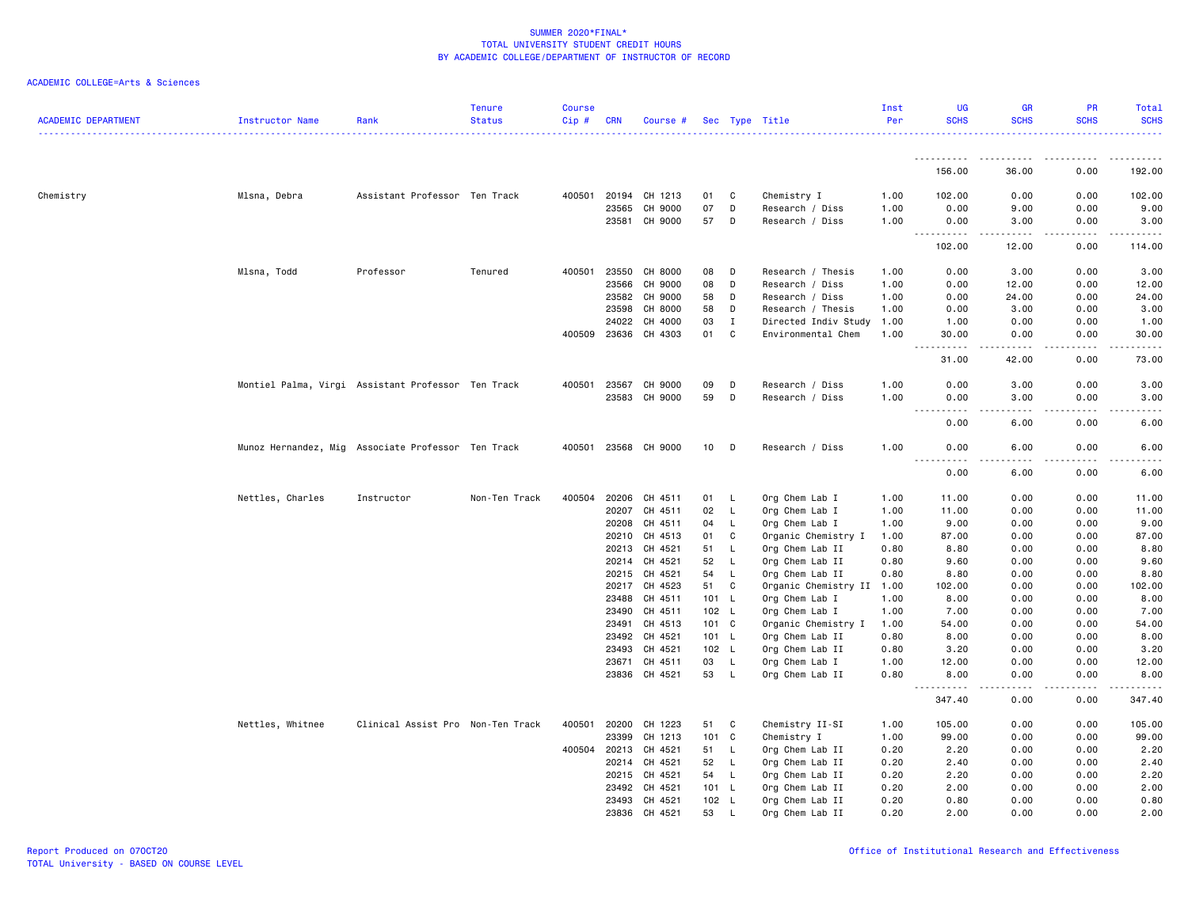SUMMER 2020*FINAL*
TOTAL UNIVERSITY STUDENT CREDIT HOURS
BY ACADEMIC COLLEGE/DEPARTMENT OF INSTRUCTOR OF RECORD

ACADEMIC COLLEGE=Arts & Sciences

| ACADEMIC DEPARTMENT | Instructor Name | Rank | Tenure Status | Course Cip # | CRN | Course # | Sec | Type | Title | Inst Per | UG SCHS | GR SCHS | PR SCHS | Total SCHS |
|---|---|---|---|---|---|---|---|---|---|---|---|---|---|---|
| | | | | | | | | | | | 156.00 | 36.00 | 0.00 | 192.00 |
| Chemistry | Mlsna, Debra | Assistant Professor | Ten Track | 400501 | 20194 | CH 1213 | 01 | C | Chemistry I | 1.00 | 102.00 | 0.00 | 0.00 | 102.00 |
| | | | | | 23565 | CH 9000 | 07 | D | Research / Diss | 1.00 | 0.00 | 9.00 | 0.00 | 9.00 |
| | | | | | 23581 | CH 9000 | 57 | D | Research / Diss | 1.00 | 0.00 | 3.00 | 0.00 | 3.00 |
| | | | | | | | | | | | 102.00 | 12.00 | 0.00 | 114.00 |
| | Mlsna, Todd | Professor | Tenured | 400501 | 23550 | CH 8000 | 08 | D | Research / Thesis | 1.00 | 0.00 | 3.00 | 0.00 | 3.00 |
| | | | | | 23566 | CH 9000 | 08 | D | Research / Diss | 1.00 | 0.00 | 12.00 | 0.00 | 12.00 |
| | | | | | 23582 | CH 9000 | 58 | D | Research / Diss | 1.00 | 0.00 | 24.00 | 0.00 | 24.00 |
| | | | | | 23598 | CH 8000 | 58 | D | Research / Thesis | 1.00 | 0.00 | 3.00 | 0.00 | 3.00 |
| | | | | | 24022 | CH 4000 | 03 | I | Directed Indiv Study | 1.00 | 1.00 | 0.00 | 0.00 | 1.00 |
| | | | | 400509 | 23636 | CH 4303 | 01 | C | Environmental Chem | 1.00 | 30.00 | 0.00 | 0.00 | 30.00 |
| | | | | | | | | | | | 31.00 | 42.00 | 0.00 | 73.00 |
| | Montiel Palma, Virgi | Assistant Professor | Ten Track | 400501 | 23567 | CH 9000 | 09 | D | Research / Diss | 1.00 | 0.00 | 3.00 | 0.00 | 3.00 |
| | | | | | 23583 | CH 9000 | 59 | D | Research / Diss | 1.00 | 0.00 | 3.00 | 0.00 | 3.00 |
| | | | | | | | | | | | 0.00 | 6.00 | 0.00 | 6.00 |
| | Munoz Hernandez, Mig | Associate Professor | Ten Track | 400501 | 23568 | CH 9000 | 10 | D | Research / Diss | 1.00 | 0.00 | 6.00 | 0.00 | 6.00 |
| | | | | | | | | | | | 0.00 | 6.00 | 0.00 | 6.00 |
| | Nettles, Charles | Instructor | Non-Ten Track | 400504 | 20206 | CH 4511 | 01 | L | Org Chem Lab I | 1.00 | 11.00 | 0.00 | 0.00 | 11.00 |
| | | | | | 20207 | CH 4511 | 02 | L | Org Chem Lab I | 1.00 | 11.00 | 0.00 | 0.00 | 11.00 |
| | | | | | 20208 | CH 4511 | 04 | L | Org Chem Lab I | 1.00 | 9.00 | 0.00 | 0.00 | 9.00 |
| | | | | | 20210 | CH 4513 | 01 | C | Organic Chemistry I | 1.00 | 87.00 | 0.00 | 0.00 | 87.00 |
| | | | | | 20213 | CH 4521 | 51 | L | Org Chem Lab II | 0.80 | 8.80 | 0.00 | 0.00 | 8.80 |
| | | | | | 20214 | CH 4521 | 52 | L | Org Chem Lab II | 0.80 | 9.60 | 0.00 | 0.00 | 9.60 |
| | | | | | 20215 | CH 4521 | 54 | L | Org Chem Lab II | 0.80 | 8.80 | 0.00 | 0.00 | 8.80 |
| | | | | | 20217 | CH 4523 | 51 | C | Organic Chemistry II | 1.00 | 102.00 | 0.00 | 0.00 | 102.00 |
| | | | | | 23488 | CH 4511 | 101 | L | Org Chem Lab I | 1.00 | 8.00 | 0.00 | 0.00 | 8.00 |
| | | | | | 23490 | CH 4511 | 102 | L | Org Chem Lab I | 1.00 | 7.00 | 0.00 | 0.00 | 7.00 |
| | | | | | 23491 | CH 4513 | 101 | C | Organic Chemistry I | 1.00 | 54.00 | 0.00 | 0.00 | 54.00 |
| | | | | | 23492 | CH 4521 | 101 | L | Org Chem Lab II | 0.80 | 8.00 | 0.00 | 0.00 | 8.00 |
| | | | | | 23493 | CH 4521 | 102 | L | Org Chem Lab II | 0.80 | 3.20 | 0.00 | 0.00 | 3.20 |
| | | | | | 23671 | CH 4511 | 03 | L | Org Chem Lab I | 1.00 | 12.00 | 0.00 | 0.00 | 12.00 |
| | | | | | 23836 | CH 4521 | 53 | L | Org Chem Lab II | 0.80 | 8.00 | 0.00 | 0.00 | 8.00 |
| | | | | | | | | | | | 347.40 | 0.00 | 0.00 | 347.40 |
| | Nettles, Whitnee | Clinical Assist Pro | Non-Ten Track | 400501 | 20200 | CH 1223 | 51 | C | Chemistry II-SI | 1.00 | 105.00 | 0.00 | 0.00 | 105.00 |
| | | | | | 23399 | CH 1213 | 101 | C | Chemistry I | 1.00 | 99.00 | 0.00 | 0.00 | 99.00 |
| | | | | 400504 | 20213 | CH 4521 | 51 | L | Org Chem Lab II | 0.20 | 2.20 | 0.00 | 0.00 | 2.20 |
| | | | | | 20214 | CH 4521 | 52 | L | Org Chem Lab II | 0.20 | 2.40 | 0.00 | 0.00 | 2.40 |
| | | | | | 20215 | CH 4521 | 54 | L | Org Chem Lab II | 0.20 | 2.20 | 0.00 | 0.00 | 2.20 |
| | | | | | 23492 | CH 4521 | 101 | L | Org Chem Lab II | 0.20 | 2.00 | 0.00 | 0.00 | 2.00 |
| | | | | | 23493 | CH 4521 | 102 | L | Org Chem Lab II | 0.20 | 0.80 | 0.00 | 0.00 | 0.80 |
| | | | | | 23836 | CH 4521 | 53 | L | Org Chem Lab II | 0.20 | 2.00 | 0.00 | 0.00 | 2.00 |

Report Produced on 07OCT20
TOTAL University - BASED ON COURSE LEVEL

Office of Institutional Research and Effectiveness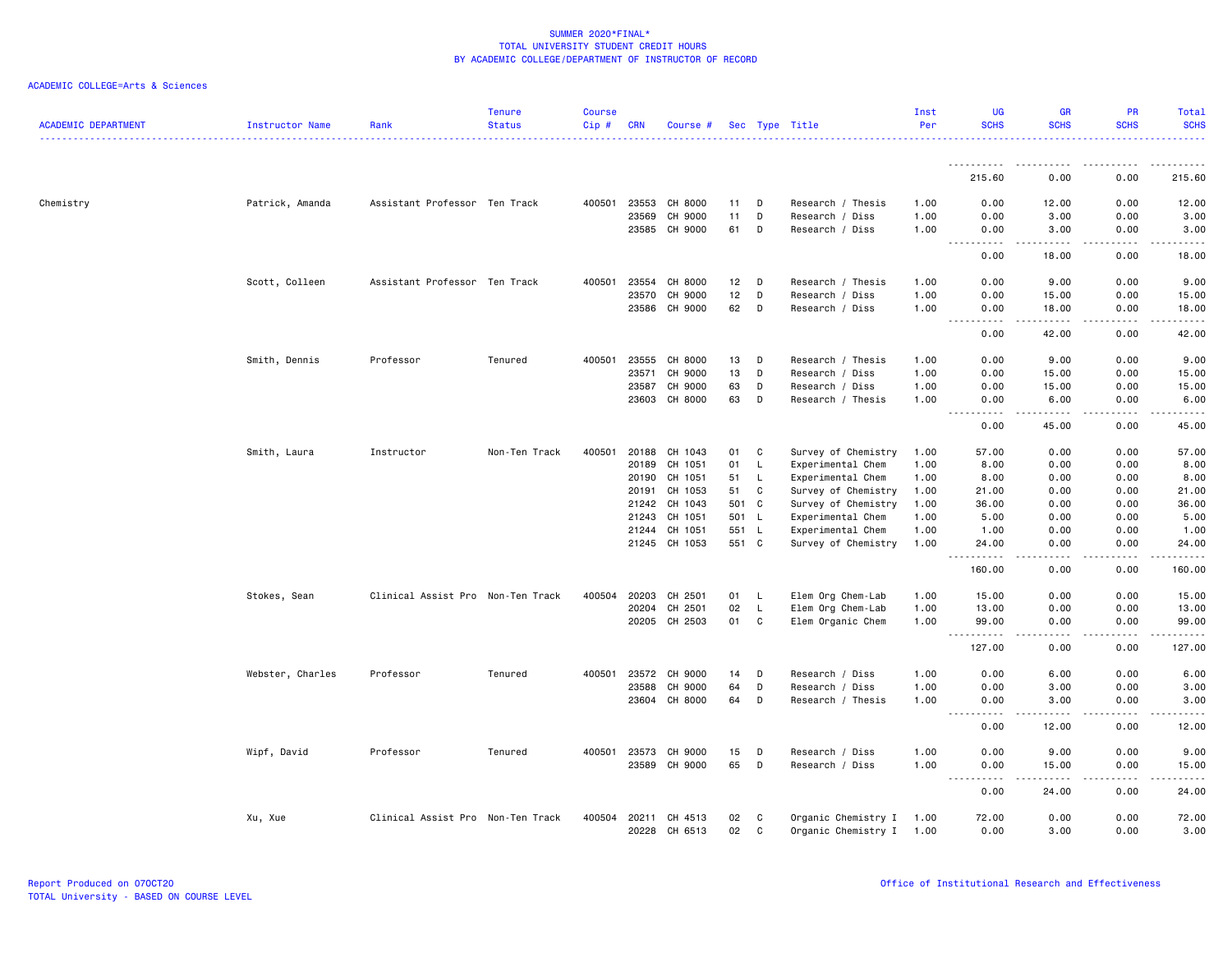# SUMMER 2020*FINAL*
# TOTAL UNIVERSITY STUDENT CREDIT HOURS
# BY ACADEMIC COLLEGE/DEPARTMENT OF INSTRUCTOR OF RECORD

ACADEMIC COLLEGE=Arts & Sciences

| ACADEMIC DEPARTMENT | Instructor Name | Rank | Tenure Status | Course Cip # | CRN | Course # | Sec | Type | Title | Inst Per | UG SCHS | GR SCHS | PR SCHS | Total SCHS |
|---|---|---|---|---|---|---|---|---|---|---|---|---|---|---|
| | | | | | | | | | | | 215.60 | 0.00 | 0.00 | 215.60 |
| Chemistry | Patrick, Amanda | Assistant Professor | Ten Track | 400501 | 23553 | CH 8000 | 11 | D | Research / Thesis | 1.00 | 0.00 | 12.00 | 0.00 | 12.00 |
| | | | | | 23569 | CH 9000 | 11 | D | Research / Diss | 1.00 | 0.00 | 3.00 | 0.00 | 3.00 |
| | | | | | 23585 | CH 9000 | 61 | D | Research / Diss | 1.00 | 0.00 | 3.00 | 0.00 | 3.00 |
| | | | | | | | | | | | 0.00 | 18.00 | 0.00 | 18.00 |
| | Scott, Colleen | Assistant Professor | Ten Track | 400501 | 23554 | CH 8000 | 12 | D | Research / Thesis | 1.00 | 0.00 | 9.00 | 0.00 | 9.00 |
| | | | | | 23570 | CH 9000 | 12 | D | Research / Diss | 1.00 | 0.00 | 15.00 | 0.00 | 15.00 |
| | | | | | 23586 | CH 9000 | 62 | D | Research / Diss | 1.00 | 0.00 | 18.00 | 0.00 | 18.00 |
| | | | | | | | | | | | 0.00 | 42.00 | 0.00 | 42.00 |
| | Smith, Dennis | Professor | Tenured | 400501 | 23555 | CH 8000 | 13 | D | Research / Thesis | 1.00 | 0.00 | 9.00 | 0.00 | 9.00 |
| | | | | | 23571 | CH 9000 | 13 | D | Research / Diss | 1.00 | 0.00 | 15.00 | 0.00 | 15.00 |
| | | | | | 23587 | CH 9000 | 63 | D | Research / Diss | 1.00 | 0.00 | 15.00 | 0.00 | 15.00 |
| | | | | | 23603 | CH 8000 | 63 | D | Research / Thesis | 1.00 | 0.00 | 6.00 | 0.00 | 6.00 |
| | | | | | | | | | | | 0.00 | 45.00 | 0.00 | 45.00 |
| | Smith, Laura | Instructor | Non-Ten Track | 400501 | 20188 | CH 1043 | 01 | C | Survey of Chemistry | 1.00 | 57.00 | 0.00 | 0.00 | 57.00 |
| | | | | | 20189 | CH 1051 | 01 | L | Experimental Chem | 1.00 | 8.00 | 0.00 | 0.00 | 8.00 |
| | | | | | 20190 | CH 1051 | 51 | L | Experimental Chem | 1.00 | 8.00 | 0.00 | 0.00 | 8.00 |
| | | | | | 20191 | CH 1053 | 51 | C | Survey of Chemistry | 1.00 | 21.00 | 0.00 | 0.00 | 21.00 |
| | | | | | 21242 | CH 1043 | 501 | C | Survey of Chemistry | 1.00 | 36.00 | 0.00 | 0.00 | 36.00 |
| | | | | | 21243 | CH 1051 | 501 | L | Experimental Chem | 1.00 | 5.00 | 0.00 | 0.00 | 5.00 |
| | | | | | 21244 | CH 1051 | 551 | L | Experimental Chem | 1.00 | 1.00 | 0.00 | 0.00 | 1.00 |
| | | | | | 21245 | CH 1053 | 551 | C | Survey of Chemistry | 1.00 | 24.00 | 0.00 | 0.00 | 24.00 |
| | | | | | | | | | | | 160.00 | 0.00 | 0.00 | 160.00 |
| | Stokes, Sean | Clinical Assist Pro | Non-Ten Track | 400504 | 20203 | CH 2501 | 01 | L | Elem Org Chem-Lab | 1.00 | 15.00 | 0.00 | 0.00 | 15.00 |
| | | | | | 20204 | CH 2501 | 02 | L | Elem Org Chem-Lab | 1.00 | 13.00 | 0.00 | 0.00 | 13.00 |
| | | | | | 20205 | CH 2503 | 01 | C | Elem Organic Chem | 1.00 | 99.00 | 0.00 | 0.00 | 99.00 |
| | | | | | | | | | | | 127.00 | 0.00 | 0.00 | 127.00 |
| | Webster, Charles | Professor | Tenured | 400501 | 23572 | CH 9000 | 14 | D | Research / Diss | 1.00 | 0.00 | 6.00 | 0.00 | 6.00 |
| | | | | | 23588 | CH 9000 | 64 | D | Research / Diss | 1.00 | 0.00 | 3.00 | 0.00 | 3.00 |
| | | | | | 23604 | CH 8000 | 64 | D | Research / Thesis | 1.00 | 0.00 | 3.00 | 0.00 | 3.00 |
| | | | | | | | | | | | 0.00 | 12.00 | 0.00 | 12.00 |
| | Wipf, David | Professor | Tenured | 400501 | 23573 | CH 9000 | 15 | D | Research / Diss | 1.00 | 0.00 | 9.00 | 0.00 | 9.00 |
| | | | | | 23589 | CH 9000 | 65 | D | Research / Diss | 1.00 | 0.00 | 15.00 | 0.00 | 15.00 |
| | | | | | | | | | | | 0.00 | 24.00 | 0.00 | 24.00 |
| | Xu, Xue | Clinical Assist Pro | Non-Ten Track | 400504 | 20211 | CH 4513 | 02 | C | Organic Chemistry I | 1.00 | 72.00 | 0.00 | 0.00 | 72.00 |
| | | | | | 20228 | CH 6513 | 02 | C | Organic Chemistry I | 1.00 | 0.00 | 3.00 | 0.00 | 3.00 |

Report Produced on 07OCT20
TOTAL University - BASED ON COURSE LEVEL

Office of Institutional Research and Effectiveness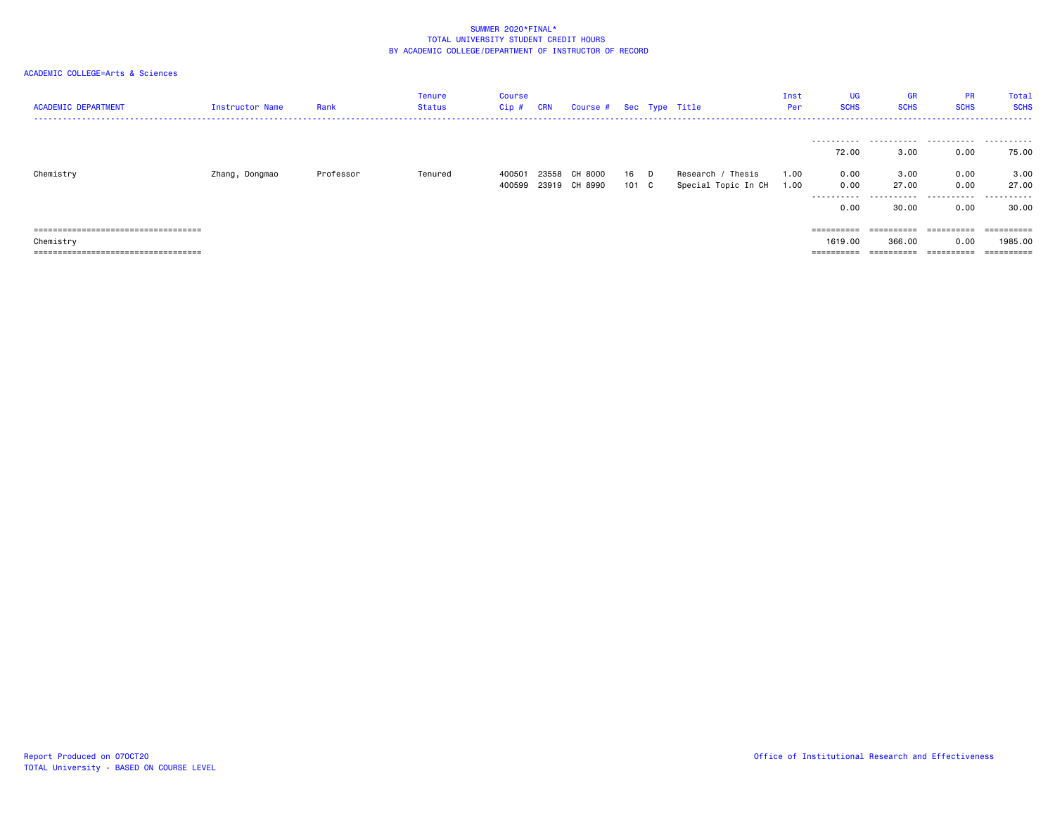SUMMER 2020*FINAL*
TOTAL UNIVERSITY STUDENT CREDIT HOURS
BY ACADEMIC COLLEGE/DEPARTMENT OF INSTRUCTOR OF RECORD

ACADEMIC COLLEGE=Arts & Sciences

| ACADEMIC DEPARTMENT | Instructor Name | Rank | Tenure Status | Course Cip # | CRN | Course # | Sec | Type | Title | Inst Per | UG SCHS | GR SCHS | PR SCHS | Total SCHS |
|---|---|---|---|---|---|---|---|---|---|---|---|---|---|---|
| | | | | | | | | | | | 72.00 | 3.00 | 0.00 | 75.00 |
| Chemistry | Zhang, Dongmao | Professor | Tenured | 400501 | 23558 | CH 8000 | 16 | D | Research / Thesis | 1.00 | 0.00 | 3.00 | 0.00 | 3.00 |
| | | | | 400599 | 23919 | CH 8990 | 101 | C | Special Topic In CH | 1.00 | 0.00 | 27.00 | 0.00 | 27.00 |
| | | | | | | | | | | | 0.00 | 30.00 | 0.00 | 30.00 |
| Chemistry | | | | | | | | | | | 1619.00 | 366.00 | 0.00 | 1985.00 |

Report Produced on 07OCT20
TOTAL University - BASED ON COURSE LEVEL

Office of Institutional Research and Effectiveness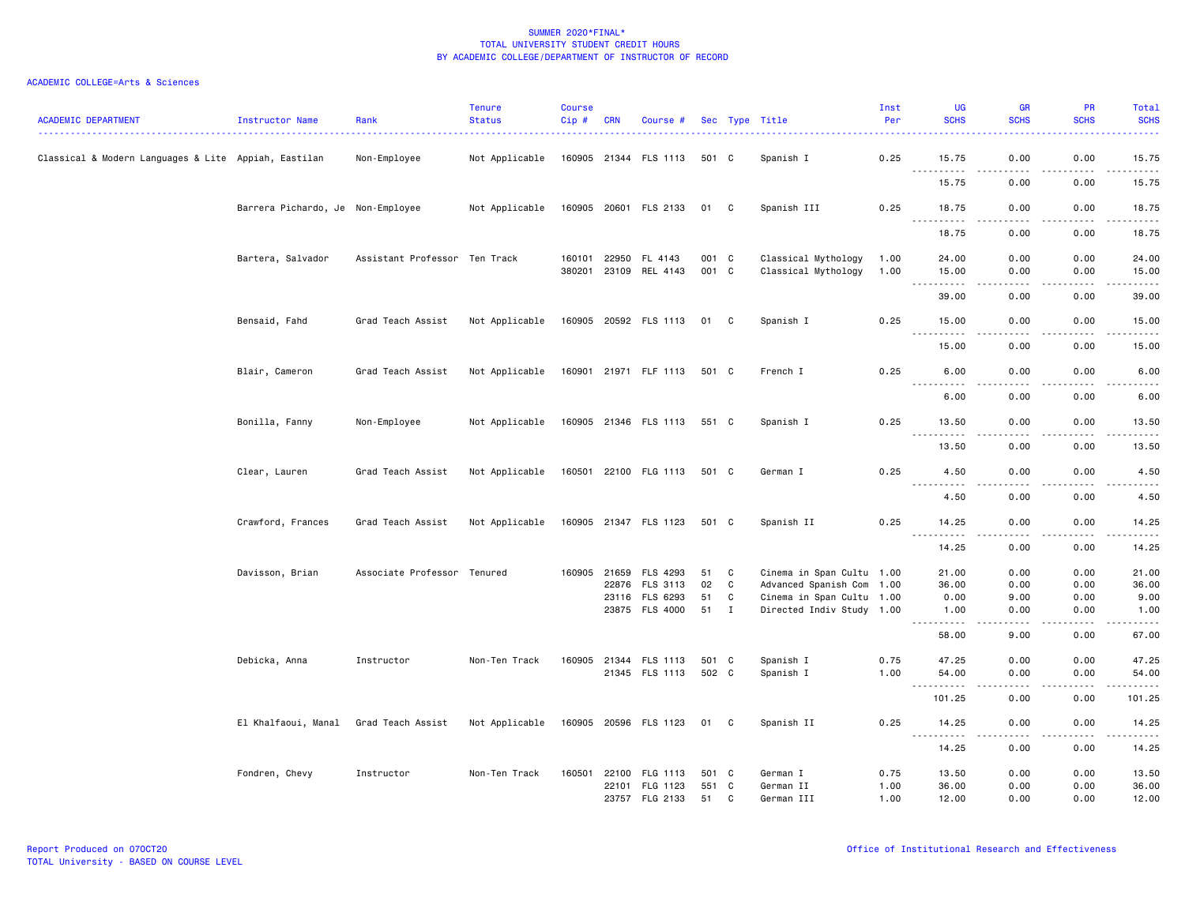SUMMER 2020*FINAL*
TOTAL UNIVERSITY STUDENT CREDIT HOURS
BY ACADEMIC COLLEGE/DEPARTMENT OF INSTRUCTOR OF RECORD

ACADEMIC COLLEGE=Arts & Sciences

| ACADEMIC DEPARTMENT | Instructor Name | Rank | Tenure Status | Course Cip # | CRN | Course # | Sec | Type | Title | Inst Per | UG SCHS | GR SCHS | PR SCHS | Total SCHS |
|---|---|---|---|---|---|---|---|---|---|---|---|---|---|---|
| Classical & Modern Languages & Lite | Appiah, Eastilan | Non-Employee | Not Applicable | 160905 | 21344 | FLS 1113 | 501 | C | Spanish I | 0.25 | 15.75 | 0.00 | 0.00 | 15.75 |
| | | | | | | | | | | | 15.75 | 0.00 | 0.00 | 15.75 |
| | Barrera Pichardo, Je | Non-Employee | Not Applicable | 160905 | 20601 | FLS 2133 | 01 | C | Spanish III | 0.25 | 18.75 | 0.00 | 0.00 | 18.75 |
| | | | | | | | | | | | 18.75 | 0.00 | 0.00 | 18.75 |
| | Bartera, Salvador | Assistant Professor | Ten Track | 160101 | 22950 | FL 4143 | 001 | C | Classical Mythology | 1.00 | 24.00 | 0.00 | 0.00 | 24.00 |
| | | | | 380201 | 23109 | REL 4143 | 001 | C | Classical Mythology | 1.00 | 15.00 | 0.00 | 0.00 | 15.00 |
| | | | | | | | | | | | 39.00 | 0.00 | 0.00 | 39.00 |
| | Bensaid, Fahd | Grad Teach Assist | Not Applicable | 160905 | 20592 | FLS 1113 | 01 | C | Spanish I | 0.25 | 15.00 | 0.00 | 0.00 | 15.00 |
| | | | | | | | | | | | 15.00 | 0.00 | 0.00 | 15.00 |
| | Blair, Cameron | Grad Teach Assist | Not Applicable | 160901 | 21971 | FLF 1113 | 501 | C | French I | 0.25 | 6.00 | 0.00 | 0.00 | 6.00 |
| | | | | | | | | | | | 6.00 | 0.00 | 0.00 | 6.00 |
| | Bonilla, Fanny | Non-Employee | Not Applicable | 160905 | 21346 | FLS 1113 | 551 | C | Spanish I | 0.25 | 13.50 | 0.00 | 0.00 | 13.50 |
| | | | | | | | | | | | 13.50 | 0.00 | 0.00 | 13.50 |
| | Clear, Lauren | Grad Teach Assist | Not Applicable | 160501 | 22100 | FLG 1113 | 501 | C | German I | 0.25 | 4.50 | 0.00 | 0.00 | 4.50 |
| | | | | | | | | | | | 4.50 | 0.00 | 0.00 | 4.50 |
| | Crawford, Frances | Grad Teach Assist | Not Applicable | 160905 | 21347 | FLS 1123 | 501 | C | Spanish II | 0.25 | 14.25 | 0.00 | 0.00 | 14.25 |
| | | | | | | | | | | | 14.25 | 0.00 | 0.00 | 14.25 |
| | Davisson, Brian | Associate Professor | Tenured | 160905 | 21659 | FLS 4293 | 51 | C | Cinema in Span Cultu | 1.00 | 21.00 | 0.00 | 0.00 | 21.00 |
| | | | | | 22876 | FLS 3113 | 02 | C | Advanced Spanish Com | 1.00 | 36.00 | 0.00 | 0.00 | 36.00 |
| | | | | | 23116 | FLS 6293 | 51 | C | Cinema in Span Cultu | 1.00 | 0.00 | 9.00 | 0.00 | 9.00 |
| | | | | | 23875 | FLS 4000 | 51 | I | Directed Indiv Study | 1.00 | 1.00 | 0.00 | 0.00 | 1.00 |
| | | | | | | | | | | | 58.00 | 9.00 | 0.00 | 67.00 |
| | Debicka, Anna | Instructor | Non-Ten Track | 160905 | 21344 | FLS 1113 | 501 | C | Spanish I | 0.75 | 47.25 | 0.00 | 0.00 | 47.25 |
| | | | | | 21345 | FLS 1113 | 502 | C | Spanish I | 1.00 | 54.00 | 0.00 | 0.00 | 54.00 |
| | | | | | | | | | | | 101.25 | 0.00 | 0.00 | 101.25 |
| | El Khalfaoui, Manal | Grad Teach Assist | Not Applicable | 160905 | 20596 | FLS 1123 | 01 | C | Spanish II | 0.25 | 14.25 | 0.00 | 0.00 | 14.25 |
| | | | | | | | | | | | 14.25 | 0.00 | 0.00 | 14.25 |
| | Fondren, Chevy | Instructor | Non-Ten Track | 160501 | 22100 | FLG 1113 | 501 | C | German I | 0.75 | 13.50 | 0.00 | 0.00 | 13.50 |
| | | | | | 22101 | FLG 1123 | 551 | C | German II | 1.00 | 36.00 | 0.00 | 0.00 | 36.00 |
| | | | | | 23757 | FLG 2133 | 51 | C | German III | 1.00 | 12.00 | 0.00 | 0.00 | 12.00 |

Report Produced on 07OCT20
TOTAL University - BASED ON COURSE LEVEL

Office of Institutional Research and Effectiveness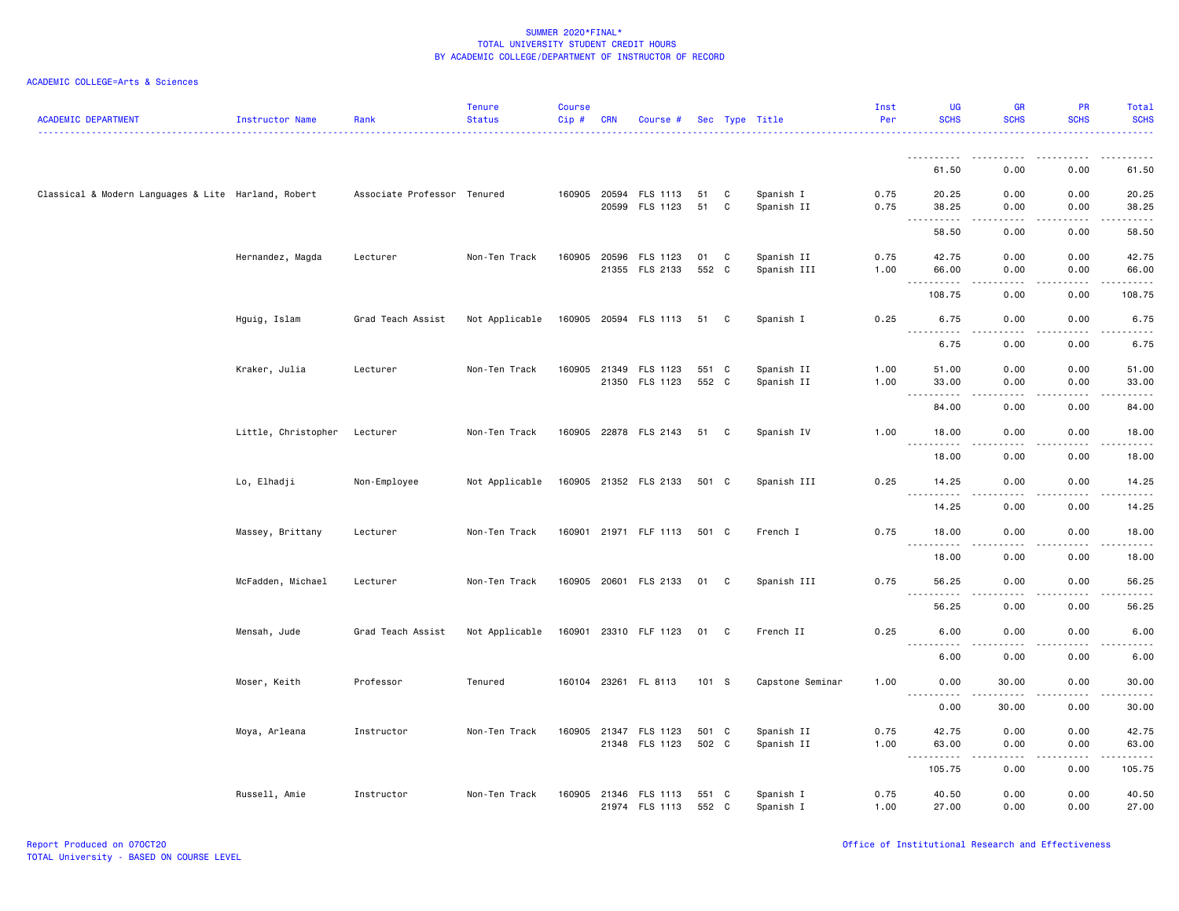SUMMER 2020*FINAL*
TOTAL UNIVERSITY STUDENT CREDIT HOURS
BY ACADEMIC COLLEGE/DEPARTMENT OF INSTRUCTOR OF RECORD

ACADEMIC COLLEGE=Arts & Sciences

| ACADEMIC DEPARTMENT | Instructor Name | Rank | Tenure Status | Course Cip # | CRN | Course # | Sec | Type | Title | Inst Per | UG SCHS | GR SCHS | PR SCHS | Total SCHS |
|---|---|---|---|---|---|---|---|---|---|---|---|---|---|---|
| | | | | | | | | | | | 61.50 | 0.00 | 0.00 | 61.50 |
| Classical & Modern Languages & Lite | Harland, Robert | Associate Professor | Tenured | 160905 | 20594 | FLS 1113 | 51 | C | Spanish I | 0.75 | 20.25 | 0.00 | 0.00 | 20.25 |
| | | | | | 20599 | FLS 1123 | 51 | C | Spanish II | 0.75 | 38.25 | 0.00 | 0.00 | 38.25 |
| | | | | | | | | | | | 58.50 | 0.00 | 0.00 | 58.50 |
| | Hernandez, Magda | Lecturer | Non-Ten Track | 160905 | 20596 | FLS 1123 | 01 | C | Spanish II | 0.75 | 42.75 | 0.00 | 0.00 | 42.75 |
| | | | | | 21355 | FLS 2133 | 552 | C | Spanish III | 1.00 | 66.00 | 0.00 | 0.00 | 66.00 |
| | | | | | | | | | | | 108.75 | 0.00 | 0.00 | 108.75 |
| | Hguig, Islam | Grad Teach Assist | Not Applicable | 160905 | 20594 | FLS 1113 | 51 | C | Spanish I | 0.25 | 6.75 | 0.00 | 0.00 | 6.75 |
| | | | | | | | | | | | 6.75 | 0.00 | 0.00 | 6.75 |
| | Kraker, Julia | Lecturer | Non-Ten Track | 160905 | 21349 | FLS 1123 | 551 | C | Spanish II | 1.00 | 51.00 | 0.00 | 0.00 | 51.00 |
| | | | | | 21350 | FLS 1123 | 552 | C | Spanish II | 1.00 | 33.00 | 0.00 | 0.00 | 33.00 |
| | | | | | | | | | | | 84.00 | 0.00 | 0.00 | 84.00 |
| | Little, Christopher | Lecturer | Non-Ten Track | 160905 | 22878 | FLS 2143 | 51 | C | Spanish IV | 1.00 | 18.00 | 0.00 | 0.00 | 18.00 |
| | | | | | | | | | | | 18.00 | 0.00 | 0.00 | 18.00 |
| | Lo, Elhadji | Non-Employee | Not Applicable | 160905 | 21352 | FLS 2133 | 501 | C | Spanish III | 0.25 | 14.25 | 0.00 | 0.00 | 14.25 |
| | | | | | | | | | | | 14.25 | 0.00 | 0.00 | 14.25 |
| | Massey, Brittany | Lecturer | Non-Ten Track | 160901 | 21971 | FLF 1113 | 501 | C | French I | 0.75 | 18.00 | 0.00 | 0.00 | 18.00 |
| | | | | | | | | | | | 18.00 | 0.00 | 0.00 | 18.00 |
| | McFadden, Michael | Lecturer | Non-Ten Track | 160905 | 20601 | FLS 2133 | 01 | C | Spanish III | 0.75 | 56.25 | 0.00 | 0.00 | 56.25 |
| | | | | | | | | | | | 56.25 | 0.00 | 0.00 | 56.25 |
| | Mensah, Jude | Grad Teach Assist | Not Applicable | 160901 | 23310 | FLF 1123 | 01 | C | French II | 0.25 | 6.00 | 0.00 | 0.00 | 6.00 |
| | | | | | | | | | | | 6.00 | 0.00 | 0.00 | 6.00 |
| | Moser, Keith | Professor | Tenured | 160104 | 23261 | FL 8113 | 101 | S | Capstone Seminar | 1.00 | 0.00 | 30.00 | 0.00 | 30.00 |
| | | | | | | | | | | | 0.00 | 30.00 | 0.00 | 30.00 |
| | Moya, Arleana | Instructor | Non-Ten Track | 160905 | 21347 | FLS 1123 | 501 | C | Spanish II | 0.75 | 42.75 | 0.00 | 0.00 | 42.75 |
| | | | | | 21348 | FLS 1123 | 502 | C | Spanish II | 1.00 | 63.00 | 0.00 | 0.00 | 63.00 |
| | | | | | | | | | | | 105.75 | 0.00 | 0.00 | 105.75 |
| | Russell, Amie | Instructor | Non-Ten Track | 160905 | 21346 | FLS 1113 | 551 | C | Spanish I | 0.75 | 40.50 | 0.00 | 0.00 | 40.50 |
| | | | | | 21974 | FLS 1113 | 552 | C | Spanish I | 1.00 | 27.00 | 0.00 | 0.00 | 27.00 |

Report Produced on 07OCT20
TOTAL University - BASED ON COURSE LEVEL
Office of Institutional Research and Effectiveness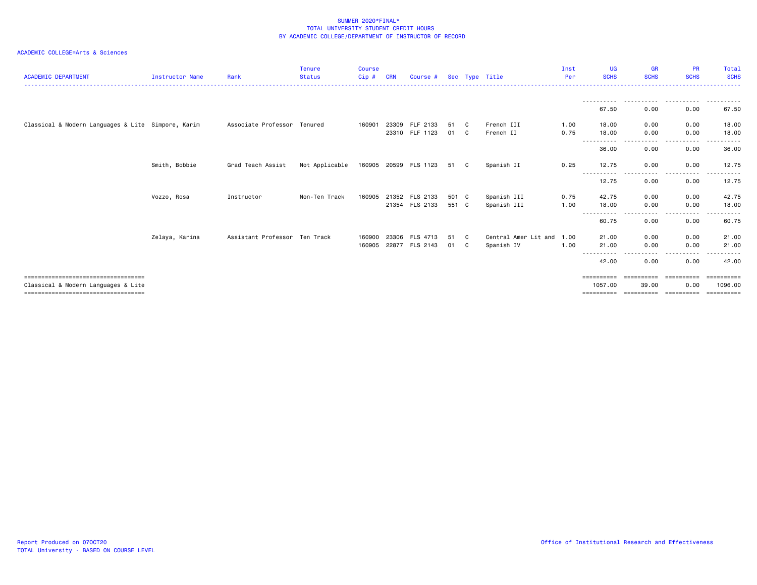SUMMER 2020*FINAL*
TOTAL UNIVERSITY STUDENT CREDIT HOURS
BY ACADEMIC COLLEGE/DEPARTMENT OF INSTRUCTOR OF RECORD

ACADEMIC COLLEGE=Arts & Sciences

| ACADEMIC DEPARTMENT | Instructor Name | Rank | Tenure Status | Course Cip # | CRN | Course # | Sec | Type | Title | Inst Per | UG SCHS | GR SCHS | PR SCHS | Total SCHS |
|---|---|---|---|---|---|---|---|---|---|---|---|---|---|---|
| | | | | | | | | | | | 67.50 | 0.00 | 0.00 | 67.50 |
| Classical & Modern Languages & Lite | Simpore, Karim | Associate Professor | Tenured | 160901 | 23309 | FLF 2133 | 51 | C | French III | 1.00 | 18.00 | 0.00 | 0.00 | 18.00 |
| | | | | | 23310 | FLF 1123 | 01 | C | French II | 0.75 | 18.00 | 0.00 | 0.00 | 18.00 |
| | | | | | | | | | | | 36.00 | 0.00 | 0.00 | 36.00 |
| | Smith, Bobbie | Grad Teach Assist | Not Applicable | 160905 | 20599 | FLS 1123 | 51 | C | Spanish II | 0.25 | 12.75 | 0.00 | 0.00 | 12.75 |
| | | | | | | | | | | | 12.75 | 0.00 | 0.00 | 12.75 |
| | Vozzo, Rosa | Instructor | Non-Ten Track | 160905 | 21352 | FLS 2133 | 501 | C | Spanish III | 0.75 | 42.75 | 0.00 | 0.00 | 42.75 |
| | | | | | 21354 | FLS 2133 | 551 | C | Spanish III | 1.00 | 18.00 | 0.00 | 0.00 | 18.00 |
| | | | | | | | | | | | 60.75 | 0.00 | 0.00 | 60.75 |
| | Zelaya, Karina | Assistant Professor | Ten Track | 160900 | 23306 | FLS 4713 | 51 | C | Central Amer Lit and | 1.00 | 21.00 | 0.00 | 0.00 | 21.00 |
| | | | | 160905 | 22877 | FLS 2143 | 01 | C | Spanish IV | 1.00 | 21.00 | 0.00 | 0.00 | 21.00 |
| | | | | | | | | | | | 42.00 | 0.00 | 0.00 | 42.00 |
| Classical & Modern Languages & Lite | | | | | | | | | | | 1057.00 | 39.00 | 0.00 | 1096.00 |

Report Produced on 07OCT20
TOTAL University - BASED ON COURSE LEVEL

Office of Institutional Research and Effectiveness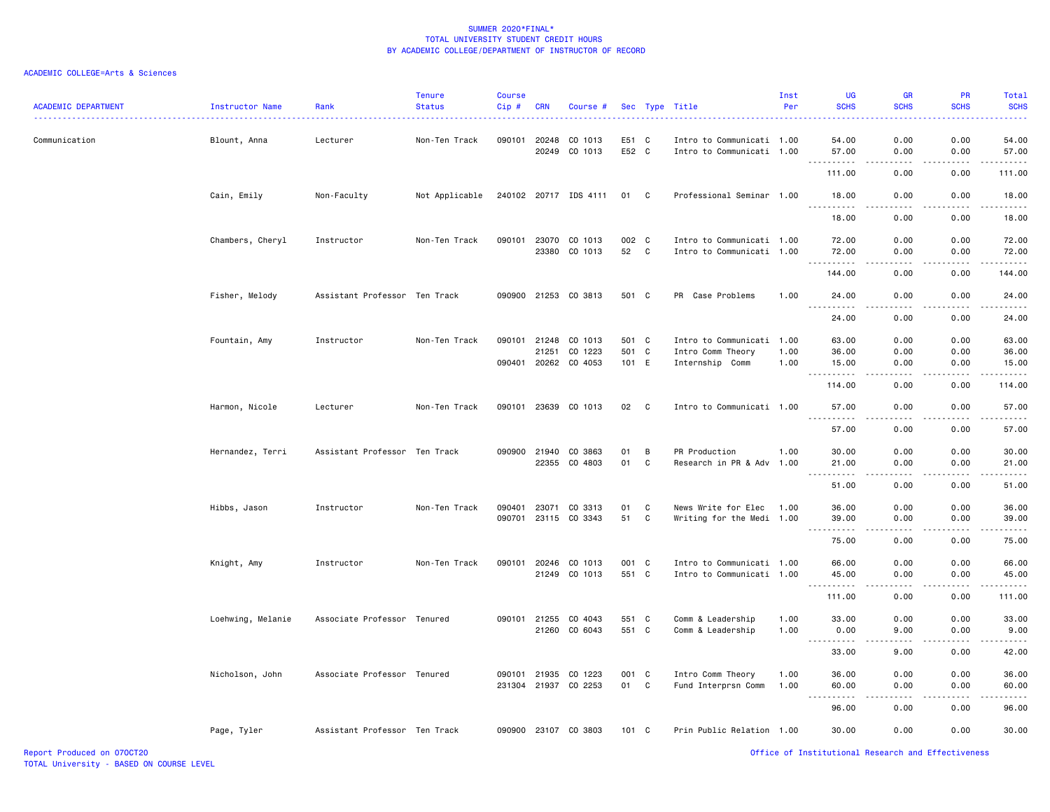SUMMER 2020*FINAL*
TOTAL UNIVERSITY STUDENT CREDIT HOURS
BY ACADEMIC COLLEGE/DEPARTMENT OF INSTRUCTOR OF RECORD

ACADEMIC COLLEGE=Arts & Sciences

| ACADEMIC DEPARTMENT | Instructor Name | Rank | Tenure Status | Course Cip # | CRN | Course # | Sec | Type | Title | Inst Per | UG SCHS | GR SCHS | PR SCHS | Total SCHS |
|---|---|---|---|---|---|---|---|---|---|---|---|---|---|---|
| Communication | Blount, Anna | Lecturer | Non-Ten Track | 090101 | 20248 | CO 1013 | E51 | C | Intro to Communicati | 1.00 | 54.00 | 0.00 | 0.00 | 54.00 |
| | | | | | 20249 | CO 1013 | E52 | C | Intro to Communicati | 1.00 | 57.00 | 0.00 | 0.00 | 57.00 |
| | | | | | | | | | | | 111.00 | 0.00 | 0.00 | 111.00 |
| | Cain, Emily | Non-Faculty | Not Applicable | 240102 | 20717 | IDS 4111 | 01 | C | Professional Seminar | 1.00 | 18.00 | 0.00 | 0.00 | 18.00 |
| | | | | | | | | | | | 18.00 | 0.00 | 0.00 | 18.00 |
| | Chambers, Cheryl | Instructor | Non-Ten Track | 090101 | 23070 | CO 1013 | 002 | C | Intro to Communicati | 1.00 | 72.00 | 0.00 | 0.00 | 72.00 |
| | | | | | 23380 | CO 1013 | 52 | C | Intro to Communicati | 1.00 | 72.00 | 0.00 | 0.00 | 72.00 |
| | | | | | | | | | | | 144.00 | 0.00 | 0.00 | 144.00 |
| | Fisher, Melody | Assistant Professor | Ten Track | 090900 | 21253 | CO 3813 | 501 | C | PR Case Problems | 1.00 | 24.00 | 0.00 | 0.00 | 24.00 |
| | | | | | | | | | | | 24.00 | 0.00 | 0.00 | 24.00 |
| | Fountain, Amy | Instructor | Non-Ten Track | 090101 | 21248 | CO 1013 | 501 | C | Intro to Communicati | 1.00 | 63.00 | 0.00 | 0.00 | 63.00 |
| | | | | | 21251 | CO 1223 | 501 | C | Intro Comm Theory | 1.00 | 36.00 | 0.00 | 0.00 | 36.00 |
| | | | | 090401 | 20262 | CO 4053 | 101 | E | Internship Comm | 1.00 | 15.00 | 0.00 | 0.00 | 15.00 |
| | | | | | | | | | | | 114.00 | 0.00 | 0.00 | 114.00 |
| | Harmon, Nicole | Lecturer | Non-Ten Track | 090101 | 23639 | CO 1013 | 02 | C | Intro to Communicati | 1.00 | 57.00 | 0.00 | 0.00 | 57.00 |
| | | | | | | | | | | | 57.00 | 0.00 | 0.00 | 57.00 |
| | Hernandez, Terri | Assistant Professor | Ten Track | 090900 | 21940 | CO 3863 | 01 | B | PR Production | 1.00 | 30.00 | 0.00 | 0.00 | 30.00 |
| | | | | | 22355 | CO 4803 | 01 | C | Research in PR & Adv | 1.00 | 21.00 | 0.00 | 0.00 | 21.00 |
| | | | | | | | | | | | 51.00 | 0.00 | 0.00 | 51.00 |
| | Hibbs, Jason | Instructor | Non-Ten Track | 090401 | 23071 | CO 3313 | 01 | C | News Write for Elec | 1.00 | 36.00 | 0.00 | 0.00 | 36.00 |
| | | | | 090701 | 23115 | CO 3343 | 51 | C | Writing for the Medi | 1.00 | 39.00 | 0.00 | 0.00 | 39.00 |
| | | | | | | | | | | | 75.00 | 0.00 | 0.00 | 75.00 |
| | Knight, Amy | Instructor | Non-Ten Track | 090101 | 20246 | CO 1013 | 001 | C | Intro to Communicati | 1.00 | 66.00 | 0.00 | 0.00 | 66.00 |
| | | | | | 21249 | CO 1013 | 551 | C | Intro to Communicati | 1.00 | 45.00 | 0.00 | 0.00 | 45.00 |
| | | | | | | | | | | | 111.00 | 0.00 | 0.00 | 111.00 |
| | Loehwing, Melanie | Associate Professor | Tenured | 090101 | 21255 | CO 4043 | 551 | C | Comm & Leadership | 1.00 | 33.00 | 0.00 | 0.00 | 33.00 |
| | | | | | 21260 | CO 6043 | 551 | C | Comm & Leadership | 1.00 | 0.00 | 9.00 | 0.00 | 9.00 |
| | | | | | | | | | | | 33.00 | 9.00 | 0.00 | 42.00 |
| | Nicholson, John | Associate Professor | Tenured | 090101 | 21935 | CO 1223 | 001 | C | Intro Comm Theory | 1.00 | 36.00 | 0.00 | 0.00 | 36.00 |
| | | | | 231304 | 21937 | CO 2253 | 01 | C | Fund Interprsn Comm | 1.00 | 60.00 | 0.00 | 0.00 | 60.00 |
| | | | | | | | | | | | 96.00 | 0.00 | 0.00 | 96.00 |
| | Page, Tyler | Assistant Professor | Ten Track | 090900 | 23107 | CO 3803 | 101 | C | Prin Public Relation | 1.00 | 30.00 | 0.00 | 0.00 | 30.00 |

Report Produced on 07OCT20
TOTAL University - BASED ON COURSE LEVEL
Office of Institutional Research and Effectiveness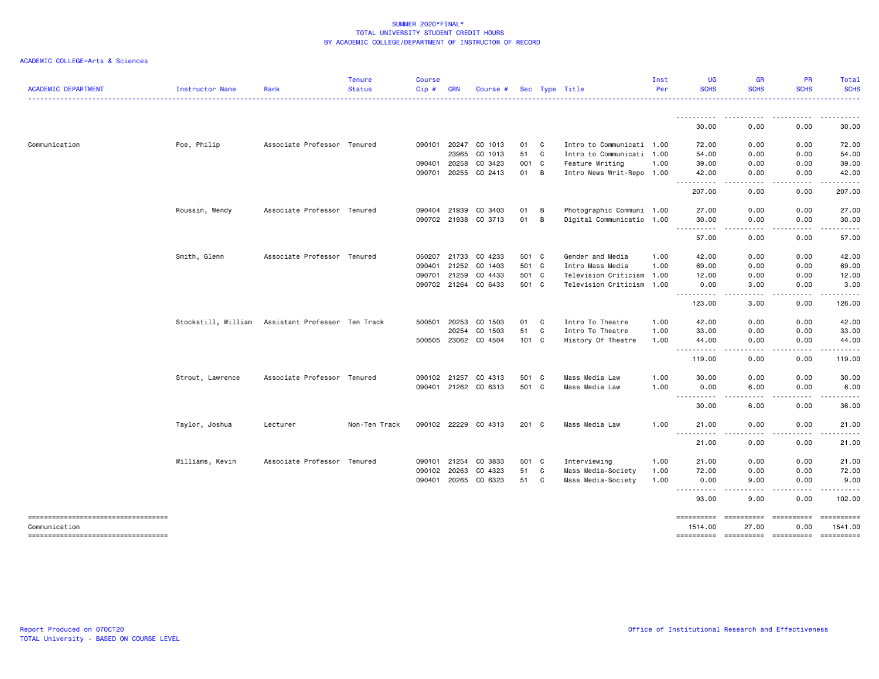SUMMER 2020*FINAL*
TOTAL UNIVERSITY STUDENT CREDIT HOURS
BY ACADEMIC COLLEGE/DEPARTMENT OF INSTRUCTOR OF RECORD

ACADEMIC COLLEGE=Arts & Sciences

| ACADEMIC DEPARTMENT | Instructor Name | Rank | Tenure Status | Course Cip # | CRN | Course # | Sec | Type | Title | Inst Per | UG SCHS | GR SCHS | PR SCHS | Total SCHS |
|---|---|---|---|---|---|---|---|---|---|---|---|---|---|---|
| | | | | | | | | | | | 30.00 | 0.00 | 0.00 | 30.00 |
| Communication | Poe, Philip | Associate Professor | Tenured | 090101 | 20247 | CO 1013 | 01 | C | Intro to Communicati | 1.00 | 72.00 | 0.00 | 0.00 | 72.00 |
| | | | | | 23965 | CO 1013 | 51 | C | Intro to Communicati | 1.00 | 54.00 | 0.00 | 0.00 | 54.00 |
| | | | | 090401 | 20258 | CO 3423 | 001 | C | Feature Writing | 1.00 | 39.00 | 0.00 | 0.00 | 39.00 |
| | | | | 090701 | 20255 | CO 2413 | 01 | B | Intro News Writ-Repo | 1.00 | 42.00 | 0.00 | 0.00 | 42.00 |
| | | | | | | | | | | | 207.00 | 0.00 | 0.00 | 207.00 |
| | Roussin, Wendy | Associate Professor | Tenured | 090404 | 21939 | CO 3403 | 01 | B | Photographic Communi | 1.00 | 27.00 | 0.00 | 0.00 | 27.00 |
| | | | | 090702 | 21938 | CO 3713 | 01 | B | Digital Communicatio | 1.00 | 30.00 | 0.00 | 0.00 | 30.00 |
| | | | | | | | | | | | 57.00 | 0.00 | 0.00 | 57.00 |
| | Smith, Glenn | Associate Professor | Tenured | 050207 | 21733 | CO 4233 | 501 | C | Gender and Media | 1.00 | 42.00 | 0.00 | 0.00 | 42.00 |
| | | | | 090401 | 21252 | CO 1403 | 501 | C | Intro Mass Media | 1.00 | 69.00 | 0.00 | 0.00 | 69.00 |
| | | | | 090701 | 21259 | CO 4433 | 501 | C | Television Criticism | 1.00 | 12.00 | 0.00 | 0.00 | 12.00 |
| | | | | 090702 | 21264 | CO 6433 | 501 | C | Television Criticism | 1.00 | 0.00 | 3.00 | 0.00 | 3.00 |
| | | | | | | | | | | | 123.00 | 3.00 | 0.00 | 126.00 |
| | Stockstill, William | Assistant Professor | Ten Track | 500501 | 20253 | CO 1503 | 01 | C | Intro To Theatre | 1.00 | 42.00 | 0.00 | 0.00 | 42.00 |
| | | | | | 20254 | CO 1503 | 51 | C | Intro To Theatre | 1.00 | 33.00 | 0.00 | 0.00 | 33.00 |
| | | | | 500505 | 23062 | CO 4504 | 101 | C | History Of Theatre | 1.00 | 44.00 | 0.00 | 0.00 | 44.00 |
| | | | | | | | | | | | 119.00 | 0.00 | 0.00 | 119.00 |
| | Strout, Lawrence | Associate Professor | Tenured | 090102 | 21257 | CO 4313 | 501 | C | Mass Media Law | 1.00 | 30.00 | 0.00 | 0.00 | 30.00 |
| | | | | 090401 | 21262 | CO 6313 | 501 | C | Mass Media Law | 1.00 | 0.00 | 6.00 | 0.00 | 6.00 |
| | | | | | | | | | | | 30.00 | 6.00 | 0.00 | 36.00 |
| | Taylor, Joshua | Lecturer | Non-Ten Track | 090102 | 22229 | CO 4313 | 201 | C | Mass Media Law | 1.00 | 21.00 | 0.00 | 0.00 | 21.00 |
| | | | | | | | | | | | 21.00 | 0.00 | 0.00 | 21.00 |
| | Williams, Kevin | Associate Professor | Tenured | 090101 | 21254 | CO 3833 | 501 | C | Interviewing | 1.00 | 21.00 | 0.00 | 0.00 | 21.00 |
| | | | | 090102 | 20263 | CO 4323 | 51 | C | Mass Media-Society | 1.00 | 72.00 | 0.00 | 0.00 | 72.00 |
| | | | | 090401 | 20265 | CO 6323 | 51 | C | Mass Media-Society | 1.00 | 0.00 | 9.00 | 0.00 | 9.00 |
| | | | | | | | | | | | 93.00 | 9.00 | 0.00 | 102.00 |
| Communication | | | | | | | | | | | 1514.00 | 27.00 | 0.00 | 1541.00 |

Report Produced on 07OCT20
TOTAL University - BASED ON COURSE LEVEL

Office of Institutional Research and Effectiveness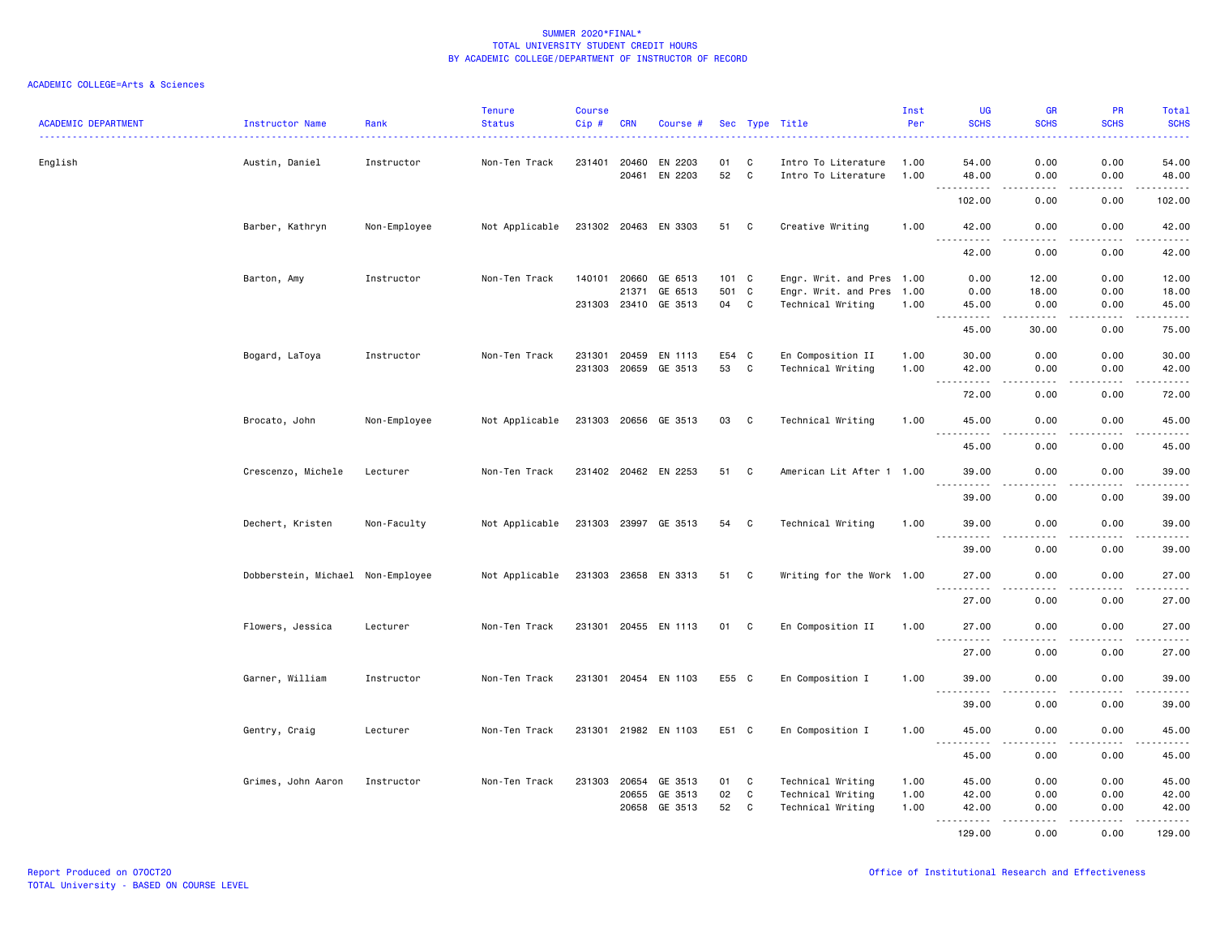SUMMER 2020*FINAL*
TOTAL UNIVERSITY STUDENT CREDIT HOURS
BY ACADEMIC COLLEGE/DEPARTMENT OF INSTRUCTOR OF RECORD

ACADEMIC COLLEGE=Arts & Sciences

| ACADEMIC DEPARTMENT | Instructor Name | Rank | Tenure Status | Course Cip # | CRN | Course # | Sec | Type | Title | Inst Per | UG SCHS | GR SCHS | PR SCHS | Total SCHS |
|---|---|---|---|---|---|---|---|---|---|---|---|---|---|---|
| English | Austin, Daniel | Instructor | Non-Ten Track | 231401 | 20460 | EN 2203 | 01 | C | Intro To Literature | 1.00 | 54.00 | 0.00 | 0.00 | 54.00 |
| | | | | | 20461 | EN 2203 | 52 | C | Intro To Literature | 1.00 | 48.00 | 0.00 | 0.00 | 48.00 |
| | | | | | | | | | | | 102.00 | 0.00 | 0.00 | 102.00 |
| | Barber, Kathryn | Non-Employee | Not Applicable | 231302 | 20463 | EN 3303 | 51 | C | Creative Writing | 1.00 | 42.00 | 0.00 | 0.00 | 42.00 |
| | | | | | | | | | | | 42.00 | 0.00 | 0.00 | 42.00 |
| | Barton, Amy | Instructor | Non-Ten Track | 140101 | 20660 | GE 6513 | 101 | C | Engr. Writ. and Pres | 1.00 | 0.00 | 12.00 | 0.00 | 12.00 |
| | | | | | 21371 | GE 6513 | 501 | C | Engr. Writ. and Pres | 1.00 | 0.00 | 18.00 | 0.00 | 18.00 |
| | | | | 231303 | 23410 | GE 3513 | 04 | C | Technical Writing | 1.00 | 45.00 | 0.00 | 0.00 | 45.00 |
| | | | | | | | | | | | 45.00 | 30.00 | 0.00 | 75.00 |
| | Bogard, LaToya | Instructor | Non-Ten Track | 231301 | 20459 | EN 1113 | E54 | C | En Composition II | 1.00 | 30.00 | 0.00 | 0.00 | 30.00 |
| | | | | 231303 | 20659 | GE 3513 | 53 | C | Technical Writing | 1.00 | 42.00 | 0.00 | 0.00 | 42.00 |
| | | | | | | | | | | | 72.00 | 0.00 | 0.00 | 72.00 |
| | Brocato, John | Non-Employee | Not Applicable | 231303 | 20656 | GE 3513 | 03 | C | Technical Writing | 1.00 | 45.00 | 0.00 | 0.00 | 45.00 |
| | | | | | | | | | | | 45.00 | 0.00 | 0.00 | 45.00 |
| | Crescenzo, Michele | Lecturer | Non-Ten Track | 231402 | 20462 | EN 2253 | 51 | C | American Lit After 1 | 1.00 | 39.00 | 0.00 | 0.00 | 39.00 |
| | | | | | | | | | | | 39.00 | 0.00 | 0.00 | 39.00 |
| | Dechert, Kristen | Non-Faculty | Not Applicable | 231303 | 23997 | GE 3513 | 54 | C | Technical Writing | 1.00 | 39.00 | 0.00 | 0.00 | 39.00 |
| | | | | | | | | | | | 39.00 | 0.00 | 0.00 | 39.00 |
| | Dobberstein, Michael | Non-Employee | Not Applicable | 231303 | 23658 | EN 3313 | 51 | C | Writing for the Work | 1.00 | 27.00 | 0.00 | 0.00 | 27.00 |
| | | | | | | | | | | | 27.00 | 0.00 | 0.00 | 27.00 |
| | Flowers, Jessica | Lecturer | Non-Ten Track | 231301 | 20455 | EN 1113 | 01 | C | En Composition II | 1.00 | 27.00 | 0.00 | 0.00 | 27.00 |
| | | | | | | | | | | | 27.00 | 0.00 | 0.00 | 27.00 |
| | Garner, William | Instructor | Non-Ten Track | 231301 | 20454 | EN 1103 | E55 | C | En Composition I | 1.00 | 39.00 | 0.00 | 0.00 | 39.00 |
| | | | | | | | | | | | 39.00 | 0.00 | 0.00 | 39.00 |
| | Gentry, Craig | Lecturer | Non-Ten Track | 231301 | 21982 | EN 1103 | E51 | C | En Composition I | 1.00 | 45.00 | 0.00 | 0.00 | 45.00 |
| | | | | | | | | | | | 45.00 | 0.00 | 0.00 | 45.00 |
| | Grimes, John Aaron | Instructor | Non-Ten Track | 231303 | 20654 | GE 3513 | 01 | C | Technical Writing | 1.00 | 45.00 | 0.00 | 0.00 | 45.00 |
| | | | | | 20655 | GE 3513 | 02 | C | Technical Writing | 1.00 | 42.00 | 0.00 | 0.00 | 42.00 |
| | | | | | 20658 | GE 3513 | 52 | C | Technical Writing | 1.00 | 42.00 | 0.00 | 0.00 | 42.00 |
| | | | | | | | | | | | 129.00 | 0.00 | 0.00 | 129.00 |

Report Produced on 07OCT20
TOTAL University - BASED ON COURSE LEVEL

Office of Institutional Research and Effectiveness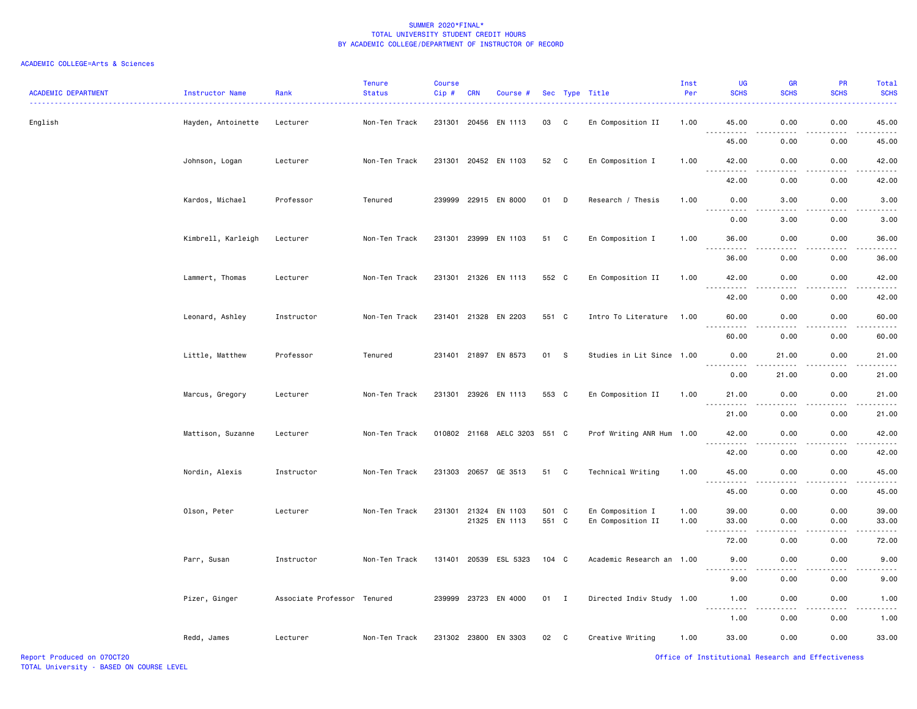# SUMMER 2020*FINAL*
## TOTAL UNIVERSITY STUDENT CREDIT HOURS
## BY ACADEMIC COLLEGE/DEPARTMENT OF INSTRUCTOR OF RECORD

ACADEMIC COLLEGE=Arts & Sciences

| ACADEMIC DEPARTMENT | Instructor Name | Rank | Tenure Status | Course Cip # | CRN | Course # | Sec | Type | Title | Inst Per | UG SCHS | GR SCHS | PR SCHS | Total SCHS |
|---|---|---|---|---|---|---|---|---|---|---|---|---|---|---|
| English | Hayden, Antoinette | Lecturer | Non-Ten Track | 231301 | 20456 | EN 1113 | 03 | C | En Composition II | 1.00 | 45.00 | 0.00 | 0.00 | 45.00 |
| | | | | | | | | | | | 45.00 | 0.00 | 0.00 | 45.00 |
| | Johnson, Logan | Lecturer | Non-Ten Track | 231301 | 20452 | EN 1103 | 52 | C | En Composition I | 1.00 | 42.00 | 0.00 | 0.00 | 42.00 |
| | | | | | | | | | | | 42.00 | 0.00 | 0.00 | 42.00 |
| | Kardos, Michael | Professor | Tenured | 239999 | 22915 | EN 8000 | 01 | D | Research / Thesis | 1.00 | 0.00 | 3.00 | 0.00 | 3.00 |
| | | | | | | | | | | | 0.00 | 3.00 | 0.00 | 3.00 |
| | Kimbrell, Karleigh | Lecturer | Non-Ten Track | 231301 | 23999 | EN 1103 | 51 | C | En Composition I | 1.00 | 36.00 | 0.00 | 0.00 | 36.00 |
| | | | | | | | | | | | 36.00 | 0.00 | 0.00 | 36.00 |
| | Lammert, Thomas | Lecturer | Non-Ten Track | 231301 | 21326 | EN 1113 | 552 | C | En Composition II | 1.00 | 42.00 | 0.00 | 0.00 | 42.00 |
| | | | | | | | | | | | 42.00 | 0.00 | 0.00 | 42.00 |
| | Leonard, Ashley | Instructor | Non-Ten Track | 231401 | 21328 | EN 2203 | 551 | C | Intro To Literature | 1.00 | 60.00 | 0.00 | 0.00 | 60.00 |
| | | | | | | | | | | | 60.00 | 0.00 | 0.00 | 60.00 |
| | Little, Matthew | Professor | Tenured | 231401 | 21897 | EN 8573 | 01 | S | Studies in Lit Since | 1.00 | 0.00 | 21.00 | 0.00 | 21.00 |
| | | | | | | | | | | | 0.00 | 21.00 | 0.00 | 21.00 |
| | Marcus, Gregory | Lecturer | Non-Ten Track | 231301 | 23926 | EN 1113 | 553 | C | En Composition II | 1.00 | 21.00 | 0.00 | 0.00 | 21.00 |
| | | | | | | | | | | | 21.00 | 0.00 | 0.00 | 21.00 |
| | Mattison, Suzanne | Lecturer | Non-Ten Track | 010802 | 21168 | AELC 3203 | 551 | C | Prof Writing ANR Hum | 1.00 | 42.00 | 0.00 | 0.00 | 42.00 |
| | | | | | | | | | | | 42.00 | 0.00 | 0.00 | 42.00 |
| | Nordin, Alexis | Instructor | Non-Ten Track | 231303 | 20657 | GE 3513 | 51 | C | Technical Writing | 1.00 | 45.00 | 0.00 | 0.00 | 45.00 |
| | | | | | | | | | | | 45.00 | 0.00 | 0.00 | 45.00 |
| | Olson, Peter | Lecturer | Non-Ten Track | 231301 | 21324 | EN 1103 | 501 | C | En Composition I | 1.00 | 39.00 | 0.00 | 0.00 | 39.00 |
| | | | | | 21325 | EN 1113 | 551 | C | En Composition II | 1.00 | 33.00 | 0.00 | 0.00 | 33.00 |
| | | | | | | | | | | | 72.00 | 0.00 | 0.00 | 72.00 |
| | Parr, Susan | Instructor | Non-Ten Track | 131401 | 20539 | ESL 5323 | 104 | C | Academic Research an | 1.00 | 9.00 | 0.00 | 0.00 | 9.00 |
| | | | | | | | | | | | 9.00 | 0.00 | 0.00 | 9.00 |
| | Pizer, Ginger | Associate Professor | Tenured | 239999 | 23723 | EN 4000 | 01 | I | Directed Indiv Study | 1.00 | 1.00 | 0.00 | 0.00 | 1.00 |
| | | | | | | | | | | | 1.00 | 0.00 | 0.00 | 1.00 |
| | Redd, James | Lecturer | Non-Ten Track | 231302 | 23800 | EN 3303 | 02 | C | Creative Writing | 1.00 | 33.00 | 0.00 | 0.00 | 33.00 |

Report Produced on 07OCT20
TOTAL University - BASED ON COURSE LEVEL

Office of Institutional Research and Effectiveness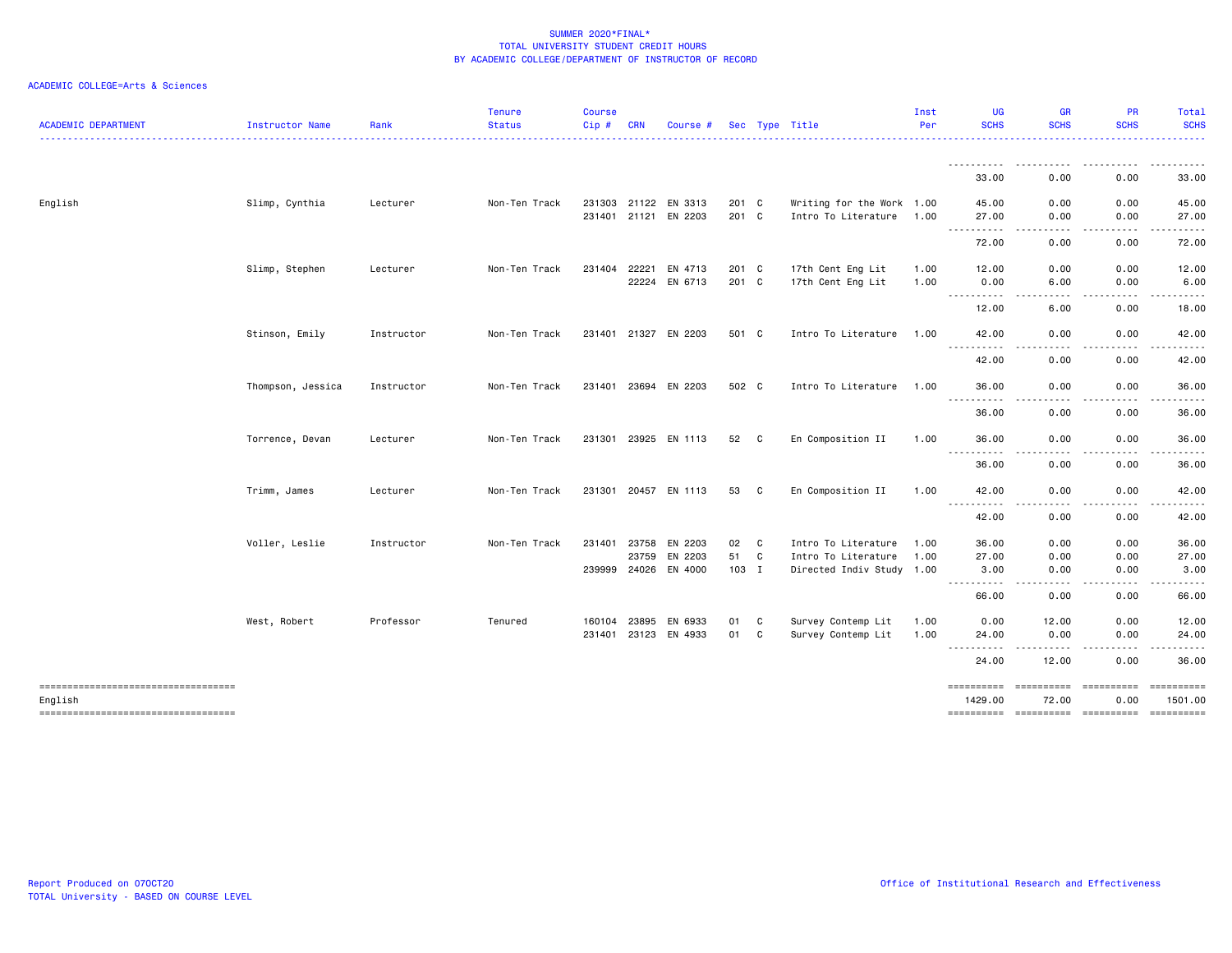SUMMER 2020*FINAL*
TOTAL UNIVERSITY STUDENT CREDIT HOURS
BY ACADEMIC COLLEGE/DEPARTMENT OF INSTRUCTOR OF RECORD

ACADEMIC COLLEGE=Arts & Sciences

| ACADEMIC DEPARTMENT | Instructor Name | Rank | Tenure Status | Course Cip # | CRN | Course # | Sec | Type | Title | Inst Per | UG SCHS | GR SCHS | PR SCHS | Total SCHS |
|---|---|---|---|---|---|---|---|---|---|---|---|---|---|---|
| | | | | | | | | | | | 33.00 | 0.00 | 0.00 | 33.00 |
| English | Slimp, Cynthia | Lecturer | Non-Ten Track | 231303 | 21122 | EN 3313 | 201 | C | Writing for the Work | 1.00 | 45.00 | 0.00 | 0.00 | 45.00 |
| | | | | 231401 | 21121 | EN 2203 | 201 | C | Intro To Literature | 1.00 | 27.00 | 0.00 | 0.00 | 27.00 |
| | | | | | | | | | | | 72.00 | 0.00 | 0.00 | 72.00 |
| | Slimp, Stephen | Lecturer | Non-Ten Track | 231404 | 22221 | EN 4713 | 201 | C | 17th Cent Eng Lit | 1.00 | 12.00 | 0.00 | 0.00 | 12.00 |
| | | | | | 22224 | EN 6713 | 201 | C | 17th Cent Eng Lit | 1.00 | 0.00 | 6.00 | 0.00 | 6.00 |
| | | | | | | | | | | | 12.00 | 6.00 | 0.00 | 18.00 |
| | Stinson, Emily | Instructor | Non-Ten Track | 231401 | 21327 | EN 2203 | 501 | C | Intro To Literature | 1.00 | 42.00 | 0.00 | 0.00 | 42.00 |
| | | | | | | | | | | | 42.00 | 0.00 | 0.00 | 42.00 |
| | Thompson, Jessica | Instructor | Non-Ten Track | 231401 | 23694 | EN 2203 | 502 | C | Intro To Literature | 1.00 | 36.00 | 0.00 | 0.00 | 36.00 |
| | | | | | | | | | | | 36.00 | 0.00 | 0.00 | 36.00 |
| | Torrence, Devan | Lecturer | Non-Ten Track | 231301 | 23925 | EN 1113 | 52 | C | En Composition II | 1.00 | 36.00 | 0.00 | 0.00 | 36.00 |
| | | | | | | | | | | | 36.00 | 0.00 | 0.00 | 36.00 |
| | Trimm, James | Lecturer | Non-Ten Track | 231301 | 20457 | EN 1113 | 53 | C | En Composition II | 1.00 | 42.00 | 0.00 | 0.00 | 42.00 |
| | | | | | | | | | | | 42.00 | 0.00 | 0.00 | 42.00 |
| | Voller, Leslie | Instructor | Non-Ten Track | 231401 | 23758 | EN 2203 | 02 | C | Intro To Literature | 1.00 | 36.00 | 0.00 | 0.00 | 36.00 |
| | | | | | 23759 | EN 2203 | 51 | C | Intro To Literature | 1.00 | 27.00 | 0.00 | 0.00 | 27.00 |
| | | | | 239999 | 24026 | EN 4000 | 103 | I | Directed Indiv Study | 1.00 | 3.00 | 0.00 | 0.00 | 3.00 |
| | | | | | | | | | | | 66.00 | 0.00 | 0.00 | 66.00 |
| | West, Robert | Professor | Tenured | 160104 | 23895 | EN 6933 | 01 | C | Survey Contemp Lit | 1.00 | 0.00 | 12.00 | 0.00 | 12.00 |
| | | | | 231401 | 23123 | EN 4933 | 01 | C | Survey Contemp Lit | 1.00 | 24.00 | 0.00 | 0.00 | 24.00 |
| | | | | | | | | | | | 24.00 | 12.00 | 0.00 | 36.00 |
| English | | | | | | | | | | | 1429.00 | 72.00 | 0.00 | 1501.00 |

Report Produced on 07OCT20
TOTAL University - BASED ON COURSE LEVEL

Office of Institutional Research and Effectiveness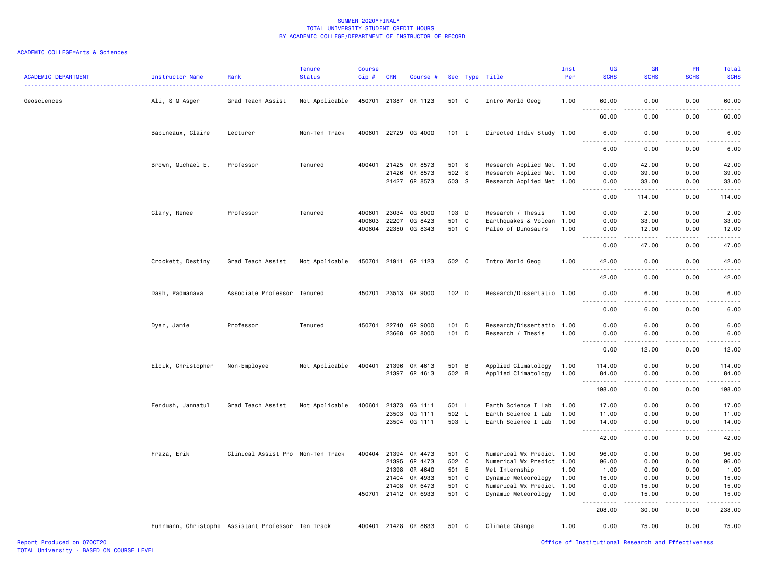SUMMER 2020*FINAL*
TOTAL UNIVERSITY STUDENT CREDIT HOURS
BY ACADEMIC COLLEGE/DEPARTMENT OF INSTRUCTOR OF RECORD

ACADEMIC COLLEGE=Arts & Sciences

| ACADEMIC DEPARTMENT | Instructor Name | Rank | Tenure Status | Course Cip # | CRN | Course # | Sec | Type | Title | Inst Per | UG SCHS | GR SCHS | PR SCHS | Total SCHS |
|---|---|---|---|---|---|---|---|---|---|---|---|---|---|---|
| Geosciences | Ali, S M Asger | Grad Teach Assist | Not Applicable | 450701 | 21387 | GR 1123 | 501 | C | Intro World Geog | 1.00 | 60.00 | 0.00 | 0.00 | 60.00 |
| | | | | | | | | | | | 60.00 | 0.00 | 0.00 | 60.00 |
| | Babineaux, Claire | Lecturer | Non-Ten Track | 400601 | 22729 | GG 4000 | 101 | I | Directed Indiv Study | 1.00 | 6.00 | 0.00 | 0.00 | 6.00 |
| | | | | | | | | | | | 6.00 | 0.00 | 0.00 | 6.00 |
| | Brown, Michael E. | Professor | Tenured | 400401 | 21425 | GR 8573 | 501 | S | Research Applied Met | 1.00 | 0.00 | 42.00 | 0.00 | 42.00 |
| | | | | | 21426 | GR 8573 | 502 | S | Research Applied Met | 1.00 | 0.00 | 39.00 | 0.00 | 39.00 |
| | | | | | 21427 | GR 8573 | 503 | S | Research Applied Met | 1.00 | 0.00 | 33.00 | 0.00 | 33.00 |
| | | | | | | | | | | | 0.00 | 114.00 | 0.00 | 114.00 |
| | Clary, Renee | Professor | Tenured | 400601 | 23034 | GG 8000 | 103 | D | Research / Thesis | 1.00 | 0.00 | 2.00 | 0.00 | 2.00 |
| | | | | 400603 | 22207 | GG 8423 | 501 | C | Earthquakes & Volcan | 1.00 | 0.00 | 33.00 | 0.00 | 33.00 |
| | | | | 400604 | 22350 | GG 8343 | 501 | C | Paleo of Dinosaurs | 1.00 | 0.00 | 12.00 | 0.00 | 12.00 |
| | | | | | | | | | | | 0.00 | 47.00 | 0.00 | 47.00 |
| | Crockett, Destiny | Grad Teach Assist | Not Applicable | 450701 | 21911 | GR 1123 | 502 | C | Intro World Geog | 1.00 | 42.00 | 0.00 | 0.00 | 42.00 |
| | | | | | | | | | | | 42.00 | 0.00 | 0.00 | 42.00 |
| | Dash, Padmanava | Associate Professor | Tenured | 450701 | 23513 | GR 9000 | 102 | D | Research/Dissertatio | 1.00 | 0.00 | 6.00 | 0.00 | 6.00 |
| | | | | | | | | | | | 0.00 | 6.00 | 0.00 | 6.00 |
| | Dyer, Jamie | Professor | Tenured | 450701 | 22740 | GR 9000 | 101 | D | Research/Dissertatio | 1.00 | 0.00 | 6.00 | 0.00 | 6.00 |
| | | | | | 23668 | GR 8000 | 101 | D | Research / Thesis | 1.00 | 0.00 | 6.00 | 0.00 | 6.00 |
| | | | | | | | | | | | 0.00 | 12.00 | 0.00 | 12.00 |
| | Elcik, Christopher | Non-Employee | Not Applicable | 400401 | 21396 | GR 4613 | 501 | B | Applied Climatology | 1.00 | 114.00 | 0.00 | 0.00 | 114.00 |
| | | | | | 21397 | GR 4613 | 502 | B | Applied Climatology | 1.00 | 84.00 | 0.00 | 0.00 | 84.00 |
| | | | | | | | | | | | 198.00 | 0.00 | 0.00 | 198.00 |
| | Ferdush, Jannatul | Grad Teach Assist | Not Applicable | 400601 | 21373 | GG 1111 | 501 | L | Earth Science I Lab | 1.00 | 17.00 | 0.00 | 0.00 | 17.00 |
| | | | | | 23503 | GG 1111 | 502 | L | Earth Science I Lab | 1.00 | 11.00 | 0.00 | 0.00 | 11.00 |
| | | | | | 23504 | GG 1111 | 503 | L | Earth Science I Lab | 1.00 | 14.00 | 0.00 | 0.00 | 14.00 |
| | | | | | | | | | | | 42.00 | 0.00 | 0.00 | 42.00 |
| | Fraza, Erik | Clinical Assist Pro | Non-Ten Track | 400404 | 21394 | GR 4473 | 501 | C | Numerical Wx Predict | 1.00 | 96.00 | 0.00 | 0.00 | 96.00 |
| | | | | | 21395 | GR 4473 | 502 | C | Numerical Wx Predict | 1.00 | 96.00 | 0.00 | 0.00 | 96.00 |
| | | | | | 21398 | GR 4640 | 501 | E | Met Internship | 1.00 | 1.00 | 0.00 | 0.00 | 1.00 |
| | | | | | 21404 | GR 4933 | 501 | C | Dynamic Meteorology | 1.00 | 15.00 | 0.00 | 0.00 | 15.00 |
| | | | | | 21408 | GR 6473 | 501 | C | Numerical Wx Predict | 1.00 | 0.00 | 15.00 | 0.00 | 15.00 |
| | | | | 450701 | 21412 | GR 6933 | 501 | C | Dynamic Meteorology | 1.00 | 0.00 | 15.00 | 0.00 | 15.00 |
| | | | | | | | | | | | 208.00 | 30.00 | 0.00 | 238.00 |
| | Fuhrmann, Christophe | Assistant Professor | Ten Track | 400401 | 21428 | GR 8633 | 501 | C | Climate Change | 1.00 | 0.00 | 75.00 | 0.00 | 75.00 |

Report Produced on 07OCT20
TOTAL University - BASED ON COURSE LEVEL
Office of Institutional Research and Effectiveness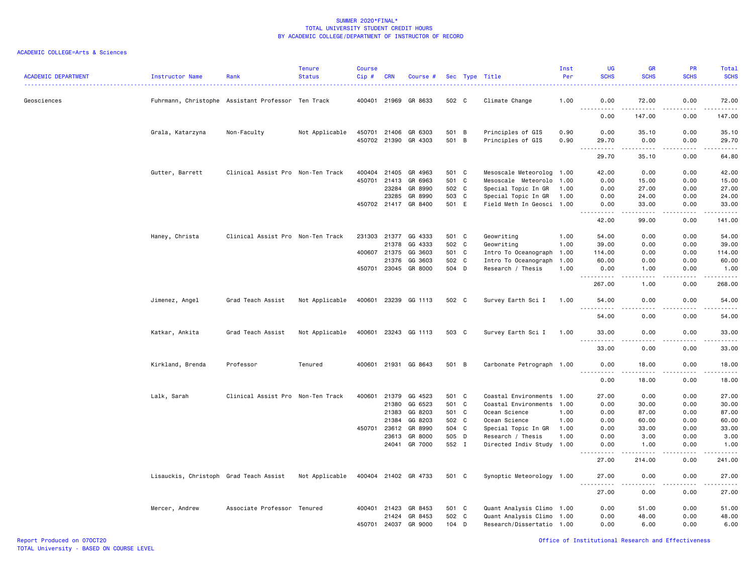# SUMMER 2020*FINAL*
## TOTAL UNIVERSITY STUDENT CREDIT HOURS
## BY ACADEMIC COLLEGE/DEPARTMENT OF INSTRUCTOR OF RECORD

ACADEMIC COLLEGE=Arts & Sciences

| ACADEMIC DEPARTMENT | Instructor Name | Rank | Tenure Status | Course Cip # | CRN | Course # | Sec | Type | Title | Inst Per | UG SCHS | GR SCHS | PR SCHS | Total SCHS |
|---|---|---|---|---|---|---|---|---|---|---|---|---|---|---|
| Geosciences | Fuhrmann, Christophe | Assistant Professor | Ten Track | 400401 | 21969 | GR 8633 | 502 | C | Climate Change | 1.00 | 0.00 | 72.00 | 0.00 | 72.00 |
| | | | | | | | | | | | 0.00 | 147.00 | 0.00 | 147.00 |
| | Grala, Katarzyna | Non-Faculty | Not Applicable | 450701 | 21406 | GR 6303 | 501 | B | Principles of GIS | 0.90 | 0.00 | 35.10 | 0.00 | 35.10 |
| | | | | 450702 | 21390 | GR 4303 | 501 | B | Principles of GIS | 0.90 | 29.70 | 0.00 | 0.00 | 29.70 |
| | | | | | | | | | | | 29.70 | 35.10 | 0.00 | 64.80 |
| | Gutter, Barrett | Clinical Assist Pro | Non-Ten Track | 400404 | 21405 | GR 4963 | 501 | C | Mesoscale Meteorolog | 1.00 | 42.00 | 0.00 | 0.00 | 42.00 |
| | | | | 450701 | 21413 | GR 6963 | 501 | C | Mesoscale Meteorolo | 1.00 | 0.00 | 15.00 | 0.00 | 15.00 |
| | | | | | 23284 | GR 8990 | 502 | C | Special Topic In GR | 1.00 | 0.00 | 27.00 | 0.00 | 27.00 |
| | | | | | 23285 | GR 8990 | 503 | C | Special Topic In GR | 1.00 | 0.00 | 24.00 | 0.00 | 24.00 |
| | | | | 450702 | 21417 | GR 8400 | 501 | E | Field Meth In Geosci | 1.00 | 0.00 | 33.00 | 0.00 | 33.00 |
| | | | | | | | | | | | 42.00 | 99.00 | 0.00 | 141.00 |
| | Haney, Christa | Clinical Assist Pro | Non-Ten Track | 231303 | 21377 | GG 4333 | 501 | C | Geowriting | 1.00 | 54.00 | 0.00 | 0.00 | 54.00 |
| | | | | | 21378 | GG 4333 | 502 | C | Geowriting | 1.00 | 39.00 | 0.00 | 0.00 | 39.00 |
| | | | | 400607 | 21375 | GG 3603 | 501 | C | Intro To Oceanograph | 1.00 | 114.00 | 0.00 | 0.00 | 114.00 |
| | | | | | 21376 | GG 3603 | 502 | C | Intro To Oceanograph | 1.00 | 60.00 | 0.00 | 0.00 | 60.00 |
| | | | | 450701 | 23045 | GR 8000 | 504 | D | Research / Thesis | 1.00 | 0.00 | 1.00 | 0.00 | 1.00 |
| | | | | | | | | | | | 267.00 | 1.00 | 0.00 | 268.00 |
| | Jimenez, Angel | Grad Teach Assist | Not Applicable | 400601 | 23239 | GG 1113 | 502 | C | Survey Earth Sci I | 1.00 | 54.00 | 0.00 | 0.00 | 54.00 |
| | | | | | | | | | | | 54.00 | 0.00 | 0.00 | 54.00 |
| | Katkar, Ankita | Grad Teach Assist | Not Applicable | 400601 | 23243 | GG 1113 | 503 | C | Survey Earth Sci I | 1.00 | 33.00 | 0.00 | 0.00 | 33.00 |
| | | | | | | | | | | | 33.00 | 0.00 | 0.00 | 33.00 |
| | Kirkland, Brenda | Professor | Tenured | 400601 | 21931 | GG 8643 | 501 | B | Carbonate Petrograph | 1.00 | 0.00 | 18.00 | 0.00 | 18.00 |
| | | | | | | | | | | | 0.00 | 18.00 | 0.00 | 18.00 |
| | Lalk, Sarah | Clinical Assist Pro | Non-Ten Track | 400601 | 21379 | GG 4523 | 501 | C | Coastal Environments | 1.00 | 27.00 | 0.00 | 0.00 | 27.00 |
| | | | | | 21380 | GG 6523 | 501 | C | Coastal Environments | 1.00 | 0.00 | 30.00 | 0.00 | 30.00 |
| | | | | | 21383 | GG 8203 | 501 | C | Ocean Science | 1.00 | 0.00 | 87.00 | 0.00 | 87.00 |
| | | | | | 21384 | GG 8203 | 502 | C | Ocean Science | 1.00 | 0.00 | 60.00 | 0.00 | 60.00 |
| | | | | 450701 | 23612 | GR 8990 | 504 | C | Special Topic In GR | 1.00 | 0.00 | 33.00 | 0.00 | 33.00 |
| | | | | | 23613 | GR 8000 | 505 | D | Research / Thesis | 1.00 | 0.00 | 3.00 | 0.00 | 3.00 |
| | | | | | 24041 | GR 7000 | 552 | I | Directed Indiv Study | 1.00 | 0.00 | 1.00 | 0.00 | 1.00 |
| | | | | | | | | | | | 27.00 | 214.00 | 0.00 | 241.00 |
| | Lisauckis, Christoph | Grad Teach Assist | Not Applicable | 400404 | 21402 | GR 4733 | 501 | C | Synoptic Meteorology | 1.00 | 27.00 | 0.00 | 0.00 | 27.00 |
| | | | | | | | | | | | 27.00 | 0.00 | 0.00 | 27.00 |
| | Mercer, Andrew | Associate Professor | Tenured | 400401 | 21423 | GR 8453 | 501 | C | Quant Analysis Climo | 1.00 | 0.00 | 51.00 | 0.00 | 51.00 |
| | | | | | 21424 | GR 8453 | 502 | C | Quant Analysis Climo | 1.00 | 0.00 | 48.00 | 0.00 | 48.00 |
| | | | | 450701 | 24037 | GR 9000 | 104 | D | Research/Dissertatio | 1.00 | 0.00 | 6.00 | 0.00 | 6.00 |

Report Produced on 07OCT20
TOTAL University - BASED ON COURSE LEVEL

Office of Institutional Research and Effectiveness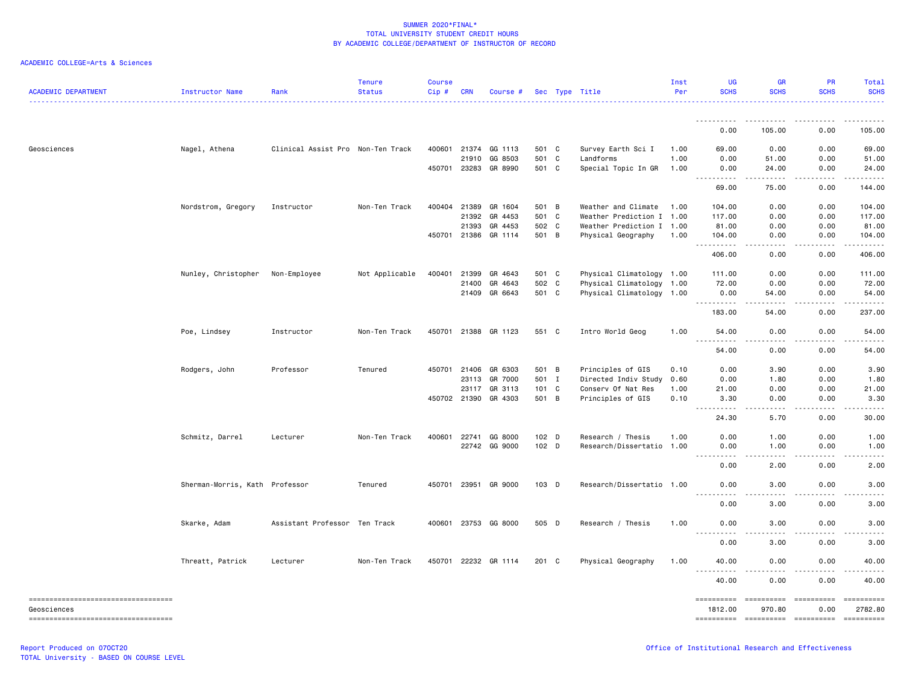SUMMER 2020*FINAL*
TOTAL UNIVERSITY STUDENT CREDIT HOURS
BY ACADEMIC COLLEGE/DEPARTMENT OF INSTRUCTOR OF RECORD

ACADEMIC COLLEGE=Arts & Sciences

| ACADEMIC DEPARTMENT | Instructor Name | Rank | Tenure Status | Course Cip # | CRN | Course # | Sec | Type | Title | Inst Per | UG SCHS | GR SCHS | PR SCHS | Total SCHS |
|---|---|---|---|---|---|---|---|---|---|---|---|---|---|---|
| | | | | | | | | | | | 0.00 | 105.00 | 0.00 | 105.00 |
| Geosciences | Nagel, Athena | Clinical Assist Pro | Non-Ten Track | 400601 | 21374 | GG 1113 | 501 | C | Survey Earth Sci I | 1.00 | 69.00 | 0.00 | 0.00 | 69.00 |
| | | | | | 21910 | GG 8503 | 501 | C | Landforms | 1.00 | 0.00 | 51.00 | 0.00 | 51.00 |
| | | | | 450701 | 23283 | GR 8990 | 501 | C | Special Topic In GR | 1.00 | 0.00 | 24.00 | 0.00 | 24.00 |
| | | | | | | | | | | | 69.00 | 75.00 | 0.00 | 144.00 |
| | Nordstrom, Gregory | Instructor | Non-Ten Track | 400404 | 21389 | GR 1604 | 501 | B | Weather and Climate | 1.00 | 104.00 | 0.00 | 0.00 | 104.00 |
| | | | | | 21392 | GR 4453 | 501 | C | Weather Prediction I | 1.00 | 117.00 | 0.00 | 0.00 | 117.00 |
| | | | | | 21393 | GR 4453 | 502 | C | Weather Prediction I | 1.00 | 81.00 | 0.00 | 0.00 | 81.00 |
| | | | | 450701 | 21386 | GR 1114 | 501 | B | Physical Geography | 1.00 | 104.00 | 0.00 | 0.00 | 104.00 |
| | | | | | | | | | | | 406.00 | 0.00 | 0.00 | 406.00 |
| | Nunley, Christopher | Non-Employee | Not Applicable | 400401 | 21399 | GR 4643 | 501 | C | Physical Climatology | 1.00 | 111.00 | 0.00 | 0.00 | 111.00 |
| | | | | | 21400 | GR 4643 | 502 | C | Physical Climatology | 1.00 | 72.00 | 0.00 | 0.00 | 72.00 |
| | | | | | 21409 | GR 6643 | 501 | C | Physical Climatology | 1.00 | 0.00 | 54.00 | 0.00 | 54.00 |
| | | | | | | | | | | | 183.00 | 54.00 | 0.00 | 237.00 |
| | Poe, Lindsey | Instructor | Non-Ten Track | 450701 | 21388 | GR 1123 | 551 | C | Intro World Geog | 1.00 | 54.00 | 0.00 | 0.00 | 54.00 |
| | | | | | | | | | | | 54.00 | 0.00 | 0.00 | 54.00 |
| | Rodgers, John | Professor | Tenured | 450701 | 21406 | GR 6303 | 501 | B | Principles of GIS | 0.10 | 0.00 | 3.90 | 0.00 | 3.90 |
| | | | | | 23113 | GR 7000 | 501 | I | Directed Indiv Study | 0.60 | 0.00 | 1.80 | 0.00 | 1.80 |
| | | | | | 23117 | GR 3113 | 101 | C | Conserv Of Nat Res | 1.00 | 21.00 | 0.00 | 0.00 | 21.00 |
| | | | | 450702 | 21390 | GR 4303 | 501 | B | Principles of GIS | 0.10 | 3.30 | 0.00 | 0.00 | 3.30 |
| | | | | | | | | | | | 24.30 | 5.70 | 0.00 | 30.00 |
| | Schmitz, Darrel | Lecturer | Non-Ten Track | 400601 | 22741 | GG 8000 | 102 | D | Research / Thesis | 1.00 | 0.00 | 1.00 | 0.00 | 1.00 |
| | | | | | 22742 | GG 9000 | 102 | D | Research/Dissertatio | 1.00 | 0.00 | 1.00 | 0.00 | 1.00 |
| | | | | | | | | | | | 0.00 | 2.00 | 0.00 | 2.00 |
| | Sherman-Morris, Kath | Professor | Tenured | 450701 | 23951 | GR 9000 | 103 | D | Research/Dissertatio | 1.00 | 0.00 | 3.00 | 0.00 | 3.00 |
| | | | | | | | | | | | 0.00 | 3.00 | 0.00 | 3.00 |
| | Skarke, Adam | Assistant Professor | Ten Track | 400601 | 23753 | GG 8000 | 505 | D | Research / Thesis | 1.00 | 0.00 | 3.00 | 0.00 | 3.00 |
| | | | | | | | | | | | 0.00 | 3.00 | 0.00 | 3.00 |
| | Threatt, Patrick | Lecturer | Non-Ten Track | 450701 | 22232 | GR 1114 | 201 | C | Physical Geography | 1.00 | 40.00 | 0.00 | 0.00 | 40.00 |
| | | | | | | | | | | | 40.00 | 0.00 | 0.00 | 40.00 |
| Geosciences | | | | | | | | | | | 1812.00 | 970.80 | 0.00 | 2782.80 |

Report Produced on 07OCT20
TOTAL University - BASED ON COURSE LEVEL

Office of Institutional Research and Effectiveness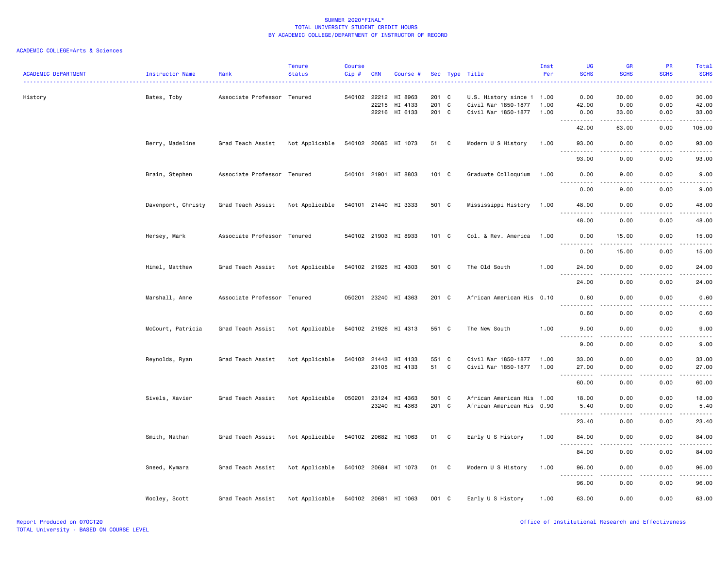SUMMER 2020*FINAL*
TOTAL UNIVERSITY STUDENT CREDIT HOURS
BY ACADEMIC COLLEGE/DEPARTMENT OF INSTRUCTOR OF RECORD

ACADEMIC COLLEGE=Arts & Sciences

| ACADEMIC DEPARTMENT | Instructor Name | Rank | Tenure Status | Course Cip # | CRN | Course # | Sec | Type | Title | Inst Per | UG SCHS | GR SCHS | PR SCHS | Total SCHS |
|---|---|---|---|---|---|---|---|---|---|---|---|---|---|---|
| History | Bates, Toby | Associate Professor | Tenured | 540102 | 22212 | HI 8963 | 201 | C | U.S. History since 1 | 1.00 | 0.00 | 30.00 | 0.00 | 30.00 |
| | | | | | 22215 | HI 4133 | 201 | C | Civil War 1850-1877 | 1.00 | 42.00 | 0.00 | 0.00 | 42.00 |
| | | | | | 22216 | HI 6133 | 201 | C | Civil War 1850-1877 | 1.00 | 0.00 | 33.00 | 0.00 | 33.00 |
| | | | | | | | | | | | 42.00 | 63.00 | 0.00 | 105.00 |
| | Berry, Madeline | Grad Teach Assist | Not Applicable | 540102 | 20685 | HI 1073 | 51 | C | Modern U S History | 1.00 | 93.00 | 0.00 | 0.00 | 93.00 |
| | | | | | | | | | | | 93.00 | 0.00 | 0.00 | 93.00 |
| | Brain, Stephen | Associate Professor | Tenured | 540101 | 21901 | HI 8803 | 101 | C | Graduate Colloquium | 1.00 | 0.00 | 9.00 | 0.00 | 9.00 |
| | | | | | | | | | | | 0.00 | 9.00 | 0.00 | 9.00 |
| | Davenport, Christy | Grad Teach Assist | Not Applicable | 540101 | 21440 | HI 3333 | 501 | C | Mississippi History | 1.00 | 48.00 | 0.00 | 0.00 | 48.00 |
| | | | | | | | | | | | 48.00 | 0.00 | 0.00 | 48.00 |
| | Hersey, Mark | Associate Professor | Tenured | 540102 | 21903 | HI 8933 | 101 | C | Col. & Rev. America | 1.00 | 0.00 | 15.00 | 0.00 | 15.00 |
| | | | | | | | | | | | 0.00 | 15.00 | 0.00 | 15.00 |
| | Himel, Matthew | Grad Teach Assist | Not Applicable | 540102 | 21925 | HI 4303 | 501 | C | The Old South | 1.00 | 24.00 | 0.00 | 0.00 | 24.00 |
| | | | | | | | | | | | 24.00 | 0.00 | 0.00 | 24.00 |
| | Marshall, Anne | Associate Professor | Tenured | 050201 | 23240 | HI 4363 | 201 | C | African American His | 0.10 | 0.60 | 0.00 | 0.00 | 0.60 |
| | | | | | | | | | | | 0.60 | 0.00 | 0.00 | 0.60 |
| | McCourt, Patricia | Grad Teach Assist | Not Applicable | 540102 | 21926 | HI 4313 | 551 | C | The New South | 1.00 | 9.00 | 0.00 | 0.00 | 9.00 |
| | | | | | | | | | | | 9.00 | 0.00 | 0.00 | 9.00 |
| | Reynolds, Ryan | Grad Teach Assist | Not Applicable | 540102 | 21443 | HI 4133 | 551 | C | Civil War 1850-1877 | 1.00 | 33.00 | 0.00 | 0.00 | 33.00 |
| | | | | | 23105 | HI 4133 | 51 | C | Civil War 1850-1877 | 1.00 | 27.00 | 0.00 | 0.00 | 27.00 |
| | | | | | | | | | | | 60.00 | 0.00 | 0.00 | 60.00 |
| | Sivels, Xavier | Grad Teach Assist | Not Applicable | 050201 | 23124 | HI 4363 | 501 | C | African American His | 1.00 | 18.00 | 0.00 | 0.00 | 18.00 |
| | | | | | 23240 | HI 4363 | 201 | C | African American His | 0.90 | 5.40 | 0.00 | 0.00 | 5.40 |
| | | | | | | | | | | | 23.40 | 0.00 | 0.00 | 23.40 |
| | Smith, Nathan | Grad Teach Assist | Not Applicable | 540102 | 20682 | HI 1063 | 01 | C | Early U S History | 1.00 | 84.00 | 0.00 | 0.00 | 84.00 |
| | | | | | | | | | | | 84.00 | 0.00 | 0.00 | 84.00 |
| | Sneed, Kymara | Grad Teach Assist | Not Applicable | 540102 | 20684 | HI 1073 | 01 | C | Modern U S History | 1.00 | 96.00 | 0.00 | 0.00 | 96.00 |
| | | | | | | | | | | | 96.00 | 0.00 | 0.00 | 96.00 |
| | Wooley, Scott | Grad Teach Assist | Not Applicable | 540102 | 20681 | HI 1063 | 001 | C | Early U S History | 1.00 | 63.00 | 0.00 | 0.00 | 63.00 |

Report Produced on 07OCT20
TOTAL University - BASED ON COURSE LEVEL

Office of Institutional Research and Effectiveness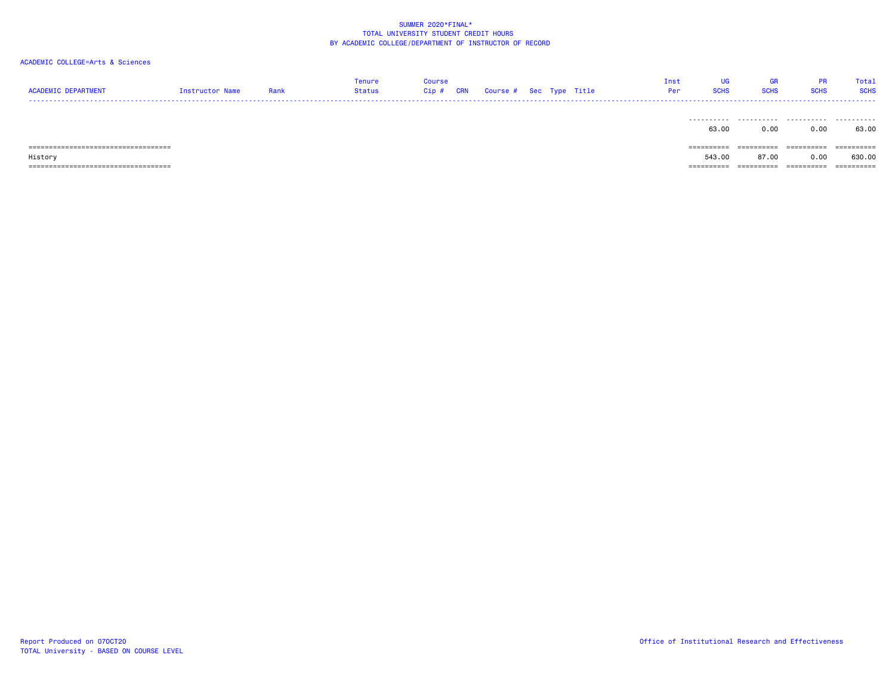SUMMER 2020*FINAL*
TOTAL UNIVERSITY STUDENT CREDIT HOURS
BY ACADEMIC COLLEGE/DEPARTMENT OF INSTRUCTOR OF RECORD

ACADEMIC COLLEGE=Arts & Sciences

| ACADEMIC DEPARTMENT | Instructor Name | Rank | Tenure Status | Course Cip # | CRN | Course # | Sec | Type | Title | Inst Per | UG SCHS | GR SCHS | PR SCHS | Total SCHS |
|---|---|---|---|---|---|---|---|---|---|---|---|---|---|---|
| | | | | | | | | | | | 63.00 | 0.00 | 0.00 | 63.00 |
| History | | | | | | | | | | | 543.00 | 87.00 | 0.00 | 630.00 |

Report Produced on 07OCT20
TOTAL University - BASED ON COURSE LEVEL

Office of Institutional Research and Effectiveness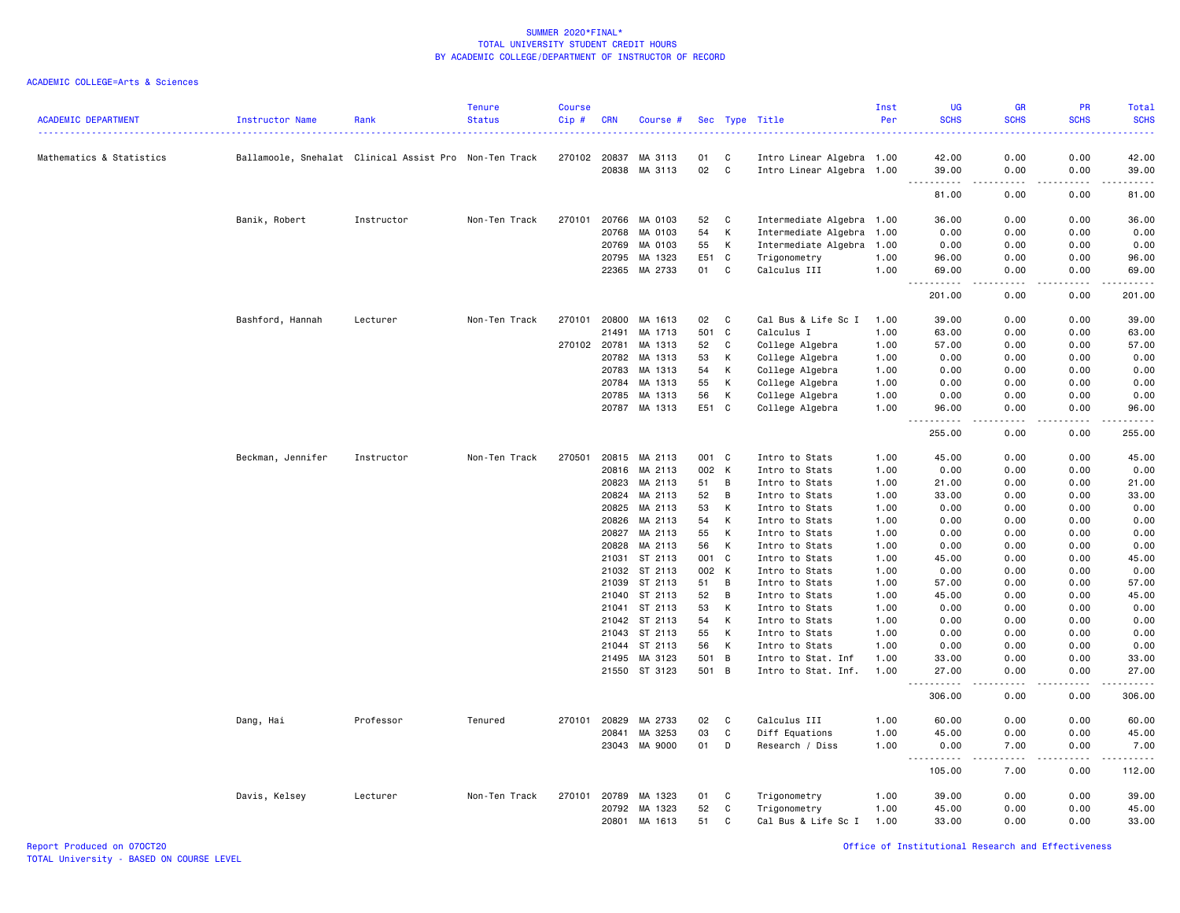SUMMER 2020*FINAL*
TOTAL UNIVERSITY STUDENT CREDIT HOURS
BY ACADEMIC COLLEGE/DEPARTMENT OF INSTRUCTOR OF RECORD

ACADEMIC COLLEGE=Arts & Sciences

| ACADEMIC DEPARTMENT | Instructor Name | Rank | Tenure Status | Course Cip # | CRN | Course # | Sec | Type | Title | Inst Per | UG SCHS | GR SCHS | PR SCHS | Total SCHS |
|---|---|---|---|---|---|---|---|---|---|---|---|---|---|---|
| Mathematics & Statistics | Ballamoole, Snehalat | Clinical Assist Pro | Non-Ten Track | 270102 | 20837 | MA 3113 | 01 | C | Intro Linear Algebra | 1.00 | 42.00 | 0.00 | 0.00 | 42.00 |
| | | | | | 20838 | MA 3113 | 02 | C | Intro Linear Algebra | 1.00 | 39.00 | 0.00 | 0.00 | 39.00 |
| | | | | | | | | | | | 81.00 | 0.00 | 0.00 | 81.00 |
| | Banik, Robert | Instructor | Non-Ten Track | 270101 | 20766 | MA 0103 | 52 | C | Intermediate Algebra | 1.00 | 36.00 | 0.00 | 0.00 | 36.00 |
| | | | | | 20768 | MA 0103 | 54 | K | Intermediate Algebra | 1.00 | 0.00 | 0.00 | 0.00 | 0.00 |
| | | | | | 20769 | MA 0103 | 55 | K | Intermediate Algebra | 1.00 | 0.00 | 0.00 | 0.00 | 0.00 |
| | | | | | 20795 | MA 1323 | E51 | C | Trigonometry | 1.00 | 96.00 | 0.00 | 0.00 | 96.00 |
| | | | | | 22365 | MA 2733 | 01 | C | Calculus III | 1.00 | 69.00 | 0.00 | 0.00 | 69.00 |
| | | | | | | | | | | | 201.00 | 0.00 | 0.00 | 201.00 |
| | Bashford, Hannah | Lecturer | Non-Ten Track | 270101 | 20800 | MA 1613 | 02 | C | Cal Bus & Life Sc I | 1.00 | 39.00 | 0.00 | 0.00 | 39.00 |
| | | | | | 21491 | MA 1713 | 501 | C | Calculus I | 1.00 | 63.00 | 0.00 | 0.00 | 63.00 |
| | | | | 270102 | 20781 | MA 1313 | 52 | C | College Algebra | 1.00 | 57.00 | 0.00 | 0.00 | 57.00 |
| | | | | | 20782 | MA 1313 | 53 | K | College Algebra | 1.00 | 0.00 | 0.00 | 0.00 | 0.00 |
| | | | | | 20783 | MA 1313 | 54 | K | College Algebra | 1.00 | 0.00 | 0.00 | 0.00 | 0.00 |
| | | | | | 20784 | MA 1313 | 55 | K | College Algebra | 1.00 | 0.00 | 0.00 | 0.00 | 0.00 |
| | | | | | 20785 | MA 1313 | 56 | K | College Algebra | 1.00 | 0.00 | 0.00 | 0.00 | 0.00 |
| | | | | | 20787 | MA 1313 | E51 | C | College Algebra | 1.00 | 96.00 | 0.00 | 0.00 | 96.00 |
| | | | | | | | | | | | 255.00 | 0.00 | 0.00 | 255.00 |
| | Beckman, Jennifer | Instructor | Non-Ten Track | 270501 | 20815 | MA 2113 | 001 | C | Intro to Stats | 1.00 | 45.00 | 0.00 | 0.00 | 45.00 |
| | | | | | 20816 | MA 2113 | 002 | K | Intro to Stats | 1.00 | 0.00 | 0.00 | 0.00 | 0.00 |
| | | | | | 20823 | MA 2113 | 51 | B | Intro to Stats | 1.00 | 21.00 | 0.00 | 0.00 | 21.00 |
| | | | | | 20824 | MA 2113 | 52 | B | Intro to Stats | 1.00 | 33.00 | 0.00 | 0.00 | 33.00 |
| | | | | | 20825 | MA 2113 | 53 | K | Intro to Stats | 1.00 | 0.00 | 0.00 | 0.00 | 0.00 |
| | | | | | 20826 | MA 2113 | 54 | K | Intro to Stats | 1.00 | 0.00 | 0.00 | 0.00 | 0.00 |
| | | | | | 20827 | MA 2113 | 55 | K | Intro to Stats | 1.00 | 0.00 | 0.00 | 0.00 | 0.00 |
| | | | | | 20828 | MA 2113 | 56 | K | Intro to Stats | 1.00 | 0.00 | 0.00 | 0.00 | 0.00 |
| | | | | | 21031 | ST 2113 | 001 | C | Intro to Stats | 1.00 | 45.00 | 0.00 | 0.00 | 45.00 |
| | | | | | 21032 | ST 2113 | 002 | K | Intro to Stats | 1.00 | 0.00 | 0.00 | 0.00 | 0.00 |
| | | | | | 21039 | ST 2113 | 51 | B | Intro to Stats | 1.00 | 57.00 | 0.00 | 0.00 | 57.00 |
| | | | | | 21040 | ST 2113 | 52 | B | Intro to Stats | 1.00 | 45.00 | 0.00 | 0.00 | 45.00 |
| | | | | | 21041 | ST 2113 | 53 | K | Intro to Stats | 1.00 | 0.00 | 0.00 | 0.00 | 0.00 |
| | | | | | 21042 | ST 2113 | 54 | K | Intro to Stats | 1.00 | 0.00 | 0.00 | 0.00 | 0.00 |
| | | | | | 21043 | ST 2113 | 55 | K | Intro to Stats | 1.00 | 0.00 | 0.00 | 0.00 | 0.00 |
| | | | | | 21044 | ST 2113 | 56 | K | Intro to Stats | 1.00 | 0.00 | 0.00 | 0.00 | 0.00 |
| | | | | | 21495 | MA 3123 | 501 | B | Intro to Stat. Inf | 1.00 | 33.00 | 0.00 | 0.00 | 33.00 |
| | | | | | 21550 | ST 3123 | 501 | B | Intro to Stat. Inf. | 1.00 | 27.00 | 0.00 | 0.00 | 27.00 |
| | | | | | | | | | | | 306.00 | 0.00 | 0.00 | 306.00 |
| | Dang, Hai | Professor | Tenured | 270101 | 20829 | MA 2733 | 02 | C | Calculus III | 1.00 | 60.00 | 0.00 | 0.00 | 60.00 |
| | | | | | 20841 | MA 3253 | 03 | C | Diff Equations | 1.00 | 45.00 | 0.00 | 0.00 | 45.00 |
| | | | | | 23043 | MA 9000 | 01 | D | Research / Diss | 1.00 | 0.00 | 7.00 | 0.00 | 7.00 |
| | | | | | | | | | | | 105.00 | 7.00 | 0.00 | 112.00 |
| | Davis, Kelsey | Lecturer | Non-Ten Track | 270101 | 20789 | MA 1323 | 01 | C | Trigonometry | 1.00 | 39.00 | 0.00 | 0.00 | 39.00 |
| | | | | | 20792 | MA 1323 | 52 | C | Trigonometry | 1.00 | 45.00 | 0.00 | 0.00 | 45.00 |
| | | | | | 20801 | MA 1613 | 51 | C | Cal Bus & Life Sc I | 1.00 | 33.00 | 0.00 | 0.00 | 33.00 |

Report Produced on 07OCT20
TOTAL University - BASED ON COURSE LEVEL

Office of Institutional Research and Effectiveness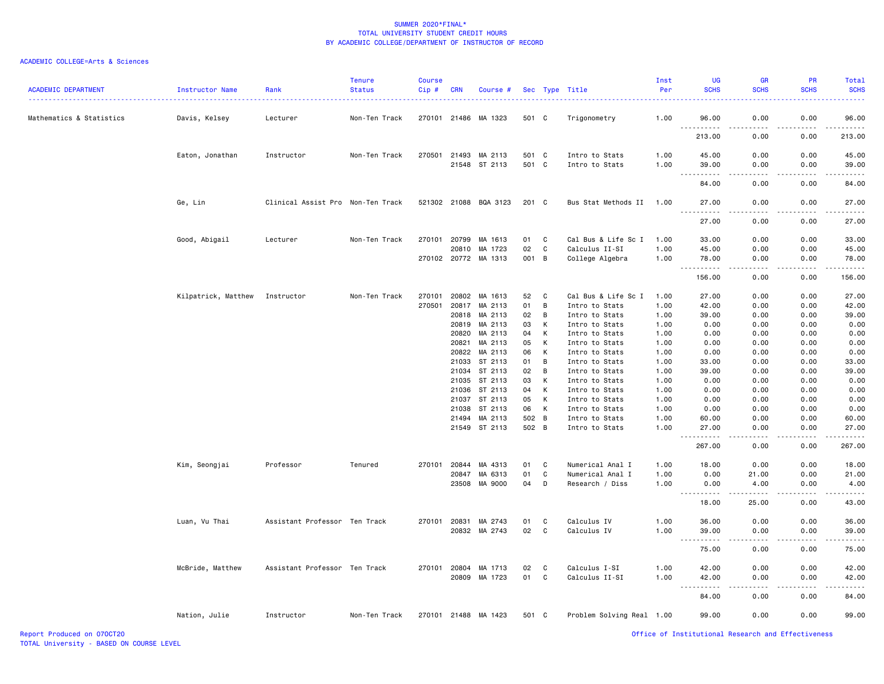# SUMMER 2020*FINAL*
## TOTAL UNIVERSITY STUDENT CREDIT HOURS
### BY ACADEMIC COLLEGE/DEPARTMENT OF INSTRUCTOR OF RECORD

ACADEMIC COLLEGE=Arts & Sciences

| ACADEMIC DEPARTMENT | Instructor Name | Rank | Tenure Status | Course Cip # | CRN | Course # | Sec | Type | Title | Inst Per | UG SCHS | GR SCHS | PR SCHS | Total SCHS |
|---|---|---|---|---|---|---|---|---|---|---|---|---|---|---|
| Mathematics & Statistics | Davis, Kelsey | Lecturer | Non-Ten Track | 270101 | 21486 | MA 1323 | 501 | C | Trigonometry | 1.00 | 96.00 | 0.00 | 0.00 | 96.00 |
| | | | | | | | | | | | 213.00 | 0.00 | 0.00 | 213.00 |
| | Eaton, Jonathan | Instructor | Non-Ten Track | 270501 | 21493 | MA 2113 | 501 | C | Intro to Stats | 1.00 | 45.00 | 0.00 | 0.00 | 45.00 |
| | | | | | 21548 | ST 2113 | 501 | C | Intro to Stats | 1.00 | 39.00 | 0.00 | 0.00 | 39.00 |
| | | | | | | | | | | | 84.00 | 0.00 | 0.00 | 84.00 |
| | Ge, Lin | Clinical Assist Pro | Non-Ten Track | 521302 | 21088 | BQA 3123 | 201 | C | Bus Stat Methods II | 1.00 | 27.00 | 0.00 | 0.00 | 27.00 |
| | | | | | | | | | | | 27.00 | 0.00 | 0.00 | 27.00 |
| | Good, Abigail | Lecturer | Non-Ten Track | 270101 | 20799 | MA 1613 | 01 | C | Cal Bus & Life Sc I | 1.00 | 33.00 | 0.00 | 0.00 | 33.00 |
| | | | | | 20810 | MA 1723 | 02 | C | Calculus II-SI | 1.00 | 45.00 | 0.00 | 0.00 | 45.00 |
| | | | | 270102 | 20772 | MA 1313 | 001 | B | College Algebra | 1.00 | 78.00 | 0.00 | 0.00 | 78.00 |
| | | | | | | | | | | | 156.00 | 0.00 | 0.00 | 156.00 |
| | Kilpatrick, Matthew | Instructor | Non-Ten Track | 270101 | 20802 | MA 1613 | 52 | C | Cal Bus & Life Sc I | 1.00 | 27.00 | 0.00 | 0.00 | 27.00 |
| | | | | 270501 | 20817 | MA 2113 | 01 | B | Intro to Stats | 1.00 | 42.00 | 0.00 | 0.00 | 42.00 |
| | | | | | 20818 | MA 2113 | 02 | B | Intro to Stats | 1.00 | 39.00 | 0.00 | 0.00 | 39.00 |
| | | | | | 20819 | MA 2113 | 03 | K | Intro to Stats | 1.00 | 0.00 | 0.00 | 0.00 | 0.00 |
| | | | | | 20820 | MA 2113 | 04 | K | Intro to Stats | 1.00 | 0.00 | 0.00 | 0.00 | 0.00 |
| | | | | | 20821 | MA 2113 | 05 | K | Intro to Stats | 1.00 | 0.00 | 0.00 | 0.00 | 0.00 |
| | | | | | 20822 | MA 2113 | 06 | K | Intro to Stats | 1.00 | 0.00 | 0.00 | 0.00 | 0.00 |
| | | | | | 21033 | ST 2113 | 01 | B | Intro to Stats | 1.00 | 33.00 | 0.00 | 0.00 | 33.00 |
| | | | | | 21034 | ST 2113 | 02 | B | Intro to Stats | 1.00 | 39.00 | 0.00 | 0.00 | 39.00 |
| | | | | | 21035 | ST 2113 | 03 | K | Intro to Stats | 1.00 | 0.00 | 0.00 | 0.00 | 0.00 |
| | | | | | 21036 | ST 2113 | 04 | K | Intro to Stats | 1.00 | 0.00 | 0.00 | 0.00 | 0.00 |
| | | | | | 21037 | ST 2113 | 05 | K | Intro to Stats | 1.00 | 0.00 | 0.00 | 0.00 | 0.00 |
| | | | | | 21038 | ST 2113 | 06 | K | Intro to Stats | 1.00 | 0.00 | 0.00 | 0.00 | 0.00 |
| | | | | | 21494 | MA 2113 | 502 | B | Intro to Stats | 1.00 | 60.00 | 0.00 | 0.00 | 60.00 |
| | | | | | 21549 | ST 2113 | 502 | B | Intro to Stats | 1.00 | 27.00 | 0.00 | 0.00 | 27.00 |
| | | | | | | | | | | | 267.00 | 0.00 | 0.00 | 267.00 |
| | Kim, Seongjai | Professor | Tenured | 270101 | 20844 | MA 4313 | 01 | C | Numerical Anal I | 1.00 | 18.00 | 0.00 | 0.00 | 18.00 |
| | | | | | 20847 | MA 6313 | 01 | C | Numerical Anal I | 1.00 | 0.00 | 21.00 | 0.00 | 21.00 |
| | | | | | 23508 | MA 9000 | 04 | D | Research / Diss | 1.00 | 0.00 | 4.00 | 0.00 | 4.00 |
| | | | | | | | | | | | 18.00 | 25.00 | 0.00 | 43.00 |
| | Luan, Vu Thai | Assistant Professor | Ten Track | 270101 | 20831 | MA 2743 | 01 | C | Calculus IV | 1.00 | 36.00 | 0.00 | 0.00 | 36.00 |
| | | | | | 20832 | MA 2743 | 02 | C | Calculus IV | 1.00 | 39.00 | 0.00 | 0.00 | 39.00 |
| | | | | | | | | | | | 75.00 | 0.00 | 0.00 | 75.00 |
| | McBride, Matthew | Assistant Professor | Ten Track | 270101 | 20804 | MA 1713 | 02 | C | Calculus I-SI | 1.00 | 42.00 | 0.00 | 0.00 | 42.00 |
| | | | | | 20809 | MA 1723 | 01 | C | Calculus II-SI | 1.00 | 42.00 | 0.00 | 0.00 | 42.00 |
| | | | | | | | | | | | 84.00 | 0.00 | 0.00 | 84.00 |
| | Nation, Julie | Instructor | Non-Ten Track | 270101 | 21488 | MA 1423 | 501 | C | Problem Solving Real | 1.00 | 99.00 | 0.00 | 0.00 | 99.00 |

Report Produced on 07OCT20
TOTAL University - BASED ON COURSE LEVEL
Office of Institutional Research and Effectiveness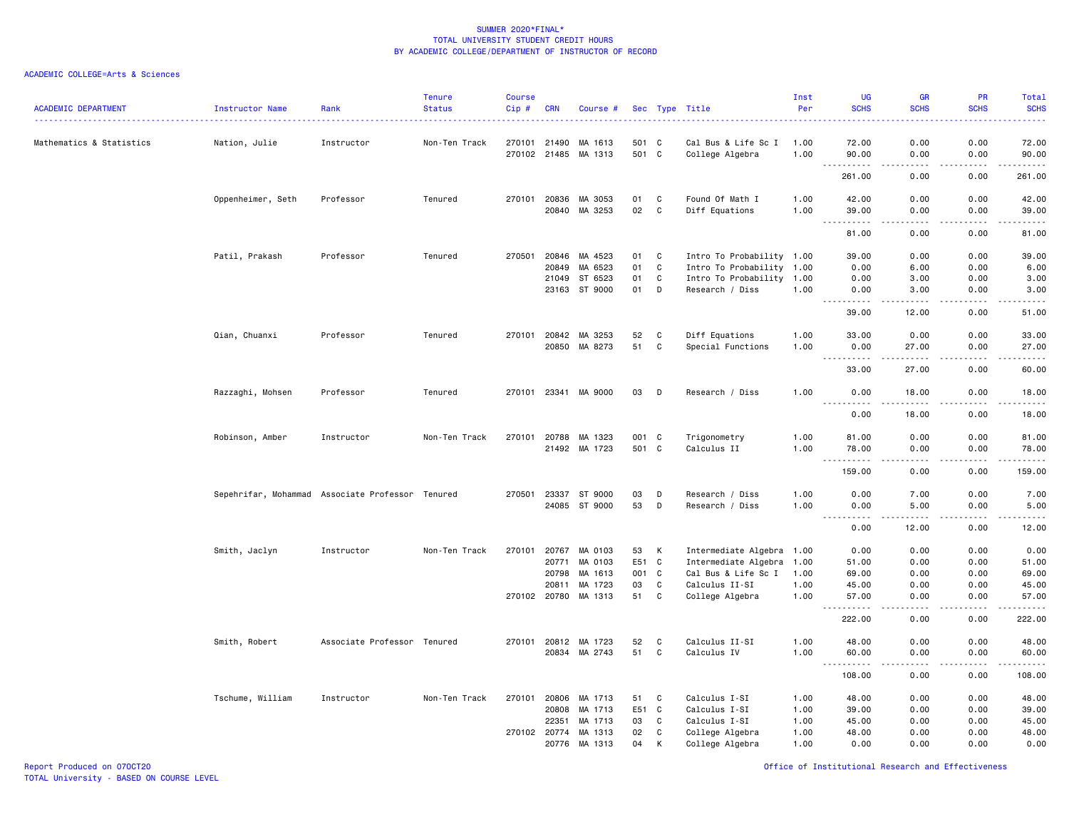SUMMER 2020*FINAL*
TOTAL UNIVERSITY STUDENT CREDIT HOURS
BY ACADEMIC COLLEGE/DEPARTMENT OF INSTRUCTOR OF RECORD

ACADEMIC COLLEGE=Arts & Sciences

| ACADEMIC DEPARTMENT | Instructor Name | Rank | Tenure Status | Course Cip # | CRN | Course # | Sec | Type | Title | Inst Per | UG SCHS | GR SCHS | PR SCHS | Total SCHS |
|---|---|---|---|---|---|---|---|---|---|---|---|---|---|---|
| Mathematics & Statistics | Nation, Julie | Instructor | Non-Ten Track | 270101 | 21490 | MA 1613 | 501 | C | Cal Bus & Life Sc I | 1.00 | 72.00 | 0.00 | 0.00 | 72.00 |
| | | | | 270102 | 21485 | MA 1313 | 501 | C | College Algebra | 1.00 | 90.00 | 0.00 | 0.00 | 90.00 |
| | | | | | | | | | | | 261.00 | 0.00 | 0.00 | 261.00 |
| | Oppenheimer, Seth | Professor | Tenured | 270101 | 20836 | MA 3053 | 01 | C | Found Of Math I | 1.00 | 42.00 | 0.00 | 0.00 | 42.00 |
| | | | | | 20840 | MA 3253 | 02 | C | Diff Equations | 1.00 | 39.00 | 0.00 | 0.00 | 39.00 |
| | | | | | | | | | | | 81.00 | 0.00 | 0.00 | 81.00 |
| | Patil, Prakash | Professor | Tenured | 270501 | 20846 | MA 4523 | 01 | C | Intro To Probability | 1.00 | 39.00 | 0.00 | 0.00 | 39.00 |
| | | | | | 20849 | MA 6523 | 01 | C | Intro To Probability | 1.00 | 0.00 | 6.00 | 0.00 | 6.00 |
| | | | | | 21049 | ST 6523 | 01 | C | Intro To Probability | 1.00 | 0.00 | 3.00 | 0.00 | 3.00 |
| | | | | | 23163 | ST 9000 | 01 | D | Research / Diss | 1.00 | 0.00 | 3.00 | 0.00 | 3.00 |
| | | | | | | | | | | | 39.00 | 12.00 | 0.00 | 51.00 |
| | Qian, Chuanxi | Professor | Tenured | 270101 | 20842 | MA 3253 | 52 | C | Diff Equations | 1.00 | 33.00 | 0.00 | 0.00 | 33.00 |
| | | | | | 20850 | MA 8273 | 51 | C | Special Functions | 1.00 | 0.00 | 27.00 | 0.00 | 27.00 |
| | | | | | | | | | | | 33.00 | 27.00 | 0.00 | 60.00 |
| | Razzaghi, Mohsen | Professor | Tenured | 270101 | 23341 | MA 9000 | 03 | D | Research / Diss | 1.00 | 0.00 | 18.00 | 0.00 | 18.00 |
| | | | | | | | | | | | 0.00 | 18.00 | 0.00 | 18.00 |
| | Robinson, Amber | Instructor | Non-Ten Track | 270101 | 20788 | MA 1323 | 001 | C | Trigonometry | 1.00 | 81.00 | 0.00 | 0.00 | 81.00 |
| | | | | | 21492 | MA 1723 | 501 | C | Calculus II | 1.00 | 78.00 | 0.00 | 0.00 | 78.00 |
| | | | | | | | | | | | 159.00 | 0.00 | 0.00 | 159.00 |
| | Sepehrifar, Mohammad | Associate Professor | Tenured | 270501 | 23337 | ST 9000 | 03 | D | Research / Diss | 1.00 | 0.00 | 7.00 | 0.00 | 7.00 |
| | | | | | 24085 | ST 9000 | 53 | D | Research / Diss | 1.00 | 0.00 | 5.00 | 0.00 | 5.00 |
| | | | | | | | | | | | 0.00 | 12.00 | 0.00 | 12.00 |
| | Smith, Jaclyn | Instructor | Non-Ten Track | 270101 | 20767 | MA 0103 | 53 | K | Intermediate Algebra | 1.00 | 0.00 | 0.00 | 0.00 | 0.00 |
| | | | | | 20771 | MA 0103 | E51 | C | Intermediate Algebra | 1.00 | 51.00 | 0.00 | 0.00 | 51.00 |
| | | | | | 20798 | MA 1613 | 001 | C | Cal Bus & Life Sc I | 1.00 | 69.00 | 0.00 | 0.00 | 69.00 |
| | | | | | 20811 | MA 1723 | 03 | C | Calculus II-SI | 1.00 | 45.00 | 0.00 | 0.00 | 45.00 |
| | | | | 270102 | 20780 | MA 1313 | 51 | C | College Algebra | 1.00 | 57.00 | 0.00 | 0.00 | 57.00 |
| | | | | | | | | | | | 222.00 | 0.00 | 0.00 | 222.00 |
| | Smith, Robert | Associate Professor | Tenured | 270101 | 20812 | MA 1723 | 52 | C | Calculus II-SI | 1.00 | 48.00 | 0.00 | 0.00 | 48.00 |
| | | | | | 20834 | MA 2743 | 51 | C | Calculus IV | 1.00 | 60.00 | 0.00 | 0.00 | 60.00 |
| | | | | | | | | | | | 108.00 | 0.00 | 0.00 | 108.00 |
| | Tschume, William | Instructor | Non-Ten Track | 270101 | 20806 | MA 1713 | 51 | C | Calculus I-SI | 1.00 | 48.00 | 0.00 | 0.00 | 48.00 |
| | | | | | 20808 | MA 1713 | E51 | C | Calculus I-SI | 1.00 | 39.00 | 0.00 | 0.00 | 39.00 |
| | | | | | 22351 | MA 1713 | 03 | C | Calculus I-SI | 1.00 | 45.00 | 0.00 | 0.00 | 45.00 |
| | | | | 270102 | 20774 | MA 1313 | 02 | C | College Algebra | 1.00 | 48.00 | 0.00 | 0.00 | 48.00 |
| | | | | | 20776 | MA 1313 | 04 | K | College Algebra | 1.00 | 0.00 | 0.00 | 0.00 | 0.00 |

Report Produced on 07OCT20
TOTAL University - BASED ON COURSE LEVEL

Office of Institutional Research and Effectiveness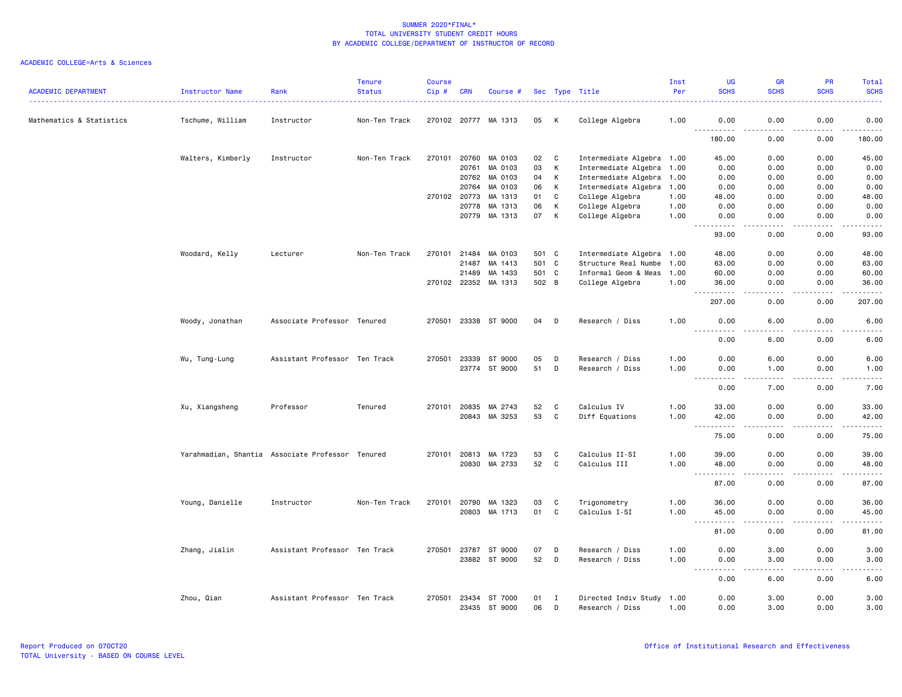# SUMMER 2020*FINAL*
## TOTAL UNIVERSITY STUDENT CREDIT HOURS
### BY ACADEMIC COLLEGE/DEPARTMENT OF INSTRUCTOR OF RECORD

ACADEMIC COLLEGE=Arts & Sciences

| ACADEMIC DEPARTMENT | Instructor Name | Rank | Tenure Status | Course Cip # | CRN | Course # | Sec | Type | Title | Inst Per | UG SCHS | GR SCHS | PR SCHS | Total SCHS |
|---|---|---|---|---|---|---|---|---|---|---|---|---|---|---|
| Mathematics & Statistics | Tschume, William | Instructor | Non-Ten Track | 270102 | 20777 | MA 1313 | 05 | K | College Algebra | 1.00 | 0.00 | 0.00 | 0.00 | 0.00 |
| | | | | | | | | | | | 180.00 | 0.00 | 0.00 | 180.00 |
| | Walters, Kimberly | Instructor | Non-Ten Track | 270101 | 20760 | MA 0103 | 02 | C | Intermediate Algebra | 1.00 | 45.00 | 0.00 | 0.00 | 45.00 |
| | | | | | 20761 | MA 0103 | 03 | K | Intermediate Algebra | 1.00 | 0.00 | 0.00 | 0.00 | 0.00 |
| | | | | | 20762 | MA 0103 | 04 | K | Intermediate Algebra | 1.00 | 0.00 | 0.00 | 0.00 | 0.00 |
| | | | | | 20764 | MA 0103 | 06 | K | Intermediate Algebra | 1.00 | 0.00 | 0.00 | 0.00 | 0.00 |
| | | | | 270102 | 20773 | MA 1313 | 01 | C | College Algebra | 1.00 | 48.00 | 0.00 | 0.00 | 48.00 |
| | | | | | 20778 | MA 1313 | 06 | K | College Algebra | 1.00 | 0.00 | 0.00 | 0.00 | 0.00 |
| | | | | | 20779 | MA 1313 | 07 | K | College Algebra | 1.00 | 0.00 | 0.00 | 0.00 | 0.00 |
| | | | | | | | | | | | 93.00 | 0.00 | 0.00 | 93.00 |
| | Woodard, Kelly | Lecturer | Non-Ten Track | 270101 | 21484 | MA 0103 | 501 | C | Intermediate Algebra | 1.00 | 48.00 | 0.00 | 0.00 | 48.00 |
| | | | | | 21487 | MA 1413 | 501 | C | Structure Real Numbe | 1.00 | 63.00 | 0.00 | 0.00 | 63.00 |
| | | | | | 21489 | MA 1433 | 501 | C | Informal Geom & Meas | 1.00 | 60.00 | 0.00 | 0.00 | 60.00 |
| | | | | 270102 | 22352 | MA 1313 | 502 | B | College Algebra | 1.00 | 36.00 | 0.00 | 0.00 | 36.00 |
| | | | | | | | | | | | 207.00 | 0.00 | 0.00 | 207.00 |
| | Woody, Jonathan | Associate Professor | Tenured | 270501 | 23338 | ST 9000 | 04 | D | Research / Diss | 1.00 | 0.00 | 6.00 | 0.00 | 6.00 |
| | | | | | | | | | | | 0.00 | 6.00 | 0.00 | 6.00 |
| | Wu, Tung-Lung | Assistant Professor | Ten Track | 270501 | 23339 | ST 9000 | 05 | D | Research / Diss | 1.00 | 0.00 | 6.00 | 0.00 | 6.00 |
| | | | | | 23774 | ST 9000 | 51 | D | Research / Diss | 1.00 | 0.00 | 1.00 | 0.00 | 1.00 |
| | | | | | | | | | | | 0.00 | 7.00 | 0.00 | 7.00 |
| | Xu, Xiangsheng | Professor | Tenured | 270101 | 20835 | MA 2743 | 52 | C | Calculus IV | 1.00 | 33.00 | 0.00 | 0.00 | 33.00 |
| | | | | | 20843 | MA 3253 | 53 | C | Diff Equations | 1.00 | 42.00 | 0.00 | 0.00 | 42.00 |
| | | | | | | | | | | | 75.00 | 0.00 | 0.00 | 75.00 |
| | Yarahmadian, Shantia | Associate Professor | Tenured | 270101 | 20813 | MA 1723 | 53 | C | Calculus II-SI | 1.00 | 39.00 | 0.00 | 0.00 | 39.00 |
| | | | | | 20830 | MA 2733 | 52 | C | Calculus III | 1.00 | 48.00 | 0.00 | 0.00 | 48.00 |
| | | | | | | | | | | | 87.00 | 0.00 | 0.00 | 87.00 |
| | Young, Danielle | Instructor | Non-Ten Track | 270101 | 20790 | MA 1323 | 03 | C | Trigonometry | 1.00 | 36.00 | 0.00 | 0.00 | 36.00 |
| | | | | | 20803 | MA 1713 | 01 | C | Calculus I-SI | 1.00 | 45.00 | 0.00 | 0.00 | 45.00 |
| | | | | | | | | | | | 81.00 | 0.00 | 0.00 | 81.00 |
| | Zhang, Jialin | Assistant Professor | Ten Track | 270501 | 23787 | ST 9000 | 07 | D | Research / Diss | 1.00 | 0.00 | 3.00 | 0.00 | 3.00 |
| | | | | | 23882 | ST 9000 | 52 | D | Research / Diss | 1.00 | 0.00 | 3.00 | 0.00 | 3.00 |
| | | | | | | | | | | | 0.00 | 6.00 | 0.00 | 6.00 |
| | Zhou, Qian | Assistant Professor | Ten Track | 270501 | 23434 | ST 7000 | 01 | I | Directed Indiv Study | 1.00 | 0.00 | 3.00 | 0.00 | 3.00 |
| | | | | | 23435 | ST 9000 | 06 | D | Research / Diss | 1.00 | 0.00 | 3.00 | 0.00 | 3.00 |

Report Produced on 07OCT20
TOTAL University - BASED ON COURSE LEVEL

Office of Institutional Research and Effectiveness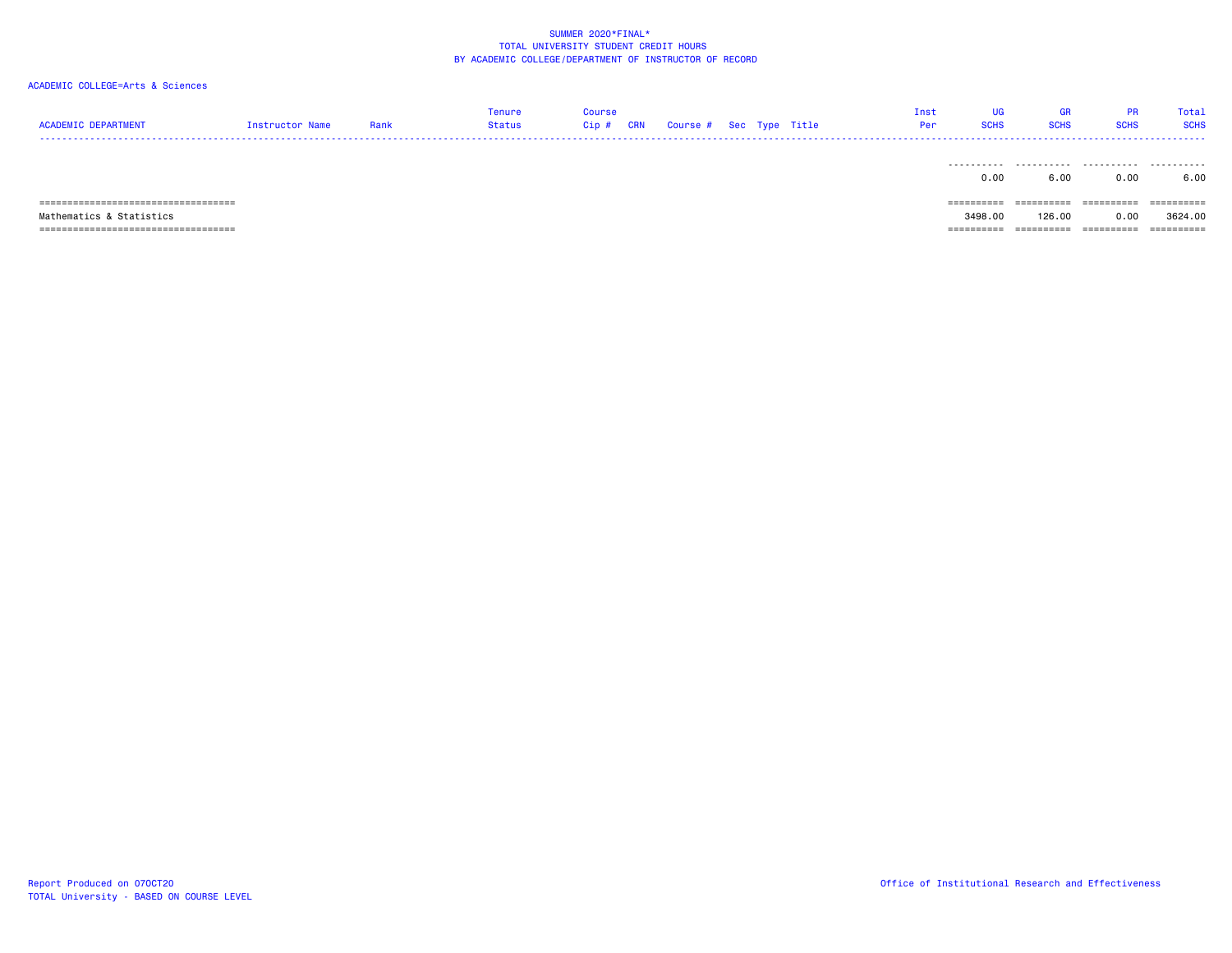SUMMER 2020*FINAL*
TOTAL UNIVERSITY STUDENT CREDIT HOURS
BY ACADEMIC COLLEGE/DEPARTMENT OF INSTRUCTOR OF RECORD

ACADEMIC COLLEGE=Arts & Sciences

| ACADEMIC DEPARTMENT | Instructor Name | Rank | Tenure Status | Course Cip # | CRN | Course # | Sec | Type | Title | Inst Per | UG SCHS | GR SCHS | PR SCHS | Total SCHS |
|---|---|---|---|---|---|---|---|---|---|---|---|---|---|---|
| | | | | | | | | | | | 0.00 | 6.00 | 0.00 | 6.00 |
| Mathematics & Statistics | | | | | | | | | | | 3498.00 | 126.00 | 0.00 | 3624.00 |

Report Produced on 07OCT20
TOTAL University - BASED ON COURSE LEVEL

Office of Institutional Research and Effectiveness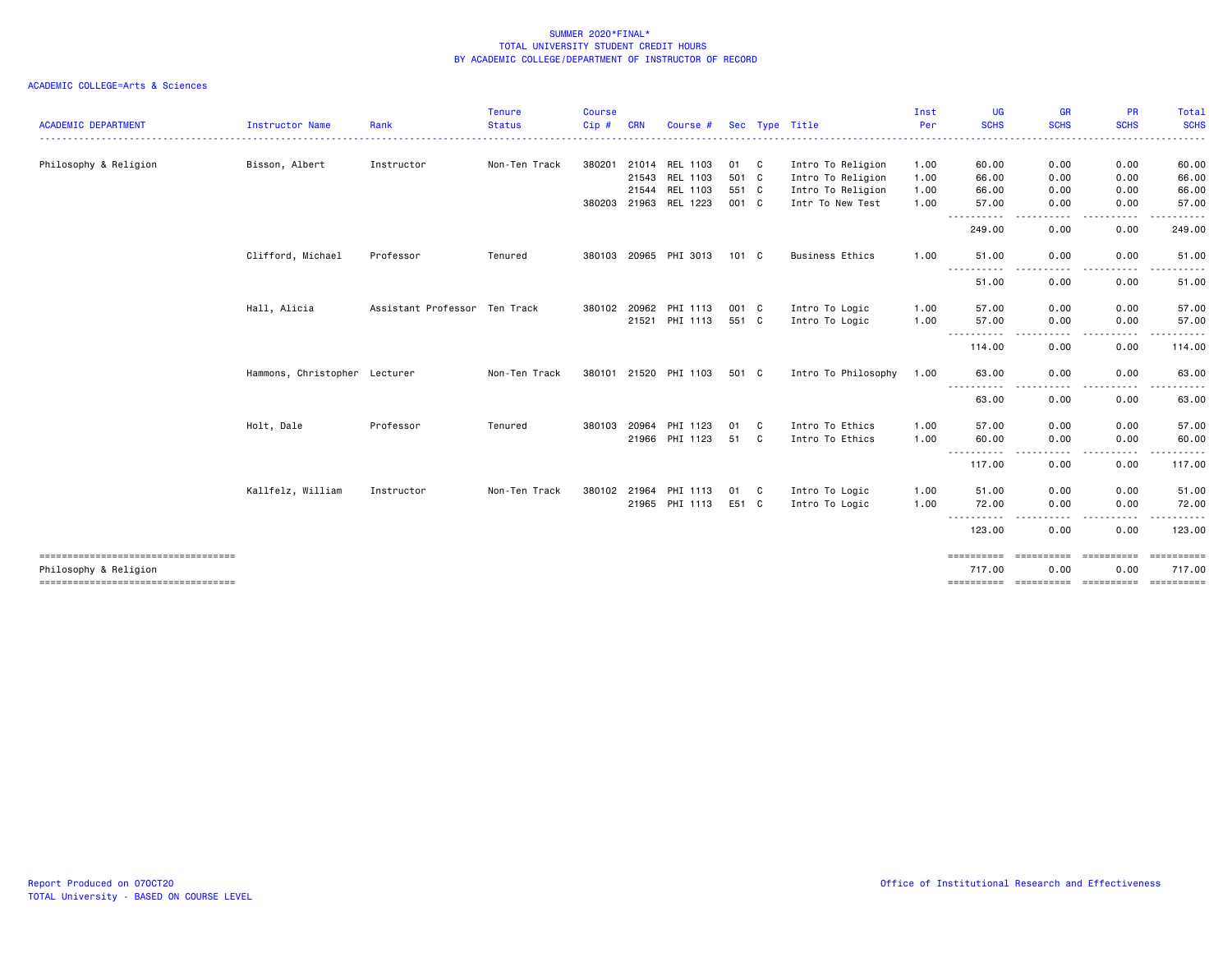# SUMMER 2020*FINAL*
## TOTAL UNIVERSITY STUDENT CREDIT HOURS
## BY ACADEMIC COLLEGE/DEPARTMENT OF INSTRUCTOR OF RECORD

ACADEMIC COLLEGE=Arts & Sciences

| ACADEMIC DEPARTMENT | Instructor Name | Rank | Tenure Status | Course Cip # | CRN | Course # | Sec | Type | Title | Inst Per | UG SCHS | GR SCHS | PR SCHS | Total SCHS |
|---|---|---|---|---|---|---|---|---|---|---|---|---|---|---|
| Philosophy & Religion | Bisson, Albert | Instructor | Non-Ten Track | 380201 | 21014 | REL 1103 | 01 | C | Intro To Religion | 1.00 | 60.00 | 0.00 | 0.00 | 60.00 |
| | | | | | 21543 | REL 1103 | 501 | C | Intro To Religion | 1.00 | 66.00 | 0.00 | 0.00 | 66.00 |
| | | | | | 21544 | REL 1103 | 551 | C | Intro To Religion | 1.00 | 66.00 | 0.00 | 0.00 | 66.00 |
| | | | | 380203 | 21963 | REL 1223 | 001 | C | Intr To New Test | 1.00 | 57.00 | 0.00 | 0.00 | 57.00 |
| | | | | | | | | | | | 249.00 | 0.00 | 0.00 | 249.00 |
| | Clifford, Michael | Professor | Tenured | 380103 | 20965 | PHI 3013 | 101 | C | Business Ethics | 1.00 | 51.00 | 0.00 | 0.00 | 51.00 |
| | | | | | | | | | | | 51.00 | 0.00 | 0.00 | 51.00 |
| | Hall, Alicia | Assistant Professor | Ten Track | 380102 | 20962 | PHI 1113 | 001 | C | Intro To Logic | 1.00 | 57.00 | 0.00 | 0.00 | 57.00 |
| | | | | | 21521 | PHI 1113 | 551 | C | Intro To Logic | 1.00 | 57.00 | 0.00 | 0.00 | 57.00 |
| | | | | | | | | | | | 114.00 | 0.00 | 0.00 | 114.00 |
| | Hammons, Christopher | Lecturer | Non-Ten Track | 380101 | 21520 | PHI 1103 | 501 | C | Intro To Philosophy | 1.00 | 63.00 | 0.00 | 0.00 | 63.00 |
| | | | | | | | | | | | 63.00 | 0.00 | 0.00 | 63.00 |
| | Holt, Dale | Professor | Tenured | 380103 | 20964 | PHI 1123 | 01 | C | Intro To Ethics | 1.00 | 57.00 | 0.00 | 0.00 | 57.00 |
| | | | | | 21966 | PHI 1123 | 51 | C | Intro To Ethics | 1.00 | 60.00 | 0.00 | 0.00 | 60.00 |
| | | | | | | | | | | | 117.00 | 0.00 | 0.00 | 117.00 |
| | Kallfelz, William | Instructor | Non-Ten Track | 380102 | 21964 | PHI 1113 | 01 | C | Intro To Logic | 1.00 | 51.00 | 0.00 | 0.00 | 51.00 |
| | | | | | 21965 | PHI 1113 | E51 | C | Intro To Logic | 1.00 | 72.00 | 0.00 | 0.00 | 72.00 |
| | | | | | | | | | | | 123.00 | 0.00 | 0.00 | 123.00 |
| Philosophy & Religion | | | | | | | | | | | 717.00 | 0.00 | 0.00 | 717.00 |

Report Produced on 07OCT20
TOTAL University - BASED ON COURSE LEVEL

Office of Institutional Research and Effectiveness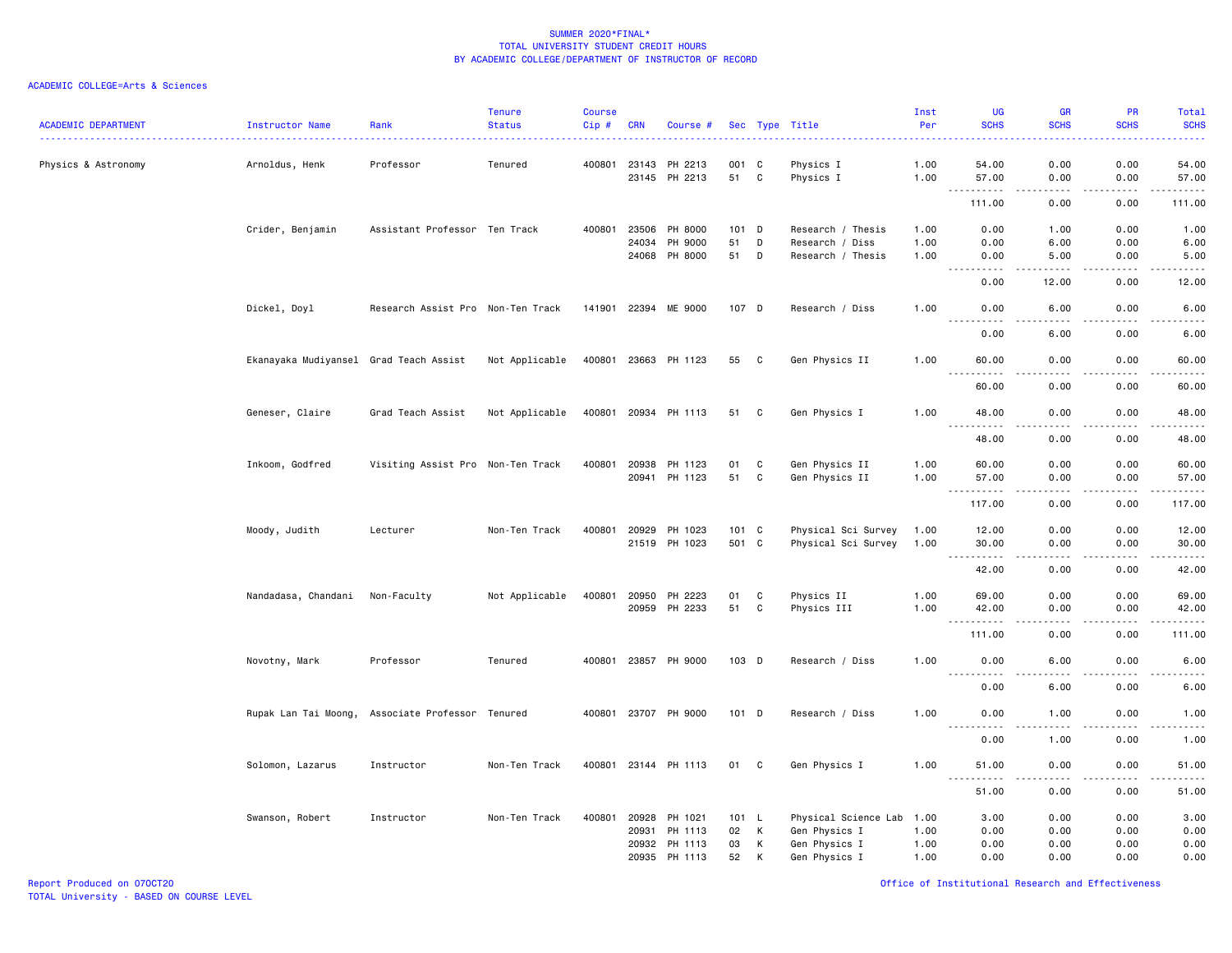SUMMER 2020*FINAL*
TOTAL UNIVERSITY STUDENT CREDIT HOURS
BY ACADEMIC COLLEGE/DEPARTMENT OF INSTRUCTOR OF RECORD

ACADEMIC COLLEGE=Arts & Sciences

| ACADEMIC DEPARTMENT | Instructor Name | Rank | Tenure Status | Course Cip # | CRN | Course # | Sec | Type | Title | Inst Per | UG SCHS | GR SCHS | PR SCHS | Total SCHS |
|---|---|---|---|---|---|---|---|---|---|---|---|---|---|---|
| Physics & Astronomy | Arnoldus, Henk | Professor | Tenured | 400801 | 23143 | PH 2213 | 001 | C | Physics I | 1.00 | 54.00 | 0.00 | 0.00 | 54.00 |
| | | | | | 23145 | PH 2213 | 51 | C | Physics I | 1.00 | 57.00 | 0.00 | 0.00 | 57.00 |
| | | | | | | | | | | | 111.00 | 0.00 | 0.00 | 111.00 |
| | Crider, Benjamin | Assistant Professor | Ten Track | 400801 | 23506 | PH 8000 | 101 | D | Research / Thesis | 1.00 | 0.00 | 1.00 | 0.00 | 1.00 |
| | | | | | 24034 | PH 9000 | 51 | D | Research / Diss | 1.00 | 0.00 | 6.00 | 0.00 | 6.00 |
| | | | | | 24068 | PH 8000 | 51 | D | Research / Thesis | 1.00 | 0.00 | 5.00 | 0.00 | 5.00 |
| | | | | | | | | | | | 0.00 | 12.00 | 0.00 | 12.00 |
| | Dickel, Doyl | Research Assist Pro | Non-Ten Track | 141901 | 22394 | ME 9000 | 107 | D | Research / Diss | 1.00 | 0.00 | 6.00 | 0.00 | 6.00 |
| | | | | | | | | | | | 0.00 | 6.00 | 0.00 | 6.00 |
| | Ekanayaka Mudiyansel | Grad Teach Assist | Not Applicable | 400801 | 23663 | PH 1123 | 55 | C | Gen Physics II | 1.00 | 60.00 | 0.00 | 0.00 | 60.00 |
| | | | | | | | | | | | 60.00 | 0.00 | 0.00 | 60.00 |
| | Geneser, Claire | Grad Teach Assist | Not Applicable | 400801 | 20934 | PH 1113 | 51 | C | Gen Physics I | 1.00 | 48.00 | 0.00 | 0.00 | 48.00 |
| | | | | | | | | | | | 48.00 | 0.00 | 0.00 | 48.00 |
| | Inkoom, Godfred | Visiting Assist Pro | Non-Ten Track | 400801 | 20938 | PH 1123 | 01 | C | Gen Physics II | 1.00 | 60.00 | 0.00 | 0.00 | 60.00 |
| | | | | | 20941 | PH 1123 | 51 | C | Gen Physics II | 1.00 | 57.00 | 0.00 | 0.00 | 57.00 |
| | | | | | | | | | | | 117.00 | 0.00 | 0.00 | 117.00 |
| | Moody, Judith | Lecturer | Non-Ten Track | 400801 | 20929 | PH 1023 | 101 | C | Physical Sci Survey | 1.00 | 12.00 | 0.00 | 0.00 | 12.00 |
| | | | | | 21519 | PH 1023 | 501 | C | Physical Sci Survey | 1.00 | 30.00 | 0.00 | 0.00 | 30.00 |
| | | | | | | | | | | | 42.00 | 0.00 | 0.00 | 42.00 |
| | Nandadasa, Chandani | Non-Faculty | Not Applicable | 400801 | 20950 | PH 2223 | 01 | C | Physics II | 1.00 | 69.00 | 0.00 | 0.00 | 69.00 |
| | | | | | 20959 | PH 2233 | 51 | C | Physics III | 1.00 | 42.00 | 0.00 | 0.00 | 42.00 |
| | | | | | | | | | | | 111.00 | 0.00 | 0.00 | 111.00 |
| | Novotny, Mark | Professor | Tenured | 400801 | 23857 | PH 9000 | 103 | D | Research / Diss | 1.00 | 0.00 | 6.00 | 0.00 | 6.00 |
| | | | | | | | | | | | 0.00 | 6.00 | 0.00 | 6.00 |
| | Rupak Lan Tai Moong, | Associate Professor | Tenured | 400801 | 23707 | PH 9000 | 101 | D | Research / Diss | 1.00 | 0.00 | 1.00 | 0.00 | 1.00 |
| | | | | | | | | | | | 0.00 | 1.00 | 0.00 | 1.00 |
| | Solomon, Lazarus | Instructor | Non-Ten Track | 400801 | 23144 | PH 1113 | 01 | C | Gen Physics I | 1.00 | 51.00 | 0.00 | 0.00 | 51.00 |
| | | | | | | | | | | | 51.00 | 0.00 | 0.00 | 51.00 |
| | Swanson, Robert | Instructor | Non-Ten Track | 400801 | 20928 | PH 1021 | 101 | L | Physical Science Lab | 1.00 | 3.00 | 0.00 | 0.00 | 3.00 |
| | | | | | 20931 | PH 1113 | 02 | K | Gen Physics I | 1.00 | 0.00 | 0.00 | 0.00 | 0.00 |
| | | | | | 20932 | PH 1113 | 03 | K | Gen Physics I | 1.00 | 0.00 | 0.00 | 0.00 | 0.00 |
| | | | | | 20935 | PH 1113 | 52 | K | Gen Physics I | 1.00 | 0.00 | 0.00 | 0.00 | 0.00 |

Report Produced on 07OCT20
TOTAL University - BASED ON COURSE LEVEL

Office of Institutional Research and Effectiveness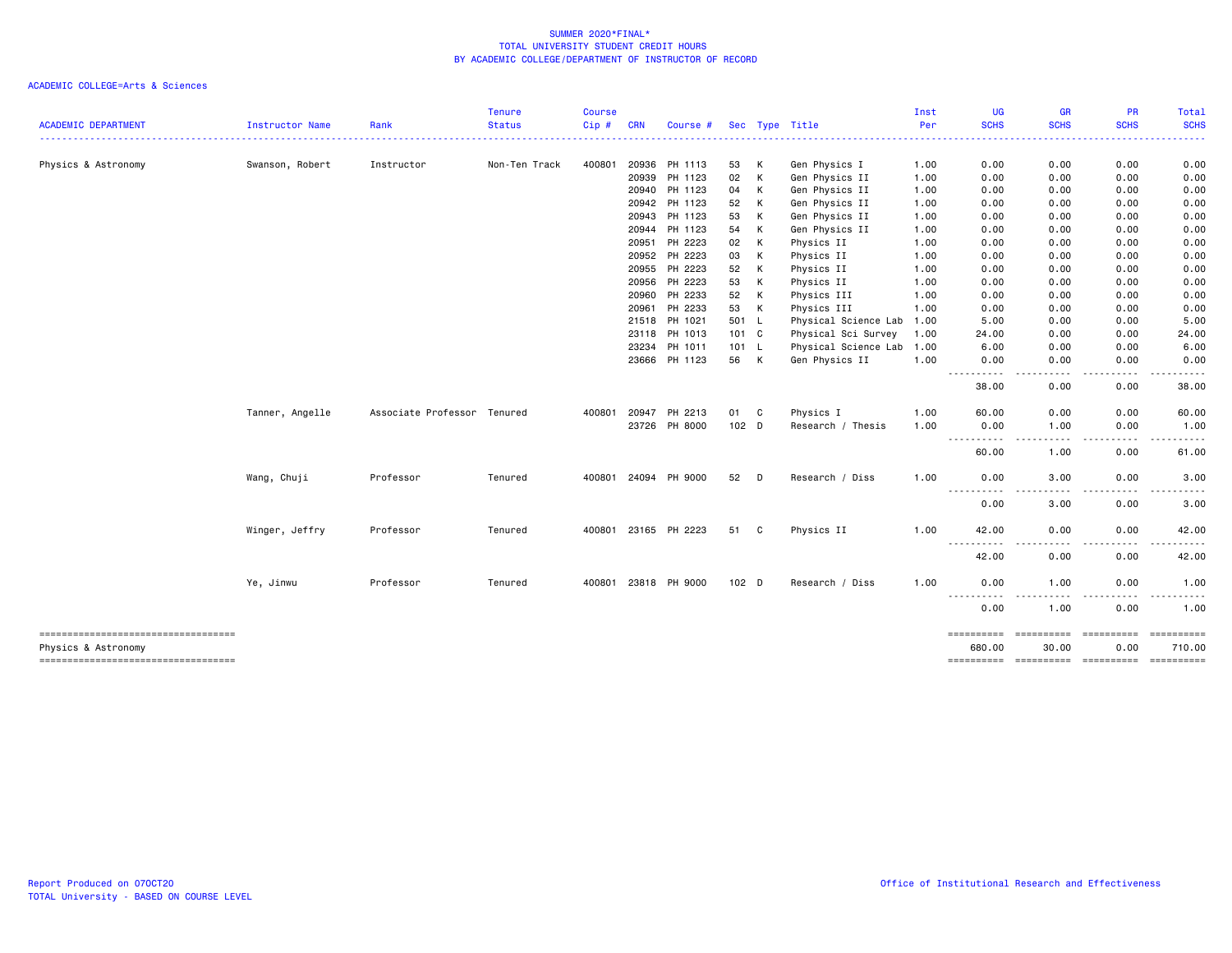SUMMER 2020*FINAL*
TOTAL UNIVERSITY STUDENT CREDIT HOURS
BY ACADEMIC COLLEGE/DEPARTMENT OF INSTRUCTOR OF RECORD

ACADEMIC COLLEGE=Arts & Sciences

| ACADEMIC DEPARTMENT | Instructor Name | Rank | Tenure Status | Course Cip # | CRN | Course # | Sec | Type | Title | Inst Per | UG SCHS | GR SCHS | PR SCHS | Total SCHS |
|---|---|---|---|---|---|---|---|---|---|---|---|---|---|---|
| Physics & Astronomy | Swanson, Robert | Instructor | Non-Ten Track | 400801 | 20936 | PH 1113 | 53 | K | Gen Physics I | 1.00 | 0.00 | 0.00 | 0.00 | 0.00 |
| | | | | | 20939 | PH 1123 | 02 | K | Gen Physics II | 1.00 | 0.00 | 0.00 | 0.00 | 0.00 |
| | | | | | 20940 | PH 1123 | 04 | K | Gen Physics II | 1.00 | 0.00 | 0.00 | 0.00 | 0.00 |
| | | | | | 20942 | PH 1123 | 52 | K | Gen Physics II | 1.00 | 0.00 | 0.00 | 0.00 | 0.00 |
| | | | | | 20943 | PH 1123 | 53 | K | Gen Physics II | 1.00 | 0.00 | 0.00 | 0.00 | 0.00 |
| | | | | | 20944 | PH 1123 | 54 | K | Gen Physics II | 1.00 | 0.00 | 0.00 | 0.00 | 0.00 |
| | | | | | 20951 | PH 2223 | 02 | K | Physics II | 1.00 | 0.00 | 0.00 | 0.00 | 0.00 |
| | | | | | 20952 | PH 2223 | 03 | K | Physics II | 1.00 | 0.00 | 0.00 | 0.00 | 0.00 |
| | | | | | 20955 | PH 2223 | 52 | K | Physics II | 1.00 | 0.00 | 0.00 | 0.00 | 0.00 |
| | | | | | 20956 | PH 2223 | 53 | K | Physics II | 1.00 | 0.00 | 0.00 | 0.00 | 0.00 |
| | | | | | 20960 | PH 2233 | 52 | K | Physics III | 1.00 | 0.00 | 0.00 | 0.00 | 0.00 |
| | | | | | 20961 | PH 2233 | 53 | K | Physics III | 1.00 | 0.00 | 0.00 | 0.00 | 0.00 |
| | | | | | 21518 | PH 1021 | 501 | L | Physical Science Lab | 1.00 | 5.00 | 0.00 | 0.00 | 5.00 |
| | | | | | 23118 | PH 1013 | 101 | C | Physical Sci Survey | 1.00 | 24.00 | 0.00 | 0.00 | 24.00 |
| | | | | | 23234 | PH 1011 | 101 | L | Physical Science Lab | 1.00 | 6.00 | 0.00 | 0.00 | 6.00 |
| | | | | | 23666 | PH 1123 | 56 | K | Gen Physics II | 1.00 | 0.00 | 0.00 | 0.00 | 0.00 |
| | | | | | | | | | | | 38.00 | 0.00 | 0.00 | 38.00 |
| | Tanner, Angelle | Associate Professor | Tenured | 400801 | 20947 | PH 2213 | 01 | C | Physics I | 1.00 | 60.00 | 0.00 | 0.00 | 60.00 |
| | | | | | 23726 | PH 8000 | 102 | D | Research / Thesis | 1.00 | 0.00 | 1.00 | 0.00 | 1.00 |
| | | | | | | | | | | | 60.00 | 1.00 | 0.00 | 61.00 |
| | Wang, Chuji | Professor | Tenured | 400801 | 24094 | PH 9000 | 52 | D | Research / Diss | 1.00 | 0.00 | 3.00 | 0.00 | 3.00 |
| | | | | | | | | | | | 0.00 | 3.00 | 0.00 | 3.00 |
| | Winger, Jeffry | Professor | Tenured | 400801 | 23165 | PH 2223 | 51 | C | Physics II | 1.00 | 42.00 | 0.00 | 0.00 | 42.00 |
| | | | | | | | | | | | 42.00 | 0.00 | 0.00 | 42.00 |
| | Ye, Jinwu | Professor | Tenured | 400801 | 23818 | PH 9000 | 102 | D | Research / Diss | 1.00 | 0.00 | 1.00 | 0.00 | 1.00 |
| | | | | | | | | | | | 0.00 | 1.00 | 0.00 | 1.00 |
| Physics & Astronomy | | | | | | | | | | | 680.00 | 30.00 | 0.00 | 710.00 |

Report Produced on 07OCT20
TOTAL University - BASED ON COURSE LEVEL

Office of Institutional Research and Effectiveness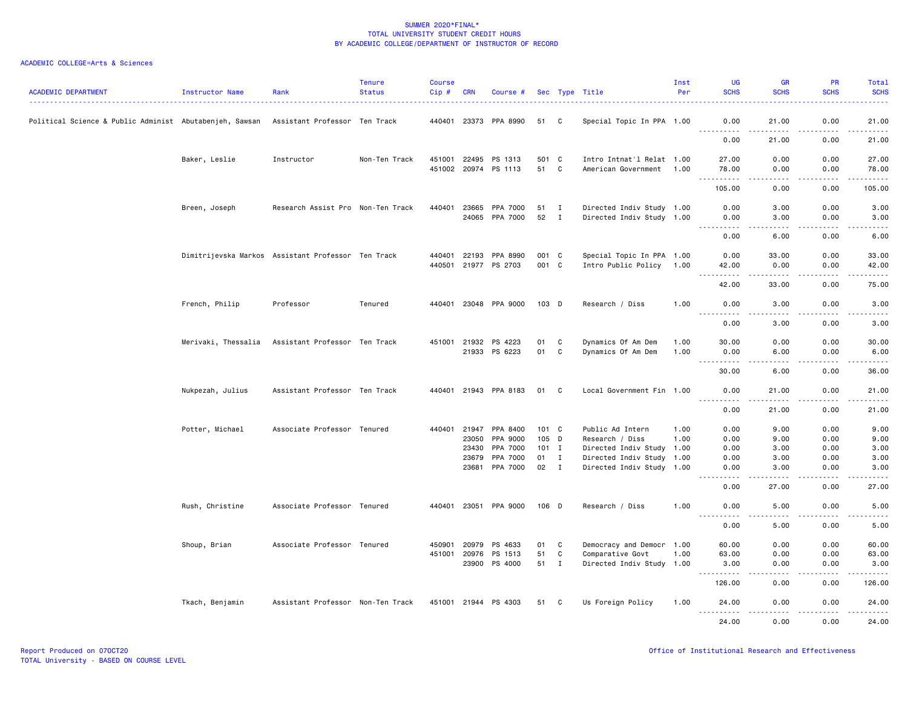SUMMER 2020*FINAL*
TOTAL UNIVERSITY STUDENT CREDIT HOURS
BY ACADEMIC COLLEGE/DEPARTMENT OF INSTRUCTOR OF RECORD

ACADEMIC COLLEGE=Arts & Sciences

| ACADEMIC DEPARTMENT | Instructor Name | Rank | Tenure Status | Course Cip # | CRN | Course # | Sec | Type | Title | Inst Per | UG SCHS | GR SCHS | PR SCHS | Total SCHS |
|---|---|---|---|---|---|---|---|---|---|---|---|---|---|---|
| Political Science & Public Administ | Abutabenjeh, Sawsan | Assistant Professor | Ten Track | 440401 | 23373 | PPA 8990 | 51 | C | Special Topic In PPA | 1.00 | 0.00 | 21.00 | 0.00 | 21.00 |
| | | | | | | | | | | | 0.00 | 21.00 | 0.00 | 21.00 |
| | Baker, Leslie | Instructor | Non-Ten Track | 451001 | 22495 | PS 1313 | 501 | C | Intro Intnat'l Relat | 1.00 | 27.00 | 0.00 | 0.00 | 27.00 |
| | | | | 451002 | 20974 | PS 1113 | 51 | C | American Government | 1.00 | 78.00 | 0.00 | 0.00 | 78.00 |
| | | | | | | | | | | | 105.00 | 0.00 | 0.00 | 105.00 |
| | Breen, Joseph | Research Assist Pro | Non-Ten Track | 440401 | 23665 | PPA 7000 | 51 | I | Directed Indiv Study | 1.00 | 0.00 | 3.00 | 0.00 | 3.00 |
| | | | | | 24065 | PPA 7000 | 52 | I | Directed Indiv Study | 1.00 | 0.00 | 3.00 | 0.00 | 3.00 |
| | | | | | | | | | | | 0.00 | 6.00 | 0.00 | 6.00 |
| | Dimitrijevska Markos | Assistant Professor | Ten Track | 440401 | 22193 | PPA 8990 | 001 | C | Special Topic In PPA | 1.00 | 0.00 | 33.00 | 0.00 | 33.00 |
| | | | | 440501 | 21977 | PS 2703 | 001 | C | Intro Public Policy | 1.00 | 42.00 | 0.00 | 0.00 | 42.00 |
| | | | | | | | | | | | 42.00 | 33.00 | 0.00 | 75.00 |
| | French, Philip | Professor | Tenured | 440401 | 23048 | PPA 9000 | 103 | D | Research / Diss | 1.00 | 0.00 | 3.00 | 0.00 | 3.00 |
| | | | | | | | | | | | 0.00 | 3.00 | 0.00 | 3.00 |
| | Merivaki, Thessalia | Assistant Professor | Ten Track | 451001 | 21932 | PS 4223 | 01 | C | Dynamics Of Am Dem | 1.00 | 30.00 | 0.00 | 0.00 | 30.00 |
| | | | | | 21933 | PS 6223 | 01 | C | Dynamics Of Am Dem | 1.00 | 0.00 | 6.00 | 0.00 | 6.00 |
| | | | | | | | | | | | 30.00 | 6.00 | 0.00 | 36.00 |
| | Nukpezah, Julius | Assistant Professor | Ten Track | 440401 | 21943 | PPA 8183 | 01 | C | Local Government Fin | 1.00 | 0.00 | 21.00 | 0.00 | 21.00 |
| | | | | | | | | | | | 0.00 | 21.00 | 0.00 | 21.00 |
| | Potter, Michael | Associate Professor | Tenured | 440401 | 21947 | PPA 8400 | 101 | C | Public Ad Intern | 1.00 | 0.00 | 9.00 | 0.00 | 9.00 |
| | | | | | 23050 | PPA 9000 | 105 | D | Research / Diss | 1.00 | 0.00 | 9.00 | 0.00 | 9.00 |
| | | | | | 23430 | PPA 7000 | 101 | I | Directed Indiv Study | 1.00 | 0.00 | 3.00 | 0.00 | 3.00 |
| | | | | | 23679 | PPA 7000 | 01 | I | Directed Indiv Study | 1.00 | 0.00 | 3.00 | 0.00 | 3.00 |
| | | | | | 23681 | PPA 7000 | 02 | I | Directed Indiv Study | 1.00 | 0.00 | 3.00 | 0.00 | 3.00 |
| | | | | | | | | | | | 0.00 | 27.00 | 0.00 | 27.00 |
| | Rush, Christine | Associate Professor | Tenured | 440401 | 23051 | PPA 9000 | 106 | D | Research / Diss | 1.00 | 0.00 | 5.00 | 0.00 | 5.00 |
| | | | | | | | | | | | 0.00 | 5.00 | 0.00 | 5.00 |
| | Shoup, Brian | Associate Professor | Tenured | 450901 | 20979 | PS 4633 | 01 | C | Democracy and Democr | 1.00 | 60.00 | 0.00 | 0.00 | 60.00 |
| | | | | 451001 | 20976 | PS 1513 | 51 | C | Comparative Govt | 1.00 | 63.00 | 0.00 | 0.00 | 63.00 |
| | | | | | 23900 | PS 4000 | 51 | I | Directed Indiv Study | 1.00 | 3.00 | 0.00 | 0.00 | 3.00 |
| | | | | | | | | | | | 126.00 | 0.00 | 0.00 | 126.00 |
| | Tkach, Benjamin | Assistant Professor | Non-Ten Track | 451001 | 21944 | PS 4303 | 51 | C | Us Foreign Policy | 1.00 | 24.00 | 0.00 | 0.00 | 24.00 |
| | | | | | | | | | | | 24.00 | 0.00 | 0.00 | 24.00 |

Report Produced on 07OCT20
TOTAL University - BASED ON COURSE LEVEL

Office of Institutional Research and Effectiveness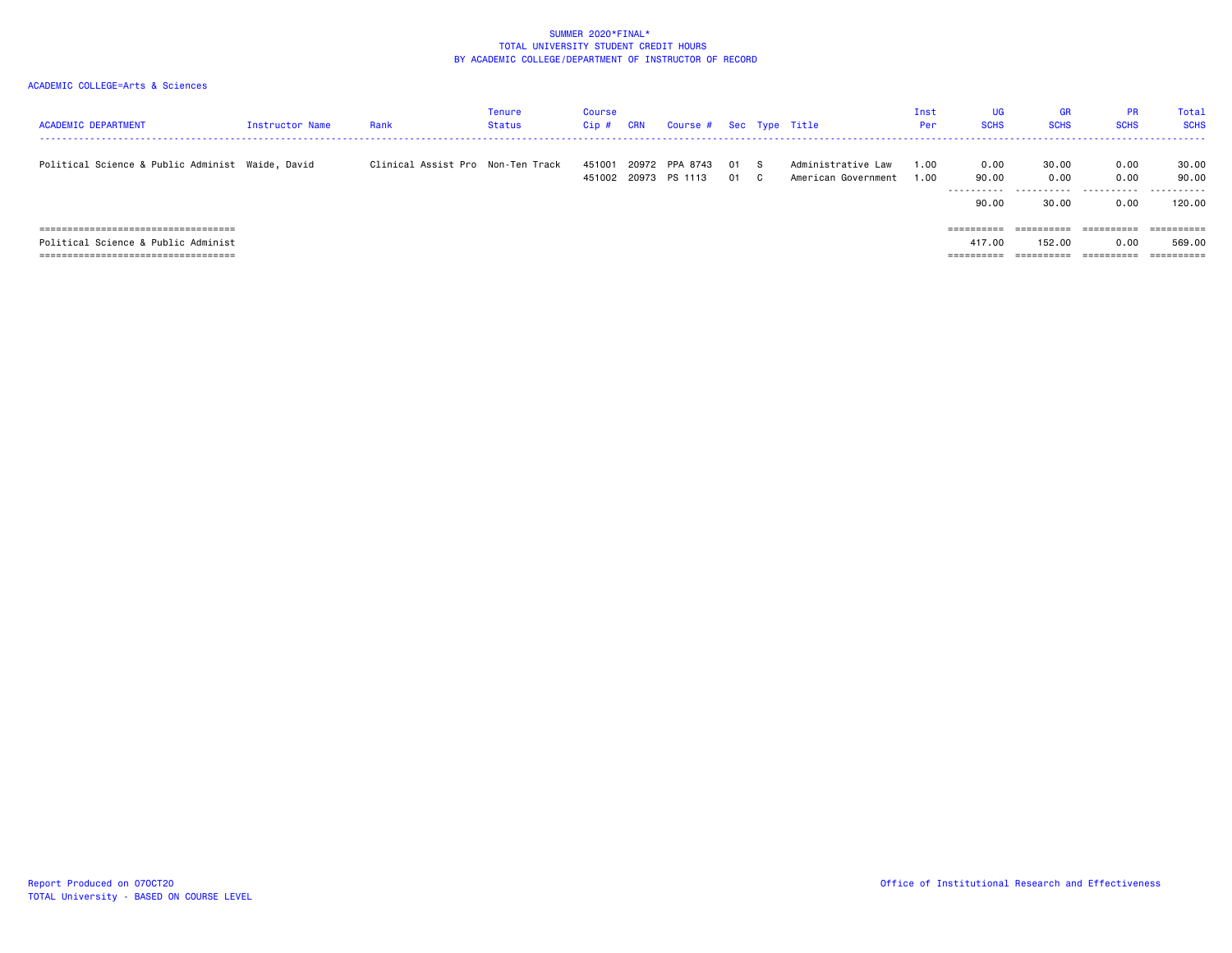SUMMER 2020*FINAL*
TOTAL UNIVERSITY STUDENT CREDIT HOURS
BY ACADEMIC COLLEGE/DEPARTMENT OF INSTRUCTOR OF RECORD

ACADEMIC COLLEGE=Arts & Sciences

| ACADEMIC DEPARTMENT | Instructor Name | Rank | Tenure Status | Course Cip # | CRN | Course # | Sec | Type | Title | Inst Per | UG SCHS | GR SCHS | PR SCHS | Total SCHS |
|---|---|---|---|---|---|---|---|---|---|---|---|---|---|---|
| Political Science & Public Administ | Waide, David | Clinical Assist Pro | Non-Ten Track | 451001 | 20972 | PPA 8743 | 01 | S | Administrative Law | 1.00 | 0.00 | 30.00 | 0.00 | 30.00 |
| | | | | 451002 | 20973 | PS 1113 | 01 | C | American Government | 1.00 | 90.00 | 0.00 | 0.00 | 90.00 |
| | | | | | | | | | | | 90.00 | 30.00 | 0.00 | 120.00 |
| Political Science & Public Administ | | | | | | | | | | | 417.00 | 152.00 | 0.00 | 569.00 |

Report Produced on 07OCT20
TOTAL University - BASED ON COURSE LEVEL

Office of Institutional Research and Effectiveness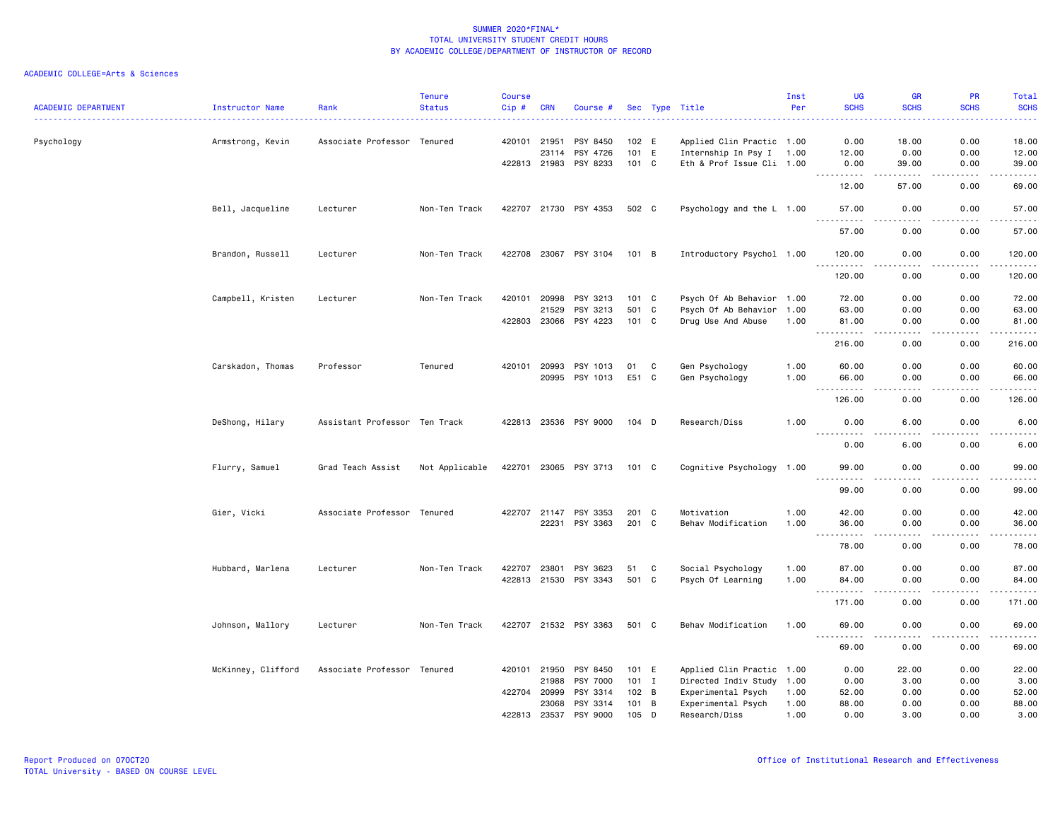SUMMER 2020*FINAL*
TOTAL UNIVERSITY STUDENT CREDIT HOURS
BY ACADEMIC COLLEGE/DEPARTMENT OF INSTRUCTOR OF RECORD

ACADEMIC COLLEGE=Arts & Sciences

| ACADEMIC DEPARTMENT | Instructor Name | Rank | Tenure Status | Course Cip # | CRN | Course # | Sec | Type | Title | Inst Per | UG SCHS | GR SCHS | PR SCHS | Total SCHS |
|---|---|---|---|---|---|---|---|---|---|---|---|---|---|---|
| Psychology | Armstrong, Kevin | Associate Professor | Tenured | 420101 | 21951 | PSY 8450 | 102 | E | Applied Clin Practic | 1.00 | 0.00 | 18.00 | 0.00 | 18.00 |
| | | | | | 23114 | PSY 4726 | 101 | E | Internship In Psy I | 1.00 | 12.00 | 0.00 | 0.00 | 12.00 |
| | | | | 422813 | 21983 | PSY 8233 | 101 | C | Eth & Prof Issue Cli | 1.00 | 0.00 | 39.00 | 0.00 | 39.00 |
| | | | | | | | | | | | 12.00 | 57.00 | 0.00 | 69.00 |
| | Bell, Jacqueline | Lecturer | Non-Ten Track | 422707 | 21730 | PSY 4353 | 502 | C | Psychology and the L | 1.00 | 57.00 | 0.00 | 0.00 | 57.00 |
| | | | | | | | | | | | 57.00 | 0.00 | 0.00 | 57.00 |
| | Brandon, Russell | Lecturer | Non-Ten Track | 422708 | 23067 | PSY 3104 | 101 | B | Introductory Psychol | 1.00 | 120.00 | 0.00 | 0.00 | 120.00 |
| | | | | | | | | | | | 120.00 | 0.00 | 0.00 | 120.00 |
| | Campbell, Kristen | Lecturer | Non-Ten Track | 420101 | 20998 | PSY 3213 | 101 | C | Psych Of Ab Behavior | 1.00 | 72.00 | 0.00 | 0.00 | 72.00 |
| | | | | | 21529 | PSY 3213 | 501 | C | Psych Of Ab Behavior | 1.00 | 63.00 | 0.00 | 0.00 | 63.00 |
| | | | | 422803 | 23066 | PSY 4223 | 101 | C | Drug Use And Abuse | 1.00 | 81.00 | 0.00 | 0.00 | 81.00 |
| | | | | | | | | | | | 216.00 | 0.00 | 0.00 | 216.00 |
| | Carskadon, Thomas | Professor | Tenured | 420101 | 20993 | PSY 1013 | 01 | C | Gen Psychology | 1.00 | 60.00 | 0.00 | 0.00 | 60.00 |
| | | | | | 20995 | PSY 1013 | E51 | C | Gen Psychology | 1.00 | 66.00 | 0.00 | 0.00 | 66.00 |
| | | | | | | | | | | | 126.00 | 0.00 | 0.00 | 126.00 |
| | DeShong, Hilary | Assistant Professor | Ten Track | 422813 | 23536 | PSY 9000 | 104 | D | Research/Diss | 1.00 | 0.00 | 6.00 | 0.00 | 6.00 |
| | | | | | | | | | | | 0.00 | 6.00 | 0.00 | 6.00 |
| | Flurry, Samuel | Grad Teach Assist | Not Applicable | 422701 | 23065 | PSY 3713 | 101 | C | Cognitive Psychology | 1.00 | 99.00 | 0.00 | 0.00 | 99.00 |
| | | | | | | | | | | | 99.00 | 0.00 | 0.00 | 99.00 |
| | Gier, Vicki | Associate Professor | Tenured | 422707 | 21147 | PSY 3353 | 201 | C | Motivation | 1.00 | 42.00 | 0.00 | 0.00 | 42.00 |
| | | | | | 22231 | PSY 3363 | 201 | C | Behav Modification | 1.00 | 36.00 | 0.00 | 0.00 | 36.00 |
| | | | | | | | | | | | 78.00 | 0.00 | 0.00 | 78.00 |
| | Hubbard, Marlena | Lecturer | Non-Ten Track | 422707 | 23801 | PSY 3623 | 51 | C | Social Psychology | 1.00 | 87.00 | 0.00 | 0.00 | 87.00 |
| | | | | 422813 | 21530 | PSY 3343 | 501 | C | Psych Of Learning | 1.00 | 84.00 | 0.00 | 0.00 | 84.00 |
| | | | | | | | | | | | 171.00 | 0.00 | 0.00 | 171.00 |
| | Johnson, Mallory | Lecturer | Non-Ten Track | 422707 | 21532 | PSY 3363 | 501 | C | Behav Modification | 1.00 | 69.00 | 0.00 | 0.00 | 69.00 |
| | | | | | | | | | | | 69.00 | 0.00 | 0.00 | 69.00 |
| | McKinney, Clifford | Associate Professor | Tenured | 420101 | 21950 | PSY 8450 | 101 | E | Applied Clin Practic | 1.00 | 0.00 | 22.00 | 0.00 | 22.00 |
| | | | | | 21988 | PSY 7000 | 101 | I | Directed Indiv Study | 1.00 | 0.00 | 3.00 | 0.00 | 3.00 |
| | | | | 422704 | 20999 | PSY 3314 | 102 | B | Experimental Psych | 1.00 | 52.00 | 0.00 | 0.00 | 52.00 |
| | | | | | 23068 | PSY 3314 | 101 | B | Experimental Psych | 1.00 | 88.00 | 0.00 | 0.00 | 88.00 |
| | | | | 422813 | 23537 | PSY 9000 | 105 | D | Research/Diss | 1.00 | 0.00 | 3.00 | 0.00 | 3.00 |

Report Produced on 07OCT20
TOTAL University - BASED ON COURSE LEVEL

Office of Institutional Research and Effectiveness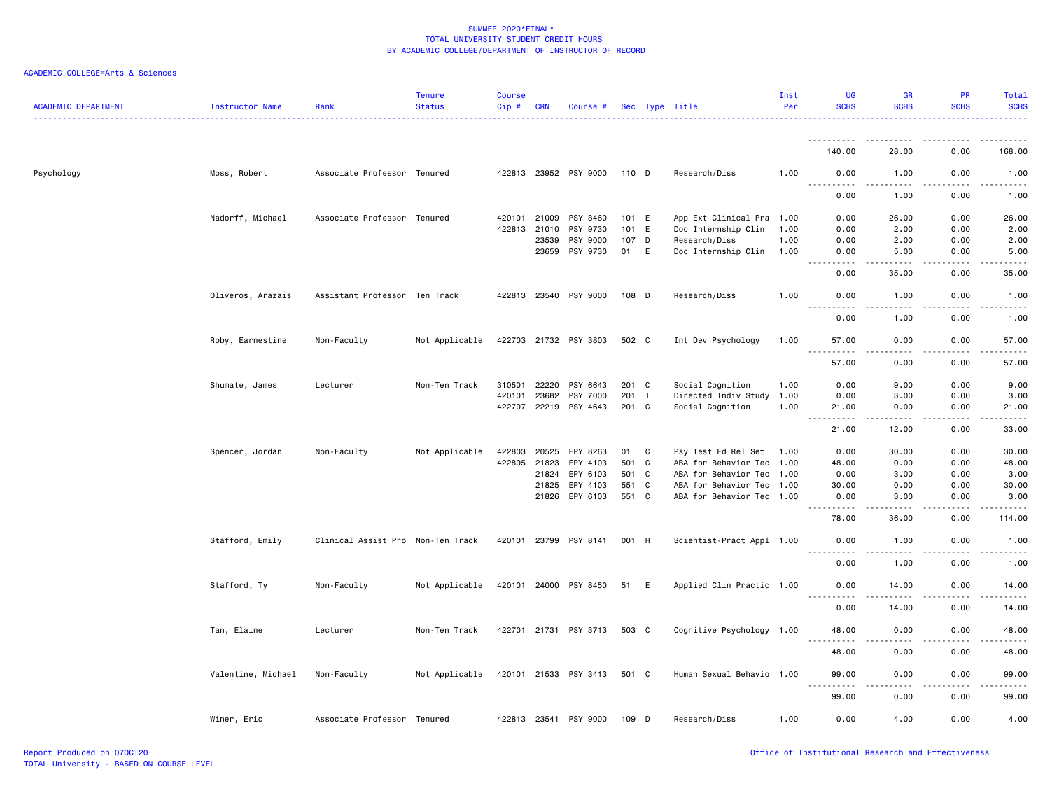SUMMER 2020*FINAL*
TOTAL UNIVERSITY STUDENT CREDIT HOURS
BY ACADEMIC COLLEGE/DEPARTMENT OF INSTRUCTOR OF RECORD

ACADEMIC COLLEGE=Arts & Sciences

| ACADEMIC DEPARTMENT | Instructor Name | Rank | Tenure Status | Course Cip # | CRN | Course # | Sec | Type | Title | Inst Per | UG SCHS | GR SCHS | PR SCHS | Total SCHS |
|---|---|---|---|---|---|---|---|---|---|---|---|---|---|---|
| | | | | | | | | | | | 140.00 | 28.00 | 0.00 | 168.00 |
| Psychology | Moss, Robert | Associate Professor | Tenured | 422813 | 23952 | PSY 9000 | 110 | D | Research/Diss | 1.00 | 0.00 | 1.00 | 0.00 | 1.00 |
| | | | | | | | | | | | 0.00 | 1.00 | 0.00 | 1.00 |
| | Nadorff, Michael | Associate Professor | Tenured | 420101 | 21009 | PSY 8460 | 101 | E | App Ext Clinical Pra | 1.00 | 0.00 | 26.00 | 0.00 | 26.00 |
| | | | | 422813 | 21010 | PSY 9730 | 101 | E | Doc Internship Clin | 1.00 | 0.00 | 2.00 | 0.00 | 2.00 |
| | | | | | 23539 | PSY 9000 | 107 | D | Research/Diss | 1.00 | 0.00 | 2.00 | 0.00 | 2.00 |
| | | | | | 23659 | PSY 9730 | 01 | E | Doc Internship Clin | 1.00 | 0.00 | 5.00 | 0.00 | 5.00 |
| | | | | | | | | | | | 0.00 | 35.00 | 0.00 | 35.00 |
| | Oliveros, Arazais | Assistant Professor | Ten Track | 422813 | 23540 | PSY 9000 | 108 | D | Research/Diss | 1.00 | 0.00 | 1.00 | 0.00 | 1.00 |
| | | | | | | | | | | | 0.00 | 1.00 | 0.00 | 1.00 |
| | Roby, Earnestine | Non-Faculty | Not Applicable | 422703 | 21732 | PSY 3803 | 502 | C | Int Dev Psychology | 1.00 | 57.00 | 0.00 | 0.00 | 57.00 |
| | | | | | | | | | | | 57.00 | 0.00 | 0.00 | 57.00 |
| | Shumate, James | Lecturer | Non-Ten Track | 310501 | 22220 | PSY 6643 | 201 | C | Social Cognition | 1.00 | 0.00 | 9.00 | 0.00 | 9.00 |
| | | | | 420101 | 23682 | PSY 7000 | 201 | I | Directed Indiv Study | 1.00 | 0.00 | 3.00 | 0.00 | 3.00 |
| | | | | 422707 | 22219 | PSY 4643 | 201 | C | Social Cognition | 1.00 | 21.00 | 0.00 | 0.00 | 21.00 |
| | | | | | | | | | | | 21.00 | 12.00 | 0.00 | 33.00 |
| | Spencer, Jordan | Non-Faculty | Not Applicable | 422803 | 20525 | EPY 8263 | 01 | C | Psy Test Ed Rel Set | 1.00 | 0.00 | 30.00 | 0.00 | 30.00 |
| | | | | 422805 | 21823 | EPY 4103 | 501 | C | ABA for Behavior Tec | 1.00 | 48.00 | 0.00 | 0.00 | 48.00 |
| | | | | | 21824 | EPY 6103 | 501 | C | ABA for Behavior Tec | 1.00 | 0.00 | 3.00 | 0.00 | 3.00 |
| | | | | | 21825 | EPY 4103 | 551 | C | ABA for Behavior Tec | 1.00 | 30.00 | 0.00 | 0.00 | 30.00 |
| | | | | | 21826 | EPY 6103 | 551 | C | ABA for Behavior Tec | 1.00 | 0.00 | 3.00 | 0.00 | 3.00 |
| | | | | | | | | | | | 78.00 | 36.00 | 0.00 | 114.00 |
| | Stafford, Emily | Clinical Assist Pro | Non-Ten Track | 420101 | 23799 | PSY 8141 | 001 | H | Scientist-Pract Appl | 1.00 | 0.00 | 1.00 | 0.00 | 1.00 |
| | | | | | | | | | | | 0.00 | 1.00 | 0.00 | 1.00 |
| | Stafford, Ty | Non-Faculty | Not Applicable | 420101 | 24000 | PSY 8450 | 51 | E | Applied Clin Practic | 1.00 | 0.00 | 14.00 | 0.00 | 14.00 |
| | | | | | | | | | | | 0.00 | 14.00 | 0.00 | 14.00 |
| | Tan, Elaine | Lecturer | Non-Ten Track | 422701 | 21731 | PSY 3713 | 503 | C | Cognitive Psychology | 1.00 | 48.00 | 0.00 | 0.00 | 48.00 |
| | | | | | | | | | | | 48.00 | 0.00 | 0.00 | 48.00 |
| | Valentine, Michael | Non-Faculty | Not Applicable | 420101 | 21533 | PSY 3413 | 501 | C | Human Sexual Behavio | 1.00 | 99.00 | 0.00 | 0.00 | 99.00 |
| | | | | | | | | | | | 99.00 | 0.00 | 0.00 | 99.00 |
| | Winer, Eric | Associate Professor | Tenured | 422813 | 23541 | PSY 9000 | 109 | D | Research/Diss | 1.00 | 0.00 | 4.00 | 0.00 | 4.00 |

Report Produced on 07OCT20
TOTAL University - BASED ON COURSE LEVEL
Office of Institutional Research and Effectiveness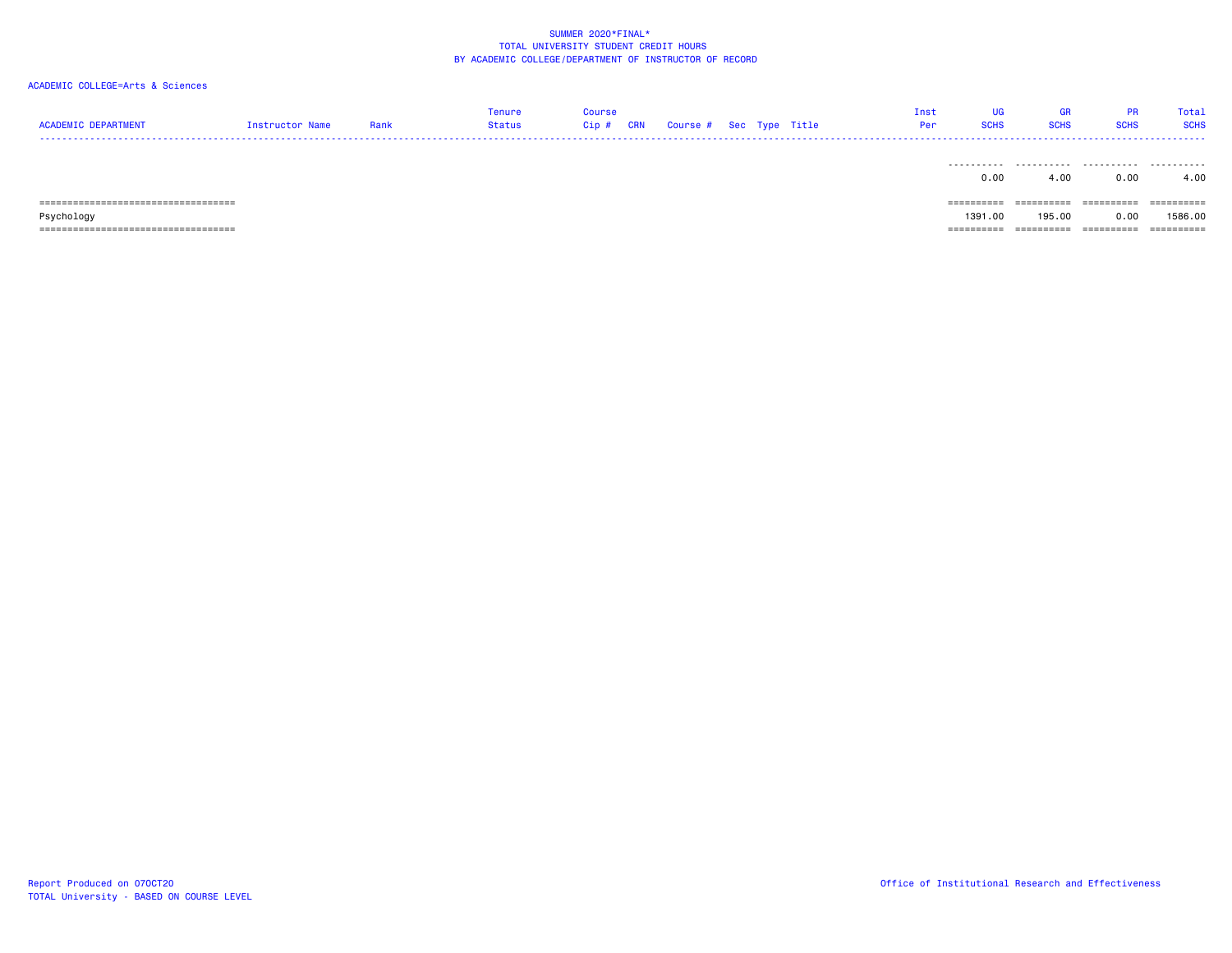SUMMER 2020*FINAL*
TOTAL UNIVERSITY STUDENT CREDIT HOURS
BY ACADEMIC COLLEGE/DEPARTMENT OF INSTRUCTOR OF RECORD

ACADEMIC COLLEGE=Arts & Sciences

| ACADEMIC DEPARTMENT | Instructor Name | Rank | Tenure Status | Course Cip # | CRN | Course # | Sec | Type | Title | Inst Per | UG SCHS | GR SCHS | PR SCHS | Total SCHS |
|---|---|---|---|---|---|---|---|---|---|---|---|---|---|---|
| | | | | | | | | | | | 0.00 | 4.00 | 0.00 | 4.00 |
| Psychology | | | | | | | | | | | 1391.00 | 195.00 | 0.00 | 1586.00 |

Report Produced on 07OCT20
TOTAL University - BASED ON COURSE LEVEL

Office of Institutional Research and Effectiveness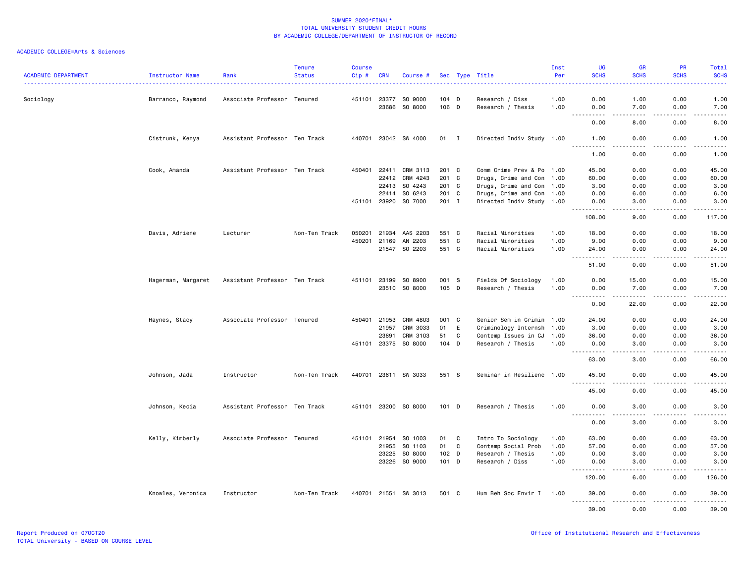# SUMMER 2020*FINAL*
## TOTAL UNIVERSITY STUDENT CREDIT HOURS
### BY ACADEMIC COLLEGE/DEPARTMENT OF INSTRUCTOR OF RECORD

ACADEMIC COLLEGE=Arts & Sciences

| ACADEMIC DEPARTMENT | Instructor Name | Rank | Tenure Status | Course Cip # | CRN | Course # | Sec | Type | Title | Inst Per | UG SCHS | GR SCHS | PR SCHS | Total SCHS |
|---|---|---|---|---|---|---|---|---|---|---|---|---|---|---|
| Sociology | Barranco, Raymond | Associate Professor | Tenured | 451101 | 23377 | SO 9000 | 104 | D | Research / Diss | 1.00 | 0.00 | 1.00 | 0.00 | 1.00 |
| | | | | | 23686 | SO 8000 | 106 | D | Research / Thesis | 1.00 | 0.00 | 7.00 | 0.00 | 7.00 |
| | | | | | | | | | | | 0.00 | 8.00 | 0.00 | 8.00 |
| | Cistrunk, Kenya | Assistant Professor | Ten Track | 440701 | 23042 | SW 4000 | 01 | I | Directed Indiv Study | 1.00 | 1.00 | 0.00 | 0.00 | 1.00 |
| | | | | | | | | | | | 1.00 | 0.00 | 0.00 | 1.00 |
| | Cook, Amanda | Assistant Professor | Ten Track | 450401 | 22411 | CRM 3113 | 201 | C | Comm Crime Prev & Po | 1.00 | 45.00 | 0.00 | 0.00 | 45.00 |
| | | | | | 22412 | CRM 4243 | 201 | C | Drugs, Crime and Con | 1.00 | 60.00 | 0.00 | 0.00 | 60.00 |
| | | | | | 22413 | SO 4243 | 201 | C | Drugs, Crime and Con | 1.00 | 3.00 | 0.00 | 0.00 | 3.00 |
| | | | | | 22414 | SO 6243 | 201 | C | Drugs, Crime and Con | 1.00 | 0.00 | 6.00 | 0.00 | 6.00 |
| | | | | 451101 | 23920 | SO 7000 | 201 | I | Directed Indiv Study | 1.00 | 0.00 | 3.00 | 0.00 | 3.00 |
| | | | | | | | | | | | 108.00 | 9.00 | 0.00 | 117.00 |
| | Davis, Adriene | Lecturer | Non-Ten Track | 050201 | 21934 | AAS 2203 | 551 | C | Racial Minorities | 1.00 | 18.00 | 0.00 | 0.00 | 18.00 |
| | | | | 450201 | 21169 | AN 2203 | 551 | C | Racial Minorities | 1.00 | 9.00 | 0.00 | 0.00 | 9.00 |
| | | | | | 21547 | SO 2203 | 551 | C | Racial Minorities | 1.00 | 24.00 | 0.00 | 0.00 | 24.00 |
| | | | | | | | | | | | 51.00 | 0.00 | 0.00 | 51.00 |
| | Hagerman, Margaret | Assistant Professor | Ten Track | 451101 | 23199 | SO 8900 | 001 | S | Fields Of Sociology | 1.00 | 0.00 | 15.00 | 0.00 | 15.00 |
| | | | | | 23510 | SO 8000 | 105 | D | Research / Thesis | 1.00 | 0.00 | 7.00 | 0.00 | 7.00 |
| | | | | | | | | | | | 0.00 | 22.00 | 0.00 | 22.00 |
| | Haynes, Stacy | Associate Professor | Tenured | 450401 | 21953 | CRM 4803 | 001 | C | Senior Sem in Crimin | 1.00 | 24.00 | 0.00 | 0.00 | 24.00 |
| | | | | | 21957 | CRM 3033 | 01 | E | Criminology Internsh | 1.00 | 3.00 | 0.00 | 0.00 | 3.00 |
| | | | | | 23691 | CRM 3103 | 51 | C | Contemp Issues in CJ | 1.00 | 36.00 | 0.00 | 0.00 | 36.00 |
| | | | | 451101 | 23375 | SO 8000 | 104 | D | Research / Thesis | 1.00 | 0.00 | 3.00 | 0.00 | 3.00 |
| | | | | | | | | | | | 63.00 | 3.00 | 0.00 | 66.00 |
| | Johnson, Jada | Instructor | Non-Ten Track | 440701 | 23611 | SW 3033 | 551 | S | Seminar in Resilienc | 1.00 | 45.00 | 0.00 | 0.00 | 45.00 |
| | | | | | | | | | | | 45.00 | 0.00 | 0.00 | 45.00 |
| | Johnson, Kecia | Assistant Professor | Ten Track | 451101 | 23200 | SO 8000 | 101 | D | Research / Thesis | 1.00 | 0.00 | 3.00 | 0.00 | 3.00 |
| | | | | | | | | | | | 0.00 | 3.00 | 0.00 | 3.00 |
| | Kelly, Kimberly | Associate Professor | Tenured | 451101 | 21954 | SO 1003 | 01 | C | Intro To Sociology | 1.00 | 63.00 | 0.00 | 0.00 | 63.00 |
| | | | | | 21955 | SO 1103 | 01 | C | Contemp Social Prob | 1.00 | 57.00 | 0.00 | 0.00 | 57.00 |
| | | | | | 23225 | SO 8000 | 102 | D | Research / Thesis | 1.00 | 0.00 | 3.00 | 0.00 | 3.00 |
| | | | | | 23226 | SO 9000 | 101 | D | Research / Diss | 1.00 | 0.00 | 3.00 | 0.00 | 3.00 |
| | | | | | | | | | | | 120.00 | 6.00 | 0.00 | 126.00 |
| | Knowles, Veronica | Instructor | Non-Ten Track | 440701 | 21551 | SW 3013 | 501 | C | Hum Beh Soc Envir I | 1.00 | 39.00 | 0.00 | 0.00 | 39.00 |
| | | | | | | | | | | | 39.00 | 0.00 | 0.00 | 39.00 |

Report Produced on 07OCT20
TOTAL University - BASED ON COURSE LEVEL

Office of Institutional Research and Effectiveness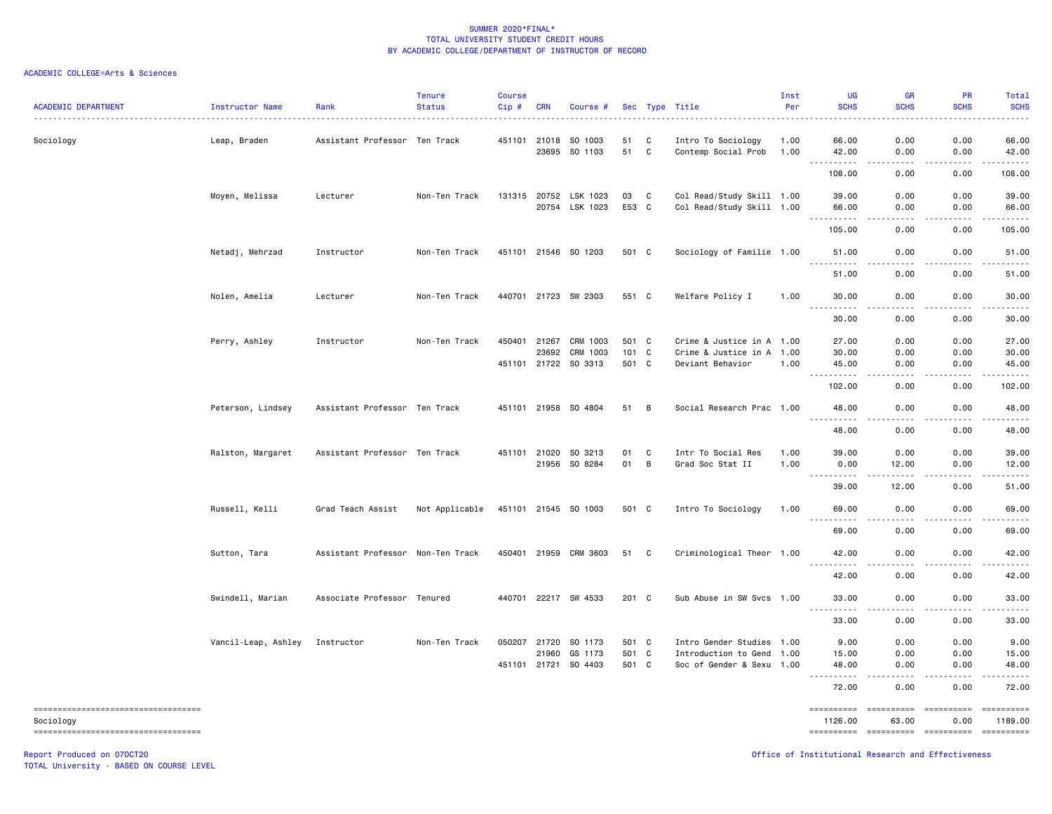SUMMER 2020*FINAL*
TOTAL UNIVERSITY STUDENT CREDIT HOURS
BY ACADEMIC COLLEGE/DEPARTMENT OF INSTRUCTOR OF RECORD

ACADEMIC COLLEGE=Arts & Sciences

| ACADEMIC DEPARTMENT | Instructor Name | Rank | Tenure Status | Course Cip # | CRN | Course # | Sec | Type | Title | Inst Per | UG SCHS | GR SCHS | PR SCHS | Total SCHS |
|---|---|---|---|---|---|---|---|---|---|---|---|---|---|---|
| Sociology | Leap, Braden | Assistant Professor | Ten Track | 451101 | 21018 | SO 1003 | 51 | C | Intro To Sociology | 1.00 | 66.00 | 0.00 | 0.00 | 66.00 |
| | | | | | 23695 | SO 1103 | 51 | C | Contemp Social Prob | 1.00 | 42.00 | 0.00 | 0.00 | 42.00 |
| | | | | | | | | | | | 108.00 | 0.00 | 0.00 | 108.00 |
| | Moyen, Melissa | Lecturer | Non-Ten Track | 131315 | 20752 | LSK 1023 | 03 | C | Col Read/Study Skill | 1.00 | 39.00 | 0.00 | 0.00 | 39.00 |
| | | | | | 20754 | LSK 1023 | E53 | C | Col Read/Study Skill | 1.00 | 66.00 | 0.00 | 0.00 | 66.00 |
| | | | | | | | | | | | 105.00 | 0.00 | 0.00 | 105.00 |
| | Netadj, Mehrzad | Instructor | Non-Ten Track | 451101 | 21546 | SO 1203 | 501 | C | Sociology of Familie | 1.00 | 51.00 | 0.00 | 0.00 | 51.00 |
| | | | | | | | | | | | 51.00 | 0.00 | 0.00 | 51.00 |
| | Nolen, Amelia | Lecturer | Non-Ten Track | 440701 | 21723 | SW 2303 | 551 | C | Welfare Policy I | 1.00 | 30.00 | 0.00 | 0.00 | 30.00 |
| | | | | | | | | | | | 30.00 | 0.00 | 0.00 | 30.00 |
| | Perry, Ashley | Instructor | Non-Ten Track | 450401 | 21267 | CRM 1003 | 501 | C | Crime & Justice in A | 1.00 | 27.00 | 0.00 | 0.00 | 27.00 |
| | | | | | 23692 | CRM 1003 | 101 | C | Crime & Justice in A | 1.00 | 30.00 | 0.00 | 0.00 | 30.00 |
| | | | | 451101 | 21722 | SO 3313 | 501 | C | Deviant Behavior | 1.00 | 45.00 | 0.00 | 0.00 | 45.00 |
| | | | | | | | | | | | 102.00 | 0.00 | 0.00 | 102.00 |
| | Peterson, Lindsey | Assistant Professor | Ten Track | 451101 | 21958 | SO 4804 | 51 | B | Social Research Prac | 1.00 | 48.00 | 0.00 | 0.00 | 48.00 |
| | | | | | | | | | | | 48.00 | 0.00 | 0.00 | 48.00 |
| | Ralston, Margaret | Assistant Professor | Ten Track | 451101 | 21020 | SO 3213 | 01 | C | Intr To Social Res | 1.00 | 39.00 | 0.00 | 0.00 | 39.00 |
| | | | | | 21956 | SO 8284 | 01 | B | Grad Soc Stat II | 1.00 | 0.00 | 12.00 | 0.00 | 12.00 |
| | | | | | | | | | | | 39.00 | 12.00 | 0.00 | 51.00 |
| | Russell, Kelli | Grad Teach Assist | Not Applicable | 451101 | 21545 | SO 1003 | 501 | C | Intro To Sociology | 1.00 | 69.00 | 0.00 | 0.00 | 69.00 |
| | | | | | | | | | | | 69.00 | 0.00 | 0.00 | 69.00 |
| | Sutton, Tara | Assistant Professor | Non-Ten Track | 450401 | 21959 | CRM 3603 | 51 | C | Criminological Theor | 1.00 | 42.00 | 0.00 | 0.00 | 42.00 |
| | | | | | | | | | | | 42.00 | 0.00 | 0.00 | 42.00 |
| | Swindell, Marian | Associate Professor | Tenured | 440701 | 22217 | SW 4533 | 201 | C | Sub Abuse in SW Svcs | 1.00 | 33.00 | 0.00 | 0.00 | 33.00 |
| | | | | | | | | | | | 33.00 | 0.00 | 0.00 | 33.00 |
| | Vancil-Leap, Ashley | Instructor | Non-Ten Track | 050207 | 21720 | SO 1173 | 501 | C | Intro Gender Studies | 1.00 | 9.00 | 0.00 | 0.00 | 9.00 |
| | | | | | 21960 | GS 1173 | 501 | C | Introduction to Gend | 1.00 | 15.00 | 0.00 | 0.00 | 15.00 |
| | | | | 451101 | 21721 | SO 4403 | 501 | C | Soc of Gender & Sexu | 1.00 | 48.00 | 0.00 | 0.00 | 48.00 |
| | | | | | | | | | | | 72.00 | 0.00 | 0.00 | 72.00 |
| Sociology | | | | | | | | | | | 1126.00 | 63.00 | 0.00 | 1189.00 |

Report Produced on 07OCT20
TOTAL University - BASED ON COURSE LEVEL

Office of Institutional Research and Effectiveness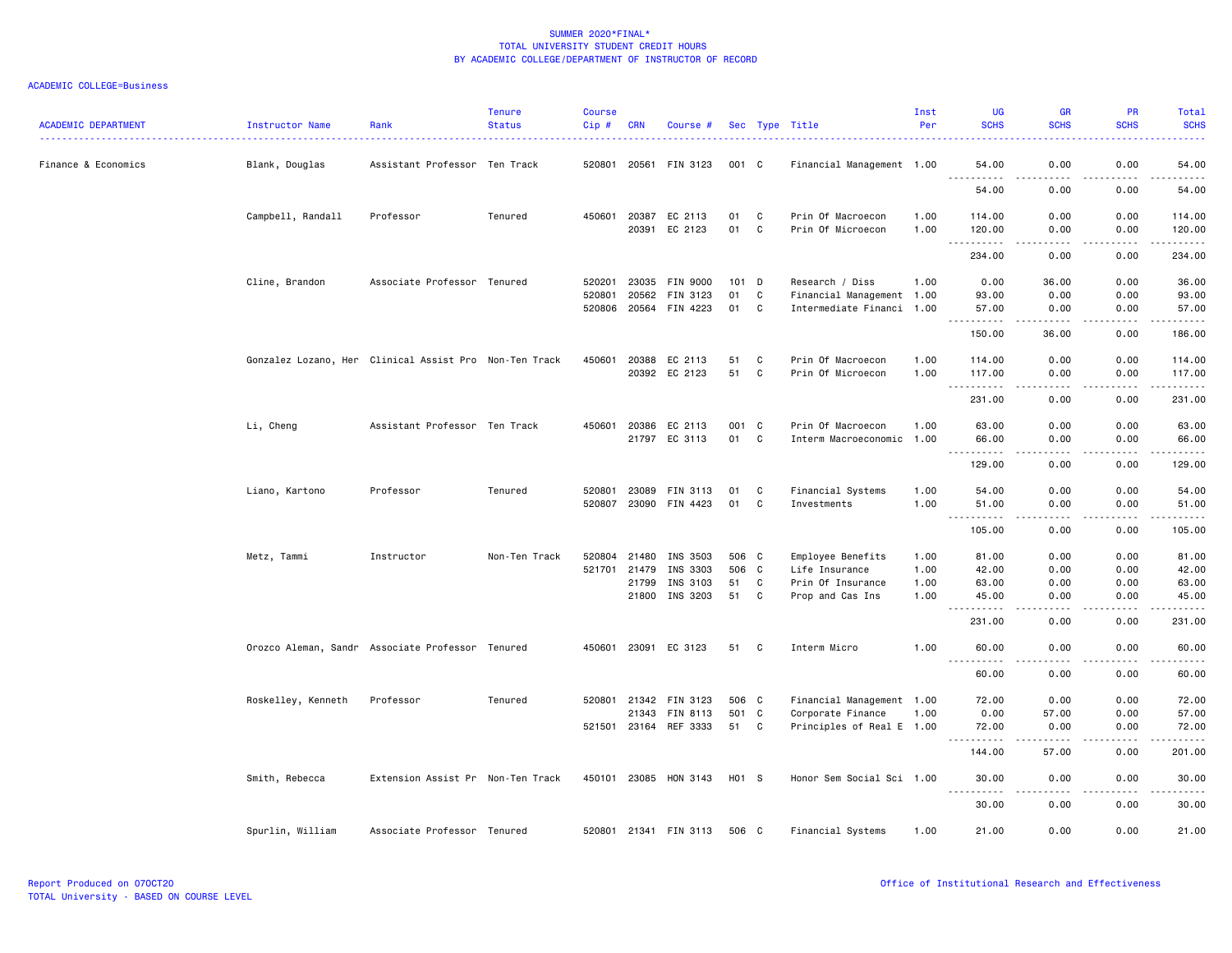SUMMER 2020*FINAL*
TOTAL UNIVERSITY STUDENT CREDIT HOURS
BY ACADEMIC COLLEGE/DEPARTMENT OF INSTRUCTOR OF RECORD

ACADEMIC COLLEGE=Business

| ACADEMIC DEPARTMENT | Instructor Name | Rank | Tenure Status | Course Cip # | CRN | Course # | Sec | Type | Title | Inst Per | UG SCHS | GR SCHS | PR SCHS | Total SCHS |
|---|---|---|---|---|---|---|---|---|---|---|---|---|---|---|
| Finance & Economics | Blank, Douglas | Assistant Professor | Ten Track | 520801 | 20561 | FIN 3123 | 001 | C | Financial Management | 1.00 | 54.00 | 0.00 | 0.00 | 54.00 |
| | | | | | | | | | | | 54.00 | 0.00 | 0.00 | 54.00 |
| | Campbell, Randall | Professor | Tenured | 450601 | 20387 | EC 2113 | 01 | C | Prin Of Macroecon | 1.00 | 114.00 | 0.00 | 0.00 | 114.00 |
| | | | | | 20391 | EC 2123 | 01 | C | Prin Of Microecon | 1.00 | 120.00 | 0.00 | 0.00 | 120.00 |
| | | | | | | | | | | | 234.00 | 0.00 | 0.00 | 234.00 |
| | Cline, Brandon | Associate Professor | Tenured | 520201 | 23035 | FIN 9000 | 101 | D | Research / Diss | 1.00 | 0.00 | 36.00 | 0.00 | 36.00 |
| | | | | 520801 | 20562 | FIN 3123 | 01 | C | Financial Management | 1.00 | 93.00 | 0.00 | 0.00 | 93.00 |
| | | | | 520806 | 20564 | FIN 4223 | 01 | C | Intermediate Financi | 1.00 | 57.00 | 0.00 | 0.00 | 57.00 |
| | | | | | | | | | | | 150.00 | 36.00 | 0.00 | 186.00 |
| | Gonzalez Lozano, Her | Clinical Assist Pro | Non-Ten Track | 450601 | 20388 | EC 2113 | 51 | C | Prin Of Macroecon | 1.00 | 114.00 | 0.00 | 0.00 | 114.00 |
| | | | | | 20392 | EC 2123 | 51 | C | Prin Of Microecon | 1.00 | 117.00 | 0.00 | 0.00 | 117.00 |
| | | | | | | | | | | | 231.00 | 0.00 | 0.00 | 231.00 |
| | Li, Cheng | Assistant Professor | Ten Track | 450601 | 20386 | EC 2113 | 001 | C | Prin Of Macroecon | 1.00 | 63.00 | 0.00 | 0.00 | 63.00 |
| | | | | | 21797 | EC 3113 | 01 | C | Interm Macroeconomic | 1.00 | 66.00 | 0.00 | 0.00 | 66.00 |
| | | | | | | | | | | | 129.00 | 0.00 | 0.00 | 129.00 |
| | Liano, Kartono | Professor | Tenured | 520801 | 23089 | FIN 3113 | 01 | C | Financial Systems | 1.00 | 54.00 | 0.00 | 0.00 | 54.00 |
| | | | | 520807 | 23090 | FIN 4423 | 01 | C | Investments | 1.00 | 51.00 | 0.00 | 0.00 | 51.00 |
| | | | | | | | | | | | 105.00 | 0.00 | 0.00 | 105.00 |
| | Metz, Tammi | Instructor | Non-Ten Track | 520804 | 21480 | INS 3503 | 506 | C | Employee Benefits | 1.00 | 81.00 | 0.00 | 0.00 | 81.00 |
| | | | | 521701 | 21479 | INS 3303 | 506 | C | Life Insurance | 1.00 | 42.00 | 0.00 | 0.00 | 42.00 |
| | | | | | 21799 | INS 3103 | 51 | C | Prin Of Insurance | 1.00 | 63.00 | 0.00 | 0.00 | 63.00 |
| | | | | | 21800 | INS 3203 | 51 | C | Prop and Cas Ins | 1.00 | 45.00 | 0.00 | 0.00 | 45.00 |
| | | | | | | | | | | | 231.00 | 0.00 | 0.00 | 231.00 |
| | Orozco Aleman, Sandr | Associate Professor | Tenured | 450601 | 23091 | EC 3123 | 51 | C | Interm Micro | 1.00 | 60.00 | 0.00 | 0.00 | 60.00 |
| | | | | | | | | | | | 60.00 | 0.00 | 0.00 | 60.00 |
| | Roskelley, Kenneth | Professor | Tenured | 520801 | 21342 | FIN 3123 | 506 | C | Financial Management | 1.00 | 72.00 | 0.00 | 0.00 | 72.00 |
| | | | | | 21343 | FIN 8113 | 501 | C | Corporate Finance | 1.00 | 0.00 | 57.00 | 0.00 | 57.00 |
| | | | | 521501 | 23164 | REF 3333 | 51 | C | Principles of Real E | 1.00 | 72.00 | 0.00 | 0.00 | 72.00 |
| | | | | | | | | | | | 144.00 | 57.00 | 0.00 | 201.00 |
| | Smith, Rebecca | Extension Assist Pr | Non-Ten Track | 450101 | 23085 | HON 3143 | H01 | S | Honor Sem Social Sci | 1.00 | 30.00 | 0.00 | 0.00 | 30.00 |
| | | | | | | | | | | | 30.00 | 0.00 | 0.00 | 30.00 |
| | Spurlin, William | Associate Professor | Tenured | 520801 | 21341 | FIN 3113 | 506 | C | Financial Systems | 1.00 | 21.00 | 0.00 | 0.00 | 21.00 |

Report Produced on 07OCT20
TOTAL University - BASED ON COURSE LEVEL
Office of Institutional Research and Effectiveness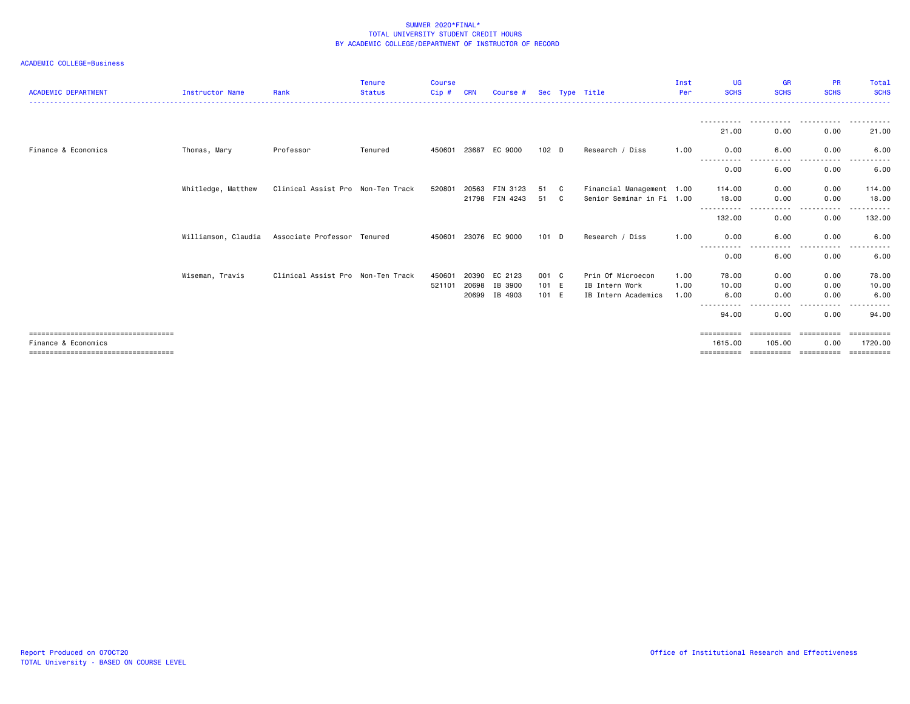# SUMMER 2020*FINAL*
## TOTAL UNIVERSITY STUDENT CREDIT HOURS
## BY ACADEMIC COLLEGE/DEPARTMENT OF INSTRUCTOR OF RECORD

ACADEMIC COLLEGE=Business

| ACADEMIC DEPARTMENT | Instructor Name | Rank | Tenure Status | Course Cip # | CRN | Course # | Sec | Type | Title | Inst Per | UG SCHS | GR SCHS | PR SCHS | Total SCHS |
|---|---|---|---|---|---|---|---|---|---|---|---|---|---|---|
| | | | | | | | | | | | 21.00 | 0.00 | 0.00 | 21.00 |
| Finance & Economics | Thomas, Mary | Professor | Tenured | 450601 | 23687 | EC 9000 | 102 | D | Research / Diss | 1.00 | 0.00 | 6.00 | 0.00 | 6.00 |
| | | | | | | | | | | | 0.00 | 6.00 | 0.00 | 6.00 |
| | Whitledge, Matthew | Clinical Assist Pro | Non-Ten Track | 520801 | 20563 | FIN 3123 | 51 | C | Financial Management | 1.00 | 114.00 | 0.00 | 0.00 | 114.00 |
| | | | | | 21798 | FIN 4243 | 51 | C | Senior Seminar in Fi | 1.00 | 18.00 | 0.00 | 0.00 | 18.00 |
| | | | | | | | | | | | 132.00 | 0.00 | 0.00 | 132.00 |
| | Williamson, Claudia | Associate Professor | Tenured | 450601 | 23076 | EC 9000 | 101 | D | Research / Diss | 1.00 | 0.00 | 6.00 | 0.00 | 6.00 |
| | | | | | | | | | | | 0.00 | 6.00 | 0.00 | 6.00 |
| | Wiseman, Travis | Clinical Assist Pro | Non-Ten Track | 450601 | 20390 | EC 2123 | 001 | C | Prin Of Microecon | 1.00 | 78.00 | 0.00 | 0.00 | 78.00 |
| | | | | 521101 | 20698 | IB 3900 | 101 | E | IB Intern Work | 1.00 | 10.00 | 0.00 | 0.00 | 10.00 |
| | | | | | 20699 | IB 4903 | 101 | E | IB Intern Academics | 1.00 | 6.00 | 0.00 | 0.00 | 6.00 |
| | | | | | | | | | | | 94.00 | 0.00 | 0.00 | 94.00 |
| Finance & Economics | | | | | | | | | | | 1615.00 | 105.00 | 0.00 | 1720.00 |

Report Produced on 07OCT20
TOTAL University - BASED ON COURSE LEVEL

Office of Institutional Research and Effectiveness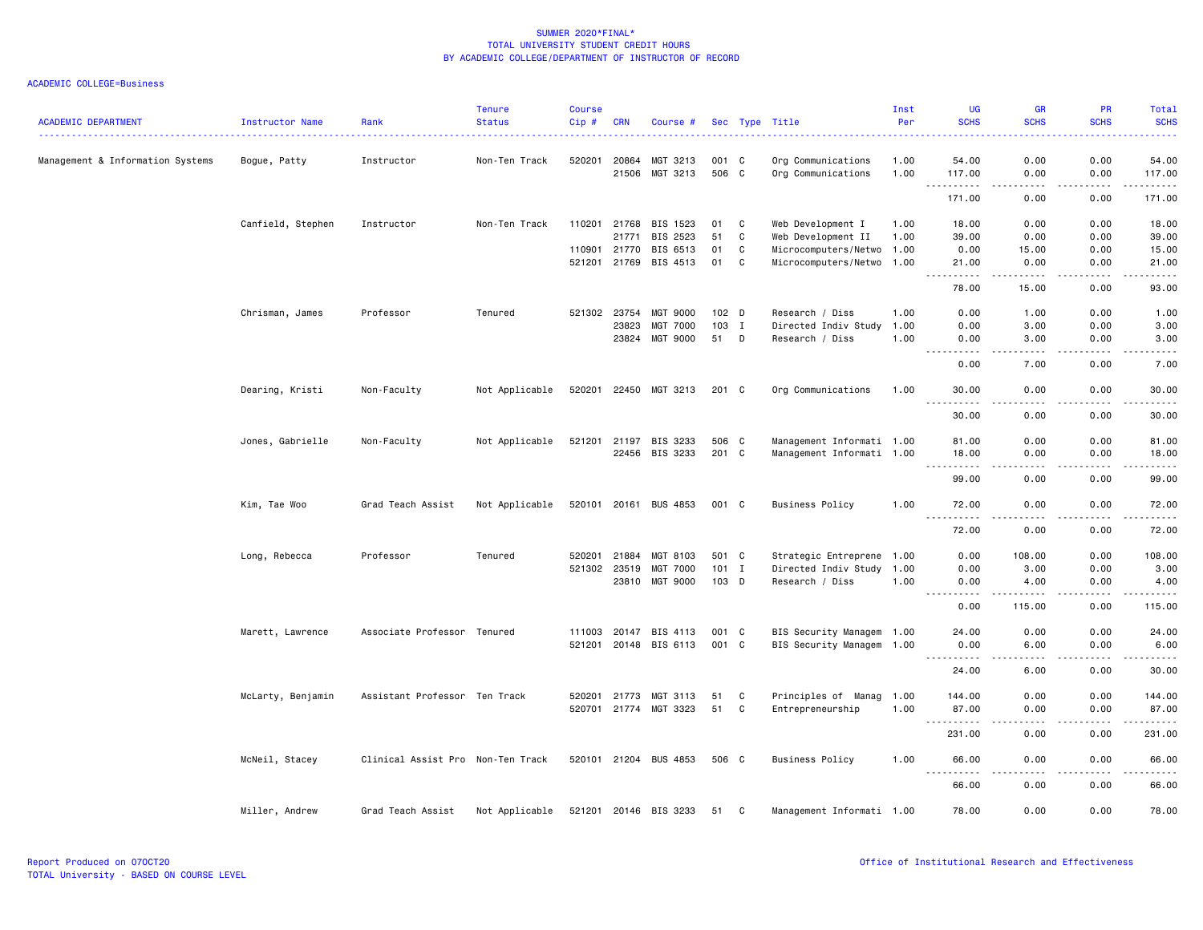SUMMER 2020*FINAL*
TOTAL UNIVERSITY STUDENT CREDIT HOURS
BY ACADEMIC COLLEGE/DEPARTMENT OF INSTRUCTOR OF RECORD

ACADEMIC COLLEGE=Business

| ACADEMIC DEPARTMENT | Instructor Name | Rank | Tenure Status | Course Cip # | CRN | Course # | Sec | Type | Title | Inst Per | UG SCHS | GR SCHS | PR SCHS | Total SCHS |
|---|---|---|---|---|---|---|---|---|---|---|---|---|---|---|
| Management & Information Systems | Bogue, Patty | Instructor | Non-Ten Track | 520201 | 20864 | MGT 3213 | 001 | C | Org Communications | 1.00 | 54.00 | 0.00 | 0.00 | 54.00 |
| | | | | | 21506 | MGT 3213 | 506 | C | Org Communications | 1.00 | 117.00 | 0.00 | 0.00 | 117.00 |
| | | | | | | | | | | | 171.00 | 0.00 | 0.00 | 171.00 |
| | Canfield, Stephen | Instructor | Non-Ten Track | 110201 | 21768 | BIS 1523 | 01 | C | Web Development I | 1.00 | 18.00 | 0.00 | 0.00 | 18.00 |
| | | | | | 21771 | BIS 2523 | 51 | C | Web Development II | 1.00 | 39.00 | 0.00 | 0.00 | 39.00 |
| | | | | 110901 | 21770 | BIS 6513 | 01 | C | Microcomputers/Netwo | 1.00 | 0.00 | 15.00 | 0.00 | 15.00 |
| | | | | 521201 | 21769 | BIS 4513 | 01 | C | Microcomputers/Netwo | 1.00 | 21.00 | 0.00 | 0.00 | 21.00 |
| | | | | | | | | | | | 78.00 | 15.00 | 0.00 | 93.00 |
| | Chrisman, James | Professor | Tenured | 521302 | 23754 | MGT 9000 | 102 | D | Research / Diss | 1.00 | 0.00 | 1.00 | 0.00 | 1.00 |
| | | | | | 23823 | MGT 7000 | 103 | I | Directed Indiv Study | 1.00 | 0.00 | 3.00 | 0.00 | 3.00 |
| | | | | | 23824 | MGT 9000 | 51 | D | Research / Diss | 1.00 | 0.00 | 3.00 | 0.00 | 3.00 |
| | | | | | | | | | | | 0.00 | 7.00 | 0.00 | 7.00 |
| | Dearing, Kristi | Non-Faculty | Not Applicable | 520201 | 22450 | MGT 3213 | 201 | C | Org Communications | 1.00 | 30.00 | 0.00 | 0.00 | 30.00 |
| | | | | | | | | | | | 30.00 | 0.00 | 0.00 | 30.00 |
| | Jones, Gabrielle | Non-Faculty | Not Applicable | 521201 | 21197 | BIS 3233 | 506 | C | Management Informati | 1.00 | 81.00 | 0.00 | 0.00 | 81.00 |
| | | | | | 22456 | BIS 3233 | 201 | C | Management Informati | 1.00 | 18.00 | 0.00 | 0.00 | 18.00 |
| | | | | | | | | | | | 99.00 | 0.00 | 0.00 | 99.00 |
| | Kim, Tae Woo | Grad Teach Assist | Not Applicable | 520101 | 20161 | BUS 4853 | 001 | C | Business Policy | 1.00 | 72.00 | 0.00 | 0.00 | 72.00 |
| | | | | | | | | | | | 72.00 | 0.00 | 0.00 | 72.00 |
| | Long, Rebecca | Professor | Tenured | 520201 | 21884 | MGT 8103 | 501 | C | Strategic Entreprene | 1.00 | 0.00 | 108.00 | 0.00 | 108.00 |
| | | | | 521302 | 23519 | MGT 7000 | 101 | I | Directed Indiv Study | 1.00 | 0.00 | 3.00 | 0.00 | 3.00 |
| | | | | | 23810 | MGT 9000 | 103 | D | Research / Diss | 1.00 | 0.00 | 4.00 | 0.00 | 4.00 |
| | | | | | | | | | | | 0.00 | 115.00 | 0.00 | 115.00 |
| | Marett, Lawrence | Associate Professor | Tenured | 111003 | 20147 | BIS 4113 | 001 | C | BIS Security Managem | 1.00 | 24.00 | 0.00 | 0.00 | 24.00 |
| | | | | 521201 | 20148 | BIS 6113 | 001 | C | BIS Security Managem | 1.00 | 0.00 | 6.00 | 0.00 | 6.00 |
| | | | | | | | | | | | 24.00 | 6.00 | 0.00 | 30.00 |
| | McLarty, Benjamin | Assistant Professor | Ten Track | 520201 | 21773 | MGT 3113 | 51 | C | Principles of Manag | 1.00 | 144.00 | 0.00 | 0.00 | 144.00 |
| | | | | 520701 | 21774 | MGT 3323 | 51 | C | Entrepreneurship | 1.00 | 87.00 | 0.00 | 0.00 | 87.00 |
| | | | | | | | | | | | 231.00 | 0.00 | 0.00 | 231.00 |
| | McNeil, Stacey | Clinical Assist Pro | Non-Ten Track | 520101 | 21204 | BUS 4853 | 506 | C | Business Policy | 1.00 | 66.00 | 0.00 | 0.00 | 66.00 |
| | | | | | | | | | | | 66.00 | 0.00 | 0.00 | 66.00 |
| | Miller, Andrew | Grad Teach Assist | Not Applicable | 521201 | 20146 | BIS 3233 | 51 | C | Management Informati | 1.00 | 78.00 | 0.00 | 0.00 | 78.00 |

Report Produced on 07OCT20
TOTAL University - BASED ON COURSE LEVEL

Office of Institutional Research and Effectiveness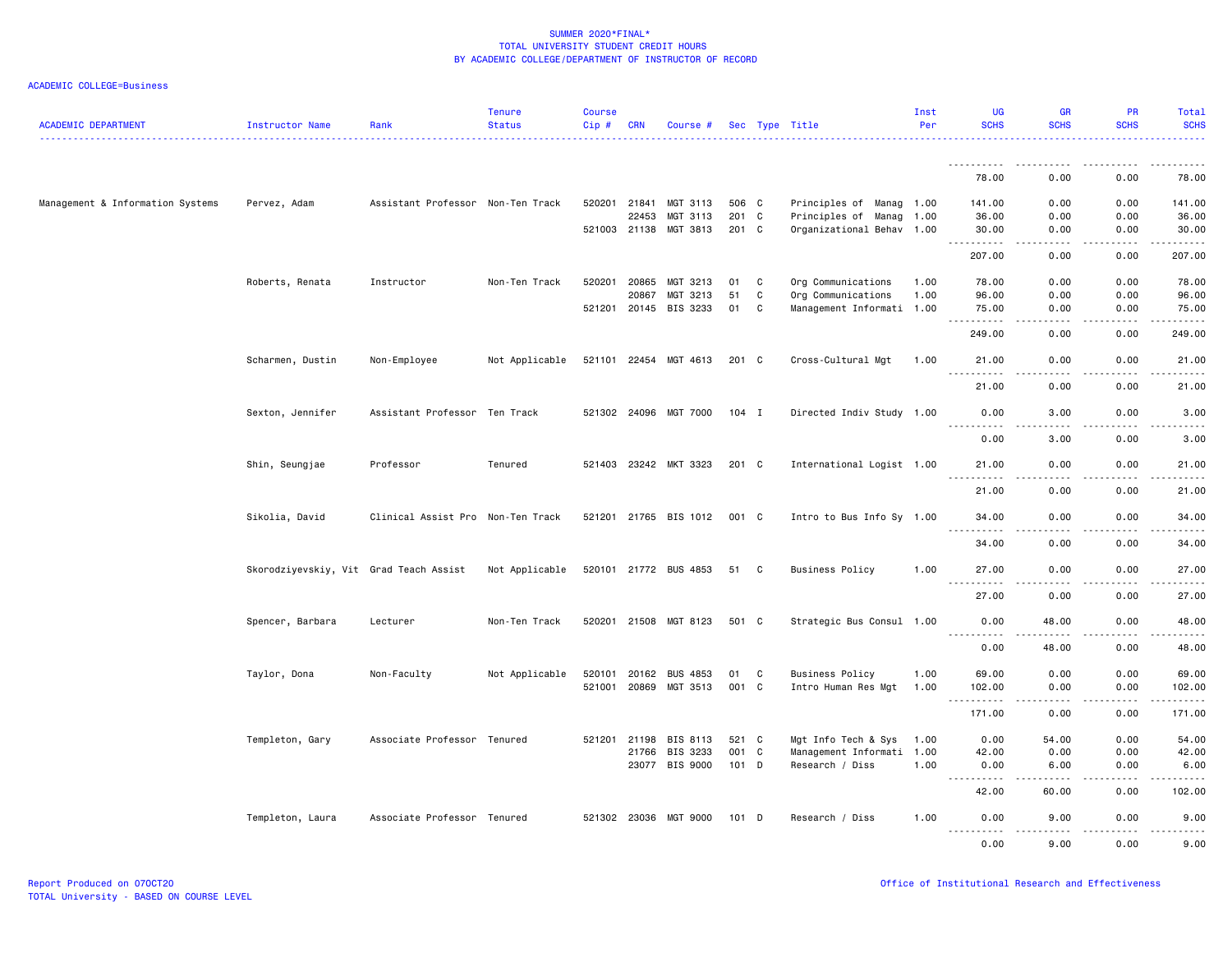# SUMMER 2020*FINAL*
## TOTAL UNIVERSITY STUDENT CREDIT HOURS
### BY ACADEMIC COLLEGE/DEPARTMENT OF INSTRUCTOR OF RECORD

ACADEMIC COLLEGE=Business

| ACADEMIC DEPARTMENT | Instructor Name | Rank | Tenure Status | Course Cip # | CRN | Course # | Sec | Type | Title | Inst Per | UG SCHS | GR SCHS | PR SCHS | Total SCHS |
|---|---|---|---|---|---|---|---|---|---|---|---|---|---|---|
| | | | | | | | | | | | 78.00 | 0.00 | 0.00 | 78.00 |
| Management & Information Systems | Pervez, Adam | Assistant Professor | Non-Ten Track | 520201 | 21841 | MGT 3113 | 506 | C | Principles of Manag | 1.00 | 141.00 | 0.00 | 0.00 | 141.00 |
| | | | | | 22453 | MGT 3113 | 201 | C | Principles of Manag | 1.00 | 36.00 | 0.00 | 0.00 | 36.00 |
| | | | | 521003 | 21138 | MGT 3813 | 201 | C | Organizational Behav | 1.00 | 30.00 | 0.00 | 0.00 | 30.00 |
| | | | | | | | | | | | 207.00 | 0.00 | 0.00 | 207.00 |
| | Roberts, Renata | Instructor | Non-Ten Track | 520201 | 20865 | MGT 3213 | 01 | C | Org Communications | 1.00 | 78.00 | 0.00 | 0.00 | 78.00 |
| | | | | | 20867 | MGT 3213 | 51 | C | Org Communications | 1.00 | 96.00 | 0.00 | 0.00 | 96.00 |
| | | | | 521201 | 20145 | BIS 3233 | 01 | C | Management Informati | 1.00 | 75.00 | 0.00 | 0.00 | 75.00 |
| | | | | | | | | | | | 249.00 | 0.00 | 0.00 | 249.00 |
| | Scharmen, Dustin | Non-Employee | Not Applicable | 521101 | 22454 | MGT 4613 | 201 | C | Cross-Cultural Mgt | 1.00 | 21.00 | 0.00 | 0.00 | 21.00 |
| | | | | | | | | | | | 21.00 | 0.00 | 0.00 | 21.00 |
| | Sexton, Jennifer | Assistant Professor | Ten Track | 521302 | 24096 | MGT 7000 | 104 | I | Directed Indiv Study | 1.00 | 0.00 | 3.00 | 0.00 | 3.00 |
| | | | | | | | | | | | 0.00 | 3.00 | 0.00 | 3.00 |
| | Shin, Seungjae | Professor | Tenured | 521403 | 23242 | MKT 3323 | 201 | C | International Logist | 1.00 | 21.00 | 0.00 | 0.00 | 21.00 |
| | | | | | | | | | | | 21.00 | 0.00 | 0.00 | 21.00 |
| | Sikolia, David | Clinical Assist Pro | Non-Ten Track | 521201 | 21765 | BIS 1012 | 001 | C | Intro to Bus Info Sy | 1.00 | 34.00 | 0.00 | 0.00 | 34.00 |
| | | | | | | | | | | | 34.00 | 0.00 | 0.00 | 34.00 |
| | Skorodziyevskiy, Vit | Grad Teach Assist | Not Applicable | 520101 | 21772 | BUS 4853 | 51 | C | Business Policy | 1.00 | 27.00 | 0.00 | 0.00 | 27.00 |
| | | | | | | | | | | | 27.00 | 0.00 | 0.00 | 27.00 |
| | Spencer, Barbara | Lecturer | Non-Ten Track | 520201 | 21508 | MGT 8123 | 501 | C | Strategic Bus Consul | 1.00 | 0.00 | 48.00 | 0.00 | 48.00 |
| | | | | | | | | | | | 0.00 | 48.00 | 0.00 | 48.00 |
| | Taylor, Dona | Non-Faculty | Not Applicable | 520101 | 20162 | BUS 4853 | 01 | C | Business Policy | 1.00 | 69.00 | 0.00 | 0.00 | 69.00 |
| | | | | 521001 | 20869 | MGT 3513 | 001 | C | Intro Human Res Mgt | 1.00 | 102.00 | 0.00 | 0.00 | 102.00 |
| | | | | | | | | | | | 171.00 | 0.00 | 0.00 | 171.00 |
| | Templeton, Gary | Associate Professor | Tenured | 521201 | 21198 | BIS 8113 | 521 | C | Mgt Info Tech & Sys | 1.00 | 0.00 | 54.00 | 0.00 | 54.00 |
| | | | | | 21766 | BIS 3233 | 001 | C | Management Informati | 1.00 | 42.00 | 0.00 | 0.00 | 42.00 |
| | | | | | 23077 | BIS 9000 | 101 | D | Research / Diss | 1.00 | 0.00 | 6.00 | 0.00 | 6.00 |
| | | | | | | | | | | | 42.00 | 60.00 | 0.00 | 102.00 |
| | Templeton, Laura | Associate Professor | Tenured | 521302 | 23036 | MGT 9000 | 101 | D | Research / Diss | 1.00 | 0.00 | 9.00 | 0.00 | 9.00 |
| | | | | | | | | | | | 0.00 | 9.00 | 0.00 | 9.00 |

Report Produced on 07OCT20
TOTAL University - BASED ON COURSE LEVEL

Office of Institutional Research and Effectiveness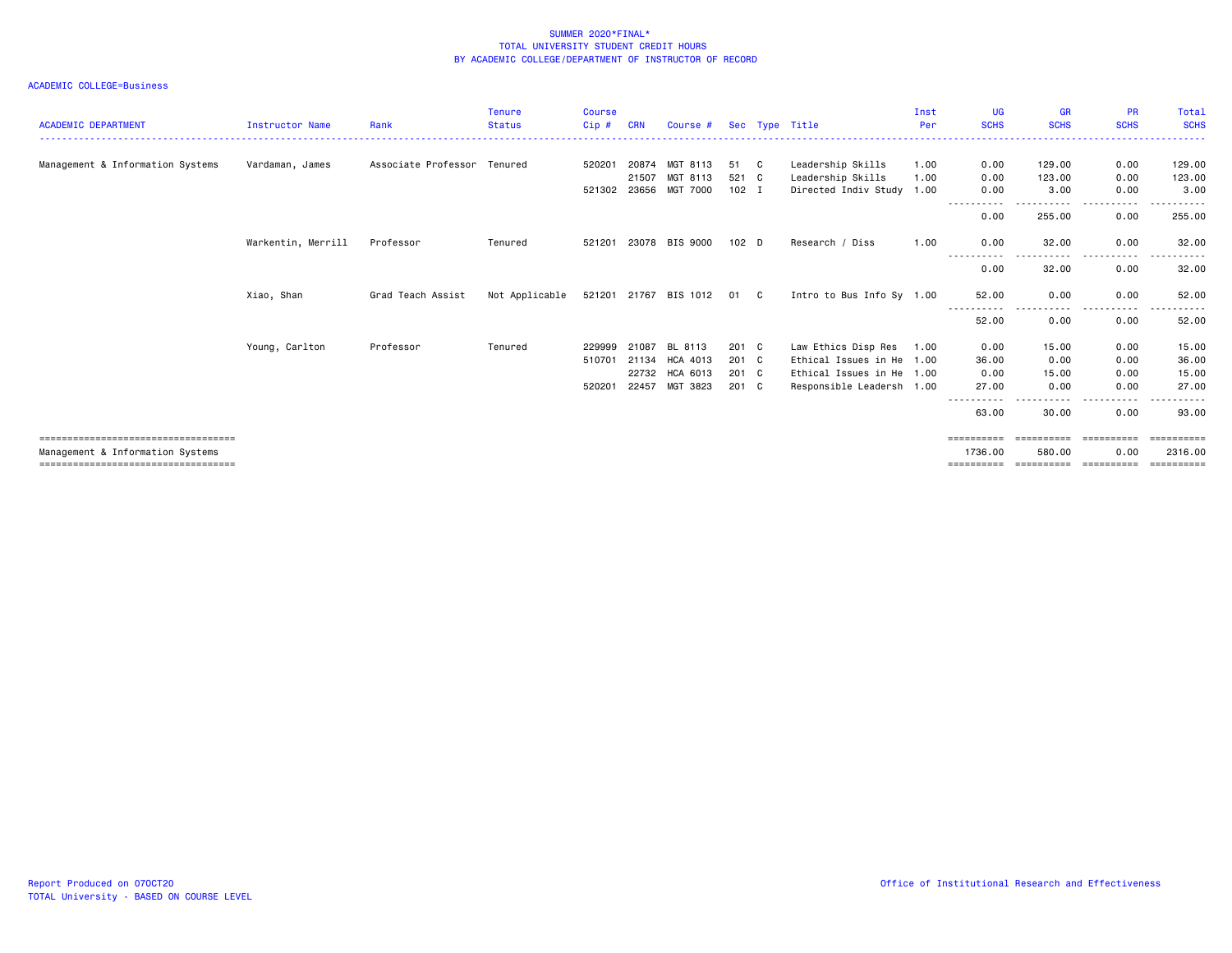# SUMMER 2020*FINAL*
## TOTAL UNIVERSITY STUDENT CREDIT HOURS
## BY ACADEMIC COLLEGE/DEPARTMENT OF INSTRUCTOR OF RECORD

ACADEMIC COLLEGE=Business

| ACADEMIC DEPARTMENT | Instructor Name | Rank | Tenure Status | Course Cip # | CRN | Course # | Sec | Type | Title | Inst Per | UG SCHS | GR SCHS | PR SCHS | Total SCHS |
|---|---|---|---|---|---|---|---|---|---|---|---|---|---|---|
| Management & Information Systems | Vardaman, James | Associate Professor | Tenured | 520201 | 20874 | MGT 8113 | 51 | C | Leadership Skills | 1.00 | 0.00 | 129.00 | 0.00 | 129.00 |
| | | | | | 21507 | MGT 8113 | 521 | C | Leadership Skills | 1.00 | 0.00 | 123.00 | 0.00 | 123.00 |
| | | | | 521302 | 23656 | MGT 7000 | 102 | I | Directed Indiv Study | 1.00 | 0.00 | 3.00 | 0.00 | 3.00 |
| | | | | | | | | | | | 0.00 | 255.00 | 0.00 | 255.00 |
| | Warkentin, Merrill | Professor | Tenured | 521201 | 23078 | BIS 9000 | 102 | D | Research / Diss | 1.00 | 0.00 | 32.00 | 0.00 | 32.00 |
| | | | | | | | | | | | 0.00 | 32.00 | 0.00 | 32.00 |
| | Xiao, Shan | Grad Teach Assist | Not Applicable | 521201 | 21767 | BIS 1012 | 01 | C | Intro to Bus Info Sy | 1.00 | 52.00 | 0.00 | 0.00 | 52.00 |
| | | | | | | | | | | | 52.00 | 0.00 | 0.00 | 52.00 |
| | Young, Carlton | Professor | Tenured | 229999 | 21087 | BL 8113 | 201 | C | Law Ethics Disp Res | 1.00 | 0.00 | 15.00 | 0.00 | 15.00 |
| | | | | 510701 | 21134 | HCA 4013 | 201 | C | Ethical Issues in He | 1.00 | 36.00 | 0.00 | 0.00 | 36.00 |
| | | | | | 22732 | HCA 6013 | 201 | C | Ethical Issues in He | 1.00 | 0.00 | 15.00 | 0.00 | 15.00 |
| | | | | 520201 | 22457 | MGT 3823 | 201 | C | Responsible Leadersh | 1.00 | 27.00 | 0.00 | 0.00 | 27.00 |
| | | | | | | | | | | | 63.00 | 30.00 | 0.00 | 93.00 |
| Management & Information Systems | | | | | | | | | | | 1736.00 | 580.00 | 0.00 | 2316.00 |

Report Produced on 07OCT20
TOTAL University - BASED ON COURSE LEVEL

Office of Institutional Research and Effectiveness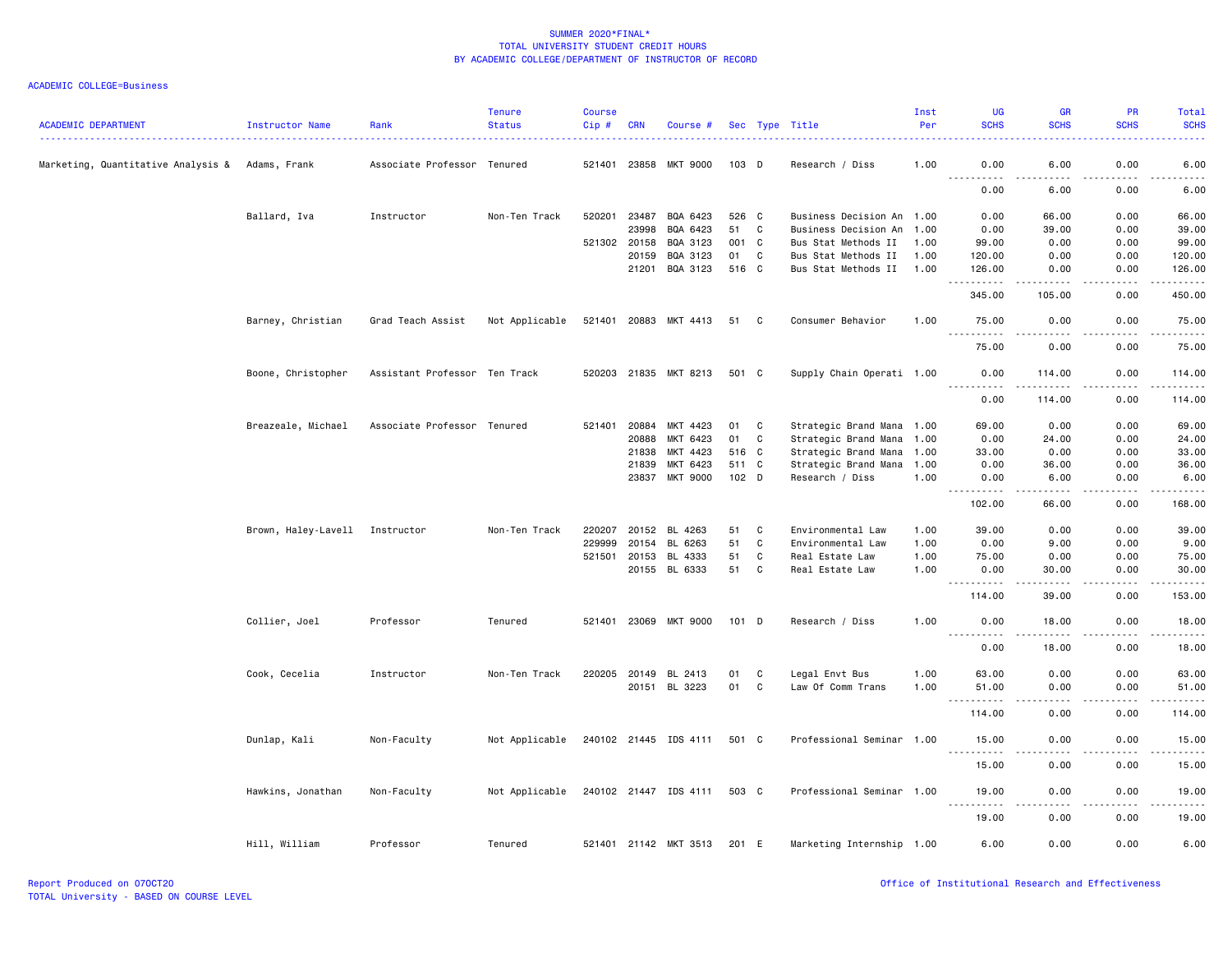# SUMMER 2020*FINAL*
# TOTAL UNIVERSITY STUDENT CREDIT HOURS
# BY ACADEMIC COLLEGE/DEPARTMENT OF INSTRUCTOR OF RECORD

ACADEMIC COLLEGE=Business

| ACADEMIC DEPARTMENT | Instructor Name | Rank | Tenure Status | Course Cip # | CRN | Course # | Sec | Type | Title | Inst Per | UG SCHS | GR SCHS | PR SCHS | Total SCHS |
|---|---|---|---|---|---|---|---|---|---|---|---|---|---|---|
| Marketing, Quantitative Analysis & | Adams, Frank | Associate Professor | Tenured | 521401 | 23858 | MKT 9000 | 103 | D | Research / Diss | 1.00 | 0.00 | 6.00 | 0.00 | 6.00 |
| | | | | | | | | | | | 0.00 | 6.00 | 0.00 | 6.00 |
| | Ballard, Iva | Instructor | Non-Ten Track | 520201 | 23487 | BQA 6423 | 526 | C | Business Decision An | 1.00 | 0.00 | 66.00 | 0.00 | 66.00 |
| | | | | | 23998 | BQA 6423 | 51 | C | Business Decision An | 1.00 | 0.00 | 39.00 | 0.00 | 39.00 |
| | | | | 521302 | 20158 | BQA 3123 | 001 | C | Bus Stat Methods II | 1.00 | 99.00 | 0.00 | 0.00 | 99.00 |
| | | | | | 20159 | BQA 3123 | 01 | C | Bus Stat Methods II | 1.00 | 120.00 | 0.00 | 0.00 | 120.00 |
| | | | | | 21201 | BQA 3123 | 516 | C | Bus Stat Methods II | 1.00 | 126.00 | 0.00 | 0.00 | 126.00 |
| | | | | | | | | | | | 345.00 | 105.00 | 0.00 | 450.00 |
| | Barney, Christian | Grad Teach Assist | Not Applicable | 521401 | 20883 | MKT 4413 | 51 | C | Consumer Behavior | 1.00 | 75.00 | 0.00 | 0.00 | 75.00 |
| | | | | | | | | | | | 75.00 | 0.00 | 0.00 | 75.00 |
| | Boone, Christopher | Assistant Professor | Ten Track | 520203 | 21835 | MKT 8213 | 501 | C | Supply Chain Operati | 1.00 | 0.00 | 114.00 | 0.00 | 114.00 |
| | | | | | | | | | | | 0.00 | 114.00 | 0.00 | 114.00 |
| | Breazeale, Michael | Associate Professor | Tenured | 521401 | 20884 | MKT 4423 | 01 | C | Strategic Brand Mana | 1.00 | 69.00 | 0.00 | 0.00 | 69.00 |
| | | | | | 20888 | MKT 6423 | 01 | C | Strategic Brand Mana | 1.00 | 0.00 | 24.00 | 0.00 | 24.00 |
| | | | | | 21838 | MKT 4423 | 516 | C | Strategic Brand Mana | 1.00 | 33.00 | 0.00 | 0.00 | 33.00 |
| | | | | | 21839 | MKT 6423 | 511 | C | Strategic Brand Mana | 1.00 | 0.00 | 36.00 | 0.00 | 36.00 |
| | | | | | 23837 | MKT 9000 | 102 | D | Research / Diss | 1.00 | 0.00 | 6.00 | 0.00 | 6.00 |
| | | | | | | | | | | | 102.00 | 66.00 | 0.00 | 168.00 |
| | Brown, Haley-Lavell | Instructor | Non-Ten Track | 220207 | 20152 | BL 4263 | 51 | C | Environmental Law | 1.00 | 39.00 | 0.00 | 0.00 | 39.00 |
| | | | | 229999 | 20154 | BL 6263 | 51 | C | Environmental Law | 1.00 | 0.00 | 9.00 | 0.00 | 9.00 |
| | | | | 521501 | 20153 | BL 4333 | 51 | C | Real Estate Law | 1.00 | 75.00 | 0.00 | 0.00 | 75.00 |
| | | | | | 20155 | BL 6333 | 51 | C | Real Estate Law | 1.00 | 0.00 | 30.00 | 0.00 | 30.00 |
| | | | | | | | | | | | 114.00 | 39.00 | 0.00 | 153.00 |
| | Collier, Joel | Professor | Tenured | 521401 | 23069 | MKT 9000 | 101 | D | Research / Diss | 1.00 | 0.00 | 18.00 | 0.00 | 18.00 |
| | | | | | | | | | | | 0.00 | 18.00 | 0.00 | 18.00 |
| | Cook, Cecelia | Instructor | Non-Ten Track | 220205 | 20149 | BL 2413 | 01 | C | Legal Envt Bus | 1.00 | 63.00 | 0.00 | 0.00 | 63.00 |
| | | | | | 20151 | BL 3223 | 01 | C | Law Of Comm Trans | 1.00 | 51.00 | 0.00 | 0.00 | 51.00 |
| | | | | | | | | | | | 114.00 | 0.00 | 0.00 | 114.00 |
| | Dunlap, Kali | Non-Faculty | Not Applicable | 240102 | 21445 | IDS 4111 | 501 | C | Professional Seminar | 1.00 | 15.00 | 0.00 | 0.00 | 15.00 |
| | | | | | | | | | | | 15.00 | 0.00 | 0.00 | 15.00 |
| | Hawkins, Jonathan | Non-Faculty | Not Applicable | 240102 | 21447 | IDS 4111 | 503 | C | Professional Seminar | 1.00 | 19.00 | 0.00 | 0.00 | 19.00 |
| | | | | | | | | | | | 19.00 | 0.00 | 0.00 | 19.00 |
| | Hill, William | Professor | Tenured | 521401 | 21142 | MKT 3513 | 201 | E | Marketing Internship | 1.00 | 6.00 | 0.00 | 0.00 | 6.00 |

Report Produced on 07OCT20
TOTAL University - BASED ON COURSE LEVEL

Office of Institutional Research and Effectiveness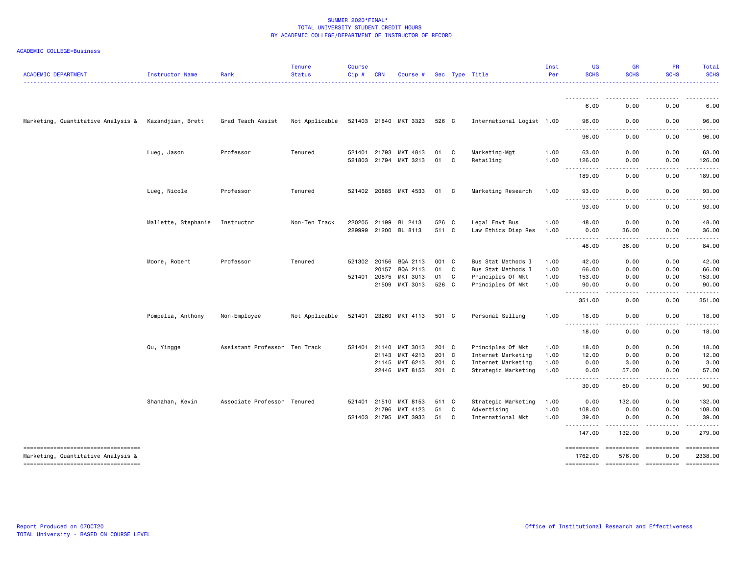SUMMER 2020*FINAL*
TOTAL UNIVERSITY STUDENT CREDIT HOURS
BY ACADEMIC COLLEGE/DEPARTMENT OF INSTRUCTOR OF RECORD

ACADEMIC COLLEGE=Business

| ACADEMIC DEPARTMENT | Instructor Name | Rank | Tenure Status | Course Cip # | CRN | Course # | Sec | Type | Title | Inst Per | UG SCHS | GR SCHS | PR SCHS | Total SCHS |
|---|---|---|---|---|---|---|---|---|---|---|---|---|---|---|
| | | | | | | | | | | | 6.00 | 0.00 | 0.00 | 6.00 |
| Marketing, Quantitative Analysis & | Kazandjian, Brett | Grad Teach Assist | Not Applicable | 521403 | 21840 | MKT 3323 | 526 | C | International Logist | 1.00 | 96.00 | 0.00 | 0.00 | 96.00 |
| | | | | | | | | | | | 96.00 | 0.00 | 0.00 | 96.00 |
| | Lueg, Jason | Professor | Tenured | 521401 | 21793 | MKT 4813 | 01 | C | Marketing-Mgt | 1.00 | 63.00 | 0.00 | 0.00 | 63.00 |
| | | | | 521803 | 21794 | MKT 3213 | 01 | C | Retailing | 1.00 | 126.00 | 0.00 | 0.00 | 126.00 |
| | | | | | | | | | | | 189.00 | 0.00 | 0.00 | 189.00 |
| | Lueg, Nicole | Professor | Tenured | 521402 | 20885 | MKT 4533 | 01 | C | Marketing Research | 1.00 | 93.00 | 0.00 | 0.00 | 93.00 |
| | | | | | | | | | | | 93.00 | 0.00 | 0.00 | 93.00 |
| | Mallette, Stephanie | Instructor | Non-Ten Track | 220205 | 21199 | BL 2413 | 526 | C | Legal Envt Bus | 1.00 | 48.00 | 0.00 | 0.00 | 48.00 |
| | | | | 229999 | 21200 | BL 8113 | 511 | C | Law Ethics Disp Res | 1.00 | 0.00 | 36.00 | 0.00 | 36.00 |
| | | | | | | | | | | | 48.00 | 36.00 | 0.00 | 84.00 |
| | Moore, Robert | Professor | Tenured | 521302 | 20156 | BQA 2113 | 001 | C | Bus Stat Methods I | 1.00 | 42.00 | 0.00 | 0.00 | 42.00 |
| | | | | | 20157 | BQA 2113 | 01 | C | Bus Stat Methods I | 1.00 | 66.00 | 0.00 | 0.00 | 66.00 |
| | | | | 521401 | 20875 | MKT 3013 | 01 | C | Principles Of Mkt | 1.00 | 153.00 | 0.00 | 0.00 | 153.00 |
| | | | | | 21509 | MKT 3013 | 526 | C | Principles Of Mkt | 1.00 | 90.00 | 0.00 | 0.00 | 90.00 |
| | | | | | | | | | | | 351.00 | 0.00 | 0.00 | 351.00 |
| | Pompelia, Anthony | Non-Employee | Not Applicable | 521401 | 23260 | MKT 4113 | 501 | C | Personal Selling | 1.00 | 18.00 | 0.00 | 0.00 | 18.00 |
| | | | | | | | | | | | 18.00 | 0.00 | 0.00 | 18.00 |
| | Qu, Yingge | Assistant Professor | Ten Track | 521401 | 21140 | MKT 3013 | 201 | C | Principles Of Mkt | 1.00 | 18.00 | 0.00 | 0.00 | 18.00 |
| | | | | | 21143 | MKT 4213 | 201 | C | Internet Marketing | 1.00 | 12.00 | 0.00 | 0.00 | 12.00 |
| | | | | | 21145 | MKT 6213 | 201 | C | Internet Marketing | 1.00 | 0.00 | 3.00 | 0.00 | 3.00 |
| | | | | | 22446 | MKT 8153 | 201 | C | Strategic Marketing | 1.00 | 0.00 | 57.00 | 0.00 | 57.00 |
| | | | | | | | | | | | 30.00 | 60.00 | 0.00 | 90.00 |
| | Shanahan, Kevin | Associate Professor | Tenured | 521401 | 21510 | MKT 8153 | 511 | C | Strategic Marketing | 1.00 | 0.00 | 132.00 | 0.00 | 132.00 |
| | | | | | 21796 | MKT 4123 | 51 | C | Advertising | 1.00 | 108.00 | 0.00 | 0.00 | 108.00 |
| | | | | 521403 | 21795 | MKT 3933 | 51 | C | International Mkt | 1.00 | 39.00 | 0.00 | 0.00 | 39.00 |
| | | | | | | | | | | | 147.00 | 132.00 | 0.00 | 279.00 |
| Marketing, Quantitative Analysis & | | | | | | | | | | | 1762.00 | 576.00 | 0.00 | 2338.00 |

Report Produced on 07OCT20
TOTAL University - BASED ON COURSE LEVEL

Office of Institutional Research and Effectiveness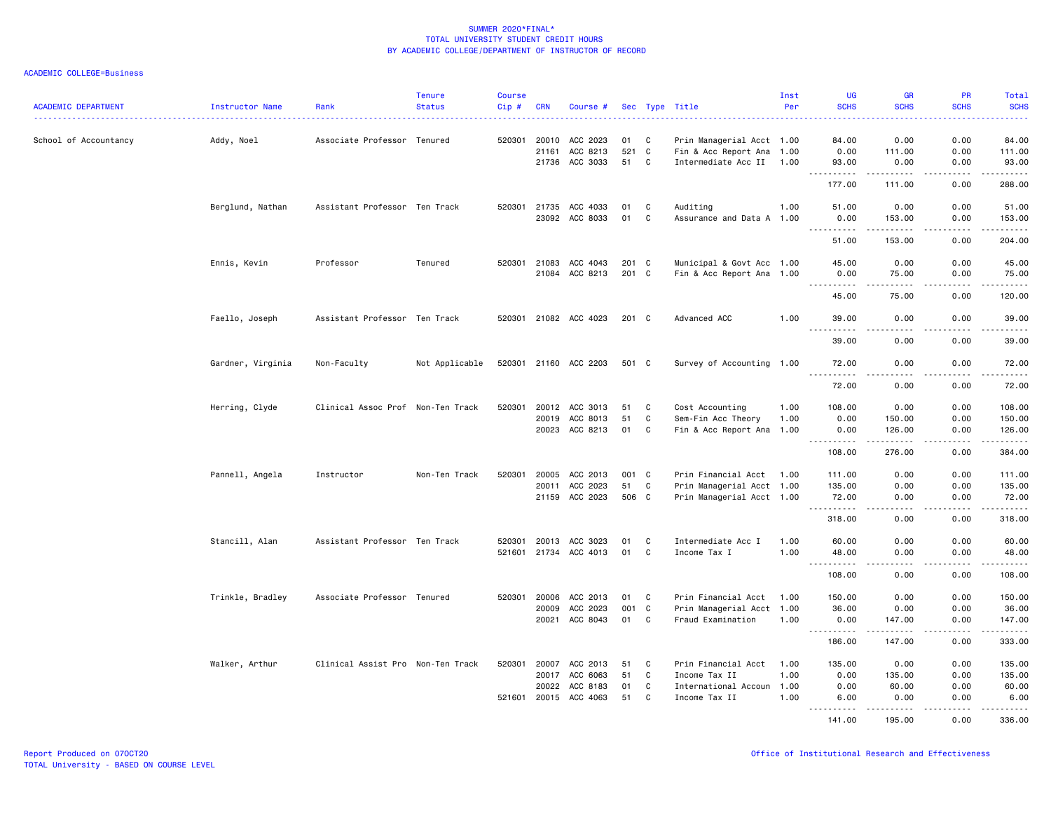SUMMER 2020*FINAL*
TOTAL UNIVERSITY STUDENT CREDIT HOURS
BY ACADEMIC COLLEGE/DEPARTMENT OF INSTRUCTOR OF RECORD

ACADEMIC COLLEGE=Business

| ACADEMIC DEPARTMENT | Instructor Name | Rank | Tenure Status | Course Cip # | CRN | Course # | Sec | Type | Title | Inst Per | UG SCHS | GR SCHS | PR SCHS | Total SCHS |
|---|---|---|---|---|---|---|---|---|---|---|---|---|---|---|
| School of Accountancy | Addy, Noel | Associate Professor | Tenured | 520301 | 20010 | ACC 2023 | 01 | C | Prin Managerial Acct | 1.00 | 84.00 | 0.00 | 0.00 | 84.00 |
| | | | | | 21161 | ACC 8213 | 521 | C | Fin & Acc Report Ana | 1.00 | 0.00 | 111.00 | 0.00 | 111.00 |
| | | | | | 21736 | ACC 3033 | 51 | C | Intermediate Acc II | 1.00 | 93.00 | 0.00 | 0.00 | 93.00 |
| | | | | | | | | | | | 177.00 | 111.00 | 0.00 | 288.00 |
| | Berglund, Nathan | Assistant Professor | Ten Track | 520301 | 21735 | ACC 4033 | 01 | C | Auditing | 1.00 | 51.00 | 0.00 | 0.00 | 51.00 |
| | | | | | 23092 | ACC 8033 | 01 | C | Assurance and Data A | 1.00 | 0.00 | 153.00 | 0.00 | 153.00 |
| | | | | | | | | | | | 51.00 | 153.00 | 0.00 | 204.00 |
| | Ennis, Kevin | Professor | Tenured | 520301 | 21083 | ACC 4043 | 201 | C | Municipal & Govt Acc | 1.00 | 45.00 | 0.00 | 0.00 | 45.00 |
| | | | | | 21084 | ACC 8213 | 201 | C | Fin & Acc Report Ana | 1.00 | 0.00 | 75.00 | 0.00 | 75.00 |
| | | | | | | | | | | | 45.00 | 75.00 | 0.00 | 120.00 |
| | Faello, Joseph | Assistant Professor | Ten Track | 520301 | 21082 | ACC 4023 | 201 | C | Advanced ACC | 1.00 | 39.00 | 0.00 | 0.00 | 39.00 |
| | | | | | | | | | | | 39.00 | 0.00 | 0.00 | 39.00 |
| | Gardner, Virginia | Non-Faculty | Not Applicable | 520301 | 21160 | ACC 2203 | 501 | C | Survey of Accounting | 1.00 | 72.00 | 0.00 | 0.00 | 72.00 |
| | | | | | | | | | | | 72.00 | 0.00 | 0.00 | 72.00 |
| | Herring, Clyde | Clinical Assoc Prof | Non-Ten Track | 520301 | 20012 | ACC 3013 | 51 | C | Cost Accounting | 1.00 | 108.00 | 0.00 | 0.00 | 108.00 |
| | | | | | 20019 | ACC 8013 | 51 | C | Sem-Fin Acc Theory | 1.00 | 0.00 | 150.00 | 0.00 | 150.00 |
| | | | | | 20023 | ACC 8213 | 01 | C | Fin & Acc Report Ana | 1.00 | 0.00 | 126.00 | 0.00 | 126.00 |
| | | | | | | | | | | | 108.00 | 276.00 | 0.00 | 384.00 |
| | Pannell, Angela | Instructor | Non-Ten Track | 520301 | 20005 | ACC 2013 | 001 | C | Prin Financial Acct | 1.00 | 111.00 | 0.00 | 0.00 | 111.00 |
| | | | | | 20011 | ACC 2023 | 51 | C | Prin Managerial Acct | 1.00 | 135.00 | 0.00 | 0.00 | 135.00 |
| | | | | | 21159 | ACC 2023 | 506 | C | Prin Managerial Acct | 1.00 | 72.00 | 0.00 | 0.00 | 72.00 |
| | | | | | | | | | | | 318.00 | 0.00 | 0.00 | 318.00 |
| | Stancill, Alan | Assistant Professor | Ten Track | 520301 | 20013 | ACC 3023 | 01 | C | Intermediate Acc I | 1.00 | 60.00 | 0.00 | 0.00 | 60.00 |
| | | | | 521601 | 21734 | ACC 4013 | 01 | C | Income Tax I | 1.00 | 48.00 | 0.00 | 0.00 | 48.00 |
| | | | | | | | | | | | 108.00 | 0.00 | 0.00 | 108.00 |
| | Trinkle, Bradley | Associate Professor | Tenured | 520301 | 20006 | ACC 2013 | 01 | C | Prin Financial Acct | 1.00 | 150.00 | 0.00 | 0.00 | 150.00 |
| | | | | | 20009 | ACC 2023 | 001 | C | Prin Managerial Acct | 1.00 | 36.00 | 0.00 | 0.00 | 36.00 |
| | | | | | 20021 | ACC 8043 | 01 | C | Fraud Examination | 1.00 | 0.00 | 147.00 | 0.00 | 147.00 |
| | | | | | | | | | | | 186.00 | 147.00 | 0.00 | 333.00 |
| | Walker, Arthur | Clinical Assist Pro | Non-Ten Track | 520301 | 20007 | ACC 2013 | 51 | C | Prin Financial Acct | 1.00 | 135.00 | 0.00 | 0.00 | 135.00 |
| | | | | | 20017 | ACC 6063 | 51 | C | Income Tax II | 1.00 | 0.00 | 135.00 | 0.00 | 135.00 |
| | | | | | 20022 | ACC 8183 | 01 | C | International Accoun | 1.00 | 0.00 | 60.00 | 0.00 | 60.00 |
| | | | | 521601 | 20015 | ACC 4063 | 51 | C | Income Tax II | 1.00 | 6.00 | 0.00 | 0.00 | 6.00 |
| | | | | | | | | | | | 141.00 | 195.00 | 0.00 | 336.00 |

Report Produced on 07OCT20
TOTAL University - BASED ON COURSE LEVEL

Office of Institutional Research and Effectiveness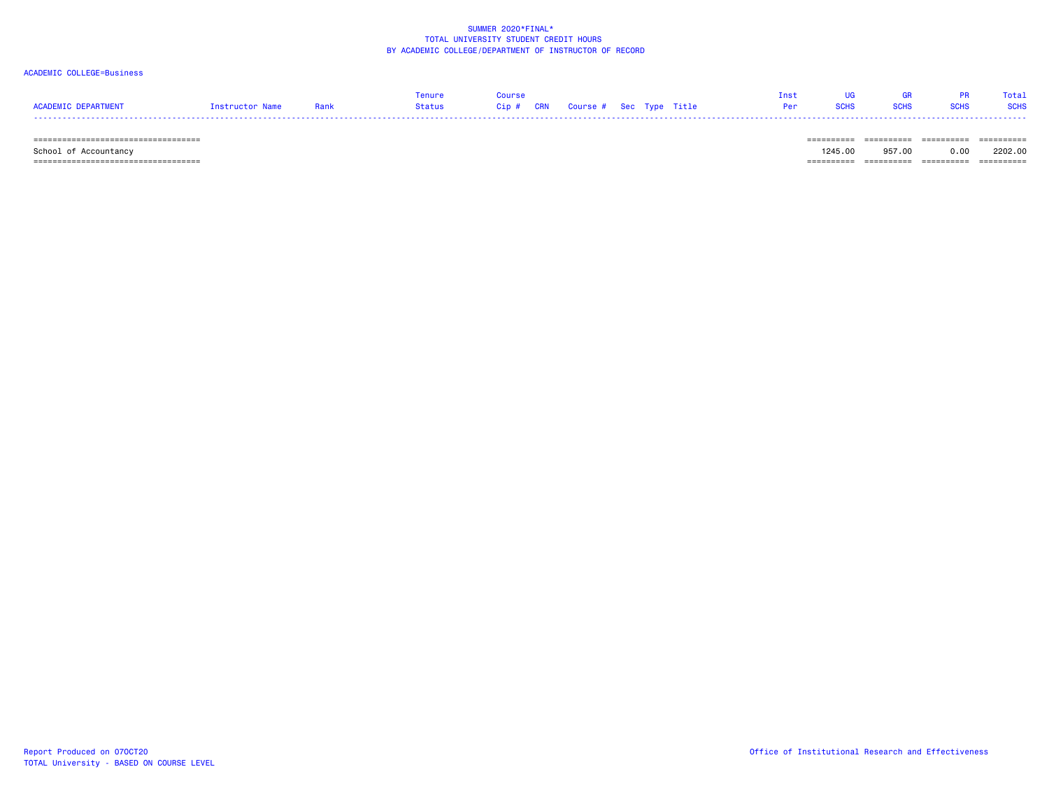SUMMER 2020*FINAL*
TOTAL UNIVERSITY STUDENT CREDIT HOURS
BY ACADEMIC COLLEGE/DEPARTMENT OF INSTRUCTOR OF RECORD

ACADEMIC COLLEGE=Business

| ACADEMIC DEPARTMENT | Instructor Name | Rank | Tenure Status | Course Cip # | CRN | Course # | Sec | Type | Title | Inst Per | UG SCHS | GR SCHS | PR SCHS | Total SCHS |
|---|---|---|---|---|---|---|---|---|---|---|---|---|---|---|
| School of Accountancy | | | | | | | | | | | 1245.00 | 957.00 | 0.00 | 2202.00 |

Report Produced on 07OCT20
TOTAL University - BASED ON COURSE LEVEL

Office of Institutional Research and Effectiveness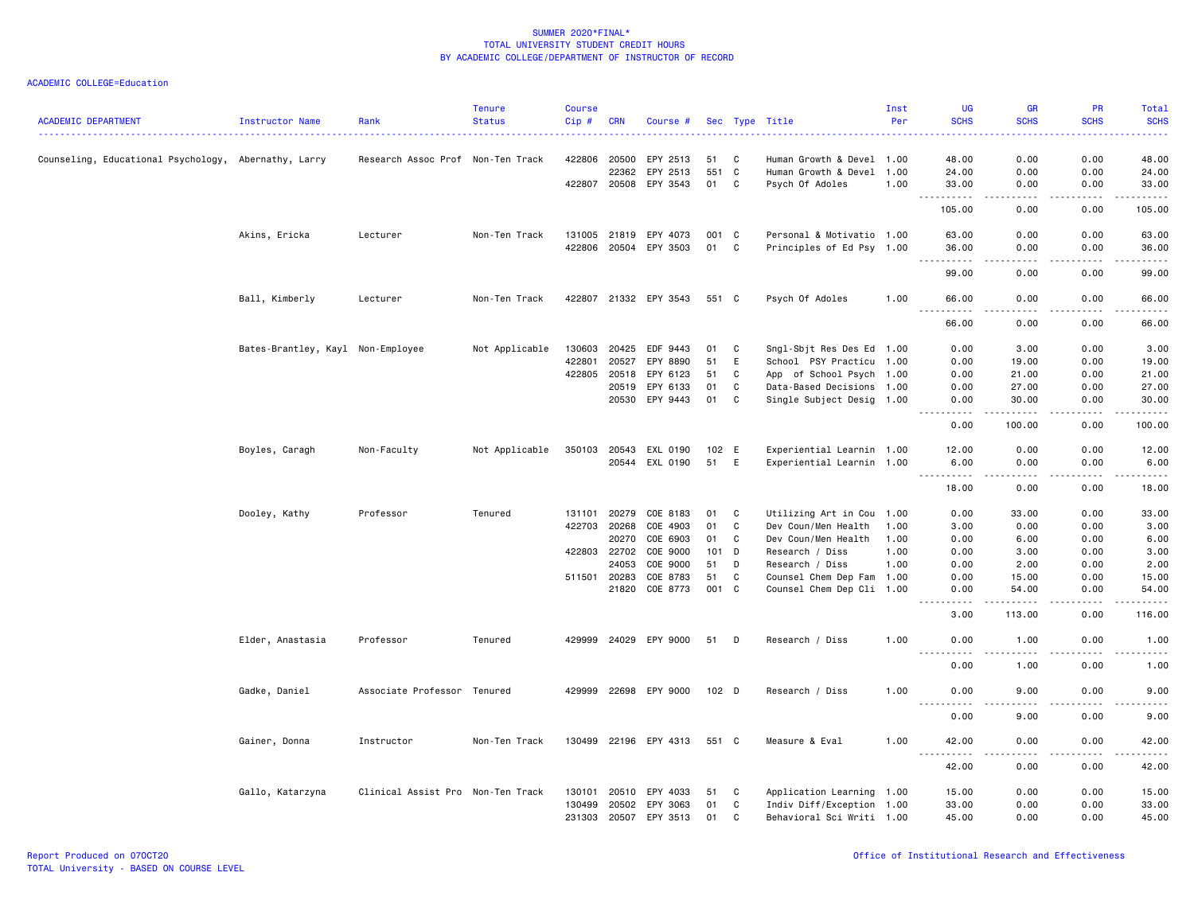SUMMER 2020*FINAL*
TOTAL UNIVERSITY STUDENT CREDIT HOURS
BY ACADEMIC COLLEGE/DEPARTMENT OF INSTRUCTOR OF RECORD

ACADEMIC COLLEGE=Education

| ACADEMIC DEPARTMENT | Instructor Name | Rank | Tenure Status | Course Cip # | CRN | Course # | Sec | Type | Title | Inst Per | UG SCHS | GR SCHS | PR SCHS | Total SCHS |
|---|---|---|---|---|---|---|---|---|---|---|---|---|---|---|
| Counseling, Educational Psychology, | Abernathy, Larry | Research Assoc Prof | Non-Ten Track | 422806 | 20500 | EPY 2513 | 51 | C | Human Growth & Devel | 1.00 | 48.00 | 0.00 | 0.00 | 48.00 |
| | | | | | 22362 | EPY 2513 | 551 | C | Human Growth & Devel | 1.00 | 24.00 | 0.00 | 0.00 | 24.00 |
| | | | | 422807 | 20508 | EPY 3543 | 01 | C | Psych Of Adoles | 1.00 | 33.00 | 0.00 | 0.00 | 33.00 |
| | | | | | | | | | | | 105.00 | 0.00 | 0.00 | 105.00 |
| | Akins, Ericka | Lecturer | Non-Ten Track | 131005 | 21819 | EPY 4073 | 001 | C | Personal & Motivatio | 1.00 | 63.00 | 0.00 | 0.00 | 63.00 |
| | | | | 422806 | 20504 | EPY 3503 | 01 | C | Principles of Ed Psy | 1.00 | 36.00 | 0.00 | 0.00 | 36.00 |
| | | | | | | | | | | | 99.00 | 0.00 | 0.00 | 99.00 |
| | Ball, Kimberly | Lecturer | Non-Ten Track | 422807 | 21332 | EPY 3543 | 551 | C | Psych Of Adoles | 1.00 | 66.00 | 0.00 | 0.00 | 66.00 |
| | | | | | | | | | | | 66.00 | 0.00 | 0.00 | 66.00 |
| | Bates-Brantley, Kayl | Non-Employee | Not Applicable | 130603 | 20425 | EDF 9443 | 01 | C | Sngl-Sbjt Res Des Ed | 1.00 | 0.00 | 3.00 | 0.00 | 3.00 |
| | | | | 422801 | 20527 | EPY 8890 | 51 | E | School PSY Practicu | 1.00 | 0.00 | 19.00 | 0.00 | 19.00 |
| | | | | 422805 | 20518 | EPY 6123 | 51 | C | App of School Psych | 1.00 | 0.00 | 21.00 | 0.00 | 21.00 |
| | | | | | 20519 | EPY 6133 | 01 | C | Data-Based Decisions | 1.00 | 0.00 | 27.00 | 0.00 | 27.00 |
| | | | | | 20530 | EPY 9443 | 01 | C | Single Subject Desig | 1.00 | 0.00 | 30.00 | 0.00 | 30.00 |
| | | | | | | | | | | | 0.00 | 100.00 | 0.00 | 100.00 |
| | Boyles, Caragh | Non-Faculty | Not Applicable | 350103 | 20543 | EXL 0190 | 102 | E | Experiential Learnin | 1.00 | 12.00 | 0.00 | 0.00 | 12.00 |
| | | | | | 20544 | EXL 0190 | 51 | E | Experiential Learnin | 1.00 | 6.00 | 0.00 | 0.00 | 6.00 |
| | | | | | | | | | | | 18.00 | 0.00 | 0.00 | 18.00 |
| | Dooley, Kathy | Professor | Tenured | 131101 | 20279 | COE 8183 | 01 | C | Utilizing Art in Cou | 1.00 | 0.00 | 33.00 | 0.00 | 33.00 |
| | | | | 422703 | 20268 | COE 4903 | 01 | C | Dev Coun/Men Health | 1.00 | 3.00 | 0.00 | 0.00 | 3.00 |
| | | | | | 20270 | COE 6903 | 01 | C | Dev Coun/Men Health | 1.00 | 0.00 | 6.00 | 0.00 | 6.00 |
| | | | | 422803 | 22702 | COE 9000 | 101 | D | Research / Diss | 1.00 | 0.00 | 3.00 | 0.00 | 3.00 |
| | | | | | 24053 | COE 9000 | 51 | D | Research / Diss | 1.00 | 0.00 | 2.00 | 0.00 | 2.00 |
| | | | | 511501 | 20283 | COE 8783 | 51 | C | Counsel Chem Dep Fam | 1.00 | 0.00 | 15.00 | 0.00 | 15.00 |
| | | | | | 21820 | COE 8773 | 001 | C | Counsel Chem Dep Cli | 1.00 | 0.00 | 54.00 | 0.00 | 54.00 |
| | | | | | | | | | | | 3.00 | 113.00 | 0.00 | 116.00 |
| | Elder, Anastasia | Professor | Tenured | 429999 | 24029 | EPY 9000 | 51 | D | Research / Diss | 1.00 | 0.00 | 1.00 | 0.00 | 1.00 |
| | | | | | | | | | | | 0.00 | 1.00 | 0.00 | 1.00 |
| | Gadke, Daniel | Associate Professor | Tenured | 429999 | 22698 | EPY 9000 | 102 | D | Research / Diss | 1.00 | 0.00 | 9.00 | 0.00 | 9.00 |
| | | | | | | | | | | | 0.00 | 9.00 | 0.00 | 9.00 |
| | Gainer, Donna | Instructor | Non-Ten Track | 130499 | 22196 | EPY 4313 | 551 | C | Measure & Eval | 1.00 | 42.00 | 0.00 | 0.00 | 42.00 |
| | | | | | | | | | | | 42.00 | 0.00 | 0.00 | 42.00 |
| | Gallo, Katarzyna | Clinical Assist Pro | Non-Ten Track | 130101 | 20510 | EPY 4033 | 51 | C | Application Learning | 1.00 | 15.00 | 0.00 | 0.00 | 15.00 |
| | | | | 130499 | 20502 | EPY 3063 | 01 | C | Indiv Diff/Exception | 1.00 | 33.00 | 0.00 | 0.00 | 33.00 |
| | | | | 231303 | 20507 | EPY 3513 | 01 | C | Behavioral Sci Writi | 1.00 | 45.00 | 0.00 | 0.00 | 45.00 |

Report Produced on 07OCT20
TOTAL University - BASED ON COURSE LEVEL

Office of Institutional Research and Effectiveness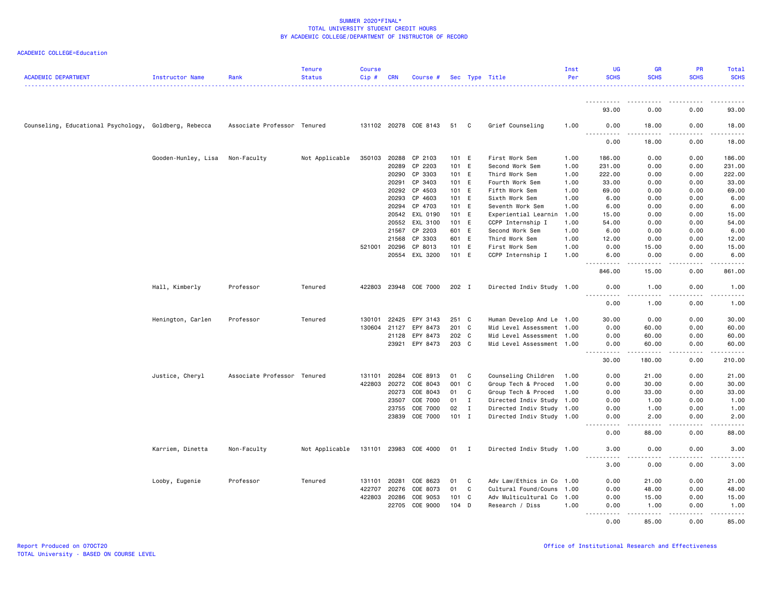SUMMER 2020*FINAL*
TOTAL UNIVERSITY STUDENT CREDIT HOURS
BY ACADEMIC COLLEGE/DEPARTMENT OF INSTRUCTOR OF RECORD

ACADEMIC COLLEGE=Education

| ACADEMIC DEPARTMENT | Instructor Name | Rank | Tenure Status | Course Cip # | CRN | Course # | Sec | Type | Title | Inst Per | UG SCHS | GR SCHS | PR SCHS | Total SCHS |
|---|---|---|---|---|---|---|---|---|---|---|---|---|---|---|
| | | | | | | | | | | | 93.00 | 0.00 | 0.00 | 93.00 |
| Counseling, Educational Psychology, | Goldberg, Rebecca | Associate Professor | Tenured | 131102 | 20278 | COE 8143 | 51 | C | Grief Counseling | 1.00 | 0.00 | 18.00 | 0.00 | 18.00 |
| | | | | | | | | | | | 0.00 | 18.00 | 0.00 | 18.00 |
| | Gooden-Hunley, Lisa | Non-Faculty | Not Applicable | 350103 | 20288 | CP 2103 | 101 | E | First Work Sem | 1.00 | 186.00 | 0.00 | 0.00 | 186.00 |
| | | | | | 20289 | CP 2203 | 101 | E | Second Work Sem | 1.00 | 231.00 | 0.00 | 0.00 | 231.00 |
| | | | | | 20290 | CP 3303 | 101 | E | Third Work Sem | 1.00 | 222.00 | 0.00 | 0.00 | 222.00 |
| | | | | | 20291 | CP 3403 | 101 | E | Fourth Work Sem | 1.00 | 33.00 | 0.00 | 0.00 | 33.00 |
| | | | | | 20292 | CP 4503 | 101 | E | Fifth Work Sem | 1.00 | 69.00 | 0.00 | 0.00 | 69.00 |
| | | | | | 20293 | CP 4603 | 101 | E | Sixth Work Sem | 1.00 | 6.00 | 0.00 | 0.00 | 6.00 |
| | | | | | 20294 | CP 4703 | 101 | E | Seventh Work Sem | 1.00 | 6.00 | 0.00 | 0.00 | 6.00 |
| | | | | | 20542 | EXL 0190 | 101 | E | Experiential Learnin | 1.00 | 15.00 | 0.00 | 0.00 | 15.00 |
| | | | | | 20552 | EXL 3100 | 101 | E | CCPP Internship I | 1.00 | 54.00 | 0.00 | 0.00 | 54.00 |
| | | | | | 21567 | CP 2203 | 601 | E | Second Work Sem | 1.00 | 6.00 | 0.00 | 0.00 | 6.00 |
| | | | | | 21568 | CP 3303 | 601 | E | Third Work Sem | 1.00 | 12.00 | 0.00 | 0.00 | 12.00 |
| | | | | 521001 | 20296 | CP 8013 | 101 | E | First Work Sem | 1.00 | 0.00 | 15.00 | 0.00 | 15.00 |
| | | | | | 20554 | EXL 3200 | 101 | E | CCPP Internship I | 1.00 | 6.00 | 0.00 | 0.00 | 6.00 |
| | | | | | | | | | | | 846.00 | 15.00 | 0.00 | 861.00 |
| | Hall, Kimberly | Professor | Tenured | 422803 | 23948 | COE 7000 | 202 | I | Directed Indiv Study | 1.00 | 0.00 | 1.00 | 0.00 | 1.00 |
| | | | | | | | | | | | 0.00 | 1.00 | 0.00 | 1.00 |
| | Henington, Carlen | Professor | Tenured | 130101 | 22425 | EPY 3143 | 251 | C | Human Develop And Le | 1.00 | 30.00 | 0.00 | 0.00 | 30.00 |
| | | | | 130604 | 21127 | EPY 8473 | 201 | C | Mid Level Assessment | 1.00 | 0.00 | 60.00 | 0.00 | 60.00 |
| | | | | | 21128 | EPY 8473 | 202 | C | Mid Level Assessment | 1.00 | 0.00 | 60.00 | 0.00 | 60.00 |
| | | | | | 23921 | EPY 8473 | 203 | C | Mid Level Assessment | 1.00 | 0.00 | 60.00 | 0.00 | 60.00 |
| | | | | | | | | | | | 30.00 | 180.00 | 0.00 | 210.00 |
| | Justice, Cheryl | Associate Professor | Tenured | 131101 | 20284 | COE 8913 | 01 | C | Counseling Children | 1.00 | 0.00 | 21.00 | 0.00 | 21.00 |
| | | | | 422803 | 20272 | COE 8043 | 001 | C | Group Tech & Proced | 1.00 | 0.00 | 30.00 | 0.00 | 30.00 |
| | | | | | 20273 | COE 8043 | 01 | C | Group Tech & Proced | 1.00 | 0.00 | 33.00 | 0.00 | 33.00 |
| | | | | | 23507 | COE 7000 | 01 | I | Directed Indiv Study | 1.00 | 0.00 | 1.00 | 0.00 | 1.00 |
| | | | | | 23755 | COE 7000 | 02 | I | Directed Indiv Study | 1.00 | 0.00 | 1.00 | 0.00 | 1.00 |
| | | | | | 23839 | COE 7000 | 101 | I | Directed Indiv Study | 1.00 | 0.00 | 2.00 | 0.00 | 2.00 |
| | | | | | | | | | | | 0.00 | 88.00 | 0.00 | 88.00 |
| | Karriem, Dinetta | Non-Faculty | Not Applicable | 131101 | 23983 | COE 4000 | 01 | I | Directed Indiv Study | 1.00 | 3.00 | 0.00 | 0.00 | 3.00 |
| | | | | | | | | | | | 3.00 | 0.00 | 0.00 | 3.00 |
| | Looby, Eugenie | Professor | Tenured | 131101 | 20281 | COE 8623 | 01 | C | Adv Law/Ethics in Co | 1.00 | 0.00 | 21.00 | 0.00 | 21.00 |
| | | | | 422707 | 20276 | COE 8073 | 01 | C | Cultural Found/Couns | 1.00 | 0.00 | 48.00 | 0.00 | 48.00 |
| | | | | 422803 | 20286 | COE 9053 | 101 | C | Adv Multicultural Co | 1.00 | 0.00 | 15.00 | 0.00 | 15.00 |
| | | | | | 22705 | COE 9000 | 104 | D | Research / Diss | 1.00 | 0.00 | 1.00 | 0.00 | 1.00 |
| | | | | | | | | | | | 0.00 | 85.00 | 0.00 | 85.00 |

Report Produced on 07OCT20
TOTAL University - BASED ON COURSE LEVEL

Office of Institutional Research and Effectiveness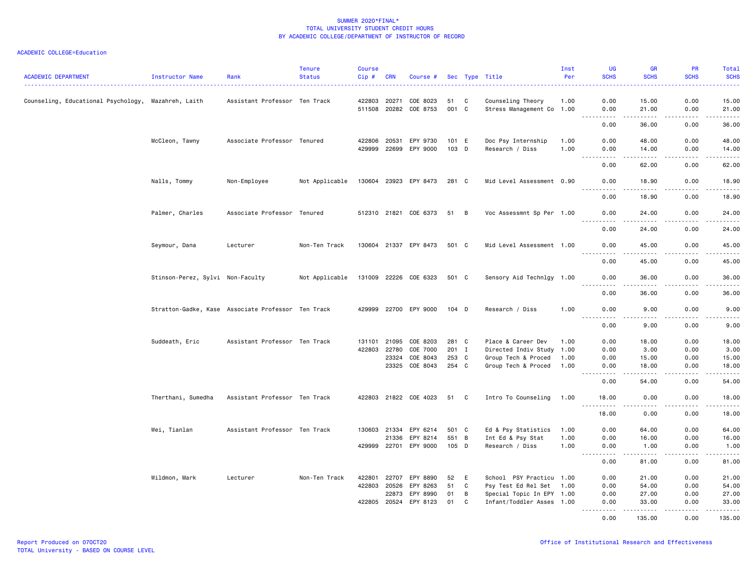SUMMER 2020*FINAL*
TOTAL UNIVERSITY STUDENT CREDIT HOURS
BY ACADEMIC COLLEGE/DEPARTMENT OF INSTRUCTOR OF RECORD

ACADEMIC COLLEGE=Education

| ACADEMIC DEPARTMENT | Instructor Name | Rank | Tenure Status | Course Cip # | CRN | Course # | Sec | Type | Title | Inst Per | UG SCHS | GR SCHS | PR SCHS | Total SCHS |
|---|---|---|---|---|---|---|---|---|---|---|---|---|---|---|
| Counseling, Educational Psychology, | Mazahreh, Laith | Assistant Professor | Ten Track | 422803 | 20271 | COE 8023 | 51 | C | Counseling Theory | 1.00 | 0.00 | 15.00 | 0.00 | 15.00 |
| | | | | 511508 | 20282 | COE 8753 | 001 | C | Stress Management Co | 1.00 | 0.00 | 21.00 | 0.00 | 21.00 |
| | | | | | | | | | | | 0.00 | 36.00 | 0.00 | 36.00 |
| | McCleon, Tawny | Associate Professor | Tenured | 422806 | 20531 | EPY 9730 | 101 | E | Doc Psy Internship | 1.00 | 0.00 | 48.00 | 0.00 | 48.00 |
| | | | | 429999 | 22699 | EPY 9000 | 103 | D | Research / Diss | 1.00 | 0.00 | 14.00 | 0.00 | 14.00 |
| | | | | | | | | | | | 0.00 | 62.00 | 0.00 | 62.00 |
| | Nalls, Tommy | Non-Employee | Not Applicable | 130604 | 23923 | EPY 8473 | 281 | C | Mid Level Assessment | 0.90 | 0.00 | 18.90 | 0.00 | 18.90 |
| | | | | | | | | | | | 0.00 | 18.90 | 0.00 | 18.90 |
| | Palmer, Charles | Associate Professor | Tenured | 512310 | 21821 | COE 6373 | 51 | B | Voc Assessmnt Sp Per | 1.00 | 0.00 | 24.00 | 0.00 | 24.00 |
| | | | | | | | | | | | 0.00 | 24.00 | 0.00 | 24.00 |
| | Seymour, Dana | Lecturer | Non-Ten Track | 130604 | 21337 | EPY 8473 | 501 | C | Mid Level Assessment | 1.00 | 0.00 | 45.00 | 0.00 | 45.00 |
| | | | | | | | | | | | 0.00 | 45.00 | 0.00 | 45.00 |
| | Stinson-Perez, Sylvi | Non-Faculty | Not Applicable | 131009 | 22226 | COE 6323 | 501 | C | Sensory Aid Technlgy | 1.00 | 0.00 | 36.00 | 0.00 | 36.00 |
| | | | | | | | | | | | 0.00 | 36.00 | 0.00 | 36.00 |
| | Stratton-Gadke, Kase | Associate Professor | Ten Track | 429999 | 22700 | EPY 9000 | 104 | D | Research / Diss | 1.00 | 0.00 | 9.00 | 0.00 | 9.00 |
| | | | | | | | | | | | 0.00 | 9.00 | 0.00 | 9.00 |
| | Suddeath, Eric | Assistant Professor | Ten Track | 131101 | 21095 | COE 8203 | 281 | C | Place & Career Dev | 1.00 | 0.00 | 18.00 | 0.00 | 18.00 |
| | | | | 422803 | 22780 | COE 7000 | 201 | I | Directed Indiv Study | 1.00 | 0.00 | 3.00 | 0.00 | 3.00 |
| | | | | | 23324 | COE 8043 | 253 | C | Group Tech & Proced | 1.00 | 0.00 | 15.00 | 0.00 | 15.00 |
| | | | | | 23325 | COE 8043 | 254 | C | Group Tech & Proced | 1.00 | 0.00 | 18.00 | 0.00 | 18.00 |
| | | | | | | | | | | | 0.00 | 54.00 | 0.00 | 54.00 |
| | Therthani, Sumedha | Assistant Professor | Ten Track | 422803 | 21822 | COE 4023 | 51 | C | Intro To Counseling | 1.00 | 18.00 | 0.00 | 0.00 | 18.00 |
| | | | | | | | | | | | 18.00 | 0.00 | 0.00 | 18.00 |
| | Wei, Tianlan | Assistant Professor | Ten Track | 130603 | 21334 | EPY 6214 | 501 | C | Ed & Psy Statistics | 1.00 | 0.00 | 64.00 | 0.00 | 64.00 |
| | | | | | 21336 | EPY 8214 | 551 | B | Int Ed & Psy Stat | 1.00 | 0.00 | 16.00 | 0.00 | 16.00 |
| | | | | 429999 | 22701 | EPY 9000 | 105 | D | Research / Diss | 1.00 | 0.00 | 1.00 | 0.00 | 1.00 |
| | | | | | | | | | | | 0.00 | 81.00 | 0.00 | 81.00 |
| | Wildmon, Mark | Lecturer | Non-Ten Track | 422801 | 22707 | EPY 8890 | 52 | E | School PSY Practicu | 1.00 | 0.00 | 21.00 | 0.00 | 21.00 |
| | | | | 422803 | 20526 | EPY 8263 | 51 | C | Psy Test Ed Rel Set | 1.00 | 0.00 | 54.00 | 0.00 | 54.00 |
| | | | | | 22873 | EPY 8990 | 01 | B | Special Topic In EPY | 1.00 | 0.00 | 27.00 | 0.00 | 27.00 |
| | | | | 422805 | 20524 | EPY 8123 | 01 | C | Infant/Toddler Asses | 1.00 | 0.00 | 33.00 | 0.00 | 33.00 |
| | | | | | | | | | | | 0.00 | 135.00 | 0.00 | 135.00 |

Report Produced on 07OCT20
TOTAL University - BASED ON COURSE LEVEL

Office of Institutional Research and Effectiveness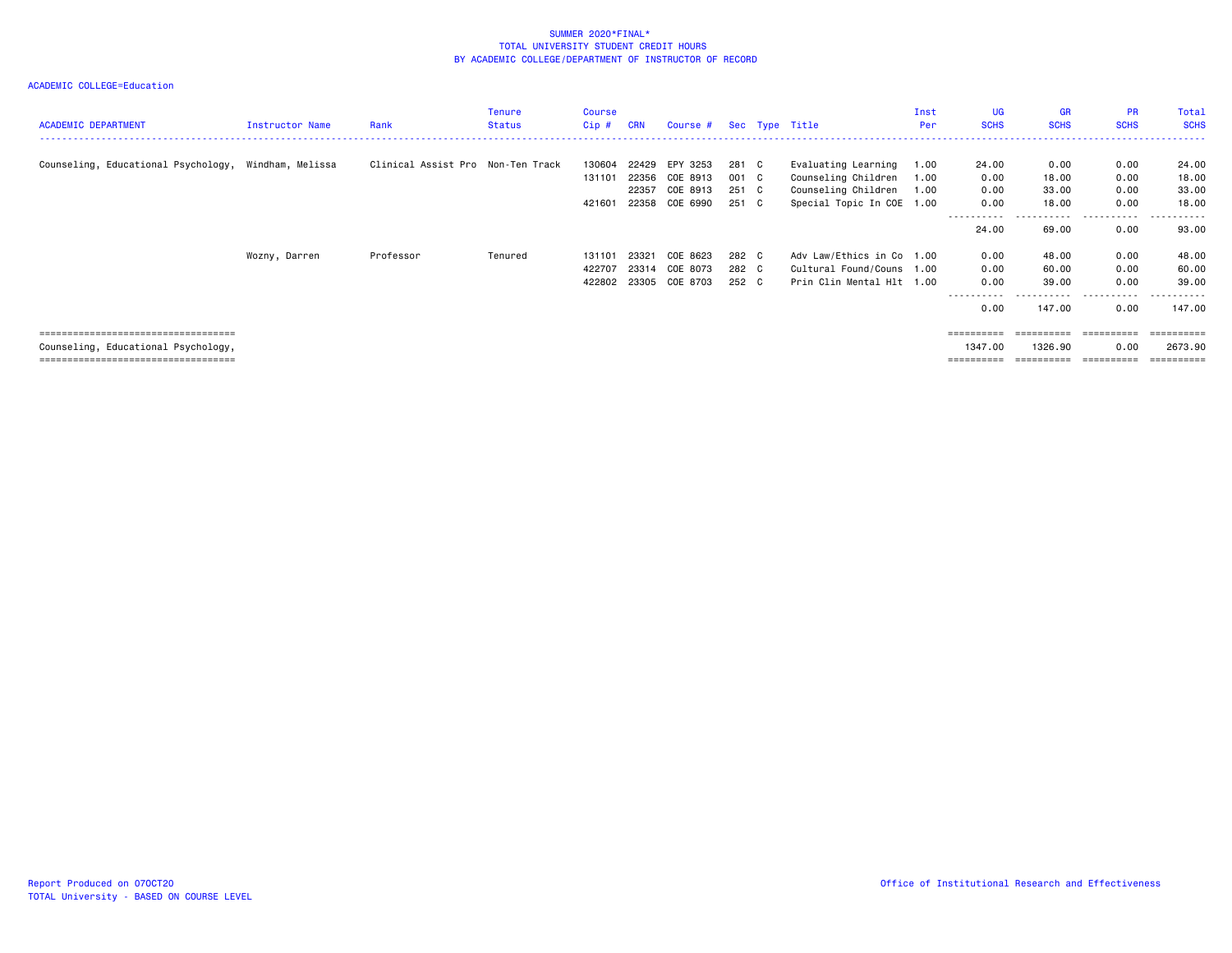SUMMER 2020*FINAL*
TOTAL UNIVERSITY STUDENT CREDIT HOURS
BY ACADEMIC COLLEGE/DEPARTMENT OF INSTRUCTOR OF RECORD

ACADEMIC COLLEGE=Education

| ACADEMIC DEPARTMENT | Instructor Name | Rank | Tenure Status | Course Cip # | CRN | Course # | Sec | Type | Title | Inst Per | UG SCHS | GR SCHS | PR SCHS | Total SCHS |
|---|---|---|---|---|---|---|---|---|---|---|---|---|---|---|
| Counseling, Educational Psychology, | Windham, Melissa | Clinical Assist Pro | Non-Ten Track | 130604 | 22429 | EPY 3253 | 281 | C | Evaluating Learning | 1.00 | 24.00 | 0.00 | 0.00 | 24.00 |
| | | | | 131101 | 22356 | COE 8913 | 001 | C | Counseling Children | 1.00 | 0.00 | 18.00 | 0.00 | 18.00 |
| | | | | | 22357 | COE 8913 | 251 | C | Counseling Children | 1.00 | 0.00 | 33.00 | 0.00 | 33.00 |
| | | | | 421601 | 22358 | COE 6990 | 251 | C | Special Topic In COE | 1.00 | 0.00 | 18.00 | 0.00 | 18.00 |
| | | | | | | | | | | | 24.00 | 69.00 | 0.00 | 93.00 |
| | Wozny, Darren | Professor | Tenured | 131101 | 23321 | COE 8623 | 282 | C | Adv Law/Ethics in Co | 1.00 | 0.00 | 48.00 | 0.00 | 48.00 |
| | | | | 422707 | 23314 | COE 8073 | 282 | C | Cultural Found/Couns | 1.00 | 0.00 | 60.00 | 0.00 | 60.00 |
| | | | | 422802 | 23305 | COE 8703 | 252 | C | Prin Clin Mental Hlt | 1.00 | 0.00 | 39.00 | 0.00 | 39.00 |
| | | | | | | | | | | | 0.00 | 147.00 | 0.00 | 147.00 |
| Counseling, Educational Psychology, | | | | | | | | | | | 1347.00 | 1326.90 | 0.00 | 2673.90 |

Report Produced on 07OCT20
TOTAL University - BASED ON COURSE LEVEL

Office of Institutional Research and Effectiveness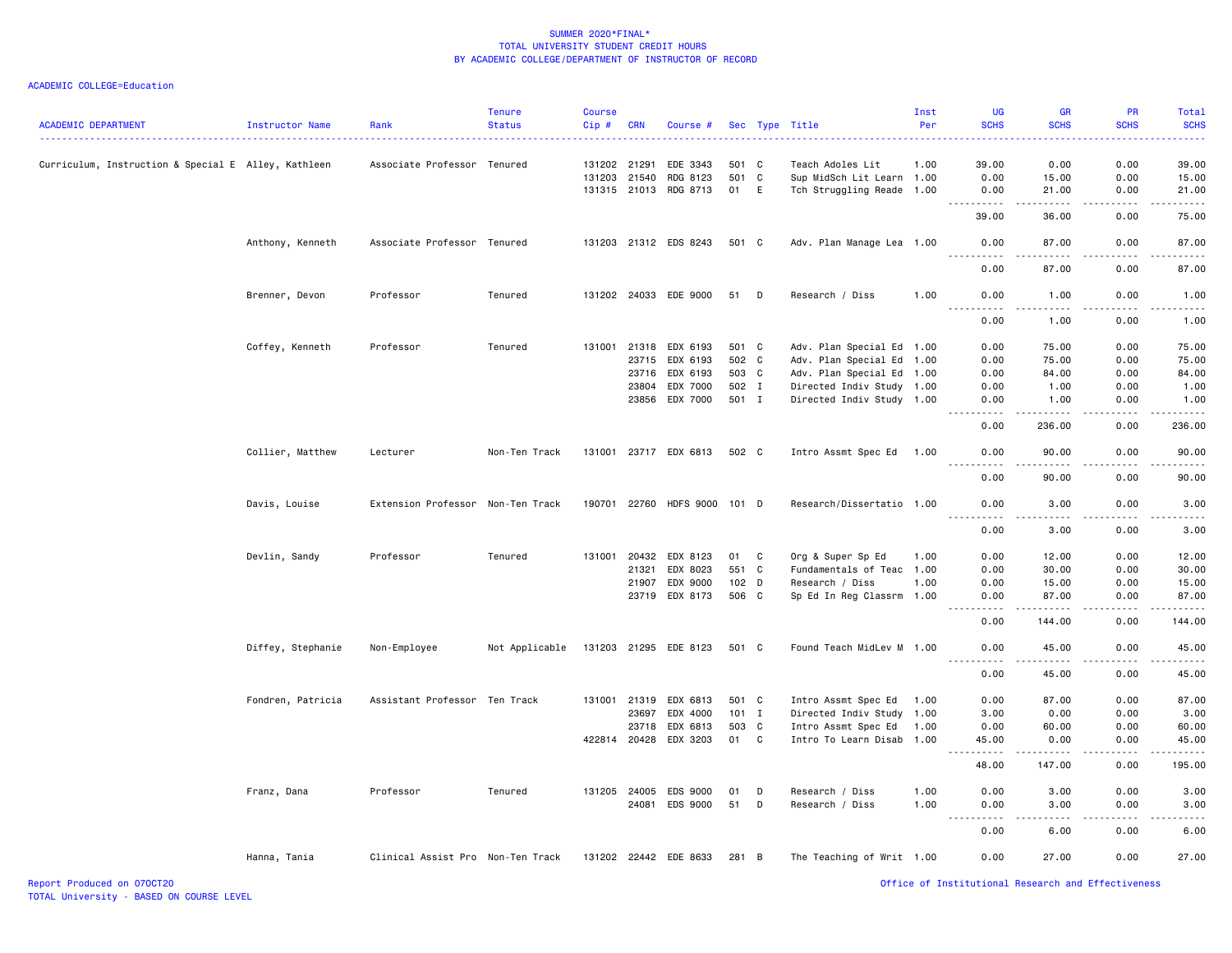SUMMER 2020*FINAL*
TOTAL UNIVERSITY STUDENT CREDIT HOURS
BY ACADEMIC COLLEGE/DEPARTMENT OF INSTRUCTOR OF RECORD

ACADEMIC COLLEGE=Education

| ACADEMIC DEPARTMENT | Instructor Name | Rank | Tenure Status | Course Cip # | CRN | Course # | Sec | Type | Title | Inst Per | UG SCHS | GR SCHS | PR SCHS | Total SCHS |
|---|---|---|---|---|---|---|---|---|---|---|---|---|---|---|
| Curriculum, Instruction & Special E | Alley, Kathleen | Associate Professor | Tenured | 131202 | 21291 | EDE 3343 | 501 | C | Teach Adoles Lit | 1.00 | 39.00 | 0.00 | 0.00 | 39.00 |
| | | | | 131203 | 21540 | RDG 8123 | 501 | C | Sup MidSch Lit Learn | 1.00 | 0.00 | 15.00 | 0.00 | 15.00 |
| | | | | 131315 | 21013 | RDG 8713 | 01 | E | Tch Struggling Reade | 1.00 | 0.00 | 21.00 | 0.00 | 21.00 |
| | | | | | | | | | | | 39.00 | 36.00 | 0.00 | 75.00 |
| | Anthony, Kenneth | Associate Professor | Tenured | 131203 | 21312 | EDS 8243 | 501 | C | Adv. Plan Manage Lea | 1.00 | 0.00 | 87.00 | 0.00 | 87.00 |
| | | | | | | | | | | | 0.00 | 87.00 | 0.00 | 87.00 |
| | Brenner, Devon | Professor | Tenured | 131202 | 24033 | EDE 9000 | 51 | D | Research / Diss | 1.00 | 0.00 | 1.00 | 0.00 | 1.00 |
| | | | | | | | | | | | 0.00 | 1.00 | 0.00 | 1.00 |
| | Coffey, Kenneth | Professor | Tenured | 131001 | 21318 | EDX 6193 | 501 | C | Adv. Plan Special Ed | 1.00 | 0.00 | 75.00 | 0.00 | 75.00 |
| | | | | | 23715 | EDX 6193 | 502 | C | Adv. Plan Special Ed | 1.00 | 0.00 | 75.00 | 0.00 | 75.00 |
| | | | | | 23716 | EDX 6193 | 503 | C | Adv. Plan Special Ed | 1.00 | 0.00 | 84.00 | 0.00 | 84.00 |
| | | | | | 23804 | EDX 7000 | 502 | I | Directed Indiv Study | 1.00 | 0.00 | 1.00 | 0.00 | 1.00 |
| | | | | | 23856 | EDX 7000 | 501 | I | Directed Indiv Study | 1.00 | 0.00 | 1.00 | 0.00 | 1.00 |
| | | | | | | | | | | | 0.00 | 236.00 | 0.00 | 236.00 |
| | Collier, Matthew | Lecturer | Non-Ten Track | 131001 | 23717 | EDX 6813 | 502 | C | Intro Assmt Spec Ed | 1.00 | 0.00 | 90.00 | 0.00 | 90.00 |
| | | | | | | | | | | | 0.00 | 90.00 | 0.00 | 90.00 |
| | Davis, Louise | Extension Professor | Non-Ten Track | 190701 | 22760 | HDFS 9000 | 101 | D | Research/Dissertatio | 1.00 | 0.00 | 3.00 | 0.00 | 3.00 |
| | | | | | | | | | | | 0.00 | 3.00 | 0.00 | 3.00 |
| | Devlin, Sandy | Professor | Tenured | 131001 | 20432 | EDX 8123 | 01 | C | Org & Super Sp Ed | 1.00 | 0.00 | 12.00 | 0.00 | 12.00 |
| | | | | | 21321 | EDX 8023 | 551 | C | Fundamentals of Teac | 1.00 | 0.00 | 30.00 | 0.00 | 30.00 |
| | | | | | 21907 | EDX 9000 | 102 | D | Research / Diss | 1.00 | 0.00 | 15.00 | 0.00 | 15.00 |
| | | | | | 23719 | EDX 8173 | 506 | C | Sp Ed In Reg Classrm | 1.00 | 0.00 | 87.00 | 0.00 | 87.00 |
| | | | | | | | | | | | 0.00 | 144.00 | 0.00 | 144.00 |
| | Diffey, Stephanie | Non-Employee | Not Applicable | 131203 | 21295 | EDE 8123 | 501 | C | Found Teach MidLev M | 1.00 | 0.00 | 45.00 | 0.00 | 45.00 |
| | | | | | | | | | | | 0.00 | 45.00 | 0.00 | 45.00 |
| | Fondren, Patricia | Assistant Professor | Ten Track | 131001 | 21319 | EDX 6813 | 501 | C | Intro Assmt Spec Ed | 1.00 | 0.00 | 87.00 | 0.00 | 87.00 |
| | | | | | 23697 | EDX 4000 | 101 | I | Directed Indiv Study | 1.00 | 3.00 | 0.00 | 0.00 | 3.00 |
| | | | | | 23718 | EDX 6813 | 503 | C | Intro Assmt Spec Ed | 1.00 | 0.00 | 60.00 | 0.00 | 60.00 |
| | | | | 422814 | 20428 | EDX 3203 | 01 | C | Intro To Learn Disab | 1.00 | 45.00 | 0.00 | 0.00 | 45.00 |
| | | | | | | | | | | | 48.00 | 147.00 | 0.00 | 195.00 |
| | Franz, Dana | Professor | Tenured | 131205 | 24005 | EDS 9000 | 01 | D | Research / Diss | 1.00 | 0.00 | 3.00 | 0.00 | 3.00 |
| | | | | | 24081 | EDS 9000 | 51 | D | Research / Diss | 1.00 | 0.00 | 3.00 | 0.00 | 3.00 |
| | | | | | | | | | | | 0.00 | 6.00 | 0.00 | 6.00 |
| | Hanna, Tania | Clinical Assist Pro | Non-Ten Track | 131202 | 22442 | EDE 8633 | 281 | B | The Teaching of Writ | 1.00 | 0.00 | 27.00 | 0.00 | 27.00 |

Report Produced on 07OCT20
TOTAL University - BASED ON COURSE LEVEL

Office of Institutional Research and Effectiveness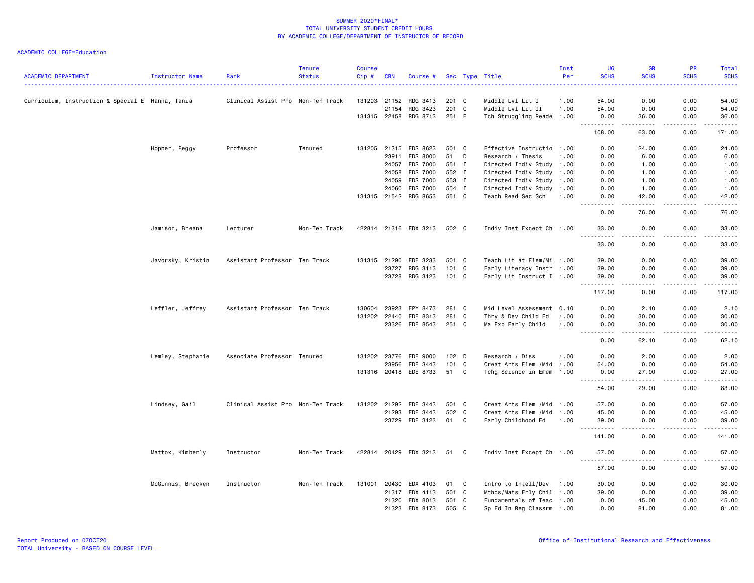SUMMER 2020*FINAL*
TOTAL UNIVERSITY STUDENT CREDIT HOURS
BY ACADEMIC COLLEGE/DEPARTMENT OF INSTRUCTOR OF RECORD

ACADEMIC COLLEGE=Education

| ACADEMIC DEPARTMENT | Instructor Name | Rank | Tenure Status | Course Cip # | CRN | Course # | Sec | Type | Title | Inst Per | UG SCHS | GR SCHS | PR SCHS | Total SCHS |
|---|---|---|---|---|---|---|---|---|---|---|---|---|---|---|
| Curriculum, Instruction & Special E | Hanna, Tania | Clinical Assist Pro | Non-Ten Track | 131203 | 21152 | RDG 3413 | 201 | C | Middle Lvl Lit I | 1.00 | 54.00 | 0.00 | 0.00 | 54.00 |
| | | | | | 21154 | RDG 3423 | 201 | C | Middle Lvl Lit II | 1.00 | 54.00 | 0.00 | 0.00 | 54.00 |
| | | | | 131315 | 22458 | RDG 8713 | 251 | E | Tch Struggling Reade | 1.00 | 0.00 | 36.00 | 0.00 | 36.00 |
| | | | | | | | | | | | 108.00 | 63.00 | 0.00 | 171.00 |
| | Hopper, Peggy | Professor | Tenured | 131205 | 21315 | EDS 8623 | 501 | C | Effective Instructio | 1.00 | 0.00 | 24.00 | 0.00 | 24.00 |
| | | | | | 23911 | EDS 8000 | 51 | D | Research / Thesis | 1.00 | 0.00 | 6.00 | 0.00 | 6.00 |
| | | | | | 24057 | EDS 7000 | 551 | I | Directed Indiv Study | 1.00 | 0.00 | 1.00 | 0.00 | 1.00 |
| | | | | | 24058 | EDS 7000 | 552 | I | Directed Indiv Study | 1.00 | 0.00 | 1.00 | 0.00 | 1.00 |
| | | | | | 24059 | EDS 7000 | 553 | I | Directed Indiv Study | 1.00 | 0.00 | 1.00 | 0.00 | 1.00 |
| | | | | | 24060 | EDS 7000 | 554 | I | Directed Indiv Study | 1.00 | 0.00 | 1.00 | 0.00 | 1.00 |
| | | | | 131315 | 21542 | RDG 8653 | 551 | C | Teach Read Sec Sch | 1.00 | 0.00 | 42.00 | 0.00 | 42.00 |
| | | | | | | | | | | | 0.00 | 76.00 | 0.00 | 76.00 |
| | Jamison, Breana | Lecturer | Non-Ten Track | 422814 | 21316 | EDX 3213 | 502 | C | Indiv Inst Except Ch | 1.00 | 33.00 | 0.00 | 0.00 | 33.00 |
| | | | | | | | | | | | 33.00 | 0.00 | 0.00 | 33.00 |
| | Javorsky, Kristin | Assistant Professor | Ten Track | 131315 | 21290 | EDE 3233 | 501 | C | Teach Lit at Elem/Mi | 1.00 | 39.00 | 0.00 | 0.00 | 39.00 |
| | | | | | 23727 | RDG 3113 | 101 | C | Early Literacy Instr | 1.00 | 39.00 | 0.00 | 0.00 | 39.00 |
| | | | | | 23728 | RDG 3123 | 101 | C | Early Lit Instruct I | 1.00 | 39.00 | 0.00 | 0.00 | 39.00 |
| | | | | | | | | | | | 117.00 | 0.00 | 0.00 | 117.00 |
| | Leffler, Jeffrey | Assistant Professor | Ten Track | 130604 | 23923 | EPY 8473 | 281 | C | Mid Level Assessment | 0.10 | 0.00 | 2.10 | 0.00 | 2.10 |
| | | | | 131202 | 22440 | EDE 8313 | 281 | C | Thry & Dev Child Ed | 1.00 | 0.00 | 30.00 | 0.00 | 30.00 |
| | | | | | 23326 | EDE 8543 | 251 | C | Ma Exp Early Child | 1.00 | 0.00 | 30.00 | 0.00 | 30.00 |
| | | | | | | | | | | | 0.00 | 62.10 | 0.00 | 62.10 |
| | Lemley, Stephanie | Associate Professor | Tenured | 131202 | 23776 | EDE 9000 | 102 | D | Research / Diss | 1.00 | 0.00 | 2.00 | 0.00 | 2.00 |
| | | | | | 23956 | EDE 3443 | 101 | C | Creat Arts Elem /Mid | 1.00 | 54.00 | 0.00 | 0.00 | 54.00 |
| | | | | 131316 | 20418 | EDE 8733 | 51 | C | Tchg Science in Emem | 1.00 | 0.00 | 27.00 | 0.00 | 27.00 |
| | | | | | | | | | | | 54.00 | 29.00 | 0.00 | 83.00 |
| | Lindsey, Gail | Clinical Assist Pro | Non-Ten Track | 131202 | 21292 | EDE 3443 | 501 | C | Creat Arts Elem /Mid | 1.00 | 57.00 | 0.00 | 0.00 | 57.00 |
| | | | | | 21293 | EDE 3443 | 502 | C | Creat Arts Elem /Mid | 1.00 | 45.00 | 0.00 | 0.00 | 45.00 |
| | | | | | 23729 | EDE 3123 | 01 | C | Early Childhood Ed | 1.00 | 39.00 | 0.00 | 0.00 | 39.00 |
| | | | | | | | | | | | 141.00 | 0.00 | 0.00 | 141.00 |
| | Mattox, Kimberly | Instructor | Non-Ten Track | 422814 | 20429 | EDX 3213 | 51 | C | Indiv Inst Except Ch | 1.00 | 57.00 | 0.00 | 0.00 | 57.00 |
| | | | | | | | | | | | 57.00 | 0.00 | 0.00 | 57.00 |
| | McGinnis, Brecken | Instructor | Non-Ten Track | 131001 | 20430 | EDX 4103 | 01 | C | Intro to Intell/Dev | 1.00 | 30.00 | 0.00 | 0.00 | 30.00 |
| | | | | | 21317 | EDX 4113 | 501 | C | Mthds/Mats Erly Chil | 1.00 | 39.00 | 0.00 | 0.00 | 39.00 |
| | | | | | 21320 | EDX 8013 | 501 | C | Fundamentals of Teac | 1.00 | 0.00 | 45.00 | 0.00 | 45.00 |
| | | | | | 21323 | EDX 8173 | 505 | C | Sp Ed In Reg Classrm | 1.00 | 0.00 | 81.00 | 0.00 | 81.00 |

Report Produced on 07OCT20
TOTAL University - BASED ON COURSE LEVEL
Office of Institutional Research and Effectiveness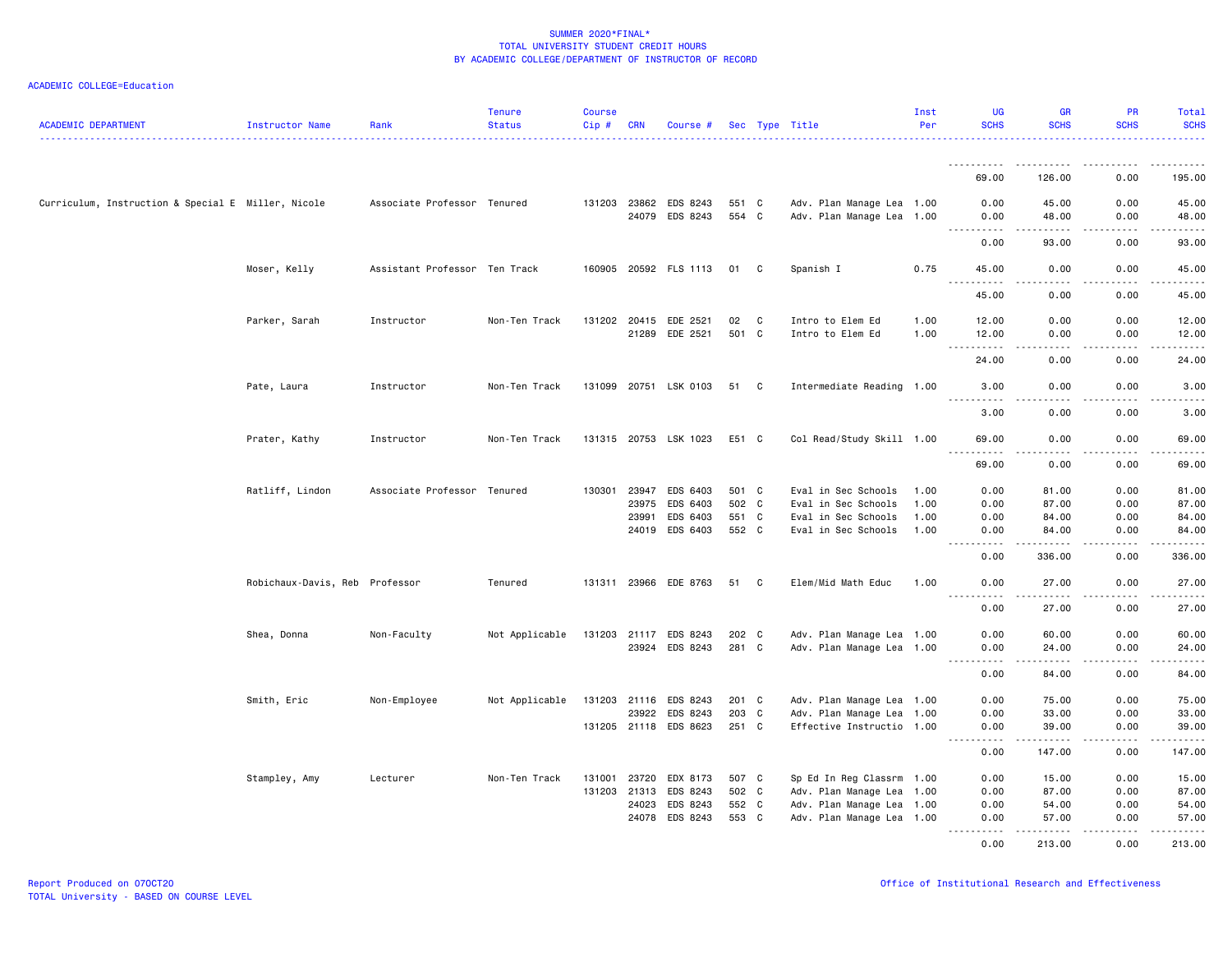SUMMER 2020*FINAL*
TOTAL UNIVERSITY STUDENT CREDIT HOURS
BY ACADEMIC COLLEGE/DEPARTMENT OF INSTRUCTOR OF RECORD

ACADEMIC COLLEGE=Education

| ACADEMIC DEPARTMENT | Instructor Name | Rank | Tenure Status | Course Cip # | CRN | Course # | Sec | Type | Title | Inst Per | UG SCHS | GR SCHS | PR SCHS | Total SCHS |
|---|---|---|---|---|---|---|---|---|---|---|---|---|---|---|
| | | | | | | | | | | | 69.00 | 126.00 | 0.00 | 195.00 |
| Curriculum, Instruction & Special E | Miller, Nicole | Associate Professor | Tenured | 131203 | 23862 | EDS 8243 | 551 | C | Adv. Plan Manage Lea | 1.00 | 0.00 | 45.00 | 0.00 | 45.00 |
| | | | | | 24079 | EDS 8243 | 554 | C | Adv. Plan Manage Lea | 1.00 | 0.00 | 48.00 | 0.00 | 48.00 |
| | | | | | | | | | | | 0.00 | 93.00 | 0.00 | 93.00 |
| | Moser, Kelly | Assistant Professor | Ten Track | 160905 | 20592 | FLS 1113 | 01 | C | Spanish I | 0.75 | 45.00 | 0.00 | 0.00 | 45.00 |
| | | | | | | | | | | | 45.00 | 0.00 | 0.00 | 45.00 |
| | Parker, Sarah | Instructor | Non-Ten Track | 131202 | 20415 | EDE 2521 | 02 | C | Intro to Elem Ed | 1.00 | 12.00 | 0.00 | 0.00 | 12.00 |
| | | | | | 21289 | EDE 2521 | 501 | C | Intro to Elem Ed | 1.00 | 12.00 | 0.00 | 0.00 | 12.00 |
| | | | | | | | | | | | 24.00 | 0.00 | 0.00 | 24.00 |
| | Pate, Laura | Instructor | Non-Ten Track | 131099 | 20751 | LSK 0103 | 51 | C | Intermediate Reading | 1.00 | 3.00 | 0.00 | 0.00 | 3.00 |
| | | | | | | | | | | | 3.00 | 0.00 | 0.00 | 3.00 |
| | Prater, Kathy | Instructor | Non-Ten Track | 131315 | 20753 | LSK 1023 | E51 | C | Col Read/Study Skill | 1.00 | 69.00 | 0.00 | 0.00 | 69.00 |
| | | | | | | | | | | | 69.00 | 0.00 | 0.00 | 69.00 |
| | Ratliff, Lindon | Associate Professor | Tenured | 130301 | 23947 | EDS 6403 | 501 | C | Eval in Sec Schools | 1.00 | 0.00 | 81.00 | 0.00 | 81.00 |
| | | | | | 23975 | EDS 6403 | 502 | C | Eval in Sec Schools | 1.00 | 0.00 | 87.00 | 0.00 | 87.00 |
| | | | | | 23991 | EDS 6403 | 551 | C | Eval in Sec Schools | 1.00 | 0.00 | 84.00 | 0.00 | 84.00 |
| | | | | | 24019 | EDS 6403 | 552 | C | Eval in Sec Schools | 1.00 | 0.00 | 84.00 | 0.00 | 84.00 |
| | | | | | | | | | | | 0.00 | 336.00 | 0.00 | 336.00 |
| | Robichaux-Davis, Reb | Professor | Tenured | 131311 | 23966 | EDE 8763 | 51 | C | Elem/Mid Math Educ | 1.00 | 0.00 | 27.00 | 0.00 | 27.00 |
| | | | | | | | | | | | 0.00 | 27.00 | 0.00 | 27.00 |
| | Shea, Donna | Non-Faculty | Not Applicable | 131203 | 21117 | EDS 8243 | 202 | C | Adv. Plan Manage Lea | 1.00 | 0.00 | 60.00 | 0.00 | 60.00 |
| | | | | | 23924 | EDS 8243 | 281 | C | Adv. Plan Manage Lea | 1.00 | 0.00 | 24.00 | 0.00 | 24.00 |
| | | | | | | | | | | | 0.00 | 84.00 | 0.00 | 84.00 |
| | Smith, Eric | Non-Employee | Not Applicable | 131203 | 21116 | EDS 8243 | 201 | C | Adv. Plan Manage Lea | 1.00 | 0.00 | 75.00 | 0.00 | 75.00 |
| | | | | | 23922 | EDS 8243 | 203 | C | Adv. Plan Manage Lea | 1.00 | 0.00 | 33.00 | 0.00 | 33.00 |
| | | | | 131205 | 21118 | EDS 8623 | 251 | C | Effective Instructio | 1.00 | 0.00 | 39.00 | 0.00 | 39.00 |
| | | | | | | | | | | | 0.00 | 147.00 | 0.00 | 147.00 |
| | Stampley, Amy | Lecturer | Non-Ten Track | 131001 | 23720 | EDX 8173 | 507 | C | Sp Ed In Reg Classrm | 1.00 | 0.00 | 15.00 | 0.00 | 15.00 |
| | | | | 131203 | 21313 | EDS 8243 | 502 | C | Adv. Plan Manage Lea | 1.00 | 0.00 | 87.00 | 0.00 | 87.00 |
| | | | | | 24023 | EDS 8243 | 552 | C | Adv. Plan Manage Lea | 1.00 | 0.00 | 54.00 | 0.00 | 54.00 |
| | | | | | 24078 | EDS 8243 | 553 | C | Adv. Plan Manage Lea | 1.00 | 0.00 | 57.00 | 0.00 | 57.00 |
| | | | | | | | | | | | 0.00 | 213.00 | 0.00 | 213.00 |

Report Produced on 07OCT20 — Office of Institutional Research and Effectiveness
TOTAL University - BASED ON COURSE LEVEL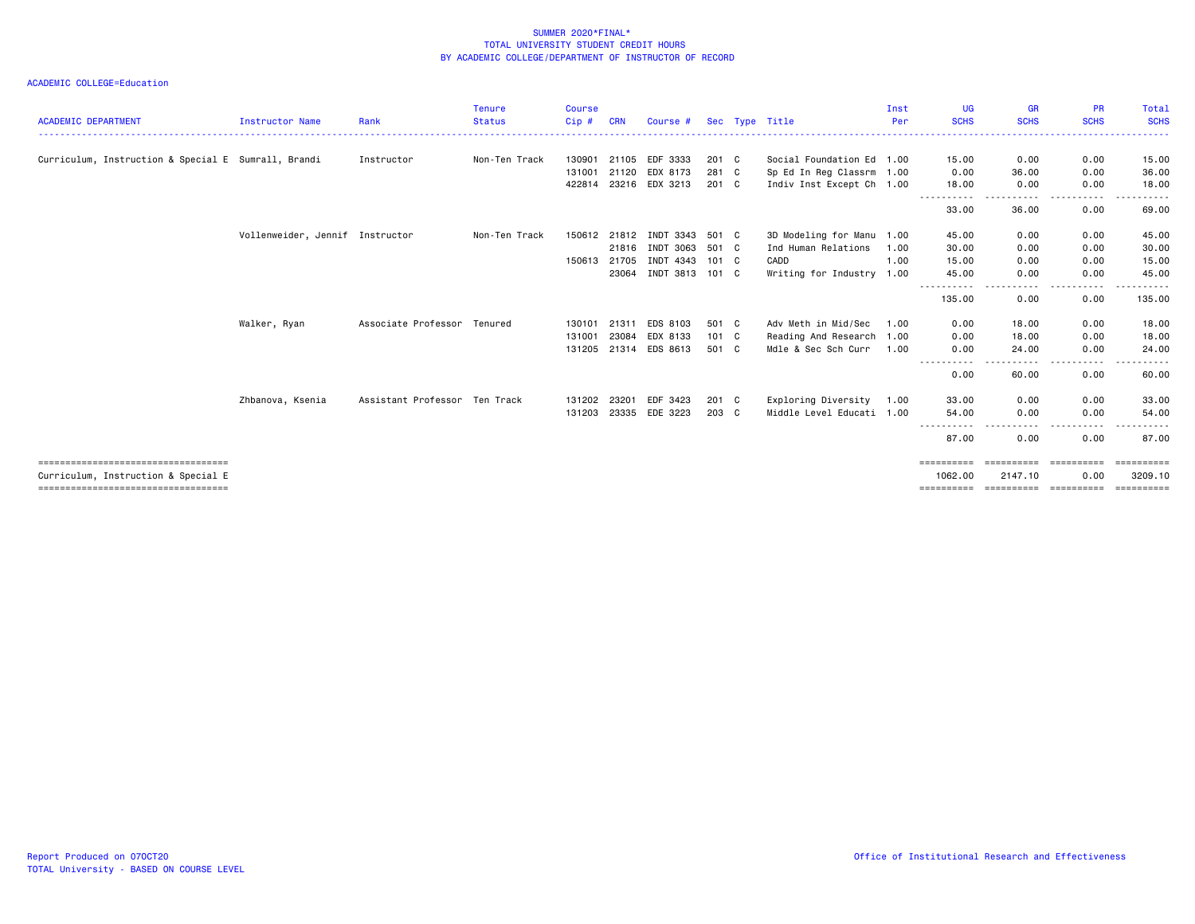SUMMER 2020*FINAL*
TOTAL UNIVERSITY STUDENT CREDIT HOURS
BY ACADEMIC COLLEGE/DEPARTMENT OF INSTRUCTOR OF RECORD

ACADEMIC COLLEGE=Education

| ACADEMIC DEPARTMENT | Instructor Name | Rank | Tenure Status | Course Cip # | CRN | Course # | Sec | Type | Title | Inst Per | UG SCHS | GR SCHS | PR SCHS | Total SCHS |
|---|---|---|---|---|---|---|---|---|---|---|---|---|---|---|
| Curriculum, Instruction & Special E | Sumrall, Brandi | Instructor | Non-Ten Track | 130901 | 21105 | EDF 3333 | 201 | C | Social Foundation Ed | 1.00 | 15.00 | 0.00 | 0.00 | 15.00 |
| | | | | 131001 | 21120 | EDX 8173 | 281 | C | Sp Ed In Reg Classrm | 1.00 | 0.00 | 36.00 | 0.00 | 36.00 |
| | | | | 422814 | 23216 | EDX 3213 | 201 | C | Indiv Inst Except Ch | 1.00 | 18.00 | 0.00 | 0.00 | 18.00 |
| | | | | | | | | | | | 33.00 | 36.00 | 0.00 | 69.00 |
| | Vollenweider, Jennif | Instructor | Non-Ten Track | 150612 | 21812 | INDT 3343 | 501 | C | 3D Modeling for Manu | 1.00 | 45.00 | 0.00 | 0.00 | 45.00 |
| | | | | | 21816 | INDT 3063 | 501 | C | Ind Human Relations | 1.00 | 30.00 | 0.00 | 0.00 | 30.00 |
| | | | | 150613 | 21705 | INDT 4343 | 101 | C | CADD | 1.00 | 15.00 | 0.00 | 0.00 | 15.00 |
| | | | | | 23064 | INDT 3813 | 101 | C | Writing for Industry | 1.00 | 45.00 | 0.00 | 0.00 | 45.00 |
| | | | | | | | | | | | 135.00 | 0.00 | 0.00 | 135.00 |
| | Walker, Ryan | Associate Professor | Tenured | 130101 | 21311 | EDS 8103 | 501 | C | Adv Meth in Mid/Sec | 1.00 | 0.00 | 18.00 | 0.00 | 18.00 |
| | | | | 131001 | 23084 | EDX 8133 | 101 | C | Reading And Research | 1.00 | 0.00 | 18.00 | 0.00 | 18.00 |
| | | | | 131205 | 21314 | EDS 8613 | 501 | C | Mdle & Sec Sch Curr | 1.00 | 0.00 | 24.00 | 0.00 | 24.00 |
| | | | | | | | | | | | 0.00 | 60.00 | 0.00 | 60.00 |
| | Zhbanova, Ksenia | Assistant Professor | Ten Track | 131202 | 23201 | EDF 3423 | 201 | C | Exploring Diversity | 1.00 | 33.00 | 0.00 | 0.00 | 33.00 |
| | | | | 131203 | 23335 | EDE 3223 | 203 | C | Middle Level Educati | 1.00 | 54.00 | 0.00 | 0.00 | 54.00 |
| | | | | | | | | | | | 87.00 | 0.00 | 0.00 | 87.00 |
| Curriculum, Instruction & Special E | | | | | | | | | | | 1062.00 | 2147.10 | 0.00 | 3209.10 |

Report Produced on 07OCT20
TOTAL University - BASED ON COURSE LEVEL

Office of Institutional Research and Effectiveness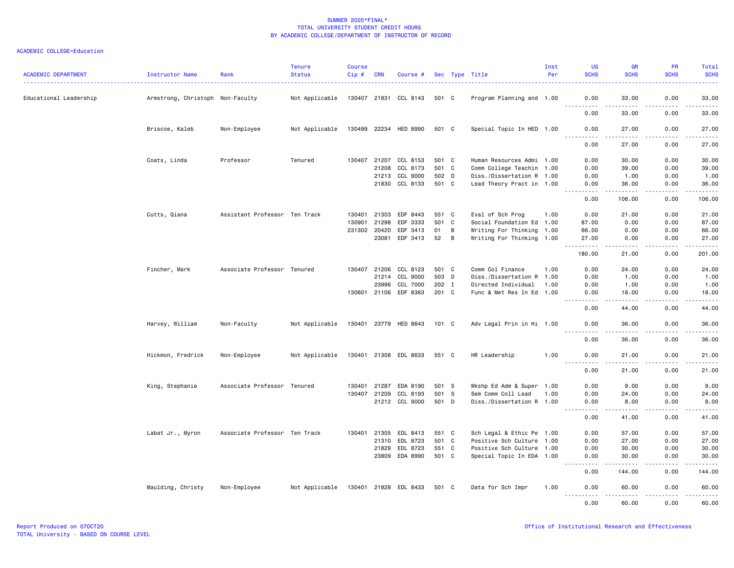# SUMMER 2020*FINAL*
## TOTAL UNIVERSITY STUDENT CREDIT HOURS
### BY ACADEMIC COLLEGE/DEPARTMENT OF INSTRUCTOR OF RECORD

ACADEMIC COLLEGE=Education

| ACADEMIC DEPARTMENT | Instructor Name | Rank | Tenure Status | Course Cip # | CRN | Course # | Sec | Type | Title | Inst Per | UG SCHS | GR SCHS | PR SCHS | Total SCHS |
|---|---|---|---|---|---|---|---|---|---|---|---|---|---|---|
| Educational Leadership | Armstrong, Christoph | Non-Faculty | Not Applicable | 130407 | 21831 | CCL 8143 | 501 | C | Program Planning and | 1.00 | 0.00 | 33.00 | 0.00 | 33.00 |
| | | | | | | | | | | | 0.00 | 33.00 | 0.00 | 33.00 |
| | Briscoe, Kaleb | Non-Employee | Not Applicable | 130499 | 22234 | HED 8990 | 501 | C | Special Topic In HED | 1.00 | 0.00 | 27.00 | 0.00 | 27.00 |
| | | | | | | | | | | | 0.00 | 27.00 | 0.00 | 27.00 |
| | Coats, Linda | Professor | Tenured | 130407 | 21207 | CCL 8153 | 501 | C | Human Resources Admi | 1.00 | 0.00 | 30.00 | 0.00 | 30.00 |
| | | | | | 21208 | CCL 8173 | 501 | C | Comm College Teachin | 1.00 | 0.00 | 39.00 | 0.00 | 39.00 |
| | | | | | 21213 | CCL 9000 | 502 | D | Diss./Dissertation R | 1.00 | 0.00 | 1.00 | 0.00 | 1.00 |
| | | | | | 21830 | CCL 8133 | 501 | C | Lead Theory Pract in | 1.00 | 0.00 | 36.00 | 0.00 | 36.00 |
| | | | | | | | | | | | 0.00 | 106.00 | 0.00 | 106.00 |
| | Cutts, Qiana | Assistant Professor | Ten Track | 130401 | 21303 | EDF 8443 | 551 | C | Eval of Sch Prog | 1.00 | 0.00 | 21.00 | 0.00 | 21.00 |
| | | | | 130901 | 21298 | EDF 3333 | 501 | C | Social Foundation Ed | 1.00 | 87.00 | 0.00 | 0.00 | 87.00 |
| | | | | 231302 | 20420 | EDF 3413 | 01 | B | Writing For Thinking | 1.00 | 66.00 | 0.00 | 0.00 | 66.00 |
| | | | | | 23081 | EDF 3413 | 52 | B | Writing For Thinking | 1.00 | 27.00 | 0.00 | 0.00 | 27.00 |
| | | | | | | | | | | | 180.00 | 21.00 | 0.00 | 201.00 |
| | Fincher, Mark | Associate Professor | Tenured | 130407 | 21206 | CCL 8123 | 501 | C | Comm Col Finance | 1.00 | 0.00 | 24.00 | 0.00 | 24.00 |
| | | | | | 21214 | CCL 9000 | 503 | D | Diss./Dissertation R | 1.00 | 0.00 | 1.00 | 0.00 | 1.00 |
| | | | | | 23996 | CCL 7000 | 202 | I | Directed Individual | 1.00 | 0.00 | 1.00 | 0.00 | 1.00 |
| | | | | 130601 | 21106 | EDF 8363 | 201 | C | Func & Met Res In Ed | 1.00 | 0.00 | 18.00 | 0.00 | 18.00 |
| | | | | | | | | | | | 0.00 | 44.00 | 0.00 | 44.00 |
| | Harvey, William | Non-Faculty | Not Applicable | 130401 | 23779 | HED 8643 | 101 | C | Adv Legal Prin in Hi | 1.00 | 0.00 | 36.00 | 0.00 | 36.00 |
| | | | | | | | | | | | 0.00 | 36.00 | 0.00 | 36.00 |
| | Hickmon, Fredrick | Non-Employee | Not Applicable | 130401 | 21308 | EDL 8633 | 551 | C | HR Leadership | 1.00 | 0.00 | 21.00 | 0.00 | 21.00 |
| | | | | | | | | | | | 0.00 | 21.00 | 0.00 | 21.00 |
| | King, Stephanie | Associate Professor | Tenured | 130401 | 21287 | EDA 8190 | 501 | S | Wkshp Ed Adm & Super | 1.00 | 0.00 | 9.00 | 0.00 | 9.00 |
| | | | | 130407 | 21209 | CCL 8193 | 501 | S | Sem Comm Coll Lead | 1.00 | 0.00 | 24.00 | 0.00 | 24.00 |
| | | | | | 21212 | CCL 9000 | 501 | D | Diss./Dissertation R | 1.00 | 0.00 | 8.00 | 0.00 | 8.00 |
| | | | | | | | | | | | 0.00 | 41.00 | 0.00 | 41.00 |
| | Labat Jr., Myron | Associate Professor | Ten Track | 130401 | 21305 | EDL 8413 | 551 | C | Sch Legal & Ethic Pe | 1.00 | 0.00 | 57.00 | 0.00 | 57.00 |
| | | | | | 21310 | EDL 8723 | 501 | C | Positive Sch Culture | 1.00 | 0.00 | 27.00 | 0.00 | 27.00 |
| | | | | | 21829 | EDL 8723 | 551 | C | Positive Sch Culture | 1.00 | 0.00 | 30.00 | 0.00 | 30.00 |
| | | | | | 23809 | EDA 8990 | 501 | C | Special Topic In EDA | 1.00 | 0.00 | 30.00 | 0.00 | 30.00 |
| | | | | | | | | | | | 0.00 | 144.00 | 0.00 | 144.00 |
| | Maulding, Christy | Non-Employee | Not Applicable | 130401 | 21828 | EDL 8433 | 501 | C | Data for Sch Impr | 1.00 | 0.00 | 60.00 | 0.00 | 60.00 |
| | | | | | | | | | | | 0.00 | 60.00 | 0.00 | 60.00 |

Report Produced on 07OCT20
TOTAL University - BASED ON COURSE LEVEL

Office of Institutional Research and Effectiveness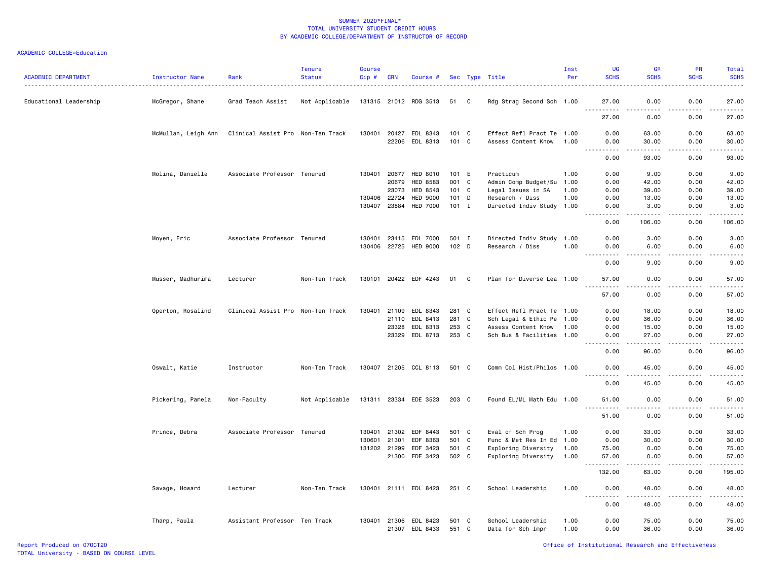SUMMER 2020*FINAL*
TOTAL UNIVERSITY STUDENT CREDIT HOURS
BY ACADEMIC COLLEGE/DEPARTMENT OF INSTRUCTOR OF RECORD

ACADEMIC COLLEGE=Education

| ACADEMIC DEPARTMENT | Instructor Name | Rank | Tenure Status | Course Cip # | CRN | Course # | Sec | Type | Title | Inst Per | UG SCHS | GR SCHS | PR SCHS | Total SCHS |
|---|---|---|---|---|---|---|---|---|---|---|---|---|---|---|
| Educational Leadership | McGregor, Shane | Grad Teach Assist | Not Applicable | 131315 | 21012 | RDG 3513 | 51 | C | Rdg Strag Second Sch | 1.00 | 27.00 | 0.00 | 0.00 | 27.00 |
| | | | | | | | | | | | 27.00 | 0.00 | 0.00 | 27.00 |
| | McMullan, Leigh Ann | Clinical Assist Pro | Non-Ten Track | 130401 | 20427 | EDL 8343 | 101 | C | Effect Refl Pract Te | 1.00 | 0.00 | 63.00 | 0.00 | 63.00 |
| | | | | | 22206 | EDL 8313 | 101 | C | Assess Content Know | 1.00 | 0.00 | 30.00 | 0.00 | 30.00 |
| | | | | | | | | | | | 0.00 | 93.00 | 0.00 | 93.00 |
| | Molina, Danielle | Associate Professor | Tenured | 130401 | 20677 | HED 8010 | 101 | E | Practicum | 1.00 | 0.00 | 9.00 | 0.00 | 9.00 |
| | | | | | 20679 | HED 8583 | 001 | C | Admin Comp Budget/Su | 1.00 | 0.00 | 42.00 | 0.00 | 42.00 |
| | | | | | 23073 | HED 8543 | 101 | C | Legal Issues in SA | 1.00 | 0.00 | 39.00 | 0.00 | 39.00 |
| | | | | 130406 | 22724 | HED 9000 | 101 | D | Research / Diss | 1.00 | 0.00 | 13.00 | 0.00 | 13.00 |
| | | | | 130407 | 23884 | HED 7000 | 101 | I | Directed Indiv Study | 1.00 | 0.00 | 3.00 | 0.00 | 3.00 |
| | | | | | | | | | | | 0.00 | 106.00 | 0.00 | 106.00 |
| | Moyen, Eric | Associate Professor | Tenured | 130401 | 23415 | EDL 7000 | 501 | I | Directed Indiv Study | 1.00 | 0.00 | 3.00 | 0.00 | 3.00 |
| | | | | 130406 | 22725 | HED 9000 | 102 | D | Research / Diss | 1.00 | 0.00 | 6.00 | 0.00 | 6.00 |
| | | | | | | | | | | | 0.00 | 9.00 | 0.00 | 9.00 |
| | Musser, Madhurima | Lecturer | Non-Ten Track | 130101 | 20422 | EDF 4243 | 01 | C | Plan for Diverse Lea | 1.00 | 57.00 | 0.00 | 0.00 | 57.00 |
| | | | | | | | | | | | 57.00 | 0.00 | 0.00 | 57.00 |
| | Operton, Rosalind | Clinical Assist Pro | Non-Ten Track | 130401 | 21109 | EDL 8343 | 281 | C | Effect Refl Pract Te | 1.00 | 0.00 | 18.00 | 0.00 | 18.00 |
| | | | | | 21110 | EDL 8413 | 281 | C | Sch Legal & Ethic Pe | 1.00 | 0.00 | 36.00 | 0.00 | 36.00 |
| | | | | | 23328 | EDL 8313 | 253 | C | Assess Content Know | 1.00 | 0.00 | 15.00 | 0.00 | 15.00 |
| | | | | | 23329 | EDL 8713 | 253 | C | Sch Bus & Facilities | 1.00 | 0.00 | 27.00 | 0.00 | 27.00 |
| | | | | | | | | | | | 0.00 | 96.00 | 0.00 | 96.00 |
| | Oswalt, Katie | Instructor | Non-Ten Track | 130407 | 21205 | CCL 8113 | 501 | C | Comm Col Hist/Philos | 1.00 | 0.00 | 45.00 | 0.00 | 45.00 |
| | | | | | | | | | | | 0.00 | 45.00 | 0.00 | 45.00 |
| | Pickering, Pamela | Non-Faculty | Not Applicable | 131311 | 23334 | EDE 3523 | 203 | C | Found EL/ML Math Edu | 1.00 | 51.00 | 0.00 | 0.00 | 51.00 |
| | | | | | | | | | | | 51.00 | 0.00 | 0.00 | 51.00 |
| | Prince, Debra | Associate Professor | Tenured | 130401 | 21302 | EDF 8443 | 501 | C | Eval of Sch Prog | 1.00 | 0.00 | 33.00 | 0.00 | 33.00 |
| | | | | 130601 | 21301 | EDF 8363 | 501 | C | Func & Met Res In Ed | 1.00 | 0.00 | 30.00 | 0.00 | 30.00 |
| | | | | 131202 | 21299 | EDF 3423 | 501 | C | Exploring Diversity | 1.00 | 75.00 | 0.00 | 0.00 | 75.00 |
| | | | | | 21300 | EDF 3423 | 502 | C | Exploring Diversity | 1.00 | 57.00 | 0.00 | 0.00 | 57.00 |
| | | | | | | | | | | | 132.00 | 63.00 | 0.00 | 195.00 |
| | Savage, Howard | Lecturer | Non-Ten Track | 130401 | 21111 | EDL 8423 | 251 | C | School Leadership | 1.00 | 0.00 | 48.00 | 0.00 | 48.00 |
| | | | | | | | | | | | 0.00 | 48.00 | 0.00 | 48.00 |
| | Tharp, Paula | Assistant Professor | Ten Track | 130401 | 21306 | EDL 8423 | 501 | C | School Leadership | 1.00 | 0.00 | 75.00 | 0.00 | 75.00 |
| | | | | | 21307 | EDL 8433 | 551 | C | Data for Sch Impr | 1.00 | 0.00 | 36.00 | 0.00 | 36.00 |

Report Produced on 07OCT20
TOTAL University - BASED ON COURSE LEVEL

Office of Institutional Research and Effectiveness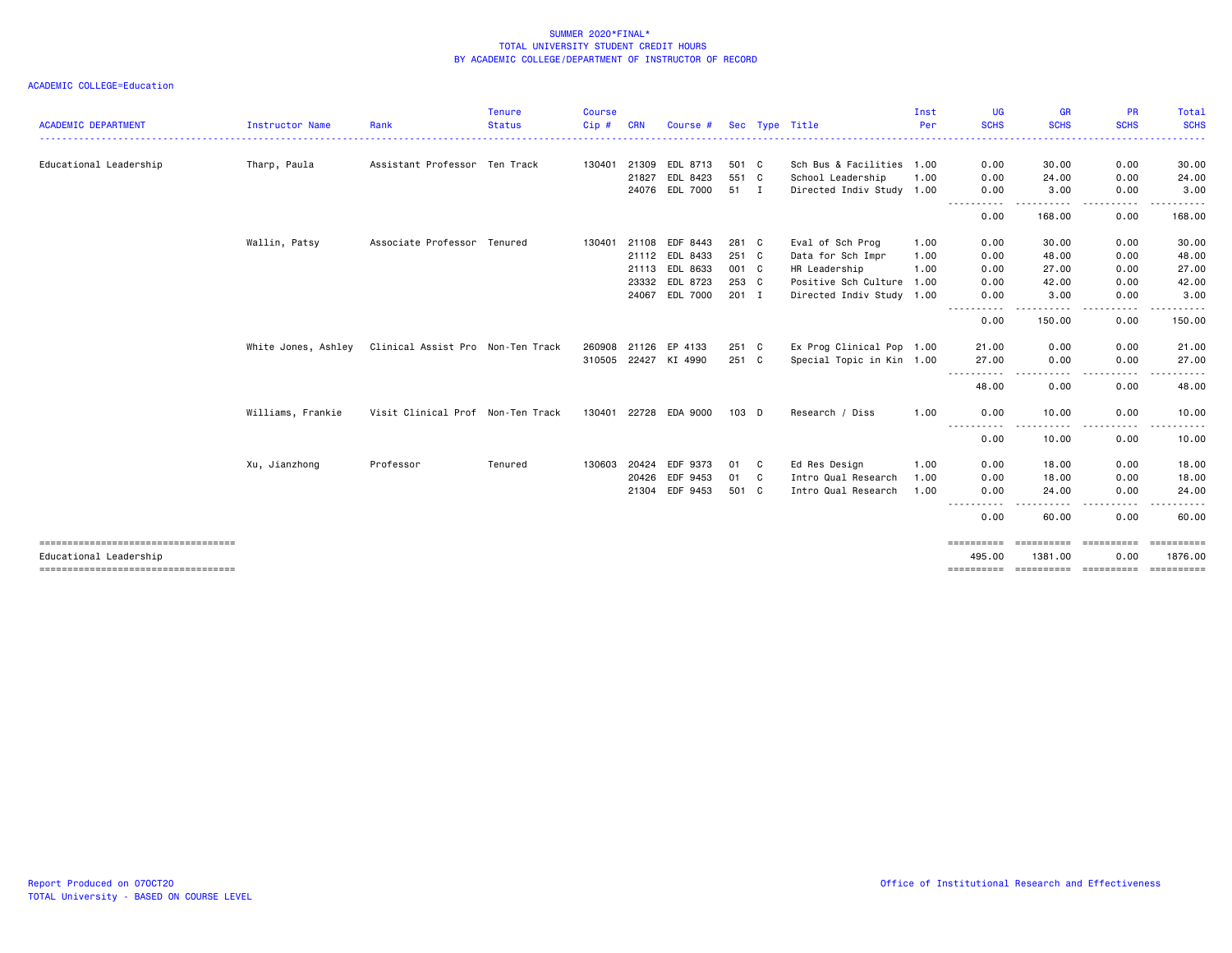SUMMER 2020*FINAL*
TOTAL UNIVERSITY STUDENT CREDIT HOURS
BY ACADEMIC COLLEGE/DEPARTMENT OF INSTRUCTOR OF RECORD

ACADEMIC COLLEGE=Education

| ACADEMIC DEPARTMENT | Instructor Name | Rank | Tenure Status | Course Cip # | CRN | Course # | Sec | Type | Title | Inst Per | UG SCHS | GR SCHS | PR SCHS | Total SCHS |
|---|---|---|---|---|---|---|---|---|---|---|---|---|---|---|
| Educational Leadership | Tharp, Paula | Assistant Professor | Ten Track | 130401 | 21309 | EDL 8713 | 501 | C | Sch Bus & Facilities | 1.00 | 0.00 | 30.00 | 0.00 | 30.00 |
| | | | | | 21827 | EDL 8423 | 551 | C | School Leadership | 1.00 | 0.00 | 24.00 | 0.00 | 24.00 |
| | | | | | 24076 | EDL 7000 | 51 | I | Directed Indiv Study | 1.00 | 0.00 | 3.00 | 0.00 | 3.00 |
| | | | | | | | | | | | 0.00 | 168.00 | 0.00 | 168.00 |
| | Wallin, Patsy | Associate Professor | Tenured | 130401 | 21108 | EDF 8443 | 281 | C | Eval of Sch Prog | 1.00 | 0.00 | 30.00 | 0.00 | 30.00 |
| | | | | | 21112 | EDL 8433 | 251 | C | Data for Sch Impr | 1.00 | 0.00 | 48.00 | 0.00 | 48.00 |
| | | | | | 21113 | EDL 8633 | 001 | C | HR Leadership | 1.00 | 0.00 | 27.00 | 0.00 | 27.00 |
| | | | | | 23332 | EDL 8723 | 253 | C | Positive Sch Culture | 1.00 | 0.00 | 42.00 | 0.00 | 42.00 |
| | | | | | 24067 | EDL 7000 | 201 | I | Directed Indiv Study | 1.00 | 0.00 | 3.00 | 0.00 | 3.00 |
| | | | | | | | | | | | 0.00 | 150.00 | 0.00 | 150.00 |
| | White Jones, Ashley | Clinical Assist Pro | Non-Ten Track | 260908 | 21126 | EP 4133 | 251 | C | Ex Prog Clinical Pop | 1.00 | 21.00 | 0.00 | 0.00 | 21.00 |
| | | | | 310505 | 22427 | KI 4990 | 251 | C | Special Topic in Kin | 1.00 | 27.00 | 0.00 | 0.00 | 27.00 |
| | | | | | | | | | | | 48.00 | 0.00 | 0.00 | 48.00 |
| | Williams, Frankie | Visit Clinical Prof | Non-Ten Track | 130401 | 22728 | EDA 9000 | 103 | D | Research / Diss | 1.00 | 0.00 | 10.00 | 0.00 | 10.00 |
| | | | | | | | | | | | 0.00 | 10.00 | 0.00 | 10.00 |
| | Xu, Jianzhong | Professor | Tenured | 130603 | 20424 | EDF 9373 | 01 | C | Ed Res Design | 1.00 | 0.00 | 18.00 | 0.00 | 18.00 |
| | | | | | 20426 | EDF 9453 | 01 | C | Intro Qual Research | 1.00 | 0.00 | 18.00 | 0.00 | 18.00 |
| | | | | | 21304 | EDF 9453 | 501 | C | Intro Qual Research | 1.00 | 0.00 | 24.00 | 0.00 | 24.00 |
| | | | | | | | | | | | 0.00 | 60.00 | 0.00 | 60.00 |
| Educational Leadership | | | | | | | | | | | 495.00 | 1381.00 | 0.00 | 1876.00 |

Report Produced on 07OCT20
TOTAL University - BASED ON COURSE LEVEL

Office of Institutional Research and Effectiveness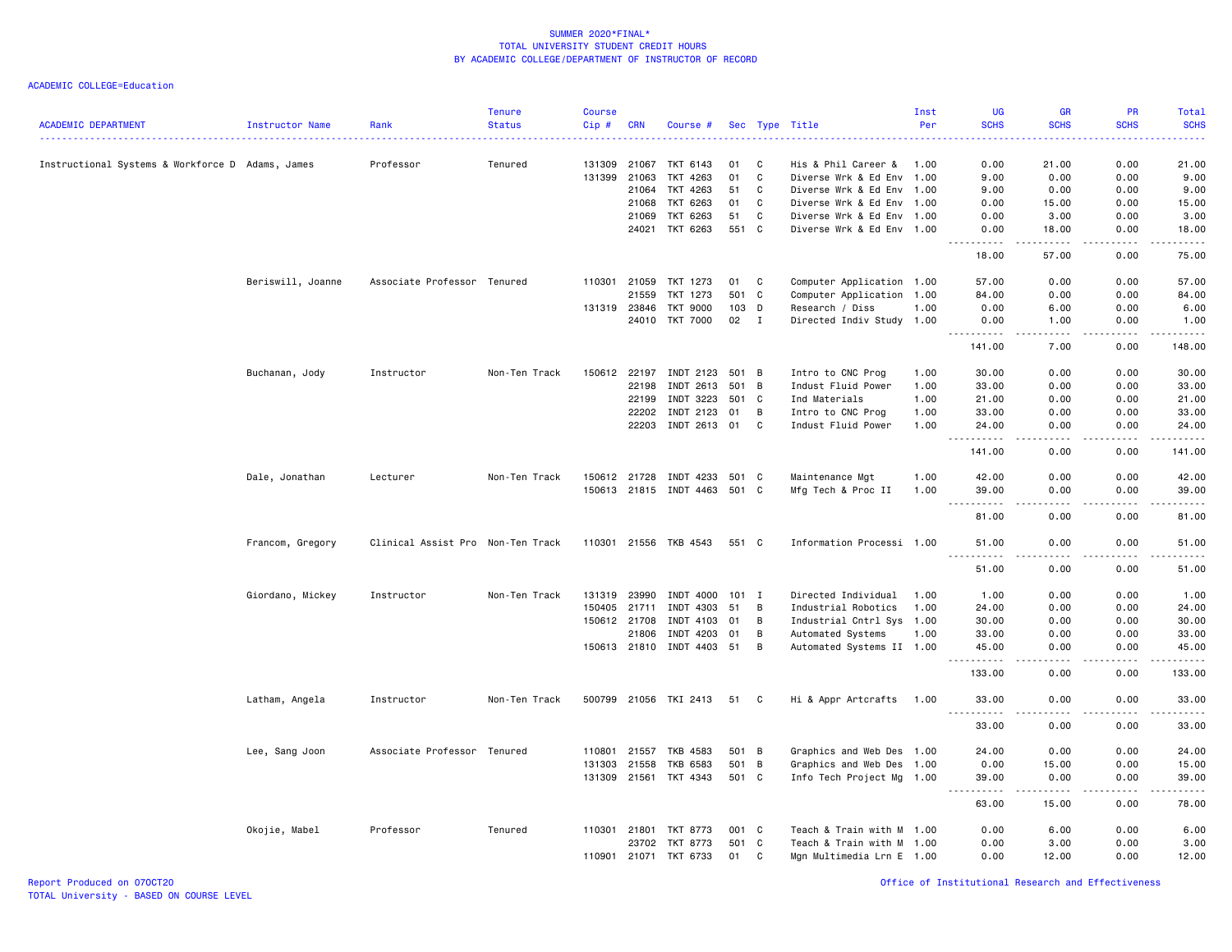SUMMER 2020*FINAL*
TOTAL UNIVERSITY STUDENT CREDIT HOURS
BY ACADEMIC COLLEGE/DEPARTMENT OF INSTRUCTOR OF RECORD

ACADEMIC COLLEGE=Education

| ACADEMIC DEPARTMENT | Instructor Name | Rank | Tenure Status | Course Cip # | CRN | Course # | Sec | Type | Title | Inst Per | UG SCHS | GR SCHS | PR SCHS | Total SCHS |
|---|---|---|---|---|---|---|---|---|---|---|---|---|---|---|
| Instructional Systems & Workforce D | Adams, James | Professor | Tenured | 131309 | 21067 | TKT 6143 | 01 | C | His & Phil Career & | 1.00 | 0.00 | 21.00 | 0.00 | 21.00 |
| | | | | 131399 | 21063 | TKT 4263 | 01 | C | Diverse Wrk & Ed Env | 1.00 | 9.00 | 0.00 | 0.00 | 9.00 |
| | | | | | 21064 | TKT 4263 | 51 | C | Diverse Wrk & Ed Env | 1.00 | 9.00 | 0.00 | 0.00 | 9.00 |
| | | | | | 21068 | TKT 6263 | 01 | C | Diverse Wrk & Ed Env | 1.00 | 0.00 | 15.00 | 0.00 | 15.00 |
| | | | | | 21069 | TKT 6263 | 51 | C | Diverse Wrk & Ed Env | 1.00 | 0.00 | 3.00 | 0.00 | 3.00 |
| | | | | | 24021 | TKT 6263 | 551 | C | Diverse Wrk & Ed Env | 1.00 | 0.00 | 18.00 | 0.00 | 18.00 |
| | | | | | | | | | | | 18.00 | 57.00 | 0.00 | 75.00 |
| | Beriswill, Joanne | Associate Professor | Tenured | 110301 | 21059 | TKT 1273 | 01 | C | Computer Application | 1.00 | 57.00 | 0.00 | 0.00 | 57.00 |
| | | | | | 21559 | TKT 1273 | 501 | C | Computer Application | 1.00 | 84.00 | 0.00 | 0.00 | 84.00 |
| | | | | 131319 | 23846 | TKT 9000 | 103 | D | Research / Diss | 1.00 | 0.00 | 6.00 | 0.00 | 6.00 |
| | | | | | 24010 | TKT 7000 | 02 | I | Directed Indiv Study | 1.00 | 0.00 | 1.00 | 0.00 | 1.00 |
| | | | | | | | | | | | 141.00 | 7.00 | 0.00 | 148.00 |
| | Buchanan, Jody | Instructor | Non-Ten Track | 150612 | 22197 | INDT 2123 | 501 | B | Intro to CNC Prog | 1.00 | 30.00 | 0.00 | 0.00 | 30.00 |
| | | | | | 22198 | INDT 2613 | 501 | B | Indust Fluid Power | 1.00 | 33.00 | 0.00 | 0.00 | 33.00 |
| | | | | | 22199 | INDT 3223 | 501 | C | Ind Materials | 1.00 | 21.00 | 0.00 | 0.00 | 21.00 |
| | | | | | 22202 | INDT 2123 | 01 | B | Intro to CNC Prog | 1.00 | 33.00 | 0.00 | 0.00 | 33.00 |
| | | | | | 22203 | INDT 2613 | 01 | C | Indust Fluid Power | 1.00 | 24.00 | 0.00 | 0.00 | 24.00 |
| | | | | | | | | | | | 141.00 | 0.00 | 0.00 | 141.00 |
| | Dale, Jonathan | Lecturer | Non-Ten Track | 150612 | 21728 | INDT 4233 | 501 | C | Maintenance Mgt | 1.00 | 42.00 | 0.00 | 0.00 | 42.00 |
| | | | | 150613 | 21815 | INDT 4463 | 501 | C | Mfg Tech & Proc II | 1.00 | 39.00 | 0.00 | 0.00 | 39.00 |
| | | | | | | | | | | | 81.00 | 0.00 | 0.00 | 81.00 |
| | Francom, Gregory | Clinical Assist Pro | Non-Ten Track | 110301 | 21556 | TKB 4543 | 551 | C | Information Processi | 1.00 | 51.00 | 0.00 | 0.00 | 51.00 |
| | | | | | | | | | | | 51.00 | 0.00 | 0.00 | 51.00 |
| | Giordano, Mickey | Instructor | Non-Ten Track | 131319 | 23990 | INDT 4000 | 101 | I | Directed Individual | 1.00 | 1.00 | 0.00 | 0.00 | 1.00 |
| | | | | 150405 | 21711 | INDT 4303 | 51 | B | Industrial Robotics | 1.00 | 24.00 | 0.00 | 0.00 | 24.00 |
| | | | | 150612 | 21708 | INDT 4103 | 01 | B | Industrial Cntrl Sys | 1.00 | 30.00 | 0.00 | 0.00 | 30.00 |
| | | | | | 21806 | INDT 4203 | 01 | B | Automated Systems | 1.00 | 33.00 | 0.00 | 0.00 | 33.00 |
| | | | | 150613 | 21810 | INDT 4403 | 51 | B | Automated Systems II | 1.00 | 45.00 | 0.00 | 0.00 | 45.00 |
| | | | | | | | | | | | 133.00 | 0.00 | 0.00 | 133.00 |
| | Latham, Angela | Instructor | Non-Ten Track | 500799 | 21056 | TKI 2413 | 51 | C | Hi & Appr Artcrafts | 1.00 | 33.00 | 0.00 | 0.00 | 33.00 |
| | | | | | | | | | | | 33.00 | 0.00 | 0.00 | 33.00 |
| | Lee, Sang Joon | Associate Professor | Tenured | 110801 | 21557 | TKB 4583 | 501 | B | Graphics and Web Des | 1.00 | 24.00 | 0.00 | 0.00 | 24.00 |
| | | | | 131303 | 21558 | TKB 6583 | 501 | B | Graphics and Web Des | 1.00 | 0.00 | 15.00 | 0.00 | 15.00 |
| | | | | 131309 | 21561 | TKT 4343 | 501 | C | Info Tech Project Mg | 1.00 | 39.00 | 0.00 | 0.00 | 39.00 |
| | | | | | | | | | | | 63.00 | 15.00 | 0.00 | 78.00 |
| | Okojie, Mabel | Professor | Tenured | 110301 | 21801 | TKT 8773 | 001 | C | Teach & Train with M | 1.00 | 0.00 | 6.00 | 0.00 | 6.00 |
| | | | | | 23702 | TKT 8773 | 501 | C | Teach & Train with M | 1.00 | 0.00 | 3.00 | 0.00 | 3.00 |
| | | | | 110901 | 21071 | TKT 6733 | 01 | C | Mgn Multimedia Lrn E | 1.00 | 0.00 | 12.00 | 0.00 | 12.00 |

Report Produced on 07OCT20
TOTAL University - BASED ON COURSE LEVEL

Office of Institutional Research and Effectiveness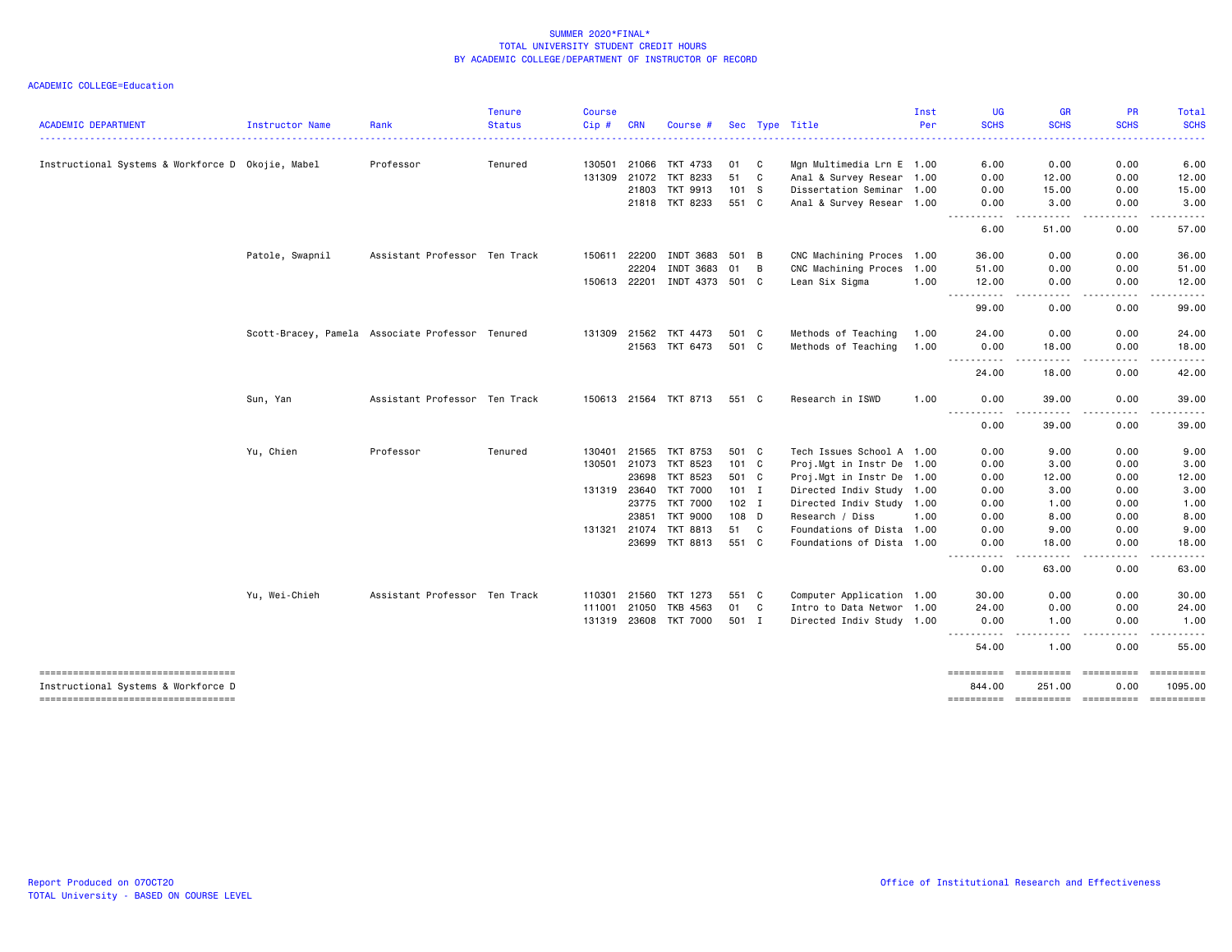# SUMMER 2020*FINAL*
## TOTAL UNIVERSITY STUDENT CREDIT HOURS
## BY ACADEMIC COLLEGE/DEPARTMENT OF INSTRUCTOR OF RECORD

ACADEMIC COLLEGE=Education

| ACADEMIC DEPARTMENT | Instructor Name | Rank | Tenure Status | Course Cip # | CRN | Course # | Sec | Type | Title | Inst Per | UG SCHS | GR SCHS | PR SCHS | Total SCHS |
|---|---|---|---|---|---|---|---|---|---|---|---|---|---|---|
| Instructional Systems & Workforce D | Okojie, Mabel | Professor | Tenured | 130501 | 21066 | TKT 4733 | 01 | C | Mgn Multimedia Lrn E | 1.00 | 6.00 | 0.00 | 0.00 | 6.00 |
| | | | | 131309 | 21072 | TKT 8233 | 51 | C | Anal & Survey Resear | 1.00 | 0.00 | 12.00 | 0.00 | 12.00 |
| | | | | | 21803 | TKT 9913 | 101 | S | Dissertation Seminar | 1.00 | 0.00 | 15.00 | 0.00 | 15.00 |
| | | | | | 21818 | TKT 8233 | 551 | C | Anal & Survey Resear | 1.00 | 0.00 | 3.00 | 0.00 | 3.00 |
| | | | | | | | | | | | 6.00 | 51.00 | 0.00 | 57.00 |
| | Patole, Swapnil | Assistant Professor | Ten Track | 150611 | 22200 | INDT 3683 | 501 | B | CNC Machining Proces | 1.00 | 36.00 | 0.00 | 0.00 | 36.00 |
| | | | | | 22204 | INDT 3683 | 01 | B | CNC Machining Proces | 1.00 | 51.00 | 0.00 | 0.00 | 51.00 |
| | | | | 150613 | 22201 | INDT 4373 | 501 | C | Lean Six Sigma | 1.00 | 12.00 | 0.00 | 0.00 | 12.00 |
| | | | | | | | | | | | 99.00 | 0.00 | 0.00 | 99.00 |
| | Scott-Bracey, Pamela | Associate Professor | Tenured | 131309 | 21562 | TKT 4473 | 501 | C | Methods of Teaching | 1.00 | 24.00 | 0.00 | 0.00 | 24.00 |
| | | | | | 21563 | TKT 6473 | 501 | C | Methods of Teaching | 1.00 | 0.00 | 18.00 | 0.00 | 18.00 |
| | | | | | | | | | | | 24.00 | 18.00 | 0.00 | 42.00 |
| | Sun, Yan | Assistant Professor | Ten Track | 150613 | 21564 | TKT 8713 | 551 | C | Research in ISWD | 1.00 | 0.00 | 39.00 | 0.00 | 39.00 |
| | | | | | | | | | | | 0.00 | 39.00 | 0.00 | 39.00 |
| | Yu, Chien | Professor | Tenured | 130401 | 21565 | TKT 8753 | 501 | C | Tech Issues School A | 1.00 | 0.00 | 9.00 | 0.00 | 9.00 |
| | | | | 130501 | 21073 | TKT 8523 | 101 | C | Proj.Mgt in Instr De | 1.00 | 0.00 | 3.00 | 0.00 | 3.00 |
| | | | | | 23698 | TKT 8523 | 501 | C | Proj.Mgt in Instr De | 1.00 | 0.00 | 12.00 | 0.00 | 12.00 |
| | | | | 131319 | 23640 | TKT 7000 | 101 | I | Directed Indiv Study | 1.00 | 0.00 | 3.00 | 0.00 | 3.00 |
| | | | | | 23775 | TKT 7000 | 102 | I | Directed Indiv Study | 1.00 | 0.00 | 1.00 | 0.00 | 1.00 |
| | | | | | 23851 | TKT 9000 | 108 | D | Research / Diss | 1.00 | 0.00 | 8.00 | 0.00 | 8.00 |
| | | | | 131321 | 21074 | TKT 8813 | 51 | C | Foundations of Dista | 1.00 | 0.00 | 9.00 | 0.00 | 9.00 |
| | | | | | 23699 | TKT 8813 | 551 | C | Foundations of Dista | 1.00 | 0.00 | 18.00 | 0.00 | 18.00 |
| | | | | | | | | | | | 0.00 | 63.00 | 0.00 | 63.00 |
| | Yu, Wei-Chieh | Assistant Professor | Ten Track | 110301 | 21560 | TKT 1273 | 551 | C | Computer Application | 1.00 | 30.00 | 0.00 | 0.00 | 30.00 |
| | | | | 111001 | 21050 | TKB 4563 | 01 | C | Intro to Data Networ | 1.00 | 24.00 | 0.00 | 0.00 | 24.00 |
| | | | | 131319 | 23608 | TKT 7000 | 501 | I | Directed Indiv Study | 1.00 | 0.00 | 1.00 | 0.00 | 1.00 |
| | | | | | | | | | | | 54.00 | 1.00 | 0.00 | 55.00 |
| Instructional Systems & Workforce D | | | | | | | | | | | 844.00 | 251.00 | 0.00 | 1095.00 |

Report Produced on 07OCT20 | Office of Institutional Research and Effectiveness

TOTAL University - BASED ON COURSE LEVEL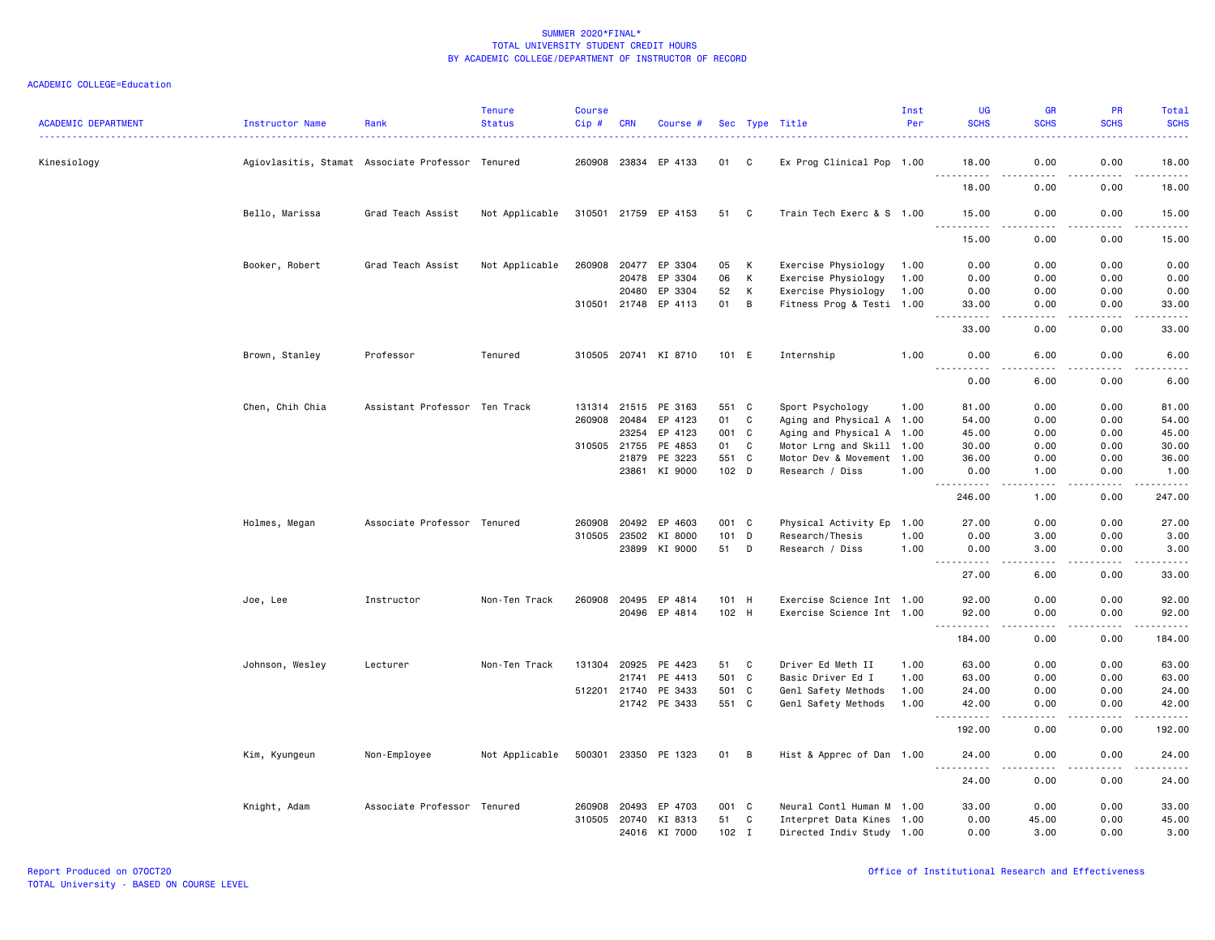SUMMER 2020*FINAL*
TOTAL UNIVERSITY STUDENT CREDIT HOURS
BY ACADEMIC COLLEGE/DEPARTMENT OF INSTRUCTOR OF RECORD

ACADEMIC COLLEGE=Education

| ACADEMIC DEPARTMENT | Instructor Name | Rank | Tenure Status | Course Cip # | CRN | Course # | Sec | Type | Title | Inst Per | UG SCHS | GR SCHS | PR SCHS | Total SCHS |
|---|---|---|---|---|---|---|---|---|---|---|---|---|---|---|
| Kinesiology | Agiovlasitis, Stamat | Associate Professor | Tenured | 260908 | 23834 | EP 4133 | 01 | C | Ex Prog Clinical Pop | 1.00 | 18.00 | 0.00 | 0.00 | 18.00 |
| | | | | | | | | | | | 18.00 | 0.00 | 0.00 | 18.00 |
| | Bello, Marissa | Grad Teach Assist | Not Applicable | 310501 | 21759 | EP 4153 | 51 | C | Train Tech Exerc & S | 1.00 | 15.00 | 0.00 | 0.00 | 15.00 |
| | | | | | | | | | | | 15.00 | 0.00 | 0.00 | 15.00 |
| | Booker, Robert | Grad Teach Assist | Not Applicable | 260908 | 20477 | EP 3304 | 05 | K | Exercise Physiology | 1.00 | 0.00 | 0.00 | 0.00 | 0.00 |
| | | | | | 20478 | EP 3304 | 06 | K | Exercise Physiology | 1.00 | 0.00 | 0.00 | 0.00 | 0.00 |
| | | | | | 20480 | EP 3304 | 52 | K | Exercise Physiology | 1.00 | 0.00 | 0.00 | 0.00 | 0.00 |
| | | | | 310501 | 21748 | EP 4113 | 01 | B | Fitness Prog & Testi | 1.00 | 33.00 | 0.00 | 0.00 | 33.00 |
| | | | | | | | | | | | 33.00 | 0.00 | 0.00 | 33.00 |
| | Brown, Stanley | Professor | Tenured | 310505 | 20741 | KI 8710 | 101 | E | Internship | 1.00 | 0.00 | 6.00 | 0.00 | 6.00 |
| | | | | | | | | | | | 0.00 | 6.00 | 0.00 | 6.00 |
| | Chen, Chih Chia | Assistant Professor | Ten Track | 131314 | 21515 | PE 3163 | 551 | C | Sport Psychology | 1.00 | 81.00 | 0.00 | 0.00 | 81.00 |
| | | | | 260908 | 20484 | EP 4123 | 01 | C | Aging and Physical A | 1.00 | 54.00 | 0.00 | 0.00 | 54.00 |
| | | | | | 23254 | EP 4123 | 001 | C | Aging and Physical A | 1.00 | 45.00 | 0.00 | 0.00 | 45.00 |
| | | | | 310505 | 21755 | PE 4853 | 01 | C | Motor Lrng and Skill | 1.00 | 30.00 | 0.00 | 0.00 | 30.00 |
| | | | | | 21879 | PE 3223 | 551 | C | Motor Dev & Movement | 1.00 | 36.00 | 0.00 | 0.00 | 36.00 |
| | | | | | 23861 | KI 9000 | 102 | D | Research / Diss | 1.00 | 0.00 | 1.00 | 0.00 | 1.00 |
| | | | | | | | | | | | 246.00 | 1.00 | 0.00 | 247.00 |
| | Holmes, Megan | Associate Professor | Tenured | 260908 | 20492 | EP 4603 | 001 | C | Physical Activity Ep | 1.00 | 27.00 | 0.00 | 0.00 | 27.00 |
| | | | | 310505 | 23502 | KI 8000 | 101 | D | Research/Thesis | 1.00 | 0.00 | 3.00 | 0.00 | 3.00 |
| | | | | | 23899 | KI 9000 | 51 | D | Research / Diss | 1.00 | 0.00 | 3.00 | 0.00 | 3.00 |
| | | | | | | | | | | | 27.00 | 6.00 | 0.00 | 33.00 |
| | Joe, Lee | Instructor | Non-Ten Track | 260908 | 20495 | EP 4814 | 101 | H | Exercise Science Int | 1.00 | 92.00 | 0.00 | 0.00 | 92.00 |
| | | | | | 20496 | EP 4814 | 102 | H | Exercise Science Int | 1.00 | 92.00 | 0.00 | 0.00 | 92.00 |
| | | | | | | | | | | | 184.00 | 0.00 | 0.00 | 184.00 |
| | Johnson, Wesley | Lecturer | Non-Ten Track | 131304 | 20925 | PE 4423 | 51 | C | Driver Ed Meth II | 1.00 | 63.00 | 0.00 | 0.00 | 63.00 |
| | | | | | 21741 | PE 4413 | 501 | C | Basic Driver Ed I | 1.00 | 63.00 | 0.00 | 0.00 | 63.00 |
| | | | | 512201 | 21740 | PE 3433 | 501 | C | Genl Safety Methods | 1.00 | 24.00 | 0.00 | 0.00 | 24.00 |
| | | | | | 21742 | PE 3433 | 551 | C | Genl Safety Methods | 1.00 | 42.00 | 0.00 | 0.00 | 42.00 |
| | | | | | | | | | | | 192.00 | 0.00 | 0.00 | 192.00 |
| | Kim, Kyungeun | Non-Employee | Not Applicable | 500301 | 23350 | PE 1323 | 01 | B | Hist & Apprec of Dan | 1.00 | 24.00 | 0.00 | 0.00 | 24.00 |
| | | | | | | | | | | | 24.00 | 0.00 | 0.00 | 24.00 |
| | Knight, Adam | Associate Professor | Tenured | 260908 | 20493 | EP 4703 | 001 | C | Neural Contl Human M | 1.00 | 33.00 | 0.00 | 0.00 | 33.00 |
| | | | | 310505 | 20740 | KI 8313 | 51 | C | Interpret Data Kines | 1.00 | 0.00 | 45.00 | 0.00 | 45.00 |
| | | | | | 24016 | KI 7000 | 102 | I | Directed Indiv Study | 1.00 | 0.00 | 3.00 | 0.00 | 3.00 |

Report Produced on 07OCT20
TOTAL University - BASED ON COURSE LEVEL

Office of Institutional Research and Effectiveness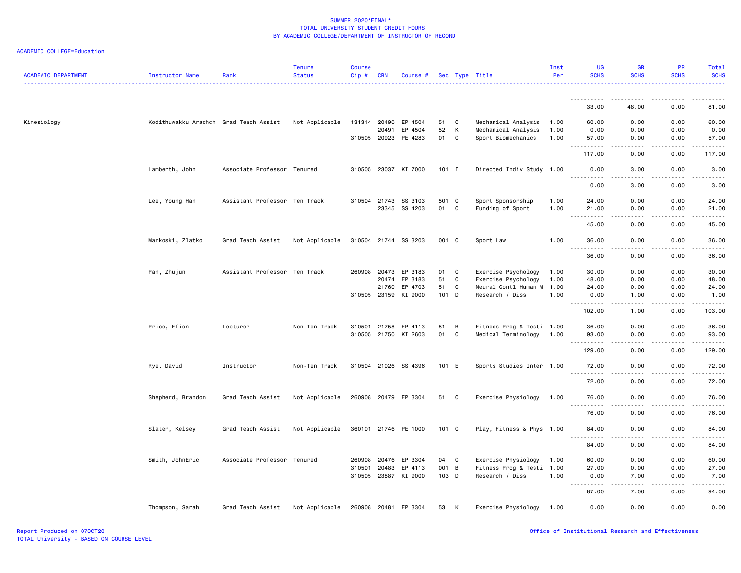SUMMER 2020*FINAL*
TOTAL UNIVERSITY STUDENT CREDIT HOURS
BY ACADEMIC COLLEGE/DEPARTMENT OF INSTRUCTOR OF RECORD

ACADEMIC COLLEGE=Education

| ACADEMIC DEPARTMENT | Instructor Name | Rank | Tenure Status | Course Cip # | CRN | Course # | Sec | Type | Title | Inst Per | UG SCHS | GR SCHS | PR SCHS | Total SCHS |
|---|---|---|---|---|---|---|---|---|---|---|---|---|---|---|
| | | | | | | | | | | | 33.00 | 48.00 | 0.00 | 81.00 |
| Kinesiology | Kodithuwakku Arachch | Grad Teach Assist | Not Applicable | 131314 | 20490 | EP 4504 | 51 | C | Mechanical Analysis | 1.00 | 60.00 | 0.00 | 0.00 | 60.00 |
| | | | | | 20491 | EP 4504 | 52 | K | Mechanical Analysis | 1.00 | 0.00 | 0.00 | 0.00 | 0.00 |
| | | | | 310505 | 20923 | PE 4283 | 01 | C | Sport Biomechanics | 1.00 | 57.00 | 0.00 | 0.00 | 57.00 |
| | | | | | | | | | | | 117.00 | 0.00 | 0.00 | 117.00 |
| | Lamberth, John | Associate Professor | Tenured | 310505 | 23037 | KI 7000 | 101 | I | Directed Indiv Study | 1.00 | 0.00 | 3.00 | 0.00 | 3.00 |
| | | | | | | | | | | | 0.00 | 3.00 | 0.00 | 3.00 |
| | Lee, Young Han | Assistant Professor | Ten Track | 310504 | 21743 | SS 3103 | 501 | C | Sport Sponsorship | 1.00 | 24.00 | 0.00 | 0.00 | 24.00 |
| | | | | | 23345 | SS 4203 | 01 | C | Funding of Sport | 1.00 | 21.00 | 0.00 | 0.00 | 21.00 |
| | | | | | | | | | | | 45.00 | 0.00 | 0.00 | 45.00 |
| | Markoski, Zlatko | Grad Teach Assist | Not Applicable | 310504 | 21744 | SS 3203 | 001 | C | Sport Law | 1.00 | 36.00 | 0.00 | 0.00 | 36.00 |
| | | | | | | | | | | | 36.00 | 0.00 | 0.00 | 36.00 |
| | Pan, Zhujun | Assistant Professor | Ten Track | 260908 | 20473 | EP 3183 | 01 | C | Exercise Psychology | 1.00 | 30.00 | 0.00 | 0.00 | 30.00 |
| | | | | | 20474 | EP 3183 | 51 | C | Exercise Psychology | 1.00 | 48.00 | 0.00 | 0.00 | 48.00 |
| | | | | | 21760 | EP 4703 | 51 | C | Neural Contl Human M | 1.00 | 24.00 | 0.00 | 0.00 | 24.00 |
| | | | | 310505 | 23159 | KI 9000 | 101 | D | Research / Diss | 1.00 | 0.00 | 1.00 | 0.00 | 1.00 |
| | | | | | | | | | | | 102.00 | 1.00 | 0.00 | 103.00 |
| | Price, Ffion | Lecturer | Non-Ten Track | 310501 | 21758 | EP 4113 | 51 | B | Fitness Prog & Testi | 1.00 | 36.00 | 0.00 | 0.00 | 36.00 |
| | | | | 310505 | 21750 | KI 2603 | 01 | C | Medical Terminology | 1.00 | 93.00 | 0.00 | 0.00 | 93.00 |
| | | | | | | | | | | | 129.00 | 0.00 | 0.00 | 129.00 |
| | Rye, David | Instructor | Non-Ten Track | 310504 | 21026 | SS 4396 | 101 | E | Sports Studies Inter | 1.00 | 72.00 | 0.00 | 0.00 | 72.00 |
| | | | | | | | | | | | 72.00 | 0.00 | 0.00 | 72.00 |
| | Shepherd, Brandon | Grad Teach Assist | Not Applicable | 260908 | 20479 | EP 3304 | 51 | C | Exercise Physiology | 1.00 | 76.00 | 0.00 | 0.00 | 76.00 |
| | | | | | | | | | | | 76.00 | 0.00 | 0.00 | 76.00 |
| | Slater, Kelsey | Grad Teach Assist | Not Applicable | 360101 | 21746 | PE 1000 | 101 | C | Play, Fitness & Phys | 1.00 | 84.00 | 0.00 | 0.00 | 84.00 |
| | | | | | | | | | | | 84.00 | 0.00 | 0.00 | 84.00 |
| | Smith, JohnEric | Associate Professor | Tenured | 260908 | 20476 | EP 3304 | 04 | C | Exercise Physiology | 1.00 | 60.00 | 0.00 | 0.00 | 60.00 |
| | | | | 310501 | 20483 | EP 4113 | 001 | B | Fitness Prog & Testi | 1.00 | 27.00 | 0.00 | 0.00 | 27.00 |
| | | | | 310505 | 23887 | KI 9000 | 103 | D | Research / Diss | 1.00 | 0.00 | 7.00 | 0.00 | 7.00 |
| | | | | | | | | | | | 87.00 | 7.00 | 0.00 | 94.00 |
| | Thompson, Sarah | Grad Teach Assist | Not Applicable | 260908 | 20481 | EP 3304 | 53 | K | Exercise Physiology | 1.00 | 0.00 | 0.00 | 0.00 | 0.00 |

Report Produced on 07OCT20
TOTAL University - BASED ON COURSE LEVEL

Office of Institutional Research and Effectiveness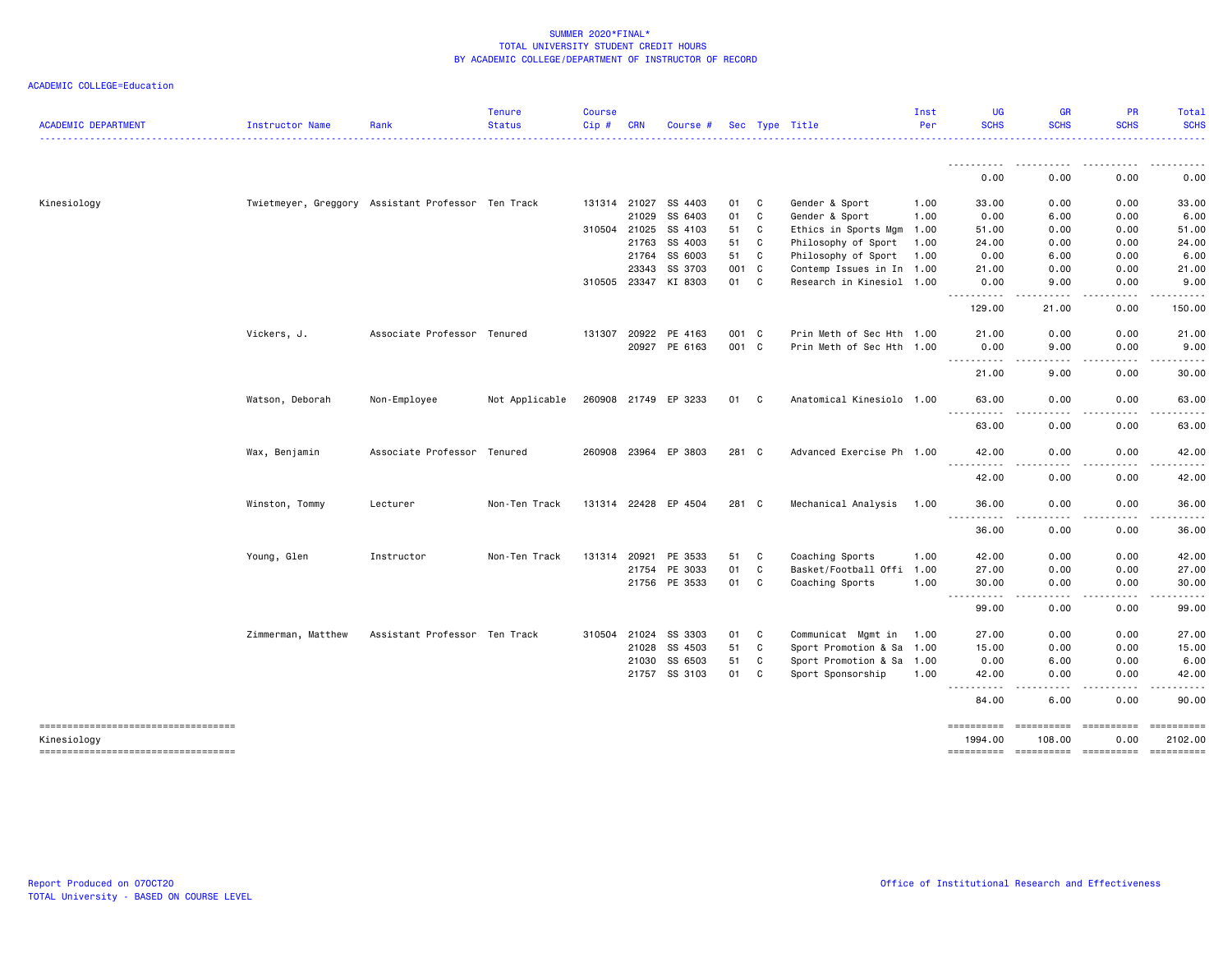SUMMER 2020*FINAL*
TOTAL UNIVERSITY STUDENT CREDIT HOURS
BY ACADEMIC COLLEGE/DEPARTMENT OF INSTRUCTOR OF RECORD

ACADEMIC COLLEGE=Education

| ACADEMIC DEPARTMENT | Instructor Name | Rank | Tenure Status | Course Cip # | CRN | Course # | Sec | Type | Title | Inst Per | UG SCHS | GR SCHS | PR SCHS | Total SCHS |
|---|---|---|---|---|---|---|---|---|---|---|---|---|---|---|
| | | | | | | | | | | | 0.00 | 0.00 | 0.00 | 0.00 |
| Kinesiology | Twietmeyer, Greggory | Assistant Professor | Ten Track | 131314 | 21027 | SS 4403 | 01 | C | Gender & Sport | 1.00 | 33.00 | 0.00 | 0.00 | 33.00 |
| | | | | | 21029 | SS 6403 | 01 | C | Gender & Sport | 1.00 | 0.00 | 6.00 | 0.00 | 6.00 |
| | | | | 310504 | 21025 | SS 4103 | 51 | C | Ethics in Sports Mgm | 1.00 | 51.00 | 0.00 | 0.00 | 51.00 |
| | | | | | 21763 | SS 4003 | 51 | C | Philosophy of Sport | 1.00 | 24.00 | 0.00 | 0.00 | 24.00 |
| | | | | | 21764 | SS 6003 | 51 | C | Philosophy of Sport | 1.00 | 0.00 | 6.00 | 0.00 | 6.00 |
| | | | | | 23343 | SS 3703 | 001 | C | Contemp Issues in In | 1.00 | 21.00 | 0.00 | 0.00 | 21.00 |
| | | | | 310505 | 23347 | KI 8303 | 01 | C | Research in Kinesiol | 1.00 | 0.00 | 9.00 | 0.00 | 9.00 |
| | | | | | | | | | | | 129.00 | 21.00 | 0.00 | 150.00 |
| | Vickers, J. | Associate Professor | Tenured | 131307 | 20922 | PE 4163 | 001 | C | Prin Meth of Sec Hth | 1.00 | 21.00 | 0.00 | 0.00 | 21.00 |
| | | | | | 20927 | PE 6163 | 001 | C | Prin Meth of Sec Hth | 1.00 | 0.00 | 9.00 | 0.00 | 9.00 |
| | | | | | | | | | | | 21.00 | 9.00 | 0.00 | 30.00 |
| | Watson, Deborah | Non-Employee | Not Applicable | 260908 | 21749 | EP 3233 | 01 | C | Anatomical Kinesiolo | 1.00 | 63.00 | 0.00 | 0.00 | 63.00 |
| | | | | | | | | | | | 63.00 | 0.00 | 0.00 | 63.00 |
| | Wax, Benjamin | Associate Professor | Tenured | 260908 | 23964 | EP 3803 | 281 | C | Advanced Exercise Ph | 1.00 | 42.00 | 0.00 | 0.00 | 42.00 |
| | | | | | | | | | | | 42.00 | 0.00 | 0.00 | 42.00 |
| | Winston, Tommy | Lecturer | Non-Ten Track | 131314 | 22428 | EP 4504 | 281 | C | Mechanical Analysis | 1.00 | 36.00 | 0.00 | 0.00 | 36.00 |
| | | | | | | | | | | | 36.00 | 0.00 | 0.00 | 36.00 |
| | Young, Glen | Instructor | Non-Ten Track | 131314 | 20921 | PE 3533 | 51 | C | Coaching Sports | 1.00 | 42.00 | 0.00 | 0.00 | 42.00 |
| | | | | | 21754 | PE 3033 | 01 | C | Basket/Football Offi | 1.00 | 27.00 | 0.00 | 0.00 | 27.00 |
| | | | | | 21756 | PE 3533 | 01 | C | Coaching Sports | 1.00 | 30.00 | 0.00 | 0.00 | 30.00 |
| | | | | | | | | | | | 99.00 | 0.00 | 0.00 | 99.00 |
| | Zimmerman, Matthew | Assistant Professor | Ten Track | 310504 | 21024 | SS 3303 | 01 | C | Communicat Mgmt in | 1.00 | 27.00 | 0.00 | 0.00 | 27.00 |
| | | | | | 21028 | SS 4503 | 51 | C | Sport Promotion & Sa | 1.00 | 15.00 | 0.00 | 0.00 | 15.00 |
| | | | | | 21030 | SS 6503 | 51 | C | Sport Promotion & Sa | 1.00 | 0.00 | 6.00 | 0.00 | 6.00 |
| | | | | | 21757 | SS 3103 | 01 | C | Sport Sponsorship | 1.00 | 42.00 | 0.00 | 0.00 | 42.00 |
| | | | | | | | | | | | 84.00 | 6.00 | 0.00 | 90.00 |
| Kinesiology | | | | | | | | | | | 1994.00 | 108.00 | 0.00 | 2102.00 |

Report Produced on 07OCT20
TOTAL University - BASED ON COURSE LEVEL
Office of Institutional Research and Effectiveness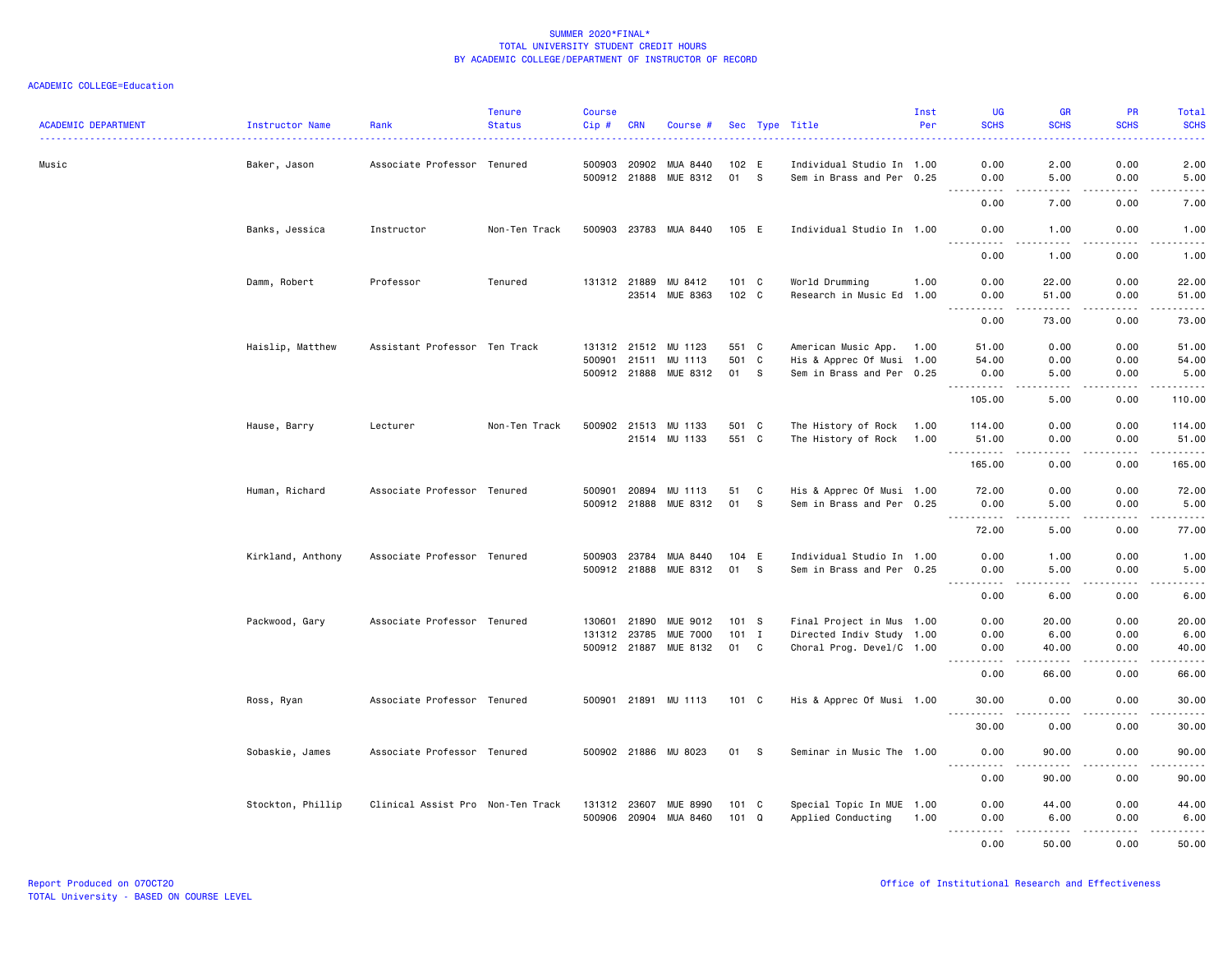# SUMMER 2020*FINAL*
## TOTAL UNIVERSITY STUDENT CREDIT HOURS
## BY ACADEMIC COLLEGE/DEPARTMENT OF INSTRUCTOR OF RECORD

ACADEMIC COLLEGE=Education

| ACADEMIC DEPARTMENT | Instructor Name | Rank | Tenure Status | Course Cip # | CRN | Course # | Sec | Type | Title | Inst Per | UG SCHS | GR SCHS | PR SCHS | Total SCHS |
|---|---|---|---|---|---|---|---|---|---|---|---|---|---|---|
| Music | Baker, Jason | Associate Professor | Tenured | 500903 | 20902 | MUA 8440 | 102 | E | Individual Studio In | 1.00 | 0.00 | 2.00 | 0.00 | 2.00 |
| | | | | 500912 | 21888 | MUE 8312 | 01 | S | Sem in Brass and Per | 0.25 | 0.00 | 5.00 | 0.00 | 5.00 |
| | | | | | | | | | | | 0.00 | 7.00 | 0.00 | 7.00 |
| | Banks, Jessica | Instructor | Non-Ten Track | 500903 | 23783 | MUA 8440 | 105 | E | Individual Studio In | 1.00 | 0.00 | 1.00 | 0.00 | 1.00 |
| | | | | | | | | | | | 0.00 | 1.00 | 0.00 | 1.00 |
| | Damm, Robert | Professor | Tenured | 131312 | 21889 | MU 8412 | 101 | C | World Drumming | 1.00 | 0.00 | 22.00 | 0.00 | 22.00 |
| | | | | | 23514 | MUE 8363 | 102 | C | Research in Music Ed | 1.00 | 0.00 | 51.00 | 0.00 | 51.00 |
| | | | | | | | | | | | 0.00 | 73.00 | 0.00 | 73.00 |
| | Haislip, Matthew | Assistant Professor | Ten Track | 131312 | 21512 | MU 1123 | 551 | C | American Music App. | 1.00 | 51.00 | 0.00 | 0.00 | 51.00 |
| | | | | 500901 | 21511 | MU 1113 | 501 | C | His & Apprec Of Musi | 1.00 | 54.00 | 0.00 | 0.00 | 54.00 |
| | | | | 500912 | 21888 | MUE 8312 | 01 | S | Sem in Brass and Per | 0.25 | 0.00 | 5.00 | 0.00 | 5.00 |
| | | | | | | | | | | | 105.00 | 5.00 | 0.00 | 110.00 |
| | Hause, Barry | Lecturer | Non-Ten Track | 500902 | 21513 | MU 1133 | 501 | C | The History of Rock | 1.00 | 114.00 | 0.00 | 0.00 | 114.00 |
| | | | | | 21514 | MU 1133 | 551 | C | The History of Rock | 1.00 | 51.00 | 0.00 | 0.00 | 51.00 |
| | | | | | | | | | | | 165.00 | 0.00 | 0.00 | 165.00 |
| | Human, Richard | Associate Professor | Tenured | 500901 | 20894 | MU 1113 | 51 | C | His & Apprec Of Musi | 1.00 | 72.00 | 0.00 | 0.00 | 72.00 |
| | | | | 500912 | 21888 | MUE 8312 | 01 | S | Sem in Brass and Per | 0.25 | 0.00 | 5.00 | 0.00 | 5.00 |
| | | | | | | | | | | | 72.00 | 5.00 | 0.00 | 77.00 |
| | Kirkland, Anthony | Associate Professor | Tenured | 500903 | 23784 | MUA 8440 | 104 | E | Individual Studio In | 1.00 | 0.00 | 1.00 | 0.00 | 1.00 |
| | | | | 500912 | 21888 | MUE 8312 | 01 | S | Sem in Brass and Per | 0.25 | 0.00 | 5.00 | 0.00 | 5.00 |
| | | | | | | | | | | | 0.00 | 6.00 | 0.00 | 6.00 |
| | Packwood, Gary | Associate Professor | Tenured | 130601 | 21890 | MUE 9012 | 101 | S | Final Project in Mus | 1.00 | 0.00 | 20.00 | 0.00 | 20.00 |
| | | | | 131312 | 23785 | MUE 7000 | 101 | I | Directed Indiv Study | 1.00 | 0.00 | 6.00 | 0.00 | 6.00 |
| | | | | 500912 | 21887 | MUE 8132 | 01 | C | Choral Prog. Devel/C | 1.00 | 0.00 | 40.00 | 0.00 | 40.00 |
| | | | | | | | | | | | 0.00 | 66.00 | 0.00 | 66.00 |
| | Ross, Ryan | Associate Professor | Tenured | 500901 | 21891 | MU 1113 | 101 | C | His & Apprec Of Musi | 1.00 | 30.00 | 0.00 | 0.00 | 30.00 |
| | | | | | | | | | | | 30.00 | 0.00 | 0.00 | 30.00 |
| | Sobaskie, James | Associate Professor | Tenured | 500902 | 21886 | MU 8023 | 01 | S | Seminar in Music The | 1.00 | 0.00 | 90.00 | 0.00 | 90.00 |
| | | | | | | | | | | | 0.00 | 90.00 | 0.00 | 90.00 |
| | Stockton, Phillip | Clinical Assist Pro | Non-Ten Track | 131312 | 23607 | MUE 8990 | 101 | C | Special Topic In MUE | 1.00 | 0.00 | 44.00 | 0.00 | 44.00 |
| | | | | 500906 | 20904 | MUA 8460 | 101 | Q | Applied Conducting | 1.00 | 0.00 | 6.00 | 0.00 | 6.00 |
| | | | | | | | | | | | 0.00 | 50.00 | 0.00 | 50.00 |

Report Produced on 07OCT20
TOTAL University - BASED ON COURSE LEVEL

Office of Institutional Research and Effectiveness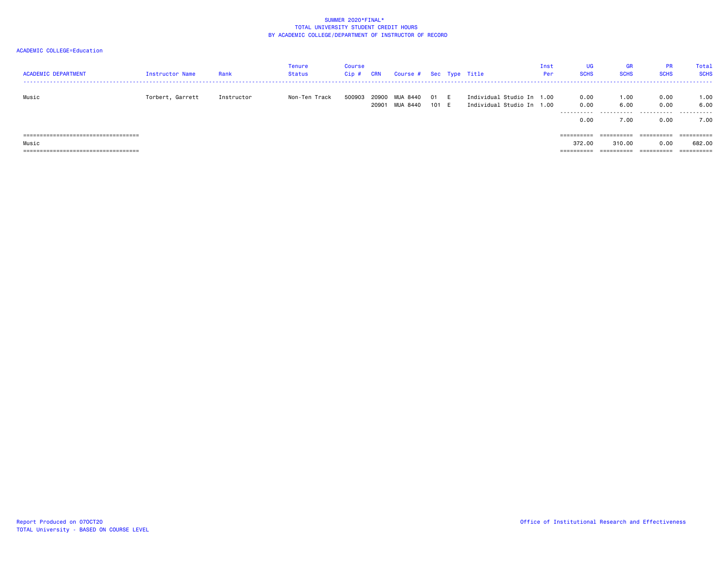SUMMER 2020*FINAL*
TOTAL UNIVERSITY STUDENT CREDIT HOURS
BY ACADEMIC COLLEGE/DEPARTMENT OF INSTRUCTOR OF RECORD

ACADEMIC COLLEGE=Education

| ACADEMIC DEPARTMENT | Instructor Name | Rank | Tenure Status | Course Cip # | CRN | Course # | Sec | Type | Title | Inst Per | UG SCHS | GR SCHS | PR SCHS | Total SCHS |
|---|---|---|---|---|---|---|---|---|---|---|---|---|---|---|
| Music | Torbert, Garrett | Instructor | Non-Ten Track | 500903 | 20900 | MUA 8440 | 01 | E | Individual Studio In | 1.00 | 0.00 | 1.00 | 0.00 | 1.00 |
| | | | | | 20901 | MUA 8440 | 101 | E | Individual Studio In | 1.00 | 0.00 | 6.00 | 0.00 | 6.00 |
| | | | | | | | | | | | 0.00 | 7.00 | 0.00 | 7.00 |
| Music | | | | | | | | | | | 372.00 | 310.00 | 0.00 | 682.00 |

Report Produced on 07OCT20
TOTAL University - BASED ON COURSE LEVEL

Office of Institutional Research and Effectiveness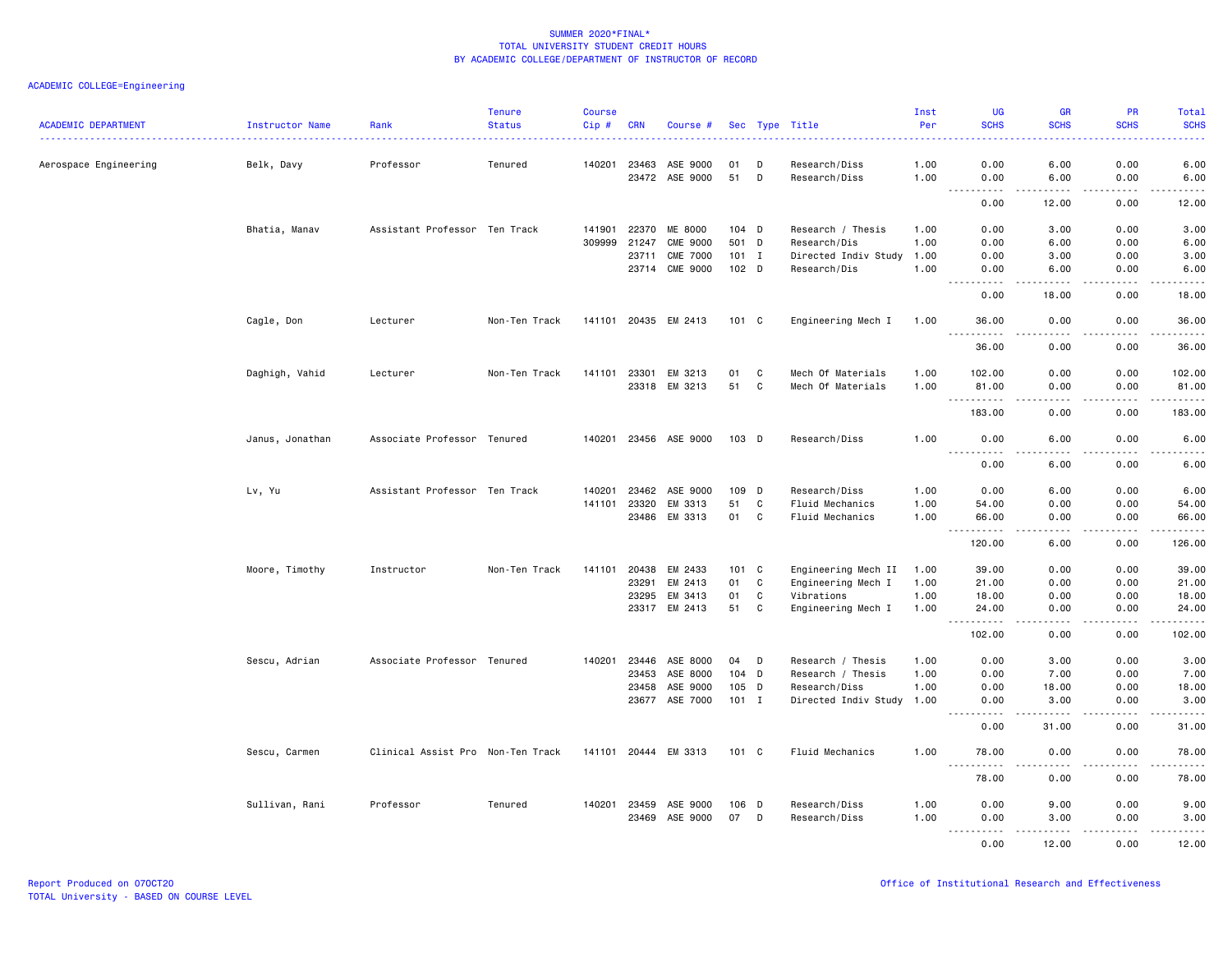SUMMER 2020*FINAL*
TOTAL UNIVERSITY STUDENT CREDIT HOURS
BY ACADEMIC COLLEGE/DEPARTMENT OF INSTRUCTOR OF RECORD

ACADEMIC COLLEGE=Engineering

| ACADEMIC DEPARTMENT | Instructor Name | Rank | Tenure Status | Course Cip # | CRN | Course # | Sec | Type | Title | Inst Per | UG SCHS | GR SCHS | PR SCHS | Total SCHS |
|---|---|---|---|---|---|---|---|---|---|---|---|---|---|---|
| Aerospace Engineering | Belk, Davy | Professor | Tenured | 140201 | 23463 | ASE 9000 | 01 | D | Research/Diss | 1.00 | 0.00 | 6.00 | 0.00 | 6.00 |
| | | | | | 23472 | ASE 9000 | 51 | D | Research/Diss | 1.00 | 0.00 | 6.00 | 0.00 | 6.00 |
| | | | | | | | | | | | 0.00 | 12.00 | 0.00 | 12.00 |
| | Bhatia, Manav | Assistant Professor | Ten Track | 141901 | 22370 | ME 8000 | 104 | D | Research / Thesis | 1.00 | 0.00 | 3.00 | 0.00 | 3.00 |
| | | | | 309999 | 21247 | CME 9000 | 501 | D | Research/Dis | 1.00 | 0.00 | 6.00 | 0.00 | 6.00 |
| | | | | | 23711 | CME 7000 | 101 | I | Directed Indiv Study | 1.00 | 0.00 | 3.00 | 0.00 | 3.00 |
| | | | | | 23714 | CME 9000 | 102 | D | Research/Dis | 1.00 | 0.00 | 6.00 | 0.00 | 6.00 |
| | | | | | | | | | | | 0.00 | 18.00 | 0.00 | 18.00 |
| | Cagle, Don | Lecturer | Non-Ten Track | 141101 | 20435 | EM 2413 | 101 | C | Engineering Mech I | 1.00 | 36.00 | 0.00 | 0.00 | 36.00 |
| | | | | | | | | | | | 36.00 | 0.00 | 0.00 | 36.00 |
| | Daghigh, Vahid | Lecturer | Non-Ten Track | 141101 | 23301 | EM 3213 | 01 | C | Mech Of Materials | 1.00 | 102.00 | 0.00 | 0.00 | 102.00 |
| | | | | | 23318 | EM 3213 | 51 | C | Mech Of Materials | 1.00 | 81.00 | 0.00 | 0.00 | 81.00 |
| | | | | | | | | | | | 183.00 | 0.00 | 0.00 | 183.00 |
| | Janus, Jonathan | Associate Professor | Tenured | 140201 | 23456 | ASE 9000 | 103 | D | Research/Diss | 1.00 | 0.00 | 6.00 | 0.00 | 6.00 |
| | | | | | | | | | | | 0.00 | 6.00 | 0.00 | 6.00 |
| | Lv, Yu | Assistant Professor | Ten Track | 140201 | 23462 | ASE 9000 | 109 | D | Research/Diss | 1.00 | 0.00 | 6.00 | 0.00 | 6.00 |
| | | | | 141101 | 23320 | EM 3313 | 51 | C | Fluid Mechanics | 1.00 | 54.00 | 0.00 | 0.00 | 54.00 |
| | | | | | 23486 | EM 3313 | 01 | C | Fluid Mechanics | 1.00 | 66.00 | 0.00 | 0.00 | 66.00 |
| | | | | | | | | | | | 120.00 | 6.00 | 0.00 | 126.00 |
| | Moore, Timothy | Instructor | Non-Ten Track | 141101 | 20438 | EM 2433 | 101 | C | Engineering Mech II | 1.00 | 39.00 | 0.00 | 0.00 | 39.00 |
| | | | | | 23291 | EM 2413 | 01 | C | Engineering Mech I | 1.00 | 21.00 | 0.00 | 0.00 | 21.00 |
| | | | | | 23295 | EM 3413 | 01 | C | Vibrations | 1.00 | 18.00 | 0.00 | 0.00 | 18.00 |
| | | | | | 23317 | EM 2413 | 51 | C | Engineering Mech I | 1.00 | 24.00 | 0.00 | 0.00 | 24.00 |
| | | | | | | | | | | | 102.00 | 0.00 | 0.00 | 102.00 |
| | Sescu, Adrian | Associate Professor | Tenured | 140201 | 23446 | ASE 8000 | 04 | D | Research / Thesis | 1.00 | 0.00 | 3.00 | 0.00 | 3.00 |
| | | | | | 23453 | ASE 8000 | 104 | D | Research / Thesis | 1.00 | 0.00 | 7.00 | 0.00 | 7.00 |
| | | | | | 23458 | ASE 9000 | 105 | D | Research/Diss | 1.00 | 0.00 | 18.00 | 0.00 | 18.00 |
| | | | | | 23677 | ASE 7000 | 101 | I | Directed Indiv Study | 1.00 | 0.00 | 3.00 | 0.00 | 3.00 |
| | | | | | | | | | | | 0.00 | 31.00 | 0.00 | 31.00 |
| | Sescu, Carmen | Clinical Assist Pro | Non-Ten Track | 141101 | 20444 | EM 3313 | 101 | C | Fluid Mechanics | 1.00 | 78.00 | 0.00 | 0.00 | 78.00 |
| | | | | | | | | | | | 78.00 | 0.00 | 0.00 | 78.00 |
| | Sullivan, Rani | Professor | Tenured | 140201 | 23459 | ASE 9000 | 106 | D | Research/Diss | 1.00 | 0.00 | 9.00 | 0.00 | 9.00 |
| | | | | | 23469 | ASE 9000 | 07 | D | Research/Diss | 1.00 | 0.00 | 3.00 | 0.00 | 3.00 |
| | | | | | | | | | | | 0.00 | 12.00 | 0.00 | 12.00 |

Report Produced on 07OCT20
TOTAL University - BASED ON COURSE LEVEL

Office of Institutional Research and Effectiveness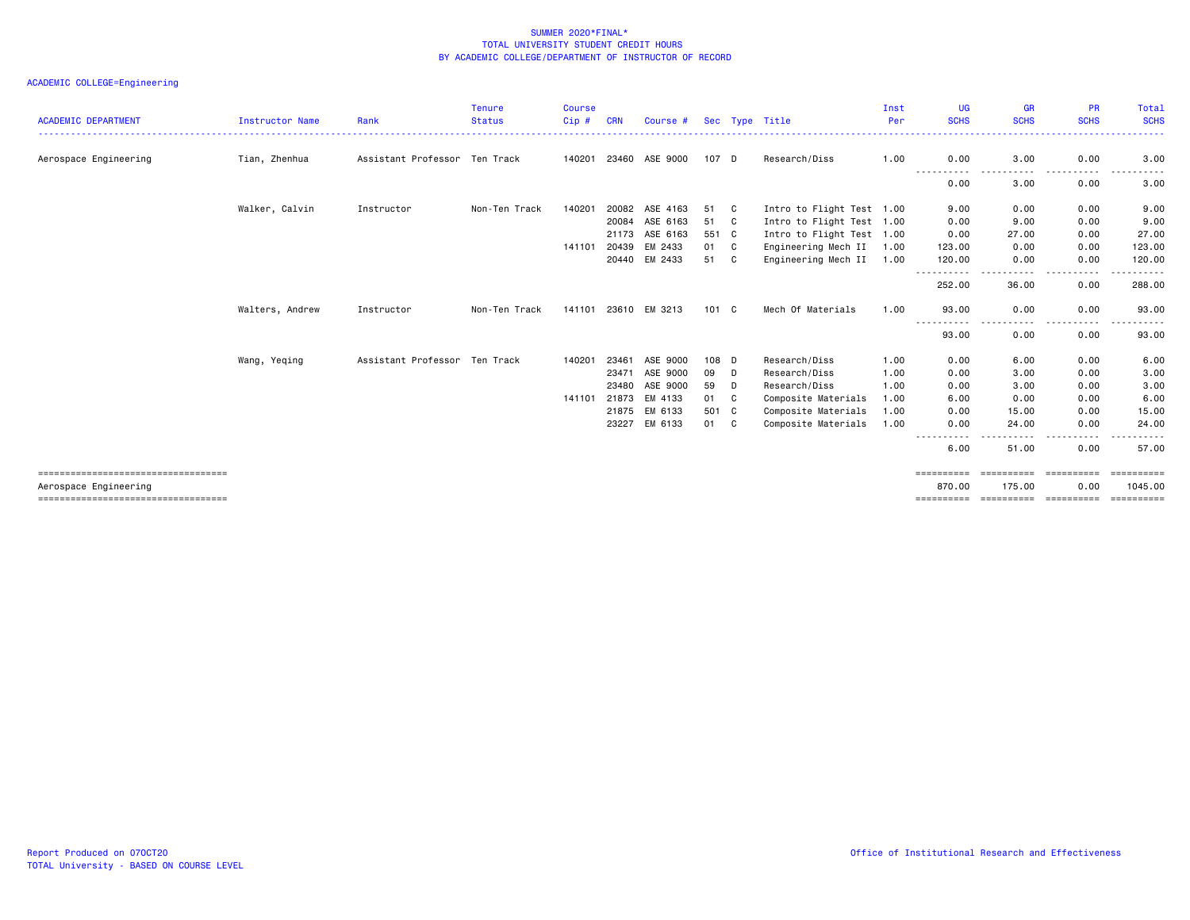SUMMER 2020*FINAL*
TOTAL UNIVERSITY STUDENT CREDIT HOURS
BY ACADEMIC COLLEGE/DEPARTMENT OF INSTRUCTOR OF RECORD

ACADEMIC COLLEGE=Engineering

| ACADEMIC DEPARTMENT | Instructor Name | Rank | Tenure Status | Course Cip # | CRN | Course # | Sec | Type | Title | Inst Per | UG SCHS | GR SCHS | PR SCHS | Total SCHS |
|---|---|---|---|---|---|---|---|---|---|---|---|---|---|---|
| Aerospace Engineering | Tian, Zhenhua | Assistant Professor | Ten Track | 140201 | 23460 | ASE 9000 | 107 | D | Research/Diss | 1.00 | 0.00 | 3.00 | 0.00 | 3.00 |
| | | | | | | | | | | | 0.00 | 3.00 | 0.00 | 3.00 |
| | Walker, Calvin | Instructor | Non-Ten Track | 140201 | 20082 | ASE 4163 | 51 | C | Intro to Flight Test | 1.00 | 9.00 | 0.00 | 0.00 | 9.00 |
| | | | | | 20084 | ASE 6163 | 51 | C | Intro to Flight Test | 1.00 | 0.00 | 9.00 | 0.00 | 9.00 |
| | | | | | 21173 | ASE 6163 | 551 | C | Intro to Flight Test | 1.00 | 0.00 | 27.00 | 0.00 | 27.00 |
| | | | | 141101 | 20439 | EM 2433 | 01 | C | Engineering Mech II | 1.00 | 123.00 | 0.00 | 0.00 | 123.00 |
| | | | | | 20440 | EM 2433 | 51 | C | Engineering Mech II | 1.00 | 120.00 | 0.00 | 0.00 | 120.00 |
| | | | | | | | | | | | 252.00 | 36.00 | 0.00 | 288.00 |
| | Walters, Andrew | Instructor | Non-Ten Track | 141101 | 23610 | EM 3213 | 101 | C | Mech Of Materials | 1.00 | 93.00 | 0.00 | 0.00 | 93.00 |
| | | | | | | | | | | | 93.00 | 0.00 | 0.00 | 93.00 |
| | Wang, Yeqing | Assistant Professor | Ten Track | 140201 | 23461 | ASE 9000 | 108 | D | Research/Diss | 1.00 | 0.00 | 6.00 | 0.00 | 6.00 |
| | | | | | 23471 | ASE 9000 | 09 | D | Research/Diss | 1.00 | 0.00 | 3.00 | 0.00 | 3.00 |
| | | | | | 23480 | ASE 9000 | 59 | D | Research/Diss | 1.00 | 0.00 | 3.00 | 0.00 | 3.00 |
| | | | | 141101 | 21873 | EM 4133 | 01 | C | Composite Materials | 1.00 | 6.00 | 0.00 | 0.00 | 6.00 |
| | | | | | 21875 | EM 6133 | 501 | C | Composite Materials | 1.00 | 0.00 | 15.00 | 0.00 | 15.00 |
| | | | | | 23227 | EM 6133 | 01 | C | Composite Materials | 1.00 | 0.00 | 24.00 | 0.00 | 24.00 |
| | | | | | | | | | | | 6.00 | 51.00 | 0.00 | 57.00 |
| Aerospace Engineering | | | | | | | | | | | 870.00 | 175.00 | 0.00 | 1045.00 |

Report Produced on 07OCT20
TOTAL University - BASED ON COURSE LEVEL

Office of Institutional Research and Effectiveness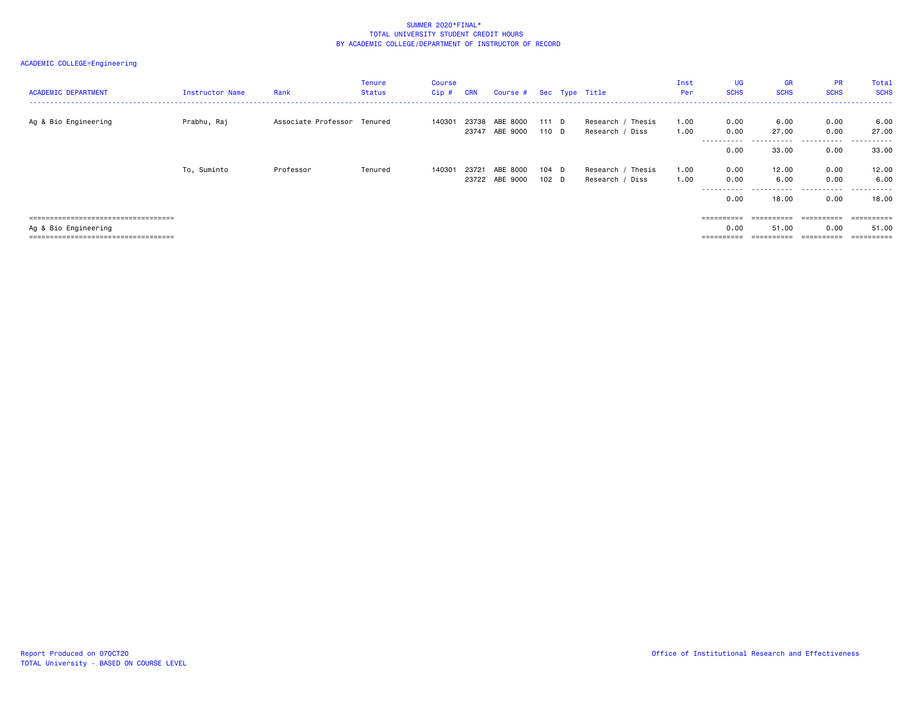SUMMER 2020*FINAL*
TOTAL UNIVERSITY STUDENT CREDIT HOURS
BY ACADEMIC COLLEGE/DEPARTMENT OF INSTRUCTOR OF RECORD

ACADEMIC COLLEGE=Engineering

| ACADEMIC DEPARTMENT | Instructor Name | Rank | Tenure Status | Course Cip # | CRN | Course # | Sec | Type | Title | Inst Per | UG SCHS | GR SCHS | PR SCHS | Total SCHS |
|---|---|---|---|---|---|---|---|---|---|---|---|---|---|---|
| Ag & Bio Engineering | Prabhu, Raj | Associate Professor | Tenured | 140301 | 23738 | ABE 8000 | 111 | D | Research / Thesis | 1.00 | 0.00 | 6.00 | 0.00 | 6.00 |
| | | | | | 23747 | ABE 9000 | 110 | D | Research / Diss | 1.00 | 0.00 | 27.00 | 0.00 | 27.00 |
| | | | | | | | | | | | 0.00 | 33.00 | 0.00 | 33.00 |
| | To, Suminto | Professor | Tenured | 140301 | 23721 | ABE 8000 | 104 | D | Research / Thesis | 1.00 | 0.00 | 12.00 | 0.00 | 12.00 |
| | | | | | 23722 | ABE 9000 | 102 | D | Research / Diss | 1.00 | 0.00 | 6.00 | 0.00 | 6.00 |
| | | | | | | | | | | | 0.00 | 18.00 | 0.00 | 18.00 |
| Ag & Bio Engineering | | | | | | | | | | | 0.00 | 51.00 | 0.00 | 51.00 |

Report Produced on 07OCT20
TOTAL University - BASED ON COURSE LEVEL

Office of Institutional Research and Effectiveness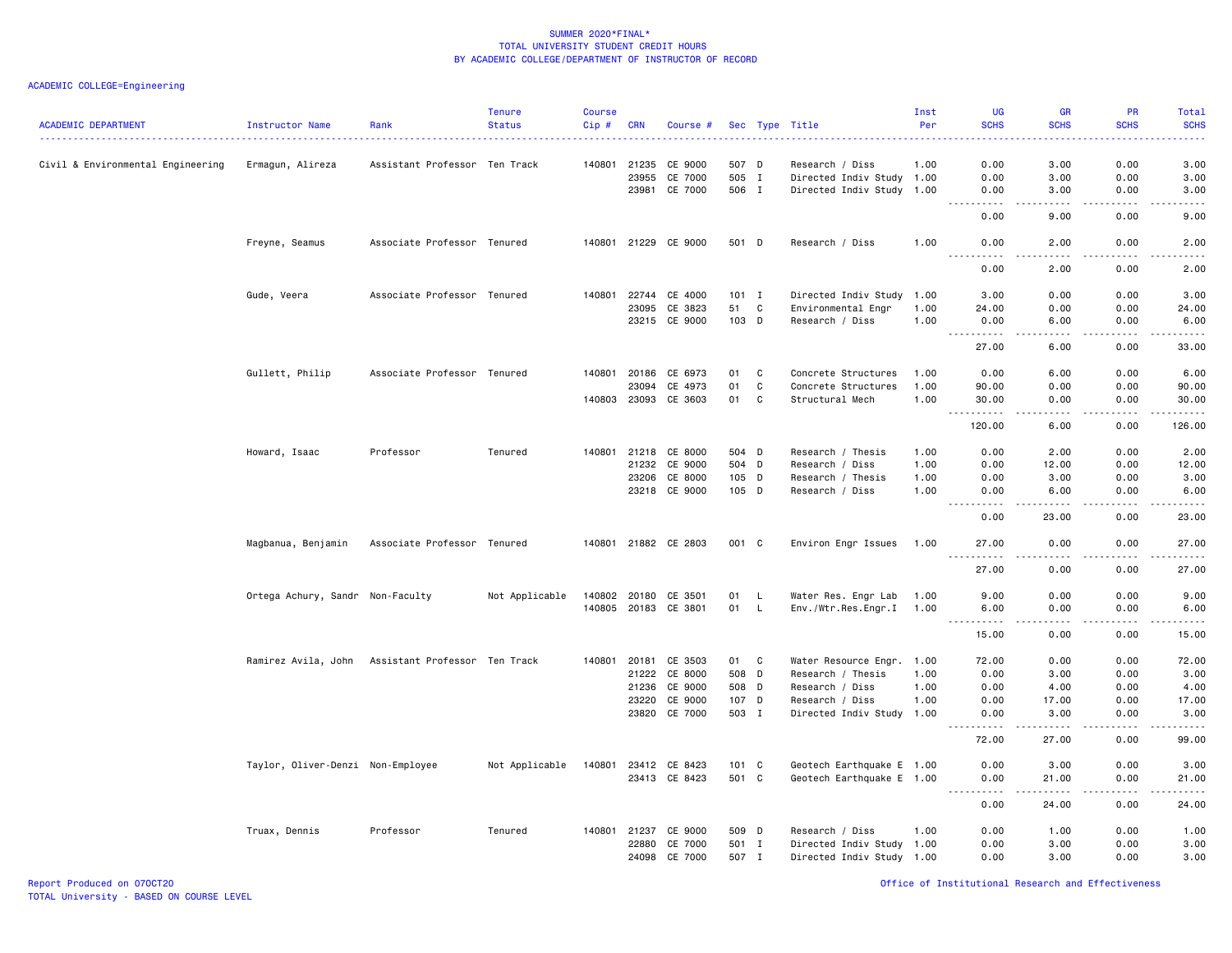SUMMER 2020*FINAL*
TOTAL UNIVERSITY STUDENT CREDIT HOURS
BY ACADEMIC COLLEGE/DEPARTMENT OF INSTRUCTOR OF RECORD

ACADEMIC COLLEGE=Engineering

| ACADEMIC DEPARTMENT | Instructor Name | Rank | Tenure Status | Course Cip # | CRN | Course # | Sec | Type | Title | Inst Per | UG SCHS | GR SCHS | PR SCHS | Total SCHS |
|---|---|---|---|---|---|---|---|---|---|---|---|---|---|---|
| Civil & Environmental Engineering | Ermagun, Alireza | Assistant Professor | Ten Track | 140801 | 21235 | CE 9000 | 507 | D | Research / Diss | 1.00 | 0.00 | 3.00 | 0.00 | 3.00 |
| | | | | | 23955 | CE 7000 | 505 | I | Directed Indiv Study | 1.00 | 0.00 | 3.00 | 0.00 | 3.00 |
| | | | | | 23981 | CE 7000 | 506 | I | Directed Indiv Study | 1.00 | 0.00 | 3.00 | 0.00 | 3.00 |
| | | | | | | | | | | | 0.00 | 9.00 | 0.00 | 9.00 |
| | Freyne, Seamus | Associate Professor | Tenured | 140801 | 21229 | CE 9000 | 501 | D | Research / Diss | 1.00 | 0.00 | 2.00 | 0.00 | 2.00 |
| | | | | | | | | | | | 0.00 | 2.00 | 0.00 | 2.00 |
| | Gude, Veera | Associate Professor | Tenured | 140801 | 22744 | CE 4000 | 101 | I | Directed Indiv Study | 1.00 | 3.00 | 0.00 | 0.00 | 3.00 |
| | | | | | 23095 | CE 3823 | 51 | C | Environmental Engr | 1.00 | 24.00 | 0.00 | 0.00 | 24.00 |
| | | | | | 23215 | CE 9000 | 103 | D | Research / Diss | 1.00 | 0.00 | 6.00 | 0.00 | 6.00 |
| | | | | | | | | | | | 27.00 | 6.00 | 0.00 | 33.00 |
| | Gullett, Philip | Associate Professor | Tenured | 140801 | 20186 | CE 6973 | 01 | C | Concrete Structures | 1.00 | 0.00 | 6.00 | 0.00 | 6.00 |
| | | | | | 23094 | CE 4973 | 01 | C | Concrete Structures | 1.00 | 90.00 | 0.00 | 0.00 | 90.00 |
| | | | | 140803 | 23093 | CE 3603 | 01 | C | Structural Mech | 1.00 | 30.00 | 0.00 | 0.00 | 30.00 |
| | | | | | | | | | | | 120.00 | 6.00 | 0.00 | 126.00 |
| | Howard, Isaac | Professor | Tenured | 140801 | 21218 | CE 8000 | 504 | D | Research / Thesis | 1.00 | 0.00 | 2.00 | 0.00 | 2.00 |
| | | | | | 21232 | CE 9000 | 504 | D | Research / Diss | 1.00 | 0.00 | 12.00 | 0.00 | 12.00 |
| | | | | | 23206 | CE 8000 | 105 | D | Research / Thesis | 1.00 | 0.00 | 3.00 | 0.00 | 3.00 |
| | | | | | 23218 | CE 9000 | 105 | D | Research / Diss | 1.00 | 0.00 | 6.00 | 0.00 | 6.00 |
| | | | | | | | | | | | 0.00 | 23.00 | 0.00 | 23.00 |
| | Magbanua, Benjamin | Associate Professor | Tenured | 140801 | 21882 | CE 2803 | 001 | C | Environ Engr Issues | 1.00 | 27.00 | 0.00 | 0.00 | 27.00 |
| | | | | | | | | | | | 27.00 | 0.00 | 0.00 | 27.00 |
| | Ortega Achury, Sandr | Non-Faculty | Not Applicable | 140802 | 20180 | CE 3501 | 01 | L | Water Res. Engr Lab | 1.00 | 9.00 | 0.00 | 0.00 | 9.00 |
| | | | | 140805 | 20183 | CE 3801 | 01 | L | Env./Wtr.Res.Engr.I | 1.00 | 6.00 | 0.00 | 0.00 | 6.00 |
| | | | | | | | | | | | 15.00 | 0.00 | 0.00 | 15.00 |
| | Ramirez Avila, John | Assistant Professor | Ten Track | 140801 | 20181 | CE 3503 | 01 | C | Water Resource Engr. | 1.00 | 72.00 | 0.00 | 0.00 | 72.00 |
| | | | | | 21222 | CE 8000 | 508 | D | Research / Thesis | 1.00 | 0.00 | 3.00 | 0.00 | 3.00 |
| | | | | | 21236 | CE 9000 | 508 | D | Research / Diss | 1.00 | 0.00 | 4.00 | 0.00 | 4.00 |
| | | | | | 23220 | CE 9000 | 107 | D | Research / Diss | 1.00 | 0.00 | 17.00 | 0.00 | 17.00 |
| | | | | | 23820 | CE 7000 | 503 | I | Directed Indiv Study | 1.00 | 0.00 | 3.00 | 0.00 | 3.00 |
| | | | | | | | | | | | 72.00 | 27.00 | 0.00 | 99.00 |
| | Taylor, Oliver-Denzi | Non-Employee | Not Applicable | 140801 | 23412 | CE 8423 | 101 | C | Geotech Earthquake E | 1.00 | 0.00 | 3.00 | 0.00 | 3.00 |
| | | | | | 23413 | CE 8423 | 501 | C | Geotech Earthquake E | 1.00 | 0.00 | 21.00 | 0.00 | 21.00 |
| | | | | | | | | | | | 0.00 | 24.00 | 0.00 | 24.00 |
| | Truax, Dennis | Professor | Tenured | 140801 | 21237 | CE 9000 | 509 | D | Research / Diss | 1.00 | 0.00 | 1.00 | 0.00 | 1.00 |
| | | | | | 22880 | CE 7000 | 501 | I | Directed Indiv Study | 1.00 | 0.00 | 3.00 | 0.00 | 3.00 |
| | | | | | 24098 | CE 7000 | 507 | I | Directed Indiv Study | 1.00 | 0.00 | 3.00 | 0.00 | 3.00 |

Report Produced on 07OCT20
TOTAL University - BASED ON COURSE LEVEL

Office of Institutional Research and Effectiveness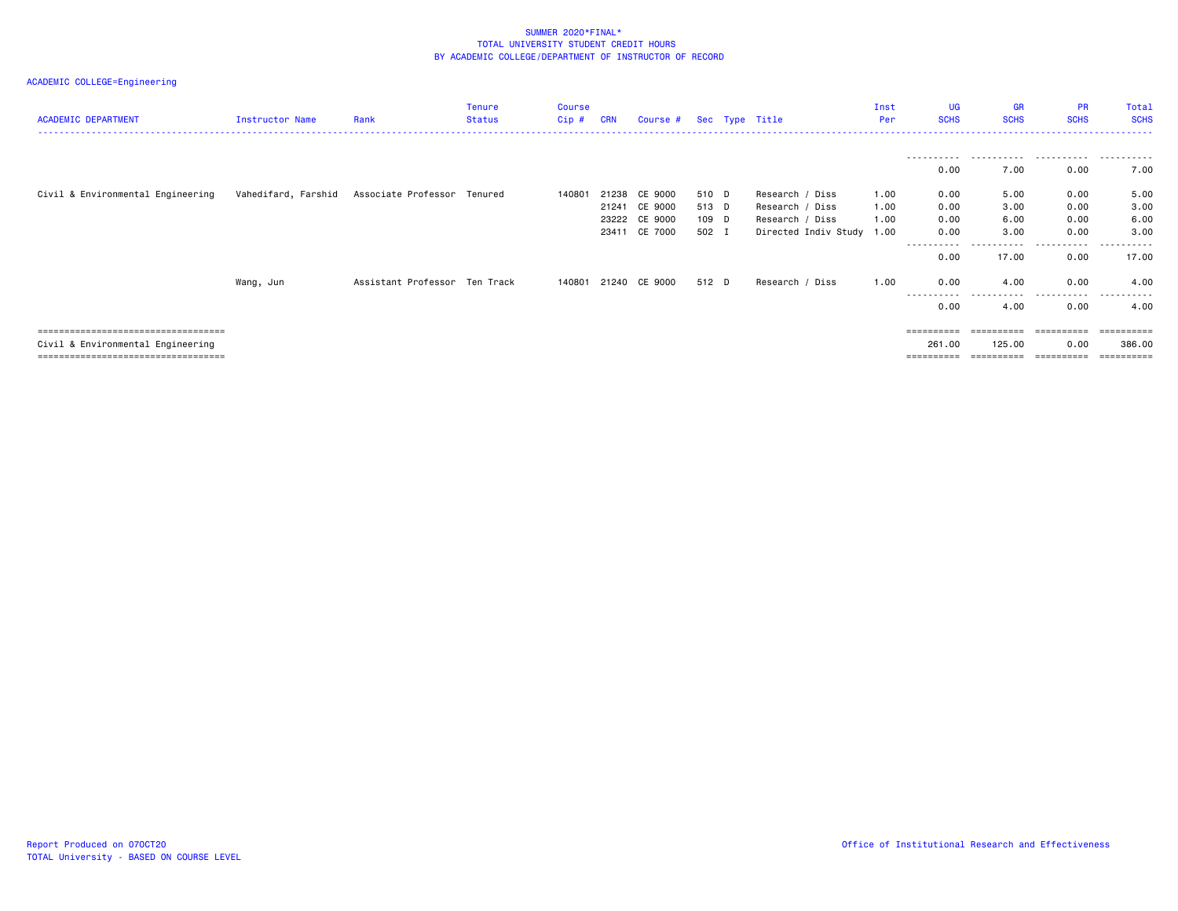SUMMER 2020*FINAL*
TOTAL UNIVERSITY STUDENT CREDIT HOURS
BY ACADEMIC COLLEGE/DEPARTMENT OF INSTRUCTOR OF RECORD

ACADEMIC COLLEGE=Engineering

| ACADEMIC DEPARTMENT | Instructor Name | Rank | Tenure Status | Course Cip # | CRN | Course # | Sec | Type | Title | Inst Per | UG SCHS | GR SCHS | PR SCHS | Total SCHS |
|---|---|---|---|---|---|---|---|---|---|---|---|---|---|---|
| | | | | | | | | | | | 0.00 | 7.00 | 0.00 | 7.00 |
| Civil & Environmental Engineering | Vahedifard, Farshid | Associate Professor | Tenured | 140801 | 21238 | CE 9000 | 510 | D | Research / Diss | 1.00 | 0.00 | 5.00 | 0.00 | 5.00 |
| | | | | | 21241 | CE 9000 | 513 | D | Research / Diss | 1.00 | 0.00 | 3.00 | 0.00 | 3.00 |
| | | | | | 23222 | CE 9000 | 109 | D | Research / Diss | 1.00 | 0.00 | 6.00 | 0.00 | 6.00 |
| | | | | | 23411 | CE 7000 | 502 | I | Directed Indiv Study | 1.00 | 0.00 | 3.00 | 0.00 | 3.00 |
| | | | | | | | | | | | 0.00 | 17.00 | 0.00 | 17.00 |
| | Wang, Jun | Assistant Professor | Ten Track | 140801 | 21240 | CE 9000 | 512 | D | Research / Diss | 1.00 | 0.00 | 4.00 | 0.00 | 4.00 |
| | | | | | | | | | | | 0.00 | 4.00 | 0.00 | 4.00 |
| Civil & Environmental Engineering | | | | | | | | | | | 261.00 | 125.00 | 0.00 | 386.00 |

Report Produced on 07OCT20
TOTAL University - BASED ON COURSE LEVEL

Office of Institutional Research and Effectiveness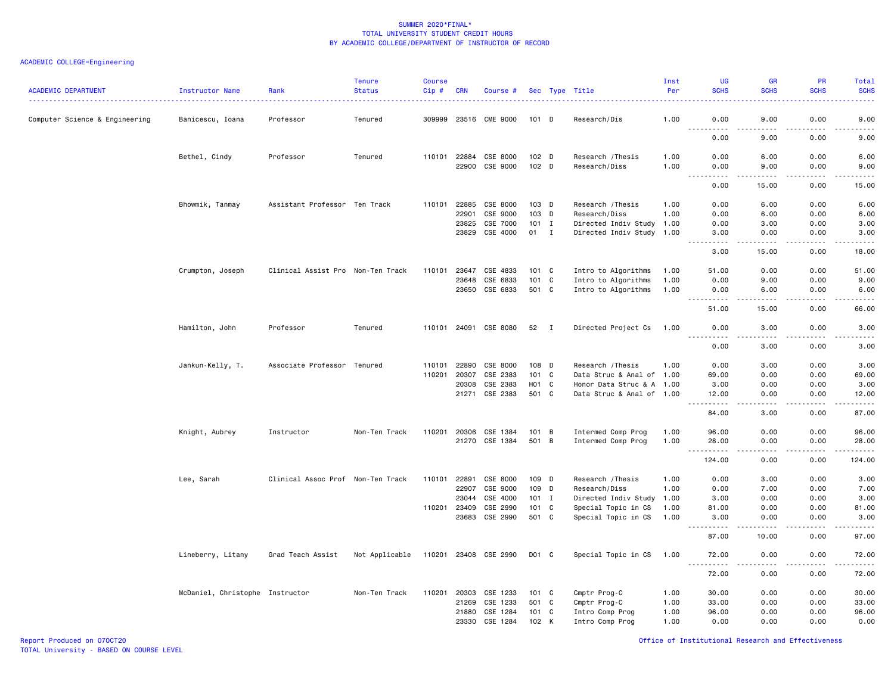SUMMER 2020*FINAL*
TOTAL UNIVERSITY STUDENT CREDIT HOURS
BY ACADEMIC COLLEGE/DEPARTMENT OF INSTRUCTOR OF RECORD

ACADEMIC COLLEGE=Engineering

| ACADEMIC DEPARTMENT | Instructor Name | Rank | Tenure Status | Course Cip # | CRN | Course # | Sec | Type | Title | Inst Per | UG SCHS | GR SCHS | PR SCHS | Total SCHS |
|---|---|---|---|---|---|---|---|---|---|---|---|---|---|---|
| Computer Science & Engineering | Banicescu, Ioana | Professor | Tenured | 309999 | 23516 | CME 9000 | 101 | D | Research/Dis | 1.00 | 0.00 | 9.00 | 0.00 | 9.00 |
| | | | | | | | | | | | 0.00 | 9.00 | 0.00 | 9.00 |
| | Bethel, Cindy | Professor | Tenured | 110101 | 22884 | CSE 8000 | 102 | D | Research /Thesis | 1.00 | 0.00 | 6.00 | 0.00 | 6.00 |
| | | | | | 22900 | CSE 9000 | 102 | D | Research/Diss | 1.00 | 0.00 | 9.00 | 0.00 | 9.00 |
| | | | | | | | | | | | 0.00 | 15.00 | 0.00 | 15.00 |
| | Bhowmik, Tanmay | Assistant Professor | Ten Track | 110101 | 22885 | CSE 8000 | 103 | D | Research /Thesis | 1.00 | 0.00 | 6.00 | 0.00 | 6.00 |
| | | | | | 22901 | CSE 9000 | 103 | D | Research/Diss | 1.00 | 0.00 | 6.00 | 0.00 | 6.00 |
| | | | | | 23825 | CSE 7000 | 101 | I | Directed Indiv Study | 1.00 | 0.00 | 3.00 | 0.00 | 3.00 |
| | | | | | 23829 | CSE 4000 | 01 | I | Directed Indiv Study | 1.00 | 3.00 | 0.00 | 0.00 | 3.00 |
| | | | | | | | | | | | 3.00 | 15.00 | 0.00 | 18.00 |
| | Crumpton, Joseph | Clinical Assist Pro | Non-Ten Track | 110101 | 23647 | CSE 4833 | 101 | C | Intro to Algorithms | 1.00 | 51.00 | 0.00 | 0.00 | 51.00 |
| | | | | | 23648 | CSE 6833 | 101 | C | Intro to Algorithms | 1.00 | 0.00 | 9.00 | 0.00 | 9.00 |
| | | | | | 23650 | CSE 6833 | 501 | C | Intro to Algorithms | 1.00 | 0.00 | 6.00 | 0.00 | 6.00 |
| | | | | | | | | | | | 51.00 | 15.00 | 0.00 | 66.00 |
| | Hamilton, John | Professor | Tenured | 110101 | 24091 | CSE 8080 | 52 | I | Directed Project Cs | 1.00 | 0.00 | 3.00 | 0.00 | 3.00 |
| | | | | | | | | | | | 0.00 | 3.00 | 0.00 | 3.00 |
| | Jankun-Kelly, T. | Associate Professor | Tenured | 110101 | 22890 | CSE 8000 | 108 | D | Research /Thesis | 1.00 | 0.00 | 3.00 | 0.00 | 3.00 |
| | | | | 110201 | 20307 | CSE 2383 | 101 | C | Data Struc & Anal of | 1.00 | 69.00 | 0.00 | 0.00 | 69.00 |
| | | | | | 20308 | CSE 2383 | H01 | C | Honor Data Struc & A | 1.00 | 3.00 | 0.00 | 0.00 | 3.00 |
| | | | | | 21271 | CSE 2383 | 501 | C | Data Struc & Anal of | 1.00 | 12.00 | 0.00 | 0.00 | 12.00 |
| | | | | | | | | | | | 84.00 | 3.00 | 0.00 | 87.00 |
| | Knight, Aubrey | Instructor | Non-Ten Track | 110201 | 20306 | CSE 1384 | 101 | B | Intermed Comp Prog | 1.00 | 96.00 | 0.00 | 0.00 | 96.00 |
| | | | | | 21270 | CSE 1384 | 501 | B | Intermed Comp Prog | 1.00 | 28.00 | 0.00 | 0.00 | 28.00 |
| | | | | | | | | | | | 124.00 | 0.00 | 0.00 | 124.00 |
| | Lee, Sarah | Clinical Assoc Prof | Non-Ten Track | 110101 | 22891 | CSE 8000 | 109 | D | Research /Thesis | 1.00 | 0.00 | 3.00 | 0.00 | 3.00 |
| | | | | | 22907 | CSE 9000 | 109 | D | Research/Diss | 1.00 | 0.00 | 7.00 | 0.00 | 7.00 |
| | | | | | 23044 | CSE 4000 | 101 | I | Directed Indiv Study | 1.00 | 3.00 | 0.00 | 0.00 | 3.00 |
| | | | | 110201 | 23409 | CSE 2990 | 101 | C | Special Topic in CS | 1.00 | 81.00 | 0.00 | 0.00 | 81.00 |
| | | | | | 23683 | CSE 2990 | 501 | C | Special Topic in CS | 1.00 | 3.00 | 0.00 | 0.00 | 3.00 |
| | | | | | | | | | | | 87.00 | 10.00 | 0.00 | 97.00 |
| | Lineberry, Litany | Grad Teach Assist | Not Applicable | 110201 | 23408 | CSE 2990 | D01 | C | Special Topic in CS | 1.00 | 72.00 | 0.00 | 0.00 | 72.00 |
| | | | | | | | | | | | 72.00 | 0.00 | 0.00 | 72.00 |
| | McDaniel, Christophe | Instructor | Non-Ten Track | 110201 | 20303 | CSE 1233 | 101 | C | Cmptr Prog-C | 1.00 | 30.00 | 0.00 | 0.00 | 30.00 |
| | | | | | 21269 | CSE 1233 | 501 | C | Cmptr Prog-C | 1.00 | 33.00 | 0.00 | 0.00 | 33.00 |
| | | | | | 21880 | CSE 1284 | 101 | C | Intro Comp Prog | 1.00 | 96.00 | 0.00 | 0.00 | 96.00 |
| | | | | | 23330 | CSE 1284 | 102 | K | Intro Comp Prog | 1.00 | 0.00 | 0.00 | 0.00 | 0.00 |

Report Produced on 07OCT20
TOTAL University - BASED ON COURSE LEVEL

Office of Institutional Research and Effectiveness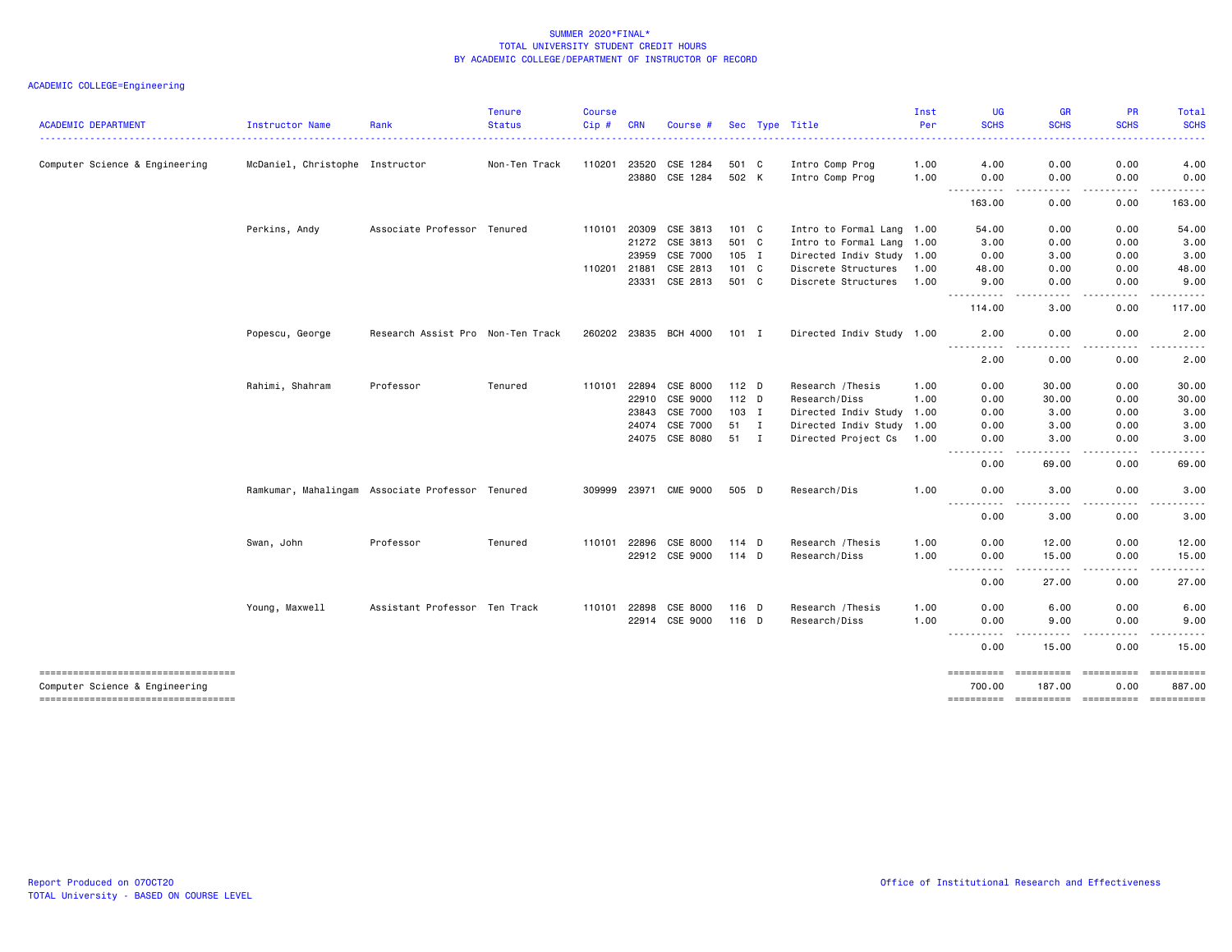SUMMER 2020*FINAL*
TOTAL UNIVERSITY STUDENT CREDIT HOURS
BY ACADEMIC COLLEGE/DEPARTMENT OF INSTRUCTOR OF RECORD

ACADEMIC COLLEGE=Engineering

| ACADEMIC DEPARTMENT | Instructor Name | Rank | Tenure Status | Course Cip # | CRN | Course # | Sec | Type | Title | Inst Per | UG SCHS | GR SCHS | PR SCHS | Total SCHS |
|---|---|---|---|---|---|---|---|---|---|---|---|---|---|---|
| Computer Science & Engineering | McDaniel, Christophe | Instructor | Non-Ten Track | 110201 | 23520 | CSE 1284 | 501 | C | Intro Comp Prog | 1.00 | 4.00 | 0.00 | 0.00 | 4.00 |
| | | | | | 23880 | CSE 1284 | 502 | K | Intro Comp Prog | 1.00 | 0.00 | 0.00 | 0.00 | 0.00 |
| | | | | | | | | | | | 163.00 | 0.00 | 0.00 | 163.00 |
| | Perkins, Andy | Associate Professor | Tenured | 110101 | 20309 | CSE 3813 | 101 | C | Intro to Formal Lang | 1.00 | 54.00 | 0.00 | 0.00 | 54.00 |
| | | | | | 21272 | CSE 3813 | 501 | C | Intro to Formal Lang | 1.00 | 3.00 | 0.00 | 0.00 | 3.00 |
| | | | | | 23959 | CSE 7000 | 105 | I | Directed Indiv Study | 1.00 | 0.00 | 3.00 | 0.00 | 3.00 |
| | | | | 110201 | 21881 | CSE 2813 | 101 | C | Discrete Structures | 1.00 | 48.00 | 0.00 | 0.00 | 48.00 |
| | | | | | 23331 | CSE 2813 | 501 | C | Discrete Structures | 1.00 | 9.00 | 0.00 | 0.00 | 9.00 |
| | | | | | | | | | | | 114.00 | 3.00 | 0.00 | 117.00 |
| | Popescu, George | Research Assist Pro | Non-Ten Track | 260202 | 23835 | BCH 4000 | 101 | I | Directed Indiv Study | 1.00 | 2.00 | 0.00 | 0.00 | 2.00 |
| | | | | | | | | | | | 2.00 | 0.00 | 0.00 | 2.00 |
| | Rahimi, Shahram | Professor | Tenured | 110101 | 22894 | CSE 8000 | 112 | D | Research /Thesis | 1.00 | 0.00 | 30.00 | 0.00 | 30.00 |
| | | | | | 22910 | CSE 9000 | 112 | D | Research/Diss | 1.00 | 0.00 | 30.00 | 0.00 | 30.00 |
| | | | | | 23843 | CSE 7000 | 103 | I | Directed Indiv Study | 1.00 | 0.00 | 3.00 | 0.00 | 3.00 |
| | | | | | 24074 | CSE 7000 | 51 | I | Directed Indiv Study | 1.00 | 0.00 | 3.00 | 0.00 | 3.00 |
| | | | | | 24075 | CSE 8080 | 51 | I | Directed Project Cs | 1.00 | 0.00 | 3.00 | 0.00 | 3.00 |
| | | | | | | | | | | | 0.00 | 69.00 | 0.00 | 69.00 |
| | Ramkumar, Mahalingam | Associate Professor | Tenured | 309999 | 23971 | CME 9000 | 505 | D | Research/Dis | 1.00 | 0.00 | 3.00 | 0.00 | 3.00 |
| | | | | | | | | | | | 0.00 | 3.00 | 0.00 | 3.00 |
| | Swan, John | Professor | Tenured | 110101 | 22896 | CSE 8000 | 114 | D | Research /Thesis | 1.00 | 0.00 | 12.00 | 0.00 | 12.00 |
| | | | | | 22912 | CSE 9000 | 114 | D | Research/Diss | 1.00 | 0.00 | 15.00 | 0.00 | 15.00 |
| | | | | | | | | | | | 0.00 | 27.00 | 0.00 | 27.00 |
| | Young, Maxwell | Assistant Professor | Ten Track | 110101 | 22898 | CSE 8000 | 116 | D | Research /Thesis | 1.00 | 0.00 | 6.00 | 0.00 | 6.00 |
| | | | | | 22914 | CSE 9000 | 116 | D | Research/Diss | 1.00 | 0.00 | 9.00 | 0.00 | 9.00 |
| | | | | | | | | | | | 0.00 | 15.00 | 0.00 | 15.00 |
| Computer Science & Engineering | | | | | | | | | | | 700.00 | 187.00 | 0.00 | 887.00 |

Report Produced on 07OCT20
TOTAL University - BASED ON COURSE LEVEL

Office of Institutional Research and Effectiveness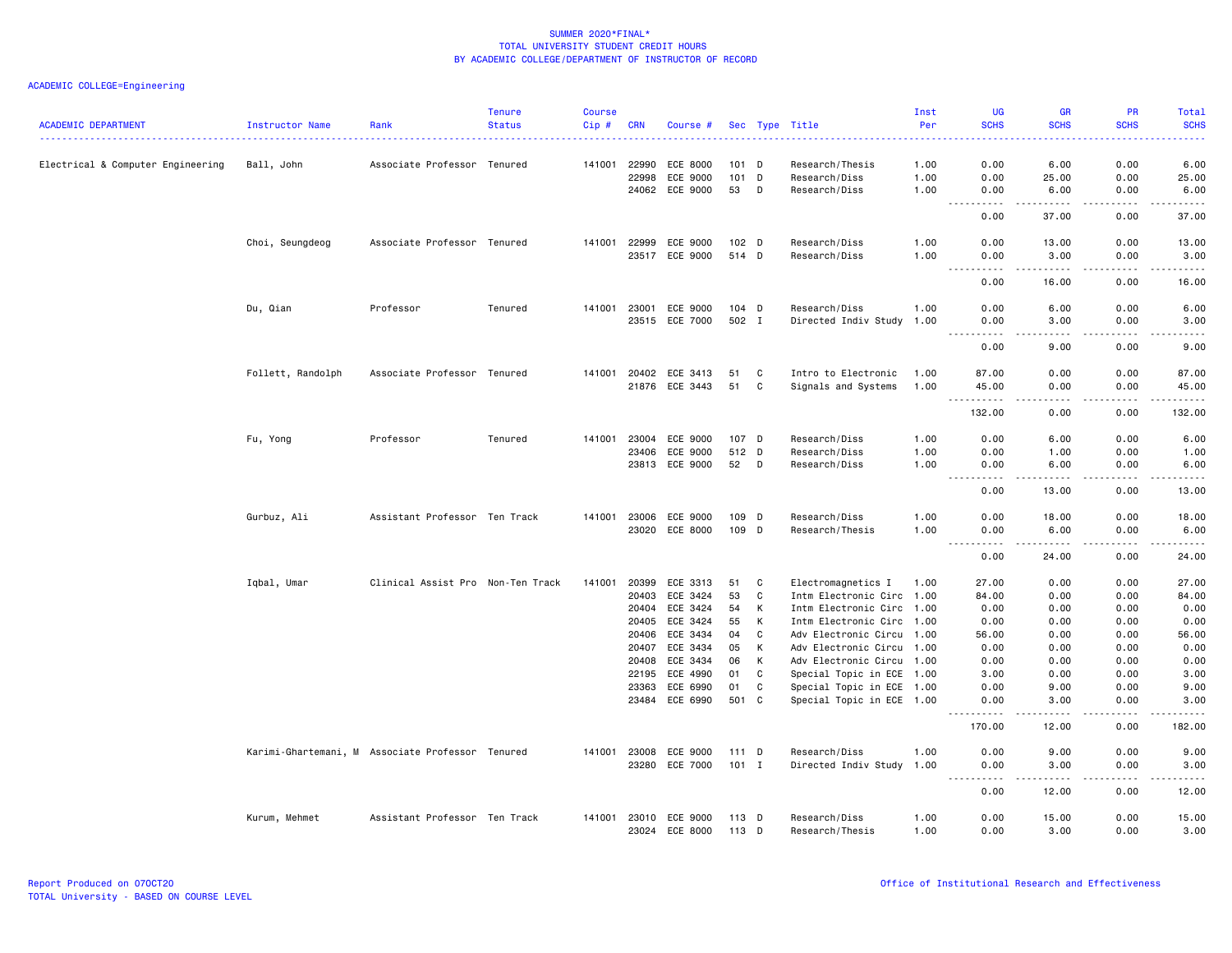SUMMER 2020*FINAL*
TOTAL UNIVERSITY STUDENT CREDIT HOURS
BY ACADEMIC COLLEGE/DEPARTMENT OF INSTRUCTOR OF RECORD

ACADEMIC COLLEGE=Engineering

| ACADEMIC DEPARTMENT | Instructor Name | Rank | Tenure Status | Course Cip # | CRN | Course # | Sec | Type | Title | Inst Per | UG SCHS | GR SCHS | PR SCHS | Total SCHS |
|---|---|---|---|---|---|---|---|---|---|---|---|---|---|---|
| Electrical & Computer Engineering | Ball, John | Associate Professor | Tenured | 141001 | 22990 | ECE 8000 | 101 | D | Research/Thesis | 1.00 | 0.00 | 6.00 | 0.00 | 6.00 |
| | | | | | 22998 | ECE 9000 | 101 | D | Research/Diss | 1.00 | 0.00 | 25.00 | 0.00 | 25.00 |
| | | | | | 24062 | ECE 9000 | 53 | D | Research/Diss | 1.00 | 0.00 | 6.00 | 0.00 | 6.00 |
| | | | | | | | | | | | 0.00 | 37.00 | 0.00 | 37.00 |
| | Choi, Seungdeog | Associate Professor | Tenured | 141001 | 22999 | ECE 9000 | 102 | D | Research/Diss | 1.00 | 0.00 | 13.00 | 0.00 | 13.00 |
| | | | | | 23517 | ECE 9000 | 514 | D | Research/Diss | 1.00 | 0.00 | 3.00 | 0.00 | 3.00 |
| | | | | | | | | | | | 0.00 | 16.00 | 0.00 | 16.00 |
| | Du, Qian | Professor | Tenured | 141001 | 23001 | ECE 9000 | 104 | D | Research/Diss | 1.00 | 0.00 | 6.00 | 0.00 | 6.00 |
| | | | | | 23515 | ECE 7000 | 502 | I | Directed Indiv Study | 1.00 | 0.00 | 3.00 | 0.00 | 3.00 |
| | | | | | | | | | | | 0.00 | 9.00 | 0.00 | 9.00 |
| | Follett, Randolph | Associate Professor | Tenured | 141001 | 20402 | ECE 3413 | 51 | C | Intro to Electronic | 1.00 | 87.00 | 0.00 | 0.00 | 87.00 |
| | | | | | 21876 | ECE 3443 | 51 | C | Signals and Systems | 1.00 | 45.00 | 0.00 | 0.00 | 45.00 |
| | | | | | | | | | | | 132.00 | 0.00 | 0.00 | 132.00 |
| | Fu, Yong | Professor | Tenured | 141001 | 23004 | ECE 9000 | 107 | D | Research/Diss | 1.00 | 0.00 | 6.00 | 0.00 | 6.00 |
| | | | | | 23406 | ECE 9000 | 512 | D | Research/Diss | 1.00 | 0.00 | 1.00 | 0.00 | 1.00 |
| | | | | | 23813 | ECE 9000 | 52 | D | Research/Diss | 1.00 | 0.00 | 6.00 | 0.00 | 6.00 |
| | | | | | | | | | | | 0.00 | 13.00 | 0.00 | 13.00 |
| | Gurbuz, Ali | Assistant Professor | Ten Track | 141001 | 23006 | ECE 9000 | 109 | D | Research/Diss | 1.00 | 0.00 | 18.00 | 0.00 | 18.00 |
| | | | | | 23020 | ECE 8000 | 109 | D | Research/Thesis | 1.00 | 0.00 | 6.00 | 0.00 | 6.00 |
| | | | | | | | | | | | 0.00 | 24.00 | 0.00 | 24.00 |
| | Iqbal, Umar | Clinical Assist Pro | Non-Ten Track | 141001 | 20399 | ECE 3313 | 51 | C | Electromagnetics I | 1.00 | 27.00 | 0.00 | 0.00 | 27.00 |
| | | | | | 20403 | ECE 3424 | 53 | C | Intm Electronic Circ | 1.00 | 84.00 | 0.00 | 0.00 | 84.00 |
| | | | | | 20404 | ECE 3424 | 54 | K | Intm Electronic Circ | 1.00 | 0.00 | 0.00 | 0.00 | 0.00 |
| | | | | | 20405 | ECE 3424 | 55 | K | Intm Electronic Circ | 1.00 | 0.00 | 0.00 | 0.00 | 0.00 |
| | | | | | 20406 | ECE 3434 | 04 | C | Adv Electronic Circu | 1.00 | 56.00 | 0.00 | 0.00 | 56.00 |
| | | | | | 20407 | ECE 3434 | 05 | K | Adv Electronic Circu | 1.00 | 0.00 | 0.00 | 0.00 | 0.00 |
| | | | | | 20408 | ECE 3434 | 06 | K | Adv Electronic Circu | 1.00 | 0.00 | 0.00 | 0.00 | 0.00 |
| | | | | | 22195 | ECE 4990 | 01 | C | Special Topic in ECE | 1.00 | 3.00 | 0.00 | 0.00 | 3.00 |
| | | | | | 23363 | ECE 6990 | 01 | C | Special Topic in ECE | 1.00 | 0.00 | 9.00 | 0.00 | 9.00 |
| | | | | | 23484 | ECE 6990 | 501 | C | Special Topic in ECE | 1.00 | 0.00 | 3.00 | 0.00 | 3.00 |
| | | | | | | | | | | | 170.00 | 12.00 | 0.00 | 182.00 |
| | Karimi-Ghartemani, M | Associate Professor | Tenured | 141001 | 23008 | ECE 9000 | 111 | D | Research/Diss | 1.00 | 0.00 | 9.00 | 0.00 | 9.00 |
| | | | | | 23280 | ECE 7000 | 101 | I | Directed Indiv Study | 1.00 | 0.00 | 3.00 | 0.00 | 3.00 |
| | | | | | | | | | | | 0.00 | 12.00 | 0.00 | 12.00 |
| | Kurum, Mehmet | Assistant Professor | Ten Track | 141001 | 23010 | ECE 9000 | 113 | D | Research/Diss | 1.00 | 0.00 | 15.00 | 0.00 | 15.00 |
| | | | | | 23024 | ECE 8000 | 113 | D | Research/Thesis | 1.00 | 0.00 | 3.00 | 0.00 | 3.00 |

Report Produced on 07OCT20
TOTAL University - BASED ON COURSE LEVEL
Office of Institutional Research and Effectiveness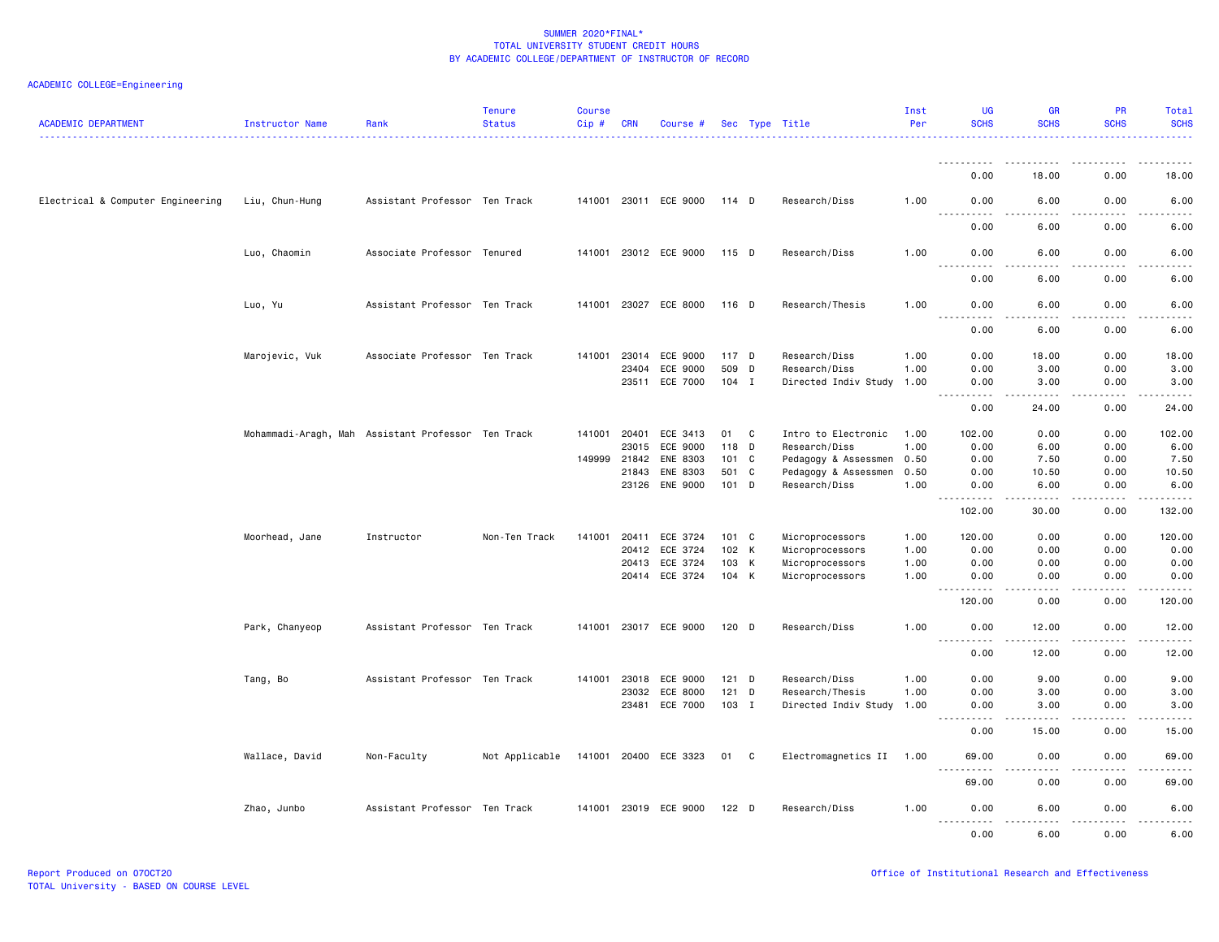SUMMER 2020*FINAL*
TOTAL UNIVERSITY STUDENT CREDIT HOURS
BY ACADEMIC COLLEGE/DEPARTMENT OF INSTRUCTOR OF RECORD

ACADEMIC COLLEGE=Engineering

| ACADEMIC DEPARTMENT | Instructor Name | Rank | Tenure Status | Course Cip # | CRN | Course # | Sec | Type | Title | Inst Per | UG SCHS | GR SCHS | PR SCHS | Total SCHS |
|---|---|---|---|---|---|---|---|---|---|---|---|---|---|---|
| | | | | | | | | | | | 0.00 | 18.00 | 0.00 | 18.00 |
| Electrical & Computer Engineering | Liu, Chun-Hung | Assistant Professor | Ten Track | 141001 | 23011 | ECE 9000 | 114 | D | Research/Diss | 1.00 | 0.00 | 6.00 | 0.00 | 6.00 |
| | | | | | | | | | | | 0.00 | 6.00 | 0.00 | 6.00 |
| | Luo, Chaomin | Associate Professor | Tenured | 141001 | 23012 | ECE 9000 | 115 | D | Research/Diss | 1.00 | 0.00 | 6.00 | 0.00 | 6.00 |
| | | | | | | | | | | | 0.00 | 6.00 | 0.00 | 6.00 |
| | Luo, Yu | Assistant Professor | Ten Track | 141001 | 23027 | ECE 8000 | 116 | D | Research/Thesis | 1.00 | 0.00 | 6.00 | 0.00 | 6.00 |
| | | | | | | | | | | | 0.00 | 6.00 | 0.00 | 6.00 |
| | Marojevic, Vuk | Associate Professor | Ten Track | 141001 | 23014 | ECE 9000 | 117 | D | Research/Diss | 1.00 | 0.00 | 18.00 | 0.00 | 18.00 |
| | | | | | 23404 | ECE 9000 | 509 | D | Research/Diss | 1.00 | 0.00 | 3.00 | 0.00 | 3.00 |
| | | | | | 23511 | ECE 7000 | 104 | I | Directed Indiv Study | 1.00 | 0.00 | 3.00 | 0.00 | 3.00 |
| | | | | | | | | | | | 0.00 | 24.00 | 0.00 | 24.00 |
| | Mohammadi-Aragh, Mah | Assistant Professor | Ten Track | 141001 | 20401 | ECE 3413 | 01 | C | Intro to Electronic | 1.00 | 102.00 | 0.00 | 0.00 | 102.00 |
| | | | | | 23015 | ECE 9000 | 118 | D | Research/Diss | 1.00 | 0.00 | 6.00 | 0.00 | 6.00 |
| | | | | 149999 | 21842 | ENE 8303 | 101 | C | Pedagogy & Assessmen | 0.50 | 0.00 | 7.50 | 0.00 | 7.50 |
| | | | | | 21843 | ENE 8303 | 501 | C | Pedagogy & Assessmen | 0.50 | 0.00 | 10.50 | 0.00 | 10.50 |
| | | | | | 23126 | ENE 9000 | 101 | D | Research/Diss | 1.00 | 0.00 | 6.00 | 0.00 | 6.00 |
| | | | | | | | | | | | 102.00 | 30.00 | 0.00 | 132.00 |
| | Moorhead, Jane | Instructor | Non-Ten Track | 141001 | 20411 | ECE 3724 | 101 | C | Microprocessors | 1.00 | 120.00 | 0.00 | 0.00 | 120.00 |
| | | | | | 20412 | ECE 3724 | 102 | K | Microprocessors | 1.00 | 0.00 | 0.00 | 0.00 | 0.00 |
| | | | | | 20413 | ECE 3724 | 103 | K | Microprocessors | 1.00 | 0.00 | 0.00 | 0.00 | 0.00 |
| | | | | | 20414 | ECE 3724 | 104 | K | Microprocessors | 1.00 | 0.00 | 0.00 | 0.00 | 0.00 |
| | | | | | | | | | | | 120.00 | 0.00 | 0.00 | 120.00 |
| | Park, Chanyeop | Assistant Professor | Ten Track | 141001 | 23017 | ECE 9000 | 120 | D | Research/Diss | 1.00 | 0.00 | 12.00 | 0.00 | 12.00 |
| | | | | | | | | | | | 0.00 | 12.00 | 0.00 | 12.00 |
| | Tang, Bo | Assistant Professor | Ten Track | 141001 | 23018 | ECE 9000 | 121 | D | Research/Diss | 1.00 | 0.00 | 9.00 | 0.00 | 9.00 |
| | | | | | 23032 | ECE 8000 | 121 | D | Research/Thesis | 1.00 | 0.00 | 3.00 | 0.00 | 3.00 |
| | | | | | 23481 | ECE 7000 | 103 | I | Directed Indiv Study | 1.00 | 0.00 | 3.00 | 0.00 | 3.00 |
| | | | | | | | | | | | 0.00 | 15.00 | 0.00 | 15.00 |
| | Wallace, David | Non-Faculty | Not Applicable | 141001 | 20400 | ECE 3323 | 01 | C | Electromagnetics II | 1.00 | 69.00 | 0.00 | 0.00 | 69.00 |
| | | | | | | | | | | | 69.00 | 0.00 | 0.00 | 69.00 |
| | Zhao, Junbo | Assistant Professor | Ten Track | 141001 | 23019 | ECE 9000 | 122 | D | Research/Diss | 1.00 | 0.00 | 6.00 | 0.00 | 6.00 |
| | | | | | | | | | | | 0.00 | 6.00 | 0.00 | 6.00 |

Report Produced on 07OCT20
TOTAL University - BASED ON COURSE LEVEL

Office of Institutional Research and Effectiveness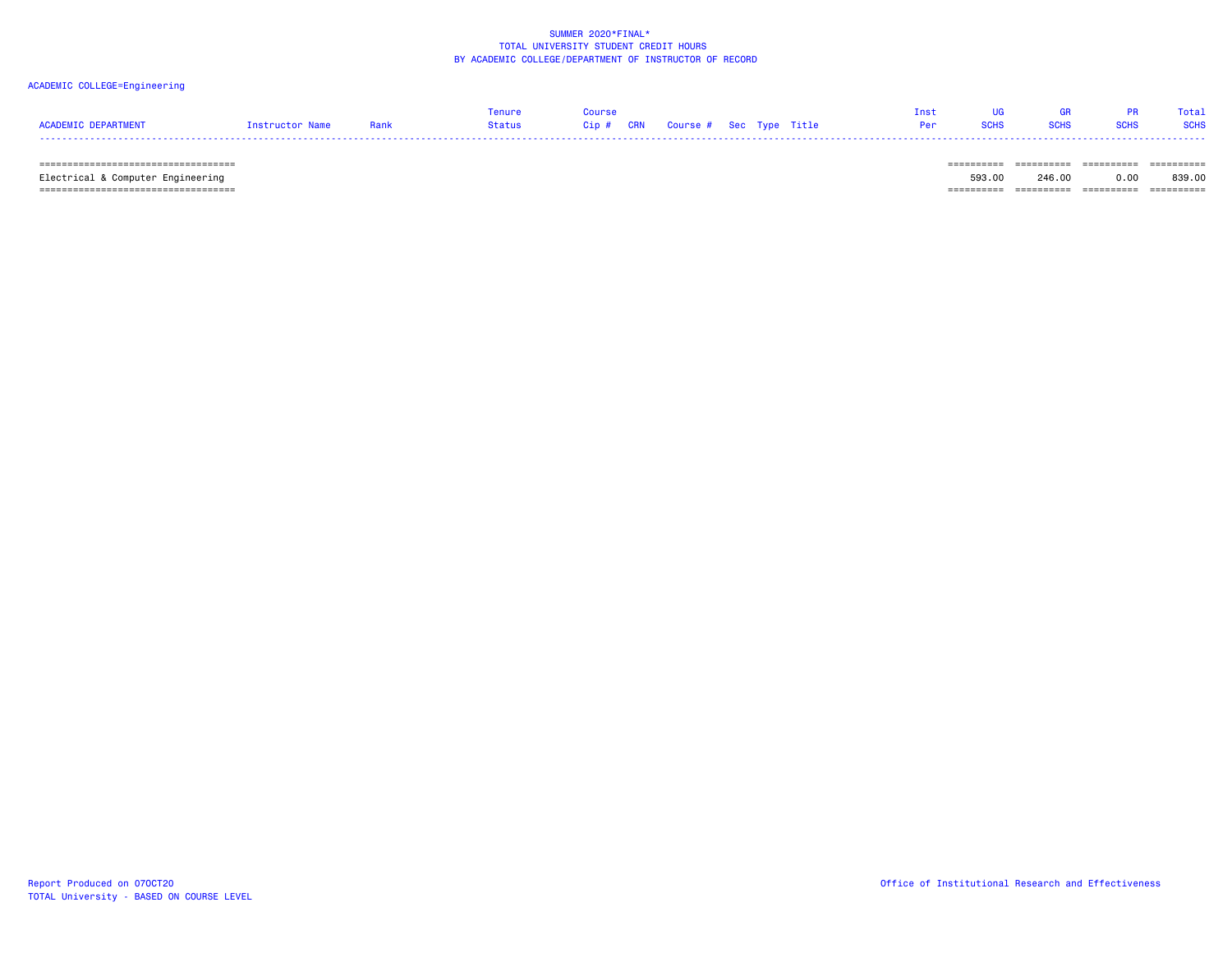SUMMER 2020*FINAL*
TOTAL UNIVERSITY STUDENT CREDIT HOURS
BY ACADEMIC COLLEGE/DEPARTMENT OF INSTRUCTOR OF RECORD

ACADEMIC COLLEGE=Engineering

| ACADEMIC DEPARTMENT | Instructor Name | Rank | Tenure Status | Course Cip # | CRN | Course # | Sec | Type | Title | Inst Per | UG SCHS | GR SCHS | PR SCHS | Total SCHS |
|---|---|---|---|---|---|---|---|---|---|---|---|---|---|---|
| Electrical & Computer Engineering | | | | | | | | | | | 593.00 | 246.00 | 0.00 | 839.00 |

Report Produced on 07OCT20
TOTAL University - BASED ON COURSE LEVEL

Office of Institutional Research and Effectiveness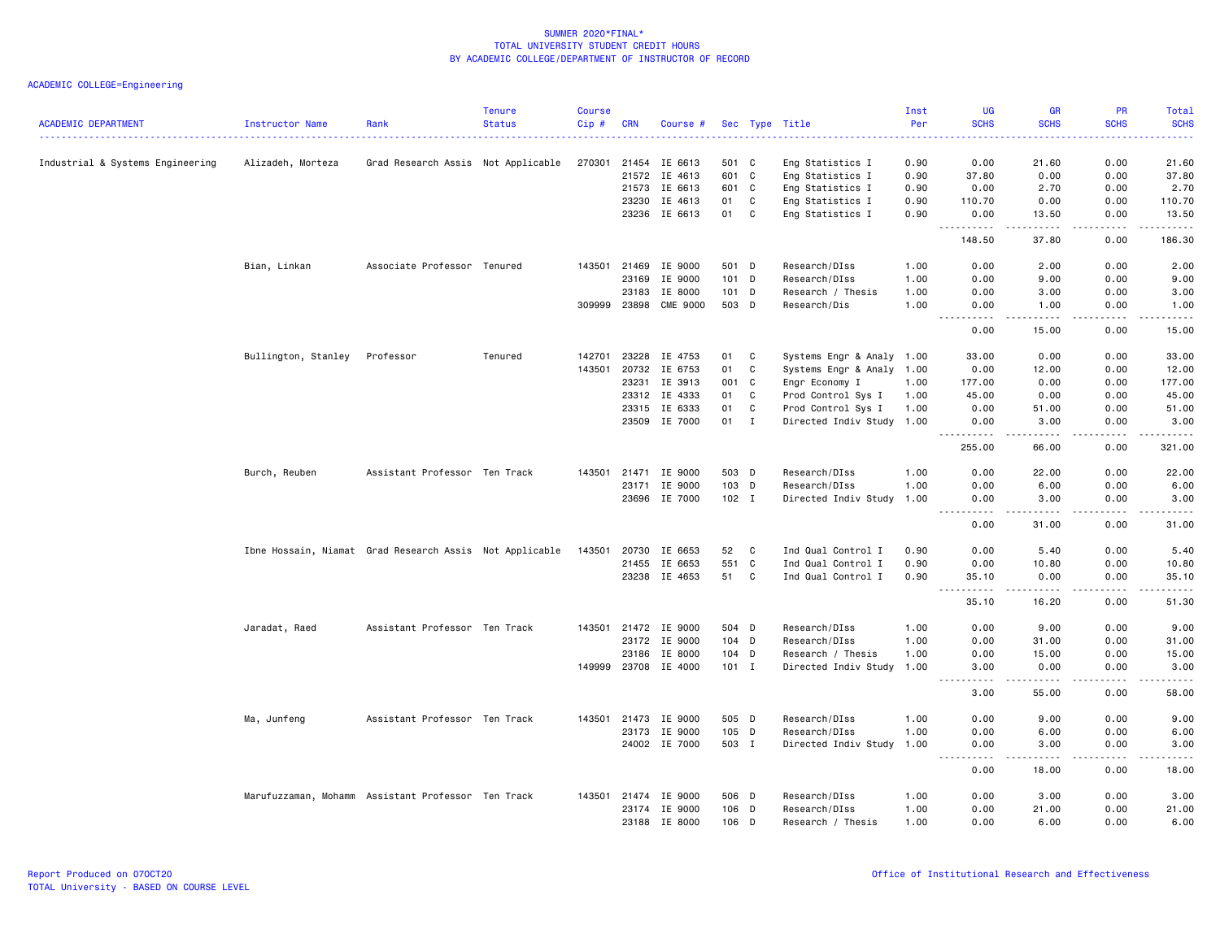SUMMER 2020*FINAL*
TOTAL UNIVERSITY STUDENT CREDIT HOURS
BY ACADEMIC COLLEGE/DEPARTMENT OF INSTRUCTOR OF RECORD

ACADEMIC COLLEGE=Engineering

| ACADEMIC DEPARTMENT | Instructor Name | Rank | Tenure Status | Course Cip # | CRN | Course # | Sec | Type | Title | Inst Per | UG SCHS | GR SCHS | PR SCHS | Total SCHS |
|---|---|---|---|---|---|---|---|---|---|---|---|---|---|---|
| Industrial & Systems Engineering | Alizadeh, Morteza | Grad Research Assis | Not Applicable | 270301 | 21454 | IE 6613 | 501 | C | Eng Statistics I | 0.90 | 0.00 | 21.60 | 0.00 | 21.60 |
| | | | | | 21572 | IE 4613 | 601 | C | Eng Statistics I | 0.90 | 37.80 | 0.00 | 0.00 | 37.80 |
| | | | | | 21573 | IE 6613 | 601 | C | Eng Statistics I | 0.90 | 0.00 | 2.70 | 0.00 | 2.70 |
| | | | | | 23230 | IE 4613 | 01 | C | Eng Statistics I | 0.90 | 110.70 | 0.00 | 0.00 | 110.70 |
| | | | | | 23236 | IE 6613 | 01 | C | Eng Statistics I | 0.90 | 0.00 | 13.50 | 0.00 | 13.50 |
| | | | | | | | | | | | 148.50 | 37.80 | 0.00 | 186.30 |
| | Bian, Linkan | Associate Professor | Tenured | 143501 | 21469 | IE 9000 | 501 | D | Research/DIss | 1.00 | 0.00 | 2.00 | 0.00 | 2.00 |
| | | | | | 23169 | IE 9000 | 101 | D | Research/DIss | 1.00 | 0.00 | 9.00 | 0.00 | 9.00 |
| | | | | | 23183 | IE 8000 | 101 | D | Research / Thesis | 1.00 | 0.00 | 3.00 | 0.00 | 3.00 |
| | | | | 309999 | 23898 | CME 9000 | 503 | D | Research/Dis | 1.00 | 0.00 | 1.00 | 0.00 | 1.00 |
| | | | | | | | | | | | 0.00 | 15.00 | 0.00 | 15.00 |
| | Bullington, Stanley | Professor | Tenured | 142701 | 23228 | IE 4753 | 01 | C | Systems Engr & Analy | 1.00 | 33.00 | 0.00 | 0.00 | 33.00 |
| | | | | 143501 | 20732 | IE 6753 | 01 | C | Systems Engr & Analy | 1.00 | 0.00 | 12.00 | 0.00 | 12.00 |
| | | | | | 23231 | IE 3913 | 001 | C | Engr Economy I | 1.00 | 177.00 | 0.00 | 0.00 | 177.00 |
| | | | | | 23312 | IE 4333 | 01 | C | Prod Control Sys I | 1.00 | 45.00 | 0.00 | 0.00 | 45.00 |
| | | | | | 23315 | IE 6333 | 01 | C | Prod Control Sys I | 1.00 | 0.00 | 51.00 | 0.00 | 51.00 |
| | | | | | 23509 | IE 7000 | 01 | I | Directed Indiv Study | 1.00 | 0.00 | 3.00 | 0.00 | 3.00 |
| | | | | | | | | | | | 255.00 | 66.00 | 0.00 | 321.00 |
| | Burch, Reuben | Assistant Professor | Ten Track | 143501 | 21471 | IE 9000 | 503 | D | Research/DIss | 1.00 | 0.00 | 22.00 | 0.00 | 22.00 |
| | | | | | 23171 | IE 9000 | 103 | D | Research/DIss | 1.00 | 0.00 | 6.00 | 0.00 | 6.00 |
| | | | | | 23696 | IE 7000 | 102 | I | Directed Indiv Study | 1.00 | 0.00 | 3.00 | 0.00 | 3.00 |
| | | | | | | | | | | | 0.00 | 31.00 | 0.00 | 31.00 |
| | Ibne Hossain, Niamat | Grad Research Assis | Not Applicable | 143501 | 20730 | IE 6653 | 52 | C | Ind Qual Control I | 0.90 | 0.00 | 5.40 | 0.00 | 5.40 |
| | | | | | 21455 | IE 6653 | 551 | C | Ind Qual Control I | 0.90 | 0.00 | 10.80 | 0.00 | 10.80 |
| | | | | | 23238 | IE 4653 | 51 | C | Ind Qual Control I | 0.90 | 35.10 | 0.00 | 0.00 | 35.10 |
| | | | | | | | | | | | 35.10 | 16.20 | 0.00 | 51.30 |
| | Jaradat, Raed | Assistant Professor | Ten Track | 143501 | 21472 | IE 9000 | 504 | D | Research/DIss | 1.00 | 0.00 | 9.00 | 0.00 | 9.00 |
| | | | | | 23172 | IE 9000 | 104 | D | Research/DIss | 1.00 | 0.00 | 31.00 | 0.00 | 31.00 |
| | | | | | 23186 | IE 8000 | 104 | D | Research / Thesis | 1.00 | 0.00 | 15.00 | 0.00 | 15.00 |
| | | | | 149999 | 23708 | IE 4000 | 101 | I | Directed Indiv Study | 1.00 | 3.00 | 0.00 | 0.00 | 3.00 |
| | | | | | | | | | | | 3.00 | 55.00 | 0.00 | 58.00 |
| | Ma, Junfeng | Assistant Professor | Ten Track | 143501 | 21473 | IE 9000 | 505 | D | Research/DIss | 1.00 | 0.00 | 9.00 | 0.00 | 9.00 |
| | | | | | 23173 | IE 9000 | 105 | D | Research/DIss | 1.00 | 0.00 | 6.00 | 0.00 | 6.00 |
| | | | | | 24002 | IE 7000 | 503 | I | Directed Indiv Study | 1.00 | 0.00 | 3.00 | 0.00 | 3.00 |
| | | | | | | | | | | | 0.00 | 18.00 | 0.00 | 18.00 |
| | Marufuzzaman, Mohamm | Assistant Professor | Ten Track | 143501 | 21474 | IE 9000 | 506 | D | Research/DIss | 1.00 | 0.00 | 3.00 | 0.00 | 3.00 |
| | | | | | 23174 | IE 9000 | 106 | D | Research/DIss | 1.00 | 0.00 | 21.00 | 0.00 | 21.00 |
| | | | | | 23188 | IE 8000 | 106 | D | Research / Thesis | 1.00 | 0.00 | 6.00 | 0.00 | 6.00 |

Report Produced on 07OCT20
TOTAL University - BASED ON COURSE LEVEL

Office of Institutional Research and Effectiveness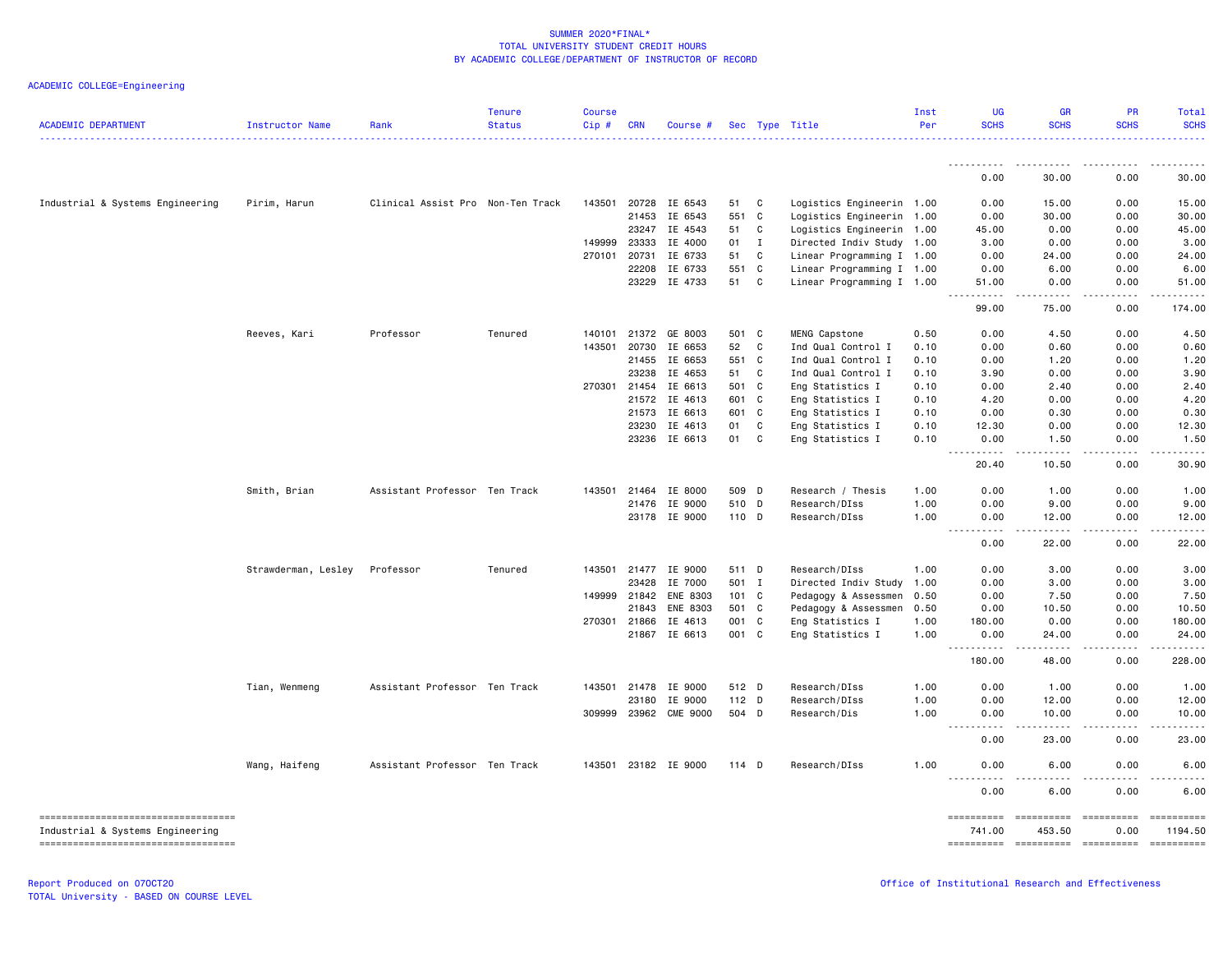SUMMER 2020*FINAL*
TOTAL UNIVERSITY STUDENT CREDIT HOURS
BY ACADEMIC COLLEGE/DEPARTMENT OF INSTRUCTOR OF RECORD

ACADEMIC COLLEGE=Engineering

| ACADEMIC DEPARTMENT | Instructor Name | Rank | Tenure Status | Course Cip # | CRN | Course # | Sec | Type | Title | Inst Per | UG SCHS | GR SCHS | PR SCHS | Total SCHS |
|---|---|---|---|---|---|---|---|---|---|---|---|---|---|---|
| | | | | | | | | | | | 0.00 | 30.00 | 0.00 | 30.00 |
| Industrial & Systems Engineering | Pirim, Harun | Clinical Assist Pro | Non-Ten Track | 143501 | 20728 | IE 6543 | 51 | C | Logistics Engineerin | 1.00 | 0.00 | 15.00 | 0.00 | 15.00 |
| | | | | | 21453 | IE 6543 | 551 | C | Logistics Engineerin | 1.00 | 0.00 | 30.00 | 0.00 | 30.00 |
| | | | | | 23247 | IE 4543 | 51 | C | Logistics Engineerin | 1.00 | 45.00 | 0.00 | 0.00 | 45.00 |
| | | | | 149999 | 23333 | IE 4000 | 01 | I | Directed Indiv Study | 1.00 | 3.00 | 0.00 | 0.00 | 3.00 |
| | | | | 270101 | 20731 | IE 6733 | 51 | C | Linear Programming I | 1.00 | 0.00 | 24.00 | 0.00 | 24.00 |
| | | | | | 22208 | IE 6733 | 551 | C | Linear Programming I | 1.00 | 0.00 | 6.00 | 0.00 | 6.00 |
| | | | | | 23229 | IE 4733 | 51 | C | Linear Programming I | 1.00 | 51.00 | 0.00 | 0.00 | 51.00 |
| | | | | | | | | | | | 99.00 | 75.00 | 0.00 | 174.00 |
| | Reeves, Kari | Professor | Tenured | 140101 | 21372 | GE 8003 | 501 | C | MENG Capstone | 0.50 | 0.00 | 4.50 | 0.00 | 4.50 |
| | | | | 143501 | 20730 | IE 6653 | 52 | C | Ind Qual Control I | 0.10 | 0.00 | 0.60 | 0.00 | 0.60 |
| | | | | | 21455 | IE 6653 | 551 | C | Ind Qual Control I | 0.10 | 0.00 | 1.20 | 0.00 | 1.20 |
| | | | | | 23238 | IE 4653 | 51 | C | Ind Qual Control I | 0.10 | 3.90 | 0.00 | 0.00 | 3.90 |
| | | | | 270301 | 21454 | IE 6613 | 501 | C | Eng Statistics I | 0.10 | 0.00 | 2.40 | 0.00 | 2.40 |
| | | | | | 21572 | IE 4613 | 601 | C | Eng Statistics I | 0.10 | 4.20 | 0.00 | 0.00 | 4.20 |
| | | | | | 21573 | IE 6613 | 601 | C | Eng Statistics I | 0.10 | 0.00 | 0.30 | 0.00 | 0.30 |
| | | | | | 23230 | IE 4613 | 01 | C | Eng Statistics I | 0.10 | 12.30 | 0.00 | 0.00 | 12.30 |
| | | | | | 23236 | IE 6613 | 01 | C | Eng Statistics I | 0.10 | 0.00 | 1.50 | 0.00 | 1.50 |
| | | | | | | | | | | | 20.40 | 10.50 | 0.00 | 30.90 |
| | Smith, Brian | Assistant Professor | Ten Track | 143501 | 21464 | IE 8000 | 509 | D | Research / Thesis | 1.00 | 0.00 | 1.00 | 0.00 | 1.00 |
| | | | | | 21476 | IE 9000 | 510 | D | Research/DIss | 1.00 | 0.00 | 9.00 | 0.00 | 9.00 |
| | | | | | 23178 | IE 9000 | 110 | D | Research/DIss | 1.00 | 0.00 | 12.00 | 0.00 | 12.00 |
| | | | | | | | | | | | 0.00 | 22.00 | 0.00 | 22.00 |
| | Strawderman, Lesley | Professor | Tenured | 143501 | 21477 | IE 9000 | 511 | D | Research/DIss | 1.00 | 0.00 | 3.00 | 0.00 | 3.00 |
| | | | | | 23428 | IE 7000 | 501 | I | Directed Indiv Study | 1.00 | 0.00 | 3.00 | 0.00 | 3.00 |
| | | | | 149999 | 21842 | ENE 8303 | 101 | C | Pedagogy & Assessmen | 0.50 | 0.00 | 7.50 | 0.00 | 7.50 |
| | | | | | 21843 | ENE 8303 | 501 | C | Pedagogy & Assessmen | 0.50 | 0.00 | 10.50 | 0.00 | 10.50 |
| | | | | 270301 | 21866 | IE 4613 | 001 | C | Eng Statistics I | 1.00 | 180.00 | 0.00 | 0.00 | 180.00 |
| | | | | | 21867 | IE 6613 | 001 | C | Eng Statistics I | 1.00 | 0.00 | 24.00 | 0.00 | 24.00 |
| | | | | | | | | | | | 180.00 | 48.00 | 0.00 | 228.00 |
| | Tian, Wenmeng | Assistant Professor | Ten Track | 143501 | 21478 | IE 9000 | 512 | D | Research/DIss | 1.00 | 0.00 | 1.00 | 0.00 | 1.00 |
| | | | | | 23180 | IE 9000 | 112 | D | Research/DIss | 1.00 | 0.00 | 12.00 | 0.00 | 12.00 |
| | | | | 309999 | 23962 | CME 9000 | 504 | D | Research/Dis | 1.00 | 0.00 | 10.00 | 0.00 | 10.00 |
| | | | | | | | | | | | 0.00 | 23.00 | 0.00 | 23.00 |
| | Wang, Haifeng | Assistant Professor | Ten Track | 143501 | 23182 | IE 9000 | 114 | D | Research/DIss | 1.00 | 0.00 | 6.00 | 0.00 | 6.00 |
| | | | | | | | | | | | 0.00 | 6.00 | 0.00 | 6.00 |
| Industrial & Systems Engineering | | | | | | | | | | | 741.00 | 453.50 | 0.00 | 1194.50 |

Report Produced on 07OCT20
TOTAL University - BASED ON COURSE LEVEL

Office of Institutional Research and Effectiveness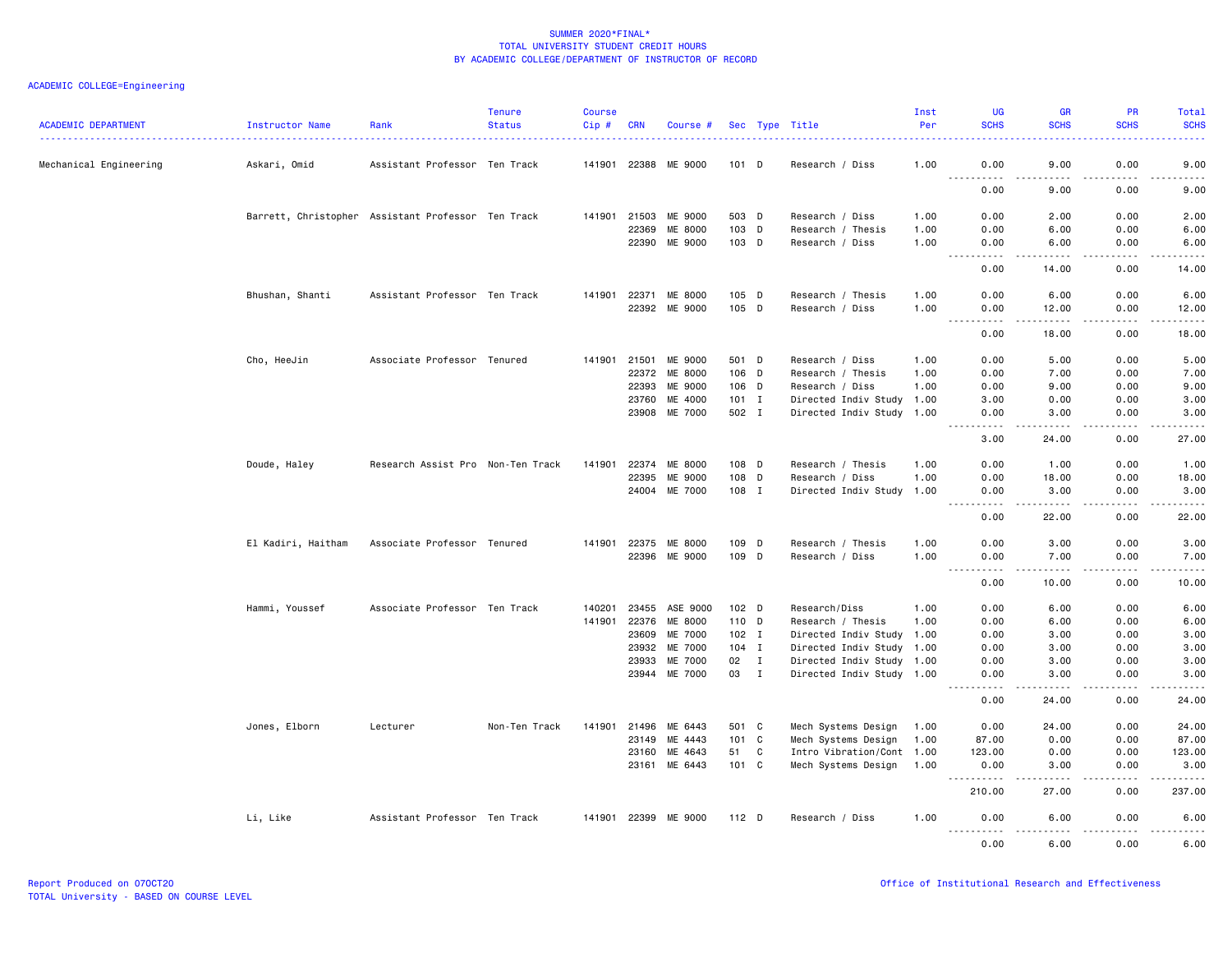SUMMER 2020*FINAL*
TOTAL UNIVERSITY STUDENT CREDIT HOURS
BY ACADEMIC COLLEGE/DEPARTMENT OF INSTRUCTOR OF RECORD

ACADEMIC COLLEGE=Engineering

| ACADEMIC DEPARTMENT | Instructor Name | Rank | Tenure Status | Course Cip # | CRN | Course # | Sec | Type | Title | Inst Per | UG SCHS | GR SCHS | PR SCHS | Total SCHS |
|---|---|---|---|---|---|---|---|---|---|---|---|---|---|---|
| Mechanical Engineering | Askari, Omid | Assistant Professor | Ten Track | 141901 | 22388 | ME 9000 | 101 | D | Research / Diss | 1.00 | 0.00 | 9.00 | 0.00 | 9.00 |
| | | | | | | | | | | | 0.00 | 9.00 | 0.00 | 9.00 |
| | Barrett, Christopher | Assistant Professor | Ten Track | 141901 | 21503 | ME 9000 | 503 | D | Research / Diss | 1.00 | 0.00 | 2.00 | 0.00 | 2.00 |
| | | | | | 22369 | ME 8000 | 103 | D | Research / Thesis | 1.00 | 0.00 | 6.00 | 0.00 | 6.00 |
| | | | | | 22390 | ME 9000 | 103 | D | Research / Diss | 1.00 | 0.00 | 6.00 | 0.00 | 6.00 |
| | | | | | | | | | | | 0.00 | 14.00 | 0.00 | 14.00 |
| | Bhushan, Shanti | Assistant Professor | Ten Track | 141901 | 22371 | ME 8000 | 105 | D | Research / Thesis | 1.00 | 0.00 | 6.00 | 0.00 | 6.00 |
| | | | | | 22392 | ME 9000 | 105 | D | Research / Diss | 1.00 | 0.00 | 12.00 | 0.00 | 12.00 |
| | | | | | | | | | | | 0.00 | 18.00 | 0.00 | 18.00 |
| | Cho, HeeJin | Associate Professor | Tenured | 141901 | 21501 | ME 9000 | 501 | D | Research / Diss | 1.00 | 0.00 | 5.00 | 0.00 | 5.00 |
| | | | | | 22372 | ME 8000 | 106 | D | Research / Thesis | 1.00 | 0.00 | 7.00 | 0.00 | 7.00 |
| | | | | | 22393 | ME 9000 | 106 | D | Research / Diss | 1.00 | 0.00 | 9.00 | 0.00 | 9.00 |
| | | | | | 23760 | ME 4000 | 101 | I | Directed Indiv Study | 1.00 | 3.00 | 0.00 | 0.00 | 3.00 |
| | | | | | 23908 | ME 7000 | 502 | I | Directed Indiv Study | 1.00 | 0.00 | 3.00 | 0.00 | 3.00 |
| | | | | | | | | | | | 3.00 | 24.00 | 0.00 | 27.00 |
| | Doude, Haley | Research Assist Pro | Non-Ten Track | 141901 | 22374 | ME 8000 | 108 | D | Research / Thesis | 1.00 | 0.00 | 1.00 | 0.00 | 1.00 |
| | | | | | 22395 | ME 9000 | 108 | D | Research / Diss | 1.00 | 0.00 | 18.00 | 0.00 | 18.00 |
| | | | | | 24004 | ME 7000 | 108 | I | Directed Indiv Study | 1.00 | 0.00 | 3.00 | 0.00 | 3.00 |
| | | | | | | | | | | | 0.00 | 22.00 | 0.00 | 22.00 |
| | El Kadiri, Haitham | Associate Professor | Tenured | 141901 | 22375 | ME 8000 | 109 | D | Research / Thesis | 1.00 | 0.00 | 3.00 | 0.00 | 3.00 |
| | | | | | 22396 | ME 9000 | 109 | D | Research / Diss | 1.00 | 0.00 | 7.00 | 0.00 | 7.00 |
| | | | | | | | | | | | 0.00 | 10.00 | 0.00 | 10.00 |
| | Hammi, Youssef | Associate Professor | Ten Track | 140201 | 23455 | ASE 9000 | 102 | D | Research/Diss | 1.00 | 0.00 | 6.00 | 0.00 | 6.00 |
| | | | | 141901 | 22376 | ME 8000 | 110 | D | Research / Thesis | 1.00 | 0.00 | 6.00 | 0.00 | 6.00 |
| | | | | | 23609 | ME 7000 | 102 | I | Directed Indiv Study | 1.00 | 0.00 | 3.00 | 0.00 | 3.00 |
| | | | | | 23932 | ME 7000 | 104 | I | Directed Indiv Study | 1.00 | 0.00 | 3.00 | 0.00 | 3.00 |
| | | | | | 23933 | ME 7000 | 02 | I | Directed Indiv Study | 1.00 | 0.00 | 3.00 | 0.00 | 3.00 |
| | | | | | 23944 | ME 7000 | 03 | I | Directed Indiv Study | 1.00 | 0.00 | 3.00 | 0.00 | 3.00 |
| | | | | | | | | | | | 0.00 | 24.00 | 0.00 | 24.00 |
| | Jones, Elborn | Lecturer | Non-Ten Track | 141901 | 21496 | ME 6443 | 501 | C | Mech Systems Design | 1.00 | 0.00 | 24.00 | 0.00 | 24.00 |
| | | | | | 23149 | ME 4443 | 101 | C | Mech Systems Design | 1.00 | 87.00 | 0.00 | 0.00 | 87.00 |
| | | | | | 23160 | ME 4643 | 51 | C | Intro Vibration/Cont | 1.00 | 123.00 | 0.00 | 0.00 | 123.00 |
| | | | | | 23161 | ME 6443 | 101 | C | Mech Systems Design | 1.00 | 0.00 | 3.00 | 0.00 | 3.00 |
| | | | | | | | | | | | 210.00 | 27.00 | 0.00 | 237.00 |
| | Li, Like | Assistant Professor | Ten Track | 141901 | 22399 | ME 9000 | 112 | D | Research / Diss | 1.00 | 0.00 | 6.00 | 0.00 | 6.00 |
| | | | | | | | | | | | 0.00 | 6.00 | 0.00 | 6.00 |

Report Produced on 07OCT20
TOTAL University - BASED ON COURSE LEVEL

Office of Institutional Research and Effectiveness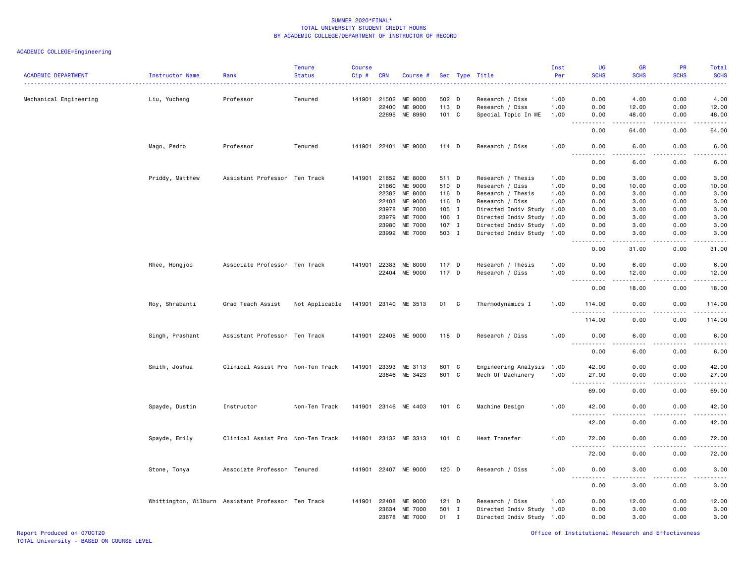SUMMER 2020*FINAL*
TOTAL UNIVERSITY STUDENT CREDIT HOURS
BY ACADEMIC COLLEGE/DEPARTMENT OF INSTRUCTOR OF RECORD

ACADEMIC COLLEGE=Engineering

| ACADEMIC DEPARTMENT | Instructor Name | Rank | Tenure Status | Course Cip # | CRN | Course # | Sec | Type | Title | Inst Per | UG SCHS | GR SCHS | PR SCHS | Total SCHS |
|---|---|---|---|---|---|---|---|---|---|---|---|---|---|---|
| Mechanical Engineering | Liu, Yucheng | Professor | Tenured | 141901 | 21502 | ME 9000 | 502 | D | Research / Diss | 1.00 | 0.00 | 4.00 | 0.00 | 4.00 |
| | | | | | 22400 | ME 9000 | 113 | D | Research / Diss | 1.00 | 0.00 | 12.00 | 0.00 | 12.00 |
| | | | | | 22695 | ME 8990 | 101 | C | Special Topic In ME | 1.00 | 0.00 | 48.00 | 0.00 | 48.00 |
| | | | | | | | | | | | 0.00 | 64.00 | 0.00 | 64.00 |
| | Mago, Pedro | Professor | Tenured | 141901 | 22401 | ME 9000 | 114 | D | Research / Diss | 1.00 | 0.00 | 6.00 | 0.00 | 6.00 |
| | | | | | | | | | | | 0.00 | 6.00 | 0.00 | 6.00 |
| | Priddy, Matthew | Assistant Professor | Ten Track | 141901 | 21852 | ME 8000 | 511 | D | Research / Thesis | 1.00 | 0.00 | 3.00 | 0.00 | 3.00 |
| | | | | | 21860 | ME 9000 | 510 | D | Research / Diss | 1.00 | 0.00 | 10.00 | 0.00 | 10.00 |
| | | | | | 22382 | ME 8000 | 116 | D | Research / Thesis | 1.00 | 0.00 | 3.00 | 0.00 | 3.00 |
| | | | | | 22403 | ME 9000 | 116 | D | Research / Diss | 1.00 | 0.00 | 3.00 | 0.00 | 3.00 |
| | | | | | 23978 | ME 7000 | 105 | I | Directed Indiv Study | 1.00 | 0.00 | 3.00 | 0.00 | 3.00 |
| | | | | | 23979 | ME 7000 | 106 | I | Directed Indiv Study | 1.00 | 0.00 | 3.00 | 0.00 | 3.00 |
| | | | | | 23980 | ME 7000 | 107 | I | Directed Indiv Study | 1.00 | 0.00 | 3.00 | 0.00 | 3.00 |
| | | | | | 23992 | ME 7000 | 503 | I | Directed Indiv Study | 1.00 | 0.00 | 3.00 | 0.00 | 3.00 |
| | | | | | | | | | | | 0.00 | 31.00 | 0.00 | 31.00 |
| | Rhee, Hongjoo | Associate Professor | Ten Track | 141901 | 22383 | ME 8000 | 117 | D | Research / Thesis | 1.00 | 0.00 | 6.00 | 0.00 | 6.00 |
| | | | | | 22404 | ME 9000 | 117 | D | Research / Diss | 1.00 | 0.00 | 12.00 | 0.00 | 12.00 |
| | | | | | | | | | | | 0.00 | 18.00 | 0.00 | 18.00 |
| | Roy, Shrabanti | Grad Teach Assist | Not Applicable | 141901 | 23140 | ME 3513 | 01 | C | Thermodynamics I | 1.00 | 114.00 | 0.00 | 0.00 | 114.00 |
| | | | | | | | | | | | 114.00 | 0.00 | 0.00 | 114.00 |
| | Singh, Prashant | Assistant Professor | Ten Track | 141901 | 22405 | ME 9000 | 118 | D | Research / Diss | 1.00 | 0.00 | 6.00 | 0.00 | 6.00 |
| | | | | | | | | | | | 0.00 | 6.00 | 0.00 | 6.00 |
| | Smith, Joshua | Clinical Assist Pro | Non-Ten Track | 141901 | 23393 | ME 3113 | 601 | C | Engineering Analysis | 1.00 | 42.00 | 0.00 | 0.00 | 42.00 |
| | | | | | 23646 | ME 3423 | 601 | C | Mech Of Machinery | 1.00 | 27.00 | 0.00 | 0.00 | 27.00 |
| | | | | | | | | | | | 69.00 | 0.00 | 0.00 | 69.00 |
| | Spayde, Dustin | Instructor | Non-Ten Track | 141901 | 23146 | ME 4403 | 101 | C | Machine Design | 1.00 | 42.00 | 0.00 | 0.00 | 42.00 |
| | | | | | | | | | | | 42.00 | 0.00 | 0.00 | 42.00 |
| | Spayde, Emily | Clinical Assist Pro | Non-Ten Track | 141901 | 23132 | ME 3313 | 101 | C | Heat Transfer | 1.00 | 72.00 | 0.00 | 0.00 | 72.00 |
| | | | | | | | | | | | 72.00 | 0.00 | 0.00 | 72.00 |
| | Stone, Tonya | Associate Professor | Tenured | 141901 | 22407 | ME 9000 | 120 | D | Research / Diss | 1.00 | 0.00 | 3.00 | 0.00 | 3.00 |
| | | | | | | | | | | | 0.00 | 3.00 | 0.00 | 3.00 |
| | Whittington, Wilburn | Assistant Professor | Ten Track | 141901 | 22408 | ME 9000 | 121 | D | Research / Diss | 1.00 | 0.00 | 12.00 | 0.00 | 12.00 |
| | | | | | 23634 | ME 7000 | 501 | I | Directed Indiv Study | 1.00 | 0.00 | 3.00 | 0.00 | 3.00 |
| | | | | | 23678 | ME 7000 | 01 | I | Directed Indiv Study | 1.00 | 0.00 | 3.00 | 0.00 | 3.00 |

Report Produced on 07OCT20
TOTAL University - BASED ON COURSE LEVEL

Office of Institutional Research and Effectiveness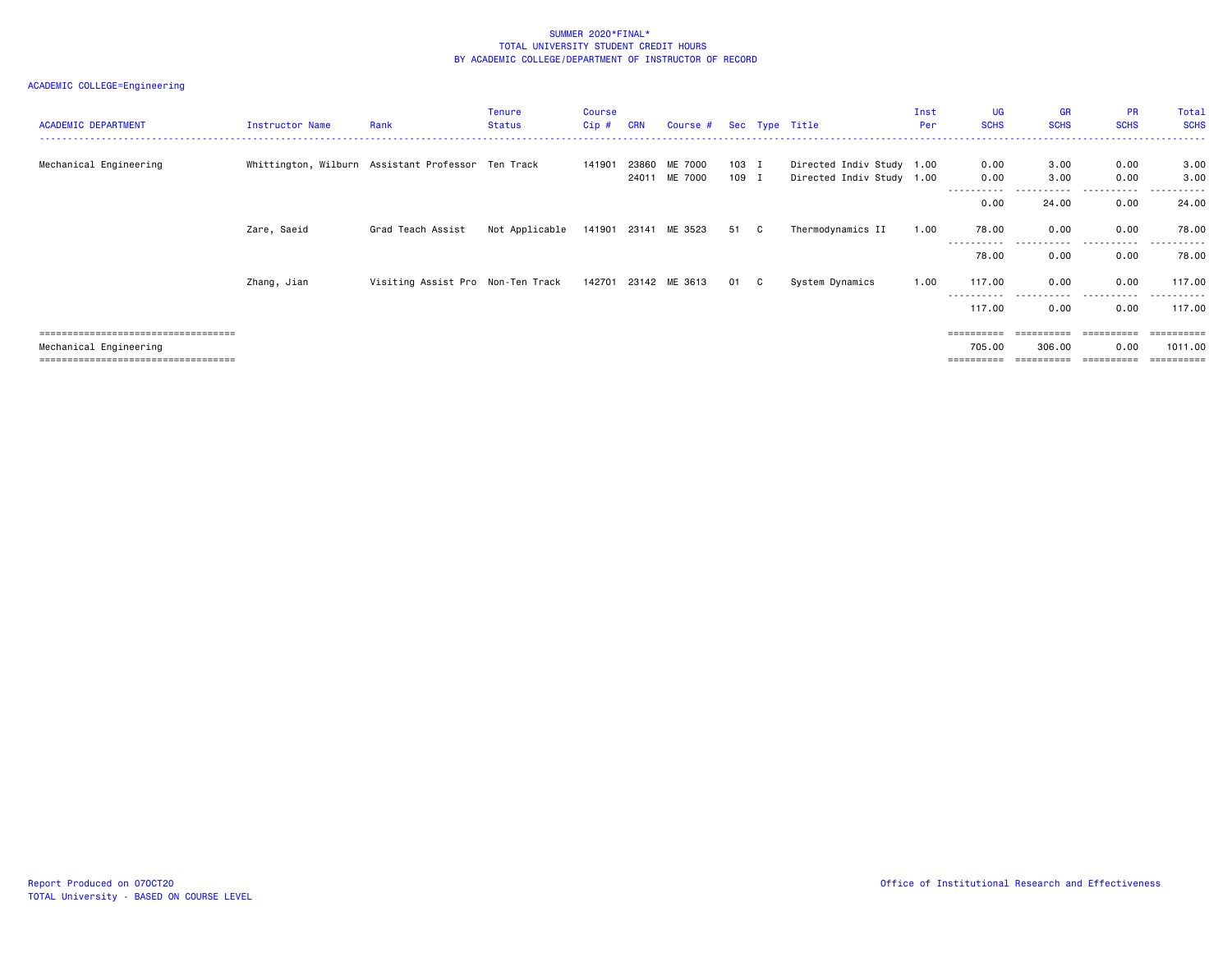SUMMER 2020*FINAL*
TOTAL UNIVERSITY STUDENT CREDIT HOURS
BY ACADEMIC COLLEGE/DEPARTMENT OF INSTRUCTOR OF RECORD

ACADEMIC COLLEGE=Engineering

| ACADEMIC DEPARTMENT | Instructor Name | Rank | Tenure Status | Course Cip # | CRN | Course # | Sec | Type | Title | Inst Per | UG SCHS | GR SCHS | PR SCHS | Total SCHS |
|---|---|---|---|---|---|---|---|---|---|---|---|---|---|---|
| Mechanical Engineering | Whittington, Wilburn | Assistant Professor | Ten Track | 141901 | 23860 | ME 7000 | 103 | I | Directed Indiv Study | 1.00 | 0.00 | 3.00 | 0.00 | 3.00 |
| | | | | | 24011 | ME 7000 | 109 | I | Directed Indiv Study | 1.00 | 0.00 | 3.00 | 0.00 | 3.00 |
| | | | | | | | | | | | 0.00 | 24.00 | 0.00 | 24.00 |
| | Zare, Saeid | Grad Teach Assist | Not Applicable | 141901 | 23141 | ME 3523 | 51 | C | Thermodynamics II | 1.00 | 78.00 | 0.00 | 0.00 | 78.00 |
| | | | | | | | | | | | 78.00 | 0.00 | 0.00 | 78.00 |
| | Zhang, Jian | Visiting Assist Pro | Non-Ten Track | 142701 | 23142 | ME 3613 | 01 | C | System Dynamics | 1.00 | 117.00 | 0.00 | 0.00 | 117.00 |
| | | | | | | | | | | | 117.00 | 0.00 | 0.00 | 117.00 |
| Mechanical Engineering | | | | | | | | | | | 705.00 | 306.00 | 0.00 | 1011.00 |

Report Produced on 07OCT20
TOTAL University - BASED ON COURSE LEVEL

Office of Institutional Research and Effectiveness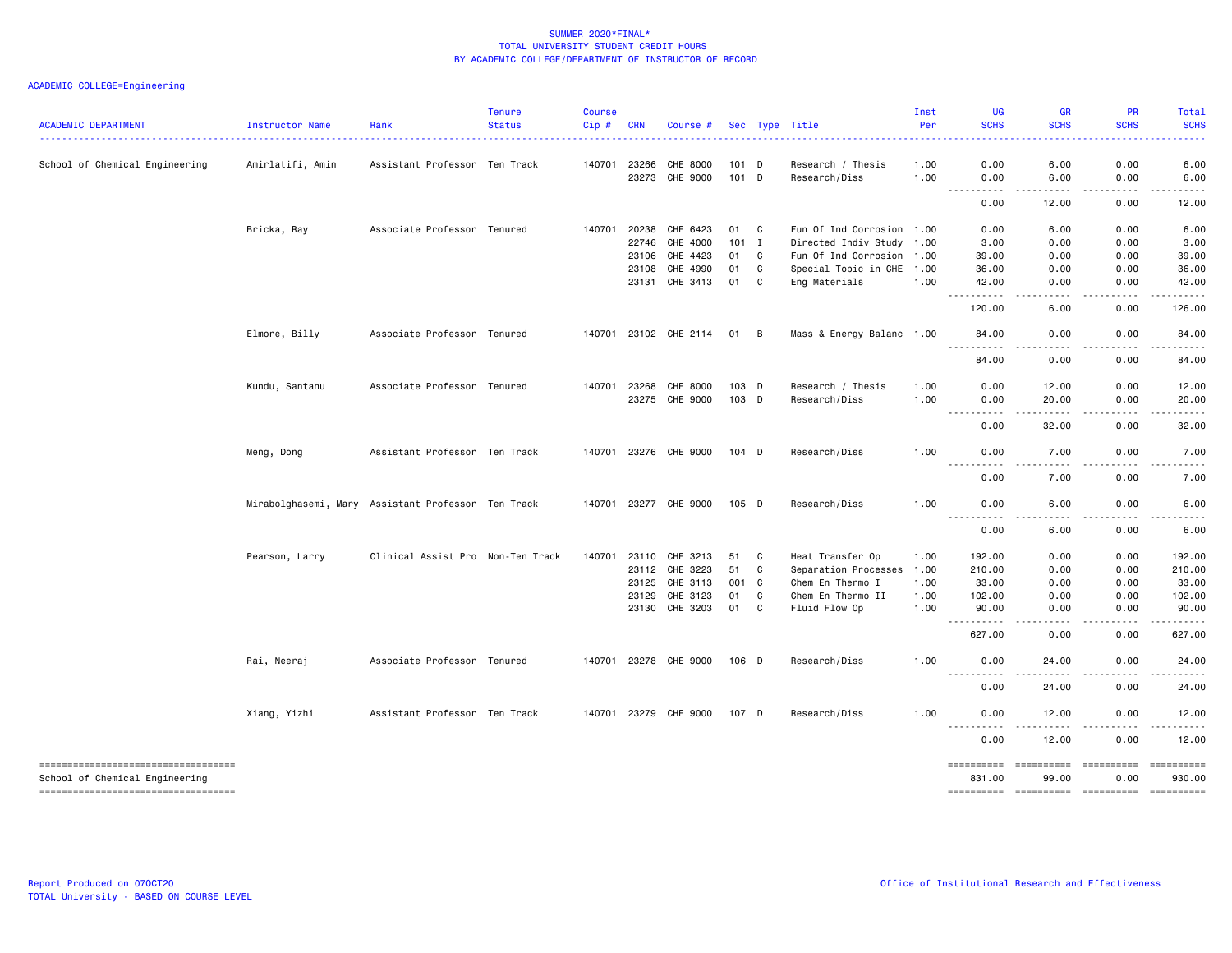SUMMER 2020*FINAL*
TOTAL UNIVERSITY STUDENT CREDIT HOURS
BY ACADEMIC COLLEGE/DEPARTMENT OF INSTRUCTOR OF RECORD

ACADEMIC COLLEGE=Engineering

| ACADEMIC DEPARTMENT | Instructor Name | Rank | Tenure Status | Course Cip # | CRN | Course # | Sec | Type | Title | Inst Per | UG SCHS | GR SCHS | PR SCHS | Total SCHS |
|---|---|---|---|---|---|---|---|---|---|---|---|---|---|---|
| School of Chemical Engineering | Amirlatifi, Amin | Assistant Professor | Ten Track | 140701 | 23266 | CHE 8000 | 101 | D | Research / Thesis | 1.00 | 0.00 | 6.00 | 0.00 | 6.00 |
| | | | | | 23273 | CHE 9000 | 101 | D | Research/Diss | 1.00 | 0.00 | 6.00 | 0.00 | 6.00 |
| | | | | | | | | | | | 0.00 | 12.00 | 0.00 | 12.00 |
| | Bricka, Ray | Associate Professor | Tenured | 140701 | 20238 | CHE 6423 | 01 | C | Fun Of Ind Corrosion | 1.00 | 0.00 | 6.00 | 0.00 | 6.00 |
| | | | | | 22746 | CHE 4000 | 101 | I | Directed Indiv Study | 1.00 | 3.00 | 0.00 | 0.00 | 3.00 |
| | | | | | 23106 | CHE 4423 | 01 | C | Fun Of Ind Corrosion | 1.00 | 39.00 | 0.00 | 0.00 | 39.00 |
| | | | | | 23108 | CHE 4990 | 01 | C | Special Topic in CHE | 1.00 | 36.00 | 0.00 | 0.00 | 36.00 |
| | | | | | 23131 | CHE 3413 | 01 | C | Eng Materials | 1.00 | 42.00 | 0.00 | 0.00 | 42.00 |
| | | | | | | | | | | | 120.00 | 6.00 | 0.00 | 126.00 |
| | Elmore, Billy | Associate Professor | Tenured | 140701 | 23102 | CHE 2114 | 01 | B | Mass & Energy Balanc | 1.00 | 84.00 | 0.00 | 0.00 | 84.00 |
| | | | | | | | | | | | 84.00 | 0.00 | 0.00 | 84.00 |
| | Kundu, Santanu | Associate Professor | Tenured | 140701 | 23268 | CHE 8000 | 103 | D | Research / Thesis | 1.00 | 0.00 | 12.00 | 0.00 | 12.00 |
| | | | | | 23275 | CHE 9000 | 103 | D | Research/Diss | 1.00 | 0.00 | 20.00 | 0.00 | 20.00 |
| | | | | | | | | | | | 0.00 | 32.00 | 0.00 | 32.00 |
| | Meng, Dong | Assistant Professor | Ten Track | 140701 | 23276 | CHE 9000 | 104 | D | Research/Diss | 1.00 | 0.00 | 7.00 | 0.00 | 7.00 |
| | | | | | | | | | | | 0.00 | 7.00 | 0.00 | 7.00 |
| | Mirabolghasemi, Mary | Assistant Professor | Ten Track | 140701 | 23277 | CHE 9000 | 105 | D | Research/Diss | 1.00 | 0.00 | 6.00 | 0.00 | 6.00 |
| | | | | | | | | | | | 0.00 | 6.00 | 0.00 | 6.00 |
| | Pearson, Larry | Clinical Assist Pro | Non-Ten Track | 140701 | 23110 | CHE 3213 | 51 | C | Heat Transfer Op | 1.00 | 192.00 | 0.00 | 0.00 | 192.00 |
| | | | | | 23112 | CHE 3223 | 51 | C | Separation Processes | 1.00 | 210.00 | 0.00 | 0.00 | 210.00 |
| | | | | | 23125 | CHE 3113 | 001 | C | Chem En Thermo I | 1.00 | 33.00 | 0.00 | 0.00 | 33.00 |
| | | | | | 23129 | CHE 3123 | 01 | C | Chem En Thermo II | 1.00 | 102.00 | 0.00 | 0.00 | 102.00 |
| | | | | | 23130 | CHE 3203 | 01 | C | Fluid Flow Op | 1.00 | 90.00 | 0.00 | 0.00 | 90.00 |
| | | | | | | | | | | | 627.00 | 0.00 | 0.00 | 627.00 |
| | Rai, Neeraj | Associate Professor | Tenured | 140701 | 23278 | CHE 9000 | 106 | D | Research/Diss | 1.00 | 0.00 | 24.00 | 0.00 | 24.00 |
| | | | | | | | | | | | 0.00 | 24.00 | 0.00 | 24.00 |
| | Xiang, Yizhi | Assistant Professor | Ten Track | 140701 | 23279 | CHE 9000 | 107 | D | Research/Diss | 1.00 | 0.00 | 12.00 | 0.00 | 12.00 |
| | | | | | | | | | | | 0.00 | 12.00 | 0.00 | 12.00 |
| School of Chemical Engineering | | | | | | | | | | | 831.00 | 99.00 | 0.00 | 930.00 |

Report Produced on 07OCT20
TOTAL University - BASED ON COURSE LEVEL

Office of Institutional Research and Effectiveness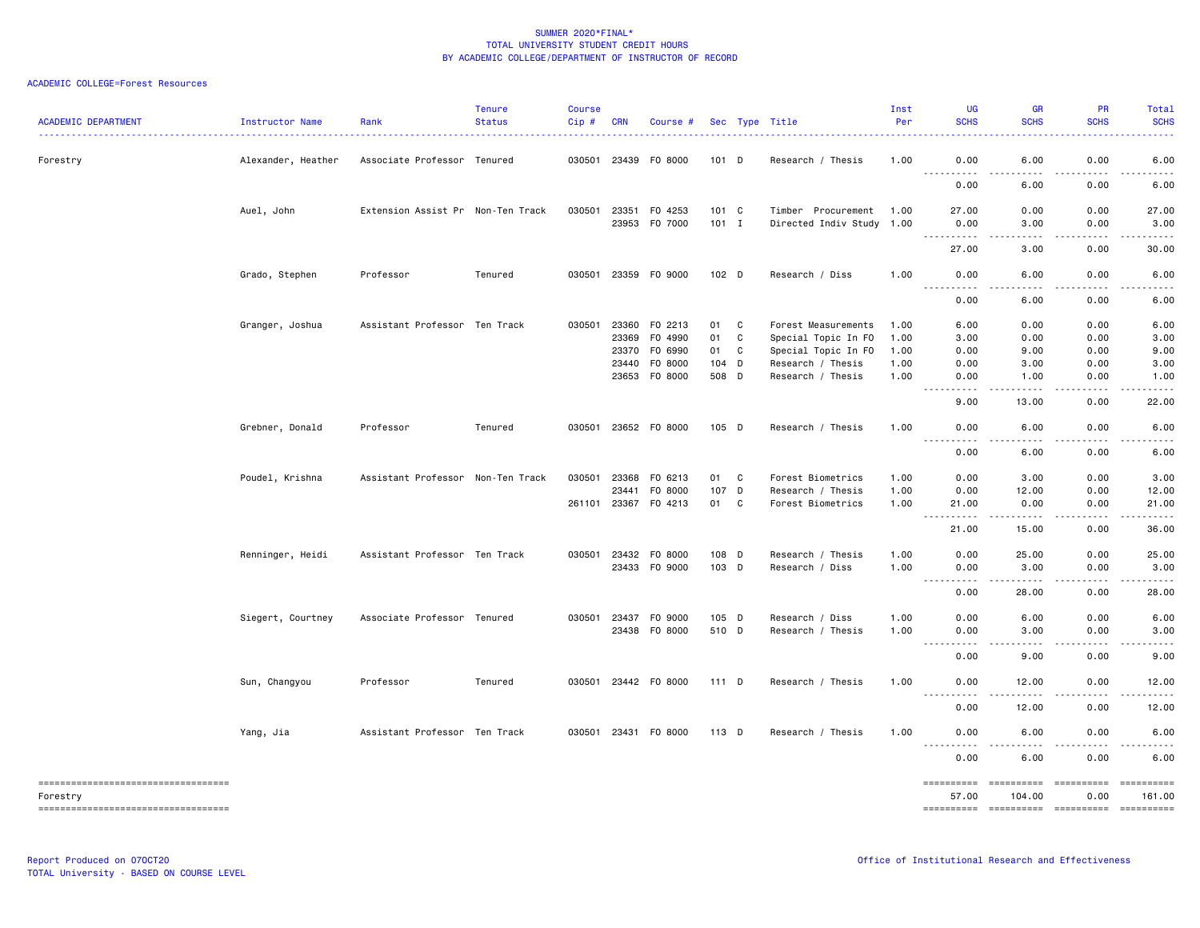SUMMER 2020*FINAL*
TOTAL UNIVERSITY STUDENT CREDIT HOURS
BY ACADEMIC COLLEGE/DEPARTMENT OF INSTRUCTOR OF RECORD

ACADEMIC COLLEGE=Forest Resources

| ACADEMIC DEPARTMENT | Instructor Name | Rank | Tenure Status | Course Cip # | CRN | Course # | Sec | Type | Title | Inst Per | UG SCHS | GR SCHS | PR SCHS | Total SCHS |
|---|---|---|---|---|---|---|---|---|---|---|---|---|---|---|
| Forestry | Alexander, Heather | Associate Professor | Tenured | 030501 | 23439 | FO 8000 | 101 | D | Research / Thesis | 1.00 | 0.00 | 6.00 | 0.00 | 6.00 |
| | | | | | | | | | | | 0.00 | 6.00 | 0.00 | 6.00 |
| | Auel, John | Extension Assist Pr | Non-Ten Track | 030501 | 23351 | FO 4253 | 101 | C | Timber Procurement | 1.00 | 27.00 | 0.00 | 0.00 | 27.00 |
| | | | | | 23953 | FO 7000 | 101 | I | Directed Indiv Study | 1.00 | 0.00 | 3.00 | 0.00 | 3.00 |
| | | | | | | | | | | | 27.00 | 3.00 | 0.00 | 30.00 |
| | Grado, Stephen | Professor | Tenured | 030501 | 23359 | FO 9000 | 102 | D | Research / Diss | 1.00 | 0.00 | 6.00 | 0.00 | 6.00 |
| | | | | | | | | | | | 0.00 | 6.00 | 0.00 | 6.00 |
| | Granger, Joshua | Assistant Professor | Ten Track | 030501 | 23360 | FO 2213 | 01 | C | Forest Measurements | 1.00 | 6.00 | 0.00 | 0.00 | 6.00 |
| | | | | | 23369 | FO 4990 | 01 | C | Special Topic In FO | 1.00 | 3.00 | 0.00 | 0.00 | 3.00 |
| | | | | | 23370 | FO 6990 | 01 | C | Special Topic In FO | 1.00 | 0.00 | 9.00 | 0.00 | 9.00 |
| | | | | | 23440 | FO 8000 | 104 | D | Research / Thesis | 1.00 | 0.00 | 3.00 | 0.00 | 3.00 |
| | | | | | 23653 | FO 8000 | 508 | D | Research / Thesis | 1.00 | 0.00 | 1.00 | 0.00 | 1.00 |
| | | | | | | | | | | | 9.00 | 13.00 | 0.00 | 22.00 |
| | Grebner, Donald | Professor | Tenured | 030501 | 23652 | FO 8000 | 105 | D | Research / Thesis | 1.00 | 0.00 | 6.00 | 0.00 | 6.00 |
| | | | | | | | | | | | 0.00 | 6.00 | 0.00 | 6.00 |
| | Poudel, Krishna | Assistant Professor | Non-Ten Track | 030501 | 23368 | FO 6213 | 01 | C | Forest Biometrics | 1.00 | 0.00 | 3.00 | 0.00 | 3.00 |
| | | | | | 23441 | FO 8000 | 107 | D | Research / Thesis | 1.00 | 0.00 | 12.00 | 0.00 | 12.00 |
| | | | | 261101 | 23367 | FO 4213 | 01 | C | Forest Biometrics | 1.00 | 21.00 | 0.00 | 0.00 | 21.00 |
| | | | | | | | | | | | 21.00 | 15.00 | 0.00 | 36.00 |
| | Renninger, Heidi | Assistant Professor | Ten Track | 030501 | 23432 | FO 8000 | 108 | D | Research / Thesis | 1.00 | 0.00 | 25.00 | 0.00 | 25.00 |
| | | | | | 23433 | FO 9000 | 103 | D | Research / Diss | 1.00 | 0.00 | 3.00 | 0.00 | 3.00 |
| | | | | | | | | | | | 0.00 | 28.00 | 0.00 | 28.00 |
| | Siegert, Courtney | Associate Professor | Tenured | 030501 | 23437 | FO 9000 | 105 | D | Research / Diss | 1.00 | 0.00 | 6.00 | 0.00 | 6.00 |
| | | | | | 23438 | FO 8000 | 510 | D | Research / Thesis | 1.00 | 0.00 | 3.00 | 0.00 | 3.00 |
| | | | | | | | | | | | 0.00 | 9.00 | 0.00 | 9.00 |
| | Sun, Changyou | Professor | Tenured | 030501 | 23442 | FO 8000 | 111 | D | Research / Thesis | 1.00 | 0.00 | 12.00 | 0.00 | 12.00 |
| | | | | | | | | | | | 0.00 | 12.00 | 0.00 | 12.00 |
| | Yang, Jia | Assistant Professor | Ten Track | 030501 | 23431 | FO 8000 | 113 | D | Research / Thesis | 1.00 | 0.00 | 6.00 | 0.00 | 6.00 |
| | | | | | | | | | | | 0.00 | 6.00 | 0.00 | 6.00 |
| Forestry | | | | | | | | | | | 57.00 | 104.00 | 0.00 | 161.00 |

Report Produced on 07OCT20
TOTAL University - BASED ON COURSE LEVEL

Office of Institutional Research and Effectiveness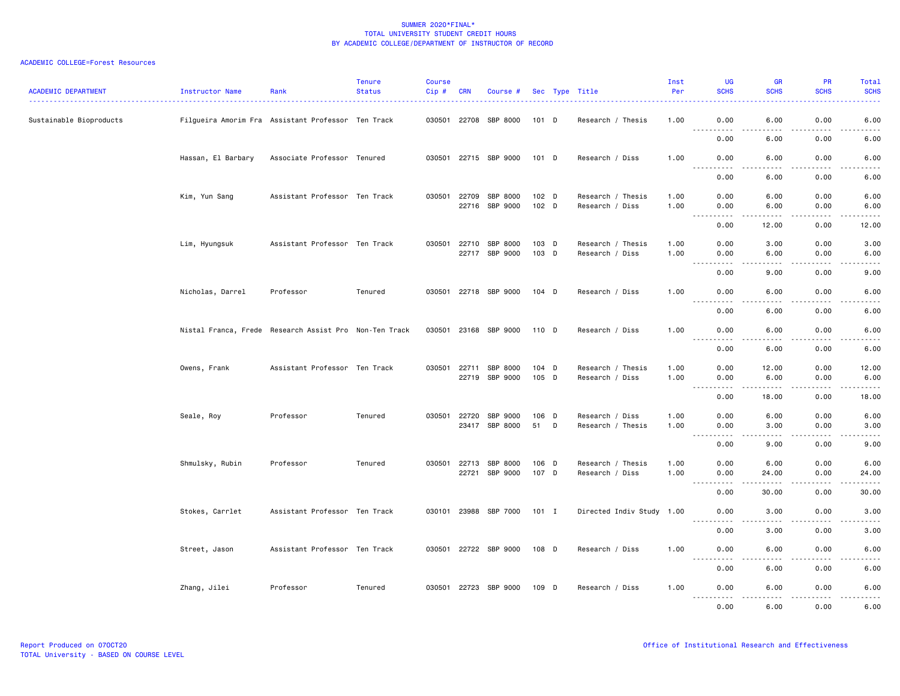SUMMER 2020*FINAL*
TOTAL UNIVERSITY STUDENT CREDIT HOURS
BY ACADEMIC COLLEGE/DEPARTMENT OF INSTRUCTOR OF RECORD

ACADEMIC COLLEGE=Forest Resources

| ACADEMIC DEPARTMENT | Instructor Name | Rank | Tenure Status | Course Cip # | CRN | Course # | Sec | Type | Title | Inst Per | UG SCHS | GR SCHS | PR SCHS | Total SCHS |
|---|---|---|---|---|---|---|---|---|---|---|---|---|---|---|
| Sustainable Bioproducts | Filgueira Amorim Fra | Assistant Professor | Ten Track | 030501 | 22708 | SBP 8000 | 101 | D | Research / Thesis | 1.00 | 0.00 | 6.00 | 0.00 | 6.00 |
| | | | | | | | | | | | 0.00 | 6.00 | 0.00 | 6.00 |
| | Hassan, El Barbary | Associate Professor | Tenured | 030501 | 22715 | SBP 9000 | 101 | D | Research / Diss | 1.00 | 0.00 | 6.00 | 0.00 | 6.00 |
| | | | | | | | | | | | 0.00 | 6.00 | 0.00 | 6.00 |
| | Kim, Yun Sang | Assistant Professor | Ten Track | 030501 | 22709 | SBP 8000 | 102 | D | Research / Thesis | 1.00 | 0.00 | 6.00 | 0.00 | 6.00 |
| | | | | | 22716 | SBP 9000 | 102 | D | Research / Diss | 1.00 | 0.00 | 6.00 | 0.00 | 6.00 |
| | | | | | | | | | | | 0.00 | 12.00 | 0.00 | 12.00 |
| | Lim, Hyungsuk | Assistant Professor | Ten Track | 030501 | 22710 | SBP 8000 | 103 | D | Research / Thesis | 1.00 | 0.00 | 3.00 | 0.00 | 3.00 |
| | | | | | 22717 | SBP 9000 | 103 | D | Research / Diss | 1.00 | 0.00 | 6.00 | 0.00 | 6.00 |
| | | | | | | | | | | | 0.00 | 9.00 | 0.00 | 9.00 |
| | Nicholas, Darrel | Professor | Tenured | 030501 | 22718 | SBP 9000 | 104 | D | Research / Diss | 1.00 | 0.00 | 6.00 | 0.00 | 6.00 |
| | | | | | | | | | | | 0.00 | 6.00 | 0.00 | 6.00 |
| | Nistal Franca, Frede | Research Assist Pro | Non-Ten Track | 030501 | 23168 | SBP 9000 | 110 | D | Research / Diss | 1.00 | 0.00 | 6.00 | 0.00 | 6.00 |
| | | | | | | | | | | | 0.00 | 6.00 | 0.00 | 6.00 |
| | Owens, Frank | Assistant Professor | Ten Track | 030501 | 22711 | SBP 8000 | 104 | D | Research / Thesis | 1.00 | 0.00 | 12.00 | 0.00 | 12.00 |
| | | | | | 22719 | SBP 9000 | 105 | D | Research / Diss | 1.00 | 0.00 | 6.00 | 0.00 | 6.00 |
| | | | | | | | | | | | 0.00 | 18.00 | 0.00 | 18.00 |
| | Seale, Roy | Professor | Tenured | 030501 | 22720 | SBP 9000 | 106 | D | Research / Diss | 1.00 | 0.00 | 6.00 | 0.00 | 6.00 |
| | | | | | 23417 | SBP 8000 | 51 | D | Research / Thesis | 1.00 | 0.00 | 3.00 | 0.00 | 3.00 |
| | | | | | | | | | | | 0.00 | 9.00 | 0.00 | 9.00 |
| | Shmulsky, Rubin | Professor | Tenured | 030501 | 22713 | SBP 8000 | 106 | D | Research / Thesis | 1.00 | 0.00 | 6.00 | 0.00 | 6.00 |
| | | | | | 22721 | SBP 9000 | 107 | D | Research / Diss | 1.00 | 0.00 | 24.00 | 0.00 | 24.00 |
| | | | | | | | | | | | 0.00 | 30.00 | 0.00 | 30.00 |
| | Stokes, Carrlet | Assistant Professor | Ten Track | 030101 | 23988 | SBP 7000 | 101 | I | Directed Indiv Study | 1.00 | 0.00 | 3.00 | 0.00 | 3.00 |
| | | | | | | | | | | | 0.00 | 3.00 | 0.00 | 3.00 |
| | Street, Jason | Assistant Professor | Ten Track | 030501 | 22722 | SBP 9000 | 108 | D | Research / Diss | 1.00 | 0.00 | 6.00 | 0.00 | 6.00 |
| | | | | | | | | | | | 0.00 | 6.00 | 0.00 | 6.00 |
| | Zhang, Jilei | Professor | Tenured | 030501 | 22723 | SBP 9000 | 109 | D | Research / Diss | 1.00 | 0.00 | 6.00 | 0.00 | 6.00 |
| | | | | | | | | | | | 0.00 | 6.00 | 0.00 | 6.00 |

Report Produced on 07OCT20
TOTAL University - BASED ON COURSE LEVEL

Office of Institutional Research and Effectiveness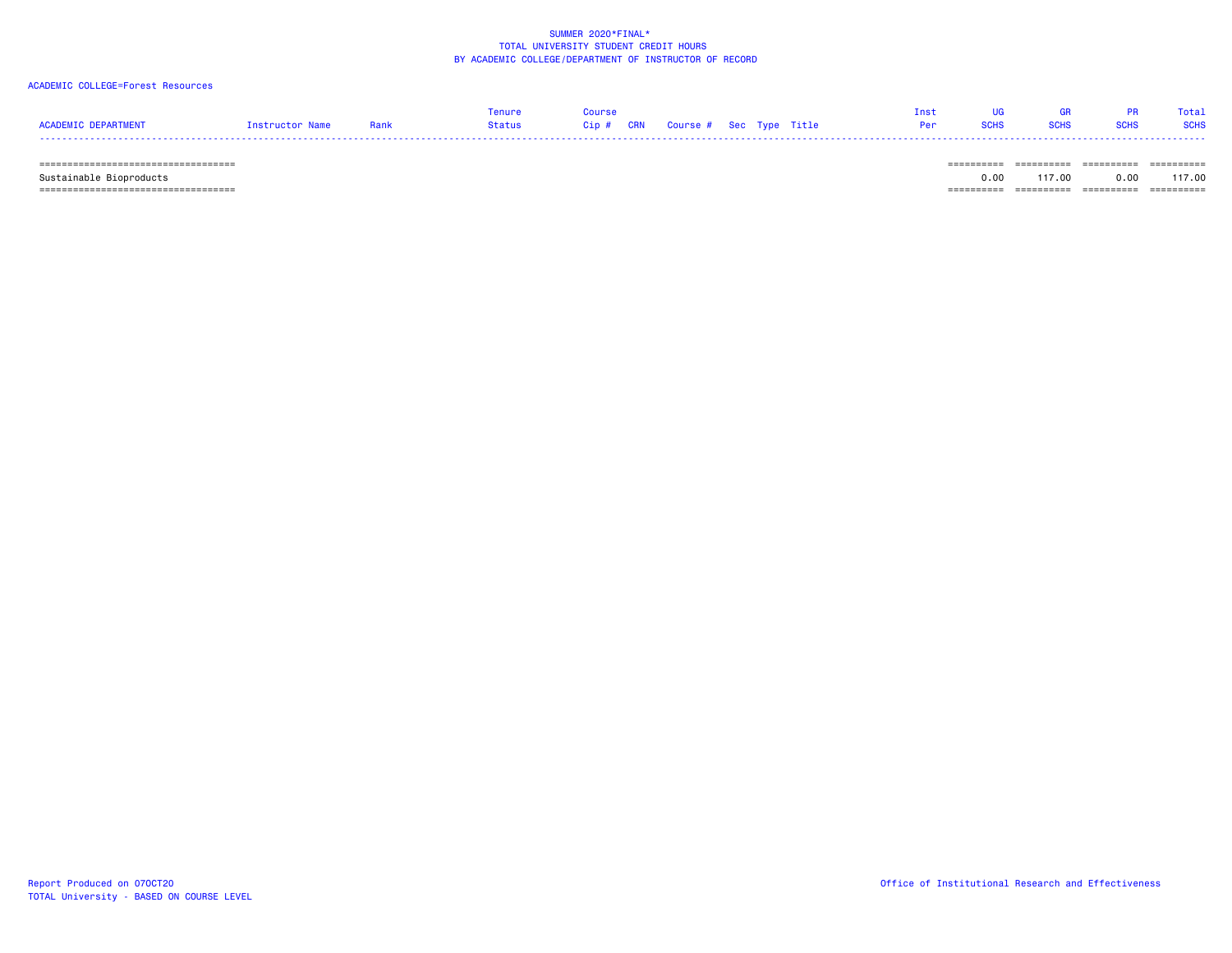SUMMER 2020*FINAL*
TOTAL UNIVERSITY STUDENT CREDIT HOURS
BY ACADEMIC COLLEGE/DEPARTMENT OF INSTRUCTOR OF RECORD

ACADEMIC COLLEGE=Forest Resources

| ACADEMIC DEPARTMENT | Instructor Name | Rank | Tenure Status | Course Cip # | CRN | Course # | Sec | Type | Title | Inst Per | UG SCHS | GR SCHS | PR SCHS | Total SCHS |
|---|---|---|---|---|---|---|---|---|---|---|---|---|---|---|
| Sustainable Bioproducts | | | | | | | | | | | 0.00 | 117.00 | 0.00 | 117.00 |

Report Produced on 07OCT20
TOTAL University - BASED ON COURSE LEVEL

Office of Institutional Research and Effectiveness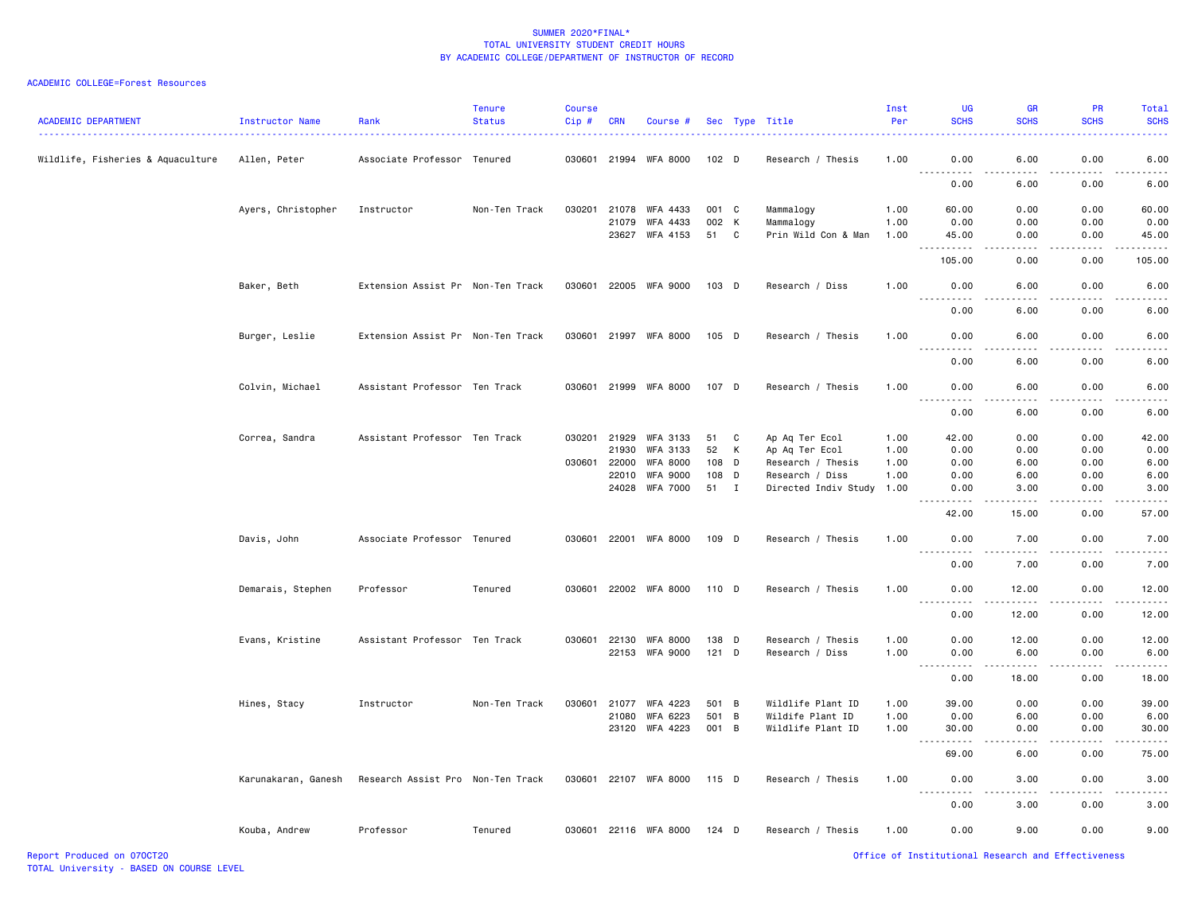SUMMER 2020*FINAL*
TOTAL UNIVERSITY STUDENT CREDIT HOURS
BY ACADEMIC COLLEGE/DEPARTMENT OF INSTRUCTOR OF RECORD

ACADEMIC COLLEGE=Forest Resources

| ACADEMIC DEPARTMENT | Instructor Name | Rank | Tenure Status | Course Cip # | CRN | Course # | Sec | Type | Title | Inst Per | UG SCHS | GR SCHS | PR SCHS | Total SCHS |
|---|---|---|---|---|---|---|---|---|---|---|---|---|---|---|
| Wildlife, Fisheries & Aquaculture | Allen, Peter | Associate Professor | Tenured | 030601 | 21994 | WFA 8000 | 102 | D | Research / Thesis | 1.00 | 0.00 | 6.00 | 0.00 | 6.00 |
| | | | | | | | | | | | 0.00 | 6.00 | 0.00 | 6.00 |
| | Ayers, Christopher | Instructor | Non-Ten Track | 030201 | 21078 | WFA 4433 | 001 | C | Mammalogy | 1.00 | 60.00 | 0.00 | 0.00 | 60.00 |
| | | | | | 21079 | WFA 4433 | 002 | K | Mammalogy | 1.00 | 0.00 | 0.00 | 0.00 | 0.00 |
| | | | | | 23627 | WFA 4153 | 51 | C | Prin Wild Con & Man | 1.00 | 45.00 | 0.00 | 0.00 | 45.00 |
| | | | | | | | | | | | 105.00 | 0.00 | 0.00 | 105.00 |
| | Baker, Beth | Extension Assist Pr | Non-Ten Track | 030601 | 22005 | WFA 9000 | 103 | D | Research / Diss | 1.00 | 0.00 | 6.00 | 0.00 | 6.00 |
| | | | | | | | | | | | 0.00 | 6.00 | 0.00 | 6.00 |
| | Burger, Leslie | Extension Assist Pr | Non-Ten Track | 030601 | 21997 | WFA 8000 | 105 | D | Research / Thesis | 1.00 | 0.00 | 6.00 | 0.00 | 6.00 |
| | | | | | | | | | | | 0.00 | 6.00 | 0.00 | 6.00 |
| | Colvin, Michael | Assistant Professor | Ten Track | 030601 | 21999 | WFA 8000 | 107 | D | Research / Thesis | 1.00 | 0.00 | 6.00 | 0.00 | 6.00 |
| | | | | | | | | | | | 0.00 | 6.00 | 0.00 | 6.00 |
| | Correa, Sandra | Assistant Professor | Ten Track | 030201 | 21929 | WFA 3133 | 51 | C | Ap Aq Ter Ecol | 1.00 | 42.00 | 0.00 | 0.00 | 42.00 |
| | | | | | 21930 | WFA 3133 | 52 | K | Ap Aq Ter Ecol | 1.00 | 0.00 | 0.00 | 0.00 | 0.00 |
| | | | | 030601 | 22000 | WFA 8000 | 108 | D | Research / Thesis | 1.00 | 0.00 | 6.00 | 0.00 | 6.00 |
| | | | | | 22010 | WFA 9000 | 108 | D | Research / Diss | 1.00 | 0.00 | 6.00 | 0.00 | 6.00 |
| | | | | | 24028 | WFA 7000 | 51 | I | Directed Indiv Study | 1.00 | 0.00 | 3.00 | 0.00 | 3.00 |
| | | | | | | | | | | | 42.00 | 15.00 | 0.00 | 57.00 |
| | Davis, John | Associate Professor | Tenured | 030601 | 22001 | WFA 8000 | 109 | D | Research / Thesis | 1.00 | 0.00 | 7.00 | 0.00 | 7.00 |
| | | | | | | | | | | | 0.00 | 7.00 | 0.00 | 7.00 |
| | Demarais, Stephen | Professor | Tenured | 030601 | 22002 | WFA 8000 | 110 | D | Research / Thesis | 1.00 | 0.00 | 12.00 | 0.00 | 12.00 |
| | | | | | | | | | | | 0.00 | 12.00 | 0.00 | 12.00 |
| | Evans, Kristine | Assistant Professor | Ten Track | 030601 | 22130 | WFA 8000 | 138 | D | Research / Thesis | 1.00 | 0.00 | 12.00 | 0.00 | 12.00 |
| | | | | | 22153 | WFA 9000 | 121 | D | Research / Diss | 1.00 | 0.00 | 6.00 | 0.00 | 6.00 |
| | | | | | | | | | | | 0.00 | 18.00 | 0.00 | 18.00 |
| | Hines, Stacy | Instructor | Non-Ten Track | 030601 | 21077 | WFA 4223 | 501 | B | Wildlife Plant ID | 1.00 | 39.00 | 0.00 | 0.00 | 39.00 |
| | | | | | 21080 | WFA 6223 | 501 | B | Wildlife Plant ID | 1.00 | 0.00 | 6.00 | 0.00 | 6.00 |
| | | | | | 23120 | WFA 4223 | 001 | B | Wildlife Plant ID | 1.00 | 30.00 | 0.00 | 0.00 | 30.00 |
| | | | | | | | | | | | 69.00 | 6.00 | 0.00 | 75.00 |
| | Karunakaran, Ganesh | Research Assist Pro | Non-Ten Track | 030601 | 22107 | WFA 8000 | 115 | D | Research / Thesis | 1.00 | 0.00 | 3.00 | 0.00 | 3.00 |
| | | | | | | | | | | | 0.00 | 3.00 | 0.00 | 3.00 |
| | Kouba, Andrew | Professor | Tenured | 030601 | 22116 | WFA 8000 | 124 | D | Research / Thesis | 1.00 | 0.00 | 9.00 | 0.00 | 9.00 |

Report Produced on 07OCT20
TOTAL University - BASED ON COURSE LEVEL

Office of Institutional Research and Effectiveness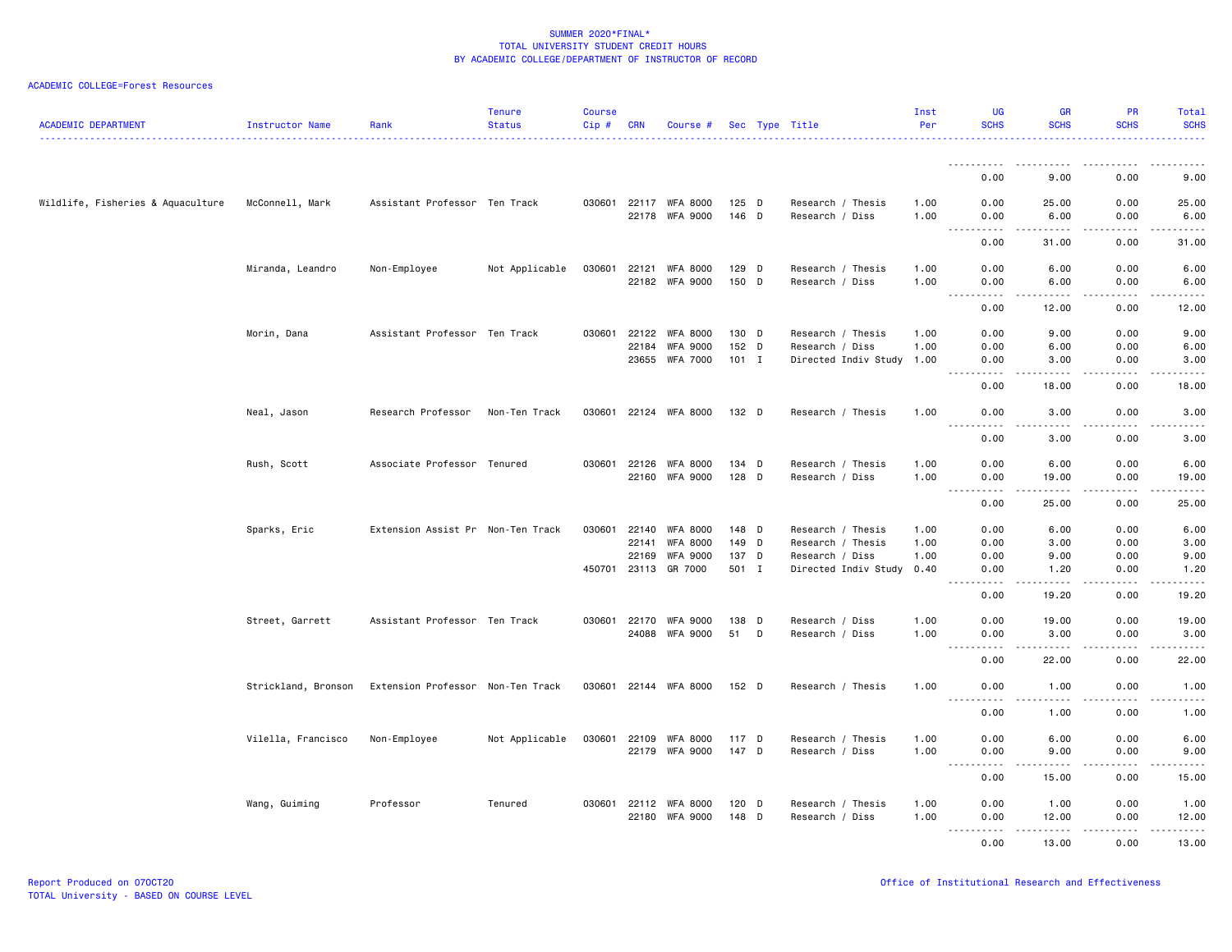# SUMMER 2020*FINAL*
## TOTAL UNIVERSITY STUDENT CREDIT HOURS
## BY ACADEMIC COLLEGE/DEPARTMENT OF INSTRUCTOR OF RECORD

ACADEMIC COLLEGE=Forest Resources

| ACADEMIC DEPARTMENT | Instructor Name | Rank | Tenure Status | Course Cip # | CRN | Course # | Sec | Type | Title | Inst Per | UG SCHS | GR SCHS | PR SCHS | Total SCHS |
|---|---|---|---|---|---|---|---|---|---|---|---|---|---|---|
| | | | | | | | | | | | 0.00 | 9.00 | 0.00 | 9.00 |
| Wildlife, Fisheries & Aquaculture | McConnell, Mark | Assistant Professor | Ten Track | 030601 | 22117 | WFA 8000 | 125 | D | Research / Thesis | 1.00 | 0.00 | 25.00 | 0.00 | 25.00 |
| | | | | | 22178 | WFA 9000 | 146 | D | Research / Diss | 1.00 | 0.00 | 6.00 | 0.00 | 6.00 |
| | | | | | | | | | | | 0.00 | 31.00 | 0.00 | 31.00 |
| | Miranda, Leandro | Non-Employee | Not Applicable | 030601 | 22121 | WFA 8000 | 129 | D | Research / Thesis | 1.00 | 0.00 | 6.00 | 0.00 | 6.00 |
| | | | | | 22182 | WFA 9000 | 150 | D | Research / Diss | 1.00 | 0.00 | 6.00 | 0.00 | 6.00 |
| | | | | | | | | | | | 0.00 | 12.00 | 0.00 | 12.00 |
| | Morin, Dana | Assistant Professor | Ten Track | 030601 | 22122 | WFA 8000 | 130 | D | Research / Thesis | 1.00 | 0.00 | 9.00 | 0.00 | 9.00 |
| | | | | | 22184 | WFA 9000 | 152 | D | Research / Diss | 1.00 | 0.00 | 6.00 | 0.00 | 6.00 |
| | | | | | 23655 | WFA 7000 | 101 | I | Directed Indiv Study | 1.00 | 0.00 | 3.00 | 0.00 | 3.00 |
| | | | | | | | | | | | 0.00 | 18.00 | 0.00 | 18.00 |
| | Neal, Jason | Research Professor | Non-Ten Track | 030601 | 22124 | WFA 8000 | 132 | D | Research / Thesis | 1.00 | 0.00 | 3.00 | 0.00 | 3.00 |
| | | | | | | | | | | | 0.00 | 3.00 | 0.00 | 3.00 |
| | Rush, Scott | Associate Professor | Tenured | 030601 | 22126 | WFA 8000 | 134 | D | Research / Thesis | 1.00 | 0.00 | 6.00 | 0.00 | 6.00 |
| | | | | | 22160 | WFA 9000 | 128 | D | Research / Diss | 1.00 | 0.00 | 19.00 | 0.00 | 19.00 |
| | | | | | | | | | | | 0.00 | 25.00 | 0.00 | 25.00 |
| | Sparks, Eric | Extension Assist Pr | Non-Ten Track | 030601 | 22140 | WFA 8000 | 148 | D | Research / Thesis | 1.00 | 0.00 | 6.00 | 0.00 | 6.00 |
| | | | | | 22141 | WFA 8000 | 149 | D | Research / Thesis | 1.00 | 0.00 | 3.00 | 0.00 | 3.00 |
| | | | | | 22169 | WFA 9000 | 137 | D | Research / Diss | 1.00 | 0.00 | 9.00 | 0.00 | 9.00 |
| | | | | 450701 | 23113 | GR 7000 | 501 | I | Directed Indiv Study | 0.40 | 0.00 | 1.20 | 0.00 | 1.20 |
| | | | | | | | | | | | 0.00 | 19.20 | 0.00 | 19.20 |
| | Street, Garrett | Assistant Professor | Ten Track | 030601 | 22170 | WFA 9000 | 138 | D | Research / Diss | 1.00 | 0.00 | 19.00 | 0.00 | 19.00 |
| | | | | | 24088 | WFA 9000 | 51 | D | Research / Diss | 1.00 | 0.00 | 3.00 | 0.00 | 3.00 |
| | | | | | | | | | | | 0.00 | 22.00 | 0.00 | 22.00 |
| | Strickland, Bronson | Extension Professor | Non-Ten Track | 030601 | 22144 | WFA 8000 | 152 | D | Research / Thesis | 1.00 | 0.00 | 1.00 | 0.00 | 1.00 |
| | | | | | | | | | | | 0.00 | 1.00 | 0.00 | 1.00 |
| | Vilella, Francisco | Non-Employee | Not Applicable | 030601 | 22109 | WFA 8000 | 117 | D | Research / Thesis | 1.00 | 0.00 | 6.00 | 0.00 | 6.00 |
| | | | | | 22179 | WFA 9000 | 147 | D | Research / Diss | 1.00 | 0.00 | 9.00 | 0.00 | 9.00 |
| | | | | | | | | | | | 0.00 | 15.00 | 0.00 | 15.00 |
| | Wang, Guiming | Professor | Tenured | 030601 | 22112 | WFA 8000 | 120 | D | Research / Thesis | 1.00 | 0.00 | 1.00 | 0.00 | 1.00 |
| | | | | | 22180 | WFA 9000 | 148 | D | Research / Diss | 1.00 | 0.00 | 12.00 | 0.00 | 12.00 |
| | | | | | | | | | | | 0.00 | 13.00 | 0.00 | 13.00 |

Report Produced on 07OCT20
TOTAL University - BASED ON COURSE LEVEL

Office of Institutional Research and Effectiveness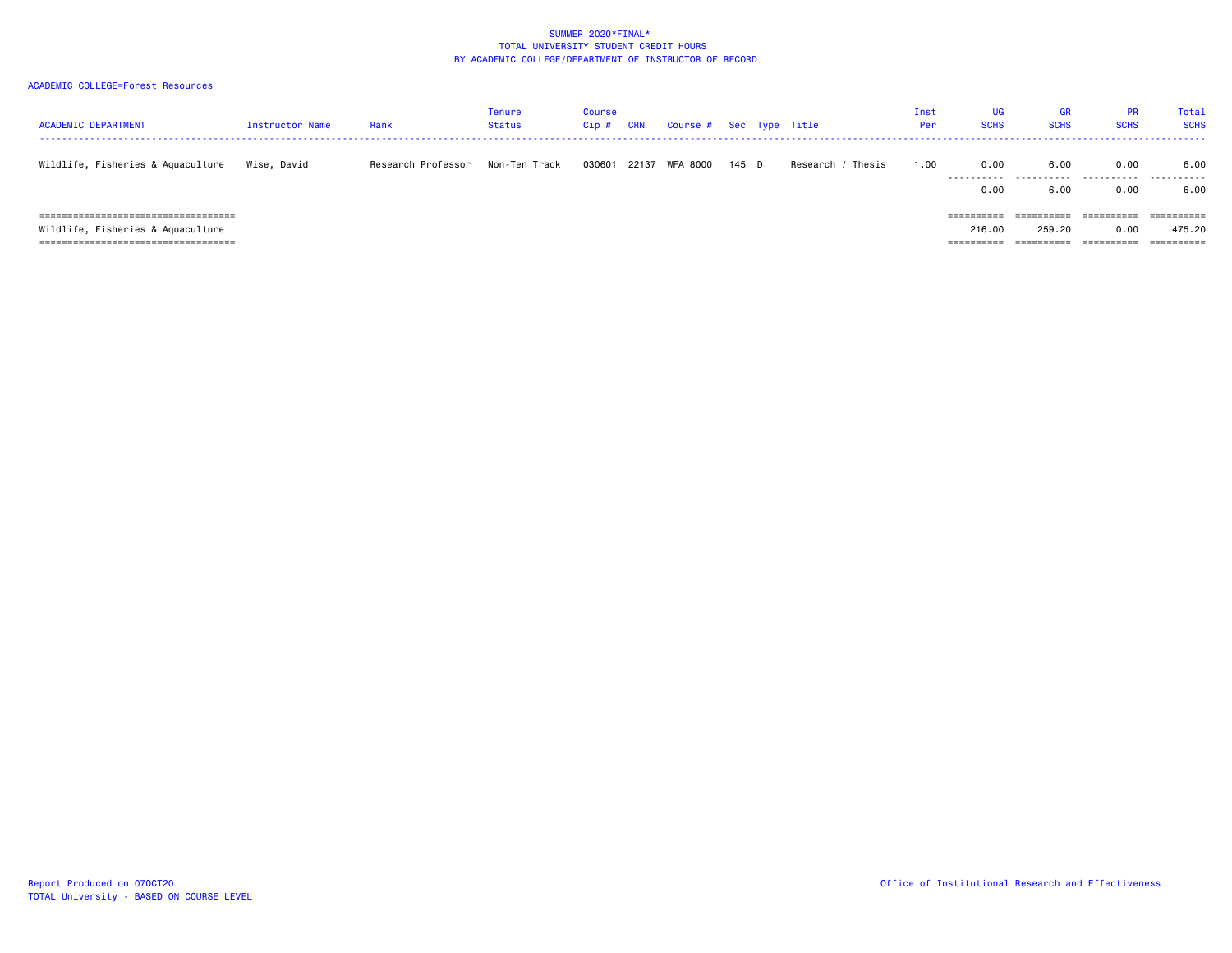SUMMER 2020*FINAL*
TOTAL UNIVERSITY STUDENT CREDIT HOURS
BY ACADEMIC COLLEGE/DEPARTMENT OF INSTRUCTOR OF RECORD

ACADEMIC COLLEGE=Forest Resources

| ACADEMIC DEPARTMENT | Instructor Name | Rank | Tenure Status | Course Cip # | CRN | Course # | Sec | Type | Title | Inst Per | UG SCHS | GR SCHS | PR SCHS | Total SCHS |
|---|---|---|---|---|---|---|---|---|---|---|---|---|---|---|
| Wildlife, Fisheries & Aquaculture | Wise, David | Research Professor | Non-Ten Track | 030601 | 22137 | WFA 8000 | 145 | D | Research / Thesis | 1.00 | 0.00 | 6.00 | 0.00 | 6.00 |
| | | | | | | | | | | | 0.00 | 6.00 | 0.00 | 6.00 |
| Wildlife, Fisheries & Aquaculture | | | | | | | | | | | 216.00 | 259.20 | 0.00 | 475.20 |

Report Produced on 07OCT20
TOTAL University - BASED ON COURSE LEVEL

Office of Institutional Research and Effectiveness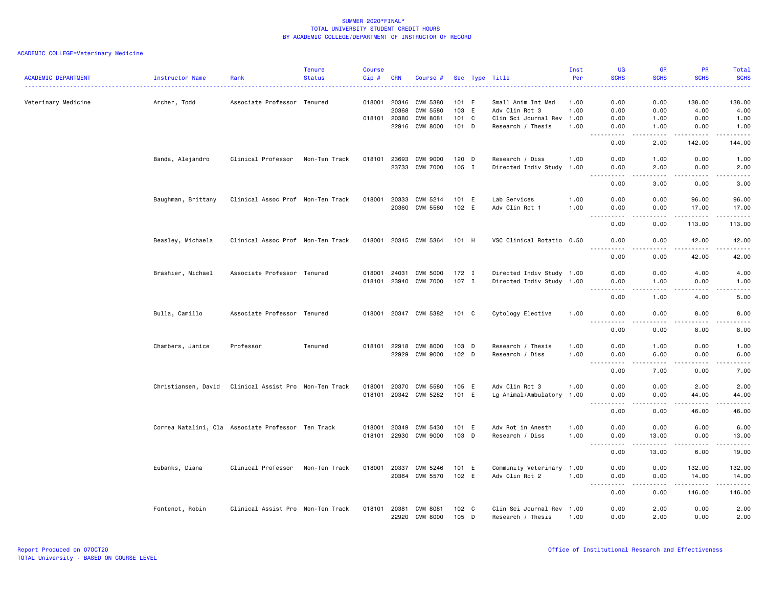SUMMER 2020*FINAL*
TOTAL UNIVERSITY STUDENT CREDIT HOURS
BY ACADEMIC COLLEGE/DEPARTMENT OF INSTRUCTOR OF RECORD

ACADEMIC COLLEGE=Veterinary Medicine

| ACADEMIC DEPARTMENT | Instructor Name | Rank | Tenure Status | Course Cip # | CRN | Course # | Sec | Type | Title | Inst Per | UG SCHS | GR SCHS | PR SCHS | Total SCHS |
|---|---|---|---|---|---|---|---|---|---|---|---|---|---|---|
| Veterinary Medicine | Archer, Todd | Associate Professor | Tenured | 018001 | 20346 | CVM 5380 | 101 | E | Small Anim Int Med | 1.00 | 0.00 | 0.00 | 138.00 | 138.00 |
| | | | | | 20368 | CVM 5580 | 103 | E | Adv Clin Rot 3 | 1.00 | 0.00 | 0.00 | 4.00 | 4.00 |
| | | | | 018101 | 20380 | CVM 8081 | 101 | C | Clin Sci Journal Rev | 1.00 | 0.00 | 1.00 | 0.00 | 1.00 |
| | | | | | 22916 | CVM 8000 | 101 | D | Research / Thesis | 1.00 | 0.00 | 1.00 | 0.00 | 1.00 |
| | | | | | | | | | | | 0.00 | 2.00 | 142.00 | 144.00 |
| | Banda, Alejandro | Clinical Professor | Non-Ten Track | 018101 | 23693 | CVM 9000 | 120 | D | Research / Diss | 1.00 | 0.00 | 1.00 | 0.00 | 1.00 |
| | | | | | 23733 | CVM 7000 | 105 | I | Directed Indiv Study | 1.00 | 0.00 | 2.00 | 0.00 | 2.00 |
| | | | | | | | | | | | 0.00 | 3.00 | 0.00 | 3.00 |
| | Baughman, Brittany | Clinical Assoc Prof | Non-Ten Track | 018001 | 20333 | CVM 5214 | 101 | E | Lab Services | 1.00 | 0.00 | 0.00 | 96.00 | 96.00 |
| | | | | | 20360 | CVM 5560 | 102 | E | Adv Clin Rot 1 | 1.00 | 0.00 | 0.00 | 17.00 | 17.00 |
| | | | | | | | | | | | 0.00 | 0.00 | 113.00 | 113.00 |
| | Beasley, Michaela | Clinical Assoc Prof | Non-Ten Track | 018001 | 20345 | CVM 5364 | 101 | H | VSC Clinical Rotatio | 0.50 | 0.00 | 0.00 | 42.00 | 42.00 |
| | | | | | | | | | | | 0.00 | 0.00 | 42.00 | 42.00 |
| | Brashier, Michael | Associate Professor | Tenured | 018001 | 24031 | CVM 5000 | 172 | I | Directed Indiv Study | 1.00 | 0.00 | 0.00 | 4.00 | 4.00 |
| | | | | 018101 | 23940 | CVM 7000 | 107 | I | Directed Indiv Study | 1.00 | 0.00 | 1.00 | 0.00 | 1.00 |
| | | | | | | | | | | | 0.00 | 1.00 | 4.00 | 5.00 |
| | Bulla, Camillo | Associate Professor | Tenured | 018001 | 20347 | CVM 5382 | 101 | C | Cytology Elective | 1.00 | 0.00 | 0.00 | 8.00 | 8.00 |
| | | | | | | | | | | | 0.00 | 0.00 | 8.00 | 8.00 |
| | Chambers, Janice | Professor | Tenured | 018101 | 22918 | CVM 8000 | 103 | D | Research / Thesis | 1.00 | 0.00 | 1.00 | 0.00 | 1.00 |
| | | | | | 22929 | CVM 9000 | 102 | D | Research / Diss | 1.00 | 0.00 | 6.00 | 0.00 | 6.00 |
| | | | | | | | | | | | 0.00 | 7.00 | 0.00 | 7.00 |
| | Christiansen, David | Clinical Assist Pro | Non-Ten Track | 018001 | 20370 | CVM 5580 | 105 | E | Adv Clin Rot 3 | 1.00 | 0.00 | 0.00 | 2.00 | 2.00 |
| | | | | 018101 | 20342 | CVM 5282 | 101 | E | Lg Animal/Ambulatory | 1.00 | 0.00 | 0.00 | 44.00 | 44.00 |
| | | | | | | | | | | | 0.00 | 0.00 | 46.00 | 46.00 |
| | Correa Natalini, Cla | Associate Professor | Ten Track | 018001 | 20349 | CVM 5430 | 101 | E | Adv Rot in Anesth | 1.00 | 0.00 | 0.00 | 6.00 | 6.00 |
| | | | | 018101 | 22930 | CVM 9000 | 103 | D | Research / Diss | 1.00 | 0.00 | 13.00 | 0.00 | 13.00 |
| | | | | | | | | | | | 0.00 | 13.00 | 6.00 | 19.00 |
| | Eubanks, Diana | Clinical Professor | Non-Ten Track | 018001 | 20337 | CVM 5246 | 101 | E | Community Veterinary | 1.00 | 0.00 | 0.00 | 132.00 | 132.00 |
| | | | | | 20364 | CVM 5570 | 102 | E | Adv Clin Rot 2 | 1.00 | 0.00 | 0.00 | 14.00 | 14.00 |
| | | | | | | | | | | | 0.00 | 0.00 | 146.00 | 146.00 |
| | Fontenot, Robin | Clinical Assist Pro | Non-Ten Track | 018101 | 20381 | CVM 8081 | 102 | C | Clin Sci Journal Rev | 1.00 | 0.00 | 2.00 | 0.00 | 2.00 |
| | | | | | 22920 | CVM 8000 | 105 | D | Research / Thesis | 1.00 | 0.00 | 2.00 | 0.00 | 2.00 |

Report Produced on 07OCT20
TOTAL University - BASED ON COURSE LEVEL

Office of Institutional Research and Effectiveness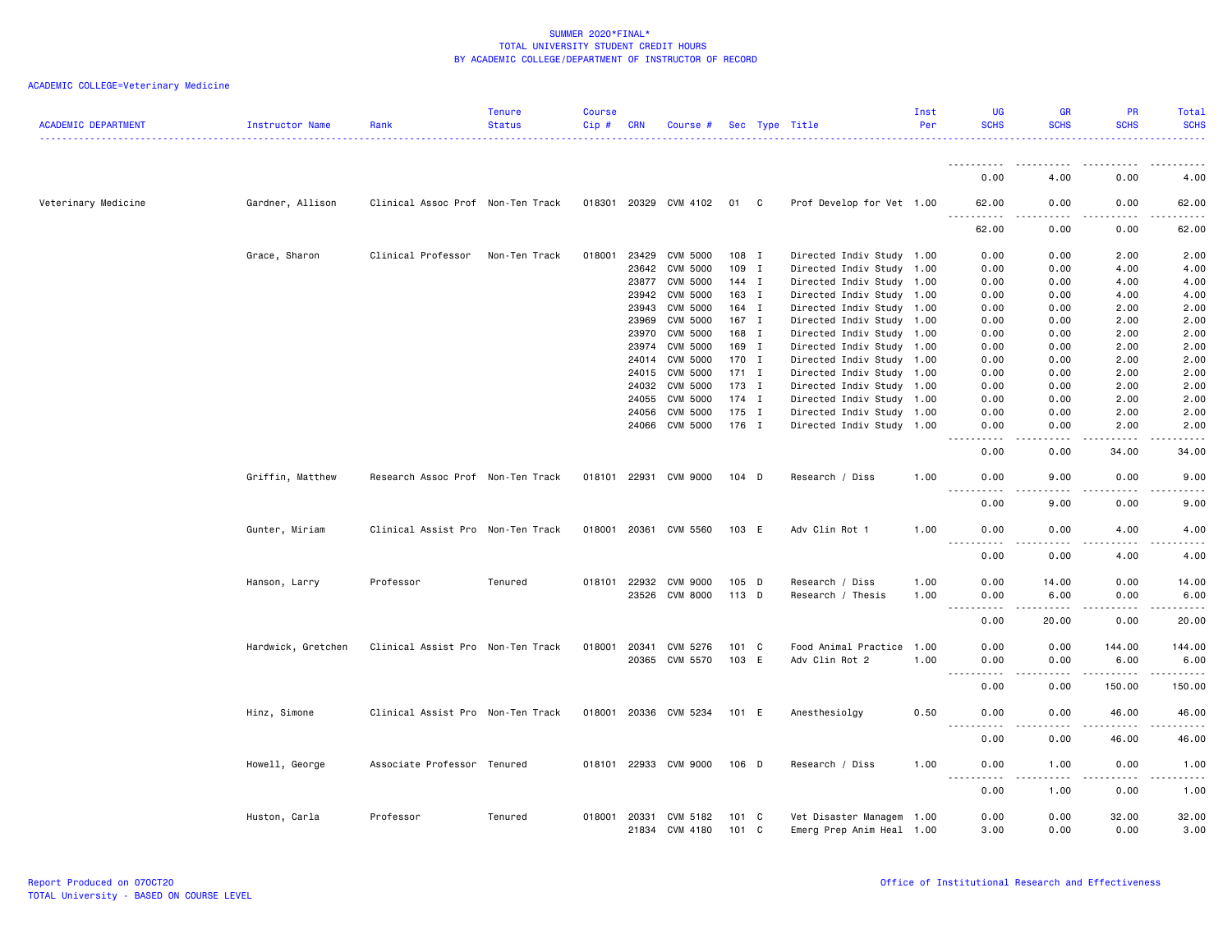SUMMER 2020*FINAL*
TOTAL UNIVERSITY STUDENT CREDIT HOURS
BY ACADEMIC COLLEGE/DEPARTMENT OF INSTRUCTOR OF RECORD

ACADEMIC COLLEGE=Veterinary Medicine

| ACADEMIC DEPARTMENT | Instructor Name | Rank | Tenure Status | Course Cip # | CRN | Course # | Sec | Type | Title | Inst Per | UG SCHS | GR SCHS | PR SCHS | Total SCHS |
|---|---|---|---|---|---|---|---|---|---|---|---|---|---|---|
| | | | | | | | | | | | 0.00 | 4.00 | 0.00 | 4.00 |
| Veterinary Medicine | Gardner, Allison | Clinical Assoc Prof | Non-Ten Track | 018301 | 20329 | CVM 4102 | 01 | C | Prof Develop for Vet | 1.00 | 62.00 | 0.00 | 0.00 | 62.00 |
| | | | | | | | | | | | 62.00 | 0.00 | 0.00 | 62.00 |
| | Grace, Sharon | Clinical Professor | Non-Ten Track | 018001 | 23429 | CVM 5000 | 108 | I | Directed Indiv Study | 1.00 | 0.00 | 0.00 | 2.00 | 2.00 |
| | | | | | 23642 | CVM 5000 | 109 | I | Directed Indiv Study | 1.00 | 0.00 | 0.00 | 4.00 | 4.00 |
| | | | | | 23877 | CVM 5000 | 144 | I | Directed Indiv Study | 1.00 | 0.00 | 0.00 | 4.00 | 4.00 |
| | | | | | 23942 | CVM 5000 | 163 | I | Directed Indiv Study | 1.00 | 0.00 | 0.00 | 4.00 | 4.00 |
| | | | | | 23943 | CVM 5000 | 164 | I | Directed Indiv Study | 1.00 | 0.00 | 0.00 | 2.00 | 2.00 |
| | | | | | 23969 | CVM 5000 | 167 | I | Directed Indiv Study | 1.00 | 0.00 | 0.00 | 2.00 | 2.00 |
| | | | | | 23970 | CVM 5000 | 168 | I | Directed Indiv Study | 1.00 | 0.00 | 0.00 | 2.00 | 2.00 |
| | | | | | 23974 | CVM 5000 | 169 | I | Directed Indiv Study | 1.00 | 0.00 | 0.00 | 2.00 | 2.00 |
| | | | | | 24014 | CVM 5000 | 170 | I | Directed Indiv Study | 1.00 | 0.00 | 0.00 | 2.00 | 2.00 |
| | | | | | 24015 | CVM 5000 | 171 | I | Directed Indiv Study | 1.00 | 0.00 | 0.00 | 2.00 | 2.00 |
| | | | | | 24032 | CVM 5000 | 173 | I | Directed Indiv Study | 1.00 | 0.00 | 0.00 | 2.00 | 2.00 |
| | | | | | 24055 | CVM 5000 | 174 | I | Directed Indiv Study | 1.00 | 0.00 | 0.00 | 2.00 | 2.00 |
| | | | | | 24056 | CVM 5000 | 175 | I | Directed Indiv Study | 1.00 | 0.00 | 0.00 | 2.00 | 2.00 |
| | | | | | 24066 | CVM 5000 | 176 | I | Directed Indiv Study | 1.00 | 0.00 | 0.00 | 2.00 | 2.00 |
| | | | | | | | | | | | 0.00 | 0.00 | 34.00 | 34.00 |
| | Griffin, Matthew | Research Assoc Prof | Non-Ten Track | 018101 | 22931 | CVM 9000 | 104 | D | Research / Diss | 1.00 | 0.00 | 9.00 | 0.00 | 9.00 |
| | | | | | | | | | | | 0.00 | 9.00 | 0.00 | 9.00 |
| | Gunter, Miriam | Clinical Assist Pro | Non-Ten Track | 018001 | 20361 | CVM 5560 | 103 | E | Adv Clin Rot 1 | 1.00 | 0.00 | 0.00 | 4.00 | 4.00 |
| | | | | | | | | | | | 0.00 | 0.00 | 4.00 | 4.00 |
| | Hanson, Larry | Professor | Tenured | 018101 | 22932 | CVM 9000 | 105 | D | Research / Diss | 1.00 | 0.00 | 14.00 | 0.00 | 14.00 |
| | | | | | 23526 | CVM 8000 | 113 | D | Research / Thesis | 1.00 | 0.00 | 6.00 | 0.00 | 6.00 |
| | | | | | | | | | | | 0.00 | 20.00 | 0.00 | 20.00 |
| | Hardwick, Gretchen | Clinical Assist Pro | Non-Ten Track | 018001 | 20341 | CVM 5276 | 101 | C | Food Animal Practice | 1.00 | 0.00 | 0.00 | 144.00 | 144.00 |
| | | | | | 20365 | CVM 5570 | 103 | E | Adv Clin Rot 2 | 1.00 | 0.00 | 0.00 | 6.00 | 6.00 |
| | | | | | | | | | | | 0.00 | 0.00 | 150.00 | 150.00 |
| | Hinz, Simone | Clinical Assist Pro | Non-Ten Track | 018001 | 20336 | CVM 5234 | 101 | E | Anesthesiolgy | 0.50 | 0.00 | 0.00 | 46.00 | 46.00 |
| | | | | | | | | | | | 0.00 | 0.00 | 46.00 | 46.00 |
| | Howell, George | Associate Professor | Tenured | 018101 | 22933 | CVM 9000 | 106 | D | Research / Diss | 1.00 | 0.00 | 1.00 | 0.00 | 1.00 |
| | | | | | | | | | | | 0.00 | 1.00 | 0.00 | 1.00 |
| | Huston, Carla | Professor | Tenured | 018001 | 20331 | CVM 5182 | 101 | C | Vet Disaster Managem | 1.00 | 0.00 | 0.00 | 32.00 | 32.00 |
| | | | | | 21834 | CVM 4180 | 101 | C | Emerg Prep Anim Heal | 1.00 | 3.00 | 0.00 | 0.00 | 3.00 |

Report Produced on 07OCT20
TOTAL University - BASED ON COURSE LEVEL

Office of Institutional Research and Effectiveness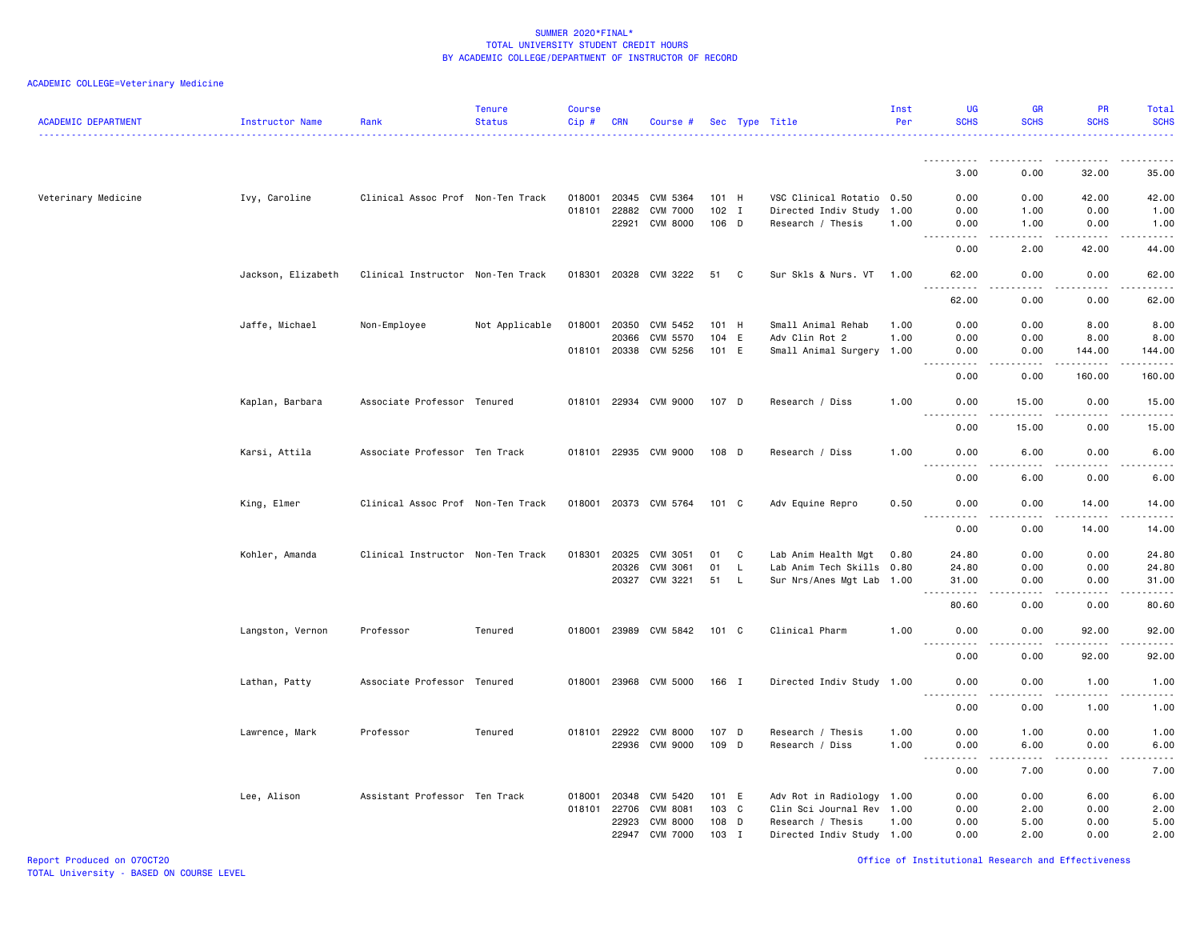SUMMER 2020*FINAL*
TOTAL UNIVERSITY STUDENT CREDIT HOURS
BY ACADEMIC COLLEGE/DEPARTMENT OF INSTRUCTOR OF RECORD

ACADEMIC COLLEGE=Veterinary Medicine

| ACADEMIC DEPARTMENT | Instructor Name | Rank | Tenure Status | Course Cip # | CRN | Course # | Sec | Type | Title | Inst Per | UG SCHS | GR SCHS | PR SCHS | Total SCHS |
|---|---|---|---|---|---|---|---|---|---|---|---|---|---|---|
| | | | | | | | | | | | 3.00 | 0.00 | 32.00 | 35.00 |
| Veterinary Medicine | Ivy, Caroline | Clinical Assoc Prof | Non-Ten Track | 018001 | 20345 | CVM 5364 | 101 | H | VSC Clinical Rotatio | 0.50 | 0.00 | 0.00 | 42.00 | 42.00 |
| | | | | 018101 | 22882 | CVM 7000 | 102 | I | Directed Indiv Study | 1.00 | 0.00 | 1.00 | 0.00 | 1.00 |
| | | | | | 22921 | CVM 8000 | 106 | D | Research / Thesis | 1.00 | 0.00 | 1.00 | 0.00 | 1.00 |
| | | | | | | | | | | | 0.00 | 2.00 | 42.00 | 44.00 |
| | Jackson, Elizabeth | Clinical Instructor | Non-Ten Track | 018301 | 20328 | CVM 3222 | 51 | C | Sur Skls & Nurs. VT | 1.00 | 62.00 | 0.00 | 0.00 | 62.00 |
| | | | | | | | | | | | 62.00 | 0.00 | 0.00 | 62.00 |
| | Jaffe, Michael | Non-Employee | Not Applicable | 018001 | 20350 | CVM 5452 | 101 | H | Small Animal Rehab | 1.00 | 0.00 | 0.00 | 8.00 | 8.00 |
| | | | | | 20366 | CVM 5570 | 104 | E | Adv Clin Rot 2 | 1.00 | 0.00 | 0.00 | 8.00 | 8.00 |
| | | | | 018101 | 20338 | CVM 5256 | 101 | E | Small Animal Surgery | 1.00 | 0.00 | 0.00 | 144.00 | 144.00 |
| | | | | | | | | | | | 0.00 | 0.00 | 160.00 | 160.00 |
| | Kaplan, Barbara | Associate Professor | Tenured | 018101 | 22934 | CVM 9000 | 107 | D | Research / Diss | 1.00 | 0.00 | 15.00 | 0.00 | 15.00 |
| | | | | | | | | | | | 0.00 | 15.00 | 0.00 | 15.00 |
| | Karsi, Attila | Associate Professor | Ten Track | 018101 | 22935 | CVM 9000 | 108 | D | Research / Diss | 1.00 | 0.00 | 6.00 | 0.00 | 6.00 |
| | | | | | | | | | | | 0.00 | 6.00 | 0.00 | 6.00 |
| | King, Elmer | Clinical Assoc Prof | Non-Ten Track | 018001 | 20373 | CVM 5764 | 101 | C | Adv Equine Repro | 0.50 | 0.00 | 0.00 | 14.00 | 14.00 |
| | | | | | | | | | | | 0.00 | 0.00 | 14.00 | 14.00 |
| | Kohler, Amanda | Clinical Instructor | Non-Ten Track | 018301 | 20325 | CVM 3051 | 01 | C | Lab Anim Health Mgt | 0.80 | 24.80 | 0.00 | 0.00 | 24.80 |
| | | | | | 20326 | CVM 3061 | 01 | L | Lab Anim Tech Skills | 0.80 | 24.80 | 0.00 | 0.00 | 24.80 |
| | | | | | 20327 | CVM 3221 | 51 | L | Sur Nrs/Anes Mgt Lab | 1.00 | 31.00 | 0.00 | 0.00 | 31.00 |
| | | | | | | | | | | | 80.60 | 0.00 | 0.00 | 80.60 |
| | Langston, Vernon | Professor | Tenured | 018001 | 23989 | CVM 5842 | 101 | C | Clinical Pharm | 1.00 | 0.00 | 0.00 | 92.00 | 92.00 |
| | | | | | | | | | | | 0.00 | 0.00 | 92.00 | 92.00 |
| | Lathan, Patty | Associate Professor | Tenured | 018001 | 23968 | CVM 5000 | 166 | I | Directed Indiv Study | 1.00 | 0.00 | 0.00 | 1.00 | 1.00 |
| | | | | | | | | | | | 0.00 | 0.00 | 1.00 | 1.00 |
| | Lawrence, Mark | Professor | Tenured | 018101 | 22922 | CVM 8000 | 107 | D | Research / Thesis | 1.00 | 0.00 | 1.00 | 0.00 | 1.00 |
| | | | | | 22936 | CVM 9000 | 109 | D | Research / Diss | 1.00 | 0.00 | 6.00 | 0.00 | 6.00 |
| | | | | | | | | | | | 0.00 | 7.00 | 0.00 | 7.00 |
| | Lee, Alison | Assistant Professor | Ten Track | 018001 | 20348 | CVM 5420 | 101 | E | Adv Rot in Radiology | 1.00 | 0.00 | 0.00 | 6.00 | 6.00 |
| | | | | 018101 | 22706 | CVM 8081 | 103 | C | Clin Sci Journal Rev | 1.00 | 0.00 | 2.00 | 0.00 | 2.00 |
| | | | | | 22923 | CVM 8000 | 108 | D | Research / Thesis | 1.00 | 0.00 | 5.00 | 0.00 | 5.00 |
| | | | | | 22947 | CVM 7000 | 103 | I | Directed Indiv Study | 1.00 | 0.00 | 2.00 | 0.00 | 2.00 |

Report Produced on 07OCT20
TOTAL University - BASED ON COURSE LEVEL

Office of Institutional Research and Effectiveness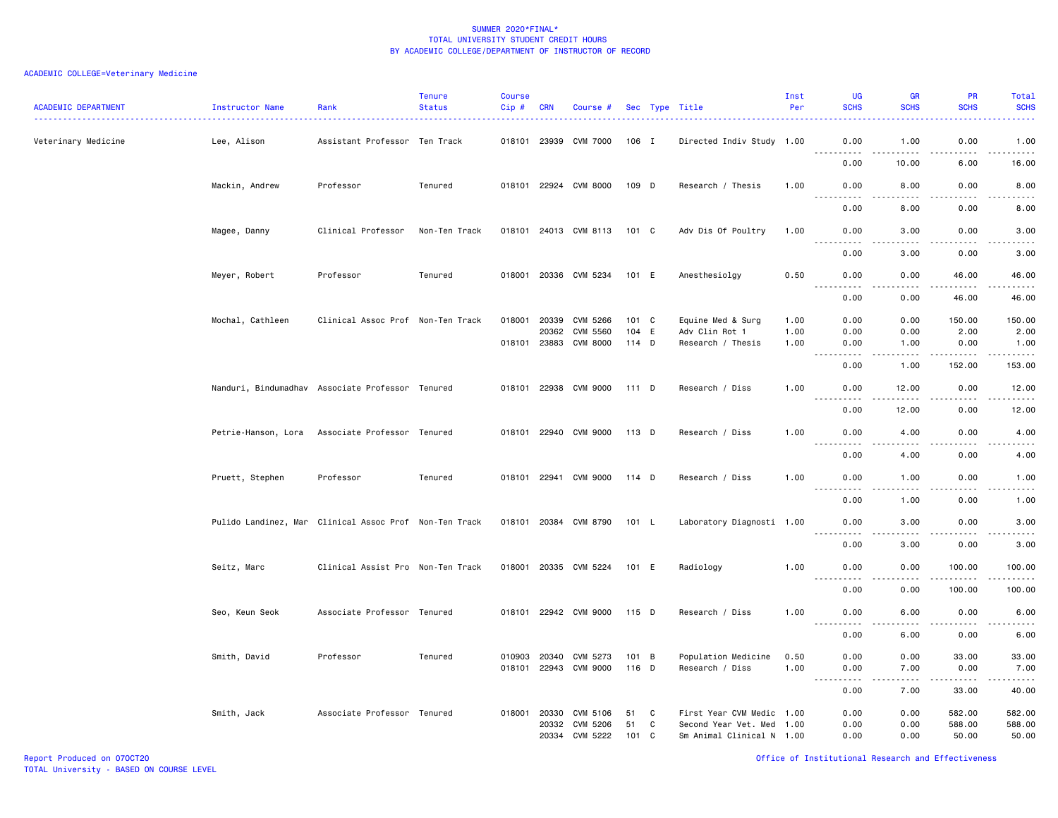SUMMER 2020*FINAL*
TOTAL UNIVERSITY STUDENT CREDIT HOURS
BY ACADEMIC COLLEGE/DEPARTMENT OF INSTRUCTOR OF RECORD

ACADEMIC COLLEGE=Veterinary Medicine

| ACADEMIC DEPARTMENT | Instructor Name | Rank | Tenure Status | Course Cip # | CRN | Course # | Sec | Type | Title | Inst Per | UG SCHS | GR SCHS | PR SCHS | Total SCHS |
|---|---|---|---|---|---|---|---|---|---|---|---|---|---|---|
| Veterinary Medicine | Lee, Alison | Assistant Professor | Ten Track | 018101 | 23939 | CVM 7000 | 106 | I | Directed Indiv Study | 1.00 | 0.00 | 1.00 | 0.00 | 1.00 |
| | | | | | | | | | | | 0.00 | 10.00 | 6.00 | 16.00 |
| | Mackin, Andrew | Professor | Tenured | 018101 | 22924 | CVM 8000 | 109 | D | Research / Thesis | 1.00 | 0.00 | 8.00 | 0.00 | 8.00 |
| | | | | | | | | | | | 0.00 | 8.00 | 0.00 | 8.00 |
| | Magee, Danny | Clinical Professor | Non-Ten Track | 018101 | 24013 | CVM 8113 | 101 | C | Adv Dis Of Poultry | 1.00 | 0.00 | 3.00 | 0.00 | 3.00 |
| | | | | | | | | | | | 0.00 | 3.00 | 0.00 | 3.00 |
| | Meyer, Robert | Professor | Tenured | 018001 | 20336 | CVM 5234 | 101 | E | Anesthesiolgy | 0.50 | 0.00 | 0.00 | 46.00 | 46.00 |
| | | | | | | | | | | | 0.00 | 0.00 | 46.00 | 46.00 |
| | Mochal, Cathleen | Clinical Assoc Prof | Non-Ten Track | 018001 | 20339 | CVM 5266 | 101 | C | Equine Med & Surg | 1.00 | 0.00 | 0.00 | 150.00 | 150.00 |
| | | | | | 20362 | CVM 5560 | 104 | E | Adv Clin Rot 1 | 1.00 | 0.00 | 0.00 | 2.00 | 2.00 |
| | | | | 018101 | 23883 | CVM 8000 | 114 | D | Research / Thesis | 1.00 | 0.00 | 1.00 | 0.00 | 1.00 |
| | | | | | | | | | | | 0.00 | 1.00 | 152.00 | 153.00 |
| | Nanduri, Bindumadhav | Associate Professor | Tenured | 018101 | 22938 | CVM 9000 | 111 | D | Research / Diss | 1.00 | 0.00 | 12.00 | 0.00 | 12.00 |
| | | | | | | | | | | | 0.00 | 12.00 | 0.00 | 12.00 |
| | Petrie-Hanson, Lora | Associate Professor | Tenured | 018101 | 22940 | CVM 9000 | 113 | D | Research / Diss | 1.00 | 0.00 | 4.00 | 0.00 | 4.00 |
| | | | | | | | | | | | 0.00 | 4.00 | 0.00 | 4.00 |
| | Pruett, Stephen | Professor | Tenured | 018101 | 22941 | CVM 9000 | 114 | D | Research / Diss | 1.00 | 0.00 | 1.00 | 0.00 | 1.00 |
| | | | | | | | | | | | 0.00 | 1.00 | 0.00 | 1.00 |
| | Pulido Landinez, Mar | Clinical Assoc Prof | Non-Ten Track | 018101 | 20384 | CVM 8790 | 101 | L | Laboratory Diagnosti | 1.00 | 0.00 | 3.00 | 0.00 | 3.00 |
| | | | | | | | | | | | 0.00 | 3.00 | 0.00 | 3.00 |
| | Seitz, Marc | Clinical Assist Pro | Non-Ten Track | 018001 | 20335 | CVM 5224 | 101 | E | Radiology | 1.00 | 0.00 | 0.00 | 100.00 | 100.00 |
| | | | | | | | | | | | 0.00 | 0.00 | 100.00 | 100.00 |
| | Seo, Keun Seok | Associate Professor | Tenured | 018101 | 22942 | CVM 9000 | 115 | D | Research / Diss | 1.00 | 0.00 | 6.00 | 0.00 | 6.00 |
| | | | | | | | | | | | 0.00 | 6.00 | 0.00 | 6.00 |
| | Smith, David | Professor | Tenured | 010903 | 20340 | CVM 5273 | 101 | B | Population Medicine | 0.50 | 0.00 | 0.00 | 33.00 | 33.00 |
| | | | | 018101 | 22943 | CVM 9000 | 116 | D | Research / Diss | 1.00 | 0.00 | 7.00 | 0.00 | 7.00 |
| | | | | | | | | | | | 0.00 | 7.00 | 33.00 | 40.00 |
| | Smith, Jack | Associate Professor | Tenured | 018001 | 20330 | CVM 5106 | 51 | C | First Year CVM Medic | 1.00 | 0.00 | 0.00 | 582.00 | 582.00 |
| | | | | | 20332 | CVM 5206 | 51 | C | Second Year Vet. Med | 1.00 | 0.00 | 0.00 | 588.00 | 588.00 |
| | | | | | 20334 | CVM 5222 | 101 | C | Sm Animal Clinical N | 1.00 | 0.00 | 0.00 | 50.00 | 50.00 |

Report Produced on 07OCT20
TOTAL University - BASED ON COURSE LEVEL

Office of Institutional Research and Effectiveness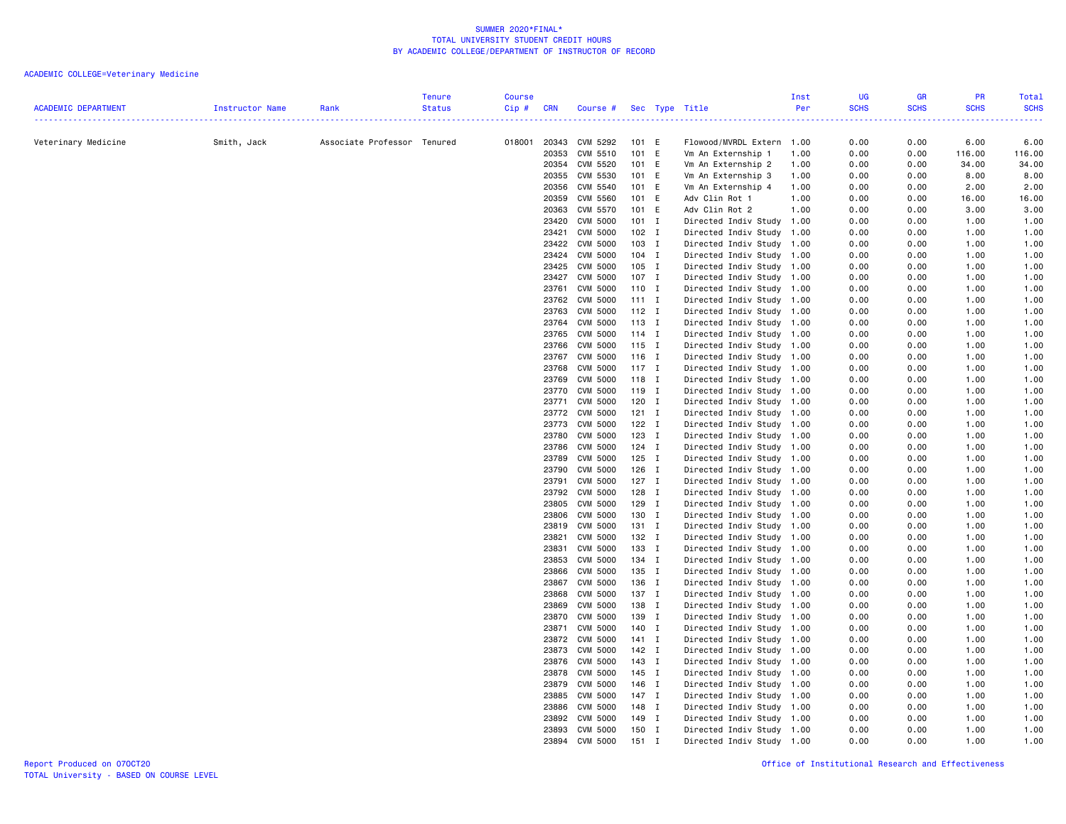SUMMER 2020*FINAL*
TOTAL UNIVERSITY STUDENT CREDIT HOURS
BY ACADEMIC COLLEGE/DEPARTMENT OF INSTRUCTOR OF RECORD

ACADEMIC COLLEGE=Veterinary Medicine

| ACADEMIC DEPARTMENT | Instructor Name | Rank | Tenure Status | Course Cip # | CRN | Course # | Sec | Type | Title | Inst Per | UG SCHS | GR SCHS | PR SCHS | Total SCHS |
|---|---|---|---|---|---|---|---|---|---|---|---|---|---|---|
| Veterinary Medicine | Smith, Jack | Associate Professor | Tenured | 018001 | 20343 | CVM 5292 | 101 | E | Flowood/MVRDL Extern | 1.00 | 0.00 | 0.00 | 6.00 | 6.00 |
| | | | | | 20353 | CVM 5510 | 101 | E | Vm An Externship 1 | 1.00 | 0.00 | 0.00 | 116.00 | 116.00 |
| | | | | | 20354 | CVM 5520 | 101 | E | Vm An Externship 2 | 1.00 | 0.00 | 0.00 | 34.00 | 34.00 |
| | | | | | 20355 | CVM 5530 | 101 | E | Vm An Externship 3 | 1.00 | 0.00 | 0.00 | 8.00 | 8.00 |
| | | | | | 20356 | CVM 5540 | 101 | E | Vm An Externship 4 | 1.00 | 0.00 | 0.00 | 2.00 | 2.00 |
| | | | | | 20359 | CVM 5560 | 101 | E | Adv Clin Rot 1 | 1.00 | 0.00 | 0.00 | 16.00 | 16.00 |
| | | | | | 20363 | CVM 5570 | 101 | E | Adv Clin Rot 2 | 1.00 | 0.00 | 0.00 | 3.00 | 3.00 |
| | | | | | 23420 | CVM 5000 | 101 | I | Directed Indiv Study | 1.00 | 0.00 | 0.00 | 1.00 | 1.00 |
| | | | | | 23421 | CVM 5000 | 102 | I | Directed Indiv Study | 1.00 | 0.00 | 0.00 | 1.00 | 1.00 |
| | | | | | 23422 | CVM 5000 | 103 | I | Directed Indiv Study | 1.00 | 0.00 | 0.00 | 1.00 | 1.00 |
| | | | | | 23424 | CVM 5000 | 104 | I | Directed Indiv Study | 1.00 | 0.00 | 0.00 | 1.00 | 1.00 |
| | | | | | 23425 | CVM 5000 | 105 | I | Directed Indiv Study | 1.00 | 0.00 | 0.00 | 1.00 | 1.00 |
| | | | | | 23427 | CVM 5000 | 107 | I | Directed Indiv Study | 1.00 | 0.00 | 0.00 | 1.00 | 1.00 |
| | | | | | 23761 | CVM 5000 | 110 | I | Directed Indiv Study | 1.00 | 0.00 | 0.00 | 1.00 | 1.00 |
| | | | | | 23762 | CVM 5000 | 111 | I | Directed Indiv Study | 1.00 | 0.00 | 0.00 | 1.00 | 1.00 |
| | | | | | 23763 | CVM 5000 | 112 | I | Directed Indiv Study | 1.00 | 0.00 | 0.00 | 1.00 | 1.00 |
| | | | | | 23764 | CVM 5000 | 113 | I | Directed Indiv Study | 1.00 | 0.00 | 0.00 | 1.00 | 1.00 |
| | | | | | 23765 | CVM 5000 | 114 | I | Directed Indiv Study | 1.00 | 0.00 | 0.00 | 1.00 | 1.00 |
| | | | | | 23766 | CVM 5000 | 115 | I | Directed Indiv Study | 1.00 | 0.00 | 0.00 | 1.00 | 1.00 |
| | | | | | 23767 | CVM 5000 | 116 | I | Directed Indiv Study | 1.00 | 0.00 | 0.00 | 1.00 | 1.00 |
| | | | | | 23768 | CVM 5000 | 117 | I | Directed Indiv Study | 1.00 | 0.00 | 0.00 | 1.00 | 1.00 |
| | | | | | 23769 | CVM 5000 | 118 | I | Directed Indiv Study | 1.00 | 0.00 | 0.00 | 1.00 | 1.00 |
| | | | | | 23770 | CVM 5000 | 119 | I | Directed Indiv Study | 1.00 | 0.00 | 0.00 | 1.00 | 1.00 |
| | | | | | 23771 | CVM 5000 | 120 | I | Directed Indiv Study | 1.00 | 0.00 | 0.00 | 1.00 | 1.00 |
| | | | | | 23772 | CVM 5000 | 121 | I | Directed Indiv Study | 1.00 | 0.00 | 0.00 | 1.00 | 1.00 |
| | | | | | 23773 | CVM 5000 | 122 | I | Directed Indiv Study | 1.00 | 0.00 | 0.00 | 1.00 | 1.00 |
| | | | | | 23780 | CVM 5000 | 123 | I | Directed Indiv Study | 1.00 | 0.00 | 0.00 | 1.00 | 1.00 |
| | | | | | 23786 | CVM 5000 | 124 | I | Directed Indiv Study | 1.00 | 0.00 | 0.00 | 1.00 | 1.00 |
| | | | | | 23789 | CVM 5000 | 125 | I | Directed Indiv Study | 1.00 | 0.00 | 0.00 | 1.00 | 1.00 |
| | | | | | 23790 | CVM 5000 | 126 | I | Directed Indiv Study | 1.00 | 0.00 | 0.00 | 1.00 | 1.00 |
| | | | | | 23791 | CVM 5000 | 127 | I | Directed Indiv Study | 1.00 | 0.00 | 0.00 | 1.00 | 1.00 |
| | | | | | 23792 | CVM 5000 | 128 | I | Directed Indiv Study | 1.00 | 0.00 | 0.00 | 1.00 | 1.00 |
| | | | | | 23805 | CVM 5000 | 129 | I | Directed Indiv Study | 1.00 | 0.00 | 0.00 | 1.00 | 1.00 |
| | | | | | 23806 | CVM 5000 | 130 | I | Directed Indiv Study | 1.00 | 0.00 | 0.00 | 1.00 | 1.00 |
| | | | | | 23819 | CVM 5000 | 131 | I | Directed Indiv Study | 1.00 | 0.00 | 0.00 | 1.00 | 1.00 |
| | | | | | 23821 | CVM 5000 | 132 | I | Directed Indiv Study | 1.00 | 0.00 | 0.00 | 1.00 | 1.00 |
| | | | | | 23831 | CVM 5000 | 133 | I | Directed Indiv Study | 1.00 | 0.00 | 0.00 | 1.00 | 1.00 |
| | | | | | 23853 | CVM 5000 | 134 | I | Directed Indiv Study | 1.00 | 0.00 | 0.00 | 1.00 | 1.00 |
| | | | | | 23866 | CVM 5000 | 135 | I | Directed Indiv Study | 1.00 | 0.00 | 0.00 | 1.00 | 1.00 |
| | | | | | 23867 | CVM 5000 | 136 | I | Directed Indiv Study | 1.00 | 0.00 | 0.00 | 1.00 | 1.00 |
| | | | | | 23868 | CVM 5000 | 137 | I | Directed Indiv Study | 1.00 | 0.00 | 0.00 | 1.00 | 1.00 |
| | | | | | 23869 | CVM 5000 | 138 | I | Directed Indiv Study | 1.00 | 0.00 | 0.00 | 1.00 | 1.00 |
| | | | | | 23870 | CVM 5000 | 139 | I | Directed Indiv Study | 1.00 | 0.00 | 0.00 | 1.00 | 1.00 |
| | | | | | 23871 | CVM 5000 | 140 | I | Directed Indiv Study | 1.00 | 0.00 | 0.00 | 1.00 | 1.00 |
| | | | | | 23872 | CVM 5000 | 141 | I | Directed Indiv Study | 1.00 | 0.00 | 0.00 | 1.00 | 1.00 |
| | | | | | 23873 | CVM 5000 | 142 | I | Directed Indiv Study | 1.00 | 0.00 | 0.00 | 1.00 | 1.00 |
| | | | | | 23876 | CVM 5000 | 143 | I | Directed Indiv Study | 1.00 | 0.00 | 0.00 | 1.00 | 1.00 |
| | | | | | 23878 | CVM 5000 | 145 | I | Directed Indiv Study | 1.00 | 0.00 | 0.00 | 1.00 | 1.00 |
| | | | | | 23879 | CVM 5000 | 146 | I | Directed Indiv Study | 1.00 | 0.00 | 0.00 | 1.00 | 1.00 |
| | | | | | 23885 | CVM 5000 | 147 | I | Directed Indiv Study | 1.00 | 0.00 | 0.00 | 1.00 | 1.00 |
| | | | | | 23886 | CVM 5000 | 148 | I | Directed Indiv Study | 1.00 | 0.00 | 0.00 | 1.00 | 1.00 |
| | | | | | 23892 | CVM 5000 | 149 | I | Directed Indiv Study | 1.00 | 0.00 | 0.00 | 1.00 | 1.00 |
| | | | | | 23893 | CVM 5000 | 150 | I | Directed Indiv Study | 1.00 | 0.00 | 0.00 | 1.00 | 1.00 |
| | | | | | 23894 | CVM 5000 | 151 | I | Directed Indiv Study | 1.00 | 0.00 | 0.00 | 1.00 | 1.00 |

Report Produced on 07OCT20
TOTAL University - BASED ON COURSE LEVEL

Office of Institutional Research and Effectiveness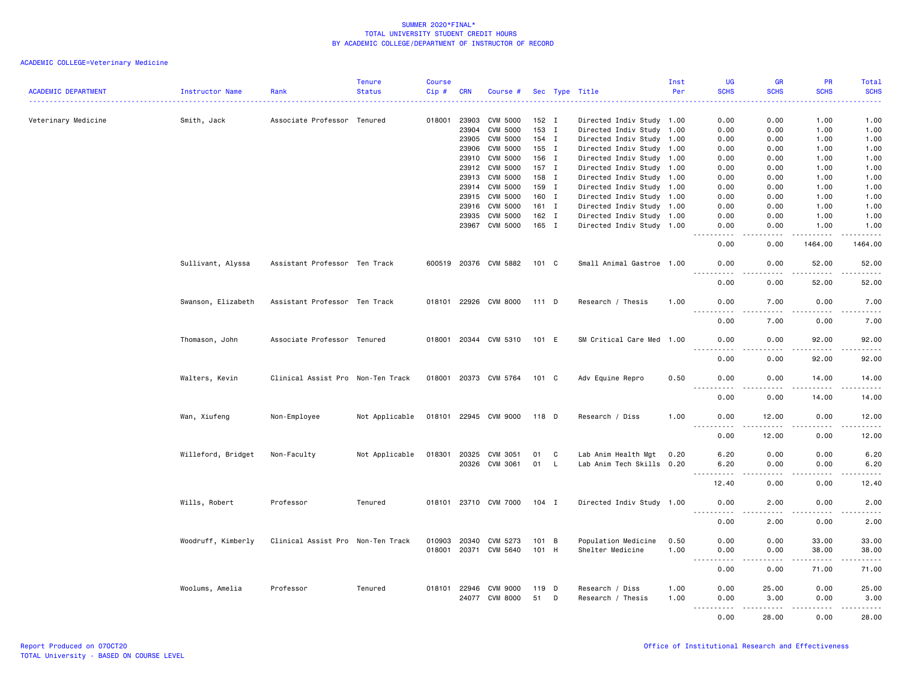# SUMMER 2020*FINAL*
## TOTAL UNIVERSITY STUDENT CREDIT HOURS
## BY ACADEMIC COLLEGE/DEPARTMENT OF INSTRUCTOR OF RECORD

ACADEMIC COLLEGE=Veterinary Medicine

| ACADEMIC DEPARTMENT | Instructor Name | Rank | Tenure Status | Course Cip # | CRN | Course # | Sec | Type | Title | Inst Per | UG SCHS | GR SCHS | PR SCHS | Total SCHS |
|---|---|---|---|---|---|---|---|---|---|---|---|---|---|---|
| Veterinary Medicine | Smith, Jack | Associate Professor | Tenured | 018001 | 23903 | CVM 5000 | 152 | I | Directed Indiv Study | 1.00 | 0.00 | 0.00 | 1.00 | 1.00 |
| | | | | | 23904 | CVM 5000 | 153 | I | Directed Indiv Study | 1.00 | 0.00 | 0.00 | 1.00 | 1.00 |
| | | | | | 23905 | CVM 5000 | 154 | I | Directed Indiv Study | 1.00 | 0.00 | 0.00 | 1.00 | 1.00 |
| | | | | | 23906 | CVM 5000 | 155 | I | Directed Indiv Study | 1.00 | 0.00 | 0.00 | 1.00 | 1.00 |
| | | | | | 23910 | CVM 5000 | 156 | I | Directed Indiv Study | 1.00 | 0.00 | 0.00 | 1.00 | 1.00 |
| | | | | | 23912 | CVM 5000 | 157 | I | Directed Indiv Study | 1.00 | 0.00 | 0.00 | 1.00 | 1.00 |
| | | | | | 23913 | CVM 5000 | 158 | I | Directed Indiv Study | 1.00 | 0.00 | 0.00 | 1.00 | 1.00 |
| | | | | | 23914 | CVM 5000 | 159 | I | Directed Indiv Study | 1.00 | 0.00 | 0.00 | 1.00 | 1.00 |
| | | | | | 23915 | CVM 5000 | 160 | I | Directed Indiv Study | 1.00 | 0.00 | 0.00 | 1.00 | 1.00 |
| | | | | | 23916 | CVM 5000 | 161 | I | Directed Indiv Study | 1.00 | 0.00 | 0.00 | 1.00 | 1.00 |
| | | | | | 23935 | CVM 5000 | 162 | I | Directed Indiv Study | 1.00 | 0.00 | 0.00 | 1.00 | 1.00 |
| | | | | | 23967 | CVM 5000 | 165 | I | Directed Indiv Study | 1.00 | 0.00 | 0.00 | 1.00 | 1.00 |
| | | | | | | | | | | | 0.00 | 0.00 | 1464.00 | 1464.00 |
| | Sullivant, Alyssa | Assistant Professor | Ten Track | 600519 | 20376 | CVM 5882 | 101 | C | Small Animal Gastroe | 1.00 | 0.00 | 0.00 | 52.00 | 52.00 |
| | | | | | | | | | | | 0.00 | 0.00 | 52.00 | 52.00 |
| | Swanson, Elizabeth | Assistant Professor | Ten Track | 018101 | 22926 | CVM 8000 | 111 | D | Research / Thesis | 1.00 | 0.00 | 7.00 | 0.00 | 7.00 |
| | | | | | | | | | | | 0.00 | 7.00 | 0.00 | 7.00 |
| | Thomason, John | Associate Professor | Tenured | 018001 | 20344 | CVM 5310 | 101 | E | SM Critical Care Med | 1.00 | 0.00 | 0.00 | 92.00 | 92.00 |
| | | | | | | | | | | | 0.00 | 0.00 | 92.00 | 92.00 |
| | Walters, Kevin | Clinical Assist Pro | Non-Ten Track | 018001 | 20373 | CVM 5764 | 101 | C | Adv Equine Repro | 0.50 | 0.00 | 0.00 | 14.00 | 14.00 |
| | | | | | | | | | | | 0.00 | 0.00 | 14.00 | 14.00 |
| | Wan, Xiufeng | Non-Employee | Not Applicable | 018101 | 22945 | CVM 9000 | 118 | D | Research / Diss | 1.00 | 0.00 | 12.00 | 0.00 | 12.00 |
| | | | | | | | | | | | 0.00 | 12.00 | 0.00 | 12.00 |
| | Willeford, Bridget | Non-Faculty | Not Applicable | 018301 | 20325 | CVM 3051 | 01 | C | Lab Anim Health Mgt | 0.20 | 6.20 | 0.00 | 0.00 | 6.20 |
| | | | | | 20326 | CVM 3061 | 01 | L | Lab Anim Tech Skills | 0.20 | 6.20 | 0.00 | 0.00 | 6.20 |
| | | | | | | | | | | | 12.40 | 0.00 | 0.00 | 12.40 |
| | Wills, Robert | Professor | Tenured | 018101 | 23710 | CVM 7000 | 104 | I | Directed Indiv Study | 1.00 | 0.00 | 2.00 | 0.00 | 2.00 |
| | | | | | | | | | | | 0.00 | 2.00 | 0.00 | 2.00 |
| | Woodruff, Kimberly | Clinical Assist Pro | Non-Ten Track | 010903 | 20340 | CVM 5273 | 101 | B | Population Medicine | 0.50 | 0.00 | 0.00 | 33.00 | 33.00 |
| | | | | 018001 | 20371 | CVM 5640 | 101 | H | Shelter Medicine | 1.00 | 0.00 | 0.00 | 38.00 | 38.00 |
| | | | | | | | | | | | 0.00 | 0.00 | 71.00 | 71.00 |
| | Woolums, Amelia | Professor | Tenured | 018101 | 22946 | CVM 9000 | 119 | D | Research / Diss | 1.00 | 0.00 | 25.00 | 0.00 | 25.00 |
| | | | | | 24077 | CVM 8000 | 51 | D | Research / Thesis | 1.00 | 0.00 | 3.00 | 0.00 | 3.00 |
| | | | | | | | | | | | 0.00 | 28.00 | 0.00 | 28.00 |

Report Produced on 07OCT20
TOTAL University - BASED ON COURSE LEVEL

Office of Institutional Research and Effectiveness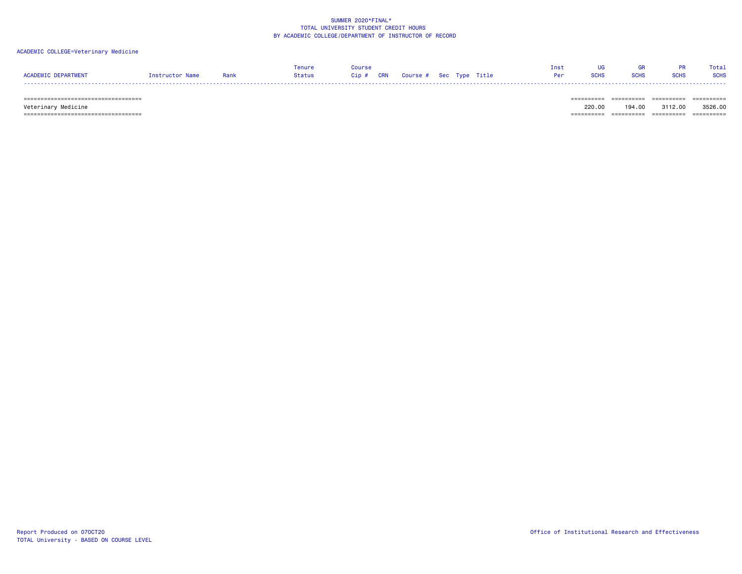SUMMER 2020*FINAL*
TOTAL UNIVERSITY STUDENT CREDIT HOURS
BY ACADEMIC COLLEGE/DEPARTMENT OF INSTRUCTOR OF RECORD

ACADEMIC COLLEGE=Veterinary Medicine

| ACADEMIC DEPARTMENT | Instructor Name | Rank | Tenure Status | Course Cip # | CRN | Course # | Sec | Type | Title | Inst Per | UG SCHS | GR SCHS | PR SCHS | Total SCHS |
|---|---|---|---|---|---|---|---|---|---|---|---|---|---|---|
| Veterinary Medicine | | | | | | | | | | | 220.00 | 194.00 | 3112.00 | 3526.00 |

Report Produced on 07OCT20
TOTAL University - BASED ON COURSE LEVEL

Office of Institutional Research and Effectiveness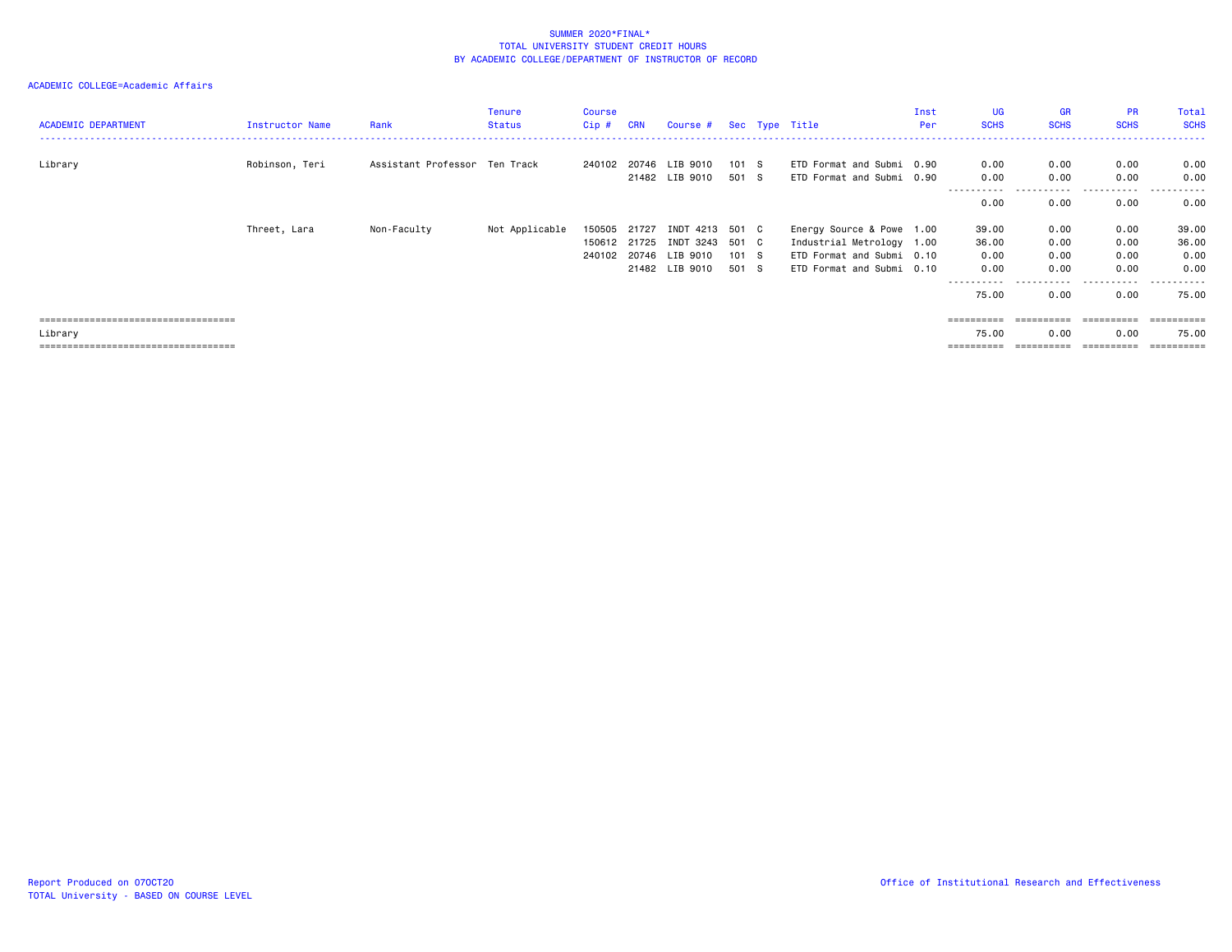SUMMER 2020*FINAL*
TOTAL UNIVERSITY STUDENT CREDIT HOURS
BY ACADEMIC COLLEGE/DEPARTMENT OF INSTRUCTOR OF RECORD

ACADEMIC COLLEGE=Academic Affairs

| ACADEMIC DEPARTMENT | Instructor Name | Rank | Tenure Status | Course Cip # | CRN | Course # | Sec | Type | Title | Inst Per | UG SCHS | GR SCHS | PR SCHS | Total SCHS |
|---|---|---|---|---|---|---|---|---|---|---|---|---|---|---|
| Library | Robinson, Teri | Assistant Professor | Ten Track | 240102 | 20746 | LIB 9010 | 101 | S | ETD Format and Submi | 0.90 | 0.00 | 0.00 | 0.00 | 0.00 |
| | | | | | 21482 | LIB 9010 | 501 | S | ETD Format and Submi | 0.90 | 0.00 | 0.00 | 0.00 | 0.00 |
| | | | | | | | | | | | 0.00 | 0.00 | 0.00 | 0.00 |
| | Threet, Lara | Non-Faculty | Not Applicable | 150505 | 21727 | INDT 4213 | 501 | C | Energy Source & Powe | 1.00 | 39.00 | 0.00 | 0.00 | 39.00 |
| | | | | 150612 | 21725 | INDT 3243 | 501 | C | Industrial Metrology | 1.00 | 36.00 | 0.00 | 0.00 | 36.00 |
| | | | | 240102 | 20746 | LIB 9010 | 101 | S | ETD Format and Submi | 0.10 | 0.00 | 0.00 | 0.00 | 0.00 |
| | | | | | 21482 | LIB 9010 | 501 | S | ETD Format and Submi | 0.10 | 0.00 | 0.00 | 0.00 | 0.00 |
| | | | | | | | | | | | 75.00 | 0.00 | 0.00 | 75.00 |
| Library | | | | | | | | | | | 75.00 | 0.00 | 0.00 | 75.00 |

Report Produced on 07OCT20
TOTAL University - BASED ON COURSE LEVEL

Office of Institutional Research and Effectiveness